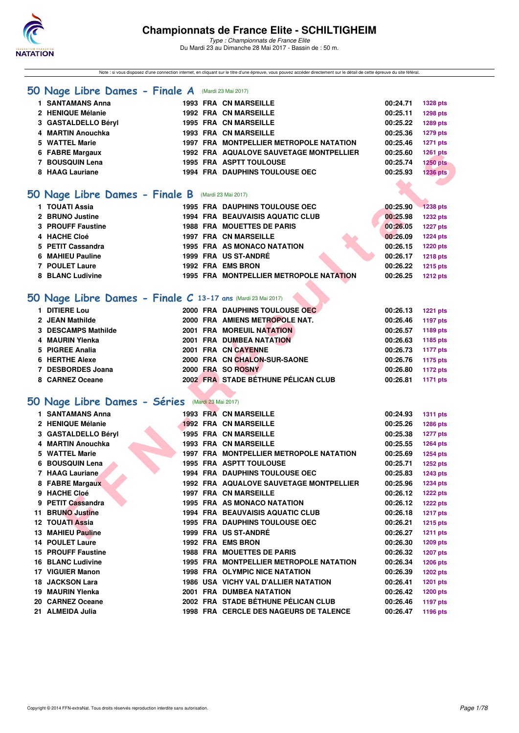# Championnats de France Elite - SCHILTIGHEIM

*Type : Championnats de France Elite*
Du Mardi 23 au Dimanche 28 Mai 2017 - Bassin de : 50 m.

Note : si vous disposez d'une connection internet, en cliquant sur le titre d'une épreuve, vous pouvez accéder directement sur le détail de cette épreuve du site féféral.

## 50 Nage Libre Dames - Finale A (Mardi 23 Mai 2017)

| | | | | | | |
|---|---|---|---|---|---|---|
| 1 | SANTAMANS Anna | 1993 | FRA | CN MARSEILLE | 00:24.71 | 1328 pts |
| 2 | HENIQUE Mélanie | 1992 | FRA | CN MARSEILLE | 00:25.11 | 1298 pts |
| 3 | GASTALDELLO Béryl | 1995 | FRA | CN MARSEILLE | 00:25.22 | 1289 pts |
| 4 | MARTIN Anouchka | 1993 | FRA | CN MARSEILLE | 00:25.36 | 1279 pts |
| 5 | WATTEL Marie | 1997 | FRA | MONTPELLIER METROPOLE NATATION | 00:25.46 | 1271 pts |
| 6 | FABRE Margaux | 1992 | FRA | AQUALOVE SAUVETAGE MONTPELLIER | 00:25.60 | 1261 pts |
| 7 | BOUSQUIN Lena | 1995 | FRA | ASPTT TOULOUSE | 00:25.74 | 1250 pts |
| 8 | HAAG Lauriane | 1994 | FRA | DAUPHINS TOULOUSE OEC | 00:25.93 | 1236 pts |

## 50 Nage Libre Dames - Finale B (Mardi 23 Mai 2017)

| | | | | | | |
|---|---|---|---|---|---|---|
| 1 | TOUATI Assia | 1995 | FRA | DAUPHINS TOULOUSE OEC | 00:25.90 | 1238 pts |
| 2 | BRUNO Justine | 1994 | FRA | BEAUVAISIS AQUATIC CLUB | 00:25.98 | 1232 pts |
| 3 | PROUFF Faustine | 1988 | FRA | MOUETTES DE PARIS | 00:26.05 | 1227 pts |
| 4 | HACHE Cloé | 1997 | FRA | CN MARSEILLE | 00:26.09 | 1224 pts |
| 5 | PETIT Cassandra | 1995 | FRA | AS MONACO NATATION | 00:26.15 | 1220 pts |
| 6 | MAHIEU Pauline | 1999 | FRA | US ST-ANDRÉ | 00:26.17 | 1218 pts |
| 7 | POULET Laure | 1992 | FRA | EMS BRON | 00:26.22 | 1215 pts |
| 8 | BLANC Ludivine | 1995 | FRA | MONTPELLIER METROPOLE NATATION | 00:26.25 | 1212 pts |

## 50 Nage Libre Dames - Finale C 13-17 ans (Mardi 23 Mai 2017)

| | | | | | | |
|---|---|---|---|---|---|---|
| 1 | DITIERE Lou | 2000 | FRA | DAUPHINS TOULOUSE OEC | 00:26.13 | 1221 pts |
| 2 | JEAN Mathilde | 2000 | FRA | AMIENS METROPOLE NAT. | 00:26.46 | 1197 pts |
| 3 | DESCAMPS Mathilde | 2001 | FRA | MOREUIL NATATION | 00:26.57 | 1189 pts |
| 4 | MAURIN Ylenka | 2001 | FRA | DUMBEA NATATION | 00:26.63 | 1185 pts |
| 5 | PIGREE Analia | 2001 | FRA | CN CAYENNE | 00:26.73 | 1177 pts |
| 6 | HERTHE Alexe | 2000 | FRA | CN CHALON-SUR-SAONE | 00:26.76 | 1175 pts |
| 7 | DESBORDES Joana | 2000 | FRA | SO ROSNY | 00:26.80 | 1172 pts |
| 8 | CARNEZ Oceane | 2002 | FRA | STADE BÉTHUNE PÉLICAN CLUB | 00:26.81 | 1171 pts |

## 50 Nage Libre Dames - Séries (Mardi 23 Mai 2017)

| | | | | | | |
|---|---|---|---|---|---|---|
| 1 | SANTAMANS Anna | 1993 | FRA | CN MARSEILLE | 00:24.93 | 1311 pts |
| 2 | HENIQUE Mélanie | 1992 | FRA | CN MARSEILLE | 00:25.26 | 1286 pts |
| 3 | GASTALDELLO Béryl | 1995 | FRA | CN MARSEILLE | 00:25.38 | 1277 pts |
| 4 | MARTIN Anouchka | 1993 | FRA | CN MARSEILLE | 00:25.55 | 1264 pts |
| 5 | WATTEL Marie | 1997 | FRA | MONTPELLIER METROPOLE NATATION | 00:25.69 | 1254 pts |
| 6 | BOUSQUIN Lena | 1995 | FRA | ASPTT TOULOUSE | 00:25.71 | 1252 pts |
| 7 | HAAG Lauriane | 1994 | FRA | DAUPHINS TOULOUSE OEC | 00:25.83 | 1243 pts |
| 8 | FABRE Margaux | 1992 | FRA | AQUALOVE SAUVETAGE MONTPELLIER | 00:25.96 | 1234 pts |
| 9 | HACHE Cloé | 1997 | FRA | CN MARSEILLE | 00:26.12 | 1222 pts |
| 9 | PETIT Cassandra | 1995 | FRA | AS MONACO NATATION | 00:26.12 | 1222 pts |
| 11 | BRUNO Justine | 1994 | FRA | BEAUVAISIS AQUATIC CLUB | 00:26.18 | 1217 pts |
| 12 | TOUATI Assia | 1995 | FRA | DAUPHINS TOULOUSE OEC | 00:26.21 | 1215 pts |
| 13 | MAHIEU Pauline | 1999 | FRA | US ST-ANDRÉ | 00:26.27 | 1211 pts |
| 14 | POULET Laure | 1992 | FRA | EMS BRON | 00:26.30 | 1209 pts |
| 15 | PROUFF Faustine | 1988 | FRA | MOUETTES DE PARIS | 00:26.32 | 1207 pts |
| 16 | BLANC Ludivine | 1995 | FRA | MONTPELLIER METROPOLE NATATION | 00:26.34 | 1206 pts |
| 17 | VIGUIER Manon | 1998 | FRA | OLYMPIC NICE NATATION | 00:26.39 | 1202 pts |
| 18 | JACKSON Lara | 1986 | USA | VICHY VAL D'ALLIER NATATION | 00:26.41 | 1201 pts |
| 19 | MAURIN Ylenka | 2001 | FRA | DUMBEA NATATION | 00:26.42 | 1200 pts |
| 20 | CARNEZ Oceane | 2002 | FRA | STADE BÉTHUNE PÉLICAN CLUB | 00:26.46 | 1197 pts |
| 21 | ALMEIDA Julia | 1998 | FRA | CERCLE DES NAGEURS DE TALENCE | 00:26.47 | 1196 pts |

Copyright © 2014 FFN-extraNat. Tous droits réservés reproduction interdite sans autorisation.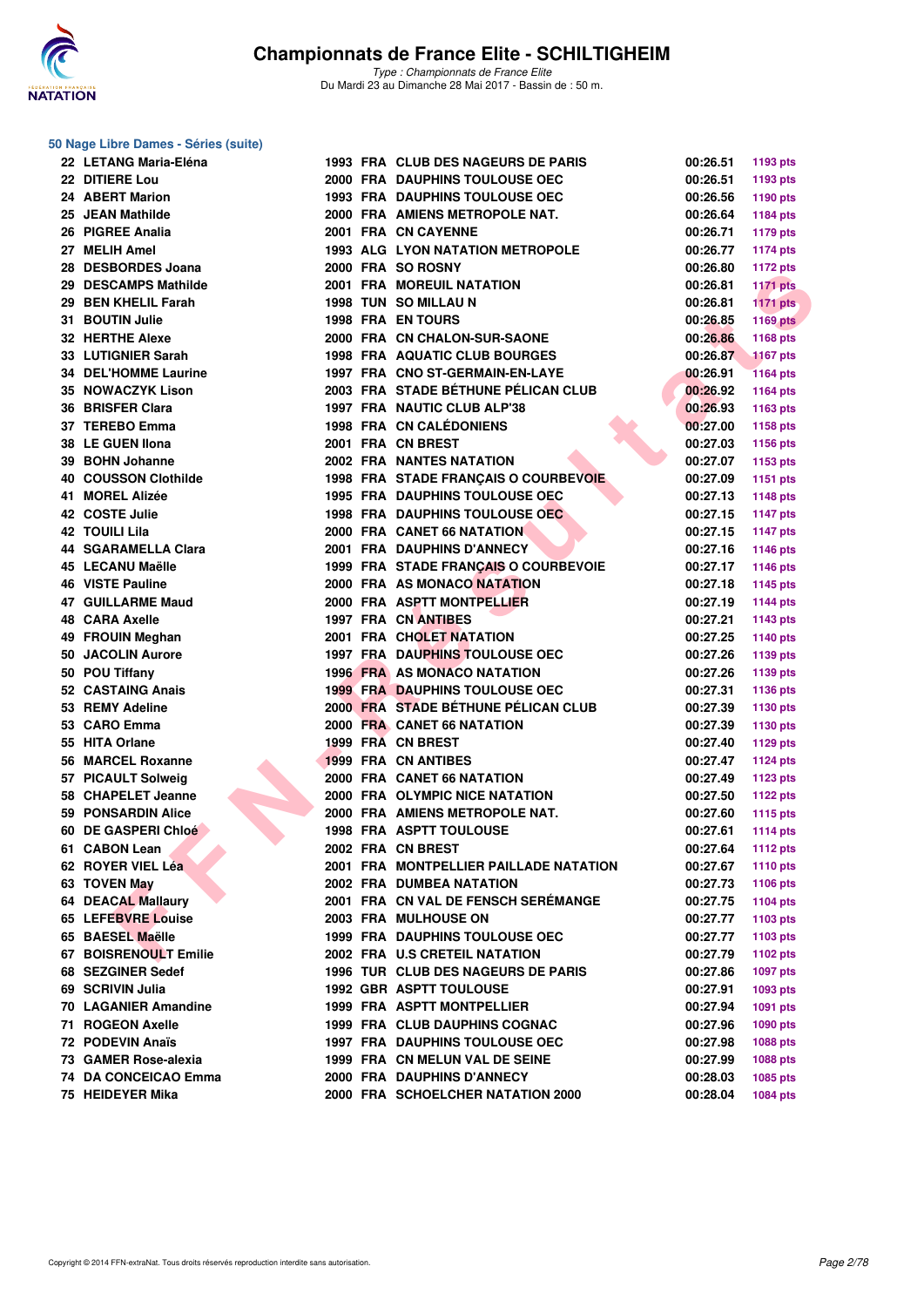# Championnats de France Elite - SCHILTIGHEIM

*Type : Championnats de France Elite*
Du Mardi 23 au Dimanche 28 Mai 2017 - Bassin de : 50 m.

## 50 Nage Libre Dames - Séries (suite)

| Rang | Nom | Année | Nat | Club | Temps | Points |
|---|---|---|---|---|---|---|
| 22 | LETANG Maria-Eléna | 1993 | FRA | CLUB DES NAGEURS DE PARIS | 00:26.51 | 1193 pts |
| 22 | DITIERE Lou | 2000 | FRA | DAUPHINS TOULOUSE OEC | 00:26.51 | 1193 pts |
| 24 | ABERT Marion | 1993 | FRA | DAUPHINS TOULOUSE OEC | 00:26.56 | 1190 pts |
| 25 | JEAN Mathilde | 2000 | FRA | AMIENS METROPOLE NAT. | 00:26.64 | 1184 pts |
| 26 | PIGREE Analia | 2001 | FRA | CN CAYENNE | 00:26.71 | 1179 pts |
| 27 | MELIH Amel | 1993 | ALG | LYON NATATION METROPOLE | 00:26.77 | 1174 pts |
| 28 | DESBORDES Joana | 2000 | FRA | SO ROSNY | 00:26.80 | 1172 pts |
| 29 | DESCAMPS Mathilde | 2001 | FRA | MOREUIL NATATION | 00:26.81 | 1171 pts |
| 29 | BEN KHELIL Farah | 1998 | TUN | SO MILLAU N | 00:26.81 | 1171 pts |
| 31 | BOUTIN Julie | 1998 | FRA | EN TOURS | 00:26.85 | 1169 pts |
| 32 | HERTHE Alexe | 2000 | FRA | CN CHALON-SUR-SAONE | 00:26.86 | 1168 pts |
| 33 | LUTIGNIER Sarah | 1998 | FRA | AQUATIC CLUB BOURGES | 00:26.87 | 1167 pts |
| 34 | DEL'HOMME Laurine | 1997 | FRA | CNO ST-GERMAIN-EN-LAYE | 00:26.91 | 1164 pts |
| 35 | NOWACZYK Lison | 2003 | FRA | STADE BÉTHUNE PÉLICAN CLUB | 00:26.92 | 1164 pts |
| 36 | BRISFER Clara | 1997 | FRA | NAUTIC CLUB ALP'38 | 00:26.93 | 1163 pts |
| 37 | TEREBO Emma | 1998 | FRA | CN CALÉDONIENS | 00:27.00 | 1158 pts |
| 38 | LE GUEN Ilona | 2001 | FRA | CN BREST | 00:27.03 | 1156 pts |
| 39 | BOHN Johanne | 2002 | FRA | NANTES NATATION | 00:27.07 | 1153 pts |
| 40 | COUSSON Clothilde | 1998 | FRA | STADE FRANÇAIS O COURBEVOIE | 00:27.09 | 1151 pts |
| 41 | MOREL Alizée | 1995 | FRA | DAUPHINS TOULOUSE OEC | 00:27.13 | 1148 pts |
| 42 | COSTE Julie | 1998 | FRA | DAUPHINS TOULOUSE OEC | 00:27.15 | 1147 pts |
| 42 | TOUILI Lila | 2000 | FRA | CANET 66 NATATION | 00:27.15 | 1147 pts |
| 44 | SGARAMELLA Clara | 2001 | FRA | DAUPHINS D'ANNECY | 00:27.16 | 1146 pts |
| 45 | LECANU Maëlle | 1999 | FRA | STADE FRANÇAIS O COURBEVOIE | 00:27.17 | 1146 pts |
| 46 | VISTE Pauline | 2000 | FRA | AS MONACO NATATION | 00:27.18 | 1145 pts |
| 47 | GUILLARME Maud | 2000 | FRA | ASPTT MONTPELLIER | 00:27.19 | 1144 pts |
| 48 | CARA Axelle | 1997 | FRA | CN ANTIBES | 00:27.21 | 1143 pts |
| 49 | FROUIN Meghan | 2001 | FRA | CHOLET NATATION | 00:27.25 | 1140 pts |
| 50 | JACOLIN Aurore | 1997 | FRA | DAUPHINS TOULOUSE OEC | 00:27.26 | 1139 pts |
| 50 | POU Tiffany | 1996 | FRA | AS MONACO NATATION | 00:27.26 | 1139 pts |
| 52 | CASTAING Anais | 1999 | FRA | DAUPHINS TOULOUSE OEC | 00:27.31 | 1136 pts |
| 53 | REMY Adeline | 2000 | FRA | STADE BÉTHUNE PÉLICAN CLUB | 00:27.39 | 1130 pts |
| 53 | CARO Emma | 2000 | FRA | CANET 66 NATATION | 00:27.39 | 1130 pts |
| 55 | HITA Orlane | 1999 | FRA | CN BREST | 00:27.40 | 1129 pts |
| 56 | MARCEL Roxanne | 1999 | FRA | CN ANTIBES | 00:27.47 | 1124 pts |
| 57 | PICAULT Solweig | 2000 | FRA | CANET 66 NATATION | 00:27.49 | 1123 pts |
| 58 | CHAPELET Jeanne | 2000 | FRA | OLYMPIC NICE NATATION | 00:27.50 | 1122 pts |
| 59 | PONSARDIN Alice | 2000 | FRA | AMIENS METROPOLE NAT. | 00:27.60 | 1115 pts |
| 60 | DE GASPERI Chloé | 1998 | FRA | ASPTT TOULOUSE | 00:27.61 | 1114 pts |
| 61 | CABON Lean | 2002 | FRA | CN BREST | 00:27.64 | 1112 pts |
| 62 | ROYER VIEL Léa | 2001 | FRA | MONTPELLIER PAILLADE NATATION | 00:27.67 | 1110 pts |
| 63 | TOVEN May | 2002 | FRA | DUMBEA NATATION | 00:27.73 | 1106 pts |
| 64 | DEACAL Mallaury | 2001 | FRA | CN VAL DE FENSCH SERÉMANGE | 00:27.75 | 1104 pts |
| 65 | LEFEBVRE Louise | 2003 | FRA | MULHOUSE ON | 00:27.77 | 1103 pts |
| 65 | BAESEL Maëlle | 1999 | FRA | DAUPHINS TOULOUSE OEC | 00:27.77 | 1103 pts |
| 67 | BOISRENOULT Emilie | 2002 | FRA | U.S CRETEIL NATATION | 00:27.79 | 1102 pts |
| 68 | SEZGINER Sedef | 1996 | TUR | CLUB DES NAGEURS DE PARIS | 00:27.86 | 1097 pts |
| 69 | SCRIVIN Julia | 1992 | GBR | ASPTT TOULOUSE | 00:27.91 | 1093 pts |
| 70 | LAGANIER Amandine | 1999 | FRA | ASPTT MONTPELLIER | 00:27.94 | 1091 pts |
| 71 | ROGEON Axelle | 1999 | FRA | CLUB DAUPHINS COGNAC | 00:27.96 | 1090 pts |
| 72 | PODEVIN Anaïs | 1997 | FRA | DAUPHINS TOULOUSE OEC | 00:27.98 | 1088 pts |
| 73 | GAMER Rose-alexia | 1999 | FRA | CN MELUN VAL DE SEINE | 00:27.99 | 1088 pts |
| 74 | DA CONCEICAO Emma | 2000 | FRA | DAUPHINS D'ANNECY | 00:28.03 | 1085 pts |
| 75 | HEIDEYER Mika | 2000 | FRA | SCHOELCHER NATATION 2000 | 00:28.04 | 1084 pts |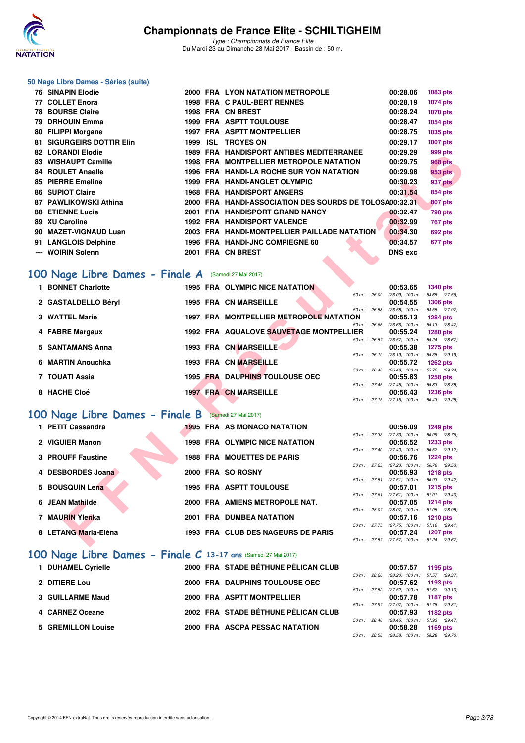### 50 Nage Libre Dames - Séries (suite)

| Rang | Nom | Année | Nat. | Club | Temps | Points |
|---|---|---|---|---|---|---|
| 76 | SINAPIN Elodie | 2000 | FRA | LYON NATATION METROPOLE | 00:28.06 | 1083 pts |
| 77 | COLLET Enora | 1998 | FRA | C PAUL-BERT RENNES | 00:28.19 | 1074 pts |
| 78 | BOURSE Claire | 1998 | FRA | CN BREST | 00:28.24 | 1070 pts |
| 79 | DRHOUIN Emma | 1999 | FRA | ASPTT TOULOUSE | 00:28.47 | 1054 pts |
| 80 | FILIPPI Morgane | 1997 | FRA | ASPTT MONTPELLIER | 00:28.75 | 1035 pts |
| 81 | SIGURGEIRS DOTTIR Elin | 1999 | ISL | TROYES ON | 00:29.17 | 1007 pts |
| 82 | LORANDI Elodie | 1989 | FRA | HANDISPORT ANTIBES MEDITERRANEE | 00:29.29 | 999 pts |
| 83 | WISHAUPT Camille | 1998 | FRA | MONTPELLIER METROPOLE NATATION | 00:29.75 | 968 pts |
| 84 | ROULET Anaelle | 1996 | FRA | HANDI-LA ROCHE SUR YON NATATION | 00:29.98 | 953 pts |
| 85 | PIERRE Emeline | 1999 | FRA | HANDI-ANGLET OLYMPIC | 00:30.23 | 937 pts |
| 86 | SUPIOT Claire | 1968 | FRA | HANDISPORT ANGERS | 00:31.54 | 854 pts |
| 87 | PAWLIKOWSKI Athina | 2000 | FRA | HANDI-ASSOCIATION DES SOURDS DE TOLOSA | 00:32.31 | 807 pts |
| 88 | ETIENNE Lucie | 2001 | FRA | HANDISPORT GRAND NANCY | 00:32.47 | 798 pts |
| 89 | XU Caroline | 1992 | FRA | HANDISPORT VALENCE | 00:32.99 | 767 pts |
| 90 | MAZET-VIGNAUD Luan | 2003 | FRA | HANDI-MONTPELLIER PAILLADE NATATION | 00:34.30 | 692 pts |
| 91 | LANGLOIS Delphine | 1996 | FRA | HANDI-JNC COMPIEGNE 60 | 00:34.57 | 677 pts |
| --- | WOIRIN Solenn | 2001 | FRA | CN BREST | DNS exc | |

## 100 Nage Libre Dames - Finale A (Samedi 27 Mai 2017)

| Rang | Nom | Année | Nat. | Club | Temps | Points | 50 m | 100 m |
|---|---|---|---|---|---|---|---|---|
| 1 | BONNET Charlotte | 1995 | FRA | OLYMPIC NICE NATATION | 00:53.65 | 1340 pts | 26.09 | (26.09) 53.65 (27.56) |
| 2 | GASTALDELLO Béryl | 1995 | FRA | CN MARSEILLE | 00:54.55 | 1306 pts | 26.58 | (26.58) 54.55 (27.97) |
| 3 | WATTEL Marie | 1997 | FRA | MONTPELLIER METROPOLE NATATION | 00:55.13 | 1284 pts | 26.66 | (26.66) 55.13 (28.47) |
| 4 | FABRE Margaux | 1992 | FRA | AQUALOVE SAUVETAGE MONTPELLIER | 00:55.24 | 1280 pts | 26.57 | (26.57) 55.24 (28.67) |
| 5 | SANTAMANS Anna | 1993 | FRA | CN MARSEILLE | 00:55.38 | 1275 pts | 26.19 | (26.19) 55.38 (29.19) |
| 6 | MARTIN Anouchka | 1993 | FRA | CN MARSEILLE | 00:55.72 | 1262 pts | 26.48 | (26.48) 55.72 (29.24) |
| 7 | TOUATI Assia | 1995 | FRA | DAUPHINS TOULOUSE OEC | 00:55.83 | 1258 pts | 27.45 | (27.45) 55.83 (28.38) |
| 8 | HACHE Cloé | 1997 | FRA | CN MARSEILLE | 00:56.43 | 1236 pts | 27.15 | (27.15) 56.43 (29.28) |

## 100 Nage Libre Dames - Finale B (Samedi 27 Mai 2017)

| Rang | Nom | Année | Nat. | Club | Temps | Points | 50 m | 100 m |
|---|---|---|---|---|---|---|---|---|
| 1 | PETIT Cassandra | 1995 | FRA | AS MONACO NATATION | 00:56.09 | 1249 pts | 27.33 | (27.33) 56.09 (28.76) |
| 2 | VIGUIER Manon | 1998 | FRA | OLYMPIC NICE NATATION | 00:56.52 | 1233 pts | 27.40 | (27.40) 56.52 (29.12) |
| 3 | PROUFF Faustine | 1988 | FRA | MOUETTES DE PARIS | 00:56.76 | 1224 pts | 27.23 | (27.23) 56.76 (29.53) |
| 4 | DESBORDES Joana | 2000 | FRA | SO ROSNY | 00:56.93 | 1218 pts | 27.51 | (27.51) 56.93 (29.42) |
| 5 | BOUSQUIN Lena | 1995 | FRA | ASPTT TOULOUSE | 00:57.01 | 1215 pts | 27.61 | (27.61) 57.01 (29.40) |
| 6 | JEAN Mathilde | 2000 | FRA | AMIENS METROPOLE NAT. | 00:57.05 | 1214 pts | 28.07 | (28.07) 57.05 (28.98) |
| 7 | MAURIN Ylenka | 2001 | FRA | DUMBEA NATATION | 00:57.16 | 1210 pts | 27.75 | (27.75) 57.16 (29.41) |
| 8 | LETANG Maria-Eléna | 1993 | FRA | CLUB DES NAGEURS DE PARIS | 00:57.24 | 1207 pts | 27.57 | (27.57) 57.24 (29.67) |

## 100 Nage Libre Dames - Finale C 13-17 ans (Samedi 27 Mai 2017)

| Rang | Nom | Année | Nat. | Club | Temps | Points | 50 m | 100 m |
|---|---|---|---|---|---|---|---|---|
| 1 | DUHAMEL Cyrielle | 2000 | FRA | STADE BÉTHUNE PÉLICAN CLUB | 00:57.57 | 1195 pts | 28.20 | (28.20) 57.57 (29.37) |
| 2 | DITIERE Lou | 2000 | FRA | DAUPHINS TOULOUSE OEC | 00:57.62 | 1193 pts | 27.52 | (27.52) 57.62 (30.10) |
| 3 | GUILLARME Maud | 2000 | FRA | ASPTT MONTPELLIER | 00:57.78 | 1187 pts | 27.97 | (27.97) 57.78 (29.81) |
| 4 | CARNEZ Oceane | 2002 | FRA | STADE BÉTHUNE PÉLICAN CLUB | 00:57.93 | 1182 pts | 28.46 | (28.46) 57.93 (29.47) |
| 5 | GREMILLON Louise | 2000 | FRA | ASCPA PESSAC NATATION | 00:58.28 | 1169 pts | 28.58 | (28.58) 58.28 (29.70) |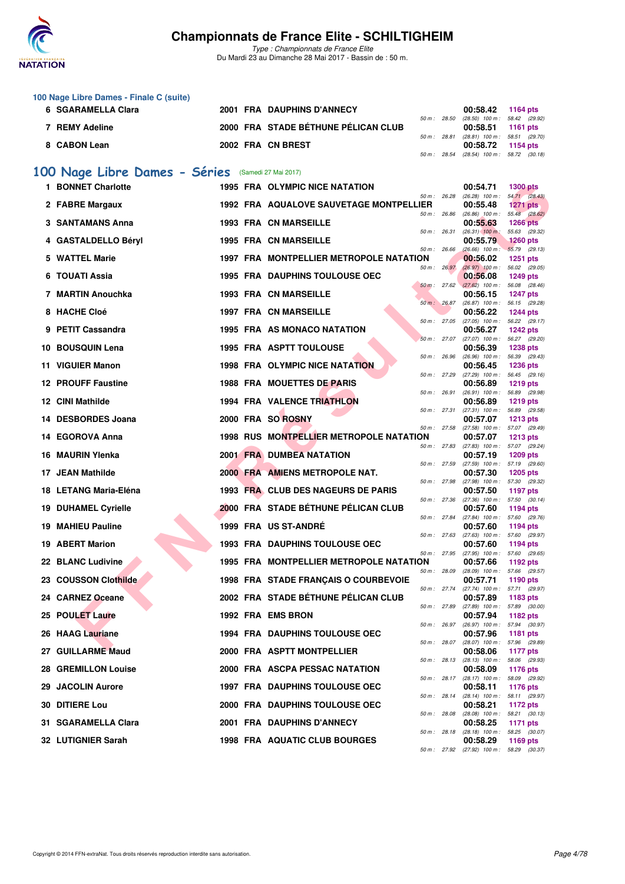### 100 Nage Libre Dames - Finale C (suite)

| Rang | Nom | Année | Nat | Club | 50 m | Temps | 100 m | Points |
|---|---|---|---|---|---|---|---|---|
| 6 | SGARAMELLA Clara | 2001 | FRA | DAUPHINS D'ANNECY | 50 m : 28.50 | 00:58.42 | (28.50) 100 m : 58.42 (29.92) | 1164 pts |
| 7 | REMY Adeline | 2000 | FRA | STADE BÉTHUNE PÉLICAN CLUB | 50 m : 28.81 | 00:58.51 | (28.81) 100 m : 58.51 (29.70) | 1161 pts |
| 8 | CABON Lean | 2002 | FRA | CN BREST | 50 m : 28.54 | 00:58.72 | (28.54) 100 m : 58.72 (30.18) | 1154 pts |

## 100 Nage Libre Dames - Séries (Samedi 27 Mai 2017)

| Rang | Nom | Année | Nat | Club | 50 m | Temps | 100 m | Points |
|---|---|---|---|---|---|---|---|---|
| 1 | BONNET Charlotte | 1995 | FRA | OLYMPIC NICE NATATION | 50 m : 26.28 | 00:54.71 | (26.28) 100 m : 54.71 (28.43) | 1300 pts |
| 2 | FABRE Margaux | 1992 | FRA | AQUALOVE SAUVETAGE MONTPELLIER | 50 m : 26.86 | 00:55.48 | (26.86) 100 m : 55.48 (28.62) | 1271 pts |
| 3 | SANTAMANS Anna | 1993 | FRA | CN MARSEILLE | 50 m : 26.31 | 00:55.63 | (26.31) 100 m : 55.63 (29.32) | 1266 pts |
| 4 | GASTALDELLO Béryl | 1995 | FRA | CN MARSEILLE | 50 m : 26.66 | 00:55.79 | (26.66) 100 m : 55.79 (29.13) | 1260 pts |
| 5 | WATTEL Marie | 1997 | FRA | MONTPELLIER METROPOLE NATATION | 50 m : 26.97 | 00:56.02 | (26.97) 100 m : 56.02 (29.05) | 1251 pts |
| 6 | TOUATI Assia | 1995 | FRA | DAUPHINS TOULOUSE OEC | 50 m : 27.62 | 00:56.08 | (27.62) 100 m : 56.08 (28.46) | 1249 pts |
| 7 | MARTIN Anouchka | 1993 | FRA | CN MARSEILLE | 50 m : 26.87 | 00:56.15 | (26.87) 100 m : 56.15 (29.28) | 1247 pts |
| 8 | HACHE Cloé | 1997 | FRA | CN MARSEILLE | 50 m : 27.05 | 00:56.22 | (27.05) 100 m : 56.22 (29.17) | 1244 pts |
| 9 | PETIT Cassandra | 1995 | FRA | AS MONACO NATATION | 50 m : 27.07 | 00:56.27 | (27.07) 100 m : 56.27 (29.20) | 1242 pts |
| 10 | BOUSQUIN Lena | 1995 | FRA | ASPTT TOULOUSE | 50 m : 26.96 | 00:56.39 | (26.96) 100 m : 56.39 (29.43) | 1238 pts |
| 11 | VIGUIER Manon | 1998 | FRA | OLYMPIC NICE NATATION | 50 m : 27.29 | 00:56.45 | (27.29) 100 m : 56.45 (29.16) | 1236 pts |
| 12 | PROUFF Faustine | 1988 | FRA | MOUETTES DE PARIS | 50 m : 26.91 | 00:56.89 | (26.91) 100 m : 56.89 (29.98) | 1219 pts |
| 12 | CINI Mathilde | 1994 | FRA | VALENCE TRIATHLON | 50 m : 27.31 | 00:56.89 | (27.31) 100 m : 56.89 (29.58) | 1219 pts |
| 14 | DESBORDES Joana | 2000 | FRA | SO ROSNY | 50 m : 27.58 | 00:57.07 | (27.58) 100 m : 57.07 (29.49) | 1213 pts |
| 14 | EGOROVA Anna | 1998 | RUS | MONTPELLIER METROPOLE NATATION | 50 m : 27.83 | 00:57.07 | (27.83) 100 m : 57.07 (29.24) | 1213 pts |
| 16 | MAURIN Ylenka | 2001 | FRA | DUMBEA NATATION | 50 m : 27.59 | 00:57.19 | (27.59) 100 m : 57.19 (29.60) | 1209 pts |
| 17 | JEAN Mathilde | 2000 | FRA | AMIENS METROPOLE NAT. | 50 m : 27.98 | 00:57.30 | (27.98) 100 m : 57.30 (29.32) | 1205 pts |
| 18 | LETANG Maria-Eléna | 1993 | FRA | CLUB DES NAGEURS DE PARIS | 50 m : 27.36 | 00:57.50 | (27.36) 100 m : 57.50 (30.14) | 1197 pts |
| 19 | DUHAMEL Cyrielle | 2000 | FRA | STADE BÉTHUNE PÉLICAN CLUB | 50 m : 27.84 | 00:57.60 | (27.84) 100 m : 57.60 (29.76) | 1194 pts |
| 19 | MAHIEU Pauline | 1999 | FRA | US ST-ANDRÉ | 50 m : 27.63 | 00:57.60 | (27.63) 100 m : 57.60 (29.97) | 1194 pts |
| 19 | ABERT Marion | 1993 | FRA | DAUPHINS TOULOUSE OEC | 50 m : 27.95 | 00:57.60 | (27.95) 100 m : 57.60 (29.65) | 1194 pts |
| 22 | BLANC Ludivine | 1995 | FRA | MONTPELLIER METROPOLE NATATION | 50 m : 28.09 | 00:57.66 | (28.09) 100 m : 57.66 (29.57) | 1192 pts |
| 23 | COUSSON Clothilde | 1998 | FRA | STADE FRANÇAIS O COURBEVOIE | 50 m : 27.74 | 00:57.71 | (27.74) 100 m : 57.71 (29.97) | 1190 pts |
| 24 | CARNEZ Oceane | 2002 | FRA | STADE BÉTHUNE PÉLICAN CLUB | 50 m : 27.89 | 00:57.89 | (27.89) 100 m : 57.89 (30.00) | 1183 pts |
| 25 | POULET Laure | 1992 | FRA | EMS BRON | 50 m : 26.97 | 00:57.94 | (26.97) 100 m : 57.94 (30.97) | 1182 pts |
| 26 | HAAG Lauriane | 1994 | FRA | DAUPHINS TOULOUSE OEC | 50 m : 28.07 | 00:57.96 | (28.07) 100 m : 57.96 (29.89) | 1181 pts |
| 27 | GUILLARME Maud | 2000 | FRA | ASPTT MONTPELLIER | 50 m : 28.13 | 00:58.06 | (28.13) 100 m : 58.06 (29.93) | 1177 pts |
| 28 | GREMILLON Louise | 2000 | FRA | ASCPA PESSAC NATATION | 50 m : 28.17 | 00:58.09 | (28.17) 100 m : 58.09 (29.92) | 1176 pts |
| 29 | JACOLIN Aurore | 1997 | FRA | DAUPHINS TOULOUSE OEC | 50 m : 28.14 | 00:58.11 | (28.14) 100 m : 58.11 (29.97) | 1176 pts |
| 30 | DITIERE Lou | 2000 | FRA | DAUPHINS TOULOUSE OEC | 50 m : 28.08 | 00:58.21 | (28.08) 100 m : 58.21 (30.13) | 1172 pts |
| 31 | SGARAMELLA Clara | 2001 | FRA | DAUPHINS D'ANNECY | 50 m : 28.18 | 00:58.25 | (28.18) 100 m : 58.25 (30.07) | 1171 pts |
| 32 | LUTIGNIER Sarah | 1998 | FRA | AQUATIC CLUB BOURGES | 50 m : 27.92 | 00:58.29 | (27.92) 100 m : 58.29 (30.37) | 1169 pts |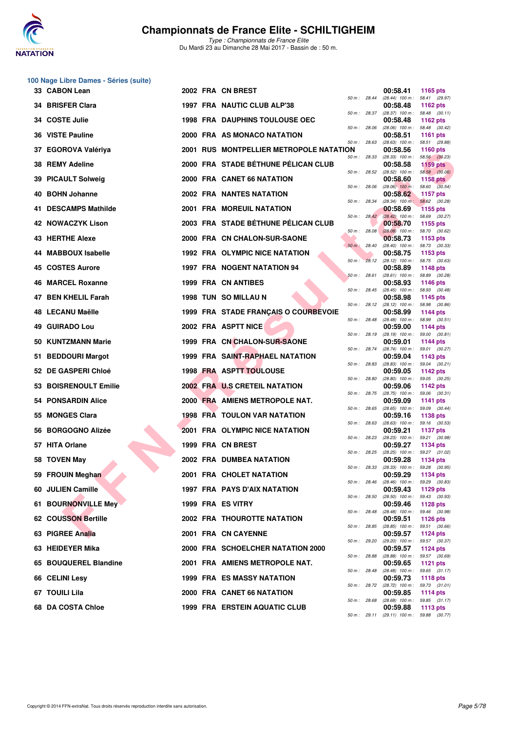## 100 Nage Libre Dames - Séries (suite)

| Rang | Nom | Année | Nat | Club | Temps | Points | 50 m | 100 m |
|---|---|---|---|---|---|---|---|---|
| 33 | CABON Lean | 2002 | FRA | CN BREST | 00:58.41 | 1165 pts | 28.44 | (28.44) 58.41 (29.97) |
| 34 | BRISFER Clara | 1997 | FRA | NAUTIC CLUB ALP'38 | 00:58.48 | 1162 pts | 28.37 | (28.37) 58.48 (30.11) |
| 34 | COSTE Julie | 1998 | FRA | DAUPHINS TOULOUSE OEC | 00:58.48 | 1162 pts | 28.06 | (28.06) 58.48 (30.42) |
| 36 | VISTE Pauline | 2000 | FRA | AS MONACO NATATION | 00:58.51 | 1161 pts | 28.63 | (28.63) 58.51 (29.88) |
| 37 | EGOROVA Valériya | 2001 | RUS | MONTPELLIER METROPOLE NATATION | 00:58.56 | 1160 pts | 28.33 | (28.33) 58.56 (30.23) |
| 38 | REMY Adeline | 2000 | FRA | STADE BÉTHUNE PÉLICAN CLUB | 00:58.58 | 1159 pts | 28.52 | (28.52) 58.58 (30.06) |
| 39 | PICAULT Solweig | 2000 | FRA | CANET 66 NATATION | 00:58.60 | 1158 pts | 28.06 | (28.06) 58.60 (30.54) |
| 40 | BOHN Johanne | 2002 | FRA | NANTES NATATION | 00:58.62 | 1157 pts | 28.34 | (28.34) 58.62 (30.28) |
| 41 | DESCAMPS Mathilde | 2001 | FRA | MOREUIL NATATION | 00:58.69 | 1155 pts | 28.42 | (28.42) 58.69 (30.27) |
| 42 | NOWACZYK Lison | 2003 | FRA | STADE BÉTHUNE PÉLICAN CLUB | 00:58.70 | 1155 pts | 28.08 | (28.08) 58.70 (30.62) |
| 43 | HERTHE Alexe | 2000 | FRA | CN CHALON-SUR-SAONE | 00:58.73 | 1153 pts | 28.40 | (28.40) 58.73 (30.33) |
| 44 | MABBOUX Isabelle | 1992 | FRA | OLYMPIC NICE NATATION | 00:58.75 | 1153 pts | 28.12 | (28.12) 58.75 (30.63) |
| 45 | COSTES Aurore | 1997 | FRA | NOGENT NATATION 94 | 00:58.89 | 1148 pts | 28.61 | (28.61) 58.89 (30.28) |
| 46 | MARCEL Roxanne | 1999 | FRA | CN ANTIBES | 00:58.93 | 1146 pts | 28.45 | (28.45) 58.93 (30.48) |
| 47 | BEN KHELIL Farah | 1998 | TUN | SO MILLAU N | 00:58.98 | 1145 pts | 28.12 | (28.12) 58.98 (30.86) |
| 48 | LECANU Maëlle | 1999 | FRA | STADE FRANÇAIS O COURBEVOIE | 00:58.99 | 1144 pts | 28.48 | (28.48) 58.99 (30.51) |
| 49 | GUIRADO Lou | 2002 | FRA | ASPTT NICE | 00:59.00 | 1144 pts | 28.19 | (28.19) 59.00 (30.81) |
| 50 | KUNTZMANN Marie | 1999 | FRA | CN CHALON-SUR-SAONE | 00:59.01 | 1144 pts | 28.74 | (28.74) 59.01 (30.27) |
| 51 | BEDDOURI Margot | 1999 | FRA | SAINT-RAPHAEL NATATION | 00:59.04 | 1143 pts | 28.83 | (28.83) 59.04 (30.21) |
| 52 | DE GASPERI Chloé | 1998 | FRA | ASPTT TOULOUSE | 00:59.05 | 1142 pts | 28.80 | (28.80) 59.05 (30.25) |
| 53 | BOISRENOULT Emilie | 2002 | FRA | U.S CRETEIL NATATION | 00:59.06 | 1142 pts | 28.75 | (28.75) 59.06 (30.31) |
| 54 | PONSARDIN Alice | 2000 | FRA | AMIENS METROPOLE NAT. | 00:59.09 | 1141 pts | 28.65 | (28.65) 59.09 (30.44) |
| 55 | MONGES Clara | 1998 | FRA | TOULON VAR NATATION | 00:59.16 | 1138 pts | 28.63 | (28.63) 59.16 (30.53) |
| 56 | BORGOGNO Alizée | 2001 | FRA | OLYMPIC NICE NATATION | 00:59.21 | 1137 pts | 28.23 | (28.23) 59.21 (30.98) |
| 57 | HITA Orlane | 1999 | FRA | CN BREST | 00:59.27 | 1134 pts | 28.25 | (28.25) 59.27 (31.02) |
| 58 | TOVEN May | 2002 | FRA | DUMBEA NATATION | 00:59.28 | 1134 pts | 28.33 | (28.33) 59.28 (30.95) |
| 59 | FROUIN Meghan | 2001 | FRA | CHOLET NATATION | 00:59.29 | 1134 pts | 28.46 | (28.46) 59.29 (30.83) |
| 60 | JULIEN Camille | 1997 | FRA | PAYS D'AIX NATATION | 00:59.43 | 1129 pts | 28.50 | (28.50) 59.43 (30.93) |
| 61 | BOURNONVILLE Mey | 1999 | FRA | ES VITRY | 00:59.46 | 1128 pts | 28.48 | (28.48) 59.46 (30.98) |
| 62 | COUSSON Bertille | 2002 | FRA | THOUROTTE NATATION | 00:59.51 | 1126 pts | 28.85 | (28.85) 59.51 (30.66) |
| 63 | PIGREE Analia | 2001 | FRA | CN CAYENNE | 00:59.57 | 1124 pts | 29.20 | (29.20) 59.57 (30.37) |
| 63 | HEIDEYER Mika | 2000 | FRA | SCHOELCHER NATATION 2000 | 00:59.57 | 1124 pts | 28.88 | (28.88) 59.57 (30.69) |
| 65 | BOUQUEREL Blandine | 2001 | FRA | AMIENS METROPOLE NAT. | 00:59.65 | 1121 pts | 28.48 | (28.48) 59.65 (31.17) |
| 66 | CELINI Lesy | 1999 | FRA | ES MASSY NATATION | 00:59.73 | 1118 pts | 28.72 | (28.72) 59.73 (31.01) |
| 67 | TOUILI Lila | 2000 | FRA | CANET 66 NATATION | 00:59.85 | 1114 pts | 28.68 | (28.68) 59.85 (31.17) |
| 68 | DA COSTA Chloe | 1999 | FRA | ERSTEIN AQUATIC CLUB | 00:59.88 | 1113 pts | 29.11 | (29.11) 59.88 (30.77) |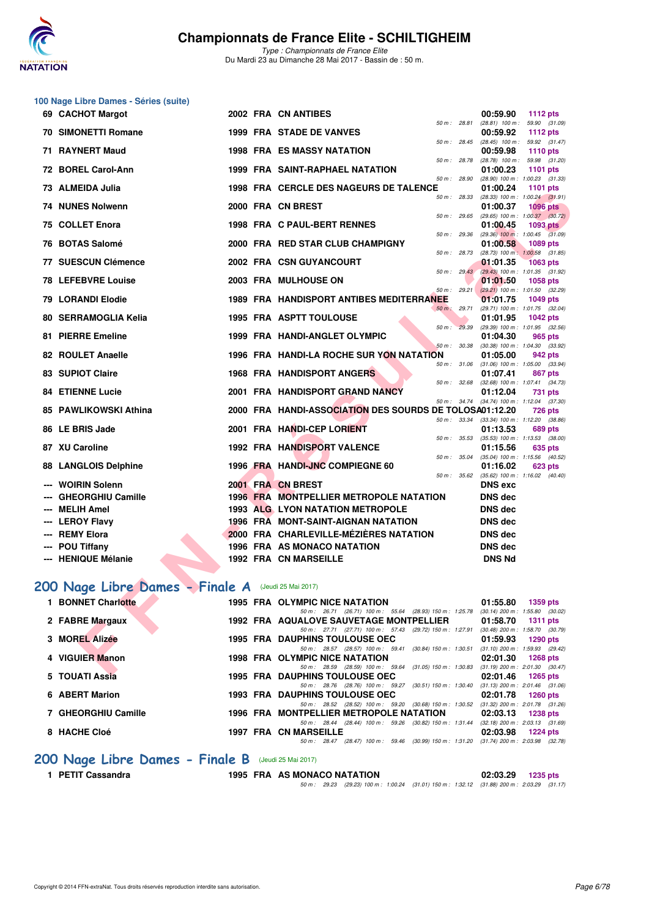## 100 Nage Libre Dames - Séries (suite)

| Rang | Nom | Année | Nat | Club | Temps | Points | Splits |
|---|---|---|---|---|---|---|---|
| 69 | CACHOT Margot | 2002 | FRA | CN ANTIBES | 00:59.90 | 1112 pts | 50 m : 28.81 (28.81) 100 m : 59.90 (31.09) |
| 70 | SIMONETTI Romane | 1999 | FRA | STADE DE VANVES | 00:59.92 | 1112 pts | 50 m : 28.45 (28.45) 100 m : 59.92 (31.47) |
| 71 | RAYNERT Maud | 1998 | FRA | ES MASSY NATATION | 00:59.98 | 1110 pts | 50 m : 28.78 (28.78) 100 m : 59.98 (31.20) |
| 72 | BOREL Carol-Ann | 1999 | FRA | SAINT-RAPHAEL NATATION | 01:00.23 | 1101 pts | 50 m : 28.90 (28.90) 100 m : 1:00.23 (31.33) |
| 73 | ALMEIDA Julia | 1998 | FRA | CERCLE DES NAGEURS DE TALENCE | 01:00.24 | 1101 pts | 50 m : 28.33 (28.33) 100 m : 1:00.24 (31.91) |
| 74 | NUNES Nolwenn | 2000 | FRA | CN BREST | 01:00.37 | 1096 pts | 50 m : 29.65 (29.65) 100 m : 1:00.37 (30.72) |
| 75 | COLLET Enora | 1998 | FRA | C PAUL-BERT RENNES | 01:00.45 | 1093 pts | 50 m : 29.36 (29.36) 100 m : 1:00.45 (31.09) |
| 76 | BOTAS Salomé | 2000 | FRA | RED STAR CLUB CHAMPIGNY | 01:00.58 | 1089 pts | 50 m : 28.73 (28.73) 100 m : 1:00.58 (31.85) |
| 77 | SUESCUN Clémence | 2002 | FRA | CSN GUYANCOURT | 01:01.35 | 1063 pts | 50 m : 29.43 (29.43) 100 m : 1:01.35 (31.92) |
| 78 | LEFEBVRE Louise | 2003 | FRA | MULHOUSE ON | 01:01.50 | 1058 pts | 50 m : 29.21 (29.21) 100 m : 1:01.50 (32.29) |
| 79 | LORANDI Elodie | 1989 | FRA | HANDISPORT ANTIBES MEDITERRANEE | 01:01.75 | 1049 pts | 50 m : 29.71 (29.71) 100 m : 1:01.75 (32.04) |
| 80 | SERRAMOGLIA Kelia | 1995 | FRA | ASPTT TOULOUSE | 01:01.95 | 1042 pts | 50 m : 29.39 (29.39) 100 m : 1:01.95 (32.56) |
| 81 | PIERRE Emeline | 1999 | FRA | HANDI-ANGLET OLYMPIC | 01:04.30 | 965 pts | 50 m : 30.38 (30.38) 100 m : 1:04.30 (33.92) |
| 82 | ROULET Anaelle | 1996 | FRA | HANDI-LA ROCHE SUR YON NATATION | 01:05.00 | 942 pts | 50 m : 31.06 (31.06) 100 m : 1:05.00 (33.94) |
| 83 | SUPIOT Claire | 1968 | FRA | HANDISPORT ANGERS | 01:07.41 | 867 pts | 50 m : 32.68 (32.68) 100 m : 1:07.41 (34.73) |
| 84 | ETIENNE Lucie | 2001 | FRA | HANDISPORT GRAND NANCY | 01:12.04 | 731 pts | 50 m : 34.74 (34.74) 100 m : 1:12.04 (37.30) |
| 85 | PAWLIKOWSKI Athina | 2000 | FRA | HANDI-ASSOCIATION DES SOURDS DE TOLOSA | 01:12.20 | 726 pts | 50 m : 33.34 (33.34) 100 m : 1:12.20 (38.86) |
| 86 | LE BRIS Jade | 2001 | FRA | HANDI-CEP LORIENT | 01:13.53 | 689 pts | 50 m : 35.53 (35.53) 100 m : 1:13.53 (38.00) |
| 87 | XU Caroline | 1992 | FRA | HANDISPORT VALENCE | 01:15.56 | 635 pts | 50 m : 35.04 (35.04) 100 m : 1:15.56 (40.52) |
| 88 | LANGLOIS Delphine | 1996 | FRA | HANDI-JNC COMPIEGNE 60 | 01:16.02 | 623 pts | 50 m : 35.62 (35.62) 100 m : 1:16.02 (40.40) |
| --- | WOIRIN Solenn | 2001 | FRA | CN BREST | DNS exc | | |
| --- | GHEORGHIU Camille | 1996 | FRA | MONTPELLIER METROPOLE NATATION | DNS dec | | |
| --- | MELIH Amel | 1993 | ALG | LYON NATATION METROPOLE | DNS dec | | |
| --- | LEROY Flavy | 1996 | FRA | MONT-SAINT-AIGNAN NATATION | DNS dec | | |
| --- | REMY Elora | 2000 | FRA | CHARLEVILLE-MÉZIÈRES NATATION | DNS dec | | |
| --- | POU Tiffany | 1996 | FRA | AS MONACO NATATION | DNS dec | | |
| --- | HENIQUE Mélanie | 1992 | FRA | CN MARSEILLE | DNS Nd | | |

## 200 Nage Libre Dames - Finale A (Jeudi 25 Mai 2017)

| Rang | Nom | Année | Nat | Club | Temps | Points | Splits |
|---|---|---|---|---|---|---|---|
| 1 | BONNET Charlotte | 1995 | FRA | OLYMPIC NICE NATATION | 01:55.80 | 1359 pts | 50 m : 26.71 (26.71) 100 m : 55.64 (28.93) 150 m : 1:25.78 (30.14) 200 m : 1:55.80 (30.02) |
| 2 | FABRE Margaux | 1992 | FRA | AQUALOVE SAUVETAGE MONTPELLIER | 01:58.70 | 1311 pts | 50 m : 27.71 (27.71) 100 m : 57.43 (29.72) 150 m : 1:27.91 (30.48) 200 m : 1:58.70 (30.79) |
| 3 | MOREL Alizée | 1995 | FRA | DAUPHINS TOULOUSE OEC | 01:59.93 | 1290 pts | 50 m : 28.57 (28.57) 100 m : 59.41 (30.84) 150 m : 1:30.51 (31.10) 200 m : 1:59.93 (29.42) |
| 4 | VIGUIER Manon | 1998 | FRA | OLYMPIC NICE NATATION | 02:01.30 | 1268 pts | 50 m : 28.59 (28.59) 100 m : 59.64 (31.05) 150 m : 1:30.83 (31.19) 200 m : 2:01.30 (30.47) |
| 5 | TOUATI Assia | 1995 | FRA | DAUPHINS TOULOUSE OEC | 02:01.46 | 1265 pts | 50 m : 28.76 (28.76) 100 m : 59.27 (30.51) 150 m : 1:30.40 (31.13) 200 m : 2:01.46 (31.06) |
| 6 | ABERT Marion | 1993 | FRA | DAUPHINS TOULOUSE OEC | 02:01.78 | 1260 pts | 50 m : 28.52 (28.52) 100 m : 59.20 (30.68) 150 m : 1:30.52 (31.32) 200 m : 2:01.78 (31.26) |
| 7 | GHEORGHIU Camille | 1996 | FRA | MONTPELLIER METROPOLE NATATION | 02:03.13 | 1238 pts | 50 m : 28.44 (28.44) 100 m : 59.26 (30.82) 150 m : 1:31.44 (32.18) 200 m : 2:03.13 (31.69) |
| 8 | HACHE Cloé | 1997 | FRA | CN MARSEILLE | 02:03.98 | 1224 pts | 50 m : 28.47 (28.47) 100 m : 59.46 (30.99) 150 m : 1:31.20 (31.74) 200 m : 2:03.98 (32.78) |

## 200 Nage Libre Dames - Finale B (Jeudi 25 Mai 2017)

| Rang | Nom | Année | Nat | Club | Temps | Points | Splits |
|---|---|---|---|---|---|---|---|
| 1 | PETIT Cassandra | 1995 | FRA | AS MONACO NATATION | 02:03.29 | 1235 pts | 50 m : 29.23 (29.23) 100 m : 1:00.24 (31.01) 150 m : 1:32.12 (31.88) 200 m : 2:03.29 (31.17) |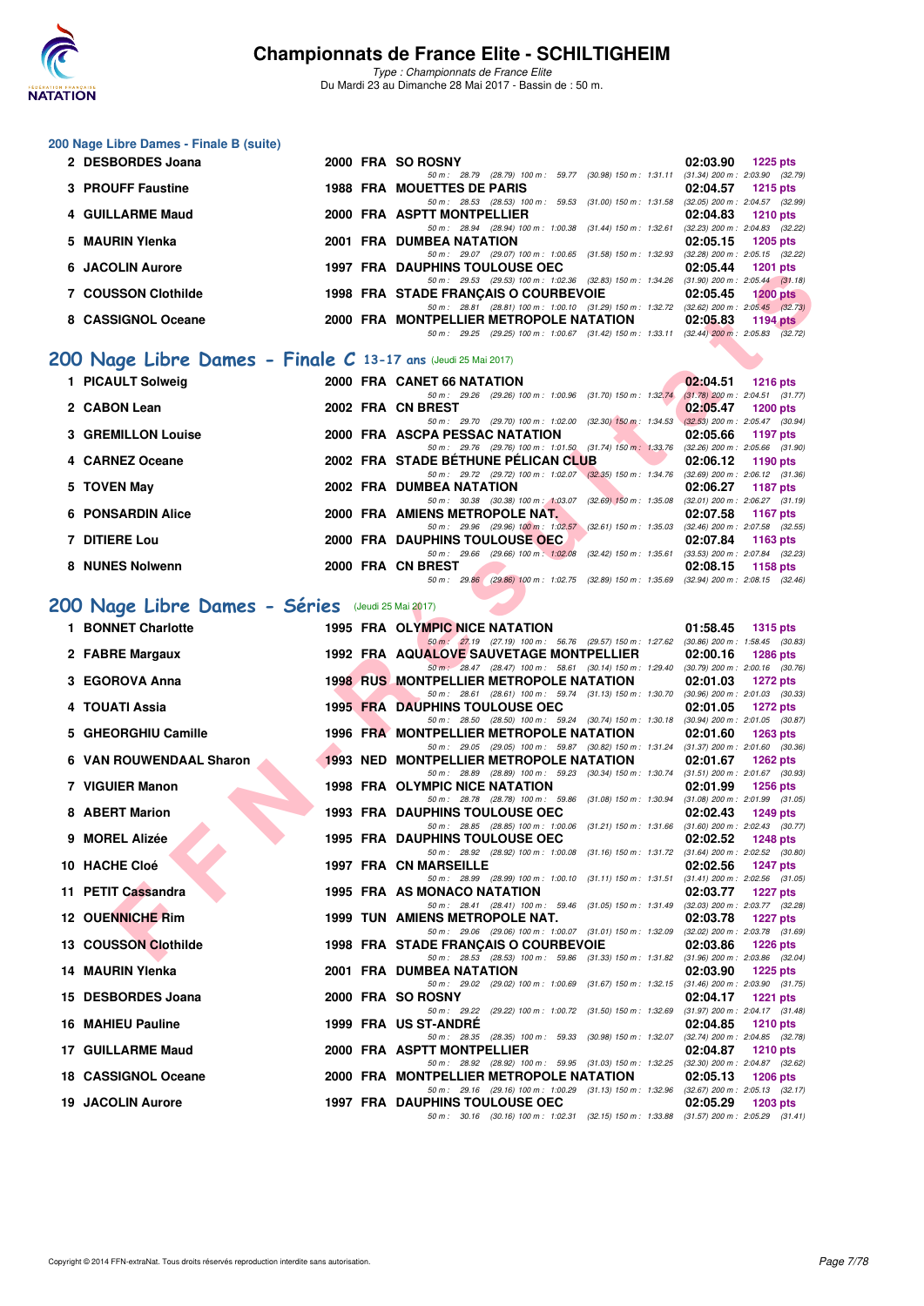## 200 Nage Libre Dames - Finale B (suite)

| Rang | Nom | Année | Nat | Club | Temps | Points |
|---|---|---|---|---|---|---|
| 2 | DESBORDES Joana | 2000 | FRA | SO ROSNY | 02:03.90 | 1225 pts |
| | 50 m : 28.79 (28.79) 100 m : 59.77 (30.98) 150 m : 1:31.11 (31.34) 200 m : 2:03.90 (32.79) | | | | | |
| 3 | PROUFF Faustine | 1988 | FRA | MOUETTES DE PARIS | 02:04.57 | 1215 pts |
| | 50 m : 28.53 (28.53) 100 m : 59.53 (31.00) 150 m : 1:31.58 (32.05) 200 m : 2:04.57 (32.99) | | | | | |
| 4 | GUILLARME Maud | 2000 | FRA | ASPTT MONTPELLIER | 02:04.83 | 1210 pts |
| | 50 m : 28.94 (28.94) 100 m : 1:00.38 (31.44) 150 m : 1:32.61 (32.23) 200 m : 2:04.83 (32.22) | | | | | |
| 5 | MAURIN Ylenka | 2001 | FRA | DUMBEA NATATION | 02:05.15 | 1205 pts |
| | 50 m : 29.07 (29.07) 100 m : 1:00.65 (31.58) 150 m : 1:32.93 (32.28) 200 m : 2:05.15 (32.22) | | | | | |
| 6 | JACOLIN Aurore | 1997 | FRA | DAUPHINS TOULOUSE OEC | 02:05.44 | 1201 pts |
| | 50 m : 29.53 (29.53) 100 m : 1:02.36 (32.83) 150 m : 1:34.26 (31.90) 200 m : 2:05.44 (31.18) | | | | | |
| 7 | COUSSON Clothilde | 1998 | FRA | STADE FRANÇAIS O COURBEVOIE | 02:05.45 | 1200 pts |
| | 50 m : 28.81 (28.81) 100 m : 1:00.10 (31.29) 150 m : 1:32.72 (32.62) 200 m : 2:05.45 (32.73) | | | | | |
| 8 | CASSIGNOL Oceane | 2000 | FRA | MONTPELLIER METROPOLE NATATION | 02:05.83 | 1194 pts |
| | 50 m : 29.25 (29.25) 100 m : 1:00.67 (31.42) 150 m : 1:33.11 (32.44) 200 m : 2:05.83 (32.72) | | | | | |

## 200 Nage Libre Dames - Finale C 13-17 ans (Jeudi 25 Mai 2017)

| Rang | Nom | Année | Nat | Club | Temps | Points |
|---|---|---|---|---|---|---|
| 1 | PICAULT Solweig | 2000 | FRA | CANET 66 NATATION | 02:04.51 | 1216 pts |
| | 50 m : 29.26 (29.26) 100 m : 1:00.96 (31.70) 150 m : 1:32.74 (31.78) 200 m : 2:04.51 (31.77) | | | | | |
| 2 | CABON Lean | 2002 | FRA | CN BREST | 02:05.47 | 1200 pts |
| | 50 m : 29.70 (29.70) 100 m : 1:02.00 (32.30) 150 m : 1:34.53 (32.53) 200 m : 2:05.47 (30.94) | | | | | |
| 3 | GREMILLON Louise | 2000 | FRA | ASCPA PESSAC NATATION | 02:05.66 | 1197 pts |
| | 50 m : 29.76 (29.76) 100 m : 1:01.50 (31.74) 150 m : 1:33.76 (32.26) 200 m : 2:05.66 (31.90) | | | | | |
| 4 | CARNEZ Oceane | 2002 | FRA | STADE BÉTHUNE PÉLICAN CLUB | 02:06.12 | 1190 pts |
| | 50 m : 29.72 (29.72) 100 m : 1:02.07 (32.35) 150 m : 1:34.76 (32.69) 200 m : 2:06.12 (31.36) | | | | | |
| 5 | TOVEN May | 2002 | FRA | DUMBEA NATATION | 02:06.27 | 1187 pts |
| | 50 m : 30.38 (30.38) 100 m : 1:03.07 (32.69) 150 m : 1:35.08 (32.01) 200 m : 2:06.27 (31.19) | | | | | |
| 6 | PONSARDIN Alice | 2000 | FRA | AMIENS METROPOLE NAT. | 02:07.58 | 1167 pts |
| | 50 m : 29.96 (29.96) 100 m : 1:02.57 (32.61) 150 m : 1:35.03 (32.46) 200 m : 2:07.58 (32.55) | | | | | |
| 7 | DITIERE Lou | 2000 | FRA | DAUPHINS TOULOUSE OEC | 02:07.84 | 1163 pts |
| | 50 m : 29.66 (29.66) 100 m : 1:02.08 (32.42) 150 m : 1:35.61 (33.53) 200 m : 2:07.84 (32.23) | | | | | |
| 8 | NUNES Nolwenn | 2000 | FRA | CN BREST | 02:08.15 | 1158 pts |
| | 50 m : 29.86 (29.86) 100 m : 1:02.75 (32.89) 150 m : 1:35.69 (32.94) 200 m : 2:08.15 (32.46) | | | | | |

## 200 Nage Libre Dames - Séries (Jeudi 25 Mai 2017)

| Rang | Nom | Année | Nat | Club | Temps | Points |
|---|---|---|---|---|---|---|
| 1 | BONNET Charlotte | 1995 | FRA | OLYMPIC NICE NATATION | 01:58.45 | 1315 pts |
| | 50 m : 27.19 (27.19) 100 m : 56.76 (29.57) 150 m : 1:27.62 (30.86) 200 m : 1:58.45 (30.83) | | | | | |
| 2 | FABRE Margaux | 1992 | FRA | AQUALOVE SAUVETAGE MONTPELLIER | 02:00.16 | 1286 pts |
| | 50 m : 28.47 (28.47) 100 m : 58.61 (30.14) 150 m : 1:29.40 (30.79) 200 m : 2:00.16 (30.76) | | | | | |
| 3 | EGOROVA Anna | 1998 | RUS | MONTPELLIER METROPOLE NATATION | 02:01.03 | 1272 pts |
| | 50 m : 28.61 (28.61) 100 m : 59.74 (31.13) 150 m : 1:30.70 (30.96) 200 m : 2:01.03 (30.33) | | | | | |
| 4 | TOUATI Assia | 1995 | FRA | DAUPHINS TOULOUSE OEC | 02:01.05 | 1272 pts |
| | 50 m : 28.50 (28.50) 100 m : 59.24 (30.74) 150 m : 1:30.18 (30.94) 200 m : 2:01.05 (30.87) | | | | | |
| 5 | GHEORGHIU Camille | 1996 | FRA | MONTPELLIER METROPOLE NATATION | 02:01.60 | 1263 pts |
| | 50 m : 29.05 (29.05) 100 m : 59.87 (30.82) 150 m : 1:31.24 (31.37) 200 m : 2:01.60 (30.36) | | | | | |
| 6 | VAN ROUWENDAAL Sharon | 1993 | NED | MONTPELLIER METROPOLE NATATION | 02:01.67 | 1262 pts |
| | 50 m : 28.89 (28.89) 100 m : 59.23 (30.34) 150 m : 1:30.74 (31.51) 200 m : 2:01.67 (30.93) | | | | | |
| 7 | VIGUIER Manon | 1998 | FRA | OLYMPIC NICE NATATION | 02:01.99 | 1256 pts |
| | 50 m : 28.78 (28.78) 100 m : 59.86 (31.08) 150 m : 1:30.94 (31.08) 200 m : 2:01.99 (31.05) | | | | | |
| 8 | ABERT Marion | 1993 | FRA | DAUPHINS TOULOUSE OEC | 02:02.43 | 1249 pts |
| | 50 m : 28.85 (28.85) 100 m : 1:00.06 (31.21) 150 m : 1:31.66 (31.60) 200 m : 2:02.43 (30.77) | | | | | |
| 9 | MOREL Alizée | 1995 | FRA | DAUPHINS TOULOUSE OEC | 02:02.52 | 1248 pts |
| | 50 m : 28.92 (28.92) 100 m : 1:00.08 (31.16) 150 m : 1:31.72 (31.64) 200 m : 2:02.52 (30.80) | | | | | |
| 10 | HACHE Cloé | 1997 | FRA | CN MARSEILLE | 02:02.56 | 1247 pts |
| | 50 m : 28.99 (28.99) 100 m : 1:00.10 (31.11) 150 m : 1:31.51 (31.41) 200 m : 2:02.56 (31.05) | | | | | |
| 11 | PETIT Cassandra | 1995 | FRA | AS MONACO NATATION | 02:03.77 | 1227 pts |
| | 50 m : 28.41 (28.41) 100 m : 59.46 (31.05) 150 m : 1:31.49 (32.03) 200 m : 2:03.77 (32.28) | | | | | |
| 12 | OUENNICHE Rim | 1999 | TUN | AMIENS METROPOLE NAT. | 02:03.78 | 1227 pts |
| | 50 m : 29.06 (29.06) 100 m : 1:00.07 (31.01) 150 m : 1:32.09 (32.02) 200 m : 2:03.78 (31.69) | | | | | |
| 13 | COUSSON Clothilde | 1998 | FRA | STADE FRANÇAIS O COURBEVOIE | 02:03.86 | 1226 pts |
| | 50 m : 28.53 (28.53) 100 m : 59.86 (31.33) 150 m : 1:31.82 (31.96) 200 m : 2:03.86 (32.04) | | | | | |
| 14 | MAURIN Ylenka | 2001 | FRA | DUMBEA NATATION | 02:03.90 | 1225 pts |
| | 50 m : 29.02 (29.02) 100 m : 1:00.69 (31.67) 150 m : 1:32.15 (31.46) 200 m : 2:03.90 (31.75) | | | | | |
| 15 | DESBORDES Joana | 2000 | FRA | SO ROSNY | 02:04.17 | 1221 pts |
| | 50 m : 29.22 (29.22) 100 m : 1:00.72 (31.50) 150 m : 1:32.69 (31.97) 200 m : 2:04.17 (31.48) | | | | | |
| 16 | MAHIEU Pauline | 1999 | FRA | US ST-ANDRÉ | 02:04.85 | 1210 pts |
| | 50 m : 28.35 (28.35) 100 m : 59.33 (30.98) 150 m : 1:32.07 (32.74) 200 m : 2:04.85 (32.78) | | | | | |
| 17 | GUILLARME Maud | 2000 | FRA | ASPTT MONTPELLIER | 02:04.87 | 1210 pts |
| | 50 m : 28.92 (28.92) 100 m : 59.95 (31.03) 150 m : 1:32.25 (32.30) 200 m : 2:04.87 (32.62) | | | | | |
| 18 | CASSIGNOL Oceane | 2000 | FRA | MONTPELLIER METROPOLE NATATION | 02:05.13 | 1206 pts |
| | 50 m : 29.16 (29.16) 100 m : 1:00.29 (31.13) 150 m : 1:32.96 (32.67) 200 m : 2:05.13 (32.17) | | | | | |
| 19 | JACOLIN Aurore | 1997 | FRA | DAUPHINS TOULOUSE OEC | 02:05.29 | 1203 pts |
| | 50 m : 30.16 (30.16) 100 m : 1:02.31 (32.15) 150 m : 1:33.88 (31.57) 200 m : 2:05.29 (31.41) | | | | | |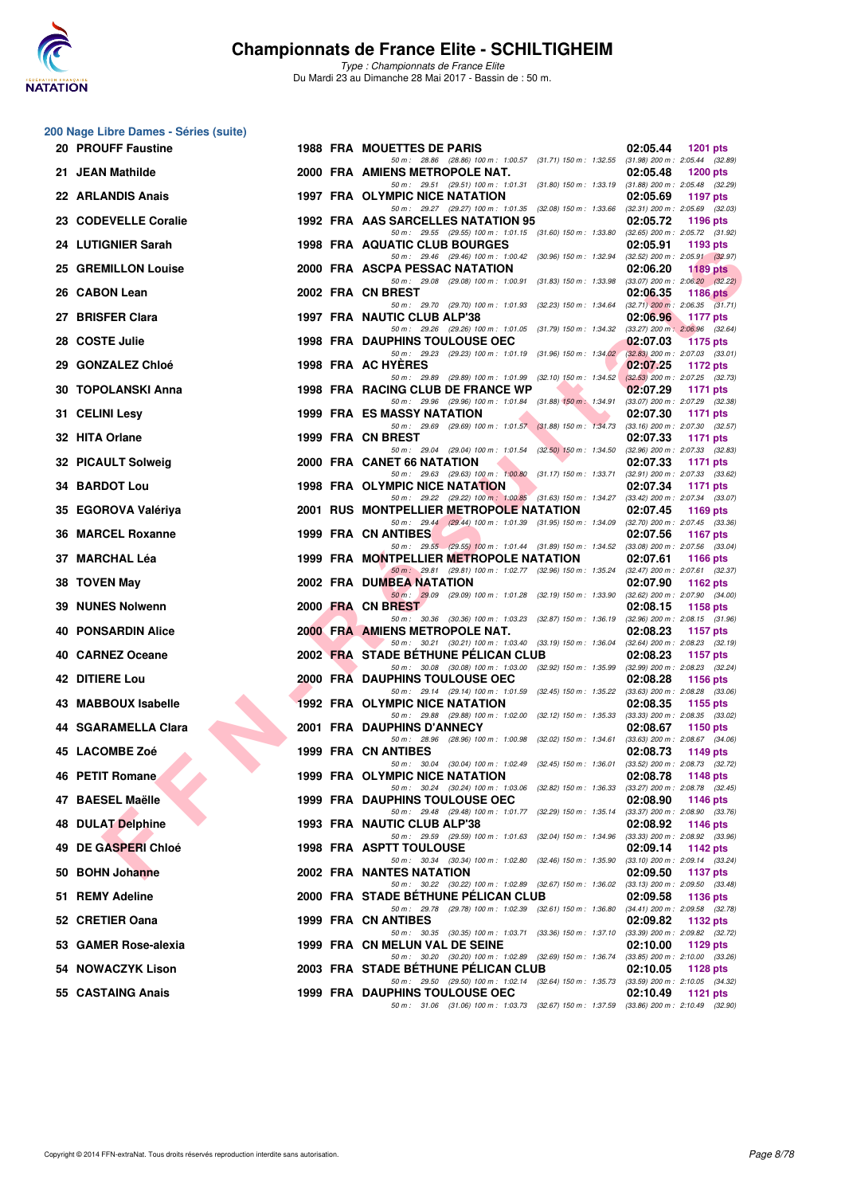## Championnats de France Elite - SCHILTIGHEIM

*Type : Championnats de France Elite*
Du Mardi 23 au Dimanche 28 Mai 2017 - Bassin de : 50 m.

### 200 Nage Libre Dames - Séries (suite)

| Rang | Nom | Année | Nat | Club | Temps | Points |
|---|---|---|---|---|---|---|
| 20 | PROUFF Faustine | 1988 | FRA | MOUETTES DE PARIS | 02:05.44 | 1201 pts |
| | 50 m : 28.86 (28.86) 100 m : 1:00.57 (31.71) 150 m : 1:32.55 (31.98) 200 m : 2:05.44 (32.89) | | | | | |
| 21 | JEAN Mathilde | 2000 | FRA | AMIENS METROPOLE NAT. | 02:05.48 | 1200 pts |
| | 50 m : 29.51 (29.51) 100 m : 1:01.31 (31.80) 150 m : 1:33.19 (31.88) 200 m : 2:05.48 (32.29) | | | | | |
| 22 | ARLANDIS Anais | 1997 | FRA | OLYMPIC NICE NATATION | 02:05.69 | 1197 pts |
| | 50 m : 29.27 (29.27) 100 m : 1:01.35 (32.08) 150 m : 1:33.66 (32.31) 200 m : 2:05.69 (32.03) | | | | | |
| 23 | CODEVELLE Coralie | 1992 | FRA | AAS SARCELLES NATATION 95 | 02:05.72 | 1196 pts |
| | 50 m : 29.55 (29.55) 100 m : 1:01.15 (31.60) 150 m : 1:33.80 (32.65) 200 m : 2:05.72 (31.92) | | | | | |
| 24 | LUTIGNIER Sarah | 1998 | FRA | AQUATIC CLUB BOURGES | 02:05.91 | 1193 pts |
| | 50 m : 29.46 (29.46) 100 m : 1:00.42 (30.96) 150 m : 1:32.94 (32.52) 200 m : 2:05.91 (32.97) | | | | | |
| 25 | GREMILLON Louise | 2000 | FRA | ASCPA PESSAC NATATION | 02:06.20 | 1189 pts |
| | 50 m : 29.08 (29.08) 100 m : 1:00.91 (31.83) 150 m : 1:33.98 (33.07) 200 m : 2:06.20 (32.22) | | | | | |
| 26 | CABON Lean | 2002 | FRA | CN BREST | 02:06.35 | 1186 pts |
| | 50 m : 29.70 (29.70) 100 m : 1:01.93 (32.23) 150 m : 1:34.64 (32.71) 200 m : 2:06.35 (31.71) | | | | | |
| 27 | BRISFER Clara | 1997 | FRA | NAUTIC CLUB ALP'38 | 02:06.96 | 1177 pts |
| | 50 m : 29.26 (29.26) 100 m : 1:01.05 (31.79) 150 m : 1:34.32 (33.27) 200 m : 2:06.96 (32.64) | | | | | |
| 28 | COSTE Julie | 1998 | FRA | DAUPHINS TOULOUSE OEC | 02:07.03 | 1175 pts |
| | 50 m : 29.23 (29.23) 100 m : 1:01.19 (31.96) 150 m : 1:34.02 (32.83) 200 m : 2:07.03 (33.01) | | | | | |
| 29 | GONZALEZ Chloé | 1998 | FRA | AC HYÈRES | 02:07.25 | 1172 pts |
| | 50 m : 29.89 (29.89) 100 m : 1:01.99 (32.10) 150 m : 1:34.52 (32.53) 200 m : 2:07.25 (32.73) | | | | | |
| 30 | TOPOLANSKI Anna | 1998 | FRA | RACING CLUB DE FRANCE WP | 02:07.29 | 1171 pts |
| | 50 m : 29.96 (29.96) 100 m : 1:01.84 (31.88) 150 m : 1:34.91 (33.07) 200 m : 2:07.29 (32.38) | | | | | |
| 31 | CELINI Lesy | 1999 | FRA | ES MASSY NATATION | 02:07.30 | 1171 pts |
| | 50 m : 29.69 (29.69) 100 m : 1:01.57 (31.88) 150 m : 1:34.73 (33.16) 200 m : 2:07.30 (32.57) | | | | | |
| 32 | HITA Orlane | 1999 | FRA | CN BREST | 02:07.33 | 1171 pts |
| | 50 m : 29.04 (29.04) 100 m : 1:01.54 (32.50) 150 m : 1:34.50 (32.96) 200 m : 2:07.33 (32.83) | | | | | |
| 32 | PICAULT Solweig | 2000 | FRA | CANET 66 NATATION | 02:07.33 | 1171 pts |
| | 50 m : 29.63 (29.63) 100 m : 1:00.80 (31.17) 150 m : 1:33.71 (32.91) 200 m : 2:07.33 (33.62) | | | | | |
| 34 | BARDOT Lou | 1998 | FRA | OLYMPIC NICE NATATION | 02:07.34 | 1171 pts |
| | 50 m : 29.22 (29.22) 100 m : 1:00.85 (31.63) 150 m : 1:34.27 (33.42) 200 m : 2:07.34 (33.07) | | | | | |
| 35 | EGOROVA Valériya | 2001 | RUS | MONTPELLIER METROPOLE NATATION | 02:07.45 | 1169 pts |
| | 50 m : 29.44 (29.44) 100 m : 1:01.39 (31.95) 150 m : 1:34.09 (32.70) 200 m : 2:07.45 (33.36) | | | | | |
| 36 | MARCEL Roxanne | 1999 | FRA | CN ANTIBES | 02:07.56 | 1167 pts |
| | 50 m : 29.55 (29.55) 100 m : 1:01.44 (31.89) 150 m : 1:34.52 (33.08) 200 m : 2:07.56 (33.04) | | | | | |
| 37 | MARCHAL Léa | 1999 | FRA | MONTPELLIER METROPOLE NATATION | 02:07.61 | 1166 pts |
| | 50 m : 29.81 (29.81) 100 m : 1:02.77 (32.96) 150 m : 1:35.24 (32.47) 200 m : 2:07.61 (32.37) | | | | | |
| 38 | TOVEN May | 2002 | FRA | DUMBEA NATATION | 02:07.90 | 1162 pts |
| | 50 m : 29.09 (29.09) 100 m : 1:01.28 (32.19) 150 m : 1:33.90 (32.62) 200 m : 2:07.90 (34.00) | | | | | |
| 39 | NUNES Nolwenn | 2000 | FRA | CN BREST | 02:08.15 | 1158 pts |
| | 50 m : 30.36 (30.36) 100 m : 1:03.23 (32.87) 150 m : 1:36.19 (32.96) 200 m : 2:08.15 (31.96) | | | | | |
| 40 | PONSARDIN Alice | 2000 | FRA | AMIENS METROPOLE NAT. | 02:08.23 | 1157 pts |
| | 50 m : 30.21 (30.21) 100 m : 1:03.40 (33.19) 150 m : 1:36.04 (32.64) 200 m : 2:08.23 (32.19) | | | | | |
| 40 | CARNEZ Oceane | 2002 | FRA | STADE BÉTHUNE PÉLICAN CLUB | 02:08.23 | 1157 pts |
| | 50 m : 30.08 (30.08) 100 m : 1:03.00 (32.92) 150 m : 1:35.99 (32.99) 200 m : 2:08.23 (32.24) | | | | | |
| 42 | DITIERE Lou | 2000 | FRA | DAUPHINS TOULOUSE OEC | 02:08.28 | 1156 pts |
| | 50 m : 29.14 (29.14) 100 m : 1:01.59 (32.45) 150 m : 1:35.22 (33.63) 200 m : 2:08.28 (33.06) | | | | | |
| 43 | MABBOUX Isabelle | 1992 | FRA | OLYMPIC NICE NATATION | 02:08.35 | 1155 pts |
| | 50 m : 29.88 (29.88) 100 m : 1:02.00 (32.12) 150 m : 1:35.33 (33.33) 200 m : 2:08.35 (33.02) | | | | | |
| 44 | SGARAMELLA Clara | 2001 | FRA | DAUPHINS D'ANNECY | 02:08.67 | 1150 pts |
| | 50 m : 28.96 (28.96) 100 m : 1:00.98 (32.02) 150 m : 1:34.61 (33.63) 200 m : 2:08.67 (34.06) | | | | | |
| 45 | LACOMBE Zoé | 1999 | FRA | CN ANTIBES | 02:08.73 | 1149 pts |
| | 50 m : 30.04 (30.04) 100 m : 1:02.49 (32.45) 150 m : 1:36.01 (33.52) 200 m : 2:08.73 (32.72) | | | | | |
| 46 | PETIT Romane | 1999 | FRA | OLYMPIC NICE NATATION | 02:08.78 | 1148 pts |
| | 50 m : 30.24 (30.24) 100 m : 1:03.06 (32.82) 150 m : 1:36.33 (33.27) 200 m : 2:08.78 (32.45) | | | | | |
| 47 | BAESEL Maëlle | 1999 | FRA | DAUPHINS TOULOUSE OEC | 02:08.90 | 1146 pts |
| | 50 m : 29.48 (29.48) 100 m : 1:01.77 (32.29) 150 m : 1:35.14 (33.37) 200 m : 2:08.90 (33.76) | | | | | |
| 48 | DULAT Delphine | 1993 | FRA | NAUTIC CLUB ALP'38 | 02:08.92 | 1146 pts |
| | 50 m : 29.59 (29.59) 100 m : 1:01.63 (32.04) 150 m : 1:34.96 (33.33) 200 m : 2:08.92 (33.96) | | | | | |
| 49 | DE GASPERI Chloé | 1998 | FRA | ASPTT TOULOUSE | 02:09.14 | 1142 pts |
| | 50 m : 30.34 (30.34) 100 m : 1:02.80 (32.46) 150 m : 1:35.90 (33.10) 200 m : 2:09.14 (33.24) | | | | | |
| 50 | BOHN Johanne | 2002 | FRA | NANTES NATATION | 02:09.50 | 1137 pts |
| | 50 m : 30.22 (30.22) 100 m : 1:02.89 (32.67) 150 m : 1:36.02 (33.13) 200 m : 2:09.50 (33.48) | | | | | |
| 51 | REMY Adeline | 2000 | FRA | STADE BÉTHUNE PÉLICAN CLUB | 02:09.58 | 1136 pts |
| | 50 m : 29.78 (29.78) 100 m : 1:02.39 (32.61) 150 m : 1:36.80 (34.41) 200 m : 2:09.58 (32.78) | | | | | |
| 52 | CRETIER Oana | 1999 | FRA | CN ANTIBES | 02:09.82 | 1132 pts |
| | 50 m : 30.35 (30.35) 100 m : 1:03.71 (33.36) 150 m : 1:37.10 (33.39) 200 m : 2:09.82 (32.72) | | | | | |
| 53 | GAMER Rose-alexia | 1999 | FRA | CN MELUN VAL DE SEINE | 02:10.00 | 1129 pts |
| | 50 m : 30.20 (30.20) 100 m : 1:02.89 (32.69) 150 m : 1:36.74 (33.85) 200 m : 2:10.00 (33.26) | | | | | |
| 54 | NOWACZYK Lison | 2003 | FRA | STADE BÉTHUNE PÉLICAN CLUB | 02:10.05 | 1128 pts |
| | 50 m : 29.50 (29.50) 100 m : 1:02.14 (32.64) 150 m : 1:35.73 (33.59) 200 m : 2:10.05 (34.32) | | | | | |
| 55 | CASTAING Anais | 1999 | FRA | DAUPHINS TOULOUSE OEC | 02:10.49 | 1121 pts |
| | 50 m : 31.06 (31.06) 100 m : 1:03.73 (32.67) 150 m : 1:37.59 (33.86) 200 m : 2:10.49 (32.90) | | | | | |

Copyright © 2014 FFN-extraNat. Tous droits réservés reproduction interdite sans autorisation.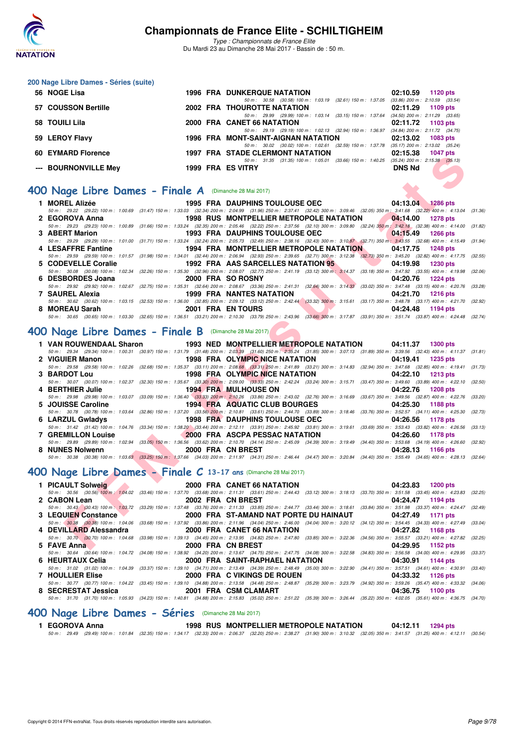## 200 Nage Libre Dames - Séries (suite)

| Rang | Nom | Année | Nat | Club | Temps | Points |
|---|---|---|---|---|---|---|
| 56 | NOGE Lisa | 1996 | FRA | DUNKERQUE NATATION | 02:10.59 | 1120 pts |
| | 50 m : 30.58 (30.58) 100 m : 1:03.19 (32.61) 150 m : 1:37.05 (33.86) 200 m : 2:10.59 (33.54) | | | | | |
| 57 | COUSSON Bertille | 2002 | FRA | THOUROTTE NATATION | 02:11.29 | 1109 pts |
| | 50 m : 29.99 (29.99) 100 m : 1:03.14 (33.15) 150 m : 1:37.64 (34.50) 200 m : 2:11.29 (33.65) | | | | | |
| 58 | TOUILI Lila | 2000 | FRA | CANET 66 NATATION | 02:11.72 | 1103 pts |
| | 50 m : 29.19 (29.19) 100 m : 1:02.13 (32.94) 150 m : 1:36.97 (34.84) 200 m : 2:11.72 (34.75) | | | | | |
| 59 | LEROY Flavy | 1996 | FRA | MONT-SAINT-AIGNAN NATATION | 02:13.02 | 1083 pts |
| | 50 m : 30.02 (30.02) 100 m : 1:02.61 (32.59) 150 m : 1:37.78 (35.17) 200 m : 2:13.02 (35.24) | | | | | |
| 60 | EYMARD Florence | 1997 | FRA | STADE CLERMONT NATATION | 02:15.38 | 1047 pts |
| | 50 m : 31.35 (31.35) 100 m : 1:05.01 (33.66) 150 m : 1:40.25 (35.24) 200 m : 2:15.38 (35.13) | | | | | |
| --- | BOURNONVILLE Mey | 1999 | FRA | ES VITRY | DNS Nd | |

## 400 Nage Libre Dames - Finale A (Dimanche 28 Mai 2017)

| Rang | Nom | Année | Nat | Club | Temps | Points |
|---|---|---|---|---|---|---|
| 1 | MOREL Alizée | 1995 | FRA | DAUPHINS TOULOUSE OEC | 04:13.04 | 1286 pts |
| | 50 m : 29.22 (29.22) 100 m : 1:00.69 (31.47) 150 m : 1:33.03 (32.34) 200 m : 2:04.99 (31.96) 250 m : 2:37.41 (32.42) 300 m : 3:09.46 (32.05) 350 m : 3:41.68 (32.22) 400 m : 4:13.04 (31.36) | | | | | |
| 2 | EGOROVA Anna | 1998 | RUS | MONTPELLIER METROPOLE NATATION | 04:14.00 | 1278 pts |
| | 50 m : 29.23 (29.23) 100 m : 1:00.89 (31.66) 150 m : 1:33.24 (32.35) 200 m : 2:05.46 (32.22) 250 m : 2:37.56 (32.10) 300 m : 3:09.80 (32.24) 350 m : 3:42.18 (32.38) 400 m : 4:14.00 (31.82) | | | | | |
| 3 | ABERT Marion | 1993 | FRA | DAUPHINS TOULOUSE OEC | 04:15.49 | 1266 pts |
| | 50 m : 29.29 (29.29) 100 m : 1:01.00 (31.71) 150 m : 1:33.24 (32.24) 200 m : 2:05.73 (32.49) 250 m : 2:38.16 (32.43) 300 m : 3:10.87 (32.71) 350 m : 3:43.55 (32.68) 400 m : 4:15.49 (31.94) | | | | | |
| 4 | LESAFFRE Fantine | 1994 | FRA | MONTPELLIER METROPOLE NATATION | 04:17.75 | 1248 pts |
| | 50 m : 29.59 (29.59) 100 m : 1:01.57 (31.98) 150 m : 1:34.01 (32.44) 200 m : 2:06.94 (32.93) 250 m : 2:39.65 (32.71) 300 m : 3:12.38 (32.73) 350 m : 3:45.20 (32.82) 400 m : 4:17.75 (32.55) | | | | | |
| 5 | CODEVELLE Coralie | 1992 | FRA | AAS SARCELLES NATATION 95 | 04:19.98 | 1230 pts |
| | 50 m : 30.08 (30.08) 100 m : 1:02.34 (32.26) 150 m : 1:35.30 (32.96) 200 m : 2:08.07 (32.77) 250 m : 2:41.19 (33.12) 300 m : 3:14.37 (33.18) 350 m : 3:47.92 (33.55) 400 m : 4:19.98 (32.06) | | | | | |
| 6 | DESBORDES Joana | 2000 | FRA | SO ROSNY | 04:20.76 | 1224 pts |
| | 50 m : 29.92 (29.92) 100 m : 1:02.67 (32.75) 150 m : 1:35.31 (32.64) 200 m : 2:08.67 (33.36) 250 m : 2:41.31 (32.64) 300 m : 3:14.33 (33.02) 350 m : 3:47.48 (33.15) 400 m : 4:20.76 (33.28) | | | | | |
| 7 | SAUREL Alexia | 1999 | FRA | NANTES NATATION | 04:21.70 | 1216 pts |
| | 50 m : 30.62 (30.62) 100 m : 1:03.15 (32.53) 150 m : 1:36.00 (32.85) 200 m : 2:09.12 (33.12) 250 m : 2:42.44 (33.32) 300 m : 3:15.61 (33.17) 350 m : 3:48.78 (33.17) 400 m : 4:21.70 (32.92) | | | | | |
| 8 | MOREAU Sarah | 2001 | FRA | EN TOURS | 04:24.48 | 1194 pts |
| | 50 m : 30.65 (30.65) 100 m : 1:03.30 (32.65) 150 m : 1:36.51 (33.21) 200 m : 2:10.30 (33.79) 250 m : 2:43.96 (33.66) 300 m : 3:17.87 (33.91) 350 m : 3:51.74 (33.87) 400 m : 4:24.48 (32.74) | | | | | |

## 400 Nage Libre Dames - Finale B (Dimanche 28 Mai 2017)

| Rang | Nom | Année | Nat | Club | Temps | Points |
|---|---|---|---|---|---|---|
| 1 | VAN ROUWENDAAL Sharon | 1993 | NED | MONTPELLIER METROPOLE NATATION | 04:11.37 | 1300 pts |
| | 50 m : 29.34 (29.34) 100 m : 1:00.31 (30.97) 150 m : 1:31.79 (31.48) 200 m : 2:03.39 (31.60) 250 m : 2:35.24 (31.85) 300 m : 3:07.13 (31.89) 350 m : 3:39.56 (32.43) 400 m : 4:11.37 (31.81) | | | | | |
| 2 | VIGUIER Manon | 1998 | FRA | OLYMPIC NICE NATATION | 04:19.41 | 1235 pts |
| | 50 m : 29.58 (29.58) 100 m : 1:02.26 (32.68) 150 m : 1:35.37 (33.11) 200 m : 2:08.68 (33.31) 250 m : 2:41.89 (33.21) 300 m : 3:14.83 (32.94) 350 m : 3:47.68 (32.85) 400 m : 4:19.41 (31.73) | | | | | |
| 3 | BARDOT Lou | 1998 | FRA | OLYMPIC NICE NATATION | 04:22.10 | 1213 pts |
| | 50 m : 30.07 (30.07) 100 m : 1:02.37 (32.30) 150 m : 1:35.67 (33.30) 200 m : 2:09.00 (33.33) 250 m : 2:42.24 (33.24) 300 m : 3:15.71 (33.47) 350 m : 3:49.60 (33.89) 400 m : 4:22.10 (32.50) | | | | | |
| 4 | BERTHIER Julie | 1994 | FRA | MULHOUSE ON | 04:22.76 | 1208 pts |
| | 50 m : 29.98 (29.98) 100 m : 1:03.07 (33.09) 150 m : 1:36.40 (33.33) 200 m : 2:10.26 (33.86) 250 m : 2:43.02 (32.76) 300 m : 3:16.69 (33.67) 350 m : 3:49.56 (32.87) 400 m : 4:22.76 (33.20) | | | | | |
| 5 | JOUISSE Caroline | 1994 | FRA | AQUATIC CLUB BOURGES | 04:25.30 | 1188 pts |
| | 50 m : 30.78 (30.78) 100 m : 1:03.64 (32.86) 150 m : 1:37.20 (33.56) 200 m : 2:10.81 (33.61) 250 m : 2:44.70 (33.89) 300 m : 3:18.46 (33.76) 350 m : 3:52.57 (34.11) 400 m : 4:25.30 (32.73) | | | | | |
| 6 | LARZUL Gwladys | 1998 | FRA | DAUPHINS TOULOUSE OEC | 04:26.56 | 1178 pts |
| | 50 m : 31.42 (31.42) 100 m : 1:04.76 (33.34) 150 m : 1:38.20 (33.44) 200 m : 2:12.11 (33.91) 250 m : 2:45.92 (33.81) 300 m : 3:19.61 (33.69) 350 m : 3:53.43 (33.82) 400 m : 4:26.56 (33.13) | | | | | |
| 7 | GREMILLON Louise | 2000 | FRA | ASCPA PESSAC NATATION | 04:26.60 | 1178 pts |
| | 50 m : 29.89 (29.89) 100 m : 1:02.94 (33.05) 150 m : 1:36.56 (33.62) 200 m : 2:10.70 (34.14) 250 m : 2:45.09 (34.39) 300 m : 3:19.49 (34.40) 350 m : 3:53.68 (34.19) 400 m : 4:26.60 (32.92) | | | | | |
| 8 | NUNES Nolwenn | 2000 | FRA | CN BREST | 04:28.13 | 1166 pts |
| | 50 m : 30.38 (30.38) 100 m : 1:03.63 (33.25) 150 m : 1:37.66 (34.03) 200 m : 2:11.97 (34.31) 250 m : 2:46.44 (34.47) 300 m : 3:20.84 (34.40) 350 m : 3:55.49 (34.65) 400 m : 4:28.13 (32.64) | | | | | |

## 400 Nage Libre Dames - Finale C 13-17 ans (Dimanche 28 Mai 2017)

| Rang | Nom | Année | Nat | Club | Temps | Points |
|---|---|---|---|---|---|---|
| 1 | PICAULT Solweig | 2000 | FRA | CANET 66 NATATION | 04:23.83 | 1200 pts |
| | 50 m : 30.56 (30.56) 100 m : 1:04.02 (33.46) 150 m : 1:37.70 (33.68) 200 m : 2:11.31 (33.61) 250 m : 2:44.43 (33.12) 300 m : 3:18.13 (33.70) 350 m : 3:51.58 (33.45) 400 m : 4:23.83 (32.25) | | | | | |
| 2 | CABON Lean | 2002 | FRA | CN BREST | 04:24.47 | 1194 pts |
| | 50 m : 30.43 (30.43) 100 m : 1:03.72 (33.29) 150 m : 1:37.48 (33.76) 200 m : 2:11.33 (33.85) 250 m : 2:44.77 (33.44) 300 m : 3:18.61 (33.84) 350 m : 3:51.98 (33.37) 400 m : 4:24.47 (32.49) | | | | | |
| 3 | LEQUIEN Constance | 2000 | FRA | ST-AMAND NAT PORTE DU HAINAUT | 04:27.49 | 1171 pts |
| | 50 m : 30.38 (30.38) 100 m : 1:04.06 (33.68) 150 m : 1:37.92 (33.86) 200 m : 2:11.96 (34.04) 250 m : 2:46.00 (34.04) 300 m : 3:20.12 (34.12) 350 m : 3:54.45 (34.33) 400 m : 4:27.49 (33.04) | | | | | |
| 4 | DEVILLARD Alessandra | 2000 | FRA | CANET 66 NATATION | 04:27.82 | 1168 pts |
| | 50 m : 30.70 (30.70) 100 m : 1:04.68 (33.98) 150 m : 1:39.13 (34.45) 200 m : 2:13.95 (34.82) 250 m : 2:47.80 (33.85) 300 m : 3:22.36 (34.56) 350 m : 3:55.57 (33.21) 400 m : 4:27.82 (32.25) | | | | | |
| 5 | FAVE Anna | 2000 | FRA | CN BREST | 04:29.95 | 1152 pts |
| | 50 m : 30.64 (30.64) 100 m : 1:04.72 (34.08) 150 m : 1:38.92 (34.20) 200 m : 2:13.67 (34.75) 250 m : 2:47.75 (34.08) 300 m : 3:22.58 (34.83) 350 m : 3:56.58 (34.00) 400 m : 4:29.95 (33.37) | | | | | |
| 6 | HEURTAUX Celia | 2000 | FRA | SAINT-RAPHAEL NATATION | 04:30.91 | 1144 pts |
| | 50 m : 31.02 (31.02) 100 m : 1:04.39 (33.37) 150 m : 1:39.10 (34.71) 200 m : 2:13.49 (34.39) 250 m : 2:48.49 (35.00) 300 m : 3:22.90 (34.41) 350 m : 3:57.51 (34.61) 400 m : 4:30.91 (33.40) | | | | | |
| 7 | HOULLIER Elise | 2000 | FRA | C VIKINGS DE ROUEN | 04:33.32 | 1126 pts |
| | 50 m : 30.77 (30.77) 100 m : 1:04.22 (33.45) 150 m : 1:39.10 (34.88) 200 m : 2:13.58 (34.48) 250 m : 2:48.87 (35.29) 300 m : 3:23.79 (34.92) 350 m : 3:59.26 (35.47) 400 m : 4:33.32 (34.06) | | | | | |
| 8 | SECRESTAT Jessica | 2001 | FRA | CSM CLAMART | 04:36.75 | 1100 pts |
| | 50 m : 31.70 (31.70) 100 m : 1:05.93 (34.23) 150 m : 1:40.81 (34.88) 200 m : 2:15.83 (35.02) 250 m : 2:51.22 (35.39) 300 m : 3:26.44 (35.22) 350 m : 4:02.05 (35.61) 400 m : 4:36.75 (34.70) | | | | | |

## 400 Nage Libre Dames - Séries (Dimanche 28 Mai 2017)

| Rang | Nom | Année | Nat | Club | Temps | Points |
|---|---|---|---|---|---|---|
| 1 | EGOROVA Anna | 1998 | RUS | MONTPELLIER METROPOLE NATATION | 04:12.11 | 1294 pts |
| | 50 m : 29.49 (29.49) 100 m : 1:01.84 (32.35) 150 m : 1:34.17 (32.33) 200 m : 2:06.37 (32.20) 250 m : 2:38.27 (31.90) 300 m : 3:10.32 (32.05) 350 m : 3:41.57 (31.25) 400 m : 4:12.11 (30.54) | | | | | |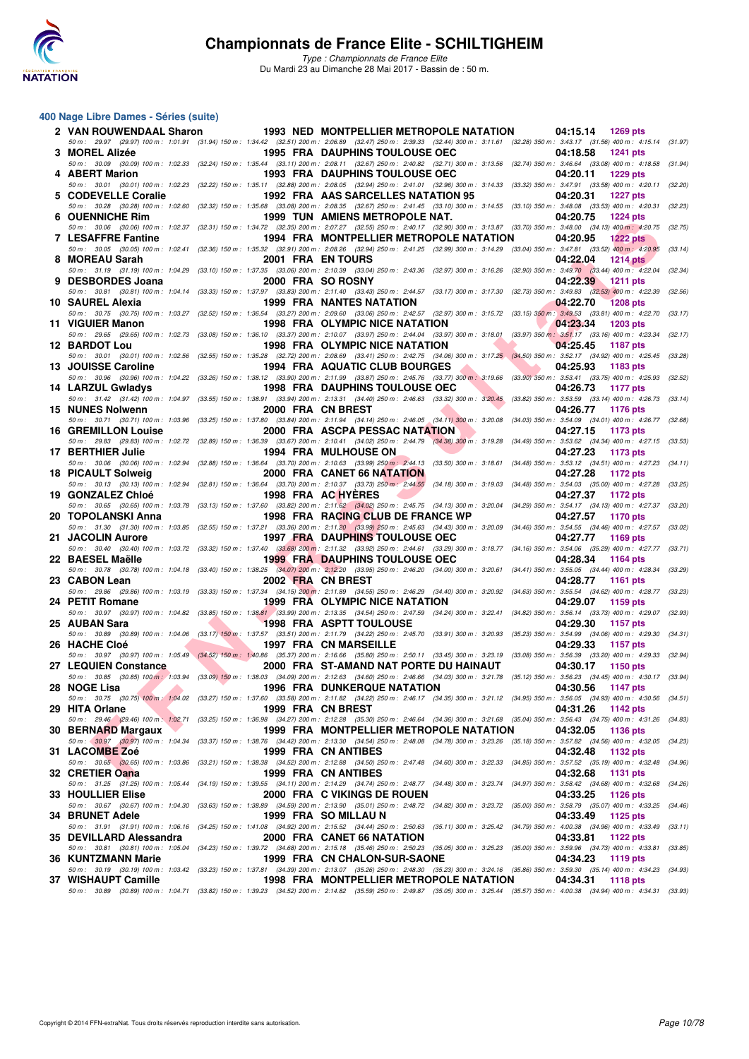# Championnats de France Elite - SCHILTIGHEIM

*Type : Championnats de France Elite*
Du Mardi 23 au Dimanche 28 Mai 2017 - Bassin de : 50 m.

## 400 Nage Libre Dames - Séries (suite)

| Rang | Nom | Année | Nat | Club | Temps | Points |
|---|---|---|---|---|---|---|
| 2 | VAN ROUWENDAAL Sharon | 1993 | NED | MONTPELLIER METROPOLE NATATION | 04:15.14 | 1269 pts |
| | 50 m : 29.97 (29.97) 100 m : 1:01.91 (31.94) 150 m : 1:34.42 (32.51) 200 m : 2:06.89 (32.47) 250 m : 2:39.33 (32.44) 300 m : 3:11.61 (32.28) 350 m : 3:43.17 (31.56) 400 m : 4:15.14 (31.97) | | | | | |
| 3 | MOREL Alizée | 1995 | FRA | DAUPHINS TOULOUSE OEC | 04:18.58 | 1241 pts |
| | 50 m : 30.09 (30.09) 100 m : 1:02.33 (32.24) 150 m : 1:35.44 (33.11) 200 m : 2:08.11 (32.67) 250 m : 2:40.82 (32.71) 300 m : 3:13.56 (32.74) 350 m : 3:46.64 (33.08) 400 m : 4:18.58 (31.94) | | | | | |
| 4 | ABERT Marion | 1993 | FRA | DAUPHINS TOULOUSE OEC | 04:20.11 | 1229 pts |
| | 50 m : 30.01 (30.01) 100 m : 1:02.23 (32.22) 150 m : 1:35.11 (32.88) 200 m : 2:08.05 (32.94) 250 m : 2:41.01 (32.96) 300 m : 3:14.33 (33.32) 350 m : 3:47.91 (33.58) 400 m : 4:20.11 (32.20) | | | | | |
| 5 | CODEVELLE Coralie | 1992 | FRA | AAS SARCELLES NATATION 95 | 04:20.31 | 1227 pts |
| | 50 m : 30.28 (30.28) 100 m : 1:02.60 (32.32) 150 m : 1:35.68 (33.08) 200 m : 2:08.35 (32.67) 250 m : 2:41.45 (33.10) 300 m : 3:14.55 (33.10) 350 m : 3:48.08 (33.53) 400 m : 4:20.31 (32.23) | | | | | |
| 6 | OUENNICHE Rim | 1999 | TUN | AMIENS METROPOLE NAT. | 04:20.75 | 1224 pts |
| | 50 m : 30.06 (30.06) 100 m : 1:02.37 (32.31) 150 m : 1:34.72 (32.35) 200 m : 2:07.27 (32.55) 250 m : 2:40.17 (32.90) 300 m : 3:13.87 (33.70) 350 m : 3:48.00 (34.13) 400 m : 4:20.75 (32.75) | | | | | |
| 7 | LESAFFRE Fantine | 1994 | FRA | MONTPELLIER METROPOLE NATATION | 04:20.95 | 1222 pts |
| | 50 m : 30.05 (30.05) 100 m : 1:02.41 (32.36) 150 m : 1:35.32 (32.91) 200 m : 2:08.26 (32.94) 250 m : 2:41.25 (32.99) 300 m : 3:14.29 (33.04) 350 m : 3:47.81 (33.52) 400 m : 4:20.95 (33.14) | | | | | |
| 8 | MOREAU Sarah | 2001 | FRA | EN TOURS | 04:22.04 | 1214 pts |
| | 50 m : 31.19 (31.19) 100 m : 1:04.29 (33.10) 150 m : 1:37.35 (33.06) 200 m : 2:10.39 (33.04) 250 m : 2:43.36 (32.97) 300 m : 3:16.26 (32.90) 350 m : 3:49.70 (33.44) 400 m : 4:22.04 (32.34) | | | | | |
| 9 | DESBORDES Joana | 2000 | FRA | SO ROSNY | 04:22.39 | 1211 pts |
| | 50 m : 30.81 (30.81) 100 m : 1:04.14 (33.33) 150 m : 1:37.97 (33.83) 200 m : 2:11.40 (33.43) 250 m : 2:44.57 (33.17) 300 m : 3:17.30 (32.73) 350 m : 3:49.83 (32.53) 400 m : 4:22.39 (32.56) | | | | | |
| 10 | SAUREL Alexia | 1999 | FRA | NANTES NATATION | 04:22.70 | 1208 pts |
| | 50 m : 30.75 (30.75) 100 m : 1:03.27 (32.52) 150 m : 1:36.54 (33.27) 200 m : 2:09.60 (33.06) 250 m : 2:42.57 (32.97) 300 m : 3:15.72 (33.15) 350 m : 3:49.53 (33.81) 400 m : 4:22.70 (33.17) | | | | | |
| 11 | VIGUIER Manon | 1998 | FRA | OLYMPIC NICE NATATION | 04:23.34 | 1203 pts |
| | 50 m : 29.65 (29.65) 100 m : 1:02.73 (33.08) 150 m : 1:36.10 (33.37) 200 m : 2:10.07 (33.97) 250 m : 2:44.04 (33.97) 300 m : 3:18.01 (33.97) 350 m : 3:51.17 (33.16) 400 m : 4:23.34 (32.17) | | | | | |
| 12 | BARDOT Lou | 1998 | FRA | OLYMPIC NICE NATATION | 04:25.45 | 1187 pts |
| | 50 m : 30.01 (30.01) 100 m : 1:02.56 (32.55) 150 m : 1:35.28 (32.72) 200 m : 2:08.69 (33.41) 250 m : 2:42.75 (34.06) 300 m : 3:17.25 (34.50) 350 m : 3:52.17 (34.92) 400 m : 4:25.45 (33.28) | | | | | |
| 13 | JOUISSE Caroline | 1994 | FRA | AQUATIC CLUB BOURGES | 04:25.93 | 1183 pts |
| | 50 m : 30.96 (30.96) 100 m : 1:04.22 (33.26) 150 m : 1:38.12 (33.90) 200 m : 2:11.99 (33.87) 250 m : 2:45.76 (33.77) 300 m : 3:19.66 (33.90) 350 m : 3:53.41 (33.75) 400 m : 4:25.93 (32.52) | | | | | |
| 14 | LARZUL Gwladys | 1998 | FRA | DAUPHINS TOULOUSE OEC | 04:26.73 | 1177 pts |
| | 50 m : 31.42 (31.42) 100 m : 1:04.97 (33.55) 150 m : 1:38.91 (33.94) 200 m : 2:13.31 (34.40) 250 m : 2:46.63 (33.32) 300 m : 3:20.45 (33.82) 350 m : 3:53.59 (33.14) 400 m : 4:26.73 (33.14) | | | | | |
| 15 | NUNES Nolwenn | 2000 | FRA | CN BREST | 04:26.77 | 1176 pts |
| | 50 m : 30.71 (30.71) 100 m : 1:03.96 (33.25) 150 m : 1:37.80 (33.84) 200 m : 2:11.94 (34.14) 250 m : 2:46.05 (34.11) 300 m : 3:20.08 (34.03) 350 m : 3:54.09 (34.01) 400 m : 4:26.77 (32.68) | | | | | |
| 16 | GREMILLON Louise | 2000 | FRA | ASCPA PESSAC NATATION | 04:27.15 | 1173 pts |
| | 50 m : 29.83 (29.83) 100 m : 1:02.72 (32.89) 150 m : 1:36.39 (33.67) 200 m : 2:10.41 (34.02) 250 m : 2:44.79 (34.38) 300 m : 3:19.28 (34.49) 350 m : 3:53.62 (34.34) 400 m : 4:27.15 (33.53) | | | | | |
| 17 | BERTHIER Julie | 1994 | FRA | MULHOUSE ON | 04:27.23 | 1173 pts |
| | 50 m : 30.06 (30.06) 100 m : 1:02.94 (32.88) 150 m : 1:36.64 (33.70) 200 m : 2:10.63 (33.99) 250 m : 2:44.13 (33.50) 300 m : 3:18.61 (34.48) 350 m : 3:53.12 (34.51) 400 m : 4:27.23 (34.11) | | | | | |
| 18 | PICAULT Solweig | 2000 | FRA | CANET 66 NATATION | 04:27.28 | 1172 pts |
| | 50 m : 30.13 (30.13) 100 m : 1:02.94 (32.81) 150 m : 1:36.64 (33.70) 200 m : 2:10.37 (33.73) 250 m : 2:44.55 (34.18) 300 m : 3:19.03 (34.48) 350 m : 3:54.03 (35.00) 400 m : 4:27.28 (33.25) | | | | | |
| 19 | GONZALEZ Chloé | 1998 | FRA | AC HYÈRES | 04:27.37 | 1172 pts |
| | 50 m : 30.65 (30.65) 100 m : 1:03.78 (33.13) 150 m : 1:37.60 (33.82) 200 m : 2:11.62 (34.02) 250 m : 2:45.75 (34.13) 300 m : 3:20.04 (34.29) 350 m : 3:54.17 (34.13) 400 m : 4:27.37 (33.20) | | | | | |
| 20 | TOPOLANSKI Anna | 1998 | FRA | RACING CLUB DE FRANCE WP | 04:27.57 | 1170 pts |
| | 50 m : 31.30 (31.30) 100 m : 1:03.85 (32.55) 150 m : 1:37.21 (33.36) 200 m : 2:11.20 (33.99) 250 m : 2:45.63 (34.43) 300 m : 3:20.09 (34.46) 350 m : 3:54.55 (34.46) 400 m : 4:27.57 (33.02) | | | | | |
| 21 | JACOLIN Aurore | 1997 | FRA | DAUPHINS TOULOUSE OEC | 04:27.77 | 1169 pts |
| | 50 m : 30.40 (30.40) 100 m : 1:03.72 (33.32) 150 m : 1:37.40 (33.68) 200 m : 2:11.32 (33.92) 250 m : 2:44.61 (33.29) 300 m : 3:18.77 (34.16) 350 m : 3:54.06 (35.29) 400 m : 4:27.77 (33.71) | | | | | |
| 22 | BAESEL Maëlle | 1999 | FRA | DAUPHINS TOULOUSE OEC | 04:28.34 | 1164 pts |
| | 50 m : 30.78 (30.78) 100 m : 1:04.18 (33.40) 150 m : 1:38.25 (34.07) 200 m : 2:12.20 (33.95) 250 m : 2:46.20 (34.00) 300 m : 3:20.61 (34.41) 350 m : 3:55.05 (34.44) 400 m : 4:28.34 (33.29) | | | | | |
| 23 | CABON Lean | 2002 | FRA | CN BREST | 04:28.77 | 1161 pts |
| | 50 m : 29.86 (29.86) 100 m : 1:03.19 (33.33) 150 m : 1:37.34 (34.15) 200 m : 2:11.89 (34.55) 250 m : 2:46.29 (34.40) 300 m : 3:20.92 (34.63) 350 m : 3:55.54 (34.62) 400 m : 4:28.77 (33.23) | | | | | |
| 24 | PETIT Romane | 1999 | FRA | OLYMPIC NICE NATATION | 04:29.07 | 1159 pts |
| | 50 m : 30.97 (30.97) 100 m : 1:04.82 (33.85) 150 m : 1:38.81 (33.99) 200 m : 2:13.35 (34.54) 250 m : 2:47.59 (34.24) 300 m : 3:22.41 (34.82) 350 m : 3:56.14 (33.73) 400 m : 4:29.07 (32.93) | | | | | |
| 25 | AUBAN Sara | 1998 | FRA | ASPTT TOULOUSE | 04:29.30 | 1157 pts |
| | 50 m : 30.89 (30.89) 100 m : 1:04.06 (33.17) 150 m : 1:37.57 (33.51) 200 m : 2:11.79 (34.22) 250 m : 2:45.70 (33.91) 300 m : 3:20.93 (35.23) 350 m : 3:54.99 (34.06) 400 m : 4:29.30 (34.31) | | | | | |
| 26 | HACHE Cloé | 1997 | FRA | CN MARSEILLE | 04:29.33 | 1157 pts |
| | 50 m : 30.97 (30.97) 100 m : 1:05.49 (34.52) 150 m : 1:40.86 (35.37) 200 m : 2:16.66 (35.80) 250 m : 2:50.11 (33.45) 300 m : 3:23.19 (33.08) 350 m : 3:56.39 (33.20) 400 m : 4:29.33 (32.94) | | | | | |
| 27 | LEQUIEN Constance | 2000 | FRA | ST-AMAND NAT PORTE DU HAINAUT | 04:30.17 | 1150 pts |
| | 50 m : 30.85 (30.85) 100 m : 1:03.94 (33.09) 150 m : 1:38.03 (34.09) 200 m : 2:12.63 (34.60) 250 m : 2:46.66 (34.03) 300 m : 3:21.78 (35.12) 350 m : 3:56.23 (34.45) 400 m : 4:30.17 (33.94) | | | | | |
| 28 | NOGE Lisa | 1996 | FRA | DUNKERQUE NATATION | 04:30.56 | 1147 pts |
| | 50 m : 30.75 (30.75) 100 m : 1:04.02 (33.27) 150 m : 1:37.60 (33.58) 200 m : 2:11.82 (34.22) 250 m : 2:46.17 (34.35) 300 m : 3:21.12 (34.95) 350 m : 3:56.05 (34.93) 400 m : 4:30.56 (34.51) | | | | | |
| 29 | HITA Orlane | 1999 | FRA | CN BREST | 04:31.26 | 1142 pts |
| | 50 m : 29.46 (29.46) 100 m : 1:02.71 (33.25) 150 m : 1:36.98 (34.27) 200 m : 2:12.28 (35.30) 250 m : 2:46.64 (34.36) 300 m : 3:21.68 (35.04) 350 m : 3:56.43 (34.75) 400 m : 4:31.26 (34.83) | | | | | |
| 30 | BERNARD Margaux | 1999 | FRA | MONTPELLIER METROPOLE NATATION | 04:32.05 | 1136 pts |
| | 50 m : 30.97 (30.97) 100 m : 1:04.34 (33.37) 150 m : 1:38.76 (34.42) 200 m : 2:13.30 (34.54) 250 m : 2:48.08 (34.78) 300 m : 3:23.26 (35.18) 350 m : 3:57.82 (34.56) 400 m : 4:32.05 (34.23) | | | | | |
| 31 | LACOMBE Zoé | 1999 | FRA | CN ANTIBES | 04:32.48 | 1132 pts |
| | 50 m : 30.65 (30.65) 100 m : 1:03.86 (33.21) 150 m : 1:38.38 (34.52) 200 m : 2:12.88 (34.50) 250 m : 2:47.48 (34.60) 300 m : 3:22.33 (34.85) 350 m : 3:57.52 (35.19) 400 m : 4:32.48 (34.96) | | | | | |
| 32 | CRETIER Oana | 1999 | FRA | CN ANTIBES | 04:32.68 | 1131 pts |
| | 50 m : 31.25 (31.25) 100 m : 1:05.44 (34.19) 150 m : 1:39.55 (34.11) 200 m : 2:14.29 (34.74) 250 m : 2:48.77 (34.48) 300 m : 3:23.74 (34.97) 350 m : 3:58.42 (34.68) 400 m : 4:32.68 (34.26) | | | | | |
| 33 | HOULLIER Elise | 2000 | FRA | C VIKINGS DE ROUEN | 04:33.25 | 1126 pts |
| | 50 m : 30.67 (30.67) 100 m : 1:04.30 (33.63) 150 m : 1:38.89 (34.59) 200 m : 2:13.90 (35.01) 250 m : 2:48.72 (34.82) 300 m : 3:23.72 (35.00) 350 m : 3:58.79 (35.07) 400 m : 4:33.25 (34.46) | | | | | |
| 34 | BRUNET Adele | 1999 | FRA | SO MILLAU N | 04:33.49 | 1125 pts |
| | 50 m : 31.91 (31.91) 100 m : 1:06.16 (34.25) 150 m : 1:41.08 (34.92) 200 m : 2:15.52 (34.44) 250 m : 2:50.63 (35.11) 300 m : 3:25.42 (34.79) 350 m : 4:00.38 (34.96) 400 m : 4:33.49 (33.11) | | | | | |
| 35 | DEVILLARD Alessandra | 2000 | FRA | CANET 66 NATATION | 04:33.81 | 1122 pts |
| | 50 m : 30.81 (30.81) 100 m : 1:05.04 (34.23) 150 m : 1:39.72 (34.68) 200 m : 2:15.18 (35.46) 250 m : 2:50.23 (35.05) 300 m : 3:25.23 (35.00) 350 m : 3:59.96 (34.73) 400 m : 4:33.81 (33.85) | | | | | |
| 36 | KUNTZMANN Marie | 1999 | FRA | CN CHALON-SUR-SAONE | 04:34.23 | 1119 pts |
| | 50 m : 30.19 (30.19) 100 m : 1:03.42 (33.23) 150 m : 1:37.81 (34.39) 200 m : 2:13.07 (35.26) 250 m : 2:48.30 (35.23) 300 m : 3:24.16 (35.86) 350 m : 3:59.30 (35.14) 400 m : 4:34.23 (34.93) | | | | | |
| 37 | WISHAUPT Camille | 1998 | FRA | MONTPELLIER METROPOLE NATATION | 04:34.31 | 1118 pts |
| | 50 m : 30.89 (30.89) 100 m : 1:04.71 (33.82) 150 m : 1:39.23 (34.52) 200 m : 2:14.82 (35.59) 250 m : 2:49.87 (35.05) 300 m : 3:25.44 (35.57) 350 m : 4:00.38 (34.94) 400 m : 4:34.31 (33.93) | | | | | |

Copyright © 2014 FFN-extraNat. Tous droits réservés reproduction interdite sans autorisation.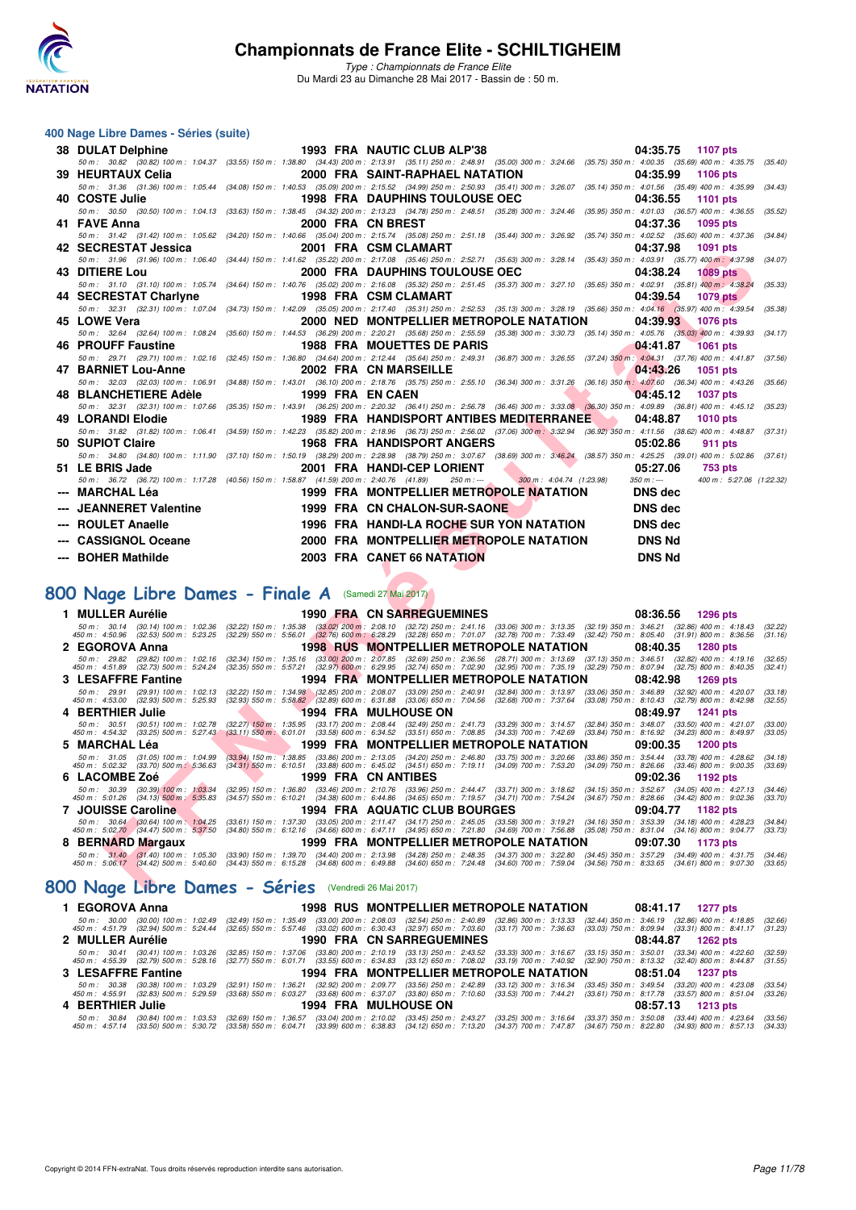# Championnats de France Elite - SCHILTIGHEIM

*Type : Championnats de France Elite*
Du Mardi 23 au Dimanche 28 Mai 2017 - Bassin de : 50 m.

## 400 Nage Libre Dames - Séries (suite)

| Rg | Nom | Année | Nat | Club | Temps | Points |
|---|---|---|---|---|---|---|
| 38 | DULAT Delphine | 1993 | FRA | NAUTIC CLUB ALP'38 | 04:35.75 | 1107 pts |
| | 50 m : 30.82 (30.82) 100 m : 1:04.37 (33.55) 150 m : 1:38.80 (34.43) 200 m : 2:13.91 (35.11) 250 m : 2:48.91 (35.00) 300 m : 3:24.66 (35.75) 350 m : 4:00.35 (35.69) 400 m : 4:35.75 (35.40) | | | | | |
| 39 | HEURTAUX Celia | 2000 | FRA | SAINT-RAPHAEL NATATION | 04:35.99 | 1106 pts |
| | 50 m : 31.36 (31.36) 100 m : 1:05.44 (34.08) 150 m : 1:40.53 (35.09) 200 m : 2:15.52 (34.99) 250 m : 2:50.93 (35.41) 300 m : 3:26.07 (35.14) 350 m : 4:01.56 (35.49) 400 m : 4:35.99 (34.43) | | | | | |
| 40 | COSTE Julie | 1998 | FRA | DAUPHINS TOULOUSE OEC | 04:36.55 | 1101 pts |
| | 50 m : 30.50 (30.50) 100 m : 1:04.13 (33.63) 150 m : 1:38.45 (34.32) 200 m : 2:13.23 (34.78) 250 m : 2:48.51 (35.28) 300 m : 3:24.46 (35.95) 350 m : 4:01.03 (36.57) 400 m : 4:36.55 (35.52) | | | | | |
| 41 | FAVE Anna | 2000 | FRA | CN BREST | 04:37.36 | 1095 pts |
| | 50 m : 31.42 (31.42) 100 m : 1:05.62 (34.20) 150 m : 1:40.66 (35.04) 200 m : 2:15.74 (35.08) 250 m : 2:51.18 (35.44) 300 m : 3:26.92 (35.74) 350 m : 4:02.52 (35.60) 400 m : 4:37.36 (34.84) | | | | | |
| 42 | SECRESTAT Jessica | 2001 | FRA | CSM CLAMART | 04:37.98 | 1091 pts |
| | 50 m : 31.96 (31.96) 100 m : 1:06.40 (34.44) 150 m : 1:41.62 (35.22) 200 m : 2:17.08 (35.46) 250 m : 2:52.71 (35.63) 300 m : 3:28.14 (35.43) 350 m : 4:03.91 (35.77) 400 m : 4:37.98 (34.07) | | | | | |
| 43 | DITIERE Lou | 2000 | FRA | DAUPHINS TOULOUSE OEC | 04:38.24 | 1089 pts |
| | 50 m : 31.10 (31.10) 100 m : 1:05.74 (34.64) 150 m : 1:40.76 (35.02) 200 m : 2:16.08 (35.32) 250 m : 2:51.45 (35.37) 300 m : 3:27.10 (35.65) 350 m : 4:02.91 (35.81) 400 m : 4:38.24 (35.33) | | | | | |
| 44 | SECRESTAT Charlyne | 1998 | FRA | CSM CLAMART | 04:39.54 | 1079 pts |
| | 50 m : 32.31 (32.31) 100 m : 1:07.04 (34.73) 150 m : 1:42.09 (35.05) 200 m : 2:17.40 (35.31) 250 m : 2:52.53 (35.13) 300 m : 3:28.19 (35.66) 350 m : 4:04.16 (35.97) 400 m : 4:39.54 (35.38) | | | | | |
| 45 | LOWE Vera | 2000 | NED | MONTPELLIER METROPOLE NATATION | 04:39.93 | 1076 pts |
| | 50 m : 32.64 (32.64) 100 m : 1:08.24 (35.60) 150 m : 1:44.53 (36.29) 200 m : 2:20.21 (35.68) 250 m : 2:55.59 (35.38) 300 m : 3:30.73 (35.14) 350 m : 4:05.76 (35.03) 400 m : 4:39.93 (34.17) | | | | | |
| 46 | PROUFF Faustine | 1988 | FRA | MOUETTES DE PARIS | 04:41.87 | 1061 pts |
| | 50 m : 29.71 (29.71) 100 m : 1:02.16 (32.45) 150 m : 1:36.80 (34.64) 200 m : 2:12.44 (35.64) 250 m : 2:49.31 (36.87) 300 m : 3:26.55 (37.24) 350 m : 4:04.31 (37.76) 400 m : 4:41.87 (37.56) | | | | | |
| 47 | BARNIET Lou-Anne | 2002 | FRA | CN MARSEILLE | 04:43.26 | 1051 pts |
| | 50 m : 32.03 (32.03) 100 m : 1:06.91 (34.88) 150 m : 1:43.01 (36.10) 200 m : 2:18.76 (35.75) 250 m : 2:55.10 (36.34) 300 m : 3:31.26 (36.16) 350 m : 4:07.60 (36.34) 400 m : 4:43.26 (35.66) | | | | | |
| 48 | BLANCHETIERE Adèle | 1999 | FRA | EN CAEN | 04:45.12 | 1037 pts |
| | 50 m : 32.31 (32.31) 100 m : 1:07.66 (35.35) 150 m : 1:43.91 (36.25) 200 m : 2:20.32 (36.41) 250 m : 2:56.78 (36.46) 300 m : 3:33.08 (36.30) 350 m : 4:09.89 (36.81) 400 m : 4:45.12 (35.23) | | | | | |
| 49 | LORANDI Elodie | 1989 | FRA | HANDISPORT ANTIBES MEDITERRANEE | 04:48.87 | 1010 pts |
| | 50 m : 31.82 (31.82) 100 m : 1:06.41 (34.59) 150 m : 1:42.23 (35.82) 200 m : 2:18.96 (36.73) 250 m : 2:56.02 (37.06) 300 m : 3:32.94 (36.92) 350 m : 4:11.56 (38.62) 400 m : 4:48.87 (37.31) | | | | | |
| 50 | SUPIOT Claire | 1968 | FRA | HANDISPORT ANGERS | 05:02.86 | 911 pts |
| | 50 m : 34.80 (34.80) 100 m : 1:11.90 (37.10) 150 m : 1:50.19 (38.29) 200 m : 2:28.98 (38.79) 250 m : 3:07.67 (38.69) 300 m : 3:46.24 (38.57) 350 m : 4:25.25 (39.01) 400 m : 5:02.86 (37.61) | | | | | |
| 51 | LE BRIS Jade | 2001 | FRA | HANDI-CEP LORIENT | 05:27.06 | 753 pts |
| | 50 m : 36.72 (36.72) 100 m : 1:17.28 (40.56) 150 m : 1:58.87 (41.59) 200 m : 2:40.76 (41.89) 250 m : --- 300 m : 4:04.74 (1:23.98) 350 m : --- 400 m : 5:27.06 (1:22.32) | | | | | |
| --- | MARCHAL Léa | 1999 | FRA | MONTPELLIER METROPOLE NATATION | DNS dec | |
| --- | JEANNERET Valentine | 1999 | FRA | CN CHALON-SUR-SAONE | DNS dec | |
| --- | ROULET Anaelle | 1996 | FRA | HANDI-LA ROCHE SUR YON NATATION | DNS dec | |
| --- | CASSIGNOL Oceane | 2000 | FRA | MONTPELLIER METROPOLE NATATION | DNS Nd | |
| --- | BOHER Mathilde | 2003 | FRA | CANET 66 NATATION | DNS Nd | |

## 800 Nage Libre Dames - Finale A (Samedi 27 Mai 2017)

| Rg | Nom | Année | Nat | Club | Temps | Points |
|---|---|---|---|---|---|---|
| 1 | MULLER Aurélie | 1990 | FRA | CN SARREGUEMINES | 08:36.56 | 1296 pts |
| | 50 m : 30.14 (30.14) 100 m : 1:02.36 (32.22) 150 m : 1:35.38 (33.02) 200 m : 2:08.10 (32.72) 250 m : 2:41.16 (33.06) 300 m : 3:13.35 (32.19) 350 m : 3:46.21 (32.86) 400 m : 4:18.43 (32.22) 450 m : 4:50.96 (32.53) 500 m : 5:23.25 (32.29) 550 m : 5:56.01 (32.76) 600 m : 6:28.29 (32.28) 650 m : 7:01.07 (32.78) 700 m : 7:33.49 (32.42) 750 m : 8:05.40 (31.91) 800 m : 8:36.56 (31.16) | | | | | |
| 2 | EGOROVA Anna | 1998 | RUS | MONTPELLIER METROPOLE NATATION | 08:40.35 | 1280 pts |
| | 50 m : 29.82 (29.82) 100 m : 1:02.16 (32.34) 150 m : 1:35.16 (33.00) 200 m : 2:07.85 (32.69) 250 m : 2:36.56 (28.71) 300 m : 3:13.69 (37.13) 350 m : 3:46.51 (32.82) 400 m : 4:19.16 (32.65) 450 m : 4:51.89 (32.73) 500 m : 5:24.24 (32.35) 550 m : 5:57.21 (32.97) 600 m : 6:29.95 (32.74) 650 m : 7:02.90 (32.95) 700 m : 7:35.19 (32.29) 750 m : 8:07.94 (32.75) 800 m : 8:40.35 (32.41) | | | | | |
| 3 | LESAFFRE Fantine | 1994 | FRA | MONTPELLIER METROPOLE NATATION | 08:42.98 | 1269 pts |
| | 50 m : 29.91 (29.91) 100 m : 1:02.13 (32.22) 150 m : 1:34.98 (32.85) 200 m : 2:08.07 (33.09) 250 m : 2:40.91 (32.84) 300 m : 3:13.97 (33.06) 350 m : 3:46.89 (32.92) 400 m : 4:20.07 (33.18) 450 m : 4:53.00 (32.93) 500 m : 5:25.93 (32.93) 550 m : 5:58.82 (32.89) 600 m : 6:31.88 (33.06) 650 m : 7:04.56 (32.68) 700 m : 7:37.64 (33.08) 750 m : 8:10.43 (32.79) 800 m : 8:42.98 (32.55) | | | | | |
| 4 | BERTHIER Julie | 1994 | FRA | MULHOUSE ON | 08:49.97 | 1241 pts |
| | 50 m : 30.51 (30.51) 100 m : 1:02.78 (32.27) 150 m : 1:35.95 (33.17) 200 m : 2:08.44 (32.49) 250 m : 2:41.73 (33.29) 300 m : 3:14.57 (32.84) 350 m : 3:48.07 (33.50) 400 m : 4:21.07 (33.00) 450 m : 4:54.32 (33.25) 500 m : 5:27.43 (33.11) 550 m : 6:01.01 (33.58) 600 m : 6:34.52 (33.51) 650 m : 7:08.85 (34.33) 700 m : 7:42.69 (33.84) 750 m : 8:16.92 (34.23) 800 m : 8:49.97 (33.05) | | | | | |
| 5 | MARCHAL Léa | 1999 | FRA | MONTPELLIER METROPOLE NATATION | 09:00.35 | 1200 pts |
| | 50 m : 31.05 (31.05) 100 m : 1:04.99 (33.94) 150 m : 1:38.85 (33.86) 200 m : 2:13.05 (34.20) 250 m : 2:46.80 (33.75) 300 m : 3:20.66 (33.86) 350 m : 3:54.44 (33.78) 400 m : 4:28.62 (34.18) 450 m : 5:02.32 (33.70) 500 m : 5:36.63 (34.31) 550 m : 6:10.51 (33.88) 600 m : 6:45.02 (34.51) 650 m : 7:19.11 (34.09) 700 m : 7:53.20 (34.09) 750 m : 8:26.66 (33.46) 800 m : 9:00.35 (33.69) | | | | | |
| 6 | LACOMBE Zoé | 1999 | FRA | CN ANTIBES | 09:02.36 | 1192 pts |
| | 50 m : 30.39 (30.39) 100 m : 1:03.34 (32.95) 150 m : 1:36.80 (33.46) 200 m : 2:10.76 (33.96) 250 m : 2:44.47 (33.71) 300 m : 3:18.62 (34.15) 350 m : 3:52.67 (34.05) 400 m : 4:27.13 (34.46) 450 m : 5:01.26 (34.13) 500 m : 5:35.83 (34.57) 550 m : 6:10.21 (34.38) 600 m : 6:44.86 (34.65) 650 m : 7:19.57 (34.71) 700 m : 7:54.24 (34.67) 750 m : 8:28.66 (34.42) 800 m : 9:02.36 (33.70) | | | | | |
| 7 | JOUISSE Caroline | 1994 | FRA | AQUATIC CLUB BOURGES | 09:04.77 | 1182 pts |
| | 50 m : 30.64 (30.64) 100 m : 1:04.25 (33.61) 150 m : 1:37.30 (33.05) 200 m : 2:11.47 (34.17) 250 m : 2:45.05 (33.58) 300 m : 3:19.21 (34.16) 350 m : 3:53.39 (34.18) 400 m : 4:28.23 (34.84) 450 m : 5:02.70 (34.47) 500 m : 5:37.50 (34.80) 550 m : 6:12.16 (34.66) 600 m : 6:47.11 (34.95) 650 m : 7:21.80 (34.69) 700 m : 7:56.88 (35.08) 750 m : 8:31.04 (34.16) 800 m : 9:04.77 (33.73) | | | | | |
| 8 | BERNARD Margaux | 1999 | FRA | MONTPELLIER METROPOLE NATATION | 09:07.30 | 1173 pts |
| | 50 m : 31.40 (31.40) 100 m : 1:05.30 (33.90) 150 m : 1:39.70 (34.40) 200 m : 2:13.98 (34.28) 250 m : 2:48.35 (34.37) 300 m : 3:22.80 (34.45) 350 m : 3:57.29 (34.49) 400 m : 4:31.75 (34.46) 450 m : 5:06.17 (34.42) 500 m : 5:40.60 (34.43) 550 m : 6:15.28 (34.68) 600 m : 6:49.88 (34.60) 650 m : 7:24.48 (34.60) 700 m : 7:59.04 (34.56) 750 m : 8:33.65 (34.61) 800 m : 9:07.30 (33.65) | | | | | |

## 800 Nage Libre Dames - Séries (Vendredi 26 Mai 2017)

| Rg | Nom | Année | Nat | Club | Temps | Points |
|---|---|---|---|---|---|---|
| 1 | EGOROVA Anna | 1998 | RUS | MONTPELLIER METROPOLE NATATION | 08:41.17 | 1277 pts |
| | 50 m : 30.00 (30.00) 100 m : 1:02.49 (32.49) 150 m : 1:35.49 (33.00) 200 m : 2:08.03 (32.54) 250 m : 2:40.89 (32.86) 300 m : 3:13.33 (32.44) 350 m : 3:46.19 (32.86) 400 m : 4:18.85 (32.66) 450 m : 4:51.79 (32.94) 500 m : 5:24.44 (32.65) 550 m : 5:57.46 (33.02) 600 m : 6:30.43 (32.97) 650 m : 7:03.60 (33.17) 700 m : 7:36.63 (33.03) 750 m : 8:09.94 (33.31) 800 m : 8:41.17 (31.23) | | | | | |
| 2 | MULLER Aurélie | 1990 | FRA | CN SARREGUEMINES | 08:44.87 | 1262 pts |
| | 50 m : 30.41 (30.41) 100 m : 1:03.26 (32.85) 150 m : 1:37.06 (33.80) 200 m : 2:10.19 (33.13) 250 m : 2:43.52 (33.33) 300 m : 3:16.67 (33.15) 350 m : 3:50.01 (33.34) 400 m : 4:22.60 (32.59) 450 m : 4:55.39 (32.79) 500 m : 5:28.16 (32.77) 550 m : 6:01.71 (33.55) 600 m : 6:34.83 (33.12) 650 m : 7:08.02 (33.19) 700 m : 7:40.92 (32.90) 750 m : 8:13.32 (32.40) 800 m : 8:44.87 (31.55) | | | | | |
| 3 | LESAFFRE Fantine | 1994 | FRA | MONTPELLIER METROPOLE NATATION | 08:51.04 | 1237 pts |
| | 50 m : 30.38 (30.38) 100 m : 1:03.29 (32.91) 150 m : 1:36.21 (32.92) 200 m : 2:09.77 (33.56) 250 m : 2:42.89 (33.12) 300 m : 3:16.34 (33.45) 350 m : 3:49.54 (33.20) 400 m : 4:23.08 (33.54) 450 m : 4:55.91 (32.83) 500 m : 5:29.59 (33.68) 550 m : 6:03.27 (33.68) 600 m : 6:37.07 (33.80) 650 m : 7:10.60 (33.53) 700 m : 7:44.21 (33.61) 750 m : 8:17.78 (33.57) 800 m : 8:51.04 (33.26) | | | | | |
| 4 | BERTHIER Julie | 1994 | FRA | MULHOUSE ON | 08:57.13 | 1213 pts |
| | 50 m : 30.84 (30.84) 100 m : 1:03.53 (32.69) 150 m : 1:36.57 (33.04) 200 m : 2:10.02 (33.45) 250 m : 2:43.27 (33.25) 300 m : 3:16.64 (33.37) 350 m : 3:50.08 (33.44) 400 m : 4:23.64 (33.56) 450 m : 4:57.14 (33.50) 500 m : 5:30.72 (33.58) 550 m : 6:04.71 (33.99) 600 m : 6:38.83 (34.12) 650 m : 7:13.20 (34.37) 700 m : 7:47.87 (34.67) 750 m : 8:22.80 (34.93) 800 m : 8:57.13 (34.33) | | | | | |

Copyright © 2014 FFN-extraNat. Tous droits réservés reproduction interdite sans autorisation.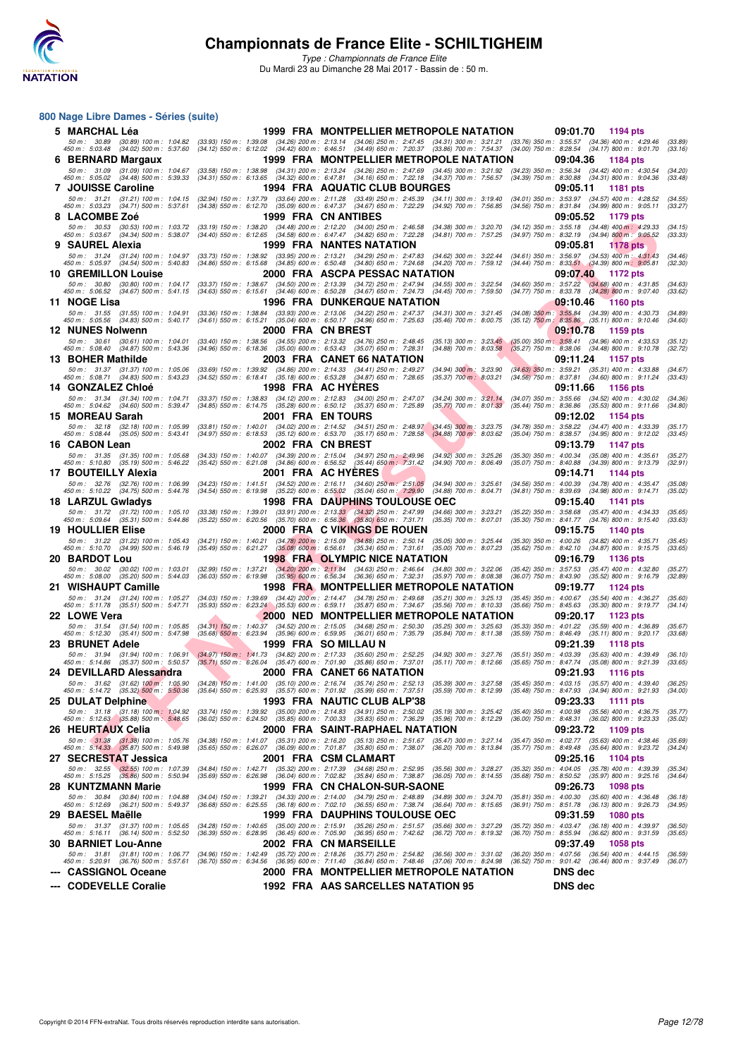# Championnats de France Elite - SCHILTIGHEIM

*Type : Championnats de France Elite*

Du Mardi 23 au Dimanche 28 Mai 2017 - Bassin de : 50 m.

## 800 Nage Libre Dames - Séries (suite)

**5 MARCHAL Léa** — 1999 FRA MONTPELLIER METROPOLE NATATION — 09:01.70 — 1194 pts
50 m : 30.89 (30.89) 100 m : 1:04.82 (33.93) 150 m : 1:39.08 (34.26) 200 m : 2:13.14 (34.06) 250 m : 2:47.45 (34.31) 300 m : 3:21.21 (33.76) 350 m : 3:55.57 (34.36) 400 m : 4:29.46 (33.89)
450 m : 5:03.48 (34.02) 500 m : 5:37.60 (34.12) 550 m : 6:12.02 (34.42) 600 m : 6:46.51 (34.49) 650 m : 7:20.37 (33.86) 700 m : 7:54.37 (34.00) 750 m : 8:28.54 (34.17) 800 m : 9:01.70 (33.16)

**6 BERNARD Margaux** — 1999 FRA MONTPELLIER METROPOLE NATATION — 09:04.36 — 1184 pts
50 m : 31.09 (31.09) 100 m : 1:04.67 (33.58) 150 m : 1:38.98 (34.31) 200 m : 2:13.24 (34.26) 250 m : 2:47.69 (34.45) 300 m : 3:21.92 (34.23) 350 m : 3:56.34 (34.42) 400 m : 4:30.54 (34.20)
450 m : 5:05.02 (34.48) 500 m : 5:39.33 (34.31) 550 m : 6:13.65 (34.32) 600 m : 6:47.81 (34.16) 650 m : 7:22.18 (34.37) 700 m : 7:56.57 (34.39) 750 m : 8:30.88 (34.31) 800 m : 9:04.36 (33.48)

**7 JOUISSE Caroline** — 1994 FRA AQUATIC CLUB BOURGES — 09:05.11 — 1181 pts
50 m : 31.21 (31.21) 100 m : 1:04.15 (32.94) 150 m : 1:37.79 (33.64) 200 m : 2:11.28 (33.49) 250 m : 2:45.39 (34.11) 300 m : 3:19.40 (34.01) 350 m : 3:53.97 (34.57) 400 m : 4:28.52 (34.55)
450 m : 5:03.23 (34.71) 500 m : 5:37.61 (34.38) 550 m : 6:12.70 (35.09) 600 m : 6:47.37 (34.67) 650 m : 7:22.29 (34.92) 700 m : 7:56.85 (34.56) 750 m : 8:31.84 (34.99) 800 m : 9:05.11 (33.27)

**8 LACOMBE Zoé** — 1999 FRA CN ANTIBES — 09:05.52 — 1179 pts
50 m : 30.53 (30.53) 100 m : 1:03.72 (33.19) 150 m : 1:38.20 (34.48) 200 m : 2:12.20 (34.00) 250 m : 2:46.58 (34.38) 300 m : 3:20.70 (34.12) 350 m : 3:55.18 (34.48) 400 m : 4:29.33 (34.15)
450 m : 5:03.67 (34.34) 500 m : 5:38.07 (34.40) 550 m : 6:12.65 (34.58) 600 m : 6:47.47 (34.82) 650 m : 7:22.28 (34.81) 700 m : 7:57.25 (34.97) 750 m : 8:32.19 (34.94) 800 m : 9:05.52 (33.33)

**9 SAUREL Alexia** — 1999 FRA NANTES NATATION — 09:05.81 — 1178 pts
50 m : 31.24 (31.24) 100 m : 1:04.97 (33.73) 150 m : 1:38.92 (33.95) 200 m : 2:13.21 (34.29) 250 m : 2:47.83 (34.62) 300 m : 3:22.44 (34.61) 350 m : 3:56.97 (34.53) 400 m : 4:31.43 (34.46)
450 m : 5:05.97 (34.54) 500 m : 5:40.83 (34.86) 550 m : 6:15.68 (34.85) 600 m : 6:50.48 (34.80) 650 m : 7:24.68 (34.20) 700 m : 7:59.12 (34.44) 750 m : 8:33.51 (34.39) 800 m : 9:05.81 (32.30)

**10 GREMILLON Louise** — 2000 FRA ASCPA PESSAC NATATION — 09:07.40 — 1172 pts
50 m : 30.80 (30.80) 100 m : 1:04.17 (33.37) 150 m : 1:38.67 (34.50) 200 m : 2:13.39 (34.72) 250 m : 2:47.94 (34.55) 300 m : 3:22.54 (34.60) 350 m : 3:57.22 (34.68) 400 m : 4:31.85 (34.63)
450 m : 5:06.52 (34.67) 500 m : 5:41.15 (34.63) 550 m : 6:15.61 (34.46) 600 m : 6:50.28 (34.67) 650 m : 7:24.73 (34.45) 700 m : 7:59.50 (34.77) 750 m : 8:33.78 (34.28) 800 m : 9:07.40 (33.62)

**11 NOGE Lisa** — 1996 FRA DUNKERQUE NATATION — 09:10.46 — 1160 pts
50 m : 31.55 (31.55) 100 m : 1:04.91 (33.36) 150 m : 1:38.84 (33.93) 200 m : 2:13.06 (34.22) 250 m : 2:47.37 (34.31) 300 m : 3:21.45 (34.08) 350 m : 3:55.84 (34.39) 400 m : 4:30.73 (34.89)
450 m : 5:05.56 (34.83) 500 m : 5:40.17 (34.61) 550 m : 6:15.21 (35.04) 600 m : 6:50.17 (34.96) 650 m : 7:25.63 (35.46) 700 m : 8:00.75 (35.12) 750 m : 8:35.86 (35.11) 800 m : 9:10.46 (34.60)

**12 NUNES Nolwenn** — 2000 FRA CN BREST — 09:10.78 — 1159 pts
50 m : 30.61 (30.61) 100 m : 1:04.01 (33.40) 150 m : 1:38.56 (34.55) 200 m : 2:13.32 (34.76) 250 m : 2:48.45 (35.13) 300 m : 3:23.45 (35.00) 350 m : 3:58.41 (34.96) 400 m : 4:33.53 (35.12)
450 m : 5:08.40 (34.87) 500 m : 5:43.36 (34.96) 550 m : 6:18.36 (35.00) 600 m : 6:53.43 (35.07) 650 m : 7:28.31 (34.88) 700 m : 8:03.58 (35.27) 750 m : 8:38.06 (34.48) 800 m : 9:10.78 (32.72)

**13 BOHER Mathilde** — 2003 FRA CANET 66 NATATION — 09:11.24 — 1157 pts
50 m : 31.37 (31.37) 100 m : 1:05.06 (33.69) 150 m : 1:39.92 (34.86) 200 m : 2:14.33 (34.41) 250 m : 2:49.27 (34.94) 300 m : 3:23.90 (34.63) 350 m : 3:59.21 (35.31) 400 m : 4:33.88 (34.67)
450 m : 5:08.71 (34.83) 500 m : 5:43.23 (34.52) 550 m : 6:18.41 (35.18) 600 m : 6:53.28 (34.87) 650 m : 7:28.65 (35.37) 700 m : 8:03.21 (34.56) 750 m : 8:37.81 (34.60) 800 m : 9:11.24 (33.43)

**14 GONZALEZ Chloé** — 1998 FRA AC HYÈRES — 09:11.66 — 1156 pts
50 m : 31.34 (31.34) 100 m : 1:04.71 (33.37) 150 m : 1:38.83 (34.12) 200 m : 2:12.83 (34.00) 250 m : 2:47.07 (34.24) 300 m : 3:21.14 (34.07) 350 m : 3:55.66 (34.52) 400 m : 4:30.02 (34.36)
450 m : 5:04.62 (34.60) 500 m : 5:39.47 (34.85) 550 m : 6:14.75 (35.28) 600 m : 6:50.12 (35.37) 650 m : 7:25.89 (35.77) 700 m : 8:01.33 (35.44) 750 m : 8:36.86 (35.53) 800 m : 9:11.66 (34.80)

**15 MOREAU Sarah** — 2001 FRA EN TOURS — 09:12.02 — 1154 pts
50 m : 32.18 (32.18) 100 m : 1:05.99 (33.81) 150 m : 1:40.01 (34.02) 200 m : 2:14.52 (34.51) 250 m : 2:48.97 (34.45) 300 m : 3:23.75 (34.78) 350 m : 3:58.22 (34.47) 400 m : 4:33.39 (35.17)
450 m : 5:08.44 (35.05) 500 m : 5:43.41 (34.97) 550 m : 6:18.53 (35.12) 600 m : 6:53.70 (35.17) 650 m : 7:28.58 (34.88) 700 m : 8:03.62 (35.04) 750 m : 8:38.57 (34.95) 800 m : 9:12.02 (33.45)

**16 CABON Lean** — 2002 FRA CN BREST — 09:13.79 — 1147 pts
50 m : 31.35 (31.35) 100 m : 1:05.68 (34.33) 150 m : 1:40.07 (34.39) 200 m : 2:15.04 (34.97) 250 m : 2:49.96 (34.92) 300 m : 3:25.26 (35.30) 350 m : 4:00.34 (35.08) 400 m : 4:35.61 (35.27)
450 m : 5:10.80 (35.19) 500 m : 5:46.22 (35.42) 550 m : 6:21.08 (34.86) 600 m : 6:56.52 (35.44) 650 m : 7:31.42 (34.90) 700 m : 8:06.49 (35.07) 750 m : 8:40.88 (34.39) 800 m : 9:13.79 (32.91)

**17 BOUTEILLY Alexia** — 2001 FRA AC HYÈRES — 09:14.71 — 1144 pts
50 m : 32.76 (32.76) 100 m : 1:06.99 (34.23) 150 m : 1:41.51 (34.52) 200 m : 2:16.11 (34.60) 250 m : 2:51.05 (34.94) 300 m : 3:25.61 (34.56) 350 m : 4:00.39 (34.78) 400 m : 4:35.47 (35.08)
450 m : 5:10.22 (34.75) 500 m : 5:44.76 (34.54) 550 m : 6:19.98 (35.22) 600 m : 6:55.02 (35.04) 650 m : 7:29.90 (34.88) 700 m : 8:04.71 (34.81) 750 m : 8:39.69 (34.98) 800 m : 9:14.71 (35.02)

**18 LARZUL Gwladys** — 1998 FRA DAUPHINS TOULOUSE OEC — 09:15.40 — 1141 pts
50 m : 31.72 (31.72) 100 m : 1:05.10 (33.38) 150 m : 1:39.01 (33.91) 200 m : 2:13.33 (34.32) 250 m : 2:47.99 (34.66) 300 m : 3:23.21 (35.22) 350 m : 3:58.68 (35.47) 400 m : 4:34.33 (35.65)
450 m : 5:09.64 (35.31) 500 m : 5:44.86 (35.22) 550 m : 6:20.56 (35.70) 600 m : 6:56.36 (35.80) 650 m : 7:31.71 (35.35) 700 m : 8:07.01 (35.30) 750 m : 8:41.77 (34.76) 800 m : 9:15.40 (33.63)

**19 HOULLIER Elise** — 2000 FRA C VIKINGS DE ROUEN — 09:15.75 — 1140 pts
50 m : 31.22 (31.22) 100 m : 1:05.43 (34.21) 150 m : 1:40.21 (34.78) 200 m : 2:15.09 (34.88) 250 m : 2:50.14 (35.05) 300 m : 3:25.44 (35.30) 350 m : 4:00.26 (34.82) 400 m : 4:35.71 (35.45)
450 m : 5:10.70 (34.99) 500 m : 5:46.19 (35.49) 550 m : 6:21.27 (35.08) 600 m : 6:56.61 (35.34) 650 m : 7:31.61 (35.00) 700 m : 8:07.23 (35.62) 750 m : 8:42.10 (34.87) 800 m : 9:15.75 (33.65)

**20 BARDOT Lou** — 1998 FRA OLYMPIC NICE NATATION — 09:16.79 — 1136 pts
50 m : 30.02 (30.02) 100 m : 1:03.01 (32.99) 150 m : 1:37.21 (34.20) 200 m : 2:11.84 (34.63) 250 m : 2:46.64 (34.80) 300 m : 3:22.06 (35.42) 350 m : 3:57.53 (35.47) 400 m : 4:32.80 (35.27)
450 m : 5:08.00 (35.20) 500 m : 5:44.03 (36.03) 550 m : 6:19.98 (35.95) 600 m : 6:56.34 (36.36) 650 m : 7:32.31 (35.97) 700 m : 8:08.38 (36.07) 750 m : 8:43.90 (35.52) 800 m : 9:16.79 (32.89)

**21 WISHAUPT Camille** — 1998 FRA MONTPELLIER METROPOLE NATATION — 09:19.77 — 1124 pts
50 m : 31.24 (31.24) 100 m : 1:05.27 (34.03) 150 m : 1:39.69 (34.42) 200 m : 2:14.47 (34.78) 250 m : 2:49.68 (35.21) 300 m : 3:25.13 (35.45) 350 m : 4:00.67 (35.54) 400 m : 4:36.27 (35.60)
450 m : 5:11.78 (35.51) 500 m : 5:47.71 (35.93) 550 m : 6:23.24 (35.53) 600 m : 6:59.11 (35.87) 650 m : 7:34.67 (35.56) 700 m : 8:10.33 (35.66) 750 m : 8:45.63 (35.30) 800 m : 9:19.77 (34.14)

**22 LOWE Vera** — 2000 NED MONTPELLIER METROPOLE NATATION — 09:20.17 — 1123 pts
50 m : 31.54 (31.54) 100 m : 1:05.85 (34.31) 150 m : 1:40.37 (34.52) 200 m : 2:15.05 (34.68) 250 m : 2:50.30 (35.25) 300 m : 3:25.63 (35.33) 350 m : 4:01.22 (35.59) 400 m : 4:36.89 (35.67)
450 m : 5:12.30 (35.41) 500 m : 5:47.98 (35.68) 550 m : 6:23.94 (35.96) 600 m : 6:59.95 (36.01) 650 m : 7:35.79 (35.84) 700 m : 8:11.38 (35.59) 750 m : 8:46.49 (35.11) 800 m : 9:20.17 (33.68)

**23 BRUNET Adele** — 1999 FRA SO MILLAU N — 09:21.39 — 1118 pts
50 m : 31.94 (31.94) 100 m : 1:06.91 (34.97) 150 m : 1:41.73 (34.82) 200 m : 2:17.33 (35.60) 250 m : 2:52.25 (34.92) 300 m : 3:27.76 (35.51) 350 m : 4:03.39 (35.63) 400 m : 4:39.49 (36.10)
450 m : 5:14.86 (35.37) 500 m : 5:50.57 (35.71) 550 m : 6:26.04 (35.47) 600 m : 7:01.90 (35.86) 650 m : 7:37.01 (35.11) 700 m : 8:12.66 (35.65) 750 m : 8:47.74 (35.08) 800 m : 9:21.39 (33.65)

**24 DEVILLARD Alessandra** — 2000 FRA CANET 66 NATATION — 09:21.93 — 1116 pts
50 m : 31.62 (31.62) 100 m : 1:05.90 (34.28) 150 m : 1:41.00 (35.10) 200 m : 2:16.74 (35.74) 250 m : 2:52.13 (35.39) 300 m : 3:27.58 (35.45) 350 m : 4:03.15 (35.57) 400 m : 4:39.40 (36.25)
450 m : 5:14.72 (35.32) 500 m : 5:50.36 (35.64) 550 m : 6:25.93 (35.57) 600 m : 7:01.92 (35.99) 650 m : 7:37.51 (35.59) 700 m : 8:12.99 (35.48) 750 m : 8:47.93 (34.94) 800 m : 9:21.93 (34.00)

**25 DULAT Delphine** — 1993 FRA NAUTIC CLUB ALP'38 — 09:23.33 — 1111 pts
50 m : 31.18 (31.18) 100 m : 1:04.92 (33.74) 150 m : 1:39.92 (35.00) 200 m : 2:14.83 (34.91) 250 m : 2:50.02 (35.19) 300 m : 3:25.42 (35.40) 350 m : 4:00.98 (35.56) 400 m : 4:36.75 (35.77)
450 m : 5:12.63 (35.88) 500 m : 5:48.65 (36.02) 550 m : 6:24.50 (35.85) 600 m : 7:00.33 (35.83) 650 m : 7:36.29 (35.96) 700 m : 8:12.29 (36.00) 750 m : 8:48.31 (36.02) 800 m : 9:23.33 (35.02)

**26 HEURTAUX Celia** — 2000 FRA SAINT-RAPHAEL NATATION — 09:23.72 — 1109 pts
50 m : 31.38 (31.38) 100 m : 1:05.76 (34.38) 150 m : 1:41.07 (35.31) 200 m : 2:16.20 (35.13) 250 m : 2:51.67 (35.47) 300 m : 3:27.14 (35.47) 350 m : 4:02.77 (35.63) 400 m : 4:38.46 (35.69)
450 m : 5:14.33 (35.87) 500 m : 5:49.98 (35.65) 550 m : 6:26.07 (36.09) 600 m : 7:01.87 (35.80) 650 m : 7:38.07 (36.20) 700 m : 8:13.84 (35.77) 750 m : 8:49.48 (35.64) 800 m : 9:23.72 (34.24)

**27 SECRESTAT Jessica** — 2001 FRA CSM CLAMART — 09:25.16 — 1104 pts
50 m : 32.55 (32.55) 100 m : 1:07.39 (34.84) 150 m : 1:42.71 (35.32) 200 m : 2:17.39 (34.68) 250 m : 2:52.95 (35.56) 300 m : 3:28.27 (35.32) 350 m : 4:04.05 (35.78) 400 m : 4:39.39 (35.34)
450 m : 5:15.25 (35.86) 500 m : 5:50.94 (35.69) 550 m : 6:26.98 (36.04) 600 m : 7:02.82 (35.84) 650 m : 7:38.87 (36.05) 700 m : 8:14.55 (35.68) 750 m : 8:50.52 (35.97) 800 m : 9:25.16 (34.64)

**28 KUNTZMANN Marie** — 1999 FRA CN CHALON-SUR-SAONE — 09:26.73 — 1098 pts
50 m : 30.84 (30.84) 100 m : 1:04.88 (34.04) 150 m : 1:39.21 (34.33) 200 m : 2:14.00 (34.79) 250 m : 2:48.89 (34.89) 300 m : 3:24.70 (35.81) 350 m : 4:00.30 (35.60) 400 m : 4:36.48 (36.18)
450 m : 5:12.69 (36.21) 500 m : 5:49.37 (36.68) 550 m : 6:25.55 (36.18) 600 m : 7:02.10 (36.55) 650 m : 7:38.74 (36.64) 700 m : 8:15.65 (36.91) 750 m : 8:51.78 (36.13) 800 m : 9:26.73 (34.95)

**29 BAESEL Maëlle** — 1999 FRA DAUPHINS TOULOUSE OEC — 09:31.59 — 1080 pts
50 m : 31.37 (31.37) 100 m : 1:05.65 (34.28) 150 m : 1:40.65 (35.00) 200 m : 2:15.91 (35.26) 250 m : 2:51.57 (35.66) 300 m : 3:27.29 (35.72) 350 m : 4:03.47 (36.18) 400 m : 4:39.97 (36.50)
450 m : 5:16.11 (36.14) 500 m : 5:52.50 (36.39) 550 m : 6:28.95 (36.45) 600 m : 7:05.90 (36.95) 650 m : 7:42.62 (36.72) 700 m : 8:19.32 (36.70) 750 m : 8:55.94 (36.62) 800 m : 9:31.59 (35.65)

**30 BARNIET Lou-Anne** — 2002 FRA CN MARSEILLE — 09:37.49 — 1058 pts
50 m : 31.81 (31.81) 100 m : 1:06.77 (34.96) 150 m : 1:42.49 (35.72) 200 m : 2:18.26 (35.77) 250 m : 2:54.82 (36.56) 300 m : 3:31.02 (36.20) 350 m : 4:07.56 (36.54) 400 m : 4:44.15 (36.59)
450 m : 5:20.91 (36.76) 500 m : 5:57.61 (36.70) 550 m : 6:34.56 (36.95) 600 m : 7:11.40 (36.84) 650 m : 7:48.46 (37.06) 700 m : 8:24.98 (36.52) 750 m : 9:01.42 (36.44) 800 m : 9:37.49 (36.07)

**--- CASSIGNOL Oceane** — 2000 FRA MONTPELLIER METROPOLE NATATION — DNS dec

**--- CODEVELLE Coralie** — 1992 FRA AAS SARCELLES NATATION 95 — DNS dec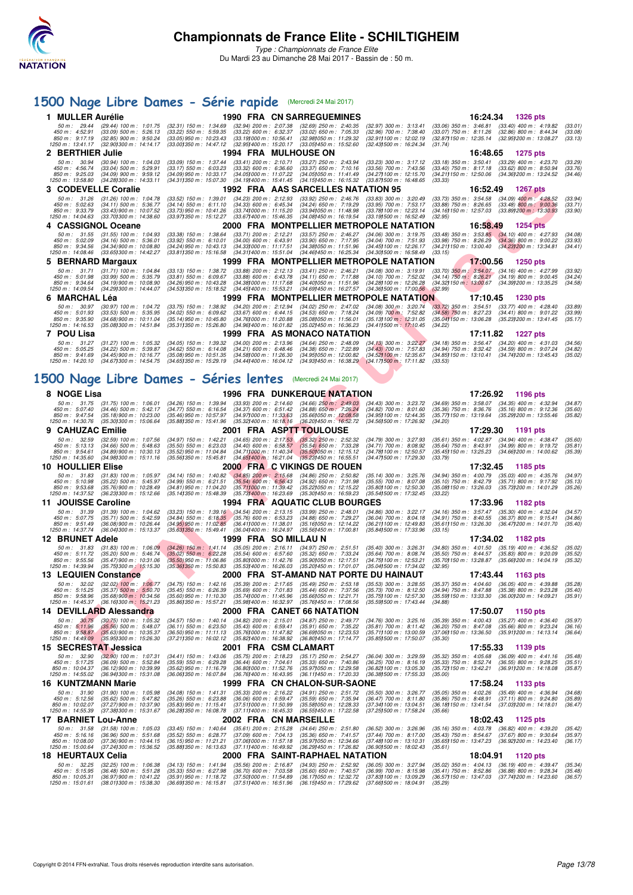# Championnats de France Elite - SCHILTIGHEIM

*Type : Championnats de France Elite*

Du Mardi 23 au Dimanche 28 Mai 2017 - Bassin de : 50 m.

## 1500 Nage Libre Dames - Série rapide (Mercredi 24 Mai 2017)

**1 MULLER Aurélie** 1990 FRA CN SARREGUEMINES 16:24.34 1326 pts

50 m : 29.44 (29.44) 100 m : 1:01.75 (32.31) 150 m : 1:34.69 (32.94) 200 m : 2:07.38 (32.69) 250 m : 2:40.35 (32.97) 300 m : 3:13.41 (33.06) 350 m : 3:46.81 (33.40) 400 m : 4:19.82 (33.01)
450 m : 4:52.91 (33.09) 500 m : 5:26.13 (33.22) 550 m : 5:59.35 (33.22) 600 m : 6:32.37 (33.02) 650 m : 7:05.33 (32.96) 700 m : 7:38.40 (33.07) 750 m : 8:11.26 (32.86) 800 m : 8:44.34 (33.08)
850 m : 9:17.19 (32.85) 900 m : 9:50.24 (33.05) 950 m : 10:23.43 (33.19) 1000 m : 10:56.41 (32.98) 1050 m : 11:29.32 (32.91) 1100 m : 12:02.19 (32.87) 1150 m : 12:35.14 (32.95) 1200 m : 13:08.27 (33.13)
1250 m : 13:41.17 (32.90) 1300 m : 14:14.17 (33.00) 1350 m : 14:47.12 (32.95) 1400 m : 15:20.17 (33.05) 1450 m : 15:52.60 (32.43) 1500 m : 16:24.34 (31.74)

**2 BERTHIER Julie** 1994 FRA MULHOUSE ON 16:48.65 1275 pts

50 m : 30.94 (30.94) 100 m : 1:04.03 (33.09) 150 m : 1:37.44 (33.41) 200 m : 2:10.71 (33.27) 250 m : 2:43.94 (33.23) 300 m : 3:17.12 (33.18) 350 m : 3:50.41 (33.29) 400 m : 4:23.70 (33.29)
450 m : 4:56.74 (33.04) 500 m : 5:29.91 (33.17) 550 m : 6:03.23 (33.32) 600 m : 6:36.60 (33.37) 650 m : 7:10.16 (33.56) 700 m : 7:43.56 (33.40) 750 m : 8:17.18 (33.62) 800 m : 8:50.94 (33.76)
850 m : 9:25.03 (34.09) 900 m : 9:59.12 (34.09) 950 m : 10:33.17 (34.05) 1000 m : 11:07.22 (34.05) 1050 m : 11:41.49 (34.27) 1100 m : 12:15.70 (34.21) 1150 m : 12:50.06 (34.36) 1200 m : 13:24.52 (34.46)
1250 m : 13:58.80 (34.28) 1300 m : 14:33.11 (34.31) 1350 m : 15:07.30 (34.19) 1400 m : 15:41.45 (34.15) 1450 m : 16:15.32 (33.87) 1500 m : 16:48.65 (33.33)

**3 CODEVELLE Coralie** 1992 FRA AAS SARCELLES NATATION 95 16:52.49 1267 pts

50 m : 31.26 (31.26) 100 m : 1:04.78 (33.52) 150 m : 1:39.01 (34.23) 200 m : 2:12.93 (33.92) 250 m : 2:46.76 (33.83) 300 m : 3:20.49 (33.73) 350 m : 3:54.58 (34.09) 400 m : 4:28.52 (33.94)
450 m : 5:02.63 (34.11) 500 m : 5:36.77 (34.14) 550 m : 6:11.10 (34.33) 600 m : 6:45.34 (34.24) 650 m : 7:19.29 (33.95) 700 m : 7:53.17 (33.88) 750 m : 8:26.65 (33.48) 800 m : 9:00.36 (33.71)
850 m : 9:33.79 (33.43) 900 m : 10:07.52 (33.73) 950 m : 10:41.26 (33.74) 1000 m : 11:15.20 (33.94) 1050 m : 11:48.98 (33.78) 1100 m : 12:23.14 (34.16) 1150 m : 12:57.03 (33.89) 1200 m : 13:30.93 (33.90)
1250 m : 14:04.63 (33.70) 1300 m : 14:38.60 (33.97) 1350 m : 15:12.27 (33.67) 1400 m : 15:46.35 (34.08) 1450 m : 16:19.54 (33.19) 1500 m : 16:52.49 (32.95)

**4 CASSIGNOL Oceane** 2000 FRA MONTPELLIER METROPOLE NATATION 16:58.49 1254 pts

50 m : 31.55 (31.55) 100 m : 1:04.93 (33.38) 150 m : 1:38.64 (33.71) 200 m : 2:12.21 (33.57) 250 m : 2:46.27 (34.06) 300 m : 3:19.75 (33.48) 350 m : 3:53.85 (34.10) 400 m : 4:27.93 (34.08)
450 m : 5:02.09 (34.16) 500 m : 5:36.01 (33.92) 550 m : 6:10.01 (34.00) 600 m : 6:43.91 (33.90) 650 m : 7:17.95 (34.04) 700 m : 7:51.93 (33.98) 750 m : 8:26.29 (34.36) 800 m : 9:00.22 (33.93)
850 m : 9:34.56 (34.34) 900 m : 10:08.80 (34.24) 950 m : 10:43.13 (34.33) 1000 m : 11:17.51 (34.38) 1050 m : 11:51.96 (34.45) 1100 m : 12:26.17 (34.21) 1150 m : 13:00.40 (34.23) 1200 m : 13:34.81 (34.41)
1250 m : 14:08.46 (33.65) 1300 m : 14:42.27 (33.81) 1350 m : 15:16.58 (34.31) 1400 m : 15:51.04 (34.46) 1450 m : 16:25.34 (34.30) 1500 m : 16:58.49 (33.15)

**5 BERNARD Margaux** 1999 FRA MONTPELLIER METROPOLE NATATION 17:00.56 1250 pts

50 m : 31.71 (31.71) 100 m : 1:04.84 (33.13) 150 m : 1:38.72 (33.88) 200 m : 2:12.13 (33.41) 250 m : 2:46.21 (34.08) 300 m : 3:19.91 (33.70) 350 m : 3:54.07 (34.16) 400 m : 4:27.99 (33.92)
450 m : 5:01.98 (33.99) 500 m : 5:35.79 (33.81) 550 m : 6:09.67 (33.88) 600 m : 6:43.78 (34.11) 650 m : 7:17.88 (34.10) 700 m : 7:52.02 (34.14) 750 m : 8:26.21 (34.19) 800 m : 9:00.45 (34.24)
850 m : 9:34.64 (34.19) 900 m : 10:08.90 (34.26) 950 m : 10:43.28 (34.38) 1000 m : 11:17.68 (34.40) 1050 m : 11:51.96 (34.28) 1100 m : 12:26.28 (34.32) 1150 m : 13:00.67 (34.39) 1200 m : 13:35.25 (34.58)
1250 m : 14:09.54 (34.29) 1300 m : 14:44.07 (34.53) 1350 m : 15:18.52 (34.45) 1400 m : 15:53.21 (34.69) 1450 m : 16:27.57 (34.36) 1500 m : 17:00.56 (32.99)

**6 MARCHAL Léa** 1999 FRA MONTPELLIER METROPOLE NATATION 17:10.45 1230 pts

50 m : 30.97 (30.97) 100 m : 1:04.72 (33.75) 150 m : 1:38.92 (34.20) 200 m : 2:12.94 (34.02) 250 m : 2:47.02 (34.08) 300 m : 3:20.74 (33.72) 350 m : 3:54.51 (33.77) 400 m : 4:28.40 (33.89)
450 m : 5:01.93 (33.53) 500 m : 5:35.95 (34.02) 550 m : 6:09.62 (33.67) 600 m : 6:44.15 (34.53) 650 m : 7:18.24 (34.09) 700 m : 7:52.82 (34.58) 750 m : 8:27.23 (34.41) 800 m : 9:01.22 (33.99)
850 m : 9:35.90 (34.68) 900 m : 10:11.04 (35.14) 950 m : 10:45.80 (34.76) 1000 m : 11:20.88 (35.08) 1050 m : 11:56.01 (35.13) 1100 m : 12:31.05 (35.04) 1150 m : 13:06.28 (35.23) 1200 m : 13:41.45 (35.17)
1250 m : 14:16.53 (35.08) 1300 m : 14:51.84 (35.31) 1350 m : 15:26.80 (34.96) 1400 m : 16:01.82 (35.02) 1450 m : 16:36.23 (34.41) 1500 m : 17:10.45 (34.22)

**7 POU Lisa** 1999 FRA AS MONACO NATATION 17:11.82 1227 pts

50 m : 31.27 (31.27) 100 m : 1:05.32 (34.05) 150 m : 1:39.32 (34.00) 200 m : 2:13.96 (34.64) 250 m : 2:48.09 (34.13) 300 m : 3:22.27 (34.18) 350 m : 3:56.47 (34.20) 400 m : 4:31.03 (34.56)
450 m : 5:05.25 (34.22) 500 m : 5:39.87 (34.62) 550 m : 6:14.08 (34.21) 600 m : 6:48.46 (34.38) 650 m : 7:22.89 (34.43) 700 m : 7:57.83 (34.94) 750 m : 8:32.42 (34.59) 800 m : 9:07.24 (34.82)
850 m : 9:41.69 (34.45) 900 m : 10:16.77 (35.08) 950 m : 10:51.35 (34.58) 1000 m : 11:26.30 (34.95) 1050 m : 12:00.82 (34.52) 1100 m : 12:35.67 (34.85) 1150 m : 13:10.41 (34.74) 1200 m : 13:45.43 (35.02)
1250 m : 14:20.10 (34.67) 1300 m : 14:54.75 (34.65) 1350 m : 15:29.19 (34.44) 1400 m : 16:04.12 (34.93) 1450 m : 16:38.29 (34.17) 1500 m : 17:11.82 (33.53)

## 1500 Nage Libre Dames - Séries lentes (Mercredi 24 Mai 2017)

**8 NOGE Lisa** 1996 FRA DUNKERQUE NATATION 17:26.92 1196 pts

50 m : 31.75 (31.75) 100 m : 1:06.01 (34.26) 150 m : 1:39.94 (33.93) 200 m : 2:14.60 (34.66) 250 m : 2:49.03 (34.43) 300 m : 3:23.72 (34.69) 350 m : 3:58.07 (34.35) 400 m : 4:32.94 (34.87)
450 m : 5:07.40 (34.46) 500 m : 5:42.17 (34.77) 550 m : 6:16.54 (34.37) 600 m : 6:51.42 (34.88) 650 m : 7:26.24 (34.82) 700 m : 8:01.60 (35.36) 750 m : 8:36.76 (35.16) 800 m : 9:12.36 (35.60)
850 m : 9:47.54 (35.18) 900 m : 10:23.00 (35.46) 950 m : 10:57.97 (34.97) 1000 m : 11:33.63 (35.66) 1050 m : 12:08.58 (34.95) 1100 m : 12:44.35 (35.77) 1150 m : 13:19.64 (35.29) 1200 m : 13:55.46 (35.82)
1250 m : 14:30.76 (35.30) 1300 m : 15:06.64 (35.88) 1350 m : 15:41.96 (35.32) 1400 m : 16:18.16 (36.20) 1450 m : 16:52.72 (34.56) 1500 m : 17:26.92 (34.20)

**9 CAHUZAC Emilie** 2001 FRA ASPTT TOULOUSE 17:29.30 1191 pts

50 m : 32.59 (32.59) 100 m : 1:07.56 (34.97) 150 m : 1:42.21 (34.65) 200 m : 2:17.53 (35.32) 250 m : 2:52.32 (34.79) 300 m : 3:27.93 (35.61) 350 m : 4:02.87 (34.94) 400 m : 4:38.47 (35.60)
450 m : 5:13.13 (34.66) 500 m : 5:48.63 (35.50) 550 m : 6:23.03 (34.40) 600 m : 6:58.57 (35.54) 650 m : 7:33.28 (34.71) 700 m : 8:08.92 (35.64) 750 m : 8:43.91 (34.99) 800 m : 9:19.72 (35.81)
850 m : 9:54.61 (34.89) 900 m : 10:30.13 (35.52) 950 m : 11:04.84 (34.71) 1000 m : 11:40.34 (35.50) 1050 m : 12:15.12 (34.78) 1100 m : 12:50.57 (35.45) 1150 m : 13:25.23 (34.66) 1200 m : 14:00.62 (35.39)
1250 m : 14:35.60 (34.98) 1300 m : 15:11.16 (35.56) 1350 m : 15:45.81 (34.65) 1400 m : 16:21.04 (35.23) 1450 m : 16:55.51 (34.47) 1500 m : 17:29.30 (33.79)

**10 HOULLIER Elise** 2000 FRA C VIKINGS DE ROUEN 17:32.45 1185 pts

50 m : 31.83 (31.83) 100 m : 1:05.97 (34.14) 150 m : 1:40.82 (34.85) 200 m : 2:15.68 (34.86) 250 m : 2:50.82 (35.14) 300 m : 3:25.76 (34.94) 350 m : 4:00.79 (35.03) 400 m : 4:35.76 (34.97)
450 m : 5:10.98 (35.22) 500 m : 5:45.97 (34.99) 550 m : 6:21.51 (35.54) 600 m : 6:56.43 (34.92) 650 m : 7:31.98 (35.55) 700 m : 8:07.08 (35.10) 750 m : 8:42.79 (35.71) 800 m : 9:17.92 (35.13)
850 m : 9:53.68 (35.76) 900 m : 10:28.49 (34.81) 950 m : 11:04.20 (35.71) 1000 m : 11:39.42 (35.22) 1050 m : 12:15.22 (35.80) 1100 m : 12:50.30 (35.08) 1150 m : 13:26.03 (35.73) 1200 m : 14:01.29 (35.26)
1250 m : 14:37.52 (36.23) 1300 m : 15:12.66 (35.14) 1350 m : 15:48.39 (35.73) 1400 m : 16:23.69 (35.30) 1450 m : 16:59.23 (35.54) 1500 m : 17:32.45 (33.22)

**11 JOUISSE Caroline** 1994 FRA AQUATIC CLUB BOURGES 17:33.96 1182 pts

50 m : 31.39 (31.39) 100 m : 1:04.62 (33.23) 150 m : 1:39.16 (34.54) 200 m : 2:13.15 (33.99) 250 m : 2:48.01 (34.86) 300 m : 3:22.17 (34.16) 350 m : 3:57.47 (35.30) 400 m : 4:32.04 (34.57)
450 m : 5:07.75 (35.71) 500 m : 5:42.59 (34.84) 550 m : 6:18.35 (35.76) 600 m : 6:53.23 (34.88) 650 m : 7:29.27 (36.04) 700 m : 8:04.18 (34.91) 750 m : 8:40.55 (36.37) 800 m : 9:15.41 (34.86)
850 m : 9:51.49 (36.08) 900 m : 10:26.44 (34.95) 950 m : 11:02.85 (36.41) 1000 m : 11:38.01 (35.16) 1050 m : 12:14.22 (36.21) 1100 m : 12:49.83 (35.61) 1150 m : 13:26.30 (36.47) 1200 m : 14:01.70 (35.40)
1250 m : 14:37.74 (36.04) 1300 m : 15:13.37 (35.63) 1350 m : 15:49.41 (36.04) 1400 m : 16:24.97 (35.56) 1450 m : 17:00.81 (35.84) 1500 m : 17:33.96 (33.15)

**12 BRUNET Adele** 1999 FRA SO MILLAU N 17:34.02 1182 pts

50 m : 31.83 (31.83) 100 m : 1:06.09 (34.26) 150 m : 1:41.14 (35.05) 200 m : 2:16.11 (34.97) 250 m : 2:51.51 (35.40) 300 m : 3:26.31 (34.80) 350 m : 4:01.50 (35.19) 400 m : 4:36.52 (35.02)
450 m : 5:11.72 (35.20) 500 m : 5:46.74 (35.02) 550 m : 6:22.28 (35.54) 600 m : 6:57.60 (35.32) 650 m : 7:33.24 (35.64) 700 m : 8:08.74 (35.50) 750 m : 8:44.57 (35.83) 800 m : 9:20.09 (35.52)
850 m : 9:55.56 (35.47) 900 m : 10:31.06 (35.50) 950 m : 11:06.86 (35.80) 1000 m : 11:42.76 (35.90) 1050 m : 12:17.51 (34.75) 1100 m : 12:53.21 (35.70) 1150 m : 13:28.87 (35.66) 1200 m : 14:04.19 (35.32)
1250 m : 14:39.94 (35.75) 1300 m : 15:15.30 (35.36) 1350 m : 15:50.83 (35.53) 1400 m : 16:26.03 (35.20) 1450 m : 17:01.07 (35.04) 1500 m : 17:34.02 (32.95)

**13 LEQUIEN Constance** 2000 FRA ST-AMAND NAT PORTE DU HAINAUT 17:43.44 1163 pts

50 m : 32.02 (32.02) 100 m : 1:06.77 (34.75) 150 m : 1:42.16 (35.39) 200 m : 2:17.65 (35.49) 250 m : 2:53.18 (35.53) 300 m : 3:28.55 (35.37) 350 m : 4:04.60 (36.05) 400 m : 4:39.88 (35.28)
450 m : 5:15.25 (35.37) 500 m : 5:50.70 (35.45) 550 m : 6:26.39 (35.69) 600 m : 7:01.83 (35.44) 650 m : 7:37.56 (35.73) 700 m : 8:12.50 (34.94) 750 m : 8:47.88 (35.38) 800 m : 9:23.28 (35.40)
850 m : 9:58.96 (35.68) 900 m : 10:34.56 (35.60) 950 m : 11:10.30 (35.74) 1000 m : 11:45.96 (35.66) 1050 m : 12:21.71 (35.75) 1100 m : 12:57.30 (35.59) 1150 m : 13:33.30 (36.00) 1200 m : 14:09.21 (35.91)
1250 m : 14:45.37 (36.16) 1300 m : 15:21.23 (35.86) 1350 m : 15:57.21 (35.98) 1400 m : 16:32.97 (35.76) 1450 m : 17:08.56 (35.59) 1500 m : 17:43.44 (34.88)

**14 DEVILLARD Alessandra** 2000 FRA CANET 66 NATATION 17:50.07 1150 pts

50 m : 30.75 (30.75) 100 m : 1:05.32 (34.57) 150 m : 1:40.14 (34.82) 200 m : 2:15.01 (34.87) 250 m : 2:49.77 (34.76) 300 m : 3:25.16 (35.39) 350 m : 4:00.43 (35.27) 400 m : 4:36.40 (35.97)
450 m : 5:11.96 (35.56) 500 m : 5:48.07 (36.11) 550 m : 6:23.50 (35.43) 600 m : 6:59.41 (35.91) 650 m : 7:35.22 (35.81) 700 m : 8:11.42 (36.20) 750 m : 8:47.08 (35.66) 800 m : 9:23.24 (36.16)
850 m : 9:58.87 (35.63) 900 m : 10:35.37 (36.50) 950 m : 11:11.13 (35.76) 1000 m : 11:47.82 (36.69) 1050 m : 12:23.53 (35.71) 1100 m : 13:00.59 (37.06) 1150 m : 13:36.50 (35.91) 1200 m : 14:13.14 (36.64)
1250 m : 14:49.09 (35.95) 1300 m : 15:26.30 (37.21) 1350 m : 16:02.12 (35.82) 1400 m : 16:38.92 (36.80) 1450 m : 17:14.77 (35.85) 1500 m : 17:50.07 (35.30)

**15 SECRESTAT Jessica** 2001 FRA CSM CLAMART 17:55.33 1139 pts

50 m : 32.90 (32.90) 100 m : 1:07.31 (34.41) 150 m : 1:43.06 (35.75) 200 m : 2:18.23 (35.17) 250 m : 2:54.27 (36.04) 300 m : 3:29.59 (35.32) 350 m : 4:05.68 (36.09) 400 m : 4:41.16 (35.48)
450 m : 5:17.25 (36.09) 500 m : 5:52.84 (35.59) 550 m : 6:29.28 (36.44) 600 m : 7:04.61 (35.33) 650 m : 7:40.86 (36.25) 700 m : 8:16.19 (35.33) 750 m : 8:52.74 (36.55) 800 m : 9:28.25 (35.51)
850 m : 10:04.37 (36.12) 900 m : 10:39.99 (35.62) 950 m : 11:16.79 (36.80) 1000 m : 11:52.76 (35.97) 1050 m : 12:29.58 (36.82) 1100 m : 13:05.30 (35.72) 1150 m : 13:42.21 (36.91) 1200 m : 14:18.08 (35.87)
1250 m : 14:55.02 (36.94) 1300 m : 15:31.08 (36.06) 1350 m : 16:07.84 (36.76) 1400 m : 16:43.95 (36.11) 1450 m : 17:20.33 (36.38) 1500 m : 17:55.33 (35.00)

**16 KUNTZMANN Marie** 1999 FRA CN CHALON-SUR-SAONE 17:58.24 1133 pts

50 m : 31.90 (31.90) 100 m : 1:05.98 (34.08) 150 m : 1:41.31 (35.33) 200 m : 2:16.22 (34.91) 250 m : 2:51.72 (35.50) 300 m : 3:26.77 (35.05) 350 m : 4:02.26 (35.49) 400 m : 4:36.94 (34.68)
450 m : 5:12.56 (35.62) 500 m : 5:47.82 (35.26) 550 m : 6:23.88 (36.06) 600 m : 6:59.47 (35.59) 650 m : 7:35.94 (36.47) 700 m : 8:11.80 (35.86) 750 m : 8:48.91 (37.11) 800 m : 9:24.80 (35.89)
850 m : 10:02.07 (37.27) 900 m : 10:37.90 (35.83) 950 m : 11:15.41 (37.51) 1000 m : 11:50.99 (35.58) 1050 m : 12:28.33 (37.34) 1100 m : 13:04.51 (36.18) 1150 m : 13:41.54 (37.03) 1200 m : 14:18.01 (36.47)
1250 m : 14:55.39 (37.38) 1300 m : 15:31.67 (36.28) 1350 m : 16:08.78 (37.11) 1400 m : 16:45.33 (36.55) 1450 m : 17:22.58 (37.25) 1500 m : 17:58.24 (35.66)

**17 BARNIET Lou-Anne** 2002 FRA CN MARSEILLE 18:02.43 1125 pts

50 m : 31.58 (31.58) 100 m : 1:05.03 (33.45) 150 m : 1:40.64 (35.61) 200 m : 2:15.28 (34.64) 250 m : 2:51.80 (36.52) 300 m : 3:26.96 (35.16) 350 m : 4:03.78 (36.82) 400 m : 4:39.20 (35.42)
450 m : 5:16.16 (36.96) 500 m : 5:51.68 (35.52) 550 m : 6:28.77 (37.09) 600 m : 7:04.13 (35.36) 650 m : 7:41.57 (37.44) 700 m : 8:17.00 (35.43) 750 m : 8:54.67 (37.67) 800 m : 9:30.64 (35.97)
850 m : 10:08.00 (37.36) 900 m : 10:44.15 (36.15) 950 m : 11:21.21 (37.06) 1000 m : 11:57.18 (35.97) 1050 m : 12:34.66 (37.48) 1100 m : 13:10.31 (35.65) 1150 m : 13:47.23 (36.92) 1200 m : 14:23.40 (36.17)
1250 m : 15:00.64 (37.24) 1300 m : 15:36.52 (35.88) 1350 m : 16:13.63 (37.11) 1400 m : 16:49.92 (36.29) 1450 m : 17:26.82 (36.90) 1500 m : 18:02.43 (35.61)

**18 HEURTAUX Celia** 2000 FRA SAINT-RAPHAEL NATATION 18:04.91 1120 pts

50 m : 32.25 (32.25) 100 m : 1:06.38 (34.13) 150 m : 1:41.94 (35.56) 200 m : 2:16.87 (34.93) 250 m : 2:52.92 (36.05) 300 m : 3:27.94 (35.02) 350 m : 4:04.13 (36.19) 400 m : 4:39.47 (35.34)
450 m : 5:15.95 (36.48) 500 m : 5:51.28 (35.33) 550 m : 6:27.98 (36.70) 600 m : 7:03.58 (35.60) 650 m : 7:40.57 (36.99) 700 m : 8:15.98 (35.41) 750 m : 8:52.86 (36.88) 800 m : 9:28.34 (35.48)
850 m : 10:05.31 (36.97) 900 m : 10:41.22 (35.91) 950 m : 11:18.72 (37.50) 1000 m : 11:54.89 (36.17) 1050 m : 12:32.72 (37.83) 1100 m : 13:09.29 (36.57) 1150 m : 13:47.03 (37.74) 1200 m : 14:23.60 (36.57)
1250 m : 15:01.61 (38.01) 1300 m : 15:38.30 (36.69) 1350 m : 16:15.81 (37.51) 1400 m : 16:51.96 (36.15) 1450 m : 17:29.62 (37.66) 1500 m : 18:04.91 (35.29)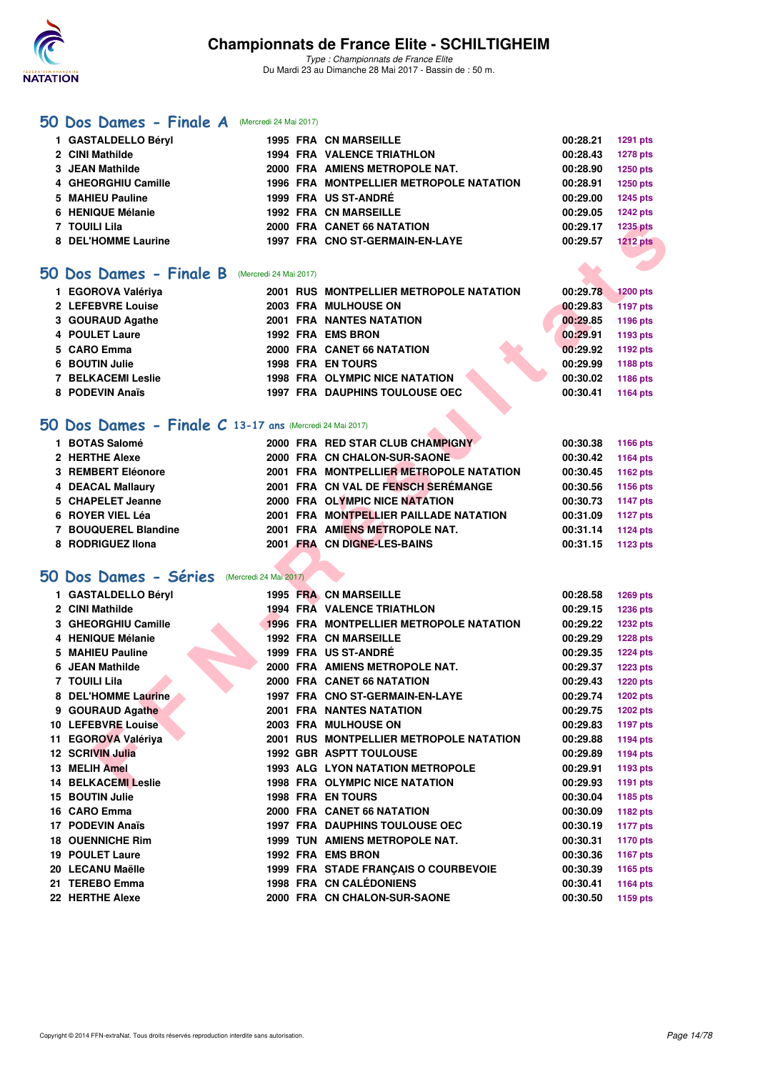# Championnats de France Elite - SCHILTIGHEIM

*Type : Championnats de France Elite*
Du Mardi 23 au Dimanche 28 Mai 2017 - Bassin de : 50 m.

## 50 Dos Dames - Finale A (Mercredi 24 Mai 2017)

| | Nom | Année | Nat | Club | Temps | Points |
|---|---|---|---|---|---|---|
| 1 | GASTALDELLO Béryl | 1995 | FRA | CN MARSEILLE | 00:28.21 | 1291 pts |
| 2 | CINI Mathilde | 1994 | FRA | VALENCE TRIATHLON | 00:28.43 | 1278 pts |
| 3 | JEAN Mathilde | 2000 | FRA | AMIENS METROPOLE NAT. | 00:28.90 | 1250 pts |
| 4 | GHEORGHIU Camille | 1996 | FRA | MONTPELLIER METROPOLE NATATION | 00:28.91 | 1250 pts |
| 5 | MAHIEU Pauline | 1999 | FRA | US ST-ANDRÉ | 00:29.00 | 1245 pts |
| 6 | HENIQUE Mélanie | 1992 | FRA | CN MARSEILLE | 00:29.05 | 1242 pts |
| 7 | TOUILI Lila | 2000 | FRA | CANET 66 NATATION | 00:29.17 | 1235 pts |
| 8 | DEL'HOMME Laurine | 1997 | FRA | CNO ST-GERMAIN-EN-LAYE | 00:29.57 | 1212 pts |

## 50 Dos Dames - Finale B (Mercredi 24 Mai 2017)

| | Nom | Année | Nat | Club | Temps | Points |
|---|---|---|---|---|---|---|
| 1 | EGOROVA Valériya | 2001 | RUS | MONTPELLIER METROPOLE NATATION | 00:29.78 | 1200 pts |
| 2 | LEFEBVRE Louise | 2003 | FRA | MULHOUSE ON | 00:29.83 | 1197 pts |
| 3 | GOURAUD Agathe | 2001 | FRA | NANTES NATATION | 00:29.85 | 1196 pts |
| 4 | POULET Laure | 1992 | FRA | EMS BRON | 00:29.91 | 1193 pts |
| 5 | CARO Emma | 2000 | FRA | CANET 66 NATATION | 00:29.92 | 1192 pts |
| 6 | BOUTIN Julie | 1998 | FRA | EN TOURS | 00:29.99 | 1188 pts |
| 7 | BELKACEMI Leslie | 1998 | FRA | OLYMPIC NICE NATATION | 00:30.02 | 1186 pts |
| 8 | PODEVIN Anaïs | 1997 | FRA | DAUPHINS TOULOUSE OEC | 00:30.41 | 1164 pts |

## 50 Dos Dames - Finale C 13-17 ans (Mercredi 24 Mai 2017)

| | Nom | Année | Nat | Club | Temps | Points |
|---|---|---|---|---|---|---|
| 1 | BOTAS Salomé | 2000 | FRA | RED STAR CLUB CHAMPIGNY | 00:30.38 | 1166 pts |
| 2 | HERTHE Alexe | 2000 | FRA | CN CHALON-SUR-SAONE | 00:30.42 | 1164 pts |
| 3 | REMBERT Eléonore | 2001 | FRA | MONTPELLIER METROPOLE NATATION | 00:30.45 | 1162 pts |
| 4 | DEACAL Mallaury | 2001 | FRA | CN VAL DE FENSCH SERÉMANGE | 00:30.56 | 1156 pts |
| 5 | CHAPELET Jeanne | 2000 | FRA | OLYMPIC NICE NATATION | 00:30.73 | 1147 pts |
| 6 | ROYER VIEL Léa | 2001 | FRA | MONTPELLIER PAILLADE NATATION | 00:31.09 | 1127 pts |
| 7 | BOUQUEREL Blandine | 2001 | FRA | AMIENS METROPOLE NAT. | 00:31.14 | 1124 pts |
| 8 | RODRIGUEZ Ilona | 2001 | FRA | CN DIGNE-LES-BAINS | 00:31.15 | 1123 pts |

## 50 Dos Dames - Séries (Mercredi 24 Mai 2017)

| | Nom | Année | Nat | Club | Temps | Points |
|---|---|---|---|---|---|---|
| 1 | GASTALDELLO Béryl | 1995 | FRA | CN MARSEILLE | 00:28.58 | 1269 pts |
| 2 | CINI Mathilde | 1994 | FRA | VALENCE TRIATHLON | 00:29.15 | 1236 pts |
| 3 | GHEORGHIU Camille | 1996 | FRA | MONTPELLIER METROPOLE NATATION | 00:29.22 | 1232 pts |
| 4 | HENIQUE Mélanie | 1992 | FRA | CN MARSEILLE | 00:29.29 | 1228 pts |
| 5 | MAHIEU Pauline | 1999 | FRA | US ST-ANDRÉ | 00:29.35 | 1224 pts |
| 6 | JEAN Mathilde | 2000 | FRA | AMIENS METROPOLE NAT. | 00:29.37 | 1223 pts |
| 7 | TOUILI Lila | 2000 | FRA | CANET 66 NATATION | 00:29.43 | 1220 pts |
| 8 | DEL'HOMME Laurine | 1997 | FRA | CNO ST-GERMAIN-EN-LAYE | 00:29.74 | 1202 pts |
| 9 | GOURAUD Agathe | 2001 | FRA | NANTES NATATION | 00:29.75 | 1202 pts |
| 10 | LEFEBVRE Louise | 2003 | FRA | MULHOUSE ON | 00:29.83 | 1197 pts |
| 11 | EGOROVA Valériya | 2001 | RUS | MONTPELLIER METROPOLE NATATION | 00:29.88 | 1194 pts |
| 12 | SCRIVIN Julia | 1992 | GBR | ASPTT TOULOUSE | 00:29.89 | 1194 pts |
| 13 | MELIH Amel | 1993 | ALG | LYON NATATION METROPOLE | 00:29.91 | 1193 pts |
| 14 | BELKACEMI Leslie | 1998 | FRA | OLYMPIC NICE NATATION | 00:29.93 | 1191 pts |
| 15 | BOUTIN Julie | 1998 | FRA | EN TOURS | 00:30.04 | 1185 pts |
| 16 | CARO Emma | 2000 | FRA | CANET 66 NATATION | 00:30.09 | 1182 pts |
| 17 | PODEVIN Anaïs | 1997 | FRA | DAUPHINS TOULOUSE OEC | 00:30.19 | 1177 pts |
| 18 | OUENNICHE Rim | 1999 | TUN | AMIENS METROPOLE NAT. | 00:30.31 | 1170 pts |
| 19 | POULET Laure | 1992 | FRA | EMS BRON | 00:30.36 | 1167 pts |
| 20 | LECANU Maëlle | 1999 | FRA | STADE FRANÇAIS O COURBEVOIE | 00:30.39 | 1165 pts |
| 21 | TEREBO Emma | 1998 | FRA | CN CALÉDONIENS | 00:30.41 | 1164 pts |
| 22 | HERTHE Alexe | 2000 | FRA | CN CHALON-SUR-SAONE | 00:30.50 | 1159 pts |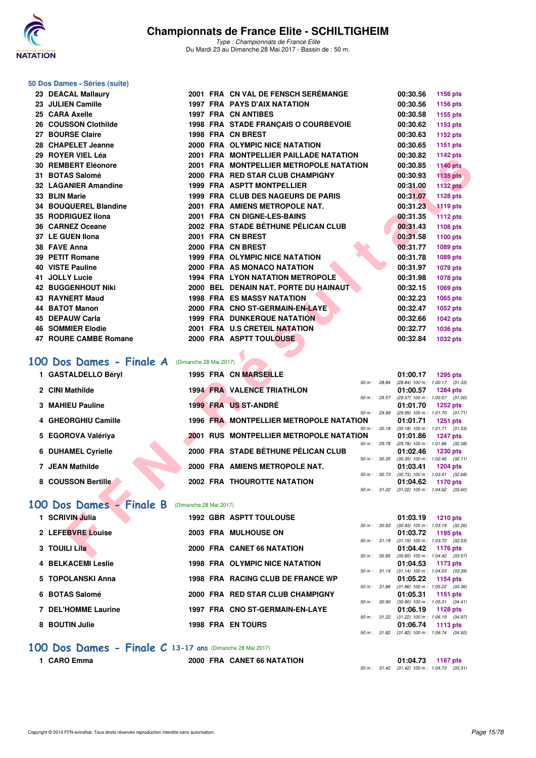# Championnats de France Elite - SCHILTIGHEIM

*Type : Championnats de France Elite*
Du Mardi 23 au Dimanche 28 Mai 2017 - Bassin de : 50 m.

### 50 Dos Dames - Séries (suite)

| Rg | Nom | Année | Nat | Club | Temps | Points |
|---|---|---|---|---|---|---|
| 23 | DEACAL Mallaury | 2001 | FRA | CN VAL DE FENSCH SERÉMANGE | 00:30.56 | 1156 pts |
| 23 | JULIEN Camille | 1997 | FRA | PAYS D'AIX NATATION | 00:30.56 | 1156 pts |
| 25 | CARA Axelle | 1997 | FRA | CN ANTIBES | 00:30.58 | 1155 pts |
| 26 | COUSSON Clothilde | 1998 | FRA | STADE FRANÇAIS O COURBEVOIE | 00:30.62 | 1153 pts |
| 27 | BOURSE Claire | 1998 | FRA | CN BREST | 00:30.63 | 1152 pts |
| 28 | CHAPELET Jeanne | 2000 | FRA | OLYMPIC NICE NATATION | 00:30.65 | 1151 pts |
| 29 | ROYER VIEL Léa | 2001 | FRA | MONTPELLIER PAILLADE NATATION | 00:30.82 | 1142 pts |
| 30 | REMBERT Eléonore | 2001 | FRA | MONTPELLIER METROPOLE NATATION | 00:30.85 | 1140 pts |
| 31 | BOTAS Salomé | 2000 | FRA | RED STAR CLUB CHAMPIGNY | 00:30.93 | 1135 pts |
| 32 | LAGANIER Amandine | 1999 | FRA | ASPTT MONTPELLIER | 00:31.00 | 1132 pts |
| 33 | BLIN Marie | 1999 | FRA | CLUB DES NAGEURS DE PARIS | 00:31.07 | 1128 pts |
| 34 | BOUQUEREL Blandine | 2001 | FRA | AMIENS METROPOLE NAT. | 00:31.23 | 1119 pts |
| 35 | RODRIGUEZ Ilona | 2001 | FRA | CN DIGNE-LES-BAINS | 00:31.35 | 1112 pts |
| 36 | CARNEZ Oceane | 2002 | FRA | STADE BÉTHUNE PÉLICAN CLUB | 00:31.43 | 1108 pts |
| 37 | LE GUEN Ilona | 2001 | FRA | CN BREST | 00:31.58 | 1100 pts |
| 38 | FAVE Anna | 2000 | FRA | CN BREST | 00:31.77 | 1089 pts |
| 39 | PETIT Romane | 1999 | FRA | OLYMPIC NICE NATATION | 00:31.78 | 1089 pts |
| 40 | VISTE Pauline | 2000 | FRA | AS MONACO NATATION | 00:31.97 | 1079 pts |
| 41 | JOLLY Lucie | 1994 | FRA | LYON NATATION METROPOLE | 00:31.98 | 1078 pts |
| 42 | BUGGENHOUT Niki | 2000 | BEL | DENAIN NAT. PORTE DU HAINAUT | 00:32.15 | 1069 pts |
| 43 | RAYNERT Maud | 1998 | FRA | ES MASSY NATATION | 00:32.23 | 1065 pts |
| 44 | BATOT Manon | 2000 | FRA | CNO ST-GERMAIN-EN-LAYE | 00:32.47 | 1052 pts |
| 45 | DEPAUW Carla | 1999 | FRA | DUNKERQUE NATATION | 00:32.66 | 1042 pts |
| 46 | SOMMIER Elodie | 2001 | FRA | U.S CRETEIL NATATION | 00:32.77 | 1036 pts |
| 47 | ROURE CAMBE Romane | 2000 | FRA | ASPTT TOULOUSE | 00:32.84 | 1032 pts |

## 100 Dos Dames - Finale A (Dimanche 28 Mai 2017)

| Rg | Nom | Année | Nat | Club | Temps | Points | Intermédiaires |
|---|---|---|---|---|---|---|---|
| 1 | GASTALDELLO Béryl | 1995 | FRA | CN MARSEILLE | 01:00.17 | 1295 pts | 50 m : 28.84 (28.84) 100 m : 1:00.17 (31.33) |
| 2 | CINI Mathilde | 1994 | FRA | VALENCE TRIATHLON | 01:00.57 | 1284 pts | 50 m : 29.57 (29.57) 100 m : 1:00.57 (31.00) |
| 3 | MAHIEU Pauline | 1999 | FRA | US ST-ANDRÉ | 01:01.70 | 1252 pts | 50 m : 29.99 (29.99) 100 m : 1:01.70 (31.71) |
| 4 | GHEORGHIU Camille | 1996 | FRA | MONTPELLIER METROPOLE NATATION | 01:01.71 | 1251 pts | 50 m : 30.18 (30.18) 100 m : 1:01.71 (31.53) |
| 5 | EGOROVA Valériya | 2001 | RUS | MONTPELLIER METROPOLE NATATION | 01:01.86 | 1247 pts | 50 m : 29.78 (29.78) 100 m : 1:01.86 (32.08) |
| 6 | DUHAMEL Cyrielle | 2000 | FRA | STADE BÉTHUNE PÉLICAN CLUB | 01:02.46 | 1230 pts | 50 m : 30.35 (30.35) 100 m : 1:02.46 (32.11) |
| 7 | JEAN Mathilde | 2000 | FRA | AMIENS METROPOLE NAT. | 01:03.41 | 1204 pts | 50 m : 30.73 (30.73) 100 m : 1:03.41 (32.68) |
| 8 | COUSSON Bertille | 2002 | FRA | THOUROTTE NATATION | 01:04.62 | 1170 pts | 50 m : 31.02 (31.02) 100 m : 1:04.62 (33.60) |

## 100 Dos Dames - Finale B (Dimanche 28 Mai 2017)

| Rg | Nom | Année | Nat | Club | Temps | Points | Intermédiaires |
|---|---|---|---|---|---|---|---|
| 1 | SCRIVIN Julia | 1992 | GBR | ASPTT TOULOUSE | 01:03.19 | 1210 pts | 50 m : 30.93 (30.93) 100 m : 1:03.19 (32.26) |
| 2 | LEFEBVRE Louise | 2003 | FRA | MULHOUSE ON | 01:03.72 | 1195 pts | 50 m : 31.19 (31.19) 100 m : 1:03.72 (32.53) |
| 3 | TOUILI Lila | 2000 | FRA | CANET 66 NATATION | 01:04.42 | 1176 pts | 50 m : 30.85 (30.85) 100 m : 1:04.42 (33.57) |
| 4 | BELKACEMI Leslie | 1998 | FRA | OLYMPIC NICE NATATION | 01:04.53 | 1173 pts | 50 m : 31.14 (31.14) 100 m : 1:04.53 (33.39) |
| 5 | TOPOLANSKI Anna | 1998 | FRA | RACING CLUB DE FRANCE WP | 01:05.22 | 1154 pts | 50 m : 31.86 (31.86) 100 m : 1:05.22 (33.36) |
| 6 | BOTAS Salomé | 2000 | FRA | RED STAR CLUB CHAMPIGNY | 01:05.31 | 1151 pts | 50 m : 30.90 (30.90) 100 m : 1:05.31 (34.41) |
| 7 | DEL'HOMME Laurine | 1997 | FRA | CNO ST-GERMAIN-EN-LAYE | 01:06.19 | 1128 pts | 50 m : 31.22 (31.22) 100 m : 1:06.19 (34.97) |
| 8 | BOUTIN Julie | 1998 | FRA | EN TOURS | 01:06.74 | 1113 pts | 50 m : 31.82 (31.82) 100 m : 1:06.74 (34.92) |

## 100 Dos Dames - Finale C 13-17 ans (Dimanche 28 Mai 2017)

| Rg | Nom | Année | Nat | Club | Temps | Points | Intermédiaires |
|---|---|---|---|---|---|---|---|
| 1 | CARO Emma | 2000 | FRA | CANET 66 NATATION | 01:04.73 | 1167 pts | 50 m : 31.42 (31.42) 100 m : 1:04.73 (33.31) |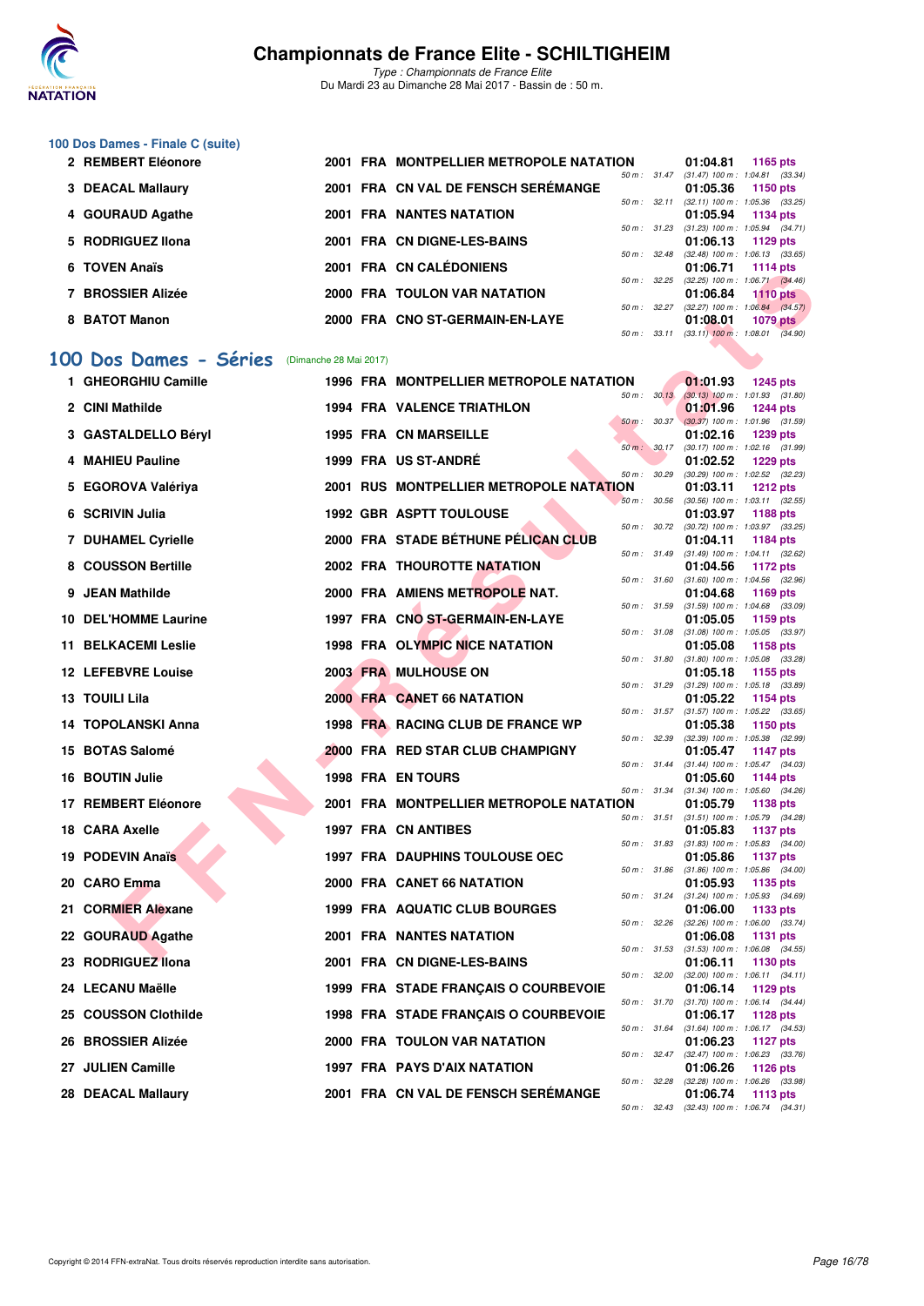# Championnats de France Elite - SCHILTIGHEIM

*Type : Championnats de France Elite*
Du Mardi 23 au Dimanche 28 Mai 2017 - Bassin de : 50 m.

### 100 Dos Dames - Finale C (suite)

| Rg | Nom | Année | Nat | Club | Temps | Points |
|---|---|---|---|---|---|---|
| 2 | REMBERT Eléonore | 2001 | FRA | MONTPELLIER METROPOLE NATATION | 01:04.81 | 1165 pts |
| | | | | 50 m : 31.47 (31.47) 100 m : 1:04.81 (33.34) | | |
| 3 | DEACAL Mallaury | 2001 | FRA | CN VAL DE FENSCH SERÉMANGE | 01:05.36 | 1150 pts |
| | | | | 50 m : 32.11 (32.11) 100 m : 1:05.36 (33.25) | | |
| 4 | GOURAUD Agathe | 2001 | FRA | NANTES NATATION | 01:05.94 | 1134 pts |
| | | | | 50 m : 31.23 (31.23) 100 m : 1:05.94 (34.71) | | |
| 5 | RODRIGUEZ Ilona | 2001 | FRA | CN DIGNE-LES-BAINS | 01:06.13 | 1129 pts |
| | | | | 50 m : 32.48 (32.48) 100 m : 1:06.13 (33.65) | | |
| 6 | TOVEN Anaïs | 2001 | FRA | CN CALÉDONIENS | 01:06.71 | 1114 pts |
| | | | | 50 m : 32.25 (32.25) 100 m : 1:06.71 (34.46) | | |
| 7 | BROSSIER Alizée | 2000 | FRA | TOULON VAR NATATION | 01:06.84 | 1110 pts |
| | | | | 50 m : 32.27 (32.27) 100 m : 1:06.84 (34.57) | | |
| 8 | BATOT Manon | 2000 | FRA | CNO ST-GERMAIN-EN-LAYE | 01:08.01 | 1079 pts |
| | | | | 50 m : 33.11 (33.11) 100 m : 1:08.01 (34.90) | | |

## 100 Dos Dames - Séries (Dimanche 28 Mai 2017)

| Rg | Nom | Année | Nat | Club | Temps | Points |
|---|---|---|---|---|---|---|
| 1 | GHEORGHIU Camille | 1996 | FRA | MONTPELLIER METROPOLE NATATION | 01:01.93 | 1245 pts |
| | | | | 50 m : 30.13 (30.13) 100 m : 1:01.93 (31.80) | | |
| 2 | CINI Mathilde | 1994 | FRA | VALENCE TRIATHLON | 01:01.96 | 1244 pts |
| | | | | 50 m : 30.37 (30.37) 100 m : 1:01.96 (31.59) | | |
| 3 | GASTALDELLO Béryl | 1995 | FRA | CN MARSEILLE | 01:02.16 | 1239 pts |
| | | | | 50 m : 30.17 (30.17) 100 m : 1:02.16 (31.99) | | |
| 4 | MAHIEU Pauline | 1999 | FRA | US ST-ANDRÉ | 01:02.52 | 1229 pts |
| | | | | 50 m : 30.29 (30.29) 100 m : 1:02.52 (32.23) | | |
| 5 | EGOROVA Valériya | 2001 | RUS | MONTPELLIER METROPOLE NATATION | 01:03.11 | 1212 pts |
| | | | | 50 m : 30.56 (30.56) 100 m : 1:03.11 (32.55) | | |
| 6 | SCRIVIN Julia | 1992 | GBR | ASPTT TOULOUSE | 01:03.97 | 1188 pts |
| | | | | 50 m : 30.72 (30.72) 100 m : 1:03.97 (33.25) | | |
| 7 | DUHAMEL Cyrielle | 2000 | FRA | STADE BÉTHUNE PÉLICAN CLUB | 01:04.11 | 1184 pts |
| | | | | 50 m : 31.49 (31.49) 100 m : 1:04.11 (32.62) | | |
| 8 | COUSSON Bertille | 2002 | FRA | THOUROTTE NATATION | 01:04.56 | 1172 pts |
| | | | | 50 m : 31.60 (31.60) 100 m : 1:04.56 (32.96) | | |
| 9 | JEAN Mathilde | 2000 | FRA | AMIENS METROPOLE NAT. | 01:04.68 | 1169 pts |
| | | | | 50 m : 31.59 (31.59) 100 m : 1:04.68 (33.09) | | |
| 10 | DEL'HOMME Laurine | 1997 | FRA | CNO ST-GERMAIN-EN-LAYE | 01:05.05 | 1159 pts |
| | | | | 50 m : 31.08 (31.08) 100 m : 1:05.05 (33.97) | | |
| 11 | BELKACEMI Leslie | 1998 | FRA | OLYMPIC NICE NATATION | 01:05.08 | 1158 pts |
| | | | | 50 m : 31.80 (31.80) 100 m : 1:05.08 (33.28) | | |
| 12 | LEFEBVRE Louise | 2003 | FRA | MULHOUSE ON | 01:05.18 | 1155 pts |
| | | | | 50 m : 31.29 (31.29) 100 m : 1:05.18 (33.89) | | |
| 13 | TOUILI Lila | 2000 | FRA | CANET 66 NATATION | 01:05.22 | 1154 pts |
| | | | | 50 m : 31.57 (31.57) 100 m : 1:05.22 (33.65) | | |
| 14 | TOPOLANSKI Anna | 1998 | FRA | RACING CLUB DE FRANCE WP | 01:05.38 | 1150 pts |
| | | | | 50 m : 32.39 (32.39) 100 m : 1:05.38 (32.99) | | |
| 15 | BOTAS Salomé | 2000 | FRA | RED STAR CLUB CHAMPIGNY | 01:05.47 | 1147 pts |
| | | | | 50 m : 31.44 (31.44) 100 m : 1:05.47 (34.03) | | |
| 16 | BOUTIN Julie | 1998 | FRA | EN TOURS | 01:05.60 | 1144 pts |
| | | | | 50 m : 31.34 (31.34) 100 m : 1:05.60 (34.26) | | |
| 17 | REMBERT Eléonore | 2001 | FRA | MONTPELLIER METROPOLE NATATION | 01:05.79 | 1138 pts |
| | | | | 50 m : 31.51 (31.51) 100 m : 1:05.79 (34.28) | | |
| 18 | CARA Axelle | 1997 | FRA | CN ANTIBES | 01:05.83 | 1137 pts |
| | | | | 50 m : 31.83 (31.83) 100 m : 1:05.83 (34.00) | | |
| 19 | PODEVIN Anaïs | 1997 | FRA | DAUPHINS TOULOUSE OEC | 01:05.86 | 1137 pts |
| | | | | 50 m : 31.86 (31.86) 100 m : 1:05.86 (34.00) | | |
| 20 | CARO Emma | 2000 | FRA | CANET 66 NATATION | 01:05.93 | 1135 pts |
| | | | | 50 m : 31.24 (31.24) 100 m : 1:05.93 (34.69) | | |
| 21 | CORMIER Alexane | 1999 | FRA | AQUATIC CLUB BOURGES | 01:06.00 | 1133 pts |
| | | | | 50 m : 32.26 (32.26) 100 m : 1:06.00 (33.74) | | |
| 22 | GOURAUD Agathe | 2001 | FRA | NANTES NATATION | 01:06.08 | 1131 pts |
| | | | | 50 m : 31.53 (31.53) 100 m : 1:06.08 (34.55) | | |
| 23 | RODRIGUEZ Ilona | 2001 | FRA | CN DIGNE-LES-BAINS | 01:06.11 | 1130 pts |
| | | | | 50 m : 32.00 (32.00) 100 m : 1:06.11 (34.11) | | |
| 24 | LECANU Maëlle | 1999 | FRA | STADE FRANÇAIS O COURBEVOIE | 01:06.14 | 1129 pts |
| | | | | 50 m : 31.70 (31.70) 100 m : 1:06.14 (34.44) | | |
| 25 | COUSSON Clothilde | 1998 | FRA | STADE FRANÇAIS O COURBEVOIE | 01:06.17 | 1128 pts |
| | | | | 50 m : 31.64 (31.64) 100 m : 1:06.17 (34.53) | | |
| 26 | BROSSIER Alizée | 2000 | FRA | TOULON VAR NATATION | 01:06.23 | 1127 pts |
| | | | | 50 m : 32.47 (32.47) 100 m : 1:06.23 (33.76) | | |
| 27 | JULIEN Camille | 1997 | FRA | PAYS D'AIX NATATION | 01:06.26 | 1126 pts |
| | | | | 50 m : 32.28 (32.28) 100 m : 1:06.26 (33.98) | | |
| 28 | DEACAL Mallaury | 2001 | FRA | CN VAL DE FENSCH SERÉMANGE | 01:06.74 | 1113 pts |
| | | | | 50 m : 32.43 (32.43) 100 m : 1:06.74 (34.31) | | |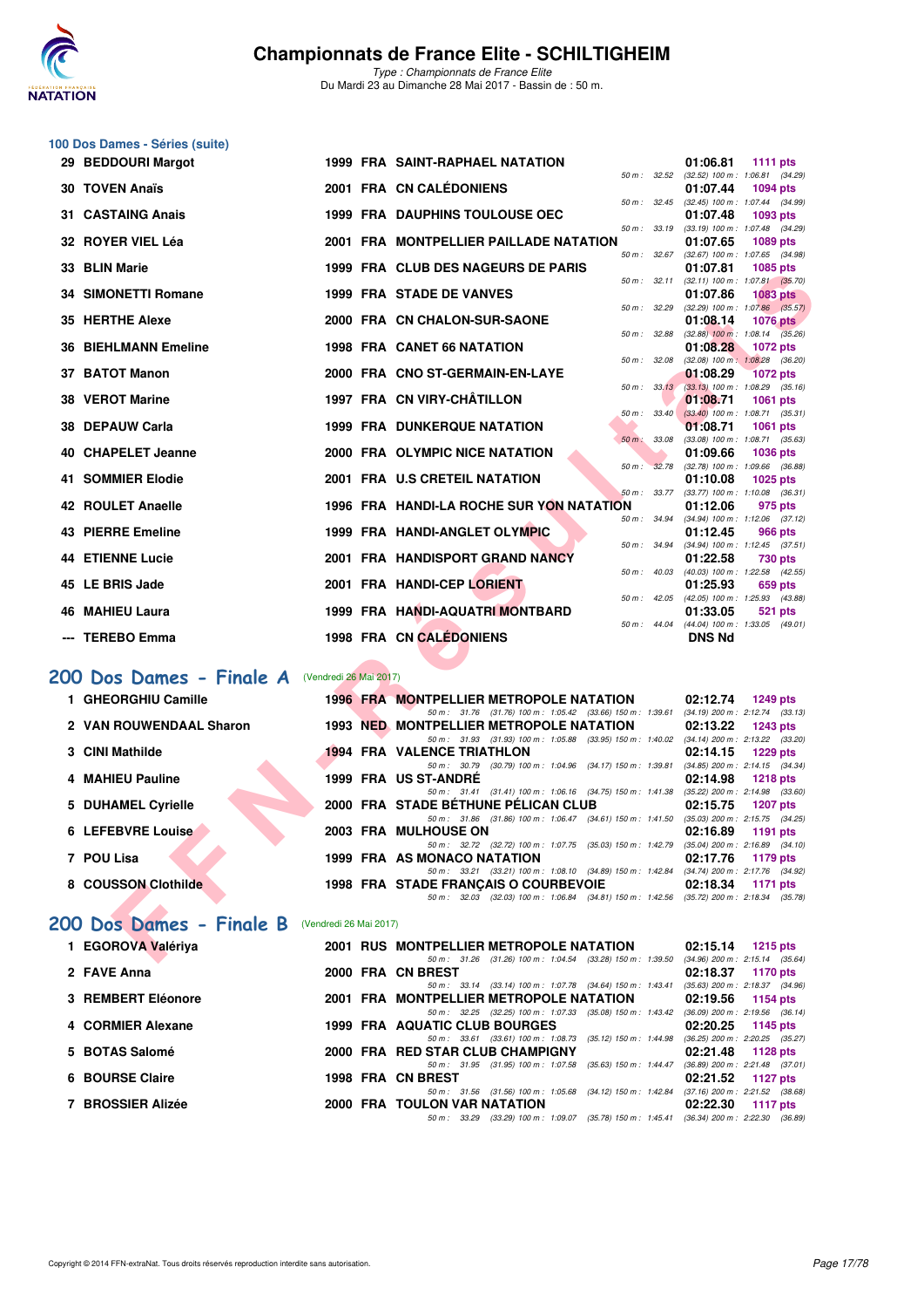# Championnats de France Elite - SCHILTIGHEIM

*Type : Championnats de France Elite*
Du Mardi 23 au Dimanche 28 Mai 2017 - Bassin de : 50 m.

## 100 Dos Dames - Séries (suite)

| Rang | Nom | Année | Nat | Club | Temps | Points | Splits |
|---|---|---|---|---|---|---|---|
| 29 | BEDDOURI Margot | 1999 | FRA | SAINT-RAPHAEL NATATION | 01:06.81 | 1111 pts | 50 m : 32.52 (32.52) 100 m : 1:06.81 (34.29) |
| 30 | TOVEN Anaïs | 2001 | FRA | CN CALÉDONIENS | 01:07.44 | 1094 pts | 50 m : 32.45 (32.45) 100 m : 1:07.44 (34.99) |
| 31 | CASTAING Anais | 1999 | FRA | DAUPHINS TOULOUSE OEC | 01:07.48 | 1093 pts | 50 m : 33.19 (33.19) 100 m : 1:07.48 (34.29) |
| 32 | ROYER VIEL Léa | 2001 | FRA | MONTPELLIER PAILLADE NATATION | 01:07.65 | 1089 pts | 50 m : 32.67 (32.67) 100 m : 1:07.65 (34.98) |
| 33 | BLIN Marie | 1999 | FRA | CLUB DES NAGEURS DE PARIS | 01:07.81 | 1085 pts | 50 m : 32.11 (32.11) 100 m : 1:07.81 (35.70) |
| 34 | SIMONETTI Romane | 1999 | FRA | STADE DE VANVES | 01:07.86 | 1083 pts | 50 m : 32.29 (32.29) 100 m : 1:07.86 (35.57) |
| 35 | HERTHE Alexe | 2000 | FRA | CN CHALON-SUR-SAONE | 01:08.14 | 1076 pts | 50 m : 32.88 (32.88) 100 m : 1:08.14 (35.26) |
| 36 | BIEHLMANN Emeline | 1998 | FRA | CANET 66 NATATION | 01:08.28 | 1072 pts | 50 m : 32.08 (32.08) 100 m : 1:08.28 (36.20) |
| 37 | BATOT Manon | 2000 | FRA | CNO ST-GERMAIN-EN-LAYE | 01:08.29 | 1072 pts | 50 m : 33.13 (33.13) 100 m : 1:08.29 (35.16) |
| 38 | VEROT Marine | 1997 | FRA | CN VIRY-CHÂTILLON | 01:08.71 | 1061 pts | 50 m : 33.40 (33.40) 100 m : 1:08.71 (35.31) |
| 38 | DEPAUW Carla | 1999 | FRA | DUNKERQUE NATATION | 01:08.71 | 1061 pts | 50 m : 33.08 (33.08) 100 m : 1:08.71 (35.63) |
| 40 | CHAPELET Jeanne | 2000 | FRA | OLYMPIC NICE NATATION | 01:09.66 | 1036 pts | 50 m : 32.78 (32.78) 100 m : 1:09.66 (36.88) |
| 41 | SOMMIER Elodie | 2001 | FRA | U.S CRETEIL NATATION | 01:10.08 | 1025 pts | 50 m : 33.77 (33.77) 100 m : 1:10.08 (36.31) |
| 42 | ROULET Anaelle | 1996 | FRA | HANDI-LA ROCHE SUR YON NATATION | 01:12.06 | 975 pts | 50 m : 34.94 (34.94) 100 m : 1:12.06 (37.12) |
| 43 | PIERRE Emeline | 1999 | FRA | HANDI-ANGLET OLYMPIC | 01:12.45 | 966 pts | 50 m : 34.94 (34.94) 100 m : 1:12.45 (37.51) |
| 44 | ETIENNE Lucie | 2001 | FRA | HANDISPORT GRAND NANCY | 01:22.58 | 730 pts | 50 m : 40.03 (40.03) 100 m : 1:22.58 (42.55) |
| 45 | LE BRIS Jade | 2001 | FRA | HANDI-CEP LORIENT | 01:25.93 | 659 pts | 50 m : 42.05 (42.05) 100 m : 1:25.93 (43.88) |
| 46 | MAHIEU Laura | 1999 | FRA | HANDI-AQUATRI MONTBARD | 01:33.05 | 521 pts | 50 m : 44.04 (44.04) 100 m : 1:33.05 (49.01) |
| --- | TEREBO Emma | 1998 | FRA | CN CALÉDONIENS | DNS Nd | | |

## 200 Dos Dames - Finale A (Vendredi 26 Mai 2017)

| Rang | Nom | Année | Nat | Club | Temps | Points | Splits |
|---|---|---|---|---|---|---|---|
| 1 | GHEORGHIU Camille | 1996 | FRA | MONTPELLIER METROPOLE NATATION | 02:12.74 | 1249 pts | 50 m : 31.76 (31.76) 100 m : 1:05.42 (33.66) 150 m : 1:39.61 (34.19) 200 m : 2:12.74 (33.13) |
| 2 | VAN ROUWENDAAL Sharon | 1993 | NED | MONTPELLIER METROPOLE NATATION | 02:13.22 | 1243 pts | 50 m : 31.93 (31.93) 100 m : 1:05.88 (33.95) 150 m : 1:40.02 (34.14) 200 m : 2:13.22 (33.20) |
| 3 | CINI Mathilde | 1994 | FRA | VALENCE TRIATHLON | 02:14.15 | 1229 pts | 50 m : 30.79 (30.79) 100 m : 1:04.96 (34.17) 150 m : 1:39.81 (34.85) 200 m : 2:14.15 (34.34) |
| 4 | MAHIEU Pauline | 1999 | FRA | US ST-ANDRÉ | 02:14.98 | 1218 pts | 50 m : 31.41 (31.41) 100 m : 1:06.16 (34.75) 150 m : 1:41.38 (35.22) 200 m : 2:14.98 (33.60) |
| 5 | DUHAMEL Cyrielle | 2000 | FRA | STADE BÉTHUNE PÉLICAN CLUB | 02:15.75 | 1207 pts | 50 m : 31.86 (31.86) 100 m : 1:06.47 (34.61) 150 m : 1:41.50 (35.03) 200 m : 2:15.75 (34.25) |
| 6 | LEFEBVRE Louise | 2003 | FRA | MULHOUSE ON | 02:16.89 | 1191 pts | 50 m : 32.72 (32.72) 100 m : 1:07.75 (35.03) 150 m : 1:42.79 (35.04) 200 m : 2:16.89 (34.10) |
| 7 | POU Lisa | 1999 | FRA | AS MONACO NATATION | 02:17.76 | 1179 pts | 50 m : 33.21 (33.21) 100 m : 1:08.10 (34.89) 150 m : 1:42.84 (34.74) 200 m : 2:17.76 (34.92) |
| 8 | COUSSON Clothilde | 1998 | FRA | STADE FRANÇAIS O COURBEVOIE | 02:18.34 | 1171 pts | 50 m : 32.03 (32.03) 100 m : 1:06.84 (34.81) 150 m : 1:42.56 (35.72) 200 m : 2:18.34 (35.78) |

## 200 Dos Dames - Finale B (Vendredi 26 Mai 2017)

| Rang | Nom | Année | Nat | Club | Temps | Points | Splits |
|---|---|---|---|---|---|---|---|
| 1 | EGOROVA Valériya | 2001 | RUS | MONTPELLIER METROPOLE NATATION | 02:15.14 | 1215 pts | 50 m : 31.26 (31.26) 100 m : 1:04.54 (33.28) 150 m : 1:39.50 (34.96) 200 m : 2:15.14 (35.64) |
| 2 | FAVE Anna | 2000 | FRA | CN BREST | 02:18.37 | 1170 pts | 50 m : 33.14 (33.14) 100 m : 1:07.78 (34.64) 150 m : 1:43.41 (35.63) 200 m : 2:18.37 (34.96) |
| 3 | REMBERT Eléonore | 2001 | FRA | MONTPELLIER METROPOLE NATATION | 02:19.56 | 1154 pts | 50 m : 32.25 (32.25) 100 m : 1:07.33 (35.08) 150 m : 1:43.42 (36.09) 200 m : 2:19.56 (36.14) |
| 4 | CORMIER Alexane | 1999 | FRA | AQUATIC CLUB BOURGES | 02:20.25 | 1145 pts | 50 m : 33.61 (33.61) 100 m : 1:08.73 (35.12) 150 m : 1:44.98 (36.25) 200 m : 2:20.25 (35.27) |
| 5 | BOTAS Salomé | 2000 | FRA | RED STAR CLUB CHAMPIGNY | 02:21.48 | 1128 pts | 50 m : 31.95 (31.95) 100 m : 1:07.58 (35.63) 150 m : 1:44.47 (36.89) 200 m : 2:21.48 (37.01) |
| 6 | BOURSE Claire | 1998 | FRA | CN BREST | 02:21.52 | 1127 pts | 50 m : 31.56 (31.56) 100 m : 1:05.68 (34.12) 150 m : 1:42.84 (37.16) 200 m : 2:21.52 (38.68) |
| 7 | BROSSIER Alizée | 2000 | FRA | TOULON VAR NATATION | 02:22.30 | 1117 pts | 50 m : 33.29 (33.29) 100 m : 1:09.07 (35.78) 150 m : 1:45.41 (36.34) 200 m : 2:22.30 (36.89) |

Copyright © 2014 FFN-extraNat. Tous droits réservés reproduction interdite sans autorisation.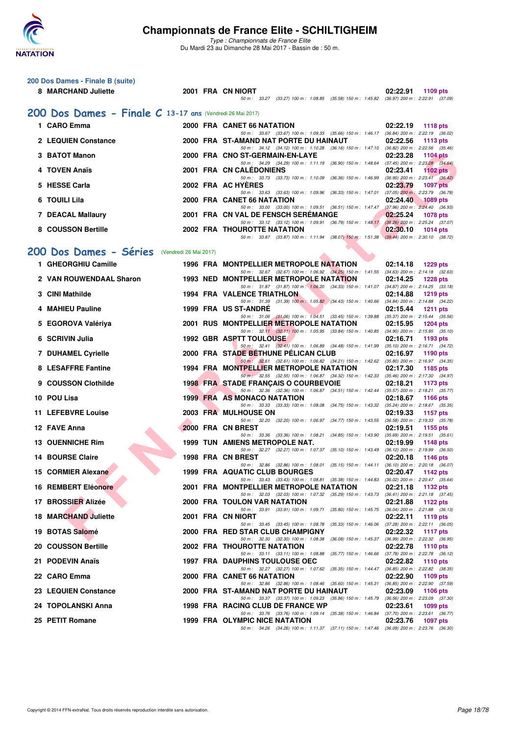# Championnats de France Elite - SCHILTIGHEIM

*Type : Championnats de France Elite*
Du Mardi 23 au Dimanche 28 Mai 2017 - Bassin de : 50 m.

### 200 Dos Dames - Finale B (suite)

| Place | Nom | Année | Nat | Club | Temps | Points |
|---|---|---|---|---|---|---|
| 8 | MARCHAND Juliette | 2001 | FRA | CN NIORT | 02:22.91 | 1109 pts |
| | | | | 50 m : 33.27 (33.27) 100 m : 1:08.85 (35.58) 150 m : 1:45.82 (36.97) 200 m : 2:22.91 (37.09) | | |

## 200 Dos Dames - Finale C 13-17 ans (Vendredi 26 Mai 2017)

| Place | Nom | Année | Nat | Club | Temps | Points |
|---|---|---|---|---|---|---|
| 1 | CARO Emma | 2000 | FRA | CANET 66 NATATION | 02:22.19 | 1118 pts |
| | | | | 50 m : 33.67 (33.67) 100 m : 1:09.33 (35.66) 150 m : 1:46.17 (36.84) 200 m : 2:22.19 (36.02) | | |
| 2 | LEQUIEN Constance | 2000 | FRA | ST-AMAND NAT PORTE DU HAINAUT | 02:22.56 | 1113 pts |
| | | | | 50 m : 34.12 (34.12) 100 m : 1:10.28 (36.16) 150 m : 1:47.10 (36.82) 200 m : 2:22.56 (35.46) | | |
| 3 | BATOT Manon | 2000 | FRA | CNO ST-GERMAIN-EN-LAYE | 02:23.28 | 1104 pts |
| | | | | 50 m : 34.29 (34.29) 100 m : 1:11.19 (36.90) 150 m : 1:48.64 (37.45) 200 m : 2:23.28 (34.64) | | |
| 4 | TOVEN Anaïs | 2001 | FRA | CN CALÉDONIENS | 02:23.41 | 1102 pts |
| | | | | 50 m : 33.73 (33.73) 100 m : 1:10.09 (36.36) 150 m : 1:46.99 (36.90) 200 m : 2:23.41 (36.42) | | |
| 5 | HESSE Carla | 2002 | FRA | AC HYÈRES | 02:23.79 | 1097 pts |
| | | | | 50 m : 33.63 (33.63) 100 m : 1:09.96 (36.33) 150 m : 1:47.01 (37.05) 200 m : 2:23.79 (36.78) | | |
| 6 | TOUILI Lila | 2000 | FRA | CANET 66 NATATION | 02:24.40 | 1089 pts |
| | | | | 50 m : 33.00 (33.00) 100 m : 1:09.51 (36.51) 150 m : 1:47.47 (37.96) 200 m : 2:24.40 (36.93) | | |
| 7 | DEACAL Mallaury | 2001 | FRA | CN VAL DE FENSCH SERÉMANGE | 02:25.24 | 1078 pts |
| | | | | 50 m : 33.12 (33.12) 100 m : 1:09.91 (36.79) 150 m : 1:48.17 (38.26) 200 m : 2:25.24 (37.07) | | |
| 8 | COUSSON Bertille | 2002 | FRA | THOUROTTE NATATION | 02:30.10 | 1014 pts |
| | | | | 50 m : 33.87 (33.87) 100 m : 1:11.94 (38.07) 150 m : 1:51.38 (39.44) 200 m : 2:30.10 (38.72) | | |

## 200 Dos Dames - Séries (Vendredi 26 Mai 2017)

| Place | Nom | Année | Nat | Club | Temps | Points |
|---|---|---|---|---|---|---|
| 1 | GHEORGHIU Camille | 1996 | FRA | MONTPELLIER METROPOLE NATATION | 02:14.18 | 1229 pts |
| | | | | 50 m : 32.67 (32.67) 100 m : 1:06.92 (34.25) 150 m : 1:41.55 (34.63) 200 m : 2:14.18 (32.63) | | |
| 2 | VAN ROUWENDAAL Sharon | 1993 | NED | MONTPELLIER METROPOLE NATATION | 02:14.25 | 1228 pts |
| | | | | 50 m : 31.87 (31.87) 100 m : 1:06.20 (34.33) 150 m : 1:41.07 (34.87) 200 m : 2:14.25 (33.18) | | |
| 3 | CINI Mathilde | 1994 | FRA | VALENCE TRIATHLON | 02:14.88 | 1219 pts |
| | | | | 50 m : 31.39 (31.39) 100 m : 1:05.82 (34.43) 150 m : 1:40.66 (34.84) 200 m : 2:14.88 (34.22) | | |
| 4 | MAHIEU Pauline | 1999 | FRA | US ST-ANDRÉ | 02:15.44 | 1211 pts |
| | | | | 50 m : 31.06 (31.06) 100 m : 1:04.51 (33.45) 150 m : 1:39.88 (35.37) 200 m : 2:15.44 (35.56) | | |
| 5 | EGOROVA Valériya | 2001 | RUS | MONTPELLIER METROPOLE NATATION | 02:15.95 | 1204 pts |
| | | | | 50 m : 32.11 (32.11) 100 m : 1:05.95 (33.84) 150 m : 1:40.85 (34.90) 200 m : 2:15.95 (35.10) | | |
| 6 | SCRIVIN Julia | 1992 | GBR | ASPTT TOULOUSE | 02:16.71 | 1193 pts |
| | | | | 50 m : 32.41 (32.41) 100 m : 1:06.89 (34.48) 150 m : 1:41.99 (35.10) 200 m : 2:16.71 (34.72) | | |
| 7 | DUHAMEL Cyrielle | 2000 | FRA | STADE BÉTHUNE PÉLICAN CLUB | 02:16.97 | 1190 pts |
| | | | | 50 m : 32.61 (32.61) 100 m : 1:06.82 (34.21) 150 m : 1:42.62 (35.80) 200 m : 2:16.97 (34.35) | | |
| 8 | LESAFFRE Fantine | 1994 | FRA | MONTPELLIER METROPOLE NATATION | 02:17.30 | 1185 pts |
| | | | | 50 m : 32.55 (32.55) 100 m : 1:06.87 (34.32) 150 m : 1:42.33 (35.46) 200 m : 2:17.30 (34.97) | | |
| 9 | COUSSON Clothilde | 1998 | FRA | STADE FRANÇAIS O COURBEVOIE | 02:18.21 | 1173 pts |
| | | | | 50 m : 32.36 (32.36) 100 m : 1:06.87 (34.51) 150 m : 1:42.44 (35.57) 200 m : 2:18.21 (35.77) | | |
| 10 | POU Lisa | 1999 | FRA | AS MONACO NATATION | 02:18.67 | 1166 pts |
| | | | | 50 m : 33.33 (33.33) 100 m : 1:08.08 (34.75) 150 m : 1:43.32 (35.24) 200 m : 2:18.67 (35.35) | | |
| 11 | LEFEBVRE Louise | 2003 | FRA | MULHOUSE ON | 02:19.33 | 1157 pts |
| | | | | 50 m : 32.20 (32.20) 100 m : 1:06.97 (34.77) 150 m : 1:43.55 (36.58) 200 m : 2:19.33 (35.78) | | |
| 12 | FAVE Anna | 2000 | FRA | CN BREST | 02:19.51 | 1155 pts |
| | | | | 50 m : 33.36 (33.36) 100 m : 1:08.21 (34.85) 150 m : 1:43.90 (35.69) 200 m : 2:19.51 (35.61) | | |
| 13 | OUENNICHE Rim | 1999 | TUN | AMIENS METROPOLE NAT. | 02:19.99 | 1148 pts |
| | | | | 50 m : 32.27 (32.27) 100 m : 1:07.37 (35.10) 150 m : 1:43.49 (36.12) 200 m : 2:19.99 (36.50) | | |
| 14 | BOURSE Claire | 1998 | FRA | CN BREST | 02:20.18 | 1146 pts |
| | | | | 50 m : 32.86 (32.86) 100 m : 1:08.01 (35.15) 150 m : 1:44.11 (36.10) 200 m : 2:20.18 (36.07) | | |
| 15 | CORMIER Alexane | 1999 | FRA | AQUATIC CLUB BOURGES | 02:20.47 | 1142 pts |
| | | | | 50 m : 33.43 (33.43) 100 m : 1:08.81 (35.38) 150 m : 1:44.83 (36.02) 200 m : 2:20.47 (35.64) | | |
| 16 | REMBERT Eléonore | 2001 | FRA | MONTPELLIER METROPOLE NATATION | 02:21.18 | 1132 pts |
| | | | | 50 m : 32.03 (32.03) 100 m : 1:07.32 (35.29) 150 m : 1:43.73 (36.41) 200 m : 2:21.18 (37.45) | | |
| 17 | BROSSIER Alizée | 2000 | FRA | TOULON VAR NATATION | 02:21.88 | 1122 pts |
| | | | | 50 m : 33.91 (33.91) 100 m : 1:09.71 (35.80) 150 m : 1:45.75 (36.04) 200 m : 2:21.88 (36.13) | | |
| 18 | MARCHAND Juliette | 2001 | FRA | CN NIORT | 02:22.11 | 1119 pts |
| | | | | 50 m : 33.45 (33.45) 100 m : 1:08.78 (35.33) 150 m : 1:46.06 (37.28) 200 m : 2:22.11 (36.05) | | |
| 19 | BOTAS Salomé | 2000 | FRA | RED STAR CLUB CHAMPIGNY | 02:22.32 | 1117 pts |
| | | | | 50 m : 32.30 (32.30) 100 m : 1:08.38 (36.08) 150 m : 1:45.37 (36.99) 200 m : 2:22.32 (36.95) | | |
| 20 | COUSSON Bertille | 2002 | FRA | THOUROTTE NATATION | 02:22.78 | 1110 pts |
| | | | | 50 m : 33.11 (33.11) 100 m : 1:08.88 (35.77) 150 m : 1:46.66 (37.78) 200 m : 2:22.78 (36.12) | | |
| 21 | PODEVIN Anaïs | 1997 | FRA | DAUPHINS TOULOUSE OEC | 02:22.82 | 1110 pts |
| | | | | 50 m : 32.27 (32.27) 100 m : 1:07.62 (35.35) 150 m : 1:44.47 (36.85) 200 m : 2:22.82 (38.35) | | |
| 22 | CARO Emma | 2000 | FRA | CANET 66 NATATION | 02:22.90 | 1109 pts |
| | | | | 50 m : 32.86 (32.86) 100 m : 1:08.46 (35.60) 150 m : 1:45.31 (36.85) 200 m : 2:22.90 (37.59) | | |
| 23 | LEQUIEN Constance | 2000 | FRA | ST-AMAND NAT PORTE DU HAINAUT | 02:23.09 | 1106 pts |
| | | | | 50 m : 33.37 (33.37) 100 m : 1:09.23 (35.86) 150 m : 1:45.79 (36.56) 200 m : 2:23.09 (37.30) | | |
| 24 | TOPOLANSKI Anna | 1998 | FRA | RACING CLUB DE FRANCE WP | 02:23.61 | 1099 pts |
| | | | | 50 m : 33.76 (33.76) 100 m : 1:09.14 (35.38) 150 m : 1:46.84 (37.70) 200 m : 2:23.61 (36.77) | | |
| 25 | PETIT Romane | 1999 | FRA | OLYMPIC NICE NATATION | 02:23.76 | 1097 pts |
| | | | | 50 m : 34.26 (34.26) 100 m : 1:11.37 (37.11) 150 m : 1:47.46 (36.09) 200 m : 2:23.76 (36.30) | | |

Copyright © 2014 FFN-extraNat. Tous droits réservés reproduction interdite sans autorisation.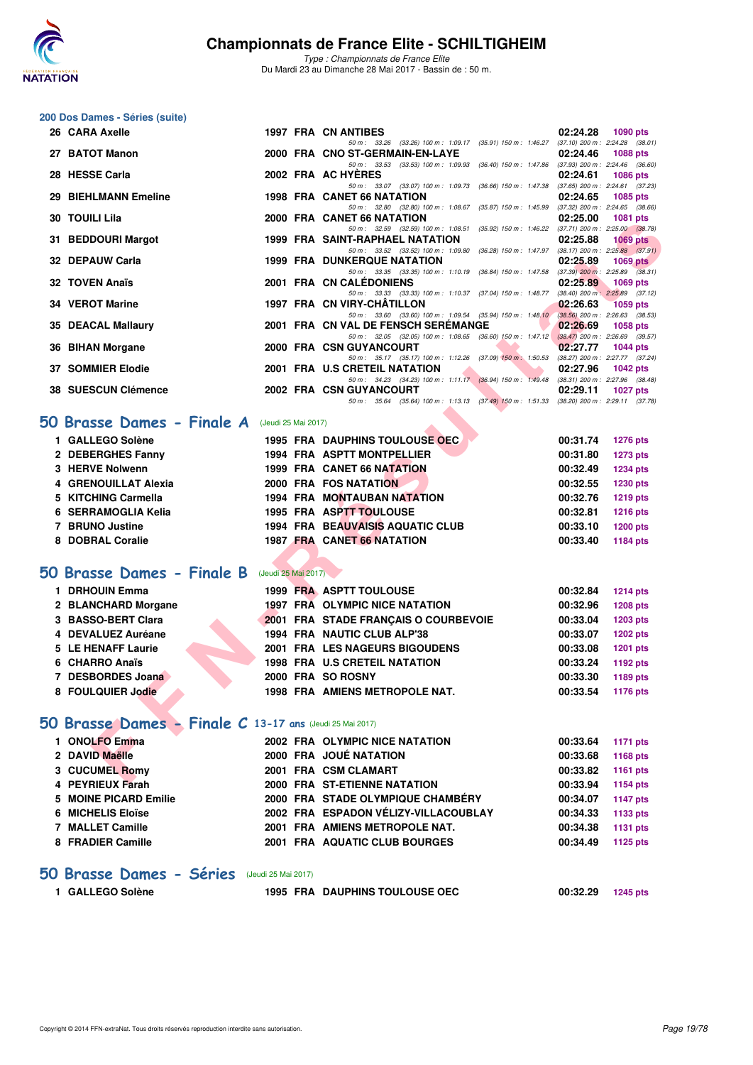# Championnats de France Elite - SCHILTIGHEIM

*Type : Championnats de France Elite*
Du Mardi 23 au Dimanche 28 Mai 2017 - Bassin de : 50 m.

## 200 Dos Dames - Séries (suite)

| Rang | Nom | Année | Nat | Club | Temps | Points |
|---|---|---|---|---|---|---|
| 26 | CARA Axelle | 1997 | FRA | CN ANTIBES | 02:24.28 | 1090 pts |
| | 50 m : 33.26 (33.26) 100 m : 1:09.17 (35.91) 150 m : 1:46.27 (37.10) 200 m : 2:24.28 (38.01) | | | | | |
| 27 | BATOT Manon | 2000 | FRA | CNO ST-GERMAIN-EN-LAYE | 02:24.46 | 1088 pts |
| | 50 m : 33.53 (33.53) 100 m : 1:09.93 (36.40) 150 m : 1:47.86 (37.93) 200 m : 2:24.46 (36.60) | | | | | |
| 28 | HESSE Carla | 2002 | FRA | AC HYÈRES | 02:24.61 | 1086 pts |
| | 50 m : 33.07 (33.07) 100 m : 1:09.73 (36.66) 150 m : 1:47.38 (37.65) 200 m : 2:24.61 (37.23) | | | | | |
| 29 | BIEHLMANN Emeline | 1998 | FRA | CANET 66 NATATION | 02:24.65 | 1085 pts |
| | 50 m : 32.80 (32.80) 100 m : 1:08.67 (35.87) 150 m : 1:45.99 (37.32) 200 m : 2:24.65 (38.66) | | | | | |
| 30 | TOUILI Lila | 2000 | FRA | CANET 66 NATATION | 02:25.00 | 1081 pts |
| | 50 m : 32.59 (32.59) 100 m : 1:08.51 (35.92) 150 m : 1:46.22 (37.71) 200 m : 2:25.00 (38.78) | | | | | |
| 31 | BEDDOURI Margot | 1999 | FRA | SAINT-RAPHAEL NATATION | 02:25.88 | 1069 pts |
| | 50 m : 33.52 (33.52) 100 m : 1:09.80 (36.28) 150 m : 1:47.97 (38.17) 200 m : 2:25.88 (37.91) | | | | | |
| 32 | DEPAUW Carla | 1999 | FRA | DUNKERQUE NATATION | 02:25.89 | 1069 pts |
| | 50 m : 33.35 (33.35) 100 m : 1:10.19 (36.84) 150 m : 1:47.58 (37.39) 200 m : 2:25.89 (38.31) | | | | | |
| 32 | TOVEN Anaïs | 2001 | FRA | CN CALÉDONIENS | 02:25.89 | 1069 pts |
| | 50 m : 33.33 (33.33) 100 m : 1:10.37 (37.04) 150 m : 1:48.77 (38.40) 200 m : 2:25.89 (37.12) | | | | | |
| 34 | VEROT Marine | 1997 | FRA | CN VIRY-CHÂTILLON | 02:26.63 | 1059 pts |
| | 50 m : 33.60 (33.60) 100 m : 1:09.54 (35.94) 150 m : 1:48.10 (38.56) 200 m : 2:26.63 (38.53) | | | | | |
| 35 | DEACAL Mallaury | 2001 | FRA | CN VAL DE FENSCH SERÉMANGE | 02:26.69 | 1058 pts |
| | 50 m : 32.05 (32.05) 100 m : 1:08.65 (36.60) 150 m : 1:47.12 (38.47) 200 m : 2:26.69 (39.57) | | | | | |
| 36 | BIHAN Morgane | 2000 | FRA | CSN GUYANCOURT | 02:27.77 | 1044 pts |
| | 50 m : 35.17 (35.17) 100 m : 1:12.26 (37.09) 150 m : 1:50.53 (38.27) 200 m : 2:27.77 (37.24) | | | | | |
| 37 | SOMMIER Elodie | 2001 | FRA | U.S CRETEIL NATATION | 02:27.96 | 1042 pts |
| | 50 m : 34.23 (34.23) 100 m : 1:11.17 (36.94) 150 m : 1:49.48 (38.31) 200 m : 2:27.96 (38.48) | | | | | |
| 38 | SUESCUN Clémence | 2002 | FRA | CSN GUYANCOURT | 02:29.11 | 1027 pts |
| | 50 m : 35.64 (35.64) 100 m : 1:13.13 (37.49) 150 m : 1:51.33 (38.20) 200 m : 2:29.11 (37.78) | | | | | |

## 50 Brasse Dames - Finale A (Jeudi 25 Mai 2017)

| Rang | Nom | Année | Nat | Club | Temps | Points |
|---|---|---|---|---|---|---|
| 1 | GALLEGO Solène | 1995 | FRA | DAUPHINS TOULOUSE OEC | 00:31.74 | 1276 pts |
| 2 | DEBERGHES Fanny | 1994 | FRA | ASPTT MONTPELLIER | 00:31.80 | 1273 pts |
| 3 | HERVE Nolwenn | 1999 | FRA | CANET 66 NATATION | 00:32.49 | 1234 pts |
| 4 | GRENOUILLAT Alexia | 2000 | FRA | FOS NATATION | 00:32.55 | 1230 pts |
| 5 | KITCHING Carmella | 1994 | FRA | MONTAUBAN NATATION | 00:32.76 | 1219 pts |
| 6 | SERRAMOGLIA Kelia | 1995 | FRA | ASPTT TOULOUSE | 00:32.81 | 1216 pts |
| 7 | BRUNO Justine | 1994 | FRA | BEAUVAISIS AQUATIC CLUB | 00:33.10 | 1200 pts |
| 8 | DOBRAL Coralie | 1987 | FRA | CANET 66 NATATION | 00:33.40 | 1184 pts |

## 50 Brasse Dames - Finale B (Jeudi 25 Mai 2017)

| Rang | Nom | Année | Nat | Club | Temps | Points |
|---|---|---|---|---|---|---|
| 1 | DRHOUIN Emma | 1999 | FRA | ASPTT TOULOUSE | 00:32.84 | 1214 pts |
| 2 | BLANCHARD Morgane | 1997 | FRA | OLYMPIC NICE NATATION | 00:32.96 | 1208 pts |
| 3 | BASSO-BERT Clara | 2001 | FRA | STADE FRANÇAIS O COURBEVOIE | 00:33.04 | 1203 pts |
| 4 | DEVALUEZ Auréane | 1994 | FRA | NAUTIC CLUB ALP'38 | 00:33.07 | 1202 pts |
| 5 | LE HENAFF Laurie | 2001 | FRA | LES NAGEURS BIGOUDENS | 00:33.08 | 1201 pts |
| 6 | CHARRO Anaïs | 1998 | FRA | U.S CRETEIL NATATION | 00:33.24 | 1192 pts |
| 7 | DESBORDES Joana | 2000 | FRA | SO ROSNY | 00:33.30 | 1189 pts |
| 8 | FOULQUIER Jodie | 1998 | FRA | AMIENS METROPOLE NAT. | 00:33.54 | 1176 pts |

## 50 Brasse Dames - Finale C 13-17 ans (Jeudi 25 Mai 2017)

| Rang | Nom | Année | Nat | Club | Temps | Points |
|---|---|---|---|---|---|---|
| 1 | ONOLFO Emma | 2002 | FRA | OLYMPIC NICE NATATION | 00:33.64 | 1171 pts |
| 2 | DAVID Maëlle | 2000 | FRA | JOUÉ NATATION | 00:33.68 | 1168 pts |
| 3 | CUCUMEL Romy | 2001 | FRA | CSM CLAMART | 00:33.82 | 1161 pts |
| 4 | PEYRIEUX Farah | 2000 | FRA | ST-ETIENNE NATATION | 00:33.94 | 1154 pts |
| 5 | MOINE PICARD Emilie | 2000 | FRA | STADE OLYMPIQUE CHAMBÉRY | 00:34.07 | 1147 pts |
| 6 | MICHELIS Eloïse | 2002 | FRA | ESPADON VÉLIZY-VILLACOUBLAY | 00:34.33 | 1133 pts |
| 7 | MALLET Camille | 2001 | FRA | AMIENS METROPOLE NAT. | 00:34.38 | 1131 pts |
| 8 | FRADIER Camille | 2001 | FRA | AQUATIC CLUB BOURGES | 00:34.49 | 1125 pts |

## 50 Brasse Dames - Séries (Jeudi 25 Mai 2017)

| Rang | Nom | Année | Nat | Club | Temps | Points |
|---|---|---|---|---|---|---|
| 1 | GALLEGO Solène | 1995 | FRA | DAUPHINS TOULOUSE OEC | 00:32.29 | 1245 pts |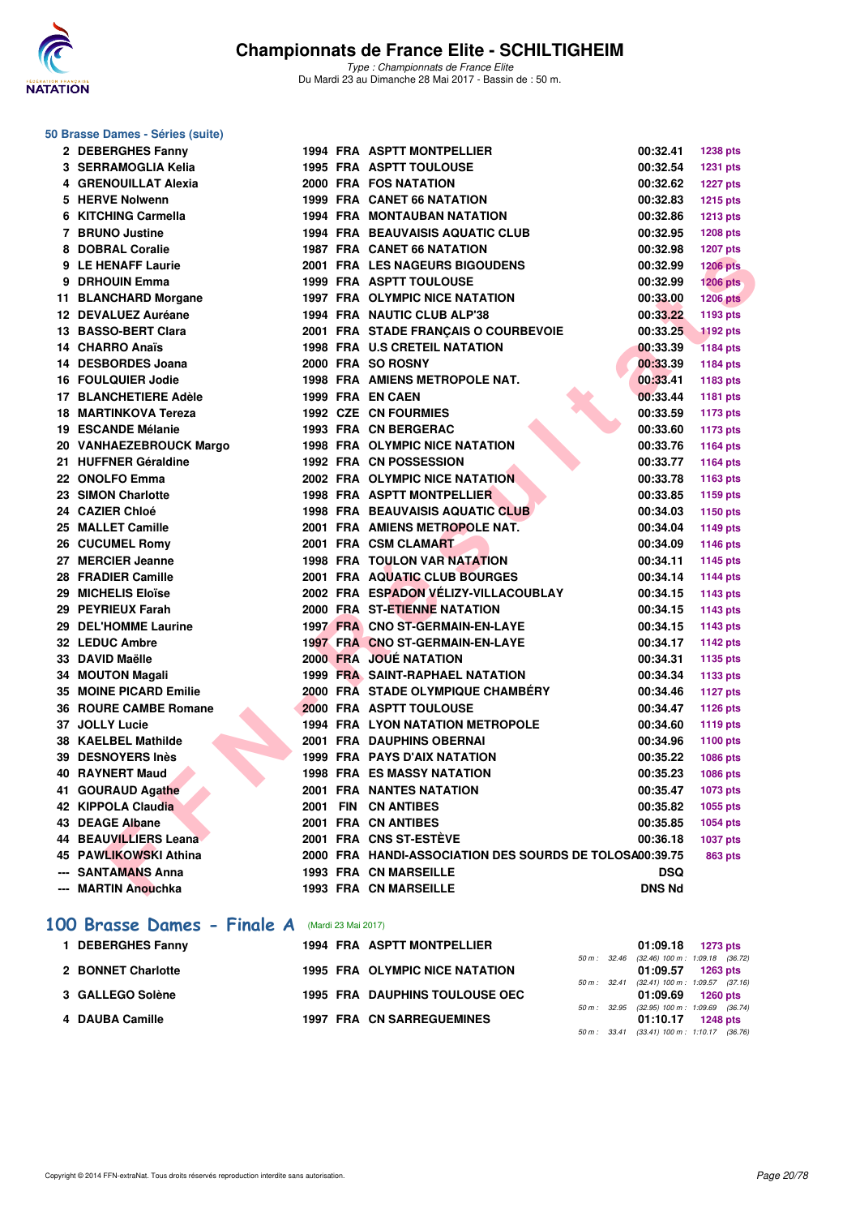## 50 Brasse Dames - Séries (suite)

| Rang | Nom | Année | Nat | Club | Temps | Points |
|---|---|---|---|---|---|---|
| 2 | DEBERGHES Fanny | 1994 | FRA | ASPTT MONTPELLIER | 00:32.41 | 1238 pts |
| 3 | SERRAMOGLIA Kelia | 1995 | FRA | ASPTT TOULOUSE | 00:32.54 | 1231 pts |
| 4 | GRENOUILLAT Alexia | 2000 | FRA | FOS NATATION | 00:32.62 | 1227 pts |
| 5 | HERVE Nolwenn | 1999 | FRA | CANET 66 NATATION | 00:32.83 | 1215 pts |
| 6 | KITCHING Carmella | 1994 | FRA | MONTAUBAN NATATION | 00:32.86 | 1213 pts |
| 7 | BRUNO Justine | 1994 | FRA | BEAUVAISIS AQUATIC CLUB | 00:32.95 | 1208 pts |
| 8 | DOBRAL Coralie | 1987 | FRA | CANET 66 NATATION | 00:32.98 | 1207 pts |
| 9 | LE HENAFF Laurie | 2001 | FRA | LES NAGEURS BIGOUDENS | 00:32.99 | 1206 pts |
| 9 | DRHOUIN Emma | 1999 | FRA | ASPTT TOULOUSE | 00:32.99 | 1206 pts |
| 11 | BLANCHARD Morgane | 1997 | FRA | OLYMPIC NICE NATATION | 00:33.00 | 1206 pts |
| 12 | DEVALUEZ Auréane | 1994 | FRA | NAUTIC CLUB ALP'38 | 00:33.22 | 1193 pts |
| 13 | BASSO-BERT Clara | 2001 | FRA | STADE FRANÇAIS O COURBEVOIE | 00:33.25 | 1192 pts |
| 14 | CHARRO Anaïs | 1998 | FRA | U.S CRETEIL NATATION | 00:33.39 | 1184 pts |
| 14 | DESBORDES Joana | 2000 | FRA | SO ROSNY | 00:33.39 | 1184 pts |
| 16 | FOULQUIER Jodie | 1998 | FRA | AMIENS METROPOLE NAT. | 00:33.41 | 1183 pts |
| 17 | BLANCHETIERE Adèle | 1999 | FRA | EN CAEN | 00:33.44 | 1181 pts |
| 18 | MARTINKOVA Tereza | 1992 | CZE | CN FOURMIES | 00:33.59 | 1173 pts |
| 19 | ESCANDE Mélanie | 1993 | FRA | CN BERGERAC | 00:33.60 | 1173 pts |
| 20 | VANHAEZEBROUCK Margo | 1998 | FRA | OLYMPIC NICE NATATION | 00:33.76 | 1164 pts |
| 21 | HUFFNER Géraldine | 1992 | FRA | CN POSSESSION | 00:33.77 | 1164 pts |
| 22 | ONOLFO Emma | 2002 | FRA | OLYMPIC NICE NATATION | 00:33.78 | 1163 pts |
| 23 | SIMON Charlotte | 1998 | FRA | ASPTT MONTPELLIER | 00:33.85 | 1159 pts |
| 24 | CAZIER Chloé | 1998 | FRA | BEAUVAISIS AQUATIC CLUB | 00:34.03 | 1150 pts |
| 25 | MALLET Camille | 2001 | FRA | AMIENS METROPOLE NAT. | 00:34.04 | 1149 pts |
| 26 | CUCUMEL Romy | 2001 | FRA | CSM CLAMART | 00:34.09 | 1146 pts |
| 27 | MERCIER Jeanne | 1998 | FRA | TOULON VAR NATATION | 00:34.11 | 1145 pts |
| 28 | FRADIER Camille | 2001 | FRA | AQUATIC CLUB BOURGES | 00:34.14 | 1144 pts |
| 29 | MICHELIS Eloïse | 2002 | FRA | ESPADON VÉLIZY-VILLACOUBLAY | 00:34.15 | 1143 pts |
| 29 | PEYRIEUX Farah | 2000 | FRA | ST-ETIENNE NATATION | 00:34.15 | 1143 pts |
| 29 | DEL'HOMME Laurine | 1997 | FRA | CNO ST-GERMAIN-EN-LAYE | 00:34.15 | 1143 pts |
| 32 | LEDUC Ambre | 1997 | FRA | CNO ST-GERMAIN-EN-LAYE | 00:34.17 | 1142 pts |
| 33 | DAVID Maëlle | 2000 | FRA | JOUÉ NATATION | 00:34.31 | 1135 pts |
| 34 | MOUTON Magali | 1999 | FRA | SAINT-RAPHAEL NATATION | 00:34.34 | 1133 pts |
| 35 | MOINE PICARD Emilie | 2000 | FRA | STADE OLYMPIQUE CHAMBÉRY | 00:34.46 | 1127 pts |
| 36 | ROURE CAMBE Romane | 2000 | FRA | ASPTT TOULOUSE | 00:34.47 | 1126 pts |
| 37 | JOLLY Lucie | 1994 | FRA | LYON NATATION METROPOLE | 00:34.60 | 1119 pts |
| 38 | KAELBEL Mathilde | 2001 | FRA | DAUPHINS OBERNAI | 00:34.96 | 1100 pts |
| 39 | DESNOYERS Inès | 1999 | FRA | PAYS D'AIX NATATION | 00:35.22 | 1086 pts |
| 40 | RAYNERT Maud | 1998 | FRA | ES MASSY NATATION | 00:35.23 | 1086 pts |
| 41 | GOURAUD Agathe | 2001 | FRA | NANTES NATATION | 00:35.47 | 1073 pts |
| 42 | KIPPOLA Claudia | 2001 | FIN | CN ANTIBES | 00:35.82 | 1055 pts |
| 43 | DEAGE Albane | 2001 | FRA | CN ANTIBES | 00:35.85 | 1054 pts |
| 44 | BEAUVILLIERS Leana | 2001 | FRA | CNS ST-ESTÈVE | 00:36.18 | 1037 pts |
| 45 | PAWLIKOWSKI Athina | 2000 | FRA | HANDI-ASSOCIATION DES SOURDS DE TOLOSA | 00:39.75 | 863 pts |
| --- | SANTAMANS Anna | 1993 | FRA | CN MARSEILLE | DSQ | |
| --- | MARTIN Anouchka | 1993 | FRA | CN MARSEILLE | DNS Nd | |

## 100 Brasse Dames - Finale A (Mardi 23 Mai 2017)

| Rang | Nom | Année | Nat | Club | Temps | Points | Intermédiaires |
|---|---|---|---|---|---|---|---|
| 1 | DEBERGHES Fanny | 1994 | FRA | ASPTT MONTPELLIER | 01:09.18 | 1273 pts | 50 m : 32.46 (32.46) 100 m : 1:09.18 (36.72) |
| 2 | BONNET Charlotte | 1995 | FRA | OLYMPIC NICE NATATION | 01:09.57 | 1263 pts | 50 m : 32.41 (32.41) 100 m : 1:09.57 (37.16) |
| 3 | GALLEGO Solène | 1995 | FRA | DAUPHINS TOULOUSE OEC | 01:09.69 | 1260 pts | 50 m : 32.95 (32.95) 100 m : 1:09.69 (36.74) |
| 4 | DAUBA Camille | 1997 | FRA | CN SARREGUEMINES | 01:10.17 | 1248 pts | 50 m : 33.41 (33.41) 100 m : 1:10.17 (36.76) |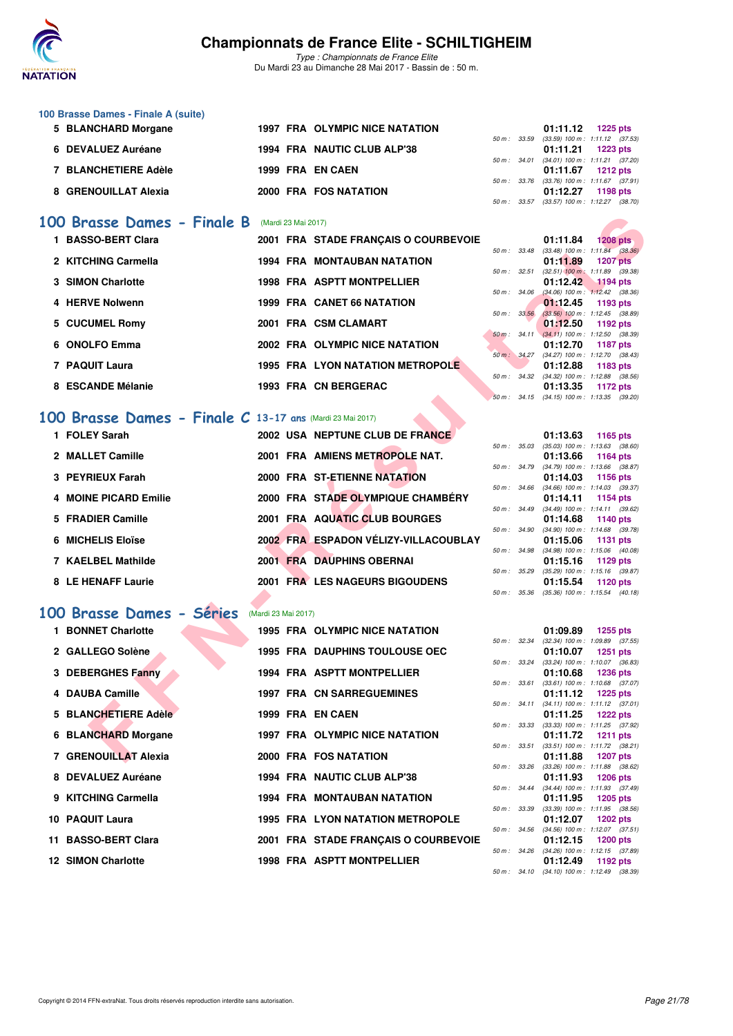## 100 Brasse Dames - Finale A (suite)

| Rang | Nom | Année | Nat | Club | Temps | Points | Splits |
|---|---|---|---|---|---|---|---|
| 5 | BLANCHARD Morgane | 1997 | FRA | OLYMPIC NICE NATATION | 01:11.12 | 1225 pts | 50 m : 33.59 (33.59) 100 m : 1:11.12 (37.53) |
| 6 | DEVALUEZ Auréane | 1994 | FRA | NAUTIC CLUB ALP'38 | 01:11.21 | 1223 pts | 50 m : 34.01 (34.01) 100 m : 1:11.21 (37.20) |
| 7 | BLANCHETIERE Adèle | 1999 | FRA | EN CAEN | 01:11.67 | 1212 pts | 50 m : 33.76 (33.76) 100 m : 1:11.67 (37.91) |
| 8 | GRENOUILLAT Alexia | 2000 | FRA | FOS NATATION | 01:12.27 | 1198 pts | 50 m : 33.57 (33.57) 100 m : 1:12.27 (38.70) |

## 100 Brasse Dames - Finale B (Mardi 23 Mai 2017)

| Rang | Nom | Année | Nat | Club | Temps | Points | Splits |
|---|---|---|---|---|---|---|---|
| 1 | BASSO-BERT Clara | 2001 | FRA | STADE FRANÇAIS O COURBEVOIE | 01:11.84 | 1208 pts | 50 m : 33.48 (33.48) 100 m : 1:11.84 (38.36) |
| 2 | KITCHING Carmella | 1994 | FRA | MONTAUBAN NATATION | 01:11.89 | 1207 pts | 50 m : 32.51 (32.51) 100 m : 1:11.89 (39.38) |
| 3 | SIMON Charlotte | 1998 | FRA | ASPTT MONTPELLIER | 01:12.42 | 1194 pts | 50 m : 34.06 (34.06) 100 m : 1:12.42 (38.36) |
| 4 | HERVE Nolwenn | 1999 | FRA | CANET 66 NATATION | 01:12.45 | 1193 pts | 50 m : 33.56 (33.56) 100 m : 1:12.45 (38.89) |
| 5 | CUCUMEL Romy | 2001 | FRA | CSM CLAMART | 01:12.50 | 1192 pts | 50 m : 34.11 (34.11) 100 m : 1:12.50 (38.39) |
| 6 | ONOLFO Emma | 2002 | FRA | OLYMPIC NICE NATATION | 01:12.70 | 1187 pts | 50 m : 34.27 (34.27) 100 m : 1:12.70 (38.43) |
| 7 | PAQUIT Laura | 1995 | FRA | LYON NATATION METROPOLE | 01:12.88 | 1183 pts | 50 m : 34.32 (34.32) 100 m : 1:12.88 (38.56) |
| 8 | ESCANDE Mélanie | 1993 | FRA | CN BERGERAC | 01:13.35 | 1172 pts | 50 m : 34.15 (34.15) 100 m : 1:13.35 (39.20) |

## 100 Brasse Dames - Finale C 13-17 ans (Mardi 23 Mai 2017)

| Rang | Nom | Année | Nat | Club | Temps | Points | Splits |
|---|---|---|---|---|---|---|---|
| 1 | FOLEY Sarah | 2002 | USA | NEPTUNE CLUB DE FRANCE | 01:13.63 | 1165 pts | 50 m : 35.03 (35.03) 100 m : 1:13.63 (38.60) |
| 2 | MALLET Camille | 2001 | FRA | AMIENS METROPOLE NAT. | 01:13.66 | 1164 pts | 50 m : 34.79 (34.79) 100 m : 1:13.66 (38.87) |
| 3 | PEYRIEUX Farah | 2000 | FRA | ST-ETIENNE NATATION | 01:14.03 | 1156 pts | 50 m : 34.66 (34.66) 100 m : 1:14.03 (39.37) |
| 4 | MOINE PICARD Emilie | 2000 | FRA | STADE OLYMPIQUE CHAMBÉRY | 01:14.11 | 1154 pts | 50 m : 34.49 (34.49) 100 m : 1:14.11 (39.62) |
| 5 | FRADIER Camille | 2001 | FRA | AQUATIC CLUB BOURGES | 01:14.68 | 1140 pts | 50 m : 34.90 (34.90) 100 m : 1:14.68 (39.78) |
| 6 | MICHELIS Eloïse | 2002 | FRA | ESPADON VÉLIZY-VILLACOUBLAY | 01:15.06 | 1131 pts | 50 m : 34.98 (34.98) 100 m : 1:15.06 (40.08) |
| 7 | KAELBEL Mathilde | 2001 | FRA | DAUPHINS OBERNAI | 01:15.16 | 1129 pts | 50 m : 35.29 (35.29) 100 m : 1:15.16 (39.87) |
| 8 | LE HENAFF Laurie | 2001 | FRA | LES NAGEURS BIGOUDENS | 01:15.54 | 1120 pts | 50 m : 35.36 (35.36) 100 m : 1:15.54 (40.18) |

## 100 Brasse Dames - Séries (Mardi 23 Mai 2017)

| Rang | Nom | Année | Nat | Club | Temps | Points | Splits |
|---|---|---|---|---|---|---|---|
| 1 | BONNET Charlotte | 1995 | FRA | OLYMPIC NICE NATATION | 01:09.89 | 1255 pts | 50 m : 32.34 (32.34) 100 m : 1:09.89 (37.55) |
| 2 | GALLEGO Solène | 1995 | FRA | DAUPHINS TOULOUSE OEC | 01:10.07 | 1251 pts | 50 m : 33.24 (33.24) 100 m : 1:10.07 (36.83) |
| 3 | DEBERGHES Fanny | 1994 | FRA | ASPTT MONTPELLIER | 01:10.68 | 1236 pts | 50 m : 33.61 (33.61) 100 m : 1:10.68 (37.07) |
| 4 | DAUBA Camille | 1997 | FRA | CN SARREGUEMINES | 01:11.12 | 1225 pts | 50 m : 34.11 (34.11) 100 m : 1:11.12 (37.01) |
| 5 | BLANCHETIERE Adèle | 1999 | FRA | EN CAEN | 01:11.25 | 1222 pts | 50 m : 33.33 (33.33) 100 m : 1:11.25 (37.92) |
| 6 | BLANCHARD Morgane | 1997 | FRA | OLYMPIC NICE NATATION | 01:11.72 | 1211 pts | 50 m : 33.51 (33.51) 100 m : 1:11.72 (38.21) |
| 7 | GRENOUILLAT Alexia | 2000 | FRA | FOS NATATION | 01:11.88 | 1207 pts | 50 m : 33.26 (33.26) 100 m : 1:11.88 (38.62) |
| 8 | DEVALUEZ Auréane | 1994 | FRA | NAUTIC CLUB ALP'38 | 01:11.93 | 1206 pts | 50 m : 34.44 (34.44) 100 m : 1:11.93 (37.49) |
| 9 | KITCHING Carmella | 1994 | FRA | MONTAUBAN NATATION | 01:11.95 | 1205 pts | 50 m : 33.39 (33.39) 100 m : 1:11.95 (38.56) |
| 10 | PAQUIT Laura | 1995 | FRA | LYON NATATION METROPOLE | 01:12.07 | 1202 pts | 50 m : 34.56 (34.56) 100 m : 1:12.07 (37.51) |
| 11 | BASSO-BERT Clara | 2001 | FRA | STADE FRANÇAIS O COURBEVOIE | 01:12.15 | 1200 pts | 50 m : 34.26 (34.26) 100 m : 1:12.15 (37.89) |
| 12 | SIMON Charlotte | 1998 | FRA | ASPTT MONTPELLIER | 01:12.49 | 1192 pts | 50 m : 34.10 (34.10) 100 m : 1:12.49 (38.39) |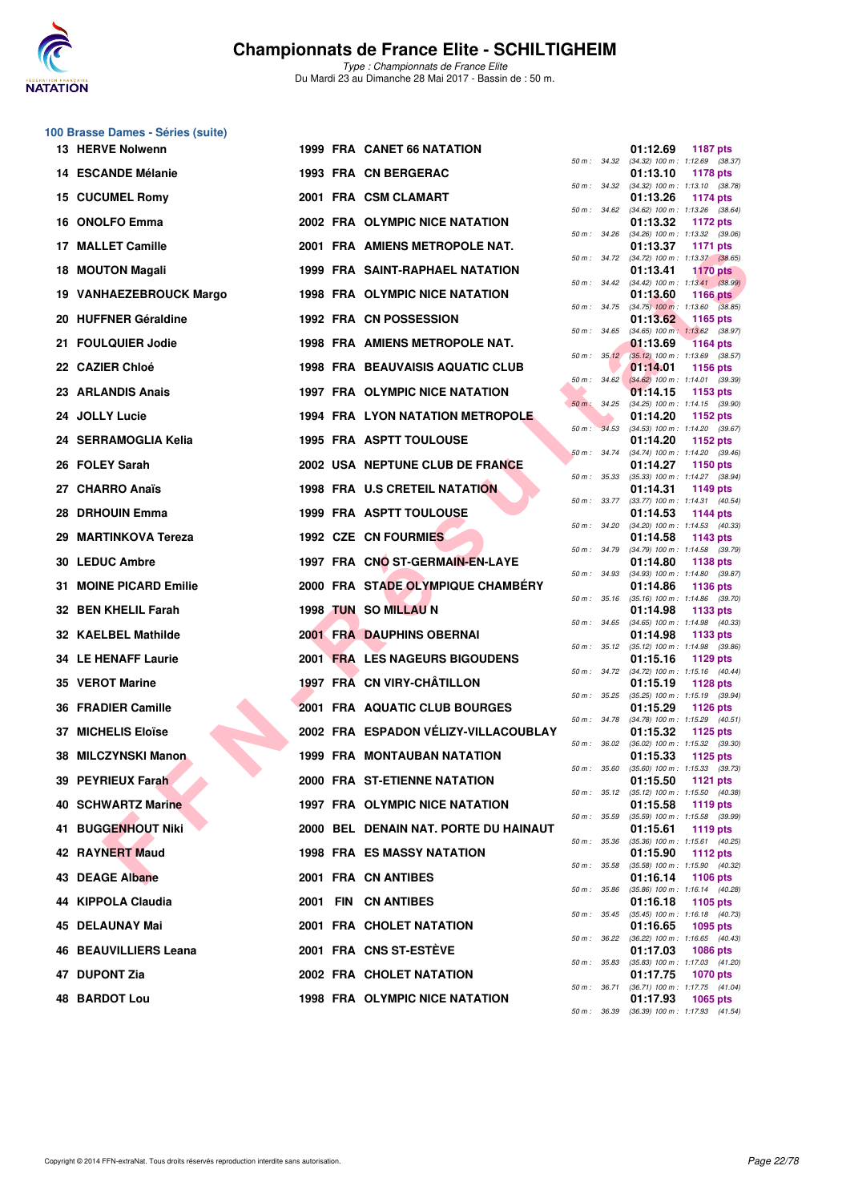# Championnats de France Elite - SCHILTIGHEIM

*Type : Championnats de France Elite*
Du Mardi 23 au Dimanche 28 Mai 2017 - Bassin de : 50 m.

## 100 Brasse Dames - Séries (suite)

| Rang | Nom | Année | Nat. | Club | Temps | Points | Splits |
|---|---|---|---|---|---|---|---|
| 13 | HERVE Nolwenn | 1999 | FRA | CANET 66 NATATION | 01:12.69 | 1187 pts | 50 m : 34.32 (34.32) 100 m : 1:12.69 (38.37) |
| 14 | ESCANDE Mélanie | 1993 | FRA | CN BERGERAC | 01:13.10 | 1178 pts | 50 m : 34.32 (34.32) 100 m : 1:13.10 (38.78) |
| 15 | CUCUMEL Romy | 2001 | FRA | CSM CLAMART | 01:13.26 | 1174 pts | 50 m : 34.62 (34.62) 100 m : 1:13.26 (38.64) |
| 16 | ONOLFO Emma | 2002 | FRA | OLYMPIC NICE NATATION | 01:13.32 | 1172 pts | 50 m : 34.26 (34.26) 100 m : 1:13.32 (39.06) |
| 17 | MALLET Camille | 2001 | FRA | AMIENS METROPOLE NAT. | 01:13.37 | 1171 pts | 50 m : 34.72 (34.72) 100 m : 1:13.37 (38.65) |
| 18 | MOUTON Magali | 1999 | FRA | SAINT-RAPHAEL NATATION | 01:13.41 | 1170 pts | 50 m : 34.42 (34.42) 100 m : 1:13.41 (38.99) |
| 19 | VANHAEZEBROUCK Margo | 1998 | FRA | OLYMPIC NICE NATATION | 01:13.60 | 1166 pts | 50 m : 34.75 (34.75) 100 m : 1:13.60 (38.85) |
| 20 | HUFFNER Géraldine | 1992 | FRA | CN POSSESSION | 01:13.62 | 1165 pts | 50 m : 34.65 (34.65) 100 m : 1:13.62 (38.97) |
| 21 | FOULQUIER Jodie | 1998 | FRA | AMIENS METROPOLE NAT. | 01:13.69 | 1164 pts | 50 m : 35.12 (35.12) 100 m : 1:13.69 (38.57) |
| 22 | CAZIER Chloé | 1998 | FRA | BEAUVAISIS AQUATIC CLUB | 01:14.01 | 1156 pts | 50 m : 34.62 (34.62) 100 m : 1:14.01 (39.39) |
| 23 | ARLANDIS Anais | 1997 | FRA | OLYMPIC NICE NATATION | 01:14.15 | 1153 pts | 50 m : 34.25 (34.25) 100 m : 1:14.15 (39.90) |
| 24 | JOLLY Lucie | 1994 | FRA | LYON NATATION METROPOLE | 01:14.20 | 1152 pts | 50 m : 34.53 (34.53) 100 m : 1:14.20 (39.67) |
| 24 | SERRAMOGLIA Kelia | 1995 | FRA | ASPTT TOULOUSE | 01:14.20 | 1152 pts | 50 m : 34.74 (34.74) 100 m : 1:14.20 (39.46) |
| 26 | FOLEY Sarah | 2002 | USA | NEPTUNE CLUB DE FRANCE | 01:14.27 | 1150 pts | 50 m : 35.33 (35.33) 100 m : 1:14.27 (38.94) |
| 27 | CHARRO Anaïs | 1998 | FRA | U.S CRETEIL NATATION | 01:14.31 | 1149 pts | 50 m : 33.77 (33.77) 100 m : 1:14.31 (40.54) |
| 28 | DRHOUIN Emma | 1999 | FRA | ASPTT TOULOUSE | 01:14.53 | 1144 pts | 50 m : 34.20 (34.20) 100 m : 1:14.53 (40.33) |
| 29 | MARTINKOVA Tereza | 1992 | CZE | CN FOURMIES | 01:14.58 | 1143 pts | 50 m : 34.79 (34.79) 100 m : 1:14.58 (39.79) |
| 30 | LEDUC Ambre | 1997 | FRA | CNO ST-GERMAIN-EN-LAYE | 01:14.80 | 1138 pts | 50 m : 34.93 (34.93) 100 m : 1:14.80 (39.87) |
| 31 | MOINE PICARD Emilie | 2000 | FRA | STADE OLYMPIQUE CHAMBÉRY | 01:14.86 | 1136 pts | 50 m : 35.16 (35.16) 100 m : 1:14.86 (39.70) |
| 32 | BEN KHELIL Farah | 1998 | TUN | SO MILLAU N | 01:14.98 | 1133 pts | 50 m : 34.65 (34.65) 100 m : 1:14.98 (40.33) |
| 32 | KAELBEL Mathilde | 2001 | FRA | DAUPHINS OBERNAI | 01:14.98 | 1133 pts | 50 m : 35.12 (35.12) 100 m : 1:14.98 (39.86) |
| 34 | LE HENAFF Laurie | 2001 | FRA | LES NAGEURS BIGOUDENS | 01:15.16 | 1129 pts | 50 m : 34.72 (34.72) 100 m : 1:15.16 (40.44) |
| 35 | VEROT Marine | 1997 | FRA | CN VIRY-CHÂTILLON | 01:15.19 | 1128 pts | 50 m : 35.25 (35.25) 100 m : 1:15.19 (39.94) |
| 36 | FRADIER Camille | 2001 | FRA | AQUATIC CLUB BOURGES | 01:15.29 | 1126 pts | 50 m : 34.78 (34.78) 100 m : 1:15.29 (40.51) |
| 37 | MICHELIS Eloïse | 2002 | FRA | ESPADON VÉLIZY-VILLACOUBLAY | 01:15.32 | 1125 pts | 50 m : 36.02 (36.02) 100 m : 1:15.32 (39.30) |
| 38 | MILCZYNSKI Manon | 1999 | FRA | MONTAUBAN NATATION | 01:15.33 | 1125 pts | 50 m : 35.60 (35.60) 100 m : 1:15.33 (39.73) |
| 39 | PEYRIEUX Farah | 2000 | FRA | ST-ETIENNE NATATION | 01:15.50 | 1121 pts | 50 m : 35.12 (35.12) 100 m : 1:15.50 (40.38) |
| 40 | SCHWARTZ Marine | 1997 | FRA | OLYMPIC NICE NATATION | 01:15.58 | 1119 pts | 50 m : 35.59 (35.59) 100 m : 1:15.58 (39.99) |
| 41 | BUGGENHOUT Niki | 2000 | BEL | DENAIN NAT. PORTE DU HAINAUT | 01:15.61 | 1119 pts | 50 m : 35.36 (35.36) 100 m : 1:15.61 (40.25) |
| 42 | RAYNERT Maud | 1998 | FRA | ES MASSY NATATION | 01:15.90 | 1112 pts | 50 m : 35.58 (35.58) 100 m : 1:15.90 (40.32) |
| 43 | DEAGE Albane | 2001 | FRA | CN ANTIBES | 01:16.14 | 1106 pts | 50 m : 35.86 (35.86) 100 m : 1:16.14 (40.28) |
| 44 | KIPPOLA Claudia | 2001 | FIN | CN ANTIBES | 01:16.18 | 1105 pts | 50 m : 35.45 (35.45) 100 m : 1:16.18 (40.73) |
| 45 | DELAUNAY Mai | 2001 | FRA | CHOLET NATATION | 01:16.65 | 1095 pts | 50 m : 36.22 (36.22) 100 m : 1:16.65 (40.43) |
| 46 | BEAUVILLIERS Leana | 2001 | FRA | CNS ST-ESTÈVE | 01:17.03 | 1086 pts | 50 m : 35.83 (35.83) 100 m : 1:17.03 (41.20) |
| 47 | DUPONT Zia | 2002 | FRA | CHOLET NATATION | 01:17.75 | 1070 pts | 50 m : 36.71 (36.71) 100 m : 1:17.75 (41.04) |
| 48 | BARDOT Lou | 1998 | FRA | OLYMPIC NICE NATATION | 01:17.93 | 1065 pts | 50 m : 36.39 (36.39) 100 m : 1:17.93 (41.54) |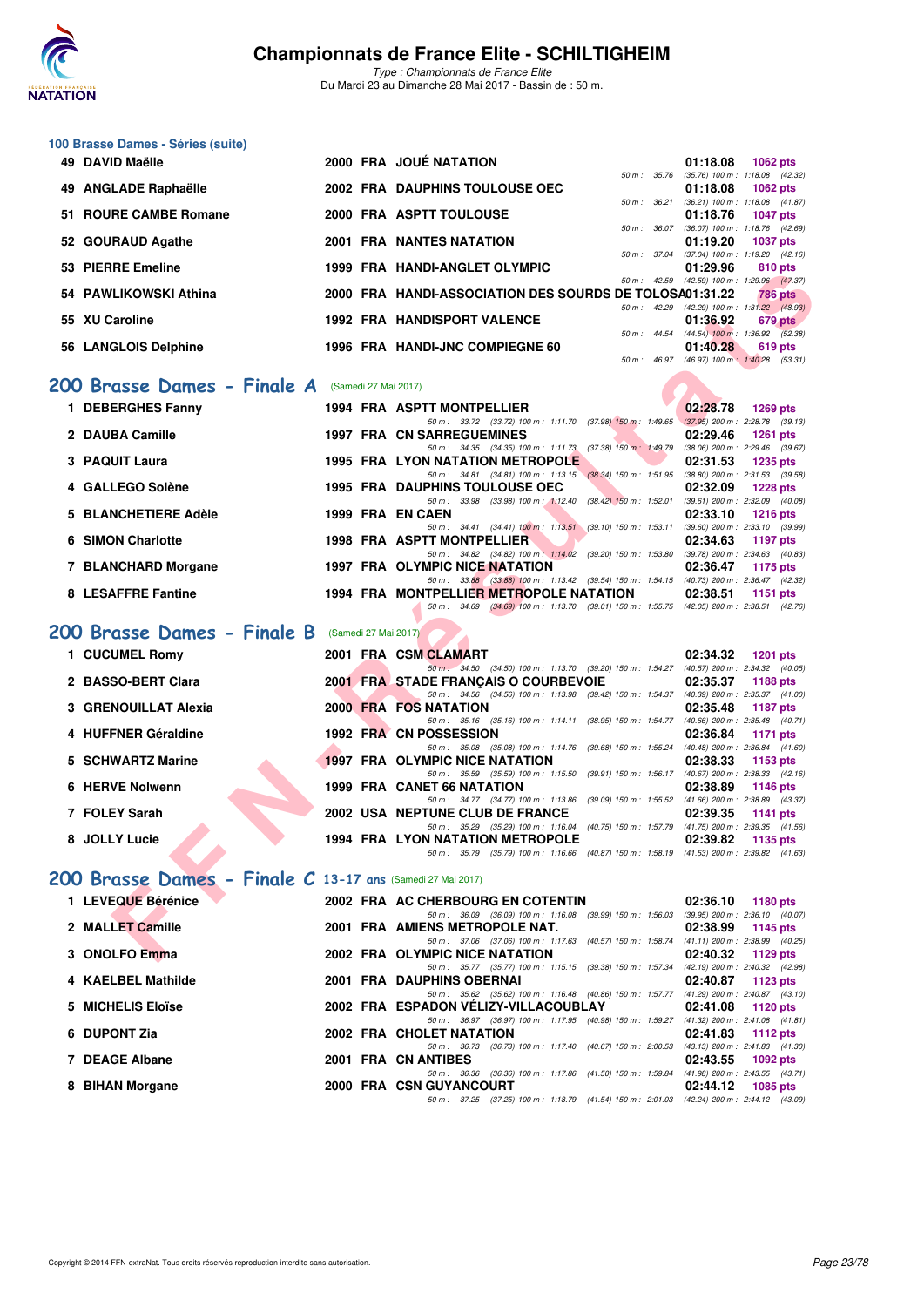# Championnats de France Elite - SCHILTIGHEIM

*Type : Championnats de France Elite*
Du Mardi 23 au Dimanche 28 Mai 2017 - Bassin de : 50 m.

### 100 Brasse Dames - Séries (suite)

| Rang | Nom | Année | Nat | Club | Temps | Points |
|---|---|---|---|---|---|---|
| 49 | DAVID Maëlle | 2000 | FRA | JOUÉ NATATION | 01:18.08 | 1062 pts |
| | | | | 50 m : 35.76 (35.76) 100 m : 1:18.08 (42.32) | | |
| 49 | ANGLADE Raphaëlle | 2002 | FRA | DAUPHINS TOULOUSE OEC | 01:18.08 | 1062 pts |
| | | | | 50 m : 36.21 (36.21) 100 m : 1:18.08 (41.87) | | |
| 51 | ROURE CAMBE Romane | 2000 | FRA | ASPTT TOULOUSE | 01:18.76 | 1047 pts |
| | | | | 50 m : 36.07 (36.07) 100 m : 1:18.76 (42.69) | | |
| 52 | GOURAUD Agathe | 2001 | FRA | NANTES NATATION | 01:19.20 | 1037 pts |
| | | | | 50 m : 37.04 (37.04) 100 m : 1:19.20 (42.16) | | |
| 53 | PIERRE Emeline | 1999 | FRA | HANDI-ANGLET OLYMPIC | 01:29.96 | 810 pts |
| | | | | 50 m : 42.59 (42.59) 100 m : 1:29.96 (47.37) | | |
| 54 | PAWLIKOWSKI Athina | 2000 | FRA | HANDI-ASSOCIATION DES SOURDS DE TOLOSA | 01:31.22 | 786 pts |
| | | | | 50 m : 42.29 (42.29) 100 m : 1:31.22 (48.93) | | |
| 55 | XU Caroline | 1992 | FRA | HANDISPORT VALENCE | 01:36.92 | 679 pts |
| | | | | 50 m : 44.54 (44.54) 100 m : 1:36.92 (52.38) | | |
| 56 | LANGLOIS Delphine | 1996 | FRA | HANDI-JNC COMPIEGNE 60 | 01:40.28 | 619 pts |
| | | | | 50 m : 46.97 (46.97) 100 m : 1:40.28 (53.31) | | |

## 200 Brasse Dames - Finale A (Samedi 27 Mai 2017)

| Rang | Nom | Année | Nat | Club | Temps | Points |
|---|---|---|---|---|---|---|
| 1 | DEBERGHES Fanny | 1994 | FRA | ASPTT MONTPELLIER | 02:28.78 | 1269 pts |
| | | | | 50 m : 33.72 (33.72) 100 m : 1:11.70 (37.98) 150 m : 1:49.65 (37.95) 200 m : 2:28.78 (39.13) | | |
| 2 | DAUBA Camille | 1997 | FRA | CN SARREGUEMINES | 02:29.46 | 1261 pts |
| | | | | 50 m : 34.35 (34.35) 100 m : 1:11.73 (37.38) 150 m : 1:49.79 (38.06) 200 m : 2:29.46 (39.67) | | |
| 3 | PAQUIT Laura | 1995 | FRA | LYON NATATION METROPOLE | 02:31.53 | 1235 pts |
| | | | | 50 m : 34.81 (34.81) 100 m : 1:13.15 (38.34) 150 m : 1:51.95 (38.80) 200 m : 2:31.53 (39.58) | | |
| 4 | GALLEGO Solène | 1995 | FRA | DAUPHINS TOULOUSE OEC | 02:32.09 | 1228 pts |
| | | | | 50 m : 33.98 (33.98) 100 m : 1:12.40 (38.42) 150 m : 1:52.01 (39.61) 200 m : 2:32.09 (40.08) | | |
| 5 | BLANCHETIERE Adèle | 1999 | FRA | EN CAEN | 02:33.10 | 1216 pts |
| | | | | 50 m : 34.41 (34.41) 100 m : 1:13.51 (39.10) 150 m : 1:53.11 (39.60) 200 m : 2:33.10 (39.99) | | |
| 6 | SIMON Charlotte | 1998 | FRA | ASPTT MONTPELLIER | 02:34.63 | 1197 pts |
| | | | | 50 m : 34.82 (34.82) 100 m : 1:14.02 (39.20) 150 m : 1:53.80 (39.78) 200 m : 2:34.63 (40.83) | | |
| 7 | BLANCHARD Morgane | 1997 | FRA | OLYMPIC NICE NATATION | 02:36.47 | 1175 pts |
| | | | | 50 m : 33.88 (33.88) 100 m : 1:13.42 (39.54) 150 m : 1:54.15 (40.73) 200 m : 2:36.47 (42.32) | | |
| 8 | LESAFFRE Fantine | 1994 | FRA | MONTPELLIER METROPOLE NATATION | 02:38.51 | 1151 pts |
| | | | | 50 m : 34.69 (34.69) 100 m : 1:13.70 (39.01) 150 m : 1:55.75 (42.05) 200 m : 2:38.51 (42.76) | | |

## 200 Brasse Dames - Finale B (Samedi 27 Mai 2017)

| Rang | Nom | Année | Nat | Club | Temps | Points |
|---|---|---|---|---|---|---|
| 1 | CUCUMEL Romy | 2001 | FRA | CSM CLAMART | 02:34.32 | 1201 pts |
| | | | | 50 m : 34.50 (34.50) 100 m : 1:13.70 (39.20) 150 m : 1:54.27 (40.57) 200 m : 2:34.32 (40.05) | | |
| 2 | BASSO-BERT Clara | 2001 | FRA | STADE FRANÇAIS O COURBEVOIE | 02:35.37 | 1188 pts |
| | | | | 50 m : 34.56 (34.56) 100 m : 1:13.98 (39.42) 150 m : 1:54.37 (40.39) 200 m : 2:35.37 (41.00) | | |
| 3 | GRENOUILLAT Alexia | 2000 | FRA | FOS NATATION | 02:35.48 | 1187 pts |
| | | | | 50 m : 35.16 (35.16) 100 m : 1:14.11 (38.95) 150 m : 1:54.77 (40.66) 200 m : 2:35.48 (40.71) | | |
| 4 | HUFFNER Géraldine | 1992 | FRA | CN POSSESSION | 02:36.84 | 1171 pts |
| | | | | 50 m : 35.08 (35.08) 100 m : 1:14.76 (39.68) 150 m : 1:55.24 (40.48) 200 m : 2:36.84 (41.60) | | |
| 5 | SCHWARTZ Marine | 1997 | FRA | OLYMPIC NICE NATATION | 02:38.33 | 1153 pts |
| | | | | 50 m : 35.59 (35.59) 100 m : 1:15.50 (39.91) 150 m : 1:56.17 (40.67) 200 m : 2:38.33 (42.16) | | |
| 6 | HERVE Nolwenn | 1999 | FRA | CANET 66 NATATION | 02:38.89 | 1146 pts |
| | | | | 50 m : 34.77 (34.77) 100 m : 1:13.86 (39.09) 150 m : 1:55.52 (41.66) 200 m : 2:38.89 (43.37) | | |
| 7 | FOLEY Sarah | 2002 | USA | NEPTUNE CLUB DE FRANCE | 02:39.35 | 1141 pts |
| | | | | 50 m : 35.29 (35.29) 100 m : 1:16.04 (40.75) 150 m : 1:57.79 (41.75) 200 m : 2:39.35 (41.56) | | |
| 8 | JOLLY Lucie | 1994 | FRA | LYON NATATION METROPOLE | 02:39.82 | 1135 pts |
| | | | | 50 m : 35.79 (35.79) 100 m : 1:16.66 (40.87) 150 m : 1:58.19 (41.53) 200 m : 2:39.82 (41.63) | | |

## 200 Brasse Dames - Finale C 13-17 ans (Samedi 27 Mai 2017)

| Rang | Nom | Année | Nat | Club | Temps | Points |
|---|---|---|---|---|---|---|
| 1 | LEVEQUE Bérénice | 2002 | FRA | AC CHERBOURG EN COTENTIN | 02:36.10 | 1180 pts |
| | | | | 50 m : 36.09 (36.09) 100 m : 1:16.08 (39.99) 150 m : 1:56.03 (39.95) 200 m : 2:36.10 (40.07) | | |
| 2 | MALLET Camille | 2001 | FRA | AMIENS METROPOLE NAT. | 02:38.99 | 1145 pts |
| | | | | 50 m : 37.06 (37.06) 100 m : 1:17.63 (40.57) 150 m : 1:58.74 (41.11) 200 m : 2:38.99 (40.25) | | |
| 3 | ONOLFO Emma | 2002 | FRA | OLYMPIC NICE NATATION | 02:40.32 | 1129 pts |
| | | | | 50 m : 35.77 (35.77) 100 m : 1:15.15 (39.38) 150 m : 1:57.34 (42.19) 200 m : 2:40.32 (42.98) | | |
| 4 | KAELBEL Mathilde | 2001 | FRA | DAUPHINS OBERNAI | 02:40.87 | 1123 pts |
| | | | | 50 m : 35.62 (35.62) 100 m : 1:16.48 (40.86) 150 m : 1:57.77 (41.29) 200 m : 2:40.87 (43.10) | | |
| 5 | MICHELIS Eloïse | 2002 | FRA | ESPADON VÉLIZY-VILLACOUBLAY | 02:41.08 | 1120 pts |
| | | | | 50 m : 36.97 (36.97) 100 m : 1:17.95 (40.98) 150 m : 1:59.27 (41.32) 200 m : 2:41.08 (41.81) | | |
| 6 | DUPONT Zia | 2002 | FRA | CHOLET NATATION | 02:41.83 | 1112 pts |
| | | | | 50 m : 36.73 (36.73) 100 m : 1:17.40 (40.67) 150 m : 2:00.53 (43.13) 200 m : 2:41.83 (41.30) | | |
| 7 | DEAGE Albane | 2001 | FRA | CN ANTIBES | 02:43.55 | 1092 pts |
| | | | | 50 m : 36.36 (36.36) 100 m : 1:17.86 (41.50) 150 m : 1:59.84 (41.98) 200 m : 2:43.55 (43.71) | | |
| 8 | BIHAN Morgane | 2000 | FRA | CSN GUYANCOURT | 02:44.12 | 1085 pts |
| | | | | 50 m : 37.25 (37.25) 100 m : 1:18.79 (41.54) 150 m : 2:01.03 (42.24) 200 m : 2:44.12 (43.09) | | |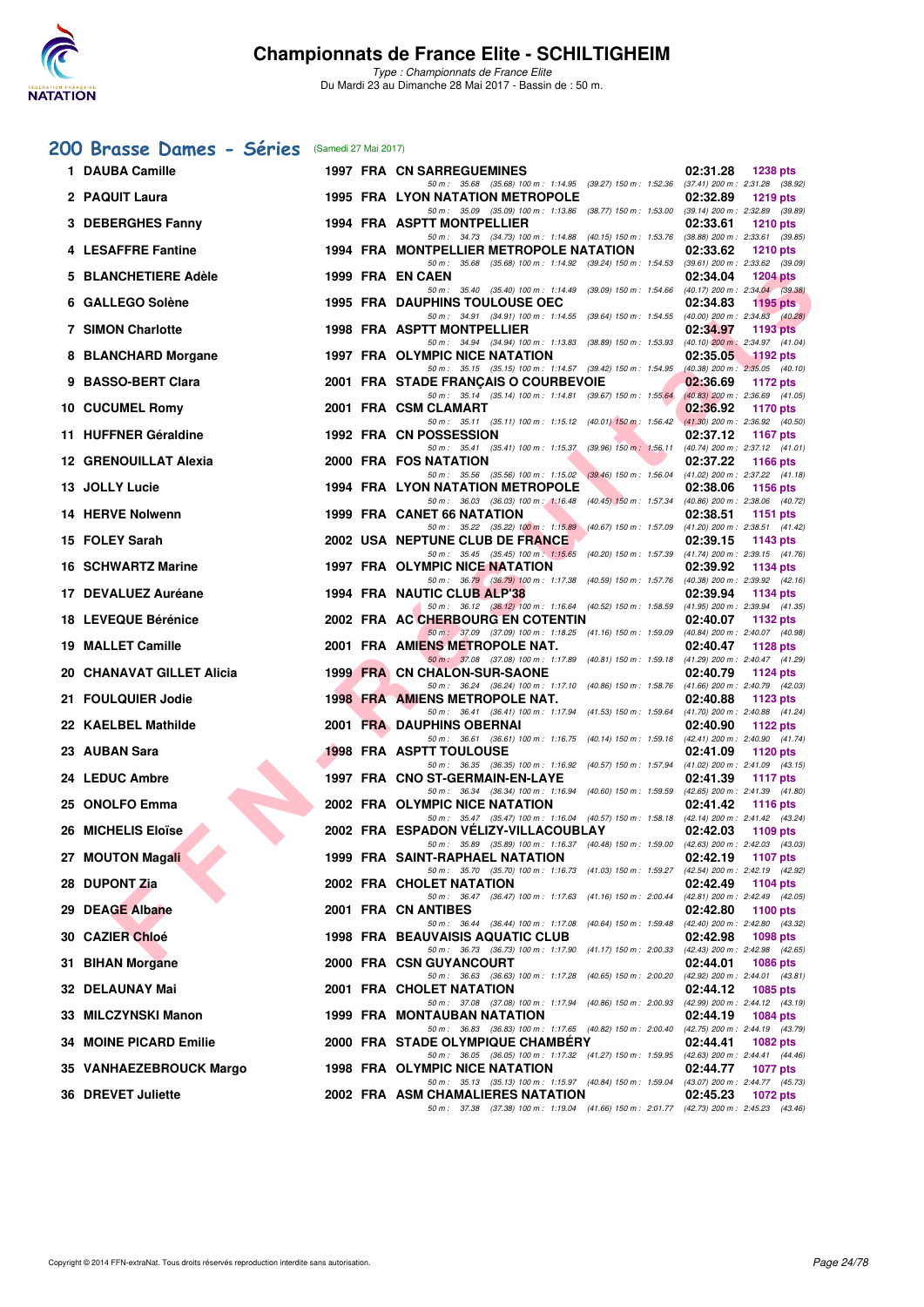# Championnats de France Elite - SCHILTIGHEIM

*Type : Championnats de France Elite*
Du Mardi 23 au Dimanche 28 Mai 2017 - Bassin de : 50 m.

## 200 Brasse Dames - Séries (Samedi 27 Mai 2017)

| Rang | Nom | Année | Nat | Club | Temps | Points |
|---|---|---|---|---|---|---|
| 1 | DAUBA Camille | 1997 | FRA | CN SARREGUEMINES | 02:31.28 | 1238 pts |
| | 50 m : 35.68 (35.68) 100 m : 1:14.95 (39.27) 150 m : 1:52.36 (37.41) 200 m : 2:31.28 (38.92) | | | | | |
| 2 | PAQUIT Laura | 1995 | FRA | LYON NATATION METROPOLE | 02:32.89 | 1219 pts |
| | 50 m : 35.09 (35.09) 100 m : 1:13.86 (38.77) 150 m : 1:53.00 (39.14) 200 m : 2:32.89 (39.89) | | | | | |
| 3 | DEBERGHES Fanny | 1994 | FRA | ASPTT MONTPELLIER | 02:33.61 | 1210 pts |
| | 50 m : 34.73 (34.73) 100 m : 1:14.88 (40.15) 150 m : 1:53.76 (38.88) 200 m : 2:33.61 (39.85) | | | | | |
| 4 | LESAFFRE Fantine | 1994 | FRA | MONTPELLIER METROPOLE NATATION | 02:33.62 | 1210 pts |
| | 50 m : 35.68 (35.68) 100 m : 1:14.92 (39.24) 150 m : 1:54.53 (39.61) 200 m : 2:33.62 (39.09) | | | | | |
| 5 | BLANCHETIERE Adèle | 1999 | FRA | EN CAEN | 02:34.04 | 1204 pts |
| | 50 m : 35.40 (35.40) 100 m : 1:14.49 (39.09) 150 m : 1:54.66 (40.17) 200 m : 2:34.04 (39.38) | | | | | |
| 6 | GALLEGO Solène | 1995 | FRA | DAUPHINS TOULOUSE OEC | 02:34.83 | 1195 pts |
| | 50 m : 34.91 (34.91) 100 m : 1:14.55 (39.64) 150 m : 1:54.55 (40.00) 200 m : 2:34.83 (40.28) | | | | | |
| 7 | SIMON Charlotte | 1998 | FRA | ASPTT MONTPELLIER | 02:34.97 | 1193 pts |
| | 50 m : 34.94 (34.94) 100 m : 1:13.83 (38.89) 150 m : 1:53.93 (40.10) 200 m : 2:34.97 (41.04) | | | | | |
| 8 | BLANCHARD Morgane | 1997 | FRA | OLYMPIC NICE NATATION | 02:35.05 | 1192 pts |
| | 50 m : 35.15 (35.15) 100 m : 1:14.57 (39.42) 150 m : 1:54.95 (40.38) 200 m : 2:35.05 (40.10) | | | | | |
| 9 | BASSO-BERT Clara | 2001 | FRA | STADE FRANÇAIS O COURBEVOIE | 02:36.69 | 1172 pts |
| | 50 m : 35.14 (35.14) 100 m : 1:14.81 (39.67) 150 m : 1:55.64 (40.83) 200 m : 2:36.69 (41.05) | | | | | |
| 10 | CUCUMEL Romy | 2001 | FRA | CSM CLAMART | 02:36.92 | 1170 pts |
| | 50 m : 35.11 (35.11) 100 m : 1:15.12 (40.01) 150 m : 1:56.42 (41.30) 200 m : 2:36.92 (40.50) | | | | | |
| 11 | HUFFNER Géraldine | 1992 | FRA | CN POSSESSION | 02:37.12 | 1167 pts |
| | 50 m : 35.41 (35.41) 100 m : 1:15.37 (39.96) 150 m : 1:56.11 (40.74) 200 m : 2:37.12 (41.01) | | | | | |
| 12 | GRENOUILLAT Alexia | 2000 | FRA | FOS NATATION | 02:37.22 | 1166 pts |
| | 50 m : 35.56 (35.56) 100 m : 1:15.02 (39.46) 150 m : 1:56.04 (41.02) 200 m : 2:37.22 (41.18) | | | | | |
| 13 | JOLLY Lucie | 1994 | FRA | LYON NATATION METROPOLE | 02:38.06 | 1156 pts |
| | 50 m : 36.03 (36.03) 100 m : 1:16.48 (40.45) 150 m : 1:57.34 (40.86) 200 m : 2:38.06 (40.72) | | | | | |
| 14 | HERVE Nolwenn | 1999 | FRA | CANET 66 NATATION | 02:38.51 | 1151 pts |
| | 50 m : 35.22 (35.22) 100 m : 1:15.89 (40.67) 150 m : 1:57.09 (41.20) 200 m : 2:38.51 (41.42) | | | | | |
| 15 | FOLEY Sarah | 2002 | USA | NEPTUNE CLUB DE FRANCE | 02:39.15 | 1143 pts |
| | 50 m : 35.45 (35.45) 100 m : 1:15.65 (40.20) 150 m : 1:57.39 (41.74) 200 m : 2:39.15 (41.76) | | | | | |
| 16 | SCHWARTZ Marine | 1997 | FRA | OLYMPIC NICE NATATION | 02:39.92 | 1134 pts |
| | 50 m : 36.79 (36.79) 100 m : 1:17.38 (40.59) 150 m : 1:57.76 (40.38) 200 m : 2:39.92 (42.16) | | | | | |
| 17 | DEVALUEZ Auréane | 1994 | FRA | NAUTIC CLUB ALP'38 | 02:39.94 | 1134 pts |
| | 50 m : 36.12 (36.12) 100 m : 1:16.64 (40.52) 150 m : 1:58.59 (41.95) 200 m : 2:39.94 (41.35) | | | | | |
| 18 | LEVEQUE Bérénice | 2002 | FRA | AC CHERBOURG EN COTENTIN | 02:40.07 | 1132 pts |
| | 50 m : 37.09 (37.09) 100 m : 1:18.25 (41.16) 150 m : 1:59.09 (40.84) 200 m : 2:40.07 (40.98) | | | | | |
| 19 | MALLET Camille | 2001 | FRA | AMIENS METROPOLE NAT. | 02:40.47 | 1128 pts |
| | 50 m : 37.08 (37.08) 100 m : 1:17.89 (40.81) 150 m : 1:59.18 (41.29) 200 m : 2:40.47 (41.29) | | | | | |
| 20 | CHANAVAT GILLET Alicia | 1999 | FRA | CN CHALON-SUR-SAONE | 02:40.79 | 1124 pts |
| | 50 m : 36.24 (36.24) 100 m : 1:17.10 (40.86) 150 m : 1:58.76 (41.66) 200 m : 2:40.79 (42.03) | | | | | |
| 21 | FOULQUIER Jodie | 1998 | FRA | AMIENS METROPOLE NAT. | 02:40.88 | 1123 pts |
| | 50 m : 36.41 (36.41) 100 m : 1:17.94 (41.53) 150 m : 1:59.64 (41.70) 200 m : 2:40.88 (41.24) | | | | | |
| 22 | KAELBEL Mathilde | 2001 | FRA | DAUPHINS OBERNAI | 02:40.90 | 1122 pts |
| | 50 m : 36.61 (36.61) 100 m : 1:16.75 (40.14) 150 m : 1:59.16 (42.41) 200 m : 2:40.90 (41.74) | | | | | |
| 23 | AUBAN Sara | 1998 | FRA | ASPTT TOULOUSE | 02:41.09 | 1120 pts |
| | 50 m : 36.35 (36.35) 100 m : 1:16.92 (40.57) 150 m : 1:57.94 (41.02) 200 m : 2:41.09 (43.15) | | | | | |
| 24 | LEDUC Ambre | 1997 | FRA | CNO ST-GERMAIN-EN-LAYE | 02:41.39 | 1117 pts |
| | 50 m : 36.34 (36.34) 100 m : 1:16.94 (40.60) 150 m : 1:59.59 (42.65) 200 m : 2:41.39 (41.80) | | | | | |
| 25 | ONOLFO Emma | 2002 | FRA | OLYMPIC NICE NATATION | 02:41.42 | 1116 pts |
| | 50 m : 35.47 (35.47) 100 m : 1:16.04 (40.57) 150 m : 1:58.18 (42.14) 200 m : 2:41.42 (43.24) | | | | | |
| 26 | MICHELIS Eloïse | 2002 | FRA | ESPADON VÉLIZY-VILLACOUBLAY | 02:42.03 | 1109 pts |
| | 50 m : 35.89 (35.89) 100 m : 1:16.37 (40.48) 150 m : 1:59.00 (42.63) 200 m : 2:42.03 (43.03) | | | | | |
| 27 | MOUTON Magali | 1999 | FRA | SAINT-RAPHAEL NATATION | 02:42.19 | 1107 pts |
| | 50 m : 35.70 (35.70) 100 m : 1:16.73 (41.03) 150 m : 1:59.27 (42.54) 200 m : 2:42.19 (42.92) | | | | | |
| 28 | DUPONT Zia | 2002 | FRA | CHOLET NATATION | 02:42.49 | 1104 pts |
| | 50 m : 36.47 (36.47) 100 m : 1:17.63 (41.16) 150 m : 2:00.44 (42.81) 200 m : 2:42.49 (42.05) | | | | | |
| 29 | DEAGE Albane | 2001 | FRA | CN ANTIBES | 02:42.80 | 1100 pts |
| | 50 m : 36.44 (36.44) 100 m : 1:17.08 (40.64) 150 m : 1:59.48 (42.40) 200 m : 2:42.80 (43.32) | | | | | |
| 30 | CAZIER Chloé | 1998 | FRA | BEAUVAISIS AQUATIC CLUB | 02:42.98 | 1098 pts |
| | 50 m : 36.73 (36.73) 100 m : 1:17.90 (41.17) 150 m : 2:00.33 (42.43) 200 m : 2:42.98 (42.65) | | | | | |
| 31 | BIHAN Morgane | 2000 | FRA | CSN GUYANCOURT | 02:44.01 | 1086 pts |
| | 50 m : 36.63 (36.63) 100 m : 1:17.28 (40.65) 150 m : 2:00.20 (42.92) 200 m : 2:44.01 (43.81) | | | | | |
| 32 | DELAUNAY Mai | 2001 | FRA | CHOLET NATATION | 02:44.12 | 1085 pts |
| | 50 m : 37.08 (37.08) 100 m : 1:17.94 (40.86) 150 m : 2:00.93 (42.99) 200 m : 2:44.12 (43.19) | | | | | |
| 33 | MILCZYNSKI Manon | 1999 | FRA | MONTAUBAN NATATION | 02:44.19 | 1084 pts |
| | 50 m : 36.83 (36.83) 100 m : 1:17.65 (40.82) 150 m : 2:00.40 (42.75) 200 m : 2:44.19 (43.79) | | | | | |
| 34 | MOINE PICARD Emilie | 2000 | FRA | STADE OLYMPIQUE CHAMBÉRY | 02:44.41 | 1082 pts |
| | 50 m : 36.05 (36.05) 100 m : 1:17.32 (41.27) 150 m : 1:59.95 (42.63) 200 m : 2:44.41 (44.46) | | | | | |
| 35 | VANHAEZEBROUCK Margo | 1998 | FRA | OLYMPIC NICE NATATION | 02:44.77 | 1077 pts |
| | 50 m : 35.13 (35.13) 100 m : 1:15.97 (40.84) 150 m : 1:59.04 (43.07) 200 m : 2:44.77 (45.73) | | | | | |
| 36 | DREVET Juliette | 2002 | FRA | ASM CHAMALIERES NATATION | 02:45.23 | 1072 pts |
| | 50 m : 37.38 (37.38) 100 m : 1:19.04 (41.66) 150 m : 2:01.77 (42.73) 200 m : 2:45.23 (43.46) | | | | | |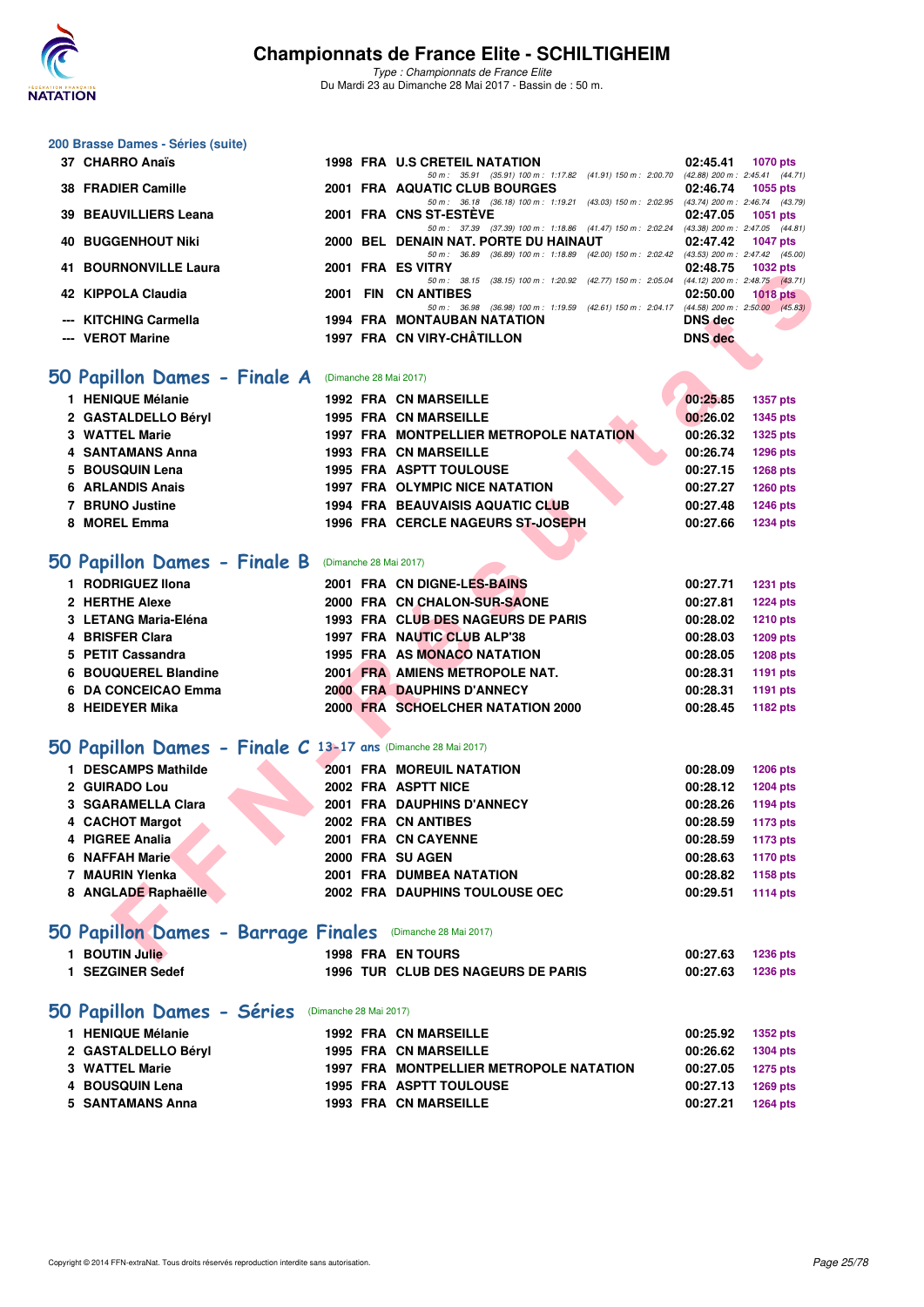## 200 Brasse Dames - Séries (suite)

| Rang | Nom | Année | Nat | Club | Temps | Points |
|---|---|---|---|---|---|---|
| 37 | CHARRO Anaïs | 1998 | FRA | U.S CRETEIL NATATION | 02:45.41 | 1070 pts |
| | 50 m : 35.91 (35.91) 100 m : 1:17.82 (41.91) 150 m : 2:00.70 (42.88) 200 m : 2:45.41 (44.71) | | | | | |
| 38 | FRADIER Camille | 2001 | FRA | AQUATIC CLUB BOURGES | 02:46.74 | 1055 pts |
| | 50 m : 36.18 (36.18) 100 m : 1:19.21 (43.03) 150 m : 2:02.95 (43.74) 200 m : 2:46.74 (43.79) | | | | | |
| 39 | BEAUVILLIERS Leana | 2001 | FRA | CNS ST-ESTÈVE | 02:47.05 | 1051 pts |
| | 50 m : 37.39 (37.39) 100 m : 1:18.86 (41.47) 150 m : 2:02.24 (43.38) 200 m : 2:47.05 (44.81) | | | | | |
| 40 | BUGGENHOUT Niki | 2000 | BEL | DENAIN NAT. PORTE DU HAINAUT | 02:47.42 | 1047 pts |
| | 50 m : 36.89 (36.89) 100 m : 1:18.89 (42.00) 150 m : 2:02.42 (43.53) 200 m : 2:47.42 (45.00) | | | | | |
| 41 | BOURNONVILLE Laura | 2001 | FRA | ES VITRY | 02:48.75 | 1032 pts |
| | 50 m : 38.15 (38.15) 100 m : 1:20.92 (42.77) 150 m : 2:05.04 (44.12) 200 m : 2:48.75 (43.71) | | | | | |
| 42 | KIPPOLA Claudia | 2001 | FIN | CN ANTIBES | 02:50.00 | 1018 pts |
| | 50 m : 36.98 (36.98) 100 m : 1:19.59 (42.61) 150 m : 2:04.17 (44.58) 200 m : 2:50.00 (45.83) | | | | | |
| --- | KITCHING Carmella | 1994 | FRA | MONTAUBAN NATATION | DNS dec | |
| --- | VEROT Marine | 1997 | FRA | CN VIRY-CHÂTILLON | DNS dec | |

## 50 Papillon Dames - Finale A (Dimanche 28 Mai 2017)

| Rang | Nom | Année | Nat | Club | Temps | Points |
|---|---|---|---|---|---|---|
| 1 | HENIQUE Mélanie | 1992 | FRA | CN MARSEILLE | 00:25.85 | 1357 pts |
| 2 | GASTALDELLO Béryl | 1995 | FRA | CN MARSEILLE | 00:26.02 | 1345 pts |
| 3 | WATTEL Marie | 1997 | FRA | MONTPELLIER METROPOLE NATATION | 00:26.32 | 1325 pts |
| 4 | SANTAMANS Anna | 1993 | FRA | CN MARSEILLE | 00:26.74 | 1296 pts |
| 5 | BOUSQUIN Lena | 1995 | FRA | ASPTT TOULOUSE | 00:27.15 | 1268 pts |
| 6 | ARLANDIS Anais | 1997 | FRA | OLYMPIC NICE NATATION | 00:27.27 | 1260 pts |
| 7 | BRUNO Justine | 1994 | FRA | BEAUVAISIS AQUATIC CLUB | 00:27.48 | 1246 pts |
| 8 | MOREL Emma | 1996 | FRA | CERCLE NAGEURS ST-JOSEPH | 00:27.66 | 1234 pts |

## 50 Papillon Dames - Finale B (Dimanche 28 Mai 2017)

| Rang | Nom | Année | Nat | Club | Temps | Points |
|---|---|---|---|---|---|---|
| 1 | RODRIGUEZ Ilona | 2001 | FRA | CN DIGNE-LES-BAINS | 00:27.71 | 1231 pts |
| 2 | HERTHE Alexe | 2000 | FRA | CN CHALON-SUR-SAONE | 00:27.81 | 1224 pts |
| 3 | LETANG Maria-Eléna | 1993 | FRA | CLUB DES NAGEURS DE PARIS | 00:28.02 | 1210 pts |
| 4 | BRISFER Clara | 1997 | FRA | NAUTIC CLUB ALP'38 | 00:28.03 | 1209 pts |
| 5 | PETIT Cassandra | 1995 | FRA | AS MONACO NATATION | 00:28.05 | 1208 pts |
| 6 | BOUQUEREL Blandine | 2001 | FRA | AMIENS METROPOLE NAT. | 00:28.31 | 1191 pts |
| 6 | DA CONCEICAO Emma | 2000 | FRA | DAUPHINS D'ANNECY | 00:28.31 | 1191 pts |
| 8 | HEIDEYER Mika | 2000 | FRA | SCHOELCHER NATATION 2000 | 00:28.45 | 1182 pts |

## 50 Papillon Dames - Finale C 13-17 ans (Dimanche 28 Mai 2017)

| Rang | Nom | Année | Nat | Club | Temps | Points |
|---|---|---|---|---|---|---|
| 1 | DESCAMPS Mathilde | 2001 | FRA | MOREUIL NATATION | 00:28.09 | 1206 pts |
| 2 | GUIRADO Lou | 2002 | FRA | ASPTT NICE | 00:28.12 | 1204 pts |
| 3 | SGARAMELLA Clara | 2001 | FRA | DAUPHINS D'ANNECY | 00:28.26 | 1194 pts |
| 4 | CACHOT Margot | 2002 | FRA | CN ANTIBES | 00:28.59 | 1173 pts |
| 4 | PIGREE Analia | 2001 | FRA | CN CAYENNE | 00:28.59 | 1173 pts |
| 6 | NAFFAH Marie | 2000 | FRA | SU AGEN | 00:28.63 | 1170 pts |
| 7 | MAURIN Ylenka | 2001 | FRA | DUMBEA NATATION | 00:28.82 | 1158 pts |
| 8 | ANGLADE Raphaëlle | 2002 | FRA | DAUPHINS TOULOUSE OEC | 00:29.51 | 1114 pts |

## 50 Papillon Dames - Barrage Finales (Dimanche 28 Mai 2017)

| Rang | Nom | Année | Nat | Club | Temps | Points |
|---|---|---|---|---|---|---|
| 1 | BOUTIN Julie | 1998 | FRA | EN TOURS | 00:27.63 | 1236 pts |
| 1 | SEZGINER Sedef | 1996 | TUR | CLUB DES NAGEURS DE PARIS | 00:27.63 | 1236 pts |

## 50 Papillon Dames - Séries (Dimanche 28 Mai 2017)

| Rang | Nom | Année | Nat | Club | Temps | Points |
|---|---|---|---|---|---|---|
| 1 | HENIQUE Mélanie | 1992 | FRA | CN MARSEILLE | 00:25.92 | 1352 pts |
| 2 | GASTALDELLO Béryl | 1995 | FRA | CN MARSEILLE | 00:26.62 | 1304 pts |
| 3 | WATTEL Marie | 1997 | FRA | MONTPELLIER METROPOLE NATATION | 00:27.05 | 1275 pts |
| 4 | BOUSQUIN Lena | 1995 | FRA | ASPTT TOULOUSE | 00:27.13 | 1269 pts |
| 5 | SANTAMANS Anna | 1993 | FRA | CN MARSEILLE | 00:27.21 | 1264 pts |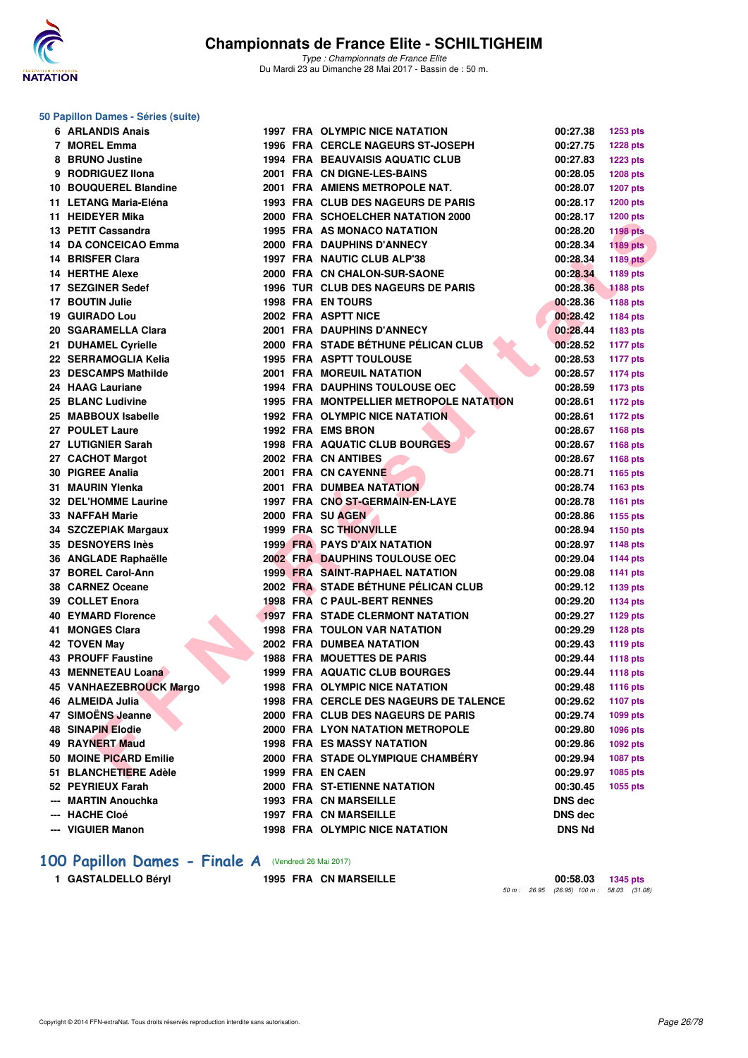# Championnats de France Elite - SCHILTIGHEIM

*Type : Championnats de France Elite*
Du Mardi 23 au Dimanche 28 Mai 2017 - Bassin de : 50 m.

## 50 Papillon Dames - Séries (suite)

| Rg | Nom | Année | Nat | Club | Temps | Points |
|---|---|---|---|---|---|---|
| 6 | ARLANDIS Anais | 1997 | FRA | OLYMPIC NICE NATATION | 00:27.38 | 1253 pts |
| 7 | MOREL Emma | 1996 | FRA | CERCLE NAGEURS ST-JOSEPH | 00:27.75 | 1228 pts |
| 8 | BRUNO Justine | 1994 | FRA | BEAUVAISIS AQUATIC CLUB | 00:27.83 | 1223 pts |
| 9 | RODRIGUEZ Ilona | 2001 | FRA | CN DIGNE-LES-BAINS | 00:28.05 | 1208 pts |
| 10 | BOUQUEREL Blandine | 2001 | FRA | AMIENS METROPOLE NAT. | 00:28.07 | 1207 pts |
| 11 | LETANG Maria-Eléna | 1993 | FRA | CLUB DES NAGEURS DE PARIS | 00:28.17 | 1200 pts |
| 11 | HEIDEYER Mika | 2000 | FRA | SCHOELCHER NATATION 2000 | 00:28.17 | 1200 pts |
| 13 | PETIT Cassandra | 1995 | FRA | AS MONACO NATATION | 00:28.20 | 1198 pts |
| 14 | DA CONCEICAO Emma | 2000 | FRA | DAUPHINS D'ANNECY | 00:28.34 | 1189 pts |
| 14 | BRISFER Clara | 1997 | FRA | NAUTIC CLUB ALP'38 | 00:28.34 | 1189 pts |
| 14 | HERTHE Alexe | 2000 | FRA | CN CHALON-SUR-SAONE | 00:28.34 | 1189 pts |
| 17 | SEZGINER Sedef | 1996 | TUR | CLUB DES NAGEURS DE PARIS | 00:28.36 | 1188 pts |
| 17 | BOUTIN Julie | 1998 | FRA | EN TOURS | 00:28.36 | 1188 pts |
| 19 | GUIRADO Lou | 2002 | FRA | ASPTT NICE | 00:28.42 | 1184 pts |
| 20 | SGARAMELLA Clara | 2001 | FRA | DAUPHINS D'ANNECY | 00:28.44 | 1183 pts |
| 21 | DUHAMEL Cyrielle | 2000 | FRA | STADE BÉTHUNE PÉLICAN CLUB | 00:28.52 | 1177 pts |
| 22 | SERRAMOGLIA Kelia | 1995 | FRA | ASPTT TOULOUSE | 00:28.53 | 1177 pts |
| 23 | DESCAMPS Mathilde | 2001 | FRA | MOREUIL NATATION | 00:28.57 | 1174 pts |
| 24 | HAAG Lauriane | 1994 | FRA | DAUPHINS TOULOUSE OEC | 00:28.59 | 1173 pts |
| 25 | BLANC Ludivine | 1995 | FRA | MONTPELLIER METROPOLE NATATION | 00:28.61 | 1172 pts |
| 25 | MABBOUX Isabelle | 1992 | FRA | OLYMPIC NICE NATATION | 00:28.61 | 1172 pts |
| 27 | POULET Laure | 1992 | FRA | EMS BRON | 00:28.67 | 1168 pts |
| 27 | LUTIGNIER Sarah | 1998 | FRA | AQUATIC CLUB BOURGES | 00:28.67 | 1168 pts |
| 27 | CACHOT Margot | 2002 | FRA | CN ANTIBES | 00:28.67 | 1168 pts |
| 30 | PIGREE Analia | 2001 | FRA | CN CAYENNE | 00:28.71 | 1165 pts |
| 31 | MAURIN Ylenka | 2001 | FRA | DUMBEA NATATION | 00:28.74 | 1163 pts |
| 32 | DEL'HOMME Laurine | 1997 | FRA | CNO ST-GERMAIN-EN-LAYE | 00:28.78 | 1161 pts |
| 33 | NAFFAH Marie | 2000 | FRA | SU AGEN | 00:28.86 | 1155 pts |
| 34 | SZCZEPIAK Margaux | 1999 | FRA | SC THIONVILLE | 00:28.94 | 1150 pts |
| 35 | DESNOYERS Inès | 1999 | FRA | PAYS D'AIX NATATION | 00:28.97 | 1148 pts |
| 36 | ANGLADE Raphaëlle | 2002 | FRA | DAUPHINS TOULOUSE OEC | 00:29.04 | 1144 pts |
| 37 | BOREL Carol-Ann | 1999 | FRA | SAINT-RAPHAEL NATATION | 00:29.08 | 1141 pts |
| 38 | CARNEZ Oceane | 2002 | FRA | STADE BÉTHUNE PÉLICAN CLUB | 00:29.12 | 1139 pts |
| 39 | COLLET Enora | 1998 | FRA | C PAUL-BERT RENNES | 00:29.20 | 1134 pts |
| 40 | EYMARD Florence | 1997 | FRA | STADE CLERMONT NATATION | 00:29.27 | 1129 pts |
| 41 | MONGES Clara | 1998 | FRA | TOULON VAR NATATION | 00:29.29 | 1128 pts |
| 42 | TOVEN May | 2002 | FRA | DUMBEA NATATION | 00:29.43 | 1119 pts |
| 43 | PROUFF Faustine | 1988 | FRA | MOUETTES DE PARIS | 00:29.44 | 1118 pts |
| 43 | MENNETEAU Loana | 1999 | FRA | AQUATIC CLUB BOURGES | 00:29.44 | 1118 pts |
| 45 | VANHAEZEBROUCK Margo | 1998 | FRA | OLYMPIC NICE NATATION | 00:29.48 | 1116 pts |
| 46 | ALMEIDA Julia | 1998 | FRA | CERCLE DES NAGEURS DE TALENCE | 00:29.62 | 1107 pts |
| 47 | SIMOËNS Jeanne | 2000 | FRA | CLUB DES NAGEURS DE PARIS | 00:29.74 | 1099 pts |
| 48 | SINAPIN Elodie | 2000 | FRA | LYON NATATION METROPOLE | 00:29.80 | 1096 pts |
| 49 | RAYNERT Maud | 1998 | FRA | ES MASSY NATATION | 00:29.86 | 1092 pts |
| 50 | MOINE PICARD Emilie | 2000 | FRA | STADE OLYMPIQUE CHAMBÉRY | 00:29.94 | 1087 pts |
| 51 | BLANCHETIERE Adèle | 1999 | FRA | EN CAEN | 00:29.97 | 1085 pts |
| 52 | PEYRIEUX Farah | 2000 | FRA | ST-ETIENNE NATATION | 00:30.45 | 1055 pts |
| --- | MARTIN Anouchka | 1993 | FRA | CN MARSEILLE | DNS dec | |
| --- | HACHE Cloé | 1997 | FRA | CN MARSEILLE | DNS dec | |
| --- | VIGUIER Manon | 1998 | FRA | OLYMPIC NICE NATATION | DNS Nd | |

## 100 Papillon Dames - Finale A (Vendredi 26 Mai 2017)

| Rg | Nom | Année | Nat | Club | Temps | Points |
|---|---|---|---|---|---|---|
| 1 | GASTALDELLO Béryl | 1995 | FRA | CN MARSEILLE | 00:58.03 | 1345 pts |

*50 m : 26.95 (26.95) 100 m : 58.03 (31.08)*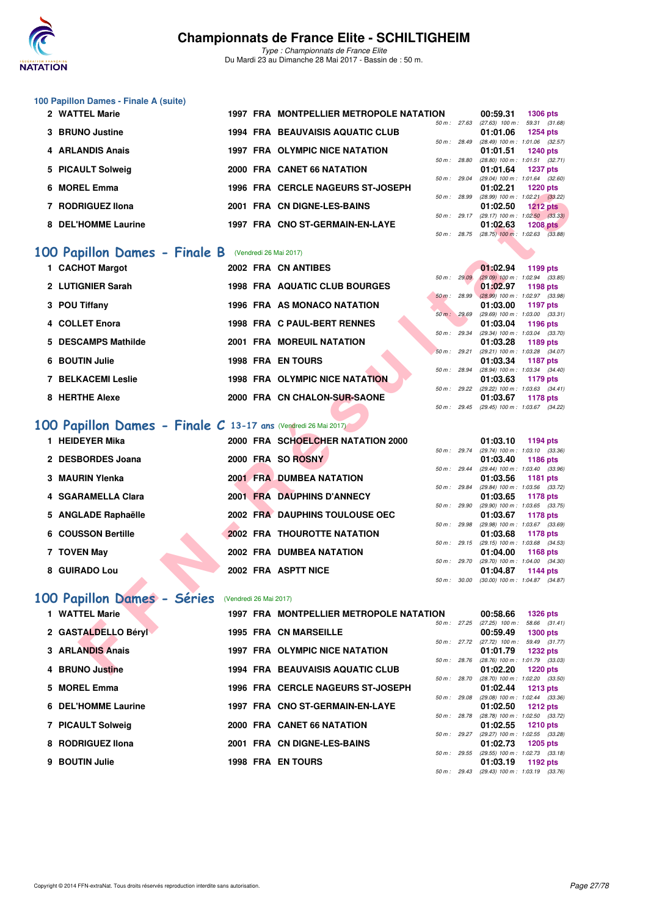## 100 Papillon Dames - Finale A (suite)

| Rang | Nom | Année | Nat | Club | Temps | Points | Splits |
|---|---|---|---|---|---|---|---|
| 2 | WATTEL Marie | 1997 | FRA | MONTPELLIER METROPOLE NATATION | 00:59.31 | 1306 pts | 50 m : 27.63 (27.63) 100 m : 59.31 (31.68) |
| 3 | BRUNO Justine | 1994 | FRA | BEAUVAISIS AQUATIC CLUB | 01:01.06 | 1254 pts | 50 m : 28.49 (28.49) 100 m : 1:01.06 (32.57) |
| 4 | ARLANDIS Anais | 1997 | FRA | OLYMPIC NICE NATATION | 01:01.51 | 1240 pts | 50 m : 28.80 (28.80) 100 m : 1:01.51 (32.71) |
| 5 | PICAULT Solweig | 2000 | FRA | CANET 66 NATATION | 01:01.64 | 1237 pts | 50 m : 29.04 (29.04) 100 m : 1:01.64 (32.60) |
| 6 | MOREL Emma | 1996 | FRA | CERCLE NAGEURS ST-JOSEPH | 01:02.21 | 1220 pts | 50 m : 28.99 (28.99) 100 m : 1:02.21 (33.22) |
| 7 | RODRIGUEZ Ilona | 2001 | FRA | CN DIGNE-LES-BAINS | 01:02.50 | 1212 pts | 50 m : 29.17 (29.17) 100 m : 1:02.50 (33.33) |
| 8 | DEL'HOMME Laurine | 1997 | FRA | CNO ST-GERMAIN-EN-LAYE | 01:02.63 | 1208 pts | 50 m : 28.75 (28.75) 100 m : 1:02.63 (33.88) |

## 100 Papillon Dames - Finale B (Vendredi 26 Mai 2017)

| Rang | Nom | Année | Nat | Club | Temps | Points | Splits |
|---|---|---|---|---|---|---|---|
| 1 | CACHOT Margot | 2002 | FRA | CN ANTIBES | 01:02.94 | 1199 pts | 50 m : 29.09 (29.09) 100 m : 1:02.94 (33.85) |
| 2 | LUTIGNIER Sarah | 1998 | FRA | AQUATIC CLUB BOURGES | 01:02.97 | 1198 pts | 50 m : 28.99 (28.99) 100 m : 1:02.97 (33.98) |
| 3 | POU Tiffany | 1996 | FRA | AS MONACO NATATION | 01:03.00 | 1197 pts | 50 m : 29.69 (29.69) 100 m : 1:03.00 (33.31) |
| 4 | COLLET Enora | 1998 | FRA | C PAUL-BERT RENNES | 01:03.04 | 1196 pts | 50 m : 29.34 (29.34) 100 m : 1:03.04 (33.70) |
| 5 | DESCAMPS Mathilde | 2001 | FRA | MOREUIL NATATION | 01:03.28 | 1189 pts | 50 m : 29.21 (29.21) 100 m : 1:03.28 (34.07) |
| 6 | BOUTIN Julie | 1998 | FRA | EN TOURS | 01:03.34 | 1187 pts | 50 m : 28.94 (28.94) 100 m : 1:03.34 (34.40) |
| 7 | BELKACEMI Leslie | 1998 | FRA | OLYMPIC NICE NATATION | 01:03.63 | 1179 pts | 50 m : 29.22 (29.22) 100 m : 1:03.63 (34.41) |
| 8 | HERTHE Alexe | 2000 | FRA | CN CHALON-SUR-SAONE | 01:03.67 | 1178 pts | 50 m : 29.45 (29.45) 100 m : 1:03.67 (34.22) |

## 100 Papillon Dames - Finale C 13-17 ans (Vendredi 26 Mai 2017)

| Rang | Nom | Année | Nat | Club | Temps | Points | Splits |
|---|---|---|---|---|---|---|---|
| 1 | HEIDEYER Mika | 2000 | FRA | SCHOELCHER NATATION 2000 | 01:03.10 | 1194 pts | 50 m : 29.74 (29.74) 100 m : 1:03.10 (33.36) |
| 2 | DESBORDES Joana | 2000 | FRA | SO ROSNY | 01:03.40 | 1186 pts | 50 m : 29.44 (29.44) 100 m : 1:03.40 (33.96) |
| 3 | MAURIN Ylenka | 2001 | FRA | DUMBEA NATATION | 01:03.56 | 1181 pts | 50 m : 29.84 (29.84) 100 m : 1:03.56 (33.72) |
| 4 | SGARAMELLA Clara | 2001 | FRA | DAUPHINS D'ANNECY | 01:03.65 | 1178 pts | 50 m : 29.90 (29.90) 100 m : 1:03.65 (33.75) |
| 5 | ANGLADE Raphaëlle | 2002 | FRA | DAUPHINS TOULOUSE OEC | 01:03.67 | 1178 pts | 50 m : 29.98 (29.98) 100 m : 1:03.67 (33.69) |
| 6 | COUSSON Bertille | 2002 | FRA | THOUROTTE NATATION | 01:03.68 | 1178 pts | 50 m : 29.15 (29.15) 100 m : 1:03.68 (34.53) |
| 7 | TOVEN May | 2002 | FRA | DUMBEA NATATION | 01:04.00 | 1168 pts | 50 m : 29.70 (29.70) 100 m : 1:04.00 (34.30) |
| 8 | GUIRADO Lou | 2002 | FRA | ASPTT NICE | 01:04.87 | 1144 pts | 50 m : 30.00 (30.00) 100 m : 1:04.87 (34.87) |

## 100 Papillon Dames - Séries (Vendredi 26 Mai 2017)

| Rang | Nom | Année | Nat | Club | Temps | Points | Splits |
|---|---|---|---|---|---|---|---|
| 1 | WATTEL Marie | 1997 | FRA | MONTPELLIER METROPOLE NATATION | 00:58.66 | 1326 pts | 50 m : 27.25 (27.25) 100 m : 58.66 (31.41) |
| 2 | GASTALDELLO Béryl | 1995 | FRA | CN MARSEILLE | 00:59.49 | 1300 pts | 50 m : 27.72 (27.72) 100 m : 59.49 (31.77) |
| 3 | ARLANDIS Anais | 1997 | FRA | OLYMPIC NICE NATATION | 01:01.79 | 1232 pts | 50 m : 28.76 (28.76) 100 m : 1:01.79 (33.03) |
| 4 | BRUNO Justine | 1994 | FRA | BEAUVAISIS AQUATIC CLUB | 01:02.20 | 1220 pts | 50 m : 28.70 (28.70) 100 m : 1:02.20 (33.50) |
| 5 | MOREL Emma | 1996 | FRA | CERCLE NAGEURS ST-JOSEPH | 01:02.44 | 1213 pts | 50 m : 29.08 (29.08) 100 m : 1:02.44 (33.36) |
| 6 | DEL'HOMME Laurine | 1997 | FRA | CNO ST-GERMAIN-EN-LAYE | 01:02.50 | 1212 pts | 50 m : 28.78 (28.78) 100 m : 1:02.50 (33.72) |
| 7 | PICAULT Solweig | 2000 | FRA | CANET 66 NATATION | 01:02.55 | 1210 pts | 50 m : 29.27 (29.27) 100 m : 1:02.55 (33.28) |
| 8 | RODRIGUEZ Ilona | 2001 | FRA | CN DIGNE-LES-BAINS | 01:02.73 | 1205 pts | 50 m : 29.55 (29.55) 100 m : 1:02.73 (33.18) |
| 9 | BOUTIN Julie | 1998 | FRA | EN TOURS | 01:03.19 | 1192 pts | 50 m : 29.43 (29.43) 100 m : 1:03.19 (33.76) |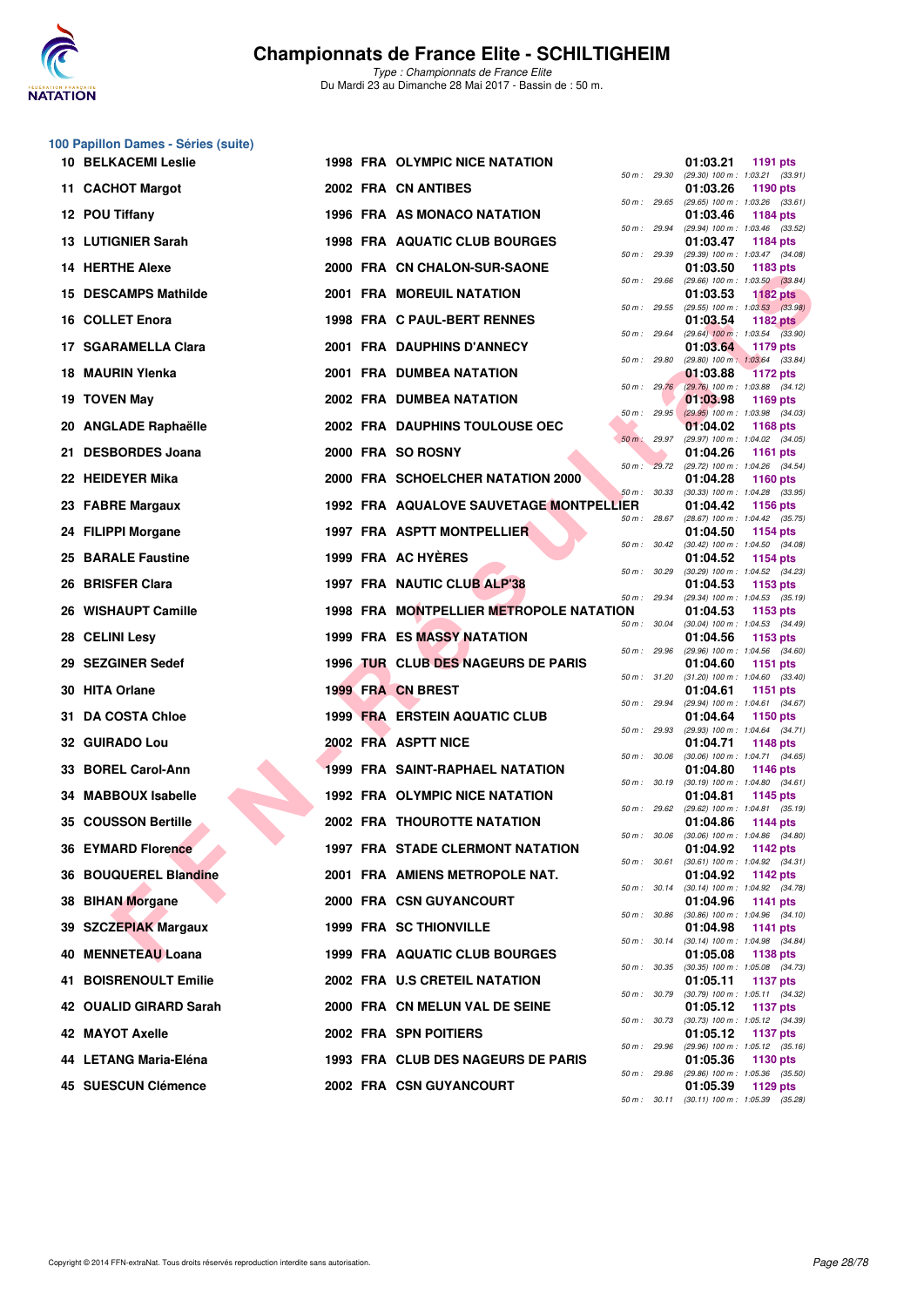## 100 Papillon Dames - Séries (suite)

| Rang | Nom | Année | Nat | Club | Temps | Points | 50 m | 100 m |
|---|---|---|---|---|---|---|---|---|
| 10 | BELKACEMI Leslie | 1998 | FRA | OLYMPIC NICE NATATION | 01:03.21 | 1191 pts | 29.30 | (29.30) 1:03.21 (33.91) |
| 11 | CACHOT Margot | 2002 | FRA | CN ANTIBES | 01:03.26 | 1190 pts | 29.65 | (29.65) 1:03.26 (33.61) |
| 12 | POU Tiffany | 1996 | FRA | AS MONACO NATATION | 01:03.46 | 1184 pts | 29.94 | (29.94) 1:03.46 (33.52) |
| 13 | LUTIGNIER Sarah | 1998 | FRA | AQUATIC CLUB BOURGES | 01:03.47 | 1184 pts | 29.39 | (29.39) 1:03.47 (34.08) |
| 14 | HERTHE Alexe | 2000 | FRA | CN CHALON-SUR-SAONE | 01:03.50 | 1183 pts | 29.66 | (29.66) 1:03.50 (33.84) |
| 15 | DESCAMPS Mathilde | 2001 | FRA | MOREUIL NATATION | 01:03.53 | 1182 pts | 29.55 | (29.55) 1:03.53 (33.98) |
| 16 | COLLET Enora | 1998 | FRA | C PAUL-BERT RENNES | 01:03.54 | 1182 pts | 29.64 | (29.64) 1:03.54 (33.90) |
| 17 | SGARAMELLA Clara | 2001 | FRA | DAUPHINS D'ANNECY | 01:03.64 | 1179 pts | 29.80 | (29.80) 1:03.64 (33.84) |
| 18 | MAURIN Ylenka | 2001 | FRA | DUMBEA NATATION | 01:03.88 | 1172 pts | 29.76 | (29.76) 1:03.88 (34.12) |
| 19 | TOVEN May | 2002 | FRA | DUMBEA NATATION | 01:03.98 | 1169 pts | 29.95 | (29.95) 1:03.98 (34.03) |
| 20 | ANGLADE Raphaëlle | 2002 | FRA | DAUPHINS TOULOUSE OEC | 01:04.02 | 1168 pts | 29.97 | (29.97) 1:04.02 (34.05) |
| 21 | DESBORDES Joana | 2000 | FRA | SO ROSNY | 01:04.26 | 1161 pts | 29.72 | (29.72) 1:04.26 (34.54) |
| 22 | HEIDEYER Mika | 2000 | FRA | SCHOELCHER NATATION 2000 | 01:04.28 | 1160 pts | 30.33 | (30.33) 1:04.28 (33.95) |
| 23 | FABRE Margaux | 1992 | FRA | AQUALOVE SAUVETAGE MONTPELLIER | 01:04.42 | 1156 pts | 28.67 | (28.67) 1:04.42 (35.75) |
| 24 | FILIPPI Morgane | 1997 | FRA | ASPTT MONTPELLIER | 01:04.50 | 1154 pts | 30.42 | (30.42) 1:04.50 (34.08) |
| 25 | BARALE Faustine | 1999 | FRA | AC HYÈRES | 01:04.52 | 1154 pts | 30.29 | (30.29) 1:04.52 (34.23) |
| 26 | BRISFER Clara | 1997 | FRA | NAUTIC CLUB ALP'38 | 01:04.53 | 1153 pts | 29.34 | (29.34) 1:04.53 (35.19) |
| 26 | WISHAUPT Camille | 1998 | FRA | MONTPELLIER METROPOLE NATATION | 01:04.53 | 1153 pts | 30.04 | (30.04) 1:04.53 (34.49) |
| 28 | CELINI Lesy | 1999 | FRA | ES MASSY NATATION | 01:04.56 | 1153 pts | 29.96 | (29.96) 1:04.56 (34.60) |
| 29 | SEZGINER Sedef | 1996 | TUR | CLUB DES NAGEURS DE PARIS | 01:04.60 | 1151 pts | 31.20 | (31.20) 1:04.60 (33.40) |
| 30 | HITA Orlane | 1999 | FRA | CN BREST | 01:04.61 | 1151 pts | 29.94 | (29.94) 1:04.61 (34.67) |
| 31 | DA COSTA Chloe | 1999 | FRA | ERSTEIN AQUATIC CLUB | 01:04.64 | 1150 pts | 29.93 | (29.93) 1:04.64 (34.71) |
| 32 | GUIRADO Lou | 2002 | FRA | ASPTT NICE | 01:04.71 | 1148 pts | 30.06 | (30.06) 1:04.71 (34.65) |
| 33 | BOREL Carol-Ann | 1999 | FRA | SAINT-RAPHAEL NATATION | 01:04.80 | 1146 pts | 30.19 | (30.19) 1:04.80 (34.61) |
| 34 | MABBOUX Isabelle | 1992 | FRA | OLYMPIC NICE NATATION | 01:04.81 | 1145 pts | 29.62 | (29.62) 1:04.81 (35.19) |
| 35 | COUSSON Bertille | 2002 | FRA | THOUROTTE NATATION | 01:04.86 | 1144 pts | 30.06 | (30.06) 1:04.86 (34.80) |
| 36 | EYMARD Florence | 1997 | FRA | STADE CLERMONT NATATION | 01:04.92 | 1142 pts | 30.61 | (30.61) 1:04.92 (34.31) |
| 36 | BOUQUEREL Blandine | 2001 | FRA | AMIENS METROPOLE NAT. | 01:04.92 | 1142 pts | 30.14 | (30.14) 1:04.92 (34.78) |
| 38 | BIHAN Morgane | 2000 | FRA | CSN GUYANCOURT | 01:04.96 | 1141 pts | 30.86 | (30.86) 1:04.96 (34.10) |
| 39 | SZCZEPIAK Margaux | 1999 | FRA | SC THIONVILLE | 01:04.98 | 1141 pts | 30.14 | (30.14) 1:04.98 (34.84) |
| 40 | MENNETEAU Loana | 1999 | FRA | AQUATIC CLUB BOURGES | 01:05.08 | 1138 pts | 30.35 | (30.35) 1:05.08 (34.73) |
| 41 | BOISRENOULT Emilie | 2002 | FRA | U.S CRETEIL NATATION | 01:05.11 | 1137 pts | 30.79 | (30.79) 1:05.11 (34.32) |
| 42 | OUALID GIRARD Sarah | 2000 | FRA | CN MELUN VAL DE SEINE | 01:05.12 | 1137 pts | 30.73 | (30.73) 1:05.12 (34.39) |
| 42 | MAYOT Axelle | 2002 | FRA | SPN POITIERS | 01:05.12 | 1137 pts | 29.96 | (29.96) 1:05.12 (35.16) |
| 44 | LETANG Maria-Eléna | 1993 | FRA | CLUB DES NAGEURS DE PARIS | 01:05.36 | 1130 pts | 29.86 | (29.86) 1:05.36 (35.50) |
| 45 | SUESCUN Clémence | 2002 | FRA | CSN GUYANCOURT | 01:05.39 | 1129 pts | 30.11 | (30.11) 1:05.39 (35.28) |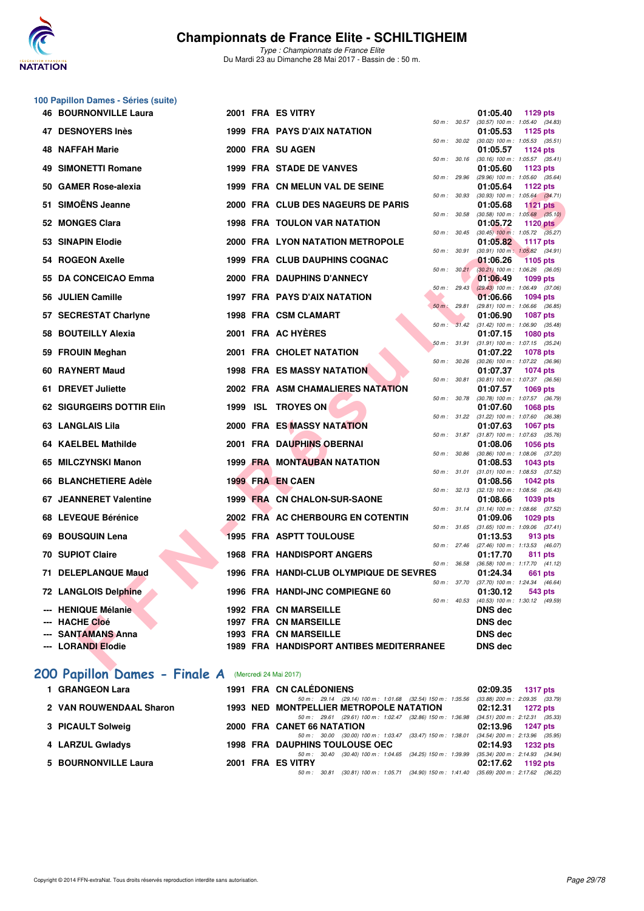# Championnats de France Elite - SCHILTIGHEIM

*Type : Championnats de France Elite*
Du Mardi 23 au Dimanche 28 Mai 2017 - Bassin de : 50 m.

## 100 Papillon Dames - Séries (suite)

| Rang | Nom | Année | Nat | Club | Temps | Points | Splits |
|---|---|---|---|---|---|---|---|
| 46 | BOURNONVILLE Laura | 2001 | FRA | ES VITRY | 01:05.40 | 1129 pts | 50 m : 30.57 (30.57) 100 m : 1:05.40 (34.83) |
| 47 | DESNOYERS Inès | 1999 | FRA | PAYS D'AIX NATATION | 01:05.53 | 1125 pts | 50 m : 30.02 (30.02) 100 m : 1:05.53 (35.51) |
| 48 | NAFFAH Marie | 2000 | FRA | SU AGEN | 01:05.57 | 1124 pts | 50 m : 30.16 (30.16) 100 m : 1:05.57 (35.41) |
| 49 | SIMONETTI Romane | 1999 | FRA | STADE DE VANVES | 01:05.60 | 1123 pts | 50 m : 29.96 (29.96) 100 m : 1:05.60 (35.64) |
| 50 | GAMER Rose-alexia | 1999 | FRA | CN MELUN VAL DE SEINE | 01:05.64 | 1122 pts | 50 m : 30.93 (30.93) 100 m : 1:05.64 (34.71) |
| 51 | SIMOËNS Jeanne | 2000 | FRA | CLUB DES NAGEURS DE PARIS | 01:05.68 | 1121 pts | 50 m : 30.58 (30.58) 100 m : 1:05.68 (35.10) |
| 52 | MONGES Clara | 1998 | FRA | TOULON VAR NATATION | 01:05.72 | 1120 pts | 50 m : 30.45 (30.45) 100 m : 1:05.72 (35.27) |
| 53 | SINAPIN Elodie | 2000 | FRA | LYON NATATION METROPOLE | 01:05.82 | 1117 pts | 50 m : 30.91 (30.91) 100 m : 1:05.82 (34.91) |
| 54 | ROGEON Axelle | 1999 | FRA | CLUB DAUPHINS COGNAC | 01:06.26 | 1105 pts | 50 m : 30.21 (30.21) 100 m : 1:06.26 (36.05) |
| 55 | DA CONCEICAO Emma | 2000 | FRA | DAUPHINS D'ANNECY | 01:06.49 | 1099 pts | 50 m : 29.43 (29.43) 100 m : 1:06.49 (37.06) |
| 56 | JULIEN Camille | 1997 | FRA | PAYS D'AIX NATATION | 01:06.66 | 1094 pts | 50 m : 29.81 (29.81) 100 m : 1:06.66 (36.85) |
| 57 | SECRESTAT Charlyne | 1998 | FRA | CSM CLAMART | 01:06.90 | 1087 pts | 50 m : 31.42 (31.42) 100 m : 1:06.90 (35.48) |
| 58 | BOUTEILLY Alexia | 2001 | FRA | AC HYÈRES | 01:07.15 | 1080 pts | 50 m : 31.91 (31.91) 100 m : 1:07.15 (35.24) |
| 59 | FROUIN Meghan | 2001 | FRA | CHOLET NATATION | 01:07.22 | 1078 pts | 50 m : 30.26 (30.26) 100 m : 1:07.22 (36.96) |
| 60 | RAYNERT Maud | 1998 | FRA | ES MASSY NATATION | 01:07.37 | 1074 pts | 50 m : 30.81 (30.81) 100 m : 1:07.37 (36.56) |
| 61 | DREVET Juliette | 2002 | FRA | ASM CHAMALIERES NATATION | 01:07.57 | 1069 pts | 50 m : 30.78 (30.78) 100 m : 1:07.57 (36.79) |
| 62 | SIGURGEIRS DOTTIR Elin | 1999 | ISL | TROYES ON | 01:07.60 | 1068 pts | 50 m : 31.22 (31.22) 100 m : 1:07.60 (36.38) |
| 63 | LANGLAIS Lila | 2000 | FRA | ES MASSY NATATION | 01:07.63 | 1067 pts | 50 m : 31.87 (31.87) 100 m : 1:07.63 (35.76) |
| 64 | KAELBEL Mathilde | 2001 | FRA | DAUPHINS OBERNAI | 01:08.06 | 1056 pts | 50 m : 30.86 (30.86) 100 m : 1:08.06 (37.20) |
| 65 | MILCZYNSKI Manon | 1999 | FRA | MONTAUBAN NATATION | 01:08.53 | 1043 pts | 50 m : 31.01 (31.01) 100 m : 1:08.53 (37.52) |
| 66 | BLANCHETIERE Adèle | 1999 | FRA | EN CAEN | 01:08.56 | 1042 pts | 50 m : 32.13 (32.13) 100 m : 1:08.56 (36.43) |
| 67 | JEANNERET Valentine | 1999 | FRA | CN CHALON-SUR-SAONE | 01:08.66 | 1039 pts | 50 m : 31.14 (31.14) 100 m : 1:08.66 (37.52) |
| 68 | LEVEQUE Bérénice | 2002 | FRA | AC CHERBOURG EN COTENTIN | 01:09.06 | 1029 pts | 50 m : 31.65 (31.65) 100 m : 1:09.06 (37.41) |
| 69 | BOUSQUIN Lena | 1995 | FRA | ASPTT TOULOUSE | 01:13.53 | 913 pts | 50 m : 27.46 (27.46) 100 m : 1:13.53 (46.07) |
| 70 | SUPIOT Claire | 1968 | FRA | HANDISPORT ANGERS | 01:17.70 | 811 pts | 50 m : 36.58 (36.58) 100 m : 1:17.70 (41.12) |
| 71 | DELEPLANQUE Maud | 1996 | FRA | HANDI-CLUB OLYMPIQUE DE SEVRES | 01:24.34 | 661 pts | 50 m : 37.70 (37.70) 100 m : 1:24.34 (46.64) |
| 72 | LANGLOIS Delphine | 1996 | FRA | HANDI-JNC COMPIEGNE 60 | 01:30.12 | 543 pts | 50 m : 40.53 (40.53) 100 m : 1:30.12 (49.59) |
| --- | HENIQUE Mélanie | 1992 | FRA | CN MARSEILLE | DNS dec | | |
| --- | HACHE Cloé | 1997 | FRA | CN MARSEILLE | DNS dec | | |
| --- | SANTAMANS Anna | 1993 | FRA | CN MARSEILLE | DNS dec | | |
| --- | LORANDI Elodie | 1989 | FRA | HANDISPORT ANTIBES MEDITERRANEE | DNS dec | | |

## 200 Papillon Dames - Finale A (Mercredi 24 Mai 2017)

| Rang | Nom | Année | Nat | Club | Temps | Points | Splits |
|---|---|---|---|---|---|---|---|
| 1 | GRANGEON Lara | 1991 | FRA | CN CALÉDONIENS | 02:09.35 | 1317 pts | 50 m : 29.14 (29.14) 100 m : 1:01.68 (32.54) 150 m : 1:35.56 (33.88) 200 m : 2:09.35 (33.79) |
| 2 | VAN ROUWENDAAL Sharon | 1993 | NED | MONTPELLIER METROPOLE NATATION | 02:12.31 | 1272 pts | 50 m : 29.61 (29.61) 100 m : 1:02.47 (32.86) 150 m : 1:36.98 (34.51) 200 m : 2:12.31 (35.33) |
| 3 | PICAULT Solweig | 2000 | FRA | CANET 66 NATATION | 02:13.96 | 1247 pts | 50 m : 30.00 (30.00) 100 m : 1:03.47 (33.47) 150 m : 1:38.01 (34.54) 200 m : 2:13.96 (35.95) |
| 4 | LARZUL Gwladys | 1998 | FRA | DAUPHINS TOULOUSE OEC | 02:14.93 | 1232 pts | 50 m : 30.40 (30.40) 100 m : 1:04.65 (34.25) 150 m : 1:39.99 (35.34) 200 m : 2:14.93 (34.94) |
| 5 | BOURNONVILLE Laura | 2001 | FRA | ES VITRY | 02:17.62 | 1192 pts | 50 m : 30.81 (30.81) 100 m : 1:05.71 (34.90) 150 m : 1:41.40 (35.69) 200 m : 2:17.62 (36.22) |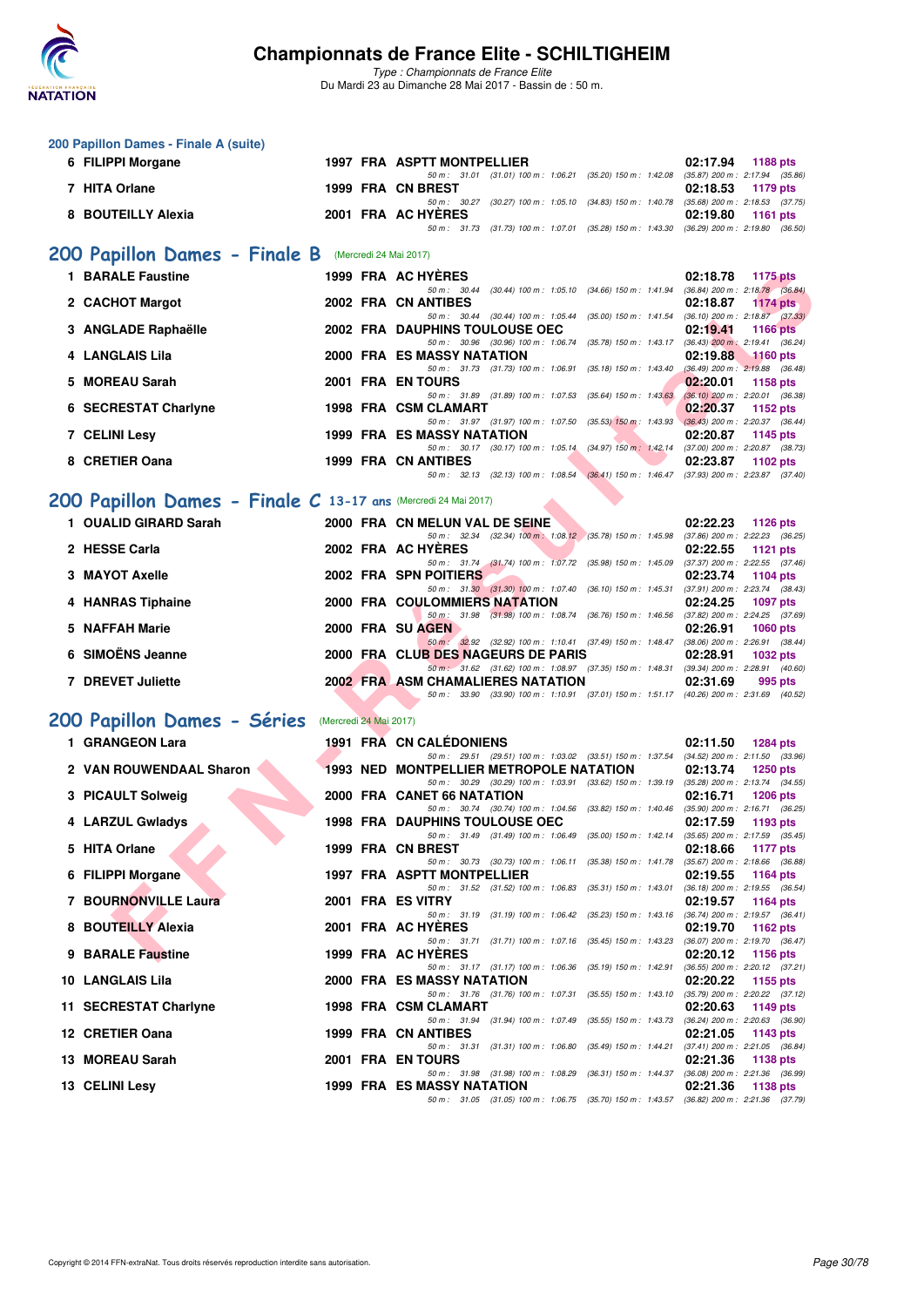### 200 Papillon Dames - Finale A (suite)

| Rang | Nom | Année | Nat | Club | Temps | Points |
|---|---|---|---|---|---|---|
| 6 | FILIPPI Morgane | 1997 | FRA | ASPTT MONTPELLIER | 02:17.94 | 1188 pts |
| | 50 m : 31.01 (31.01) 100 m : 1:06.21 (35.20) 150 m : 1:42.08 (35.87) 200 m : 2:17.94 (35.86) | | | | | |
| 7 | HITA Orlane | 1999 | FRA | CN BREST | 02:18.53 | 1179 pts |
| | 50 m : 30.27 (30.27) 100 m : 1:05.10 (34.83) 150 m : 1:40.78 (35.68) 200 m : 2:18.53 (37.75) | | | | | |
| 8 | BOUTEILLY Alexia | 2001 | FRA | AC HYÈRES | 02:19.80 | 1161 pts |
| | 50 m : 31.73 (31.73) 100 m : 1:07.01 (35.28) 150 m : 1:43.30 (36.29) 200 m : 2:19.80 (36.50) | | | | | |

## 200 Papillon Dames - Finale B (Mercredi 24 Mai 2017)

| Rang | Nom | Année | Nat | Club | Temps | Points |
|---|---|---|---|---|---|---|
| 1 | BARALE Faustine | 1999 | FRA | AC HYÈRES | 02:18.78 | 1175 pts |
| | 50 m : 30.44 (30.44) 100 m : 1:05.10 (34.66) 150 m : 1:41.94 (36.84) 200 m : 2:18.78 (36.84) | | | | | |
| 2 | CACHOT Margot | 2002 | FRA | CN ANTIBES | 02:18.87 | 1174 pts |
| | 50 m : 30.44 (30.44) 100 m : 1:05.44 (35.00) 150 m : 1:41.54 (36.10) 200 m : 2:18.87 (37.33) | | | | | |
| 3 | ANGLADE Raphaëlle | 2002 | FRA | DAUPHINS TOULOUSE OEC | 02:19.41 | 1166 pts |
| | 50 m : 30.96 (30.96) 100 m : 1:06.74 (35.78) 150 m : 1:43.17 (36.43) 200 m : 2:19.41 (36.24) | | | | | |
| 4 | LANGLAIS Lila | 2000 | FRA | ES MASSY NATATION | 02:19.88 | 1160 pts |
| | 50 m : 31.73 (31.73) 100 m : 1:06.91 (35.18) 150 m : 1:43.40 (36.49) 200 m : 2:19.88 (36.48) | | | | | |
| 5 | MOREAU Sarah | 2001 | FRA | EN TOURS | 02:20.01 | 1158 pts |
| | 50 m : 31.89 (31.89) 100 m : 1:07.53 (35.64) 150 m : 1:43.63 (36.10) 200 m : 2:20.01 (36.38) | | | | | |
| 6 | SECRESTAT Charlyne | 1998 | FRA | CSM CLAMART | 02:20.37 | 1152 pts |
| | 50 m : 31.97 (31.97) 100 m : 1:07.50 (35.53) 150 m : 1:43.93 (36.43) 200 m : 2:20.37 (36.44) | | | | | |
| 7 | CELINI Lesy | 1999 | FRA | ES MASSY NATATION | 02:20.87 | 1145 pts |
| | 50 m : 30.17 (30.17) 100 m : 1:05.14 (34.97) 150 m : 1:42.14 (37.00) 200 m : 2:20.87 (38.73) | | | | | |
| 8 | CRETIER Oana | 1999 | FRA | CN ANTIBES | 02:23.87 | 1102 pts |
| | 50 m : 32.13 (32.13) 100 m : 1:08.54 (36.41) 150 m : 1:46.47 (37.93) 200 m : 2:23.87 (37.40) | | | | | |

## 200 Papillon Dames - Finale C 13-17 ans (Mercredi 24 Mai 2017)

| Rang | Nom | Année | Nat | Club | Temps | Points |
|---|---|---|---|---|---|---|
| 1 | OUALID GIRARD Sarah | 2000 | FRA | CN MELUN VAL DE SEINE | 02:22.23 | 1126 pts |
| | 50 m : 32.34 (32.34) 100 m : 1:08.12 (35.78) 150 m : 1:45.98 (37.86) 200 m : 2:22.23 (36.25) | | | | | |
| 2 | HESSE Carla | 2002 | FRA | AC HYÈRES | 02:22.55 | 1121 pts |
| | 50 m : 31.74 (31.74) 100 m : 1:07.72 (35.98) 150 m : 1:45.09 (37.37) 200 m : 2:22.55 (37.46) | | | | | |
| 3 | MAYOT Axelle | 2002 | FRA | SPN POITIERS | 02:23.74 | 1104 pts |
| | 50 m : 31.30 (31.30) 100 m : 1:07.40 (36.10) 150 m : 1:45.31 (37.91) 200 m : 2:23.74 (38.43) | | | | | |
| 4 | HANRAS Tiphaine | 2000 | FRA | COULOMMIERS NATATION | 02:24.25 | 1097 pts |
| | 50 m : 31.98 (31.98) 100 m : 1:08.74 (36.76) 150 m : 1:46.56 (37.82) 200 m : 2:24.25 (37.69) | | | | | |
| 5 | NAFFAH Marie | 2000 | FRA | SU AGEN | 02:26.91 | 1060 pts |
| | 50 m : 32.92 (32.92) 100 m : 1:10.41 (37.49) 150 m : 1:48.47 (38.06) 200 m : 2:26.91 (38.44) | | | | | |
| 6 | SIMOËNS Jeanne | 2000 | FRA | CLUB DES NAGEURS DE PARIS | 02:28.91 | 1032 pts |
| | 50 m : 31.62 (31.62) 100 m : 1:08.97 (37.35) 150 m : 1:48.31 (39.34) 200 m : 2:28.91 (40.60) | | | | | |
| 7 | DREVET Juliette | 2002 | FRA | ASM CHAMALIERES NATATION | 02:31.69 | 995 pts |
| | 50 m : 33.90 (33.90) 100 m : 1:10.91 (37.01) 150 m : 1:51.17 (40.26) 200 m : 2:31.69 (40.52) | | | | | |

## 200 Papillon Dames - Séries (Mercredi 24 Mai 2017)

| Rang | Nom | Année | Nat | Club | Temps | Points |
|---|---|---|---|---|---|---|
| 1 | GRANGEON Lara | 1991 | FRA | CN CALÉDONIENS | 02:11.50 | 1284 pts |
| | 50 m : 29.51 (29.51) 100 m : 1:03.02 (33.51) 150 m : 1:37.54 (34.52) 200 m : 2:11.50 (33.96) | | | | | |
| 2 | VAN ROUWENDAAL Sharon | 1993 | NED | MONTPELLIER METROPOLE NATATION | 02:13.74 | 1250 pts |
| | 50 m : 30.29 (30.29) 100 m : 1:03.91 (33.62) 150 m : 1:39.19 (35.28) 200 m : 2:13.74 (34.55) | | | | | |
| 3 | PICAULT Solweig | 2000 | FRA | CANET 66 NATATION | 02:16.71 | 1206 pts |
| | 50 m : 30.74 (30.74) 100 m : 1:04.56 (33.82) 150 m : 1:40.46 (35.90) 200 m : 2:16.71 (36.25) | | | | | |
| 4 | LARZUL Gwladys | 1998 | FRA | DAUPHINS TOULOUSE OEC | 02:17.59 | 1193 pts |
| | 50 m : 31.49 (31.49) 100 m : 1:06.49 (35.00) 150 m : 1:42.14 (35.65) 200 m : 2:17.59 (35.45) | | | | | |
| 5 | HITA Orlane | 1999 | FRA | CN BREST | 02:18.66 | 1177 pts |
| | 50 m : 30.73 (30.73) 100 m : 1:06.11 (35.38) 150 m : 1:41.78 (35.67) 200 m : 2:18.66 (36.88) | | | | | |
| 6 | FILIPPI Morgane | 1997 | FRA | ASPTT MONTPELLIER | 02:19.55 | 1164 pts |
| | 50 m : 31.52 (31.52) 100 m : 1:06.83 (35.31) 150 m : 1:43.01 (36.18) 200 m : 2:19.55 (36.54) | | | | | |
| 7 | BOURNONVILLE Laura | 2001 | FRA | ES VITRY | 02:19.57 | 1164 pts |
| | 50 m : 31.19 (31.19) 100 m : 1:06.42 (35.23) 150 m : 1:43.16 (36.74) 200 m : 2:19.57 (36.41) | | | | | |
| 8 | BOUTEILLY Alexia | 2001 | FRA | AC HYÈRES | 02:19.70 | 1162 pts |
| | 50 m : 31.71 (31.71) 100 m : 1:07.16 (35.45) 150 m : 1:43.23 (36.07) 200 m : 2:19.70 (36.47) | | | | | |
| 9 | BARALE Faustine | 1999 | FRA | AC HYÈRES | 02:20.12 | 1156 pts |
| | 50 m : 31.17 (31.17) 100 m : 1:06.36 (35.19) 150 m : 1:42.91 (36.55) 200 m : 2:20.12 (37.21) | | | | | |
| 10 | LANGLAIS Lila | 2000 | FRA | ES MASSY NATATION | 02:20.22 | 1155 pts |
| | 50 m : 31.76 (31.76) 100 m : 1:07.31 (35.55) 150 m : 1:43.10 (35.79) 200 m : 2:20.22 (37.12) | | | | | |
| 11 | SECRESTAT Charlyne | 1998 | FRA | CSM CLAMART | 02:20.63 | 1149 pts |
| | 50 m : 31.94 (31.94) 100 m : 1:07.49 (35.55) 150 m : 1:43.73 (36.24) 200 m : 2:20.63 (36.90) | | | | | |
| 12 | CRETIER Oana | 1999 | FRA | CN ANTIBES | 02:21.05 | 1143 pts |
| | 50 m : 31.31 (31.31) 100 m : 1:06.80 (35.49) 150 m : 1:44.21 (37.41) 200 m : 2:21.05 (36.84) | | | | | |
| 13 | MOREAU Sarah | 2001 | FRA | EN TOURS | 02:21.36 | 1138 pts |
| | 50 m : 31.98 (31.98) 100 m : 1:08.29 (36.31) 150 m : 1:44.37 (36.08) 200 m : 2:21.36 (36.99) | | | | | |
| 13 | CELINI Lesy | 1999 | FRA | ES MASSY NATATION | 02:21.36 | 1138 pts |
| | 50 m : 31.05 (31.05) 100 m : 1:06.75 (35.70) 150 m : 1:43.57 (36.82) 200 m : 2:21.36 (37.79) | | | | | |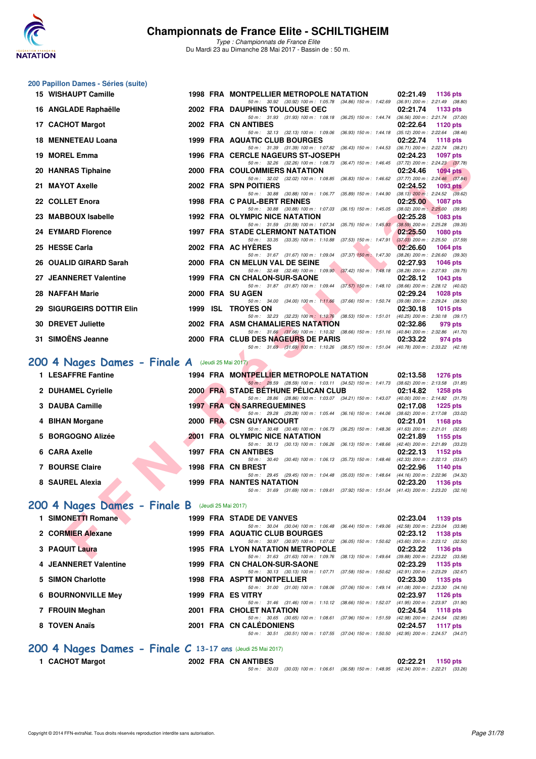# Championnats de France Elite - SCHILTIGHEIM

*Type : Championnats de France Elite*
Du Mardi 23 au Dimanche 28 Mai 2017 - Bassin de : 50 m.

## 200 Papillon Dames - Séries (suite)

| Rg | Nom | Année | Nat | Club | Temps | Points |
|---|---|---|---|---|---|---|
| 15 | WISHAUPT Camille | 1998 | FRA | MONTPELLIER METROPOLE NATATION | 02:21.49 | 1136 pts |
| | 50 m : 30.92 (30.92) 100 m : 1:05.78 (34.86) 150 m : 1:42.69 (36.91) 200 m : 2:21.49 (38.80) | | | | | |
| 16 | ANGLADE Raphaëlle | 2002 | FRA | DAUPHINS TOULOUSE OEC | 02:21.74 | 1133 pts |
| | 50 m : 31.93 (31.93) 100 m : 1:08.18 (36.25) 150 m : 1:44.74 (36.56) 200 m : 2:21.74 (37.00) | | | | | |
| 17 | CACHOT Margot | 2002 | FRA | CN ANTIBES | 02:22.64 | 1120 pts |
| | 50 m : 32.13 (32.13) 100 m : 1:09.06 (36.93) 150 m : 1:44.18 (35.12) 200 m : 2:22.64 (38.46) | | | | | |
| 18 | MENNETEAU Loana | 1999 | FRA | AQUATIC CLUB BOURGES | 02:22.74 | 1118 pts |
| | 50 m : 31.39 (31.39) 100 m : 1:07.82 (36.43) 150 m : 1:44.53 (36.71) 200 m : 2:22.74 (38.21) | | | | | |
| 19 | MOREL Emma | 1996 | FRA | CERCLE NAGEURS ST-JOSEPH | 02:24.23 | 1097 pts |
| | 50 m : 32.26 (32.26) 100 m : 1:08.73 (36.47) 150 m : 1:46.45 (37.72) 200 m : 2:24.23 (37.78) | | | | | |
| 20 | HANRAS Tiphaine | 2000 | FRA | COULOMMIERS NATATION | 02:24.46 | 1094 pts |
| | 50 m : 32.02 (32.02) 100 m : 1:08.85 (36.83) 150 m : 1:46.62 (37.77) 200 m : 2:24.46 (37.84) | | | | | |
| 21 | MAYOT Axelle | 2002 | FRA | SPN POITIERS | 02:24.52 | 1093 pts |
| | 50 m : 30.88 (30.88) 100 m : 1:06.77 (35.89) 150 m : 1:44.90 (38.13) 200 m : 2:24.52 (39.62) | | | | | |
| 22 | COLLET Enora | 1998 | FRA | C PAUL-BERT RENNES | 02:25.00 | 1087 pts |
| | 50 m : 30.88 (30.88) 100 m : 1:07.03 (36.15) 150 m : 1:45.05 (38.02) 200 m : 2:25.00 (39.95) | | | | | |
| 23 | MABBOUX Isabelle | 1992 | FRA | OLYMPIC NICE NATATION | 02:25.28 | 1083 pts |
| | 50 m : 31.59 (31.59) 100 m : 1:07.34 (35.75) 150 m : 1:45.93 (38.59) 200 m : 2:25.28 (39.35) | | | | | |
| 24 | EYMARD Florence | 1997 | FRA | STADE CLERMONT NATATION | 02:25.50 | 1080 pts |
| | 50 m : 33.35 (33.35) 100 m : 1:10.88 (37.53) 150 m : 1:47.91 (37.03) 200 m : 2:25.50 (37.59) | | | | | |
| 25 | HESSE Carla | 2002 | FRA | AC HYÈRES | 02:26.60 | 1064 pts |
| | 50 m : 31.67 (31.67) 100 m : 1:09.04 (37.37) 150 m : 1:47.30 (38.26) 200 m : 2:26.60 (39.30) | | | | | |
| 26 | OUALID GIRARD Sarah | 2000 | FRA | CN MELUN VAL DE SEINE | 02:27.93 | 1046 pts |
| | 50 m : 32.48 (32.48) 100 m : 1:09.90 (37.42) 150 m : 1:48.18 (38.28) 200 m : 2:27.93 (39.75) | | | | | |
| 27 | JEANNERET Valentine | 1999 | FRA | CN CHALON-SUR-SAONE | 02:28.12 | 1043 pts |
| | 50 m : 31.87 (31.87) 100 m : 1:09.44 (37.57) 150 m : 1:48.10 (38.66) 200 m : 2:28.12 (40.02) | | | | | |
| 28 | NAFFAH Marie | 2000 | FRA | SU AGEN | 02:29.24 | 1028 pts |
| | 50 m : 34.00 (34.00) 100 m : 1:11.66 (37.66) 150 m : 1:50.74 (39.08) 200 m : 2:29.24 (38.50) | | | | | |
| 29 | SIGURGEIRS DOTTIR Elin | 1999 | ISL | TROYES ON | 02:30.18 | 1015 pts |
| | 50 m : 32.23 (32.23) 100 m : 1:10.76 (38.53) 150 m : 1:51.01 (40.25) 200 m : 2:30.18 (39.17) | | | | | |
| 30 | DREVET Juliette | 2002 | FRA | ASM CHAMALIERES NATATION | 02:32.86 | 979 pts |
| | 50 m : 31.66 (31.66) 100 m : 1:10.32 (38.66) 150 m : 1:51.16 (40.84) 200 m : 2:32.86 (41.70) | | | | | |
| 31 | SIMOËNS Jeanne | 2000 | FRA | CLUB DES NAGEURS DE PARIS | 02:33.22 | 974 pts |
| | 50 m : 31.69 (31.69) 100 m : 1:10.26 (38.57) 150 m : 1:51.04 (40.78) 200 m : 2:33.22 (42.18) | | | | | |

## 200 4 Nages Dames - Finale A (Jeudi 25 Mai 2017)

| Rg | Nom | Année | Nat | Club | Temps | Points |
|---|---|---|---|---|---|---|
| 1 | LESAFFRE Fantine | 1994 | FRA | MONTPELLIER METROPOLE NATATION | 02:13.58 | 1276 pts |
| | 50 m : 28.59 (28.59) 100 m : 1:03.11 (34.52) 150 m : 1:41.73 (38.62) 200 m : 2:13.58 (31.85) | | | | | |
| 2 | DUHAMEL Cyrielle | 2000 | FRA | STADE BÉTHUNE PÉLICAN CLUB | 02:14.82 | 1258 pts |
| | 50 m : 28.86 (28.86) 100 m : 1:03.07 (34.21) 150 m : 1:43.07 (40.00) 200 m : 2:14.82 (31.75) | | | | | |
| 3 | DAUBA Camille | 1997 | FRA | CN SARREGUEMINES | 02:17.08 | 1225 pts |
| | 50 m : 29.28 (29.28) 100 m : 1:05.44 (36.16) 150 m : 1:44.06 (38.62) 200 m : 2:17.08 (33.02) | | | | | |
| 4 | BIHAN Morgane | 2000 | FRA | CSN GUYANCOURT | 02:21.01 | 1168 pts |
| | 50 m : 30.48 (30.48) 100 m : 1:06.73 (36.25) 150 m : 1:48.36 (41.63) 200 m : 2:21.01 (32.65) | | | | | |
| 5 | BORGOGNO Alizée | 2001 | FRA | OLYMPIC NICE NATATION | 02:21.89 | 1155 pts |
| | 50 m : 30.13 (30.13) 100 m : 1:06.26 (36.13) 150 m : 1:48.66 (42.40) 200 m : 2:21.89 (33.23) | | | | | |
| 6 | CARA Axelle | 1997 | FRA | CN ANTIBES | 02:22.13 | 1152 pts |
| | 50 m : 30.40 (30.40) 100 m : 1:06.13 (35.73) 150 m : 1:48.46 (42.33) 200 m : 2:22.13 (33.67) | | | | | |
| 7 | BOURSE Claire | 1998 | FRA | CN BREST | 02:22.96 | 1140 pts |
| | 50 m : 29.45 (29.45) 100 m : 1:04.48 (35.03) 150 m : 1:48.64 (44.16) 200 m : 2:22.96 (34.32) | | | | | |
| 8 | SAUREL Alexia | 1999 | FRA | NANTES NATATION | 02:23.20 | 1136 pts |
| | 50 m : 31.69 (31.69) 100 m : 1:09.61 (37.92) 150 m : 1:51.04 (41.43) 200 m : 2:23.20 (32.16) | | | | | |

## 200 4 Nages Dames - Finale B (Jeudi 25 Mai 2017)

| Rg | Nom | Année | Nat | Club | Temps | Points |
|---|---|---|---|---|---|---|
| 1 | SIMONETTI Romane | 1999 | FRA | STADE DE VANVES | 02:23.04 | 1139 pts |
| | 50 m : 30.04 (30.04) 100 m : 1:06.48 (36.44) 150 m : 1:49.06 (42.58) 200 m : 2:23.04 (33.98) | | | | | |
| 2 | CORMIER Alexane | 1999 | FRA | AQUATIC CLUB BOURGES | 02:23.12 | 1138 pts |
| | 50 m : 30.97 (30.97) 100 m : 1:07.02 (36.05) 150 m : 1:50.62 (43.60) 200 m : 2:23.12 (32.50) | | | | | |
| 3 | PAQUIT Laura | 1995 | FRA | LYON NATATION METROPOLE | 02:23.22 | 1136 pts |
| | 50 m : 31.63 (31.63) 100 m : 1:09.76 (38.13) 150 m : 1:49.64 (39.88) 200 m : 2:23.22 (33.58) | | | | | |
| 4 | JEANNERET Valentine | 1999 | FRA | CN CHALON-SUR-SAONE | 02:23.29 | 1135 pts |
| | 50 m : 30.13 (30.13) 100 m : 1:07.71 (37.58) 150 m : 1:50.62 (42.91) 200 m : 2:23.29 (32.67) | | | | | |
| 5 | SIMON Charlotte | 1998 | FRA | ASPTT MONTPELLIER | 02:23.30 | 1135 pts |
| | 50 m : 31.00 (31.00) 100 m : 1:08.06 (37.06) 150 m : 1:49.14 (41.08) 200 m : 2:23.30 (34.16) | | | | | |
| 6 | BOURNONVILLE Mey | 1999 | FRA | ES VITRY | 02:23.97 | 1126 pts |
| | 50 m : 31.46 (31.46) 100 m : 1:10.12 (38.66) 150 m : 1:52.07 (41.95) 200 m : 2:23.97 (31.90) | | | | | |
| 7 | FROUIN Meghan | 2001 | FRA | CHOLET NATATION | 02:24.54 | 1118 pts |
| | 50 m : 30.65 (30.65) 100 m : 1:08.61 (37.96) 150 m : 1:51.59 (42.98) 200 m : 2:24.54 (32.95) | | | | | |
| 8 | TOVEN Anaïs | 2001 | FRA | CN CALÉDONIENS | 02:24.57 | 1117 pts |
| | 50 m : 30.51 (30.51) 100 m : 1:07.55 (37.04) 150 m : 1:50.50 (42.95) 200 m : 2:24.57 (34.07) | | | | | |

## 200 4 Nages Dames - Finale C 13-17 ans (Jeudi 25 Mai 2017)

| Rg | Nom | Année | Nat | Club | Temps | Points |
|---|---|---|---|---|---|---|
| 1 | CACHOT Margot | 2002 | FRA | CN ANTIBES | 02:22.21 | 1150 pts |
| | 50 m : 30.03 (30.03) 100 m : 1:06.61 (36.58) 150 m : 1:48.95 (42.34) 200 m : 2:22.21 (33.26) | | | | | |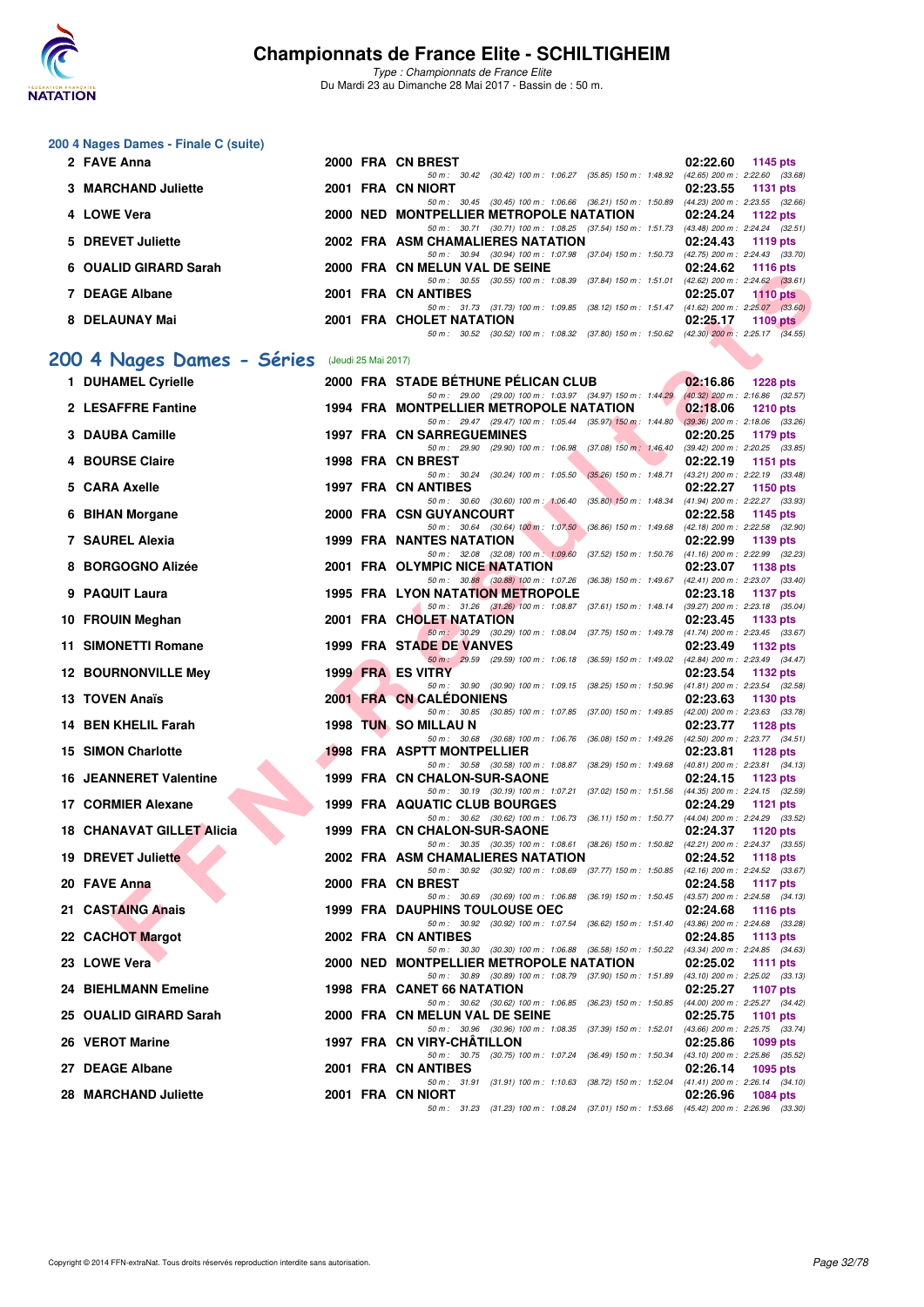# Championnats de France Elite - SCHILTIGHEIM

*Type : Championnats de France Elite*
Du Mardi 23 au Dimanche 28 Mai 2017 - Bassin de : 50 m.

### 200 4 Nages Dames - Finale C (suite)

| Pl. | Nom | Année | Nat. | Club | Temps | Points |
|---|---|---|---|---|---|---|
| 2 | FAVE Anna | 2000 | FRA | CN BREST | 02:22.60 | 1145 pts |
| | 50 m : 30.42 (30.42) 100 m : 1:06.27 (35.85) 150 m : 1:48.92 (42.65) 200 m : 2:22.60 (33.68) | | | | | |
| 3 | MARCHAND Juliette | 2001 | FRA | CN NIORT | 02:23.55 | 1131 pts |
| | 50 m : 30.45 (30.45) 100 m : 1:06.66 (36.21) 150 m : 1:50.89 (44.23) 200 m : 2:23.55 (32.66) | | | | | |
| 4 | LOWE Vera | 2000 | NED | MONTPELLIER METROPOLE NATATION | 02:24.24 | 1122 pts |
| | 50 m : 30.71 (30.71) 100 m : 1:08.25 (37.54) 150 m : 1:51.73 (43.48) 200 m : 2:24.24 (32.51) | | | | | |
| 5 | DREVET Juliette | 2002 | FRA | ASM CHAMALIERES NATATION | 02:24.43 | 1119 pts |
| | 50 m : 30.94 (30.94) 100 m : 1:07.98 (37.04) 150 m : 1:50.73 (42.75) 200 m : 2:24.43 (33.70) | | | | | |
| 6 | OUALID GIRARD Sarah | 2000 | FRA | CN MELUN VAL DE SEINE | 02:24.62 | 1116 pts |
| | 50 m : 30.55 (30.55) 100 m : 1:08.39 (37.84) 150 m : 1:51.01 (42.62) 200 m : 2:24.62 (33.61) | | | | | |
| 7 | DEAGE Albane | 2001 | FRA | CN ANTIBES | 02:25.07 | 1110 pts |
| | 50 m : 31.73 (31.73) 100 m : 1:09.85 (38.12) 150 m : 1:51.47 (41.62) 200 m : 2:25.07 (33.60) | | | | | |
| 8 | DELAUNAY Mai | 2001 | FRA | CHOLET NATATION | 02:25.17 | 1109 pts |
| | 50 m : 30.52 (30.52) 100 m : 1:08.32 (37.80) 150 m : 1:50.62 (42.30) 200 m : 2:25.17 (34.55) | | | | | |

## 200 4 Nages Dames - Séries (Jeudi 25 Mai 2017)

| Pl. | Nom | Année | Nat. | Club | Temps | Points |
|---|---|---|---|---|---|---|
| 1 | DUHAMEL Cyrielle | 2000 | FRA | STADE BÉTHUNE PÉLICAN CLUB | 02:16.86 | 1228 pts |
| | 50 m : 29.00 (29.00) 100 m : 1:03.97 (34.97) 150 m : 1:44.29 (40.32) 200 m : 2:16.86 (32.57) | | | | | |
| 2 | LESAFFRE Fantine | 1994 | FRA | MONTPELLIER METROPOLE NATATION | 02:18.06 | 1210 pts |
| | 50 m : 29.47 (29.47) 100 m : 1:05.44 (35.97) 150 m : 1:44.80 (39.36) 200 m : 2:18.06 (33.26) | | | | | |
| 3 | DAUBA Camille | 1997 | FRA | CN SARREGUEMINES | 02:20.25 | 1179 pts |
| | 50 m : 29.90 (29.90) 100 m : 1:06.98 (37.08) 150 m : 1:46.40 (39.42) 200 m : 2:20.25 (33.85) | | | | | |
| 4 | BOURSE Claire | 1998 | FRA | CN BREST | 02:22.19 | 1151 pts |
| | 50 m : 30.24 (30.24) 100 m : 1:05.50 (35.26) 150 m : 1:48.71 (43.21) 200 m : 2:22.19 (33.48) | | | | | |
| 5 | CARA Axelle | 1997 | FRA | CN ANTIBES | 02:22.27 | 1150 pts |
| | 50 m : 30.60 (30.60) 100 m : 1:06.40 (35.80) 150 m : 1:48.34 (41.94) 200 m : 2:22.27 (33.93) | | | | | |
| 6 | BIHAN Morgane | 2000 | FRA | CSN GUYANCOURT | 02:22.58 | 1145 pts |
| | 50 m : 30.64 (30.64) 100 m : 1:07.50 (36.86) 150 m : 1:49.68 (42.18) 200 m : 2:22.58 (32.90) | | | | | |
| 7 | SAUREL Alexia | 1999 | FRA | NANTES NATATION | 02:22.99 | 1139 pts |
| | 50 m : 32.08 (32.08) 100 m : 1:09.60 (37.52) 150 m : 1:50.76 (41.16) 200 m : 2:22.99 (32.23) | | | | | |
| 8 | BORGOGNO Alizée | 2001 | FRA | OLYMPIC NICE NATATION | 02:23.07 | 1138 pts |
| | 50 m : 30.88 (30.88) 100 m : 1:07.26 (36.38) 150 m : 1:49.67 (42.41) 200 m : 2:23.07 (33.40) | | | | | |
| 9 | PAQUIT Laura | 1995 | FRA | LYON NATATION METROPOLE | 02:23.18 | 1137 pts |
| | 50 m : 31.26 (31.26) 100 m : 1:08.87 (37.61) 150 m : 1:48.14 (39.27) 200 m : 2:23.18 (35.04) | | | | | |
| 10 | FROUIN Meghan | 2001 | FRA | CHOLET NATATION | 02:23.45 | 1133 pts |
| | 50 m : 30.29 (30.29) 100 m : 1:08.04 (37.75) 150 m : 1:49.78 (41.74) 200 m : 2:23.45 (33.67) | | | | | |
| 11 | SIMONETTI Romane | 1999 | FRA | STADE DE VANVES | 02:23.49 | 1132 pts |
| | 50 m : 29.59 (29.59) 100 m : 1:06.18 (36.59) 150 m : 1:49.02 (42.84) 200 m : 2:23.49 (34.47) | | | | | |
| 12 | BOURNONVILLE Mey | 1999 | FRA | ES VITRY | 02:23.54 | 1132 pts |
| | 50 m : 30.90 (30.90) 100 m : 1:09.15 (38.25) 150 m : 1:50.96 (41.81) 200 m : 2:23.54 (32.58) | | | | | |
| 13 | TOVEN Anaïs | 2001 | FRA | CN CALÉDONIENS | 02:23.63 | 1130 pts |
| | 50 m : 30.85 (30.85) 100 m : 1:07.85 (37.00) 150 m : 1:49.85 (42.00) 200 m : 2:23.63 (33.78) | | | | | |
| 14 | BEN KHELIL Farah | 1998 | TUN | SO MILLAU N | 02:23.77 | 1128 pts |
| | 50 m : 30.68 (30.68) 100 m : 1:06.76 (36.08) 150 m : 1:49.26 (42.50) 200 m : 2:23.77 (34.51) | | | | | |
| 15 | SIMON Charlotte | 1998 | FRA | ASPTT MONTPELLIER | 02:23.81 | 1128 pts |
| | 50 m : 30.58 (30.58) 100 m : 1:08.87 (38.29) 150 m : 1:49.68 (40.81) 200 m : 2:23.81 (34.13) | | | | | |
| 16 | JEANNERET Valentine | 1999 | FRA | CN CHALON-SUR-SAONE | 02:24.15 | 1123 pts |
| | 50 m : 30.19 (30.19) 100 m : 1:07.21 (37.02) 150 m : 1:51.56 (44.35) 200 m : 2:24.15 (32.59) | | | | | |
| 17 | CORMIER Alexane | 1999 | FRA | AQUATIC CLUB BOURGES | 02:24.29 | 1121 pts |
| | 50 m : 30.62 (30.62) 100 m : 1:06.73 (36.11) 150 m : 1:50.77 (44.04) 200 m : 2:24.29 (33.52) | | | | | |
| 18 | CHANAVAT GILLET Alicia | 1999 | FRA | CN CHALON-SUR-SAONE | 02:24.37 | 1120 pts |
| | 50 m : 30.35 (30.35) 100 m : 1:08.61 (38.26) 150 m : 1:50.82 (42.21) 200 m : 2:24.37 (33.55) | | | | | |
| 19 | DREVET Juliette | 2002 | FRA | ASM CHAMALIERES NATATION | 02:24.52 | 1118 pts |
| | 50 m : 30.92 (30.92) 100 m : 1:08.69 (37.77) 150 m : 1:50.85 (42.16) 200 m : 2:24.52 (33.67) | | | | | |
| 20 | FAVE Anna | 2000 | FRA | CN BREST | 02:24.58 | 1117 pts |
| | 50 m : 30.69 (30.69) 100 m : 1:06.88 (36.19) 150 m : 1:50.45 (43.57) 200 m : 2:24.58 (34.13) | | | | | |
| 21 | CASTAING Anais | 1999 | FRA | DAUPHINS TOULOUSE OEC | 02:24.68 | 1116 pts |
| | 50 m : 30.92 (30.92) 100 m : 1:07.54 (36.62) 150 m : 1:51.40 (43.86) 200 m : 2:24.68 (33.28) | | | | | |
| 22 | CACHOT Margot | 2002 | FRA | CN ANTIBES | 02:24.85 | 1113 pts |
| | 50 m : 30.30 (30.30) 100 m : 1:06.88 (36.58) 150 m : 1:50.22 (43.34) 200 m : 2:24.85 (34.63) | | | | | |
| 23 | LOWE Vera | 2000 | NED | MONTPELLIER METROPOLE NATATION | 02:25.02 | 1111 pts |
| | 50 m : 30.89 (30.89) 100 m : 1:08.79 (37.90) 150 m : 1:51.89 (43.10) 200 m : 2:25.02 (33.13) | | | | | |
| 24 | BIEHLMANN Emeline | 1998 | FRA | CANET 66 NATATION | 02:25.27 | 1107 pts |
| | 50 m : 30.62 (30.62) 100 m : 1:06.85 (36.23) 150 m : 1:50.85 (44.00) 200 m : 2:25.27 (34.42) | | | | | |
| 25 | OUALID GIRARD Sarah | 2000 | FRA | CN MELUN VAL DE SEINE | 02:25.75 | 1101 pts |
| | 50 m : 30.96 (30.96) 100 m : 1:08.35 (37.39) 150 m : 1:52.01 (43.66) 200 m : 2:25.75 (33.74) | | | | | |
| 26 | VEROT Marine | 1997 | FRA | CN VIRY-CHÂTILLON | 02:25.86 | 1099 pts |
| | 50 m : 30.75 (30.75) 100 m : 1:07.24 (36.49) 150 m : 1:50.34 (43.10) 200 m : 2:25.86 (35.52) | | | | | |
| 27 | DEAGE Albane | 2001 | FRA | CN ANTIBES | 02:26.14 | 1095 pts |
| | 50 m : 31.91 (31.91) 100 m : 1:10.63 (38.72) 150 m : 1:52.04 (41.41) 200 m : 2:26.14 (34.10) | | | | | |
| 28 | MARCHAND Juliette | 2001 | FRA | CN NIORT | 02:26.96 | 1084 pts |
| | 50 m : 31.23 (31.23) 100 m : 1:08.24 (37.01) 150 m : 1:53.66 (45.42) 200 m : 2:26.96 (33.30) | | | | | |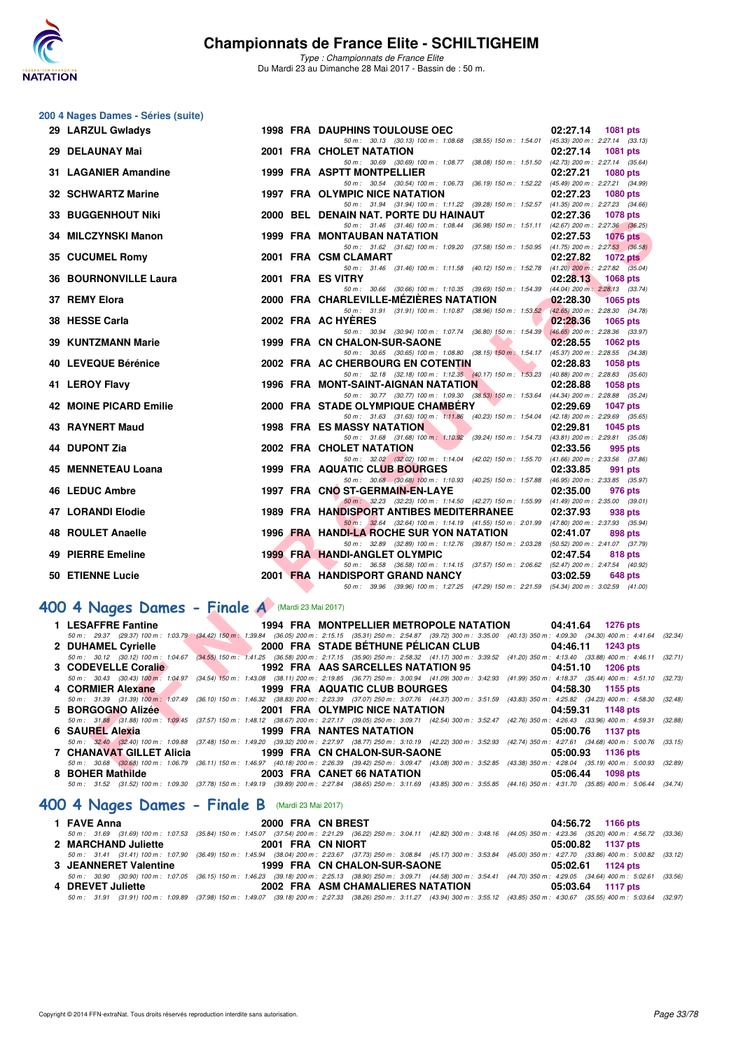## 200 4 Nages Dames - Séries (suite)

| Rang | Nom | Année | Nat | Club | Temps | Points |
|---|---|---|---|---|---|---|
| 29 | LARZUL Gwladys | 1998 | FRA | DAUPHINS TOULOUSE OEC | 02:27.14 | 1081 pts |
| | 50 m : 30.13 (30.13) 100 m : 1:08.68 (38.55) 150 m : 1:54.01 (45.33) 200 m : 2:27.14 (33.13) | | | | | |
| 29 | DELAUNAY Mai | 2001 | FRA | CHOLET NATATION | 02:27.14 | 1081 pts |
| | 50 m : 30.69 (30.69) 100 m : 1:08.77 (38.08) 150 m : 1:51.50 (42.73) 200 m : 2:27.14 (35.64) | | | | | |
| 31 | LAGANIER Amandine | 1999 | FRA | ASPTT MONTPELLIER | 02:27.21 | 1080 pts |
| | 50 m : 30.54 (30.54) 100 m : 1:06.73 (36.19) 150 m : 1:52.22 (45.49) 200 m : 2:27.21 (34.99) | | | | | |
| 32 | SCHWARTZ Marine | 1997 | FRA | OLYMPIC NICE NATATION | 02:27.23 | 1080 pts |
| | 50 m : 31.94 (31.94) 100 m : 1:11.22 (39.28) 150 m : 1:52.57 (41.35) 200 m : 2:27.23 (34.66) | | | | | |
| 33 | BUGGENHOUT Niki | 2000 | BEL | DENAIN NAT. PORTE DU HAINAUT | 02:27.36 | 1078 pts |
| | 50 m : 31.46 (31.46) 100 m : 1:08.44 (36.98) 150 m : 1:51.11 (42.67) 200 m : 2:27.36 (36.25) | | | | | |
| 34 | MILCZYNSKI Manon | 1999 | FRA | MONTAUBAN NATATION | 02:27.53 | 1076 pts |
| | 50 m : 31.62 (31.62) 100 m : 1:09.20 (37.58) 150 m : 1:50.95 (41.75) 200 m : 2:27.53 (36.58) | | | | | |
| 35 | CUCUMEL Romy | 2001 | FRA | CSM CLAMART | 02:27.82 | 1072 pts |
| | 50 m : 31.46 (31.46) 100 m : 1:11.58 (40.12) 150 m : 1:52.78 (41.20) 200 m : 2:27.82 (35.04) | | | | | |
| 36 | BOURNONVILLE Laura | 2001 | FRA | ES VITRY | 02:28.13 | 1068 pts |
| | 50 m : 30.66 (30.66) 100 m : 1:10.35 (39.69) 150 m : 1:54.39 (44.04) 200 m : 2:28.13 (33.74) | | | | | |
| 37 | REMY Elora | 2000 | FRA | CHARLEVILLE-MÉZIÈRES NATATION | 02:28.30 | 1065 pts |
| | 50 m : 31.91 (31.91) 100 m : 1:10.87 (38.96) 150 m : 1:53.52 (42.65) 200 m : 2:28.30 (34.78) | | | | | |
| 38 | HESSE Carla | 2002 | FRA | AC HYÈRES | 02:28.36 | 1065 pts |
| | 50 m : 30.94 (30.94) 100 m : 1:07.74 (36.80) 150 m : 1:54.39 (46.65) 200 m : 2:28.36 (33.97) | | | | | |
| 39 | KUNTZMANN Marie | 1999 | FRA | CN CHALON-SUR-SAONE | 02:28.55 | 1062 pts |
| | 50 m : 30.65 (30.65) 100 m : 1:08.80 (38.15) 150 m : 1:54.17 (45.37) 200 m : 2:28.55 (34.38) | | | | | |
| 40 | LEVEQUE Bérénice | 2002 | FRA | AC CHERBOURG EN COTENTIN | 02:28.83 | 1058 pts |
| | 50 m : 32.18 (32.18) 100 m : 1:12.35 (40.17) 150 m : 1:53.23 (40.88) 200 m : 2:28.83 (35.60) | | | | | |
| 41 | LEROY Flavy | 1996 | FRA | MONT-SAINT-AIGNAN NATATION | 02:28.88 | 1058 pts |
| | 50 m : 30.77 (30.77) 100 m : 1:09.30 (38.53) 150 m : 1:53.64 (44.34) 200 m : 2:28.88 (35.24) | | | | | |
| 42 | MOINE PICARD Emilie | 2000 | FRA | STADE OLYMPIQUE CHAMBÉRY | 02:29.69 | 1047 pts |
| | 50 m : 31.63 (31.63) 100 m : 1:11.86 (40.23) 150 m : 1:54.04 (42.18) 200 m : 2:29.69 (35.65) | | | | | |
| 43 | RAYNERT Maud | 1998 | FRA | ES MASSY NATATION | 02:29.81 | 1045 pts |
| | 50 m : 31.68 (31.68) 100 m : 1:10.92 (39.24) 150 m : 1:54.73 (43.81) 200 m : 2:29.81 (35.08) | | | | | |
| 44 | DUPONT Zia | 2002 | FRA | CHOLET NATATION | 02:33.56 | 995 pts |
| | 50 m : 32.02 (32.02) 100 m : 1:14.04 (42.02) 150 m : 1:55.70 (41.66) 200 m : 2:33.56 (37.86) | | | | | |
| 45 | MENNETEAU Loana | 1999 | FRA | AQUATIC CLUB BOURGES | 02:33.85 | 991 pts |
| | 50 m : 30.68 (30.68) 100 m : 1:10.93 (40.25) 150 m : 1:57.88 (46.95) 200 m : 2:33.85 (35.97) | | | | | |
| 46 | LEDUC Ambre | 1997 | FRA | CNO ST-GERMAIN-EN-LAYE | 02:35.00 | 976 pts |
| | 50 m : 32.23 (32.23) 100 m : 1:14.50 (42.27) 150 m : 1:55.99 (41.49) 200 m : 2:35.00 (39.01) | | | | | |
| 47 | LORANDI Elodie | 1989 | FRA | HANDISPORT ANTIBES MEDITERRANEE | 02:37.93 | 938 pts |
| | 50 m : 32.64 (32.64) 100 m : 1:14.19 (41.55) 150 m : 2:01.99 (47.80) 200 m : 2:37.93 (35.94) | | | | | |
| 48 | ROULET Anaelle | 1996 | FRA | HANDI-LA ROCHE SUR YON NATATION | 02:41.07 | 898 pts |
| | 50 m : 32.89 (32.89) 100 m : 1:12.76 (39.87) 150 m : 2:03.28 (50.52) 200 m : 2:41.07 (37.79) | | | | | |
| 49 | PIERRE Emeline | 1999 | FRA | HANDI-ANGLET OLYMPIC | 02:47.54 | 818 pts |
| | 50 m : 36.58 (36.58) 100 m : 1:14.15 (37.57) 150 m : 2:06.62 (52.47) 200 m : 2:47.54 (40.92) | | | | | |
| 50 | ETIENNE Lucie | 2001 | FRA | HANDISPORT GRAND NANCY | 03:02.59 | 648 pts |
| | 50 m : 39.96 (39.96) 100 m : 1:27.25 (47.29) 150 m : 2:21.59 (54.34) 200 m : 3:02.59 (41.00) | | | | | |

## 400 4 Nages Dames - Finale A (Mardi 23 Mai 2017)

| Rang | Nom | Année | Nat | Club | Temps | Points |
|---|---|---|---|---|---|---|
| 1 | LESAFFRE Fantine | 1994 | FRA | MONTPELLIER METROPOLE NATATION | 04:41.64 | 1276 pts |
| | 50 m : 29.37 (29.37) 100 m : 1:03.79 (34.42) 150 m : 1:39.84 (36.05) 200 m : 2:15.15 (35.31) 250 m : 2:54.87 (39.72) 300 m : 3:35.00 (40.13) 350 m : 4:09.30 (34.30) 400 m : 4:41.64 (32.34) | | | | | |
| 2 | DUHAMEL Cyrielle | 2000 | FRA | STADE BÉTHUNE PÉLICAN CLUB | 04:46.11 | 1243 pts |
| | 50 m : 30.12 (30.12) 100 m : 1:04.67 (34.55) 150 m : 1:41.25 (36.58) 200 m : 2:17.15 (35.90) 250 m : 2:58.32 (41.17) 300 m : 3:39.52 (41.20) 350 m : 4:13.40 (33.88) 400 m : 4:46.11 (32.71) | | | | | |
| 3 | CODEVELLE Coralie | 1992 | FRA | AAS SARCELLES NATATION 95 | 04:51.10 | 1206 pts |
| | 50 m : 30.43 (30.43) 100 m : 1:04.97 (34.54) 150 m : 1:43.08 (38.11) 200 m : 2:19.85 (36.77) 250 m : 3:00.94 (41.09) 300 m : 3:42.93 (41.99) 350 m : 4:18.37 (35.44) 400 m : 4:51.10 (32.73) | | | | | |
| 4 | CORMIER Alexane | 1999 | FRA | AQUATIC CLUB BOURGES | 04:58.30 | 1155 pts |
| | 50 m : 31.39 (31.39) 100 m : 1:07.49 (36.10) 150 m : 1:46.32 (38.83) 200 m : 2:23.39 (37.07) 250 m : 3:07.76 (44.37) 300 m : 3:51.59 (43.83) 350 m : 4:25.82 (34.23) 400 m : 4:58.30 (32.48) | | | | | |
| 5 | BORGOGNO Alizée | 2001 | FRA | OLYMPIC NICE NATATION | 04:59.31 | 1148 pts |
| | 50 m : 31.88 (31.88) 100 m : 1:09.45 (37.57) 150 m : 1:48.12 (38.67) 200 m : 2:27.17 (39.05) 250 m : 3:09.71 (42.54) 300 m : 3:52.47 (42.76) 350 m : 4:26.43 (33.96) 400 m : 4:59.31 (32.88) | | | | | |
| 6 | SAUREL Alexia | 1999 | FRA | NANTES NATATION | 05:00.76 | 1137 pts |
| | 50 m : 32.40 (32.40) 100 m : 1:09.88 (37.48) 150 m : 1:49.20 (39.32) 200 m : 2:27.97 (38.77) 250 m : 3:10.19 (42.22) 300 m : 3:52.93 (42.74) 350 m : 4:27.61 (34.68) 400 m : 5:00.76 (33.15) | | | | | |
| 7 | CHANAVAT GILLET Alicia | 1999 | FRA | CN CHALON-SUR-SAONE | 05:00.93 | 1136 pts |
| | 50 m : 30.68 (30.68) 100 m : 1:06.79 (36.11) 150 m : 1:46.97 (40.18) 200 m : 2:26.39 (39.42) 250 m : 3:09.47 (43.08) 300 m : 3:52.85 (43.38) 350 m : 4:28.04 (35.19) 400 m : 5:00.93 (32.89) | | | | | |
| 8 | BOHER Mathilde | 2003 | FRA | CANET 66 NATATION | 05:06.44 | 1098 pts |
| | 50 m : 31.52 (31.52) 100 m : 1:09.30 (37.78) 150 m : 1:49.19 (39.89) 200 m : 2:27.84 (38.65) 250 m : 3:11.69 (43.85) 300 m : 3:55.85 (44.16) 350 m : 4:31.70 (35.85) 400 m : 5:06.44 (34.74) | | | | | |

## 400 4 Nages Dames - Finale B (Mardi 23 Mai 2017)

| Rang | Nom | Année | Nat | Club | Temps | Points |
|---|---|---|---|---|---|---|
| 1 | FAVE Anna | 2000 | FRA | CN BREST | 04:56.72 | 1166 pts |
| | 50 m : 31.69 (31.69) 100 m : 1:07.53 (35.84) 150 m : 1:45.07 (37.54) 200 m : 2:21.29 (36.22) 250 m : 3:04.11 (42.82) 300 m : 3:48.16 (44.05) 350 m : 4:23.36 (35.20) 400 m : 4:56.72 (33.36) | | | | | |
| 2 | MARCHAND Juliette | 2001 | FRA | CN NIORT | 05:00.82 | 1137 pts |
| | 50 m : 31.41 (31.41) 100 m : 1:07.90 (36.49) 150 m : 1:45.94 (38.04) 200 m : 2:23.67 (37.73) 250 m : 3:08.84 (45.17) 300 m : 3:53.84 (45.00) 350 m : 4:27.70 (33.86) 400 m : 5:00.82 (33.12) | | | | | |
| 3 | JEANNERET Valentine | 1999 | FRA | CN CHALON-SUR-SAONE | 05:02.61 | 1124 pts |
| | 50 m : 30.90 (30.90) 100 m : 1:07.05 (36.15) 150 m : 1:46.23 (39.18) 200 m : 2:25.13 (38.90) 250 m : 3:09.71 (44.58) 300 m : 3:54.41 (44.70) 350 m : 4:29.05 (34.64) 400 m : 5:02.61 (33.56) | | | | | |
| 4 | DREVET Juliette | 2002 | FRA | ASM CHAMALIERES NATATION | 05:03.64 | 1117 pts |
| | 50 m : 31.91 (31.91) 100 m : 1:09.89 (37.98) 150 m : 1:49.07 (39.18) 200 m : 2:27.33 (38.26) 250 m : 3:11.27 (43.94) 300 m : 3:55.12 (43.85) 350 m : 4:30.67 (35.55) 400 m : 5:03.64 (32.97) | | | | | |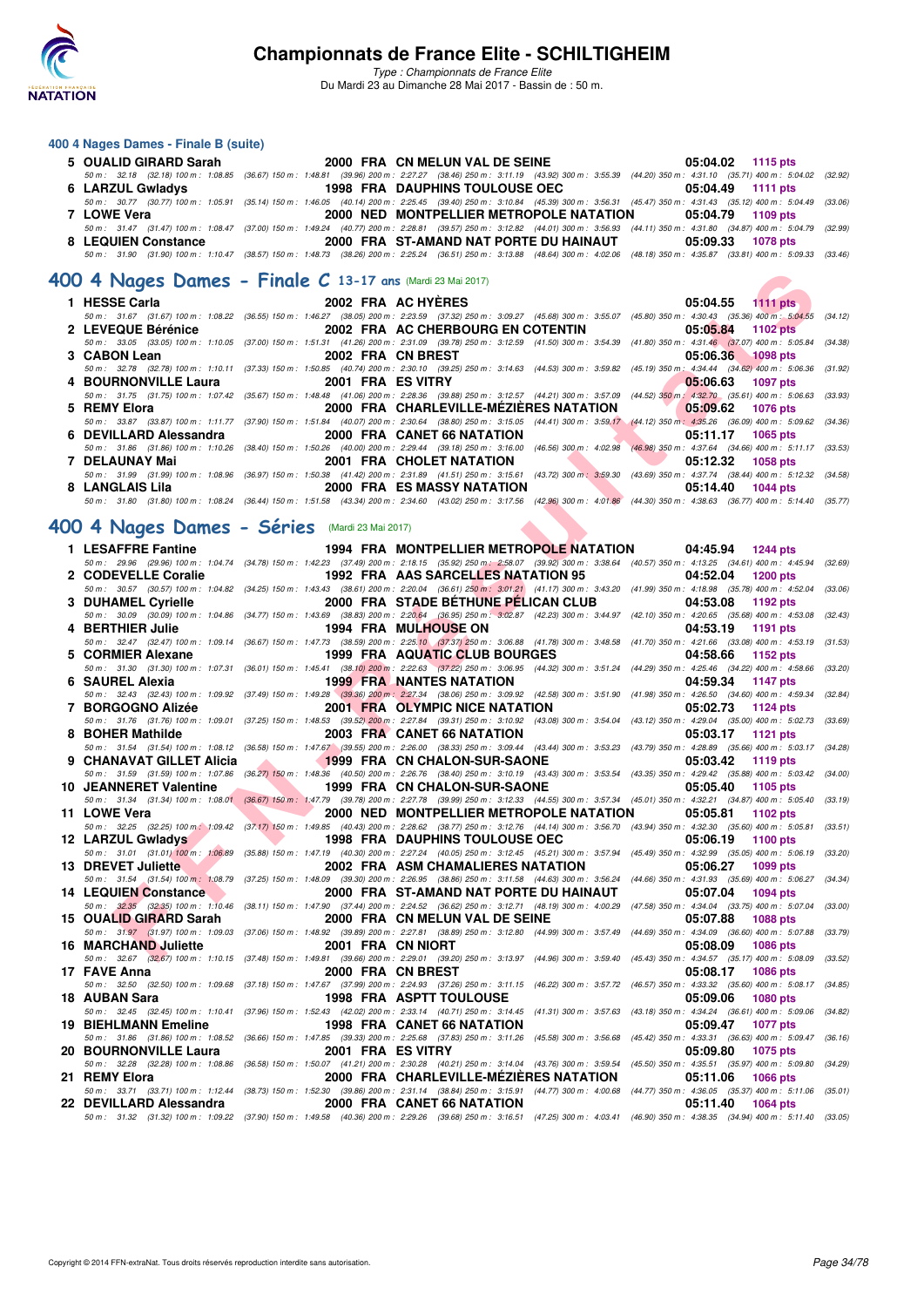# Championnats de France Elite - SCHILTIGHEIM

*Type : Championnats de France Elite*
Du Mardi 23 au Dimanche 28 Mai 2017 - Bassin de : 50 m.

### 400 4 Nages Dames - Finale B (suite)

**5 OUALID GIRARD Sarah** — 2000 FRA CN MELUN VAL DE SEINE — 05:04.02 — 1115 pts
50 m : 32.18 (32.18) 100 m : 1:08.85 (36.67) 150 m : 1:48.81 (39.96) 200 m : 2:27.27 (38.46) 250 m : 3:11.19 (43.92) 300 m : 3:55.39 (44.20) 350 m : 4:31.10 (35.71) 400 m : 5:04.02 (32.92)

**6 LARZUL Gwladys** — 1998 FRA DAUPHINS TOULOUSE OEC — 05:04.49 — 1111 pts
50 m : 30.77 (30.77) 100 m : 1:05.91 (35.14) 150 m : 1:46.05 (40.14) 200 m : 2:25.45 (39.40) 250 m : 3:10.84 (45.39) 300 m : 3:56.31 (45.47) 350 m : 4:31.43 (35.12) 400 m : 5:04.49 (33.06)

**7 LOWE Vera** — 2000 NED MONTPELLIER METROPOLE NATATION — 05:04.79 — 1109 pts
50 m : 31.47 (31.47) 100 m : 1:08.47 (37.00) 150 m : 1:49.24 (40.77) 200 m : 2:28.81 (39.57) 250 m : 3:12.82 (44.01) 300 m : 3:56.93 (44.11) 350 m : 4:31.80 (34.87) 400 m : 5:04.79 (32.99)

**8 LEQUIEN Constance** — 2000 FRA ST-AMAND NAT PORTE DU HAINAUT — 05:09.33 — 1078 pts
50 m : 31.90 (31.90) 100 m : 1:10.47 (38.57) 150 m : 1:48.73 (38.26) 200 m : 2:25.24 (36.51) 250 m : 3:13.88 (48.64) 300 m : 4:02.06 (48.18) 350 m : 4:35.87 (33.81) 400 m : 5:09.33 (33.46)

## 400 4 Nages Dames - Finale C 13-17 ans (Mardi 23 Mai 2017)

**1 HESSE Carla** — 2002 FRA AC HYÈRES — 05:04.55 — 1111 pts
50 m : 31.67 (31.67) 100 m : 1:08.22 (36.55) 150 m : 1:46.27 (38.05) 200 m : 2:23.59 (37.32) 250 m : 3:09.27 (45.68) 300 m : 3:55.07 (45.80) 350 m : 4:30.43 (35.36) 400 m : 5:04.55 (34.12)

**2 LEVEQUE Bérénice** — 2002 FRA AC CHERBOURG EN COTENTIN — 05:05.84 — 1102 pts
50 m : 33.05 (33.05) 100 m : 1:10.05 (37.00) 150 m : 1:51.31 (41.26) 200 m : 2:31.09 (39.78) 250 m : 3:12.59 (41.50) 300 m : 3:54.39 (41.80) 350 m : 4:31.46 (37.07) 400 m : 5:05.84 (34.38)

**3 CABON Lean** — 2002 FRA CN BREST — 05:06.36 — 1098 pts
50 m : 32.78 (32.78) 100 m : 1:10.11 (37.33) 150 m : 1:50.85 (40.74) 200 m : 2:30.10 (39.25) 250 m : 3:14.63 (44.53) 300 m : 3:59.82 (45.19) 350 m : 4:34.44 (34.62) 400 m : 5:06.36 (31.92)

**4 BOURNONVILLE Laura** — 2001 FRA ES VITRY — 05:06.63 — 1097 pts
50 m : 31.75 (31.75) 100 m : 1:07.42 (35.67) 150 m : 1:48.48 (41.06) 200 m : 2:28.36 (39.88) 250 m : 3:12.57 (44.21) 300 m : 3:57.09 (44.52) 350 m : 4:32.70 (35.61) 400 m : 5:06.63 (33.93)

**5 REMY Elora** — 2000 FRA CHARLEVILLE-MÉZIÈRES NATATION — 05:09.62 — 1076 pts
50 m : 33.87 (33.87) 100 m : 1:11.77 (37.90) 150 m : 1:51.84 (40.07) 200 m : 2:30.64 (38.80) 250 m : 3:15.05 (44.41) 300 m : 3:59.17 (44.12) 350 m : 4:35.26 (36.09) 400 m : 5:09.62 (34.36)

**6 DEVILLARD Alessandra** — 2000 FRA CANET 66 NATATION — 05:11.17 — 1065 pts
50 m : 31.86 (31.86) 100 m : 1:10.26 (38.40) 150 m : 1:50.26 (40.00) 200 m : 2:29.44 (39.18) 250 m : 3:16.00 (46.56) 300 m : 4:02.98 (46.98) 350 m : 4:37.64 (34.66) 400 m : 5:11.17 (33.53)

**7 DELAUNAY Mai** — 2001 FRA CHOLET NATATION — 05:12.32 — 1058 pts
50 m : 31.99 (31.99) 100 m : 1:08.96 (36.97) 150 m : 1:50.38 (41.42) 200 m : 2:31.89 (41.51) 250 m : 3:15.61 (43.72) 300 m : 3:59.30 (43.69) 350 m : 4:37.74 (38.44) 400 m : 5:12.32 (34.58)

**8 LANGLAIS Lila** — 2000 FRA ES MASSY NATATION — 05:14.40 — 1044 pts
50 m : 31.80 (31.80) 100 m : 1:08.24 (36.44) 150 m : 1:51.58 (43.34) 200 m : 2:34.60 (43.02) 250 m : 3:17.56 (42.96) 300 m : 4:01.86 (44.30) 350 m : 4:38.63 (36.77) 400 m : 5:14.40 (35.77)

## 400 4 Nages Dames - Séries (Mardi 23 Mai 2017)

**1 LESAFFRE Fantine** — 1994 FRA MONTPELLIER METROPOLE NATATION — 04:45.94 — 1244 pts
50 m : 29.96 (29.96) 100 m : 1:04.74 (34.78) 150 m : 1:42.23 (37.49) 200 m : 2:18.15 (35.92) 250 m : 2:58.07 (39.92) 300 m : 3:38.64 (40.57) 350 m : 4:13.25 (34.61) 400 m : 4:45.94 (32.69)

**2 CODEVELLE Coralie** — 1992 FRA AAS SARCELLES NATATION 95 — 04:52.04 — 1200 pts
50 m : 30.57 (30.57) 100 m : 1:04.82 (34.25) 150 m : 1:43.43 (38.61) 200 m : 2:20.04 (36.61) 250 m : 3:01.21 (41.17) 300 m : 3:43.20 (41.99) 350 m : 4:18.98 (35.78) 400 m : 4:52.04 (33.06)

**3 DUHAMEL Cyrielle** — 2000 FRA STADE BÉTHUNE PÉLICAN CLUB — 04:53.08 — 1192 pts
50 m : 30.09 (30.09) 100 m : 1:04.86 (34.77) 150 m : 1:43.69 (38.83) 200 m : 2:20.64 (36.95) 250 m : 3:02.87 (42.23) 300 m : 3:44.97 (42.10) 350 m : 4:20.65 (35.68) 400 m : 4:53.08 (32.43)

**4 BERTHIER Julie** — 1994 FRA MULHOUSE ON — 04:53.19 — 1191 pts
50 m : 32.47 (32.47) 100 m : 1:09.14 (36.67) 150 m : 1:47.73 (38.59) 200 m : 2:25.10 (37.37) 250 m : 3:06.88 (41.78) 300 m : 3:48.58 (41.70) 350 m : 4:21.66 (33.08) 400 m : 4:53.19 (31.53)

**5 CORMIER Alexane** — 1999 FRA AQUATIC CLUB BOURGES — 04:58.66 — 1152 pts
50 m : 31.30 (31.30) 100 m : 1:07.31 (36.01) 150 m : 1:45.41 (38.10) 200 m : 2:22.63 (37.22) 250 m : 3:06.95 (44.32) 300 m : 3:51.24 (44.29) 350 m : 4:25.46 (34.22) 400 m : 4:58.66 (33.20)

**6 SAUREL Alexia** — 1999 FRA NANTES NATATION — 04:59.34 — 1147 pts
50 m : 32.43 (32.43) 100 m : 1:09.92 (37.49) 150 m : 1:49.28 (39.36) 200 m : 2:27.34 (38.06) 250 m : 3:09.92 (42.58) 300 m : 3:51.90 (41.98) 350 m : 4:26.50 (34.60) 400 m : 4:59.34 (32.84)

**7 BORGOGNO Alizée** — 2001 FRA OLYMPIC NICE NATATION — 05:02.73 — 1124 pts
50 m : 31.76 (31.76) 100 m : 1:09.01 (37.25) 150 m : 1:48.53 (39.52) 200 m : 2:27.84 (39.31) 250 m : 3:10.92 (43.08) 300 m : 3:54.04 (43.12) 350 m : 4:29.04 (35.00) 400 m : 5:02.73 (33.69)

**8 BOHER Mathilde** — 2003 FRA CANET 66 NATATION — 05:03.17 — 1121 pts
50 m : 31.54 (31.54) 100 m : 1:08.12 (36.58) 150 m : 1:47.67 (39.55) 200 m : 2:26.00 (38.33) 250 m : 3:09.44 (43.44) 300 m : 3:53.23 (43.79) 350 m : 4:28.89 (35.66) 400 m : 5:03.17 (34.28)

**9 CHANAVAT GILLET Alicia** — 1999 FRA CN CHALON-SUR-SAONE — 05:03.42 — 1119 pts
50 m : 31.59 (31.59) 100 m : 1:07.86 (36.27) 150 m : 1:48.36 (40.50) 200 m : 2:26.76 (38.40) 250 m : 3:10.19 (43.43) 300 m : 3:53.54 (43.35) 350 m : 4:29.42 (35.88) 400 m : 5:03.42 (34.00)

**10 JEANNERET Valentine** — 1999 FRA CN CHALON-SUR-SAONE — 05:05.40 — 1105 pts
50 m : 31.34 (31.34) 100 m : 1:08.01 (36.67) 150 m : 1:47.79 (39.78) 200 m : 2:27.78 (39.99) 250 m : 3:12.33 (44.55) 300 m : 3:57.34 (45.01) 350 m : 4:32.21 (34.87) 400 m : 5:05.40 (33.19)

**11 LOWE Vera** — 2000 NED MONTPELLIER METROPOLE NATATION — 05:05.81 — 1102 pts
50 m : 32.25 (32.25) 100 m : 1:09.42 (37.17) 150 m : 1:49.85 (40.43) 200 m : 2:28.62 (38.77) 250 m : 3:12.76 (44.14) 300 m : 3:56.70 (43.94) 350 m : 4:32.30 (35.60) 400 m : 5:05.81 (33.51)

**12 LARZUL Gwladys** — 1998 FRA DAUPHINS TOULOUSE OEC — 05:06.19 — 1100 pts
50 m : 31.01 (31.01) 100 m : 1:06.89 (35.88) 150 m : 1:47.19 (40.30) 200 m : 2:27.24 (40.05) 250 m : 3:12.45 (45.21) 300 m : 3:57.94 (45.49) 350 m : 4:32.99 (35.05) 400 m : 5:06.19 (33.20)

**13 DREVET Juliette** — 2002 FRA ASM CHAMALIERES NATATION — 05:06.27 — 1099 pts
50 m : 31.54 (31.54) 100 m : 1:08.79 (37.25) 150 m : 1:48.09 (39.30) 200 m : 2:26.95 (38.86) 250 m : 3:11.58 (44.63) 300 m : 3:56.24 (44.66) 350 m : 4:31.93 (35.69) 400 m : 5:06.27 (34.34)

**14 LEQUIEN Constance** — 2000 FRA ST-AMAND NAT PORTE DU HAINAUT — 05:07.04 — 1094 pts
50 m : 32.35 (32.35) 100 m : 1:10.46 (38.11) 150 m : 1:47.90 (37.44) 200 m : 2:24.52 (36.62) 250 m : 3:12.71 (48.19) 300 m : 4:00.29 (47.58) 350 m : 4:34.04 (33.75) 400 m : 5:07.04 (33.00)

**15 OUALID GIRARD Sarah** — 2000 FRA CN MELUN VAL DE SEINE — 05:07.88 — 1088 pts
50 m : 31.97 (31.97) 100 m : 1:09.03 (37.06) 150 m : 1:48.92 (39.89) 200 m : 2:27.81 (38.89) 250 m : 3:12.80 (44.99) 300 m : 3:57.49 (44.69) 350 m : 4:34.09 (36.60) 400 m : 5:07.88 (33.79)

**16 MARCHAND Juliette** — 2001 FRA CN NIORT — 05:08.09 — 1086 pts
50 m : 32.67 (32.67) 100 m : 1:10.15 (37.48) 150 m : 1:49.81 (39.66) 200 m : 2:29.01 (39.20) 250 m : 3:13.97 (44.96) 300 m : 3:59.40 (45.43) 350 m : 4:34.57 (35.17) 400 m : 5:08.09 (33.52)

**17 FAVE Anna** — 2000 FRA CN BREST — 05:08.17 — 1086 pts
50 m : 32.50 (32.50) 100 m : 1:09.68 (37.18) 150 m : 1:47.67 (37.99) 200 m : 2:24.93 (37.26) 250 m : 3:11.15 (46.22) 300 m : 3:57.72 (46.57) 350 m : 4:33.32 (35.60) 400 m : 5:08.17 (34.85)

**18 AUBAN Sara** — 1998 FRA ASPTT TOULOUSE — 05:09.06 — 1080 pts
50 m : 32.45 (32.45) 100 m : 1:10.41 (37.96) 150 m : 1:52.43 (42.02) 200 m : 2:33.14 (40.71) 250 m : 3:14.45 (41.31) 300 m : 3:57.63 (43.18) 350 m : 4:34.24 (36.61) 400 m : 5:09.06 (34.82)

**19 BIEHLMANN Emeline** — 1998 FRA CANET 66 NATATION — 05:09.47 — 1077 pts
50 m : 31.86 (31.86) 100 m : 1:08.52 (36.66) 150 m : 1:47.85 (39.33) 200 m : 2:25.68 (37.83) 250 m : 3:11.26 (45.58) 300 m : 3:56.68 (45.42) 350 m : 4:33.31 (36.63) 400 m : 5:09.47 (36.16)

**20 BOURNONVILLE Laura** — 2001 FRA ES VITRY — 05:09.80 — 1075 pts
50 m : 32.28 (32.28) 100 m : 1:08.86 (36.58) 150 m : 1:50.07 (41.21) 200 m : 2:30.28 (40.21) 250 m : 3:14.04 (43.76) 300 m : 3:59.54 (45.50) 350 m : 4:35.51 (35.97) 400 m : 5:09.80 (34.29)

**21 REMY Elora** — 2000 FRA CHARLEVILLE-MÉZIÈRES NATATION — 05:11.06 — 1066 pts
50 m : 33.71 (33.71) 100 m : 1:12.44 (38.73) 150 m : 1:52.30 (39.86) 200 m : 2:31.14 (38.84) 250 m : 3:15.91 (44.77) 300 m : 4:00.68 (44.77) 350 m : 4:36.05 (35.37) 400 m : 5:11.06 (35.01)

**22 DEVILLARD Alessandra** — 2000 FRA CANET 66 NATATION — 05:11.40 — 1064 pts
50 m : 31.32 (31.32) 100 m : 1:09.22 (37.90) 150 m : 1:49.58 (40.36) 200 m : 2:29.26 (39.68) 250 m : 3:16.51 (47.25) 300 m : 4:03.41 (46.90) 350 m : 4:38.35 (34.94) 400 m : 5:11.40 (33.05)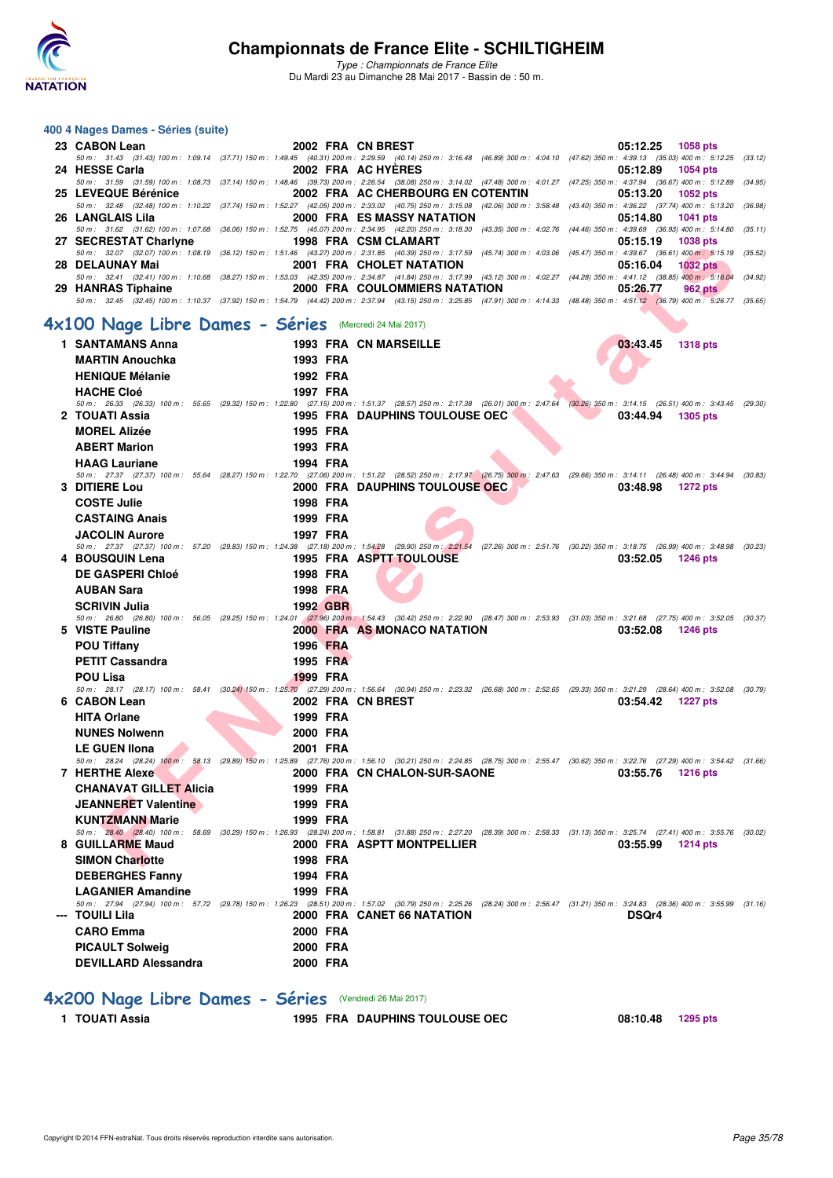### 400 4 Nages Dames - Séries (suite)

| Rang | Nom | Année | Nat | Club | Temps | Points |
|---|---|---|---|---|---|---|
| 23 | CABON Lean | 2002 | FRA | CN BREST | 05:12.25 | 1058 pts |
| | 50 m : 31.43 (31.43) 100 m : 1:09.14 (37.71) 150 m : 1:49.45 (40.31) 200 m : 2:29.59 (40.14) 250 m : 3:16.48 (46.89) 300 m : 4:04.10 (47.62) 350 m : 4:39.13 (35.03) 400 m : 5:12.25 (33.12) | | | | | |
| 24 | HESSE Carla | 2002 | FRA | AC HYÈRES | 05:12.89 | 1054 pts |
| | 50 m : 31.59 (31.59) 100 m : 1:08.73 (37.14) 150 m : 1:48.46 (39.73) 200 m : 2:26.54 (38.08) 250 m : 3:14.02 (47.48) 300 m : 4:01.27 (47.25) 350 m : 4:37.94 (36.67) 400 m : 5:12.89 (34.95) | | | | | |
| 25 | LEVEQUE Bérénice | 2002 | FRA | AC CHERBOURG EN COTENTIN | 05:13.20 | 1052 pts |
| | 50 m : 32.48 (32.48) 100 m : 1:10.22 (37.74) 150 m : 1:52.27 (42.05) 200 m : 2:33.02 (40.75) 250 m : 3:15.08 (42.06) 300 m : 3:58.48 (43.40) 350 m : 4:36.22 (37.74) 400 m : 5:13.20 (36.98) | | | | | |
| 26 | LANGLAIS Lila | 2000 | FRA | ES MASSY NATATION | 05:14.80 | 1041 pts |
| | 50 m : 31.62 (31.62) 100 m : 1:07.68 (36.06) 150 m : 1:52.75 (45.07) 200 m : 2:34.95 (42.20) 250 m : 3:18.30 (43.35) 300 m : 4:02.76 (44.46) 350 m : 4:39.69 (36.93) 400 m : 5:14.80 (35.11) | | | | | |
| 27 | SECRESTAT Charlyne | 1998 | FRA | CSM CLAMART | 05:15.19 | 1038 pts |
| | 50 m : 32.07 (32.07) 100 m : 1:08.19 (36.12) 150 m : 1:51.46 (43.27) 200 m : 2:31.85 (40.39) 250 m : 3:17.59 (45.74) 300 m : 4:03.06 (45.47) 350 m : 4:39.67 (36.61) 400 m : 5:15.19 (35.52) | | | | | |
| 28 | DELAUNAY Mai | 2001 | FRA | CHOLET NATATION | 05:16.04 | 1032 pts |
| | 50 m : 32.41 (32.41) 100 m : 1:10.68 (38.27) 150 m : 1:53.03 (42.35) 200 m : 2:34.87 (41.84) 250 m : 3:17.99 (43.12) 300 m : 4:02.27 (44.28) 350 m : 4:41.12 (38.85) 400 m : 5:16.04 (34.92) | | | | | |
| 29 | HANRAS Tiphaine | 2000 | FRA | COULOMMIERS NATATION | 05:26.77 | 962 pts |
| | 50 m : 32.45 (32.45) 100 m : 1:10.37 (37.92) 150 m : 1:54.79 (44.42) 200 m : 2:37.94 (43.15) 250 m : 3:25.85 (47.91) 300 m : 4:14.33 (48.48) 350 m : 4:51.12 (36.79) 400 m : 5:26.77 (35.65) | | | | | |

## 4x100 Nage Libre Dames - Séries (Mercredi 24 Mai 2017)

| Rang | Nom | Année | Nat | Club | Temps | Points |
|---|---|---|---|---|---|---|
| 1 | SANTAMANS Anna | 1993 | FRA | CN MARSEILLE | 03:43.45 | 1318 pts |
| | MARTIN Anouchka | 1993 | FRA | | | |
| | HENIQUE Mélanie | 1992 | FRA | | | |
| | HACHE Cloé | 1997 | FRA | | | |
| | 50 m : 26.33 (26.33) 100 m : 55.65 (29.32) 150 m : 1:22.80 (27.15) 200 m : 1:51.37 (28.57) 250 m : 2:17.38 (26.01) 300 m : 2:47.64 (30.26) 350 m : 3:14.15 (26.51) 400 m : 3:43.45 (29.30) | | | | | |
| 2 | TOUATI Assia | 1995 | FRA | DAUPHINS TOULOUSE OEC | 03:44.94 | 1305 pts |
| | MOREL Alizée | 1995 | FRA | | | |
| | ABERT Marion | 1993 | FRA | | | |
| | HAAG Lauriane | 1994 | FRA | | | |
| | 50 m : 27.37 (27.37) 100 m : 55.64 (28.27) 150 m : 1:22.70 (27.06) 200 m : 1:51.22 (28.52) 250 m : 2:17.97 (26.75) 300 m : 2:47.63 (29.66) 350 m : 3:14.11 (26.48) 400 m : 3:44.94 (30.83) | | | | | |
| 3 | DITIERE Lou | 2000 | FRA | DAUPHINS TOULOUSE OEC | 03:48.98 | 1272 pts |
| | COSTE Julie | 1998 | FRA | | | |
| | CASTAING Anais | 1999 | FRA | | | |
| | JACOLIN Aurore | 1997 | FRA | | | |
| | 50 m : 27.37 (27.37) 100 m : 57.20 (29.83) 150 m : 1:24.38 (27.18) 200 m : 1:54.28 (29.90) 250 m : 2:21.54 (27.26) 300 m : 2:51.76 (30.22) 350 m : 3:18.75 (26.99) 400 m : 3:48.98 (30.23) | | | | | |
| 4 | BOUSQUIN Lena | 1995 | FRA | ASPTT TOULOUSE | 03:52.05 | 1246 pts |
| | DE GASPERI Chloé | 1998 | FRA | | | |
| | AUBAN Sara | 1998 | FRA | | | |
| | SCRIVIN Julia | 1992 | GBR | | | |
| | 50 m : 26.80 (26.80) 100 m : 56.05 (29.25) 150 m : 1:24.01 (27.96) 200 m : 1:54.43 (30.42) 250 m : 2:22.90 (28.47) 300 m : 2:53.93 (31.03) 350 m : 3:21.68 (27.75) 400 m : 3:52.05 (30.37) | | | | | |
| 5 | VISTE Pauline | 2000 | FRA | AS MONACO NATATION | 03:52.08 | 1246 pts |
| | POU Tiffany | 1996 | FRA | | | |
| | PETIT Cassandra | 1995 | FRA | | | |
| | POU Lisa | 1999 | FRA | | | |
| | 50 m : 28.17 (28.17) 100 m : 58.41 (30.24) 150 m : 1:25.70 (27.29) 200 m : 1:56.64 (30.94) 250 m : 2:23.32 (26.68) 300 m : 2:52.65 (29.33) 350 m : 3:21.29 (28.64) 400 m : 3:52.08 (30.79) | | | | | |
| 6 | CABON Lean | 2002 | FRA | CN BREST | 03:54.42 | 1227 pts |
| | HITA Orlane | 1999 | FRA | | | |
| | NUNES Nolwenn | 2000 | FRA | | | |
| | LE GUEN Ilona | 2001 | FRA | | | |
| | 50 m : 28.24 (28.24) 100 m : 58.13 (29.89) 150 m : 1:25.89 (27.76) 200 m : 1:56.10 (30.21) 250 m : 2:24.85 (28.75) 300 m : 2:55.47 (30.62) 350 m : 3:22.76 (27.29) 400 m : 3:54.42 (31.66) | | | | | |
| 7 | HERTHE Alexe | 2000 | FRA | CN CHALON-SUR-SAONE | 03:55.76 | 1216 pts |
| | CHANAVAT GILLET Alicia | 1999 | FRA | | | |
| | JEANNERET Valentine | 1999 | FRA | | | |
| | KUNTZMANN Marie | 1999 | FRA | | | |
| | 50 m : 28.40 (28.40) 100 m : 58.69 (30.29) 150 m : 1:26.93 (28.24) 200 m : 1:58.81 (31.88) 250 m : 2:27.20 (28.39) 300 m : 2:58.33 (31.13) 350 m : 3:25.74 (27.41) 400 m : 3:55.76 (30.02) | | | | | |
| 8 | GUILLARME Maud | 2000 | FRA | ASPTT MONTPELLIER | 03:55.99 | 1214 pts |
| | SIMON Charlotte | 1998 | FRA | | | |
| | DEBERGHES Fanny | 1994 | FRA | | | |
| | LAGANIER Amandine | 1999 | FRA | | | |
| | 50 m : 27.94 (27.94) 100 m : 57.72 (29.78) 150 m : 1:26.23 (28.51) 200 m : 1:57.02 (30.79) 250 m : 2:25.26 (28.24) 300 m : 2:56.47 (31.21) 350 m : 3:24.83 (28.36) 400 m : 3:55.99 (31.16) | | | | | |
| --- | TOUILI Lila | 2000 | FRA | CANET 66 NATATION | DSQr4 | |
| | CARO Emma | 2000 | FRA | | | |
| | PICAULT Solweig | 2000 | FRA | | | |
| | DEVILLARD Alessandra | 2000 | FRA | | | |

## 4x200 Nage Libre Dames - Séries (Vendredi 26 Mai 2017)

| Rang | Nom | Année | Nat | Club | Temps | Points |
|---|---|---|---|---|---|---|
| 1 | TOUATI Assia | 1995 | FRA | DAUPHINS TOULOUSE OEC | 08:10.48 | 1295 pts |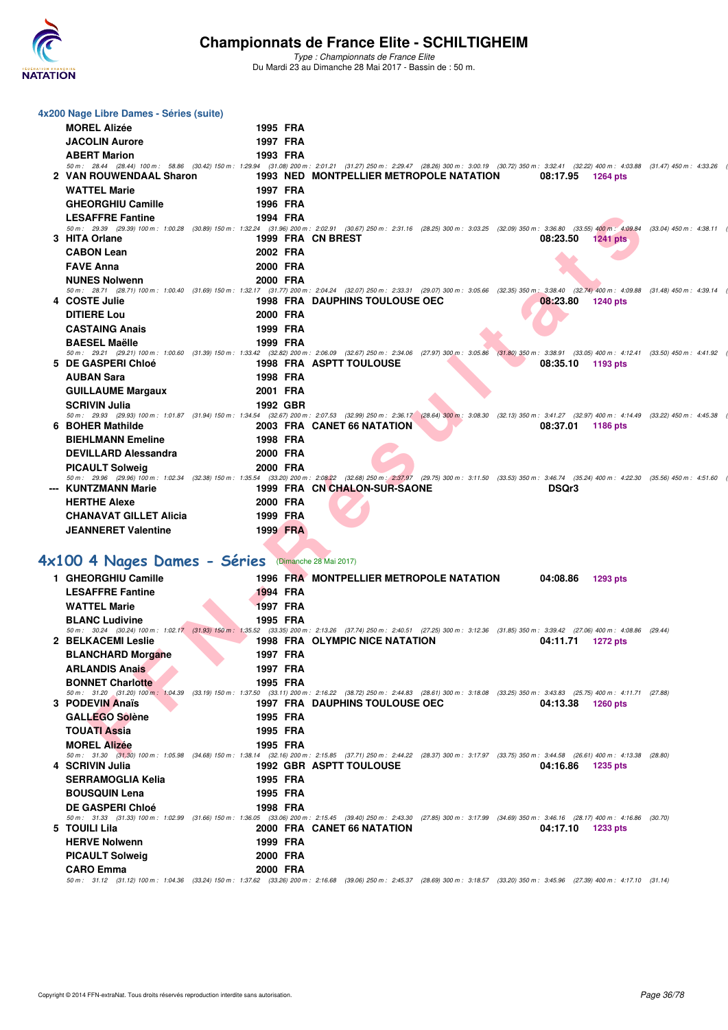## Championnats de France Elite - SCHILTIGHEIM

*Type : Championnats de France Elite*
Du Mardi 23 au Dimanche 28 Mai 2017 - Bassin de : 50 m.

### 4x200 Nage Libre Dames - Séries (suite)

| | Nom | Année | Nat | Club | Temps | Points |
|---|---|---|---|---|---|---|
| | MOREL Alizée | 1995 | FRA | | | |
| | JACOLIN Aurore | 1997 | FRA | | | |
| | ABERT Marion | 1993 | FRA | | | |

50 m : 28.44 (28.44) 100 m : 58.86 (30.42) 150 m : 1:29.94 (31.08) 200 m : 2:01.21 (31.27) 250 m : 2:29.47 (28.26) 300 m : 3:00.19 (30.72) 350 m : 3:32.41 (32.22) 400 m : 4:03.88 (31.47) 450 m : 4:33.26 (

| | Nom | Année | Nat | Club | Temps | Points |
|---|---|---|---|---|---|---|
| 2 | VAN ROUWENDAAL Sharon | 1993 | NED | MONTPELLIER METROPOLE NATATION | 08:17.95 | 1264 pts |
| | WATTEL Marie | 1997 | FRA | | | |
| | GHEORGHIU Camille | 1996 | FRA | | | |
| | LESAFFRE Fantine | 1994 | FRA | | | |

50 m : 29.39 (29.39) 100 m : 1:00.28 (30.89) 150 m : 1:32.24 (31.96) 200 m : 2:02.91 (30.67) 250 m : 2:31.16 (28.25) 300 m : 3:03.25 (32.09) 350 m : 3:36.80 (33.55) 400 m : 4:09.84 (33.04) 450 m : 4:38.11 (

| | Nom | Année | Nat | Club | Temps | Points |
|---|---|---|---|---|---|---|
| 3 | HITA Orlane | 1999 | FRA | CN BREST | 08:23.50 | 1241 pts |
| | CABON Lean | 2002 | FRA | | | |
| | FAVE Anna | 2000 | FRA | | | |
| | NUNES Nolwenn | 2000 | FRA | | | |

50 m : 28.71 (28.71) 100 m : 1:00.40 (31.69) 150 m : 1:32.17 (31.77) 200 m : 2:04.24 (32.07) 250 m : 2:33.31 (29.07) 300 m : 3:05.66 (32.35) 350 m : 3:38.40 (32.74) 400 m : 4:09.88 (31.48) 450 m : 4:39.14 (

| | Nom | Année | Nat | Club | Temps | Points |
|---|---|---|---|---|---|---|
| 4 | COSTE Julie | 1998 | FRA | DAUPHINS TOULOUSE OEC | 08:23.80 | 1240 pts |
| | DITIERE Lou | 2000 | FRA | | | |
| | CASTAING Anais | 1999 | FRA | | | |
| | BAESEL Maëlle | 1999 | FRA | | | |

50 m : 29.21 (29.21) 100 m : 1:00.60 (31.39) 150 m : 1:33.42 (32.82) 200 m : 2:06.09 (32.67) 250 m : 2:34.06 (27.97) 300 m : 3:05.86 (31.80) 350 m : 3:38.91 (33.05) 400 m : 4:12.41 (33.50) 450 m : 4:41.92 (

| | Nom | Année | Nat | Club | Temps | Points |
|---|---|---|---|---|---|---|
| 5 | DE GASPERI Chloé | 1998 | FRA | ASPTT TOULOUSE | 08:35.10 | 1193 pts |
| | AUBAN Sara | 1998 | FRA | | | |
| | GUILLAUME Margaux | 2001 | FRA | | | |
| | SCRIVIN Julia | 1992 | GBR | | | |

50 m : 29.93 (29.93) 100 m : 1:01.87 (31.94) 150 m : 1:34.54 (32.67) 200 m : 2:07.53 (32.99) 250 m : 2:36.17 (28.64) 300 m : 3:08.30 (32.13) 350 m : 3:41.27 (32.97) 400 m : 4:14.49 (33.22) 450 m : 4:45.38 (

| | Nom | Année | Nat | Club | Temps | Points |
|---|---|---|---|---|---|---|
| 6 | BOHER Mathilde | 2003 | FRA | CANET 66 NATATION | 08:37.01 | 1186 pts |
| | BIEHLMANN Emeline | 1998 | FRA | | | |
| | DEVILLARD Alessandra | 2000 | FRA | | | |
| | PICAULT Solweig | 2000 | FRA | | | |

50 m : 29.96 (29.96) 100 m : 1:02.34 (32.38) 150 m : 1:35.54 (33.20) 200 m : 2:08.22 (32.68) 250 m : 2:37.97 (29.75) 300 m : 3:11.50 (33.53) 350 m : 3:46.74 (35.24) 400 m : 4:22.30 (35.56) 450 m : 4:51.60 (

| | Nom | Année | Nat | Club | Temps | Points |
|---|---|---|---|---|---|---|
| --- | KUNTZMANN Marie | 1999 | FRA | CN CHALON-SUR-SAONE | DSQr3 | |
| | HERTHE Alexe | 2000 | FRA | | | |
| | CHANAVAT GILLET Alicia | 1999 | FRA | | | |
| | JEANNERET Valentine | 1999 | FRA | | | |

### 4x100 4 Nages Dames - Séries (Dimanche 28 Mai 2017)

| | Nom | Année | Nat | Club | Temps | Points |
|---|---|---|---|---|---|---|
| 1 | GHEORGHIU Camille | 1996 | FRA | MONTPELLIER METROPOLE NATATION | 04:08.86 | 1293 pts |
| | LESAFFRE Fantine | 1994 | FRA | | | |
| | WATTEL Marie | 1997 | FRA | | | |
| | BLANC Ludivine | 1995 | FRA | | | |

50 m : 30.24 (30.24) 100 m : 1:02.17 (31.93) 150 m : 1:35.52 (33.35) 200 m : 2:13.26 (37.74) 250 m : 2:40.51 (27.25) 300 m : 3:12.36 (31.85) 350 m : 3:39.42 (27.06) 400 m : 4:08.86 (29.44)

| | Nom | Année | Nat | Club | Temps | Points |
|---|---|---|---|---|---|---|
| 2 | BELKACEMI Leslie | 1998 | FRA | OLYMPIC NICE NATATION | 04:11.71 | 1272 pts |
| | BLANCHARD Morgane | 1997 | FRA | | | |
| | ARLANDIS Anaïs | 1997 | FRA | | | |
| | BONNET Charlotte | 1995 | FRA | | | |

50 m : 31.20 (31.20) 100 m : 1:04.39 (33.19) 150 m : 1:37.50 (33.11) 200 m : 2:16.22 (38.72) 250 m : 2:44.83 (28.61) 300 m : 3:18.08 (33.25) 350 m : 3:43.83 (25.75) 400 m : 4:11.71 (27.88)

| | Nom | Année | Nat | Club | Temps | Points |
|---|---|---|---|---|---|---|
| 3 | PODEVIN Anaïs | 1997 | FRA | DAUPHINS TOULOUSE OEC | 04:13.38 | 1260 pts |
| | GALLEGO Solène | 1995 | FRA | | | |
| | TOUATI Assia | 1995 | FRA | | | |
| | MOREL Alizée | 1995 | FRA | | | |

50 m : 31.30 (31.30) 100 m : 1:05.98 (34.68) 150 m : 1:38.14 (32.16) 200 m : 2:15.85 (37.71) 250 m : 2:44.22 (28.37) 300 m : 3:17.97 (33.75) 350 m : 3:44.58 (26.61) 400 m : 4:13.38 (28.80)

| | Nom | Année | Nat | Club | Temps | Points |
|---|---|---|---|---|---|---|
| 4 | SCRIVIN Julia | 1992 | GBR | ASPTT TOULOUSE | 04:16.86 | 1235 pts |
| | SERRAMOGLIA Kelia | 1995 | FRA | | | |
| | BOUSQUIN Lena | 1995 | FRA | | | |
| | DE GASPERI Chloé | 1998 | FRA | | | |

50 m : 31.33 (31.33) 100 m : 1:02.99 (31.66) 150 m : 1:36.05 (33.06) 200 m : 2:15.45 (39.40) 250 m : 2:43.30 (27.85) 300 m : 3:17.99 (34.69) 350 m : 3:46.16 (28.17) 400 m : 4:16.86 (30.70)

| | Nom | Année | Nat | Club | Temps | Points |
|---|---|---|---|---|---|---|
| 5 | TOUILI Lila | 2000 | FRA | CANET 66 NATATION | 04:17.10 | 1233 pts |
| | HERVE Nolwenn | 1999 | FRA | | | |
| | PICAULT Solweig | 2000 | FRA | | | |
| | CARO Emma | 2000 | FRA | | | |

50 m : 31.12 (31.12) 100 m : 1:04.36 (33.24) 150 m : 1:37.62 (33.26) 200 m : 2:16.68 (39.06) 250 m : 2:45.37 (28.69) 300 m : 3:18.57 (33.20) 350 m : 3:45.96 (27.39) 400 m : 4:17.10 (31.14)

Copyright © 2014 FFN-extraNat. Tous droits réservés reproduction interdite sans autorisation.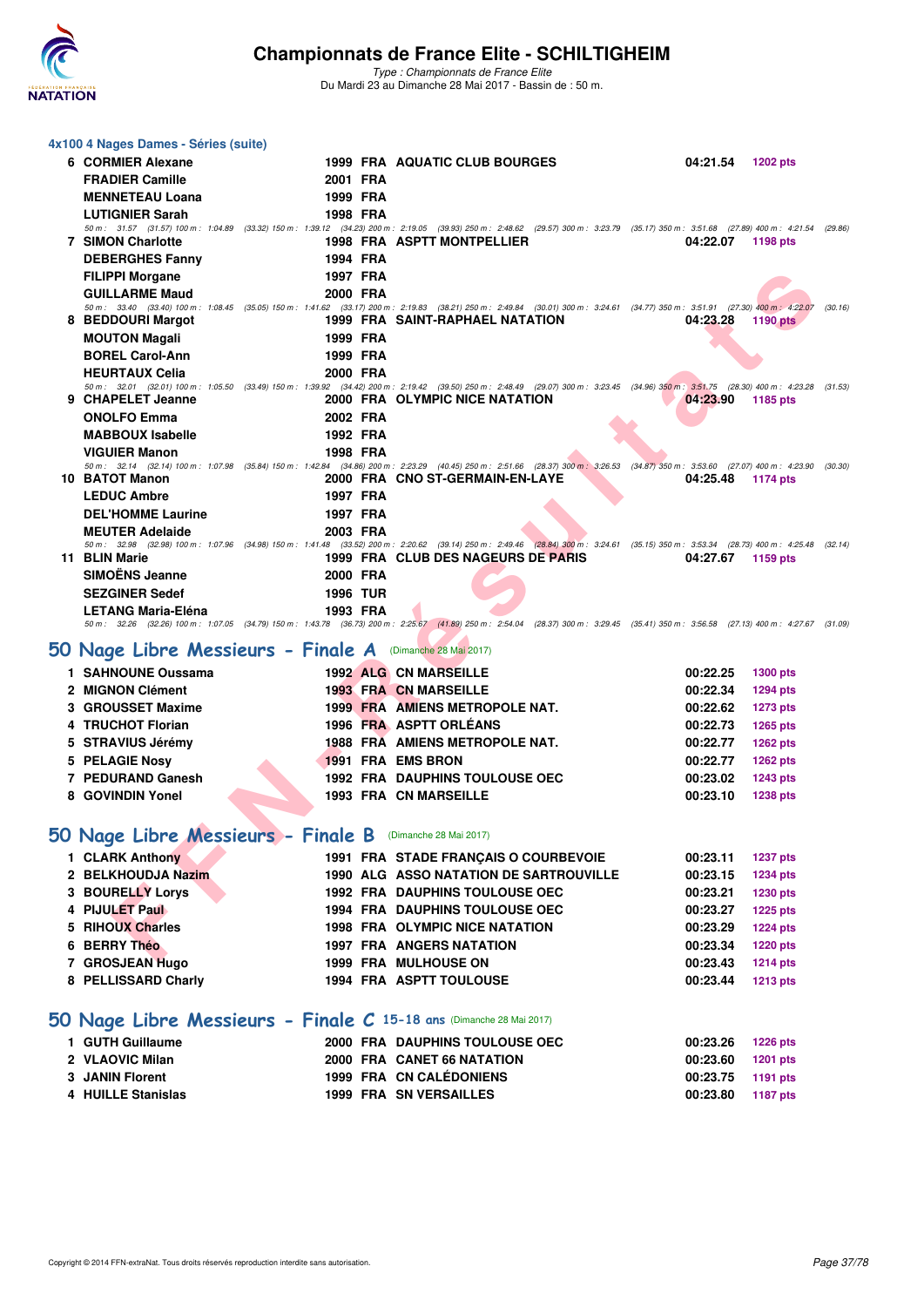## 4x100 4 Nages Dames - Séries (suite)

| Rang | Nom | Année | Nat. | Club | Temps | Points |
|---|---|---|---|---|---|---|
| 6 | CORMIER Alexane | 1999 | FRA | AQUATIC CLUB BOURGES | 04:21.54 | 1202 pts |
| | FRADIER Camille | 2001 | FRA | | | |
| | MENNETEAU Loana | 1999 | FRA | | | |
| | LUTIGNIER Sarah | 1998 | FRA | | | |

50 m : 31.57 (31.57) 100 m : 1:04.89 (33.32) 150 m : 1:39.12 (34.23) 200 m : 2:19.05 (39.93) 250 m : 2:48.62 (29.57) 300 m : 3:23.79 (35.17) 350 m : 3:51.68 (27.89) 400 m : 4:21.54 (29.86)

| Rang | Nom | Année | Nat. | Club | Temps | Points |
|---|---|---|---|---|---|---|
| 7 | SIMON Charlotte | 1998 | FRA | ASPTT MONTPELLIER | 04:22.07 | 1198 pts |
| | DEBERGHES Fanny | 1994 | FRA | | | |
| | FILIPPI Morgane | 1997 | FRA | | | |
| | GUILLARME Maud | 2000 | FRA | | | |

50 m : 33.40 (33.40) 100 m : 1:08.45 (35.05) 150 m : 1:41.62 (33.17) 200 m : 2:19.83 (38.21) 250 m : 2:49.84 (30.01) 300 m : 3:24.61 (34.77) 350 m : 3:51.91 (27.30) 400 m : 4:22.07 (30.16)

| Rang | Nom | Année | Nat. | Club | Temps | Points |
|---|---|---|---|---|---|---|
| 8 | BEDDOURI Margot | 1999 | FRA | SAINT-RAPHAEL NATATION | 04:23.28 | 1190 pts |
| | MOUTON Magali | 1999 | FRA | | | |
| | BOREL Carol-Ann | 1999 | FRA | | | |
| | HEURTAUX Celia | 2000 | FRA | | | |

50 m : 32.01 (32.01) 100 m : 1:05.50 (33.49) 150 m : 1:39.92 (34.42) 200 m : 2:19.42 (39.50) 250 m : 2:48.49 (29.07) 300 m : 3:23.45 (34.96) 350 m : 3:51.75 (28.30) 400 m : 4:23.28 (31.53)

| Rang | Nom | Année | Nat. | Club | Temps | Points |
|---|---|---|---|---|---|---|
| 9 | CHAPELET Jeanne | 2000 | FRA | OLYMPIC NICE NATATION | 04:23.90 | 1185 pts |
| | ONOLFO Emma | 2002 | FRA | | | |
| | MABBOUX Isabelle | 1992 | FRA | | | |
| | VIGUIER Manon | 1998 | FRA | | | |

50 m : 32.14 (32.14) 100 m : 1:07.98 (35.84) 150 m : 1:42.84 (34.86) 200 m : 2:23.29 (40.45) 250 m : 2:51.66 (28.37) 300 m : 3:26.53 (34.87) 350 m : 3:53.60 (27.07) 400 m : 4:23.90 (30.30)

| Rang | Nom | Année | Nat. | Club | Temps | Points |
|---|---|---|---|---|---|---|
| 10 | BATOT Manon | 2000 | FRA | CNO ST-GERMAIN-EN-LAYE | 04:25.48 | 1174 pts |
| | LEDUC Ambre | 1997 | FRA | | | |
| | DEL'HOMME Laurine | 1997 | FRA | | | |
| | MEUTER Adelaide | 2003 | FRA | | | |

50 m : 32.98 (32.98) 100 m : 1:07.96 (34.98) 150 m : 1:41.48 (33.52) 200 m : 2:20.62 (39.14) 250 m : 2:49.46 (28.84) 300 m : 3:24.61 (35.15) 350 m : 3:53.34 (28.73) 400 m : 4:25.48 (32.14)

| Rang | Nom | Année | Nat. | Club | Temps | Points |
|---|---|---|---|---|---|---|
| 11 | BLIN Marie | 1999 | FRA | CLUB DES NAGEURS DE PARIS | 04:27.67 | 1159 pts |
| | SIMOËNS Jeanne | 2000 | FRA | | | |
| | SEZGINER Sedef | 1996 | TUR | | | |
| | LETANG Maria-Eléna | 1993 | FRA | | | |

50 m : 32.26 (32.26) 100 m : 1:07.05 (34.79) 150 m : 1:43.78 (36.73) 200 m : 2:25.67 (41.89) 250 m : 2:54.04 (28.37) 300 m : 3:29.45 (35.41) 350 m : 3:56.58 (27.13) 400 m : 4:27.67 (31.09)

## 50 Nage Libre Messieurs - Finale A (Dimanche 28 Mai 2017)

| Rang | Nom | Année | Nat. | Club | Temps | Points |
|---|---|---|---|---|---|---|
| 1 | SAHNOUNE Oussama | 1992 | ALG | CN MARSEILLE | 00:22.25 | 1300 pts |
| 2 | MIGNON Clément | 1993 | FRA | CN MARSEILLE | 00:22.34 | 1294 pts |
| 3 | GROUSSET Maxime | 1999 | FRA | AMIENS METROPOLE NAT. | 00:22.62 | 1273 pts |
| 4 | TRUCHOT Florian | 1996 | FRA | ASPTT ORLÉANS | 00:22.73 | 1265 pts |
| 5 | STRAVIUS Jérémy | 1988 | FRA | AMIENS METROPOLE NAT. | 00:22.77 | 1262 pts |
| 5 | PELAGIE Nosy | 1991 | FRA | EMS BRON | 00:22.77 | 1262 pts |
| 7 | PEDURAND Ganesh | 1992 | FRA | DAUPHINS TOULOUSE OEC | 00:23.02 | 1243 pts |
| 8 | GOVINDIN Yonel | 1993 | FRA | CN MARSEILLE | 00:23.10 | 1238 pts |

## 50 Nage Libre Messieurs - Finale B (Dimanche 28 Mai 2017)

| Rang | Nom | Année | Nat. | Club | Temps | Points |
|---|---|---|---|---|---|---|
| 1 | CLARK Anthony | 1991 | FRA | STADE FRANÇAIS O COURBEVOIE | 00:23.11 | 1237 pts |
| 2 | BELKHOUDJA Nazim | 1990 | ALG | ASSO NATATION DE SARTROUVILLE | 00:23.15 | 1234 pts |
| 3 | BOURELLY Lorys | 1992 | FRA | DAUPHINS TOULOUSE OEC | 00:23.21 | 1230 pts |
| 4 | PIJULET Paul | 1994 | FRA | DAUPHINS TOULOUSE OEC | 00:23.27 | 1225 pts |
| 5 | RIHOUX Charles | 1998 | FRA | OLYMPIC NICE NATATION | 00:23.29 | 1224 pts |
| 6 | BERRY Théo | 1997 | FRA | ANGERS NATATION | 00:23.34 | 1220 pts |
| 7 | GROSJEAN Hugo | 1999 | FRA | MULHOUSE ON | 00:23.43 | 1214 pts |
| 8 | PELLISSARD Charly | 1994 | FRA | ASPTT TOULOUSE | 00:23.44 | 1213 pts |

## 50 Nage Libre Messieurs - Finale C 15-18 ans (Dimanche 28 Mai 2017)

| Rang | Nom | Année | Nat. | Club | Temps | Points |
|---|---|---|---|---|---|---|
| 1 | GUTH Guillaume | 2000 | FRA | DAUPHINS TOULOUSE OEC | 00:23.26 | 1226 pts |
| 2 | VLAOVIC Milan | 2000 | FRA | CANET 66 NATATION | 00:23.60 | 1201 pts |
| 3 | JANIN Florent | 1999 | FRA | CN CALÉDONIENS | 00:23.75 | 1191 pts |
| 4 | HUILLE Stanislas | 1999 | FRA | SN VERSAILLES | 00:23.80 | 1187 pts |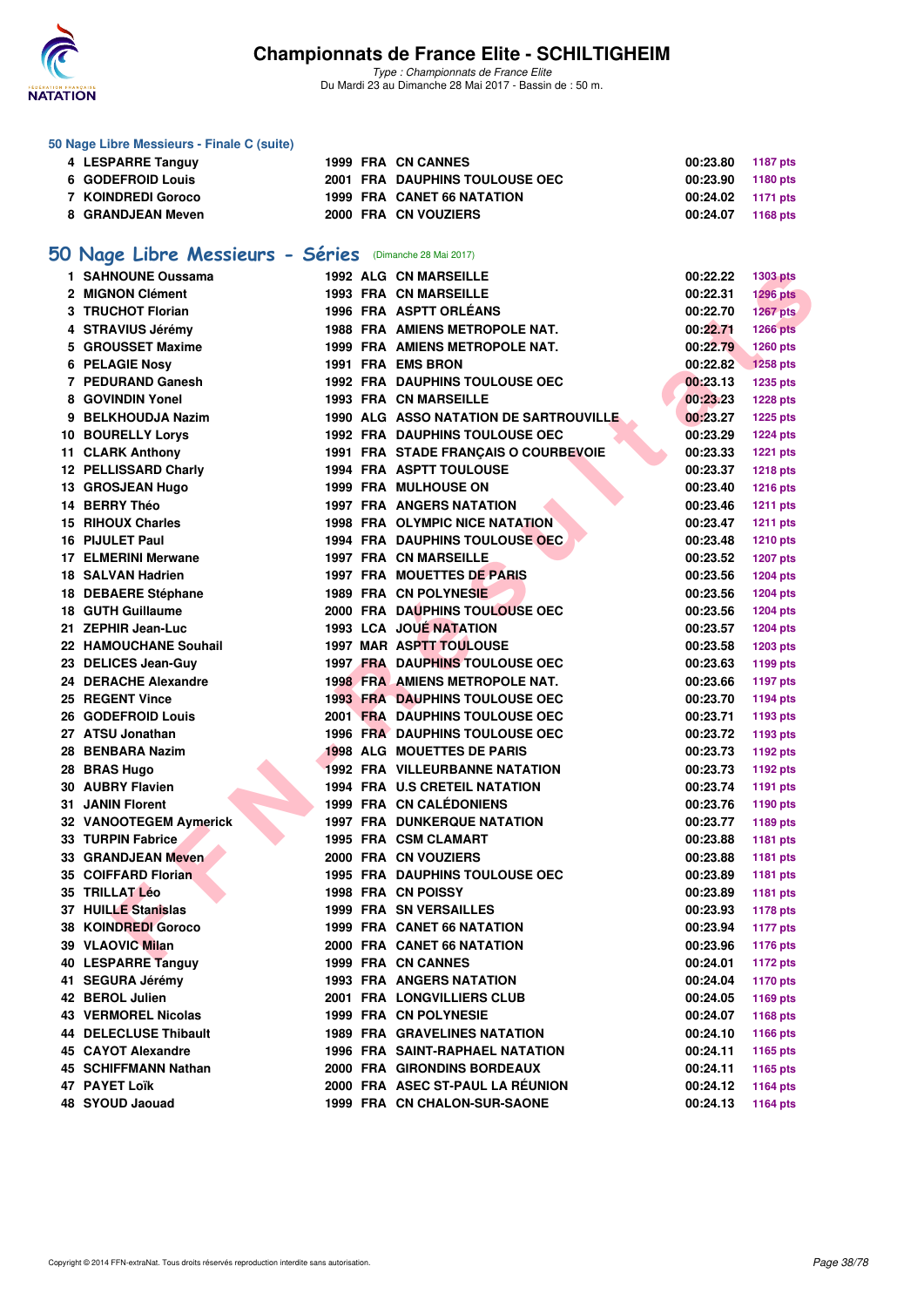# Championnats de France Elite - SCHILTIGHEIM

*Type : Championnats de France Elite*
Du Mardi 23 au Dimanche 28 Mai 2017 - Bassin de : 50 m.

### 50 Nage Libre Messieurs - Finale C (suite)

| | | | | | | |
|---|---|---|---|---|---|---|
| 4 | LESPARRE Tanguy | 1999 | FRA | CN CANNES | 00:23.80 | 1187 pts |
| 6 | GODEFROID Louis | 2001 | FRA | DAUPHINS TOULOUSE OEC | 00:23.90 | 1180 pts |
| 7 | KOINDREDI Goroco | 1999 | FRA | CANET 66 NATATION | 00:24.02 | 1171 pts |
| 8 | GRANDJEAN Meven | 2000 | FRA | CN VOUZIERS | 00:24.07 | 1168 pts |

## 50 Nage Libre Messieurs - Séries (Dimanche 28 Mai 2017)

| | | | | | | |
|---|---|---|---|---|---|---|
| 1 | SAHNOUNE Oussama | 1992 | ALG | CN MARSEILLE | 00:22.22 | 1303 pts |
| 2 | MIGNON Clément | 1993 | FRA | CN MARSEILLE | 00:22.31 | 1296 pts |
| 3 | TRUCHOT Florian | 1996 | FRA | ASPTT ORLÉANS | 00:22.70 | 1267 pts |
| 4 | STRAVIUS Jérémy | 1988 | FRA | AMIENS METROPOLE NAT. | 00:22.71 | 1266 pts |
| 5 | GROUSSET Maxime | 1999 | FRA | AMIENS METROPOLE NAT. | 00:22.79 | 1260 pts |
| 6 | PELAGIE Nosy | 1991 | FRA | EMS BRON | 00:22.82 | 1258 pts |
| 7 | PEDURAND Ganesh | 1992 | FRA | DAUPHINS TOULOUSE OEC | 00:23.13 | 1235 pts |
| 8 | GOVINDIN Yonel | 1993 | FRA | CN MARSEILLE | 00:23.23 | 1228 pts |
| 9 | BELKHOUDJA Nazim | 1990 | ALG | ASSO NATATION DE SARTROUVILLE | 00:23.27 | 1225 pts |
| 10 | BOURELLY Lorys | 1992 | FRA | DAUPHINS TOULOUSE OEC | 00:23.29 | 1224 pts |
| 11 | CLARK Anthony | 1991 | FRA | STADE FRANÇAIS O COURBEVOIE | 00:23.33 | 1221 pts |
| 12 | PELLISSARD Charly | 1994 | FRA | ASPTT TOULOUSE | 00:23.37 | 1218 pts |
| 13 | GROSJEAN Hugo | 1999 | FRA | MULHOUSE ON | 00:23.40 | 1216 pts |
| 14 | BERRY Théo | 1997 | FRA | ANGERS NATATION | 00:23.46 | 1211 pts |
| 15 | RIHOUX Charles | 1998 | FRA | OLYMPIC NICE NATATION | 00:23.47 | 1211 pts |
| 16 | PIJULET Paul | 1994 | FRA | DAUPHINS TOULOUSE OEC | 00:23.48 | 1210 pts |
| 17 | ELMERINI Merwane | 1997 | FRA | CN MARSEILLE | 00:23.52 | 1207 pts |
| 18 | SALVAN Hadrien | 1997 | FRA | MOUETTES DE PARIS | 00:23.56 | 1204 pts |
| 18 | DEBAERE Stéphane | 1989 | FRA | CN POLYNESIE | 00:23.56 | 1204 pts |
| 18 | GUTH Guillaume | 2000 | FRA | DAUPHINS TOULOUSE OEC | 00:23.56 | 1204 pts |
| 21 | ZEPHIR Jean-Luc | 1993 | LCA | JOUÉ NATATION | 00:23.57 | 1204 pts |
| 22 | HAMOUCHANE Souhail | 1997 | MAR | ASPTT TOULOUSE | 00:23.58 | 1203 pts |
| 23 | DELICES Jean-Guy | 1997 | FRA | DAUPHINS TOULOUSE OEC | 00:23.63 | 1199 pts |
| 24 | DERACHE Alexandre | 1998 | FRA | AMIENS METROPOLE NAT. | 00:23.66 | 1197 pts |
| 25 | REGENT Vince | 1993 | FRA | DAUPHINS TOULOUSE OEC | 00:23.70 | 1194 pts |
| 26 | GODEFROID Louis | 2001 | FRA | DAUPHINS TOULOUSE OEC | 00:23.71 | 1193 pts |
| 27 | ATSU Jonathan | 1996 | FRA | DAUPHINS TOULOUSE OEC | 00:23.72 | 1193 pts |
| 28 | BENBARA Nazim | 1998 | ALG | MOUETTES DE PARIS | 00:23.73 | 1192 pts |
| 28 | BRAS Hugo | 1992 | FRA | VILLEURBANNE NATATION | 00:23.73 | 1192 pts |
| 30 | AUBRY Flavien | 1994 | FRA | U.S CRETEIL NATATION | 00:23.74 | 1191 pts |
| 31 | JANIN Florent | 1999 | FRA | CN CALÉDONIENS | 00:23.76 | 1190 pts |
| 32 | VANOOTEGEM Aymerick | 1997 | FRA | DUNKERQUE NATATION | 00:23.77 | 1189 pts |
| 33 | TURPIN Fabrice | 1995 | FRA | CSM CLAMART | 00:23.88 | 1181 pts |
| 33 | GRANDJEAN Meven | 2000 | FRA | CN VOUZIERS | 00:23.88 | 1181 pts |
| 35 | COIFFARD Florian | 1995 | FRA | DAUPHINS TOULOUSE OEC | 00:23.89 | 1181 pts |
| 35 | TRILLAT Léo | 1998 | FRA | CN POISSY | 00:23.89 | 1181 pts |
| 37 | HUILLE Stanislas | 1999 | FRA | SN VERSAILLES | 00:23.93 | 1178 pts |
| 38 | KOINDREDI Goroco | 1999 | FRA | CANET 66 NATATION | 00:23.94 | 1177 pts |
| 39 | VLAOVIC Milan | 2000 | FRA | CANET 66 NATATION | 00:23.96 | 1176 pts |
| 40 | LESPARRE Tanguy | 1999 | FRA | CN CANNES | 00:24.01 | 1172 pts |
| 41 | SEGURA Jérémy | 1993 | FRA | ANGERS NATATION | 00:24.04 | 1170 pts |
| 42 | BEROL Julien | 2001 | FRA | LONGVILLIERS CLUB | 00:24.05 | 1169 pts |
| 43 | VERMOREL Nicolas | 1999 | FRA | CN POLYNESIE | 00:24.07 | 1168 pts |
| 44 | DELECLUSE Thibault | 1989 | FRA | GRAVELINES NATATION | 00:24.10 | 1166 pts |
| 45 | CAYOT Alexandre | 1996 | FRA | SAINT-RAPHAEL NATATION | 00:24.11 | 1165 pts |
| 45 | SCHIFFMANN Nathan | 2000 | FRA | GIRONDINS BORDEAUX | 00:24.11 | 1165 pts |
| 47 | PAYET Loïk | 2000 | FRA | ASEC ST-PAUL LA RÉUNION | 00:24.12 | 1164 pts |
| 48 | SYOUD Jaouad | 1999 | FRA | CN CHALON-SUR-SAONE | 00:24.13 | 1164 pts |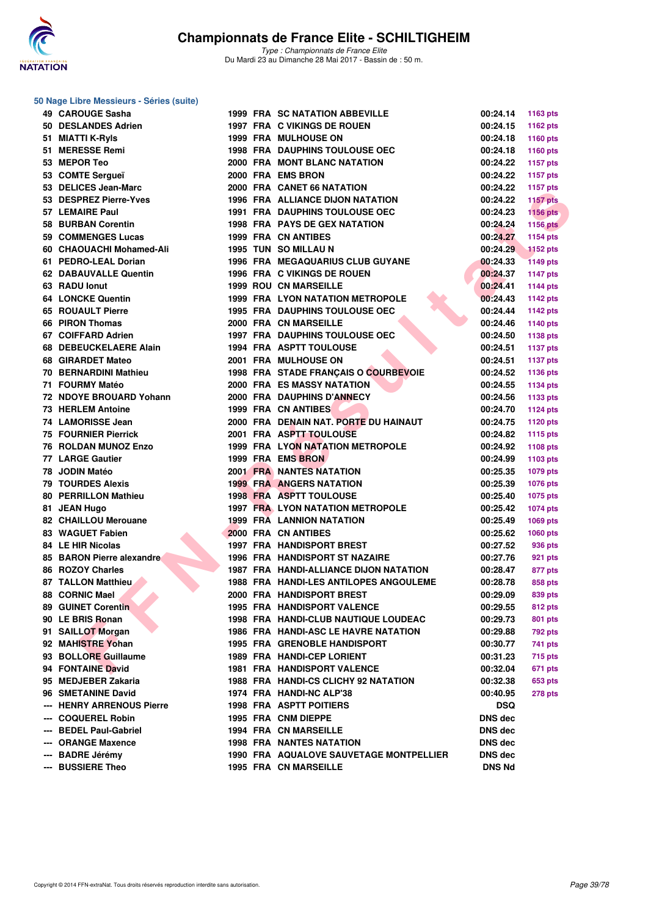# Championnats de France Elite - SCHILTIGHEIM

*Type : Championnats de France Elite*
Du Mardi 23 au Dimanche 28 Mai 2017 - Bassin de : 50 m.

## 50 Nage Libre Messieurs - Séries (suite)

| Rang | Nom | Année | Nat. | Club | Temps | Points |
|---|---|---|---|---|---|---|
| 49 | CAROUGE Sasha | 1999 | FRA | SC NATATION ABBEVILLE | 00:24.14 | 1163 pts |
| 50 | DESLANDES Adrien | 1997 | FRA | C VIKINGS DE ROUEN | 00:24.15 | 1162 pts |
| 51 | MIATTI K-Ryls | 1999 | FRA | MULHOUSE ON | 00:24.18 | 1160 pts |
| 51 | MERESSE Remi | 1998 | FRA | DAUPHINS TOULOUSE OEC | 00:24.18 | 1160 pts |
| 53 | MEPOR Teo | 2000 | FRA | MONT BLANC NATATION | 00:24.22 | 1157 pts |
| 53 | COMTE Sergueï | 2000 | FRA | EMS BRON | 00:24.22 | 1157 pts |
| 53 | DELICES Jean-Marc | 2000 | FRA | CANET 66 NATATION | 00:24.22 | 1157 pts |
| 53 | DESPREZ Pierre-Yves | 1996 | FRA | ALLIANCE DIJON NATATION | 00:24.22 | 1157 pts |
| 57 | LEMAIRE Paul | 1991 | FRA | DAUPHINS TOULOUSE OEC | 00:24.23 | 1156 pts |
| 58 | BURBAN Corentin | 1998 | FRA | PAYS DE GEX NATATION | 00:24.24 | 1156 pts |
| 59 | COMMENGES Lucas | 1999 | FRA | CN ANTIBES | 00:24.27 | 1154 pts |
| 60 | CHAOUACHI Mohamed-Ali | 1995 | TUN | SO MILLAU N | 00:24.29 | 1152 pts |
| 61 | PEDRO-LEAL Dorian | 1996 | FRA | MEGAQUARIUS CLUB GUYANE | 00:24.33 | 1149 pts |
| 62 | DABAUVALLE Quentin | 1996 | FRA | C VIKINGS DE ROUEN | 00:24.37 | 1147 pts |
| 63 | RADU Ionut | 1999 | ROU | CN MARSEILLE | 00:24.41 | 1144 pts |
| 64 | LONCKE Quentin | 1999 | FRA | LYON NATATION METROPOLE | 00:24.43 | 1142 pts |
| 65 | ROUAULT Pierre | 1995 | FRA | DAUPHINS TOULOUSE OEC | 00:24.44 | 1142 pts |
| 66 | PIRON Thomas | 2000 | FRA | CN MARSEILLE | 00:24.46 | 1140 pts |
| 67 | COIFFARD Adrien | 1997 | FRA | DAUPHINS TOULOUSE OEC | 00:24.50 | 1138 pts |
| 68 | DEBEUCKELAERE Alain | 1994 | FRA | ASPTT TOULOUSE | 00:24.51 | 1137 pts |
| 68 | GIRARDET Mateo | 2001 | FRA | MULHOUSE ON | 00:24.51 | 1137 pts |
| 70 | BERNARDINI Mathieu | 1998 | FRA | STADE FRANÇAIS O COURBEVOIE | 00:24.52 | 1136 pts |
| 71 | FOURMY Matéo | 2000 | FRA | ES MASSY NATATION | 00:24.55 | 1134 pts |
| 72 | NDOYE BROUARD Yohann | 2000 | FRA | DAUPHINS D'ANNECY | 00:24.56 | 1133 pts |
| 73 | HERLEM Antoine | 1999 | FRA | CN ANTIBES | 00:24.70 | 1124 pts |
| 74 | LAMORISSE Jean | 2000 | FRA | DENAIN NAT. PORTE DU HAINAUT | 00:24.75 | 1120 pts |
| 75 | FOURNIER Pierrick | 2001 | FRA | ASPTT TOULOUSE | 00:24.82 | 1115 pts |
| 76 | ROLDAN MUNOZ Enzo | 1999 | FRA | LYON NATATION METROPOLE | 00:24.92 | 1108 pts |
| 77 | LARGE Gautier | 1999 | FRA | EMS BRON | 00:24.99 | 1103 pts |
| 78 | JODIN Matéo | 2001 | FRA | NANTES NATATION | 00:25.35 | 1079 pts |
| 79 | TOURDES Alexis | 1999 | FRA | ANGERS NATATION | 00:25.39 | 1076 pts |
| 80 | PERRILLON Mathieu | 1998 | FRA | ASPTT TOULOUSE | 00:25.40 | 1075 pts |
| 81 | JEAN Hugo | 1997 | FRA | LYON NATATION METROPOLE | 00:25.42 | 1074 pts |
| 82 | CHAILLOU Merouane | 1999 | FRA | LANNION NATATION | 00:25.49 | 1069 pts |
| 83 | WAGUET Fabien | 2000 | FRA | CN ANTIBES | 00:25.62 | 1060 pts |
| 84 | LE HIR Nicolas | 1997 | FRA | HANDISPORT BREST | 00:27.52 | 936 pts |
| 85 | BARON Pierre alexandre | 1996 | FRA | HANDISPORT ST NAZAIRE | 00:27.76 | 921 pts |
| 86 | ROZOY Charles | 1987 | FRA | HANDI-ALLIANCE DIJON NATATION | 00:28.47 | 877 pts |
| 87 | TALLON Matthieu | 1988 | FRA | HANDI-LES ANTILOPES ANGOULEME | 00:28.78 | 858 pts |
| 88 | CORNIC Mael | 2000 | FRA | HANDISPORT BREST | 00:29.09 | 839 pts |
| 89 | GUINET Corentin | 1995 | FRA | HANDISPORT VALENCE | 00:29.55 | 812 pts |
| 90 | LE BRIS Ronan | 1998 | FRA | HANDI-CLUB NAUTIQUE LOUDEAC | 00:29.73 | 801 pts |
| 91 | SAILLOT Morgan | 1986 | FRA | HANDI-ASC LE HAVRE NATATION | 00:29.88 | 792 pts |
| 92 | MAHISTRE Yohan | 1995 | FRA | GRENOBLE HANDISPORT | 00:30.77 | 741 pts |
| 93 | BOLLORE Guillaume | 1989 | FRA | HANDI-CEP LORIENT | 00:31.23 | 715 pts |
| 94 | FONTAINE David | 1981 | FRA | HANDISPORT VALENCE | 00:32.04 | 671 pts |
| 95 | MEDJEBER Zakaria | 1988 | FRA | HANDI-CS CLICHY 92 NATATION | 00:32.38 | 653 pts |
| 96 | SMETANINE David | 1974 | FRA | HANDI-NC ALP'38 | 00:40.95 | 278 pts |
| --- | HENRY ARRENOUS Pierre | 1998 | FRA | ASPTT POITIERS | DSQ | |
| --- | COQUEREL Robin | 1995 | FRA | CNM DIEPPE | DNS dec | |
| --- | BEDEL Paul-Gabriel | 1994 | FRA | CN MARSEILLE | DNS dec | |
| --- | ORANGE Maxence | 1998 | FRA | NANTES NATATION | DNS dec | |
| --- | BADRE Jérémy | 1990 | FRA | AQUALOVE SAUVETAGE MONTPELLIER | DNS dec | |
| --- | BUSSIERE Theo | 1995 | FRA | CN MARSEILLE | DNS Nd | |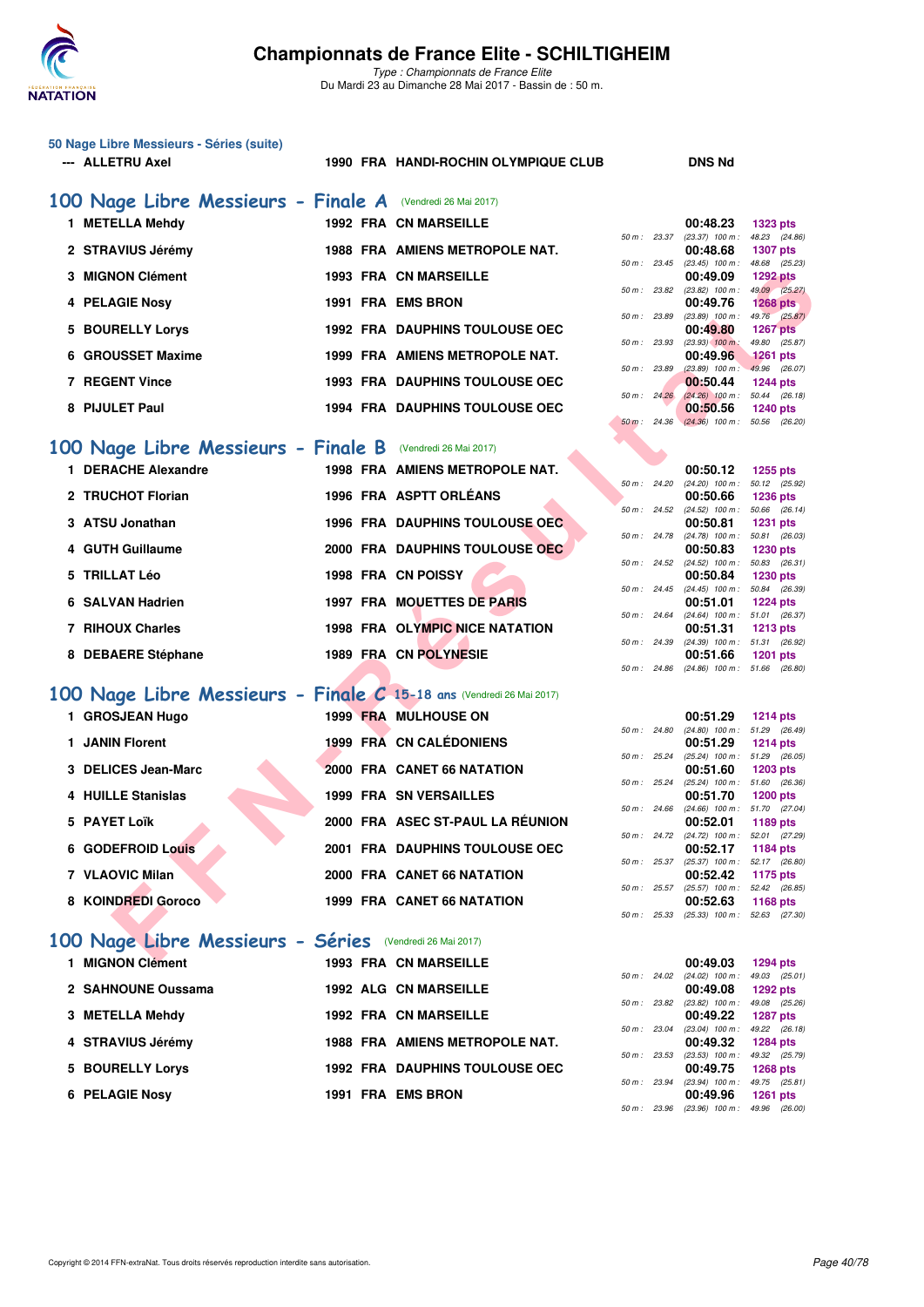## 50 Nage Libre Messieurs - Séries (suite)

| | | | | | |
|---|---|---|---|---|---|
| --- | ALLETRU Axel | 1990 | FRA | HANDI-ROCHIN OLYMPIQUE CLUB | DNS Nd |

## 100 Nage Libre Messieurs - Finale A (Vendredi 26 Mai 2017)

| Rang | Nom | Année | Nat | Club | Temps | Points | Splits |
|---|---|---|---|---|---|---|---|
| 1 | METELLA Mehdy | 1992 | FRA | CN MARSEILLE | 00:48.23 | 1323 pts | 50 m : 23.37 (23.37) 100 m : 48.23 (24.86) |
| 2 | STRAVIUS Jérémy | 1988 | FRA | AMIENS METROPOLE NAT. | 00:48.68 | 1307 pts | 50 m : 23.45 (23.45) 100 m : 48.68 (25.23) |
| 3 | MIGNON Clément | 1993 | FRA | CN MARSEILLE | 00:49.09 | 1292 pts | 50 m : 23.82 (23.82) 100 m : 49.09 (25.27) |
| 4 | PELAGIE Nosy | 1991 | FRA | EMS BRON | 00:49.76 | 1268 pts | 50 m : 23.89 (23.89) 100 m : 49.76 (25.87) |
| 5 | BOURELLY Lorys | 1992 | FRA | DAUPHINS TOULOUSE OEC | 00:49.80 | 1267 pts | 50 m : 23.93 (23.93) 100 m : 49.80 (25.87) |
| 6 | GROUSSET Maxime | 1999 | FRA | AMIENS METROPOLE NAT. | 00:49.96 | 1261 pts | 50 m : 23.89 (23.89) 100 m : 49.96 (26.07) |
| 7 | REGENT Vince | 1993 | FRA | DAUPHINS TOULOUSE OEC | 00:50.44 | 1244 pts | 50 m : 24.26 (24.26) 100 m : 50.44 (26.18) |
| 8 | PIJULET Paul | 1994 | FRA | DAUPHINS TOULOUSE OEC | 00:50.56 | 1240 pts | 50 m : 24.36 (24.36) 100 m : 50.56 (26.20) |

## 100 Nage Libre Messieurs - Finale B (Vendredi 26 Mai 2017)

| Rang | Nom | Année | Nat | Club | Temps | Points | Splits |
|---|---|---|---|---|---|---|---|
| 1 | DERACHE Alexandre | 1998 | FRA | AMIENS METROPOLE NAT. | 00:50.12 | 1255 pts | 50 m : 24.20 (24.20) 100 m : 50.12 (25.92) |
| 2 | TRUCHOT Florian | 1996 | FRA | ASPTT ORLÉANS | 00:50.66 | 1236 pts | 50 m : 24.52 (24.52) 100 m : 50.66 (26.14) |
| 3 | ATSU Jonathan | 1996 | FRA | DAUPHINS TOULOUSE OEC | 00:50.81 | 1231 pts | 50 m : 24.78 (24.78) 100 m : 50.81 (26.03) |
| 4 | GUTH Guillaume | 2000 | FRA | DAUPHINS TOULOUSE OEC | 00:50.83 | 1230 pts | 50 m : 24.52 (24.52) 100 m : 50.83 (26.31) |
| 5 | TRILLAT Léo | 1998 | FRA | CN POISSY | 00:50.84 | 1230 pts | 50 m : 24.45 (24.45) 100 m : 50.84 (26.39) |
| 6 | SALVAN Hadrien | 1997 | FRA | MOUETTES DE PARIS | 00:51.01 | 1224 pts | 50 m : 24.64 (24.64) 100 m : 51.01 (26.37) |
| 7 | RIHOUX Charles | 1998 | FRA | OLYMPIC NICE NATATION | 00:51.31 | 1213 pts | 50 m : 24.39 (24.39) 100 m : 51.31 (26.92) |
| 8 | DEBAERE Stéphane | 1989 | FRA | CN POLYNESIE | 00:51.66 | 1201 pts | 50 m : 24.86 (24.86) 100 m : 51.66 (26.80) |

## 100 Nage Libre Messieurs - Finale C 15-18 ans (Vendredi 26 Mai 2017)

| Rang | Nom | Année | Nat | Club | Temps | Points | Splits |
|---|---|---|---|---|---|---|---|
| 1 | GROSJEAN Hugo | 1999 | FRA | MULHOUSE ON | 00:51.29 | 1214 pts | 50 m : 24.80 (24.80) 100 m : 51.29 (26.49) |
| 1 | JANIN Florent | 1999 | FRA | CN CALÉDONIENS | 00:51.29 | 1214 pts | 50 m : 25.24 (25.24) 100 m : 51.29 (26.05) |
| 3 | DELICES Jean-Marc | 2000 | FRA | CANET 66 NATATION | 00:51.60 | 1203 pts | 50 m : 25.24 (25.24) 100 m : 51.60 (26.36) |
| 4 | HUILLE Stanislas | 1999 | FRA | SN VERSAILLES | 00:51.70 | 1200 pts | 50 m : 24.66 (24.66) 100 m : 51.70 (27.04) |
| 5 | PAYET Loïk | 2000 | FRA | ASEC ST-PAUL LA RÉUNION | 00:52.01 | 1189 pts | 50 m : 24.72 (24.72) 100 m : 52.01 (27.29) |
| 6 | GODEFROID Louis | 2001 | FRA | DAUPHINS TOULOUSE OEC | 00:52.17 | 1184 pts | 50 m : 25.37 (25.37) 100 m : 52.17 (26.80) |
| 7 | VLAOVIC Milan | 2000 | FRA | CANET 66 NATATION | 00:52.42 | 1175 pts | 50 m : 25.57 (25.57) 100 m : 52.42 (26.85) |
| 8 | KOINDREDI Goroco | 1999 | FRA | CANET 66 NATATION | 00:52.63 | 1168 pts | 50 m : 25.33 (25.33) 100 m : 52.63 (27.30) |

## 100 Nage Libre Messieurs - Séries (Vendredi 26 Mai 2017)

| Rang | Nom | Année | Nat | Club | Temps | Points | Splits |
|---|---|---|---|---|---|---|---|
| 1 | MIGNON Clément | 1993 | FRA | CN MARSEILLE | 00:49.03 | 1294 pts | 50 m : 24.02 (24.02) 100 m : 49.03 (25.01) |
| 2 | SAHNOUNE Oussama | 1992 | ALG | CN MARSEILLE | 00:49.08 | 1292 pts | 50 m : 23.82 (23.82) 100 m : 49.08 (25.26) |
| 3 | METELLA Mehdy | 1992 | FRA | CN MARSEILLE | 00:49.22 | 1287 pts | 50 m : 23.04 (23.04) 100 m : 49.22 (26.18) |
| 4 | STRAVIUS Jérémy | 1988 | FRA | AMIENS METROPOLE NAT. | 00:49.32 | 1284 pts | 50 m : 23.53 (23.53) 100 m : 49.32 (25.79) |
| 5 | BOURELLY Lorys | 1992 | FRA | DAUPHINS TOULOUSE OEC | 00:49.75 | 1268 pts | 50 m : 23.94 (23.94) 100 m : 49.75 (25.81) |
| 6 | PELAGIE Nosy | 1991 | FRA | EMS BRON | 00:49.96 | 1261 pts | 50 m : 23.96 (23.96) 100 m : 49.96 (26.00) |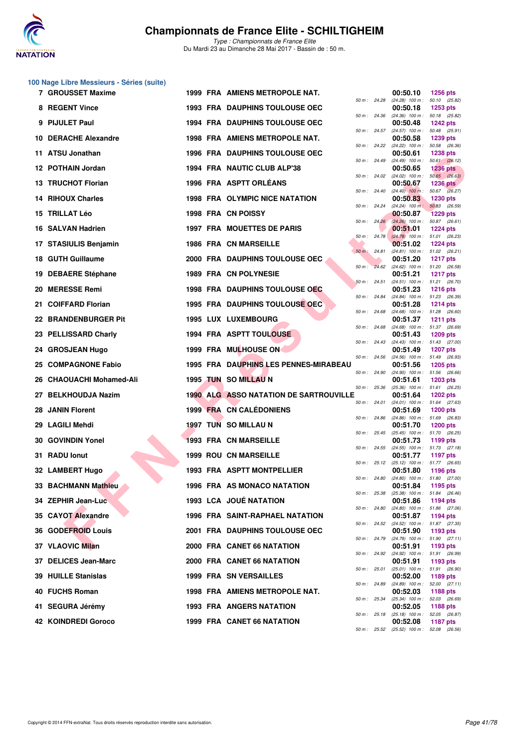## Championnats de France Elite - SCHILTIGHEIM

*Type : Championnats de France Elite*
Du Mardi 23 au Dimanche 28 Mai 2017 - Bassin de : 50 m.

### 100 Nage Libre Messieurs - Séries (suite)

| Rang | Nom | Année | Nat | Club | Temps | Points | 50 m | 100 m |
|---|---|---|---|---|---|---|---|---|
| 7 | GROUSSET Maxime | 1999 | FRA | AMIENS METROPOLE NAT. | 00:50.10 | 1256 pts | 24.28 | (24.28) 50.10 (25.82) |
| 8 | REGENT Vince | 1993 | FRA | DAUPHINS TOULOUSE OEC | 00:50.18 | 1253 pts | 24.36 | (24.36) 50.18 (25.82) |
| 9 | PIJULET Paul | 1994 | FRA | DAUPHINS TOULOUSE OEC | 00:50.48 | 1242 pts | 24.57 | (24.57) 50.48 (25.91) |
| 10 | DERACHE Alexandre | 1998 | FRA | AMIENS METROPOLE NAT. | 00:50.58 | 1239 pts | 24.22 | (24.22) 50.58 (26.36) |
| 11 | ATSU Jonathan | 1996 | FRA | DAUPHINS TOULOUSE OEC | 00:50.61 | 1238 pts | 24.49 | (24.49) 50.61 (26.12) |
| 12 | POTHAIN Jordan | 1994 | FRA | NAUTIC CLUB ALP'38 | 00:50.65 | 1236 pts | 24.02 | (24.02) 50.65 (26.63) |
| 13 | TRUCHOT Florian | 1996 | FRA | ASPTT ORLÉANS | 00:50.67 | 1236 pts | 24.40 | (24.40) 50.67 (26.27) |
| 14 | RIHOUX Charles | 1998 | FRA | OLYMPIC NICE NATATION | 00:50.83 | 1230 pts | 24.24 | (24.24) 50.83 (26.59) |
| 15 | TRILLAT Léo | 1998 | FRA | CN POISSY | 00:50.87 | 1229 pts | 24.26 | (24.26) 50.87 (26.61) |
| 16 | SALVAN Hadrien | 1997 | FRA | MOUETTES DE PARIS | 00:51.01 | 1224 pts | 24.78 | (24.78) 51.01 (26.23) |
| 17 | STASIULIS Benjamin | 1986 | FRA | CN MARSEILLE | 00:51.02 | 1224 pts | 24.81 | (24.81) 51.02 (26.21) |
| 18 | GUTH Guillaume | 2000 | FRA | DAUPHINS TOULOUSE OEC | 00:51.20 | 1217 pts | 24.62 | (24.62) 51.20 (26.58) |
| 19 | DEBAERE Stéphane | 1989 | FRA | CN POLYNESIE | 00:51.21 | 1217 pts | 24.51 | (24.51) 51.21 (26.70) |
| 20 | MERESSE Remi | 1998 | FRA | DAUPHINS TOULOUSE OEC | 00:51.23 | 1216 pts | 24.84 | (24.84) 51.23 (26.39) |
| 21 | COIFFARD Florian | 1995 | FRA | DAUPHINS TOULOUSE OEC | 00:51.28 | 1214 pts | 24.68 | (24.68) 51.28 (26.60) |
| 22 | BRANDENBURGER Pit | 1995 | LUX | LUXEMBOURG | 00:51.37 | 1211 pts | 24.68 | (24.68) 51.37 (26.69) |
| 23 | PELLISSARD Charly | 1994 | FRA | ASPTT TOULOUSE | 00:51.43 | 1209 pts | 24.43 | (24.43) 51.43 (27.00) |
| 24 | GROSJEAN Hugo | 1999 | FRA | MULHOUSE ON | 00:51.49 | 1207 pts | 24.56 | (24.56) 51.49 (26.93) |
| 25 | COMPAGNONE Fabio | 1995 | FRA | DAUPHINS LES PENNES-MIRABEAU | 00:51.56 | 1205 pts | 24.90 | (24.90) 51.56 (26.66) |
| 26 | CHAOUACHI Mohamed-Ali | 1995 | TUN | SO MILLAU N | 00:51.61 | 1203 pts | 25.36 | (25.36) 51.61 (26.25) |
| 27 | BELKHOUDJA Nazim | 1990 | ALG | ASSO NATATION DE SARTROUVILLE | 00:51.64 | 1202 pts | 24.01 | (24.01) 51.64 (27.63) |
| 28 | JANIN Florent | 1999 | FRA | CN CALÉDONIENS | 00:51.69 | 1200 pts | 24.86 | (24.86) 51.69 (26.83) |
| 29 | LAGILI Mehdi | 1997 | TUN | SO MILLAU N | 00:51.70 | 1200 pts | 25.45 | (25.45) 51.70 (26.25) |
| 30 | GOVINDIN Yonel | 1993 | FRA | CN MARSEILLE | 00:51.73 | 1199 pts | 24.55 | (24.55) 51.73 (27.18) |
| 31 | RADU Ionut | 1999 | ROU | CN MARSEILLE | 00:51.77 | 1197 pts | 25.12 | (25.12) 51.77 (26.65) |
| 32 | LAMBERT Hugo | 1993 | FRA | ASPTT MONTPELLIER | 00:51.80 | 1196 pts | 24.80 | (24.80) 51.80 (27.00) |
| 33 | BACHMANN Mathieu | 1996 | FRA | AS MONACO NATATION | 00:51.84 | 1195 pts | 25.38 | (25.38) 51.84 (26.46) |
| 34 | ZEPHIR Jean-Luc | 1993 | LCA | JOUÉ NATATION | 00:51.86 | 1194 pts | 24.80 | (24.80) 51.86 (27.06) |
| 35 | CAYOT Alexandre | 1996 | FRA | SAINT-RAPHAEL NATATION | 00:51.87 | 1194 pts | 24.52 | (24.52) 51.87 (27.35) |
| 36 | GODEFROID Louis | 2001 | FRA | DAUPHINS TOULOUSE OEC | 00:51.90 | 1193 pts | 24.79 | (24.79) 51.90 (27.11) |
| 37 | VLAOVIC Milan | 2000 | FRA | CANET 66 NATATION | 00:51.91 | 1193 pts | 24.92 | (24.92) 51.91 (26.99) |
| 37 | DELICES Jean-Marc | 2000 | FRA | CANET 66 NATATION | 00:51.91 | 1193 pts | 25.01 | (25.01) 51.91 (26.90) |
| 39 | HUILLE Stanislas | 1999 | FRA | SN VERSAILLES | 00:52.00 | 1189 pts | 24.89 | (24.89) 52.00 (27.11) |
| 40 | FUCHS Roman | 1998 | FRA | AMIENS METROPOLE NAT. | 00:52.03 | 1188 pts | 25.34 | (25.34) 52.03 (26.69) |
| 41 | SEGURA Jérémy | 1993 | FRA | ANGERS NATATION | 00:52.05 | 1188 pts | 25.18 | (25.18) 52.05 (26.87) |
| 42 | KOINDREDI Goroco | 1999 | FRA | CANET 66 NATATION | 00:52.08 | 1187 pts | 25.52 | (25.52) 52.08 (26.56) |

Copyright © 2014 FFN-extraNat. Tous droits réservés reproduction interdite sans autorisation.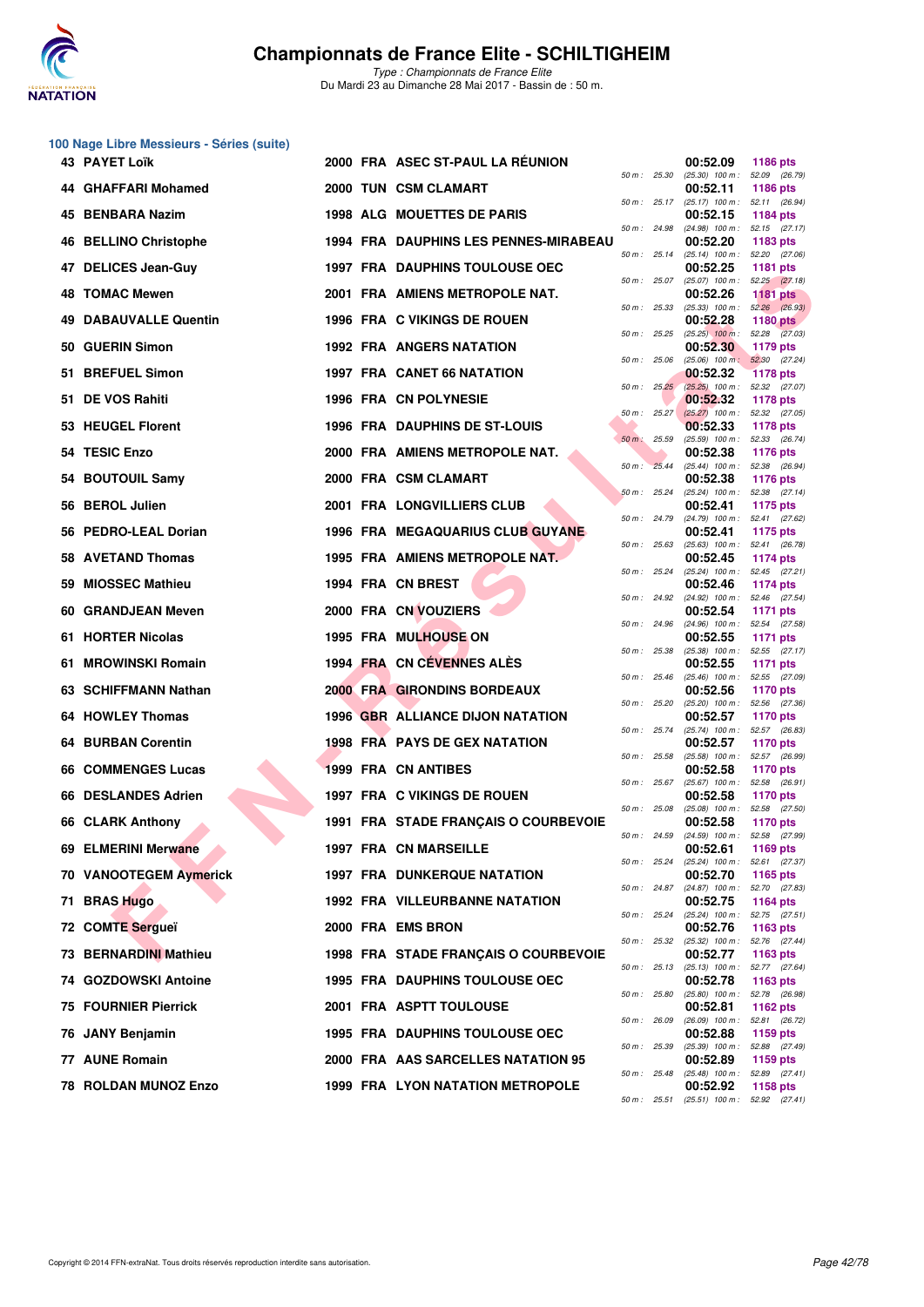# Championnats de France Elite - SCHILTIGHEIM

*Type : Championnats de France Elite*
Du Mardi 23 au Dimanche 28 Mai 2017 - Bassin de : 50 m.

## 100 Nage Libre Messieurs - Séries (suite)

| Rang | Nom | Année | Nat. | Club | Temps | Points | 50 m | 100 m |
|---|---|---|---|---|---|---|---|---|
| 43 | PAYET Loïk | 2000 | FRA | ASEC ST-PAUL LA RÉUNION | 00:52.09 | 1186 pts | 25.30 | 52.09 (26.79) |
| 44 | GHAFFARI Mohamed | 2000 | TUN | CSM CLAMART | 00:52.11 | 1186 pts | 25.17 | 52.11 (26.94) |
| 45 | BENBARA Nazim | 1998 | ALG | MOUETTES DE PARIS | 00:52.15 | 1184 pts | 24.98 | 52.15 (27.17) |
| 46 | BELLINO Christophe | 1994 | FRA | DAUPHINS LES PENNES-MIRABEAU | 00:52.20 | 1183 pts | 25.14 | 52.20 (27.06) |
| 47 | DELICES Jean-Guy | 1997 | FRA | DAUPHINS TOULOUSE OEC | 00:52.25 | 1181 pts | 25.07 | 52.25 (27.18) |
| 48 | TOMAC Mewen | 2001 | FRA | AMIENS METROPOLE NAT. | 00:52.26 | 1181 pts | 25.33 | 52.26 (26.93) |
| 49 | DABAUVALLE Quentin | 1996 | FRA | C VIKINGS DE ROUEN | 00:52.28 | 1180 pts | 25.25 | 52.28 (27.03) |
| 50 | GUERIN Simon | 1992 | FRA | ANGERS NATATION | 00:52.30 | 1179 pts | 25.06 | 52.30 (27.24) |
| 51 | BREFUEL Simon | 1997 | FRA | CANET 66 NATATION | 00:52.32 | 1178 pts | 25.25 | 52.32 (27.07) |
| 51 | DE VOS Rahiti | 1996 | FRA | CN POLYNESIE | 00:52.32 | 1178 pts | 25.27 | 52.32 (27.05) |
| 53 | HEUGEL Florent | 1996 | FRA | DAUPHINS DE ST-LOUIS | 00:52.33 | 1178 pts | 25.59 | 52.33 (26.74) |
| 54 | TESIC Enzo | 2000 | FRA | AMIENS METROPOLE NAT. | 00:52.38 | 1176 pts | 25.44 | 52.38 (26.94) |
| 54 | BOUTOUIL Samy | 2000 | FRA | CSM CLAMART | 00:52.38 | 1176 pts | 25.24 | 52.38 (27.14) |
| 56 | BEROL Julien | 2001 | FRA | LONGVILLIERS CLUB | 00:52.41 | 1175 pts | 24.79 | 52.41 (27.62) |
| 56 | PEDRO-LEAL Dorian | 1996 | FRA | MEGAQUARIUS CLUB GUYANE | 00:52.41 | 1175 pts | 25.63 | 52.41 (26.78) |
| 58 | AVETAND Thomas | 1995 | FRA | AMIENS METROPOLE NAT. | 00:52.45 | 1174 pts | 25.24 | 52.45 (27.21) |
| 59 | MIOSSEC Mathieu | 1994 | FRA | CN BREST | 00:52.46 | 1174 pts | 24.92 | 52.46 (27.54) |
| 60 | GRANDJEAN Meven | 2000 | FRA | CN VOUZIERS | 00:52.54 | 1171 pts | 24.96 | 52.54 (27.58) |
| 61 | HORTER Nicolas | 1995 | FRA | MULHOUSE ON | 00:52.55 | 1171 pts | 25.38 | 52.55 (27.17) |
| 61 | MROWINSKI Romain | 1994 | FRA | CN CÉVENNES ALÈS | 00:52.55 | 1171 pts | 25.46 | 52.55 (27.09) |
| 63 | SCHIFFMANN Nathan | 2000 | FRA | GIRONDINS BORDEAUX | 00:52.56 | 1170 pts | 25.20 | 52.56 (27.36) |
| 64 | HOWLEY Thomas | 1996 | GBR | ALLIANCE DIJON NATATION | 00:52.57 | 1170 pts | 25.74 | 52.57 (26.83) |
| 64 | BURBAN Corentin | 1998 | FRA | PAYS DE GEX NATATION | 00:52.57 | 1170 pts | 25.58 | 52.57 (26.99) |
| 66 | COMMENGES Lucas | 1999 | FRA | CN ANTIBES | 00:52.58 | 1170 pts | 25.67 | 52.58 (26.91) |
| 66 | DESLANDES Adrien | 1997 | FRA | C VIKINGS DE ROUEN | 00:52.58 | 1170 pts | 25.08 | 52.58 (27.50) |
| 66 | CLARK Anthony | 1991 | FRA | STADE FRANÇAIS O COURBEVOIE | 00:52.58 | 1170 pts | 24.59 | 52.58 (27.99) |
| 69 | ELMERINI Merwane | 1997 | FRA | CN MARSEILLE | 00:52.61 | 1169 pts | 25.24 | 52.61 (27.37) |
| 70 | VANOOTEGEM Aymerick | 1997 | FRA | DUNKERQUE NATATION | 00:52.70 | 1165 pts | 24.87 | 52.70 (27.83) |
| 71 | BRAS Hugo | 1992 | FRA | VILLEURBANNE NATATION | 00:52.75 | 1164 pts | 25.24 | 52.75 (27.51) |
| 72 | COMTE Sergueï | 2000 | FRA | EMS BRON | 00:52.76 | 1163 pts | 25.32 | 52.76 (27.44) |
| 73 | BERNARDINI Mathieu | 1998 | FRA | STADE FRANÇAIS O COURBEVOIE | 00:52.77 | 1163 pts | 25.13 | 52.77 (27.64) |
| 74 | GOZDOWSKI Antoine | 1995 | FRA | DAUPHINS TOULOUSE OEC | 00:52.78 | 1163 pts | 25.80 | 52.78 (26.98) |
| 75 | FOURNIER Pierrick | 2001 | FRA | ASPTT TOULOUSE | 00:52.81 | 1162 pts | 26.09 | 52.81 (26.72) |
| 76 | JANY Benjamin | 1995 | FRA | DAUPHINS TOULOUSE OEC | 00:52.88 | 1159 pts | 25.39 | 52.88 (27.49) |
| 77 | AUNE Romain | 2000 | FRA | AAS SARCELLES NATATION 95 | 00:52.89 | 1159 pts | 25.48 | 52.89 (27.41) |
| 78 | ROLDAN MUNOZ Enzo | 1999 | FRA | LYON NATATION METROPOLE | 00:52.92 | 1158 pts | 25.51 | 52.92 (27.41) |

Copyright © 2014 FFN-extraNat. Tous droits réservés reproduction interdite sans autorisation.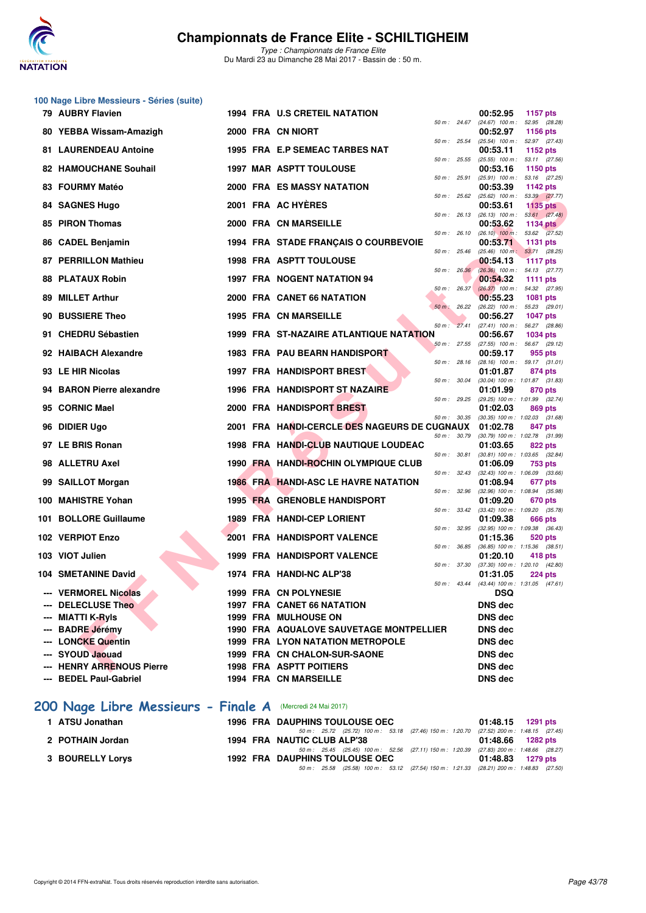## 100 Nage Libre Messieurs - Séries (suite)

| Rang | Nom | Année | Nat | Club | Splits | Temps | Points |
|---|---|---|---|---|---|---|---|
| 79 | AUBRY Flavien | 1994 | FRA | U.S CRETEIL NATATION | 50 m : 24.67 (24.67) 100 m : 52.95 (28.28) | 00:52.95 | 1157 pts |
| 80 | YEBBA Wissam-Amazigh | 2000 | FRA | CN NIORT | 50 m : 25.54 (25.54) 100 m : 52.97 (27.43) | 00:52.97 | 1156 pts |
| 81 | LAURENDEAU Antoine | 1995 | FRA | E.P SEMEAC TARBES NAT | 50 m : 25.55 (25.55) 100 m : 53.11 (27.56) | 00:53.11 | 1152 pts |
| 82 | HAMOUCHANE Souhail | 1997 | MAR | ASPTT TOULOUSE | 50 m : 25.91 (25.91) 100 m : 53.16 (27.25) | 00:53.16 | 1150 pts |
| 83 | FOURMY Matéo | 2000 | FRA | ES MASSY NATATION | 50 m : 25.62 (25.62) 100 m : 53.39 (27.77) | 00:53.39 | 1142 pts |
| 84 | SAGNES Hugo | 2001 | FRA | AC HYÈRES | 50 m : 26.13 (26.13) 100 m : 53.61 (27.48) | 00:53.61 | 1135 pts |
| 85 | PIRON Thomas | 2000 | FRA | CN MARSEILLE | 50 m : 26.10 (26.10) 100 m : 53.62 (27.52) | 00:53.62 | 1134 pts |
| 86 | CADEL Benjamin | 1994 | FRA | STADE FRANÇAIS O COURBEVOIE | 50 m : 25.46 (25.46) 100 m : 53.71 (28.25) | 00:53.71 | 1131 pts |
| 87 | PERRILLON Mathieu | 1998 | FRA | ASPTT TOULOUSE | 50 m : 26.36 (26.36) 100 m : 54.13 (27.77) | 00:54.13 | 1117 pts |
| 88 | PLATAUX Robin | 1997 | FRA | NOGENT NATATION 94 | 50 m : 26.37 (26.37) 100 m : 54.32 (27.95) | 00:54.32 | 1111 pts |
| 89 | MILLET Arthur | 2000 | FRA | CANET 66 NATATION | 50 m : 26.22 (26.22) 100 m : 55.23 (29.01) | 00:55.23 | 1081 pts |
| 90 | BUSSIERE Theo | 1995 | FRA | CN MARSEILLE | 50 m : 27.41 (27.41) 100 m : 56.27 (28.86) | 00:56.27 | 1047 pts |
| 91 | CHEDRU Sébastien | 1999 | FRA | ST-NAZAIRE ATLANTIQUE NATATION | 50 m : 27.55 (27.55) 100 m : 56.67 (29.12) | 00:56.67 | 1034 pts |
| 92 | HAIBACH Alexandre | 1983 | FRA | PAU BEARN HANDISPORT | 50 m : 28.16 (28.16) 100 m : 59.17 (31.01) | 00:59.17 | 955 pts |
| 93 | LE HIR Nicolas | 1997 | FRA | HANDISPORT BREST | 50 m : 30.04 (30.04) 100 m : 1:01.87 (31.83) | 01:01.87 | 874 pts |
| 94 | BARON Pierre alexandre | 1996 | FRA | HANDISPORT ST NAZAIRE | 50 m : 29.25 (29.25) 100 m : 1:01.99 (32.74) | 01:01.99 | 870 pts |
| 95 | CORNIC Mael | 2000 | FRA | HANDISPORT BREST | 50 m : 30.35 (30.35) 100 m : 1:02.03 (31.68) | 01:02.03 | 869 pts |
| 96 | DIDIER Ugo | 2001 | FRA | HANDI-CERCLE DES NAGEURS DE CUGNAUX | 50 m : 30.79 (30.79) 100 m : 1:02.78 (31.99) | 01:02.78 | 847 pts |
| 97 | LE BRIS Ronan | 1998 | FRA | HANDI-CLUB NAUTIQUE LOUDEAC | 50 m : 30.81 (30.81) 100 m : 1:03.65 (32.84) | 01:03.65 | 822 pts |
| 98 | ALLETRU Axel | 1990 | FRA | HANDI-ROCHIN OLYMPIQUE CLUB | 50 m : 32.43 (32.43) 100 m : 1:06.09 (33.66) | 01:06.09 | 753 pts |
| 99 | SAILLOT Morgan | 1986 | FRA | HANDI-ASC LE HAVRE NATATION | 50 m : 32.96 (32.96) 100 m : 1:08.94 (35.98) | 01:08.94 | 677 pts |
| 100 | MAHISTRE Yohan | 1995 | FRA | GRENOBLE HANDISPORT | 50 m : 33.42 (33.42) 100 m : 1:09.20 (35.78) | 01:09.20 | 670 pts |
| 101 | BOLLORE Guillaume | 1989 | FRA | HANDI-CEP LORIENT | 50 m : 32.95 (32.95) 100 m : 1:09.38 (36.43) | 01:09.38 | 666 pts |
| 102 | VERPIOT Enzo | 2001 | FRA | HANDISPORT VALENCE | 50 m : 36.85 (36.85) 100 m : 1:15.36 (38.51) | 01:15.36 | 520 pts |
| 103 | VIOT Julien | 1999 | FRA | HANDISPORT VALENCE | 50 m : 37.30 (37.30) 100 m : 1:20.10 (42.80) | 01:20.10 | 418 pts |
| 104 | SMETANINE David | 1974 | FRA | HANDI-NC ALP'38 | 50 m : 43.44 (43.44) 100 m : 1:31.05 (47.61) | 01:31.05 | 224 pts |
| --- | VERMOREL Nicolas | 1999 | FRA | CN POLYNESIE | | DSQ | |
| --- | DELECLUSE Theo | 1997 | FRA | CANET 66 NATATION | | DNS dec | |
| --- | MIATTI K-Ryls | 1999 | FRA | MULHOUSE ON | | DNS dec | |
| --- | BADRE Jérémy | 1990 | FRA | AQUALOVE SAUVETAGE MONTPELLIER | | DNS dec | |
| --- | LONCKE Quentin | 1999 | FRA | LYON NATATION METROPOLE | | DNS dec | |
| --- | SYOUD Jaouad | 1999 | FRA | CN CHALON-SUR-SAONE | | DNS dec | |
| --- | HENRY ARRENOUS Pierre | 1998 | FRA | ASPTT POITIERS | | DNS dec | |
| --- | BEDEL Paul-Gabriel | 1994 | FRA | CN MARSEILLE | | DNS dec | |

## 200 Nage Libre Messieurs - Finale A (Mercredi 24 Mai 2017)

| Rang | Nom | Année | Nat | Club | Splits | Temps | Points |
|---|---|---|---|---|---|---|---|
| 1 | ATSU Jonathan | 1996 | FRA | DAUPHINS TOULOUSE OEC | 50 m : 25.72 (25.72) 100 m : 53.18 (27.46) 150 m : 1:20.70 (27.52) 200 m : 1:48.15 (27.45) | 01:48.15 | 1291 pts |
| 2 | POTHAIN Jordan | 1994 | FRA | NAUTIC CLUB ALP'38 | 50 m : 25.45 (25.45) 100 m : 52.56 (27.11) 150 m : 1:20.39 (27.83) 200 m : 1:48.66 (28.27) | 01:48.66 | 1282 pts |
| 3 | BOURELLY Lorys | 1992 | FRA | DAUPHINS TOULOUSE OEC | 50 m : 25.58 (25.58) 100 m : 53.12 (27.54) 150 m : 1:21.33 (28.21) 200 m : 1:48.83 (27.50) | 01:48.83 | 1279 pts |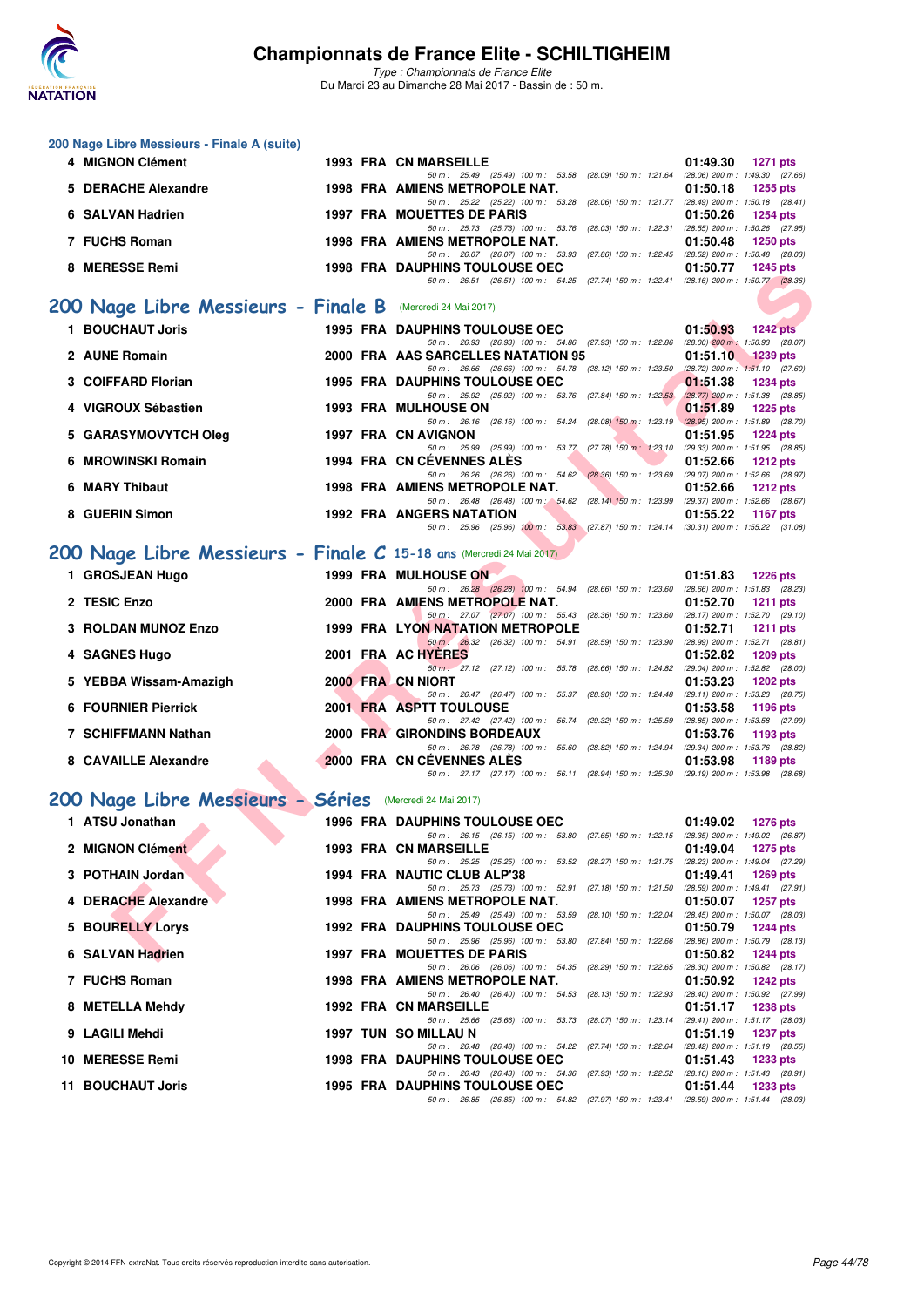## 200 Nage Libre Messieurs - Finale A (suite)

| Rang | Nom | Année | Nat | Club | Temps | Points |
|---|---|---|---|---|---|---|
| 4 | MIGNON Clément | 1993 | FRA | CN MARSEILLE | 01:49.30 | 1271 pts |
| | 50 m : 25.49 (25.49) 100 m : 53.58 (28.09) 150 m : 1:21.64 (28.06) 200 m : 1:49.30 (27.66) | | | | | |
| 5 | DERACHE Alexandre | 1998 | FRA | AMIENS METROPOLE NAT. | 01:50.18 | 1255 pts |
| | 50 m : 25.22 (25.22) 100 m : 53.28 (28.06) 150 m : 1:21.77 (28.49) 200 m : 1:50.18 (28.41) | | | | | |
| 6 | SALVAN Hadrien | 1997 | FRA | MOUETTES DE PARIS | 01:50.26 | 1254 pts |
| | 50 m : 25.73 (25.73) 100 m : 53.76 (28.03) 150 m : 1:22.31 (28.55) 200 m : 1:50.26 (27.95) | | | | | |
| 7 | FUCHS Roman | 1998 | FRA | AMIENS METROPOLE NAT. | 01:50.48 | 1250 pts |
| | 50 m : 26.07 (26.07) 100 m : 53.93 (27.86) 150 m : 1:22.45 (28.52) 200 m : 1:50.48 (28.03) | | | | | |
| 8 | MERESSE Remi | 1998 | FRA | DAUPHINS TOULOUSE OEC | 01:50.77 | 1245 pts |
| | 50 m : 26.51 (26.51) 100 m : 54.25 (27.74) 150 m : 1:22.41 (28.16) 200 m : 1:50.77 (28.36) | | | | | |

## 200 Nage Libre Messieurs - Finale B (Mercredi 24 Mai 2017)

| Rang | Nom | Année | Nat | Club | Temps | Points |
|---|---|---|---|---|---|---|
| 1 | BOUCHAUT Joris | 1995 | FRA | DAUPHINS TOULOUSE OEC | 01:50.93 | 1242 pts |
| | 50 m : 26.93 (26.93) 100 m : 54.86 (27.93) 150 m : 1:22.86 (28.00) 200 m : 1:50.93 (28.07) | | | | | |
| 2 | AUNE Romain | 2000 | FRA | AAS SARCELLES NATATION 95 | 01:51.10 | 1239 pts |
| | 50 m : 26.66 (26.66) 100 m : 54.78 (28.12) 150 m : 1:23.50 (28.72) 200 m : 1:51.10 (27.60) | | | | | |
| 3 | COIFFARD Florian | 1995 | FRA | DAUPHINS TOULOUSE OEC | 01:51.38 | 1234 pts |
| | 50 m : 25.92 (25.92) 100 m : 53.76 (27.84) 150 m : 1:22.53 (28.77) 200 m : 1:51.38 (28.85) | | | | | |
| 4 | VIGROUX Sébastien | 1993 | FRA | MULHOUSE ON | 01:51.89 | 1225 pts |
| | 50 m : 26.16 (26.16) 100 m : 54.24 (28.08) 150 m : 1:23.19 (28.95) 200 m : 1:51.89 (28.70) | | | | | |
| 5 | GARASYMOVYTCH Oleg | 1997 | FRA | CN AVIGNON | 01:51.95 | 1224 pts |
| | 50 m : 25.99 (25.99) 100 m : 53.77 (27.78) 150 m : 1:23.10 (29.33) 200 m : 1:51.95 (28.85) | | | | | |
| 6 | MROWINSKI Romain | 1994 | FRA | CN CÉVENNES ALÈS | 01:52.66 | 1212 pts |
| | 50 m : 26.26 (26.26) 100 m : 54.62 (28.36) 150 m : 1:23.69 (29.07) 200 m : 1:52.66 (28.97) | | | | | |
| 6 | MARY Thibaut | 1998 | FRA | AMIENS METROPOLE NAT. | 01:52.66 | 1212 pts |
| | 50 m : 26.48 (26.48) 100 m : 54.62 (28.14) 150 m : 1:23.99 (29.37) 200 m : 1:52.66 (28.67) | | | | | |
| 8 | GUERIN Simon | 1992 | FRA | ANGERS NATATION | 01:55.22 | 1167 pts |
| | 50 m : 25.96 (25.96) 100 m : 53.83 (27.87) 150 m : 1:24.14 (30.31) 200 m : 1:55.22 (31.08) | | | | | |

## 200 Nage Libre Messieurs - Finale C 15-18 ans (Mercredi 24 Mai 2017)

| Rang | Nom | Année | Nat | Club | Temps | Points |
|---|---|---|---|---|---|---|
| 1 | GROSJEAN Hugo | 1999 | FRA | MULHOUSE ON | 01:51.83 | 1226 pts |
| | 50 m : 26.28 (26.28) 100 m : 54.94 (28.66) 150 m : 1:23.60 (28.66) 200 m : 1:51.83 (28.23) | | | | | |
| 2 | TESIC Enzo | 2000 | FRA | AMIENS METROPOLE NAT. | 01:52.70 | 1211 pts |
| | 50 m : 27.07 (27.07) 100 m : 55.43 (28.36) 150 m : 1:23.60 (28.17) 200 m : 1:52.70 (29.10) | | | | | |
| 3 | ROLDAN MUNOZ Enzo | 1999 | FRA | LYON NATATION METROPOLE | 01:52.71 | 1211 pts |
| | 50 m : 26.32 (26.32) 100 m : 54.91 (28.59) 150 m : 1:23.90 (28.99) 200 m : 1:52.71 (28.81) | | | | | |
| 4 | SAGNES Hugo | 2001 | FRA | AC HYÈRES | 01:52.82 | 1209 pts |
| | 50 m : 27.12 (27.12) 100 m : 55.78 (28.66) 150 m : 1:24.82 (29.04) 200 m : 1:52.82 (28.00) | | | | | |
| 5 | YEBBA Wissam-Amazigh | 2000 | FRA | CN NIORT | 01:53.23 | 1202 pts |
| | 50 m : 26.47 (26.47) 100 m : 55.37 (28.90) 150 m : 1:24.48 (29.11) 200 m : 1:53.23 (28.75) | | | | | |
| 6 | FOURNIER Pierrick | 2001 | FRA | ASPTT TOULOUSE | 01:53.58 | 1196 pts |
| | 50 m : 27.42 (27.42) 100 m : 56.74 (29.32) 150 m : 1:25.59 (28.85) 200 m : 1:53.58 (27.99) | | | | | |
| 7 | SCHIFFMANN Nathan | 2000 | FRA | GIRONDINS BORDEAUX | 01:53.76 | 1193 pts |
| | 50 m : 26.78 (26.78) 100 m : 55.60 (28.82) 150 m : 1:24.94 (29.34) 200 m : 1:53.76 (28.82) | | | | | |
| 8 | CAVAILLE Alexandre | 2000 | FRA | CN CÉVENNES ALÈS | 01:53.98 | 1189 pts |
| | 50 m : 27.17 (27.17) 100 m : 56.11 (28.94) 150 m : 1:25.30 (29.19) 200 m : 1:53.98 (28.68) | | | | | |

## 200 Nage Libre Messieurs - Séries (Mercredi 24 Mai 2017)

| Rang | Nom | Année | Nat | Club | Temps | Points |
|---|---|---|---|---|---|---|
| 1 | ATSU Jonathan | 1996 | FRA | DAUPHINS TOULOUSE OEC | 01:49.02 | 1276 pts |
| | 50 m : 26.15 (26.15) 100 m : 53.80 (27.65) 150 m : 1:22.15 (28.35) 200 m : 1:49.02 (26.87) | | | | | |
| 2 | MIGNON Clément | 1993 | FRA | CN MARSEILLE | 01:49.04 | 1275 pts |
| | 50 m : 25.25 (25.25) 100 m : 53.52 (28.27) 150 m : 1:21.75 (28.23) 200 m : 1:49.04 (27.29) | | | | | |
| 3 | POTHAIN Jordan | 1994 | FRA | NAUTIC CLUB ALP'38 | 01:49.41 | 1269 pts |
| | 50 m : 25.73 (25.73) 100 m : 52.91 (27.18) 150 m : 1:21.50 (28.59) 200 m : 1:49.41 (27.91) | | | | | |
| 4 | DERACHE Alexandre | 1998 | FRA | AMIENS METROPOLE NAT. | 01:50.07 | 1257 pts |
| | 50 m : 25.49 (25.49) 100 m : 53.59 (28.10) 150 m : 1:22.04 (28.45) 200 m : 1:50.07 (28.03) | | | | | |
| 5 | BOURELLY Lorys | 1992 | FRA | DAUPHINS TOULOUSE OEC | 01:50.79 | 1244 pts |
| | 50 m : 25.96 (25.96) 100 m : 53.80 (27.84) 150 m : 1:22.66 (28.86) 200 m : 1:50.79 (28.13) | | | | | |
| 6 | SALVAN Hadrien | 1997 | FRA | MOUETTES DE PARIS | 01:50.82 | 1244 pts |
| | 50 m : 26.06 (26.06) 100 m : 54.35 (28.29) 150 m : 1:22.65 (28.30) 200 m : 1:50.82 (28.17) | | | | | |
| 7 | FUCHS Roman | 1998 | FRA | AMIENS METROPOLE NAT. | 01:50.92 | 1242 pts |
| | 50 m : 26.40 (26.40) 100 m : 54.53 (28.13) 150 m : 1:22.93 (28.40) 200 m : 1:50.92 (27.99) | | | | | |
| 8 | METELLA Mehdy | 1992 | FRA | CN MARSEILLE | 01:51.17 | 1238 pts |
| | 50 m : 25.66 (25.66) 100 m : 53.73 (28.07) 150 m : 1:23.14 (29.41) 200 m : 1:51.17 (28.03) | | | | | |
| 9 | LAGILI Mehdi | 1997 | TUN | SO MILLAU N | 01:51.19 | 1237 pts |
| | 50 m : 26.48 (26.48) 100 m : 54.22 (27.74) 150 m : 1:22.64 (28.42) 200 m : 1:51.19 (28.55) | | | | | |
| 10 | MERESSE Remi | 1998 | FRA | DAUPHINS TOULOUSE OEC | 01:51.43 | 1233 pts |
| | 50 m : 26.43 (26.43) 100 m : 54.36 (27.93) 150 m : 1:22.52 (28.16) 200 m : 1:51.43 (28.91) | | | | | |
| 11 | BOUCHAUT Joris | 1995 | FRA | DAUPHINS TOULOUSE OEC | 01:51.44 | 1233 pts |
| | 50 m : 26.85 (26.85) 100 m : 54.82 (27.97) 150 m : 1:23.41 (28.59) 200 m : 1:51.44 (28.03) | | | | | |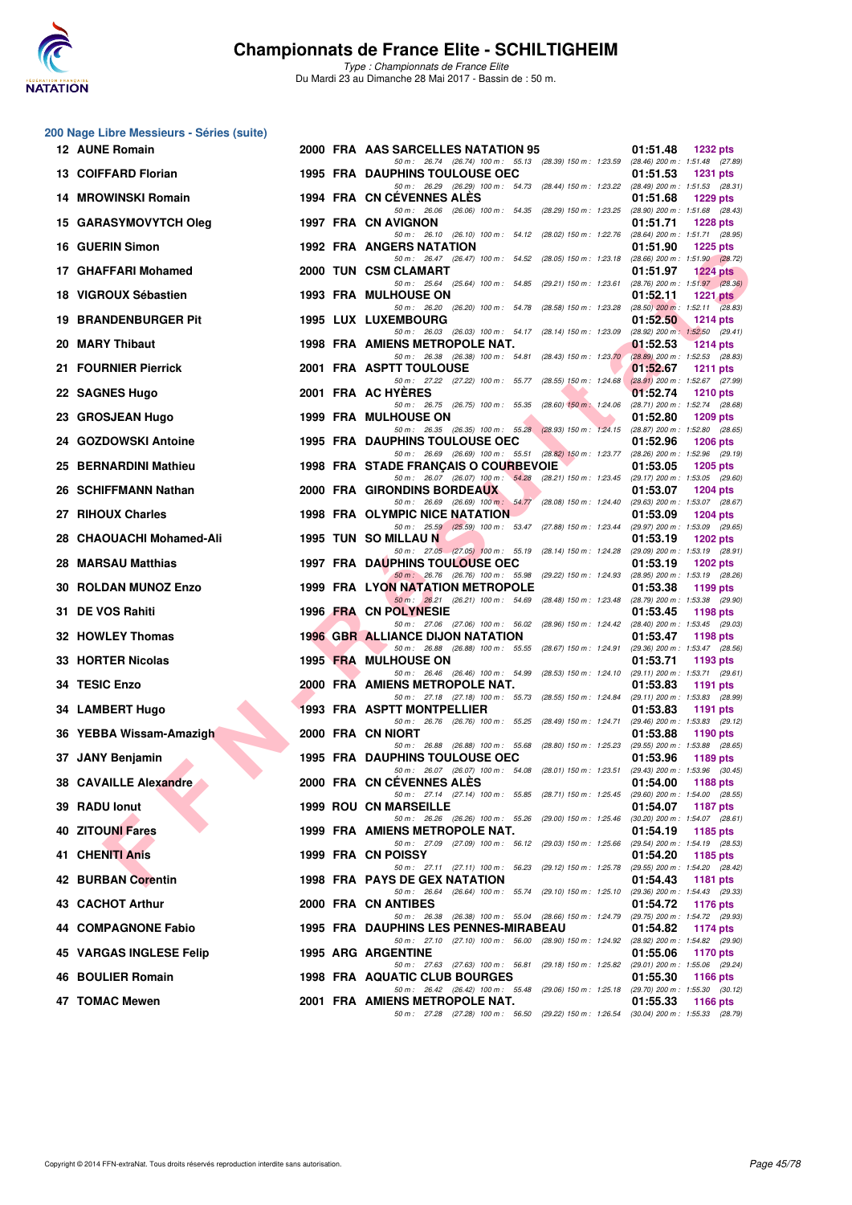# Championnats de France Elite - SCHILTIGHEIM

*Type : Championnats de France Elite*
Du Mardi 23 au Dimanche 28 Mai 2017 - Bassin de : 50 m.

## 200 Nage Libre Messieurs - Séries (suite)

| Rang | Nom | Année | Nat. | Club | Temps | Points |
|---|---|---|---|---|---|---|
| 12 | AUNE Romain | 2000 | FRA | AAS SARCELLES NATATION 95 | 01:51.48 | 1232 pts |
| | 50 m : 26.74 (26.74) 100 m : 55.13 (28.39) 150 m : 1:23.59 (28.46) 200 m : 1:51.48 (27.89) | | | | | |
| 13 | COIFFARD Florian | 1995 | FRA | DAUPHINS TOULOUSE OEC | 01:51.53 | 1231 pts |
| | 50 m : 26.29 (26.29) 100 m : 54.73 (28.44) 150 m : 1:23.22 (28.49) 200 m : 1:51.53 (28.31) | | | | | |
| 14 | MROWINSKI Romain | 1994 | FRA | CN CÉVENNES ALÈS | 01:51.68 | 1229 pts |
| | 50 m : 26.06 (26.06) 100 m : 54.35 (28.29) 150 m : 1:23.25 (28.90) 200 m : 1:51.68 (28.43) | | | | | |
| 15 | GARASYMOVYTCH Oleg | 1997 | FRA | CN AVIGNON | 01:51.71 | 1228 pts |
| | 50 m : 26.10 (26.10) 100 m : 54.12 (28.02) 150 m : 1:22.76 (28.64) 200 m : 1:51.71 (28.95) | | | | | |
| 16 | GUERIN Simon | 1992 | FRA | ANGERS NATATION | 01:51.90 | 1225 pts |
| | 50 m : 26.47 (26.47) 100 m : 54.52 (28.05) 150 m : 1:23.18 (28.66) 200 m : 1:51.90 (28.72) | | | | | |
| 17 | GHAFFARI Mohamed | 2000 | TUN | CSM CLAMART | 01:51.97 | 1224 pts |
| | 50 m : 25.64 (25.64) 100 m : 54.85 (29.21) 150 m : 1:23.61 (28.76) 200 m : 1:51.97 (28.36) | | | | | |
| 18 | VIGROUX Sébastien | 1993 | FRA | MULHOUSE ON | 01:52.11 | 1221 pts |
| | 50 m : 26.20 (26.20) 100 m : 54.78 (28.58) 150 m : 1:23.28 (28.50) 200 m : 1:52.11 (28.83) | | | | | |
| 19 | BRANDENBURGER Pit | 1995 | LUX | LUXEMBOURG | 01:52.50 | 1214 pts |
| | 50 m : 26.03 (26.03) 100 m : 54.17 (28.14) 150 m : 1:23.09 (28.92) 200 m : 1:52.50 (29.41) | | | | | |
| 20 | MARY Thibaut | 1998 | FRA | AMIENS METROPOLE NAT. | 01:52.53 | 1214 pts |
| | 50 m : 26.38 (26.38) 100 m : 54.81 (28.43) 150 m : 1:23.70 (28.89) 200 m : 1:52.53 (28.83) | | | | | |
| 21 | FOURNIER Pierrick | 2001 | FRA | ASPTT TOULOUSE | 01:52.67 | 1211 pts |
| | 50 m : 27.22 (27.22) 100 m : 55.77 (28.55) 150 m : 1:24.68 (28.91) 200 m : 1:52.67 (27.99) | | | | | |
| 22 | SAGNES Hugo | 2001 | FRA | AC HYÈRES | 01:52.74 | 1210 pts |
| | 50 m : 26.75 (26.75) 100 m : 55.35 (28.60) 150 m : 1:24.06 (28.71) 200 m : 1:52.74 (28.68) | | | | | |
| 23 | GROSJEAN Hugo | 1999 | FRA | MULHOUSE ON | 01:52.80 | 1209 pts |
| | 50 m : 26.35 (26.35) 100 m : 55.28 (28.93) 150 m : 1:24.15 (28.87) 200 m : 1:52.80 (28.65) | | | | | |
| 24 | GOZDOWSKI Antoine | 1995 | FRA | DAUPHINS TOULOUSE OEC | 01:52.96 | 1206 pts |
| | 50 m : 26.69 (26.69) 100 m : 55.51 (28.82) 150 m : 1:23.77 (28.26) 200 m : 1:52.96 (29.19) | | | | | |
| 25 | BERNARDINI Mathieu | 1998 | FRA | STADE FRANÇAIS O COURBEVOIE | 01:53.05 | 1205 pts |
| | 50 m : 26.07 (26.07) 100 m : 54.28 (28.21) 150 m : 1:23.45 (29.17) 200 m : 1:53.05 (29.60) | | | | | |
| 26 | SCHIFFMANN Nathan | 2000 | FRA | GIRONDINS BORDEAUX | 01:53.07 | 1204 pts |
| | 50 m : 26.69 (26.69) 100 m : 54.77 (28.08) 150 m : 1:24.40 (29.63) 200 m : 1:53.07 (28.67) | | | | | |
| 27 | RIHOUX Charles | 1998 | FRA | OLYMPIC NICE NATATION | 01:53.09 | 1204 pts |
| | 50 m : 25.59 (25.59) 100 m : 53.47 (27.88) 150 m : 1:23.44 (29.97) 200 m : 1:53.09 (29.65) | | | | | |
| 28 | CHAOUACHI Mohamed-Ali | 1995 | TUN | SO MILLAU N | 01:53.19 | 1202 pts |
| | 50 m : 27.05 (27.05) 100 m : 55.19 (28.14) 150 m : 1:24.28 (29.09) 200 m : 1:53.19 (28.91) | | | | | |
| 28 | MARSAU Matthias | 1997 | FRA | DAUPHINS TOULOUSE OEC | 01:53.19 | 1202 pts |
| | 50 m : 26.76 (26.76) 100 m : 55.98 (29.22) 150 m : 1:24.93 (28.95) 200 m : 1:53.19 (28.26) | | | | | |
| 30 | ROLDAN MUNOZ Enzo | 1999 | FRA | LYON NATATION METROPOLE | 01:53.38 | 1199 pts |
| | 50 m : 26.21 (26.21) 100 m : 54.69 (28.48) 150 m : 1:23.48 (28.79) 200 m : 1:53.38 (29.90) | | | | | |
| 31 | DE VOS Rahiti | 1996 | FRA | CN POLYNESIE | 01:53.45 | 1198 pts |
| | 50 m : 27.06 (27.06) 100 m : 56.02 (28.96) 150 m : 1:24.42 (28.40) 200 m : 1:53.45 (29.03) | | | | | |
| 32 | HOWLEY Thomas | 1996 | GBR | ALLIANCE DIJON NATATION | 01:53.47 | 1198 pts |
| | 50 m : 26.88 (26.88) 100 m : 55.55 (28.67) 150 m : 1:24.91 (29.36) 200 m : 1:53.47 (28.56) | | | | | |
| 33 | HORTER Nicolas | 1995 | FRA | MULHOUSE ON | 01:53.71 | 1193 pts |
| | 50 m : 26.46 (26.46) 100 m : 54.99 (28.53) 150 m : 1:24.10 (29.11) 200 m : 1:53.71 (29.61) | | | | | |
| 34 | TESIC Enzo | 2000 | FRA | AMIENS METROPOLE NAT. | 01:53.83 | 1191 pts |
| | 50 m : 27.18 (27.18) 100 m : 55.73 (28.55) 150 m : 1:24.84 (29.11) 200 m : 1:53.83 (28.99) | | | | | |
| 34 | LAMBERT Hugo | 1993 | FRA | ASPTT MONTPELLIER | 01:53.83 | 1191 pts |
| | 50 m : 26.76 (26.76) 100 m : 55.25 (28.49) 150 m : 1:24.71 (29.46) 200 m : 1:53.83 (29.12) | | | | | |
| 36 | YEBBA Wissam-Amazigh | 2000 | FRA | CN NIORT | 01:53.88 | 1190 pts |
| | 50 m : 26.88 (26.88) 100 m : 55.68 (28.80) 150 m : 1:25.23 (29.55) 200 m : 1:53.88 (28.65) | | | | | |
| 37 | JANY Benjamin | 1995 | FRA | DAUPHINS TOULOUSE OEC | 01:53.96 | 1189 pts |
| | 50 m : 26.07 (26.07) 100 m : 54.08 (28.01) 150 m : 1:23.51 (29.43) 200 m : 1:53.96 (30.45) | | | | | |
| 38 | CAVAILLE Alexandre | 2000 | FRA | CN CÉVENNES ALÈS | 01:54.00 | 1188 pts |
| | 50 m : 27.14 (27.14) 100 m : 55.85 (28.71) 150 m : 1:25.45 (29.60) 200 m : 1:54.00 (28.55) | | | | | |
| 39 | RADU Ionut | 1999 | ROU | CN MARSEILLE | 01:54.07 | 1187 pts |
| | 50 m : 26.26 (26.26) 100 m : 55.26 (29.00) 150 m : 1:25.46 (30.20) 200 m : 1:54.07 (28.61) | | | | | |
| 40 | ZITOUNI Fares | 1999 | FRA | AMIENS METROPOLE NAT. | 01:54.19 | 1185 pts |
| | 50 m : 27.09 (27.09) 100 m : 56.12 (29.03) 150 m : 1:25.66 (29.54) 200 m : 1:54.19 (28.53) | | | | | |
| 41 | CHENITI Anis | 1999 | FRA | CN POISSY | 01:54.20 | 1185 pts |
| | 50 m : 27.11 (27.11) 100 m : 56.23 (29.12) 150 m : 1:25.78 (29.55) 200 m : 1:54.20 (28.42) | | | | | |
| 42 | BURBAN Corentin | 1998 | FRA | PAYS DE GEX NATATION | 01:54.43 | 1181 pts |
| | 50 m : 26.64 (26.64) 100 m : 55.74 (29.10) 150 m : 1:25.10 (29.36) 200 m : 1:54.43 (29.33) | | | | | |
| 43 | CACHOT Arthur | 2000 | FRA | CN ANTIBES | 01:54.72 | 1176 pts |
| | 50 m : 26.38 (26.38) 100 m : 55.04 (28.66) 150 m : 1:24.79 (29.75) 200 m : 1:54.72 (29.93) | | | | | |
| 44 | COMPAGNONE Fabio | 1995 | FRA | DAUPHINS LES PENNES-MIRABEAU | 01:54.82 | 1174 pts |
| | 50 m : 27.10 (27.10) 100 m : 56.00 (28.90) 150 m : 1:24.92 (28.92) 200 m : 1:54.82 (29.90) | | | | | |
| 45 | VARGAS INGLESE Felip | 1995 | ARG | ARGENTINE | 01:55.06 | 1170 pts |
| | 50 m : 27.63 (27.63) 100 m : 56.81 (29.18) 150 m : 1:25.82 (29.01) 200 m : 1:55.06 (29.24) | | | | | |
| 46 | BOULIER Romain | 1998 | FRA | AQUATIC CLUB BOURGES | 01:55.30 | 1166 pts |
| | 50 m : 26.42 (26.42) 100 m : 55.48 (29.06) 150 m : 1:25.18 (29.70) 200 m : 1:55.30 (30.12) | | | | | |
| 47 | TOMAC Mewen | 2001 | FRA | AMIENS METROPOLE NAT. | 01:55.33 | 1166 pts |
| | 50 m : 27.28 (27.28) 100 m : 56.50 (29.22) 150 m : 1:26.54 (30.04) 200 m : 1:55.33 (28.79) | | | | | |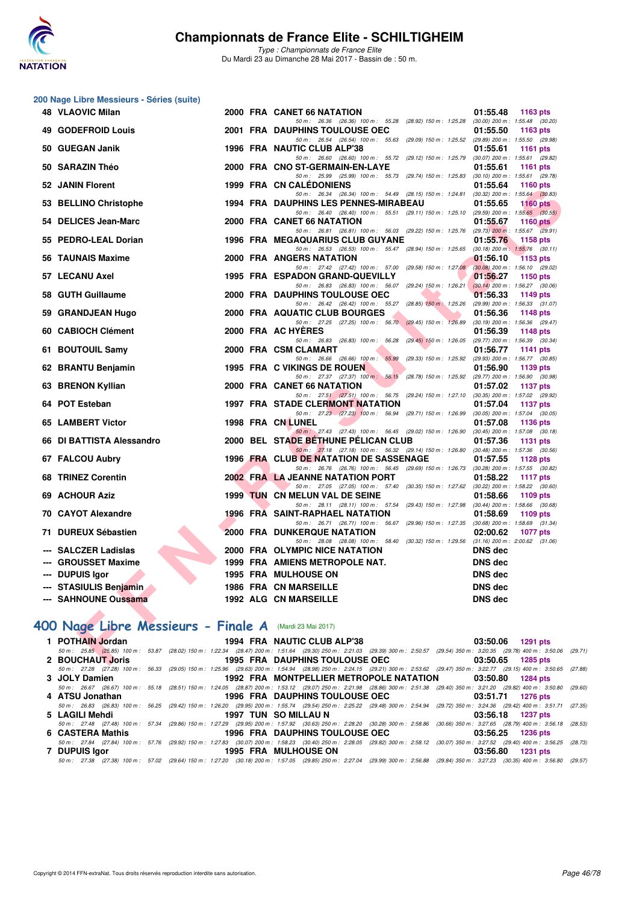# Championnats de France Elite - SCHILTIGHEIM

*Type : Championnats de France Elite*
Du Mardi 23 au Dimanche 28 Mai 2017 - Bassin de : 50 m.

## 200 Nage Libre Messieurs - Séries (suite)

| Rang | Nom | Année | Nat | Club | Temps | Points |
|---|---|---|---|---|---|---|
| 48 | VLAOVIC Milan | 2000 | FRA | CANET 66 NATATION | 01:55.48 | 1163 pts |
| | *50 m : 26.36 (26.36) 100 m : 55.28 (28.92) 150 m : 1:25.28 (30.00) 200 m : 1:55.48 (30.20)* | | | | | |
| 49 | GODEFROID Louis | 2001 | FRA | DAUPHINS TOULOUSE OEC | 01:55.50 | 1163 pts |
| | *50 m : 26.54 (26.54) 100 m : 55.63 (29.09) 150 m : 1:25.52 (29.89) 200 m : 1:55.50 (29.98)* | | | | | |
| 50 | GUEGAN Janik | 1996 | FRA | NAUTIC CLUB ALP'38 | 01:55.61 | 1161 pts |
| | *50 m : 26.60 (26.60) 100 m : 55.72 (29.12) 150 m : 1:25.79 (30.07) 200 m : 1:55.61 (29.82)* | | | | | |
| 50 | SARAZIN Théo | 2000 | FRA | CNO ST-GERMAIN-EN-LAYE | 01:55.61 | 1161 pts |
| | *50 m : 25.99 (25.99) 100 m : 55.73 (29.74) 150 m : 1:25.83 (30.10) 200 m : 1:55.61 (29.78)* | | | | | |
| 52 | JANIN Florent | 1999 | FRA | CN CALÉDONIENS | 01:55.64 | 1160 pts |
| | *50 m : 26.34 (26.34) 100 m : 54.49 (28.15) 150 m : 1:24.81 (30.32) 200 m : 1:55.64 (30.83)* | | | | | |
| 53 | BELLINO Christophe | 1994 | FRA | DAUPHINS LES PENNES-MIRABEAU | 01:55.65 | 1160 pts |
| | *50 m : 26.40 (26.40) 100 m : 55.51 (29.11) 150 m : 1:25.10 (29.59) 200 m : 1:55.65 (30.55)* | | | | | |
| 54 | DELICES Jean-Marc | 2000 | FRA | CANET 66 NATATION | 01:55.67 | 1160 pts |
| | *50 m : 26.81 (26.81) 100 m : 56.03 (29.22) 150 m : 1:25.76 (29.73) 200 m : 1:55.67 (29.91)* | | | | | |
| 55 | PEDRO-LEAL Dorian | 1996 | FRA | MEGAQUARIUS CLUB GUYANE | 01:55.76 | 1158 pts |
| | *50 m : 26.53 (26.53) 100 m : 55.47 (28.94) 150 m : 1:25.65 (30.18) 200 m : 1:55.76 (30.11)* | | | | | |
| 56 | TAUNAIS Maxime | 2000 | FRA | ANGERS NATATION | 01:56.10 | 1153 pts |
| | *50 m : 27.42 (27.42) 100 m : 57.00 (29.58) 150 m : 1:27.08 (30.08) 200 m : 1:56.10 (29.02)* | | | | | |
| 57 | LECANU Axel | 1995 | FRA | ESPADON GRAND-QUEVILLY | 01:56.27 | 1150 pts |
| | *50 m : 26.83 (26.83) 100 m : 56.07 (29.24) 150 m : 1:26.21 (30.14) 200 m : 1:56.27 (30.06)* | | | | | |
| 58 | GUTH Guillaume | 2000 | FRA | DAUPHINS TOULOUSE OEC | 01:56.33 | 1149 pts |
| | *50 m : 26.42 (26.42) 100 m : 55.27 (28.85) 150 m : 1:25.26 (29.99) 200 m : 1:56.33 (31.07)* | | | | | |
| 59 | GRANDJEAN Hugo | 2000 | FRA | AQUATIC CLUB BOURGES | 01:56.36 | 1148 pts |
| | *50 m : 27.25 (27.25) 100 m : 56.70 (29.45) 150 m : 1:26.89 (30.19) 200 m : 1:56.36 (29.47)* | | | | | |
| 60 | CABIOCH Clément | 2000 | FRA | AC HYÈRES | 01:56.39 | 1148 pts |
| | *50 m : 26.83 (26.83) 100 m : 56.28 (29.45) 150 m : 1:26.05 (29.77) 200 m : 1:56.39 (30.34)* | | | | | |
| 61 | BOUTOUIL Samy | 2000 | FRA | CSM CLAMART | 01:56.77 | 1141 pts |
| | *50 m : 26.66 (26.66) 100 m : 55.99 (29.33) 150 m : 1:25.92 (29.93) 200 m : 1:56.77 (30.85)* | | | | | |
| 62 | BRANTU Benjamin | 1995 | FRA | C VIKINGS DE ROUEN | 01:56.90 | 1139 pts |
| | *50 m : 27.37 (27.37) 100 m : 56.15 (28.78) 150 m : 1:25.92 (29.77) 200 m : 1:56.90 (30.98)* | | | | | |
| 63 | BRENON Kyllian | 2000 | FRA | CANET 66 NATATION | 01:57.02 | 1137 pts |
| | *50 m : 27.51 (27.51) 100 m : 56.75 (29.24) 150 m : 1:27.10 (30.35) 200 m : 1:57.02 (29.92)* | | | | | |
| 64 | POT Esteban | 1997 | FRA | STADE CLERMONT NATATION | 01:57.04 | 1137 pts |
| | *50 m : 27.23 (27.23) 100 m : 56.94 (29.71) 150 m : 1:26.99 (30.05) 200 m : 1:57.04 (30.05)* | | | | | |
| 65 | LAMBERT Victor | 1998 | FRA | CN LUNEL | 01:57.08 | 1136 pts |
| | *50 m : 27.43 (27.43) 100 m : 56.45 (29.02) 150 m : 1:26.90 (30.45) 200 m : 1:57.08 (30.18)* | | | | | |
| 66 | DI BATTISTA Alessandro | 2000 | BEL | STADE BÉTHUNE PÉLICAN CLUB | 01:57.36 | 1131 pts |
| | *50 m : 27.18 (27.18) 100 m : 56.32 (29.14) 150 m : 1:26.80 (30.48) 200 m : 1:57.36 (30.56)* | | | | | |
| 67 | FALCOU Aubry | 1996 | FRA | CLUB DE NATATION DE SASSENAGE | 01:57.55 | 1128 pts |
| | *50 m : 26.76 (26.76) 100 m : 56.45 (29.69) 150 m : 1:26.73 (30.28) 200 m : 1:57.55 (30.82)* | | | | | |
| 68 | TRINEZ Corentin | 2002 | FRA | LA JEANNE NATATION PORT | 01:58.22 | 1117 pts |
| | *50 m : 27.05 (27.05) 100 m : 57.40 (30.35) 150 m : 1:27.62 (30.22) 200 m : 1:58.22 (30.60)* | | | | | |
| 69 | ACHOUR Aziz | 1999 | TUN | CN MELUN VAL DE SEINE | 01:58.66 | 1109 pts |
| | *50 m : 28.11 (28.11) 100 m : 57.54 (29.43) 150 m : 1:27.98 (30.44) 200 m : 1:58.66 (30.68)* | | | | | |
| 70 | CAYOT Alexandre | 1996 | FRA | SAINT-RAPHAEL NATATION | 01:58.69 | 1109 pts |
| | *50 m : 26.71 (26.71) 100 m : 56.67 (29.96) 150 m : 1:27.35 (30.68) 200 m : 1:58.69 (31.34)* | | | | | |
| 71 | DUREUX Sébastien | 2000 | FRA | DUNKERQUE NATATION | 02:00.62 | 1077 pts |
| | *50 m : 28.08 (28.08) 100 m : 58.40 (30.32) 150 m : 1:29.56 (31.16) 200 m : 2:00.62 (31.06)* | | | | | |
| --- | SALCZER Ladislas | 2000 | FRA | OLYMPIC NICE NATATION | DNS dec | |
| --- | GROUSSET Maxime | 1999 | FRA | AMIENS METROPOLE NAT. | DNS dec | |
| --- | DUPUIS Igor | 1995 | FRA | MULHOUSE ON | DNS dec | |
| --- | STASIULIS Benjamin | 1986 | FRA | CN MARSEILLE | DNS dec | |
| --- | SAHNOUNE Oussama | 1992 | ALG | CN MARSEILLE | DNS dec | |

## 400 Nage Libre Messieurs - Finale A (Mardi 23 Mai 2017)

| Rang | Nom | Année | Nat | Club | Temps | Points |
|---|---|---|---|---|---|---|
| 1 | POTHAIN Jordan | 1994 | FRA | NAUTIC CLUB ALP'38 | 03:50.06 | 1291 pts |
| | *50 m : 25.85 (25.85) 100 m : 53.87 (28.02) 150 m : 1:22.34 (28.47) 200 m : 1:51.64 (29.30) 250 m : 2:21.03 (29.39) 300 m : 2:50.57 (29.54) 350 m : 3:20.35 (29.78) 400 m : 3:50.06 (29.71)* | | | | | |
| 2 | BOUCHAUT Joris | 1995 | FRA | DAUPHINS TOULOUSE OEC | 03:50.65 | 1285 pts |
| | *50 m : 27.28 (27.28) 100 m : 56.33 (29.05) 150 m : 1:25.96 (29.63) 200 m : 1:54.94 (28.98) 250 m : 2:24.15 (29.21) 300 m : 2:53.62 (29.47) 350 m : 3:22.77 (29.15) 400 m : 3:50.65 (27.88)* | | | | | |
| 3 | JOLY Damien | 1992 | FRA | MONTPELLIER METROPOLE NATATION | 03:50.80 | 1284 pts |
| | *50 m : 26.67 (26.67) 100 m : 55.18 (28.51) 150 m : 1:24.05 (28.87) 200 m : 1:53.12 (29.07) 250 m : 2:21.98 (28.86) 300 m : 2:51.38 (29.40) 350 m : 3:21.20 (29.82) 400 m : 3:50.80 (29.60)* | | | | | |
| 4 | ATSU Jonathan | 1996 | FRA | DAUPHINS TOULOUSE OEC | 03:51.71 | 1276 pts |
| | *50 m : 26.83 (26.83) 100 m : 56.25 (29.42) 150 m : 1:26.20 (29.95) 200 m : 1:55.74 (29.54) 250 m : 2:25.22 (29.48) 300 m : 2:54.94 (29.72) 350 m : 3:24.36 (29.42) 400 m : 3:51.71 (27.35)* | | | | | |
| 5 | LAGILI Mehdi | 1997 | TUN | SO MILLAU N | 03:56.18 | 1237 pts |
| | *50 m : 27.48 (27.48) 100 m : 57.34 (29.86) 150 m : 1:27.29 (29.95) 200 m : 1:57.92 (30.63) 250 m : 2:28.20 (30.28) 300 m : 2:58.86 (30.66) 350 m : 3:27.65 (28.79) 400 m : 3:56.18 (28.53)* | | | | | |
| 6 | CASTERA Mathis | 1996 | FRA | DAUPHINS TOULOUSE OEC | 03:56.25 | 1236 pts |
| | *50 m : 27.84 (27.84) 100 m : 57.76 (29.92) 150 m : 1:27.83 (30.07) 200 m : 1:58.23 (30.40) 250 m : 2:28.05 (29.82) 300 m : 2:58.12 (30.07) 350 m : 3:27.52 (29.40) 400 m : 3:56.25 (28.73)* | | | | | |
| 7 | DUPUIS Igor | 1995 | FRA | MULHOUSE ON | 03:56.80 | 1231 pts |
| | *50 m : 27.38 (27.38) 100 m : 57.02 (29.64) 150 m : 1:27.20 (30.18) 200 m : 1:57.05 (29.85) 250 m : 2:27.04 (29.99) 300 m : 2:56.88 (29.84) 350 m : 3:27.23 (30.35) 400 m : 3:56.80 (29.57)* | | | | | |

Copyright © 2014 FFN-extraNat. Tous droits réservés reproduction interdite sans autorisation.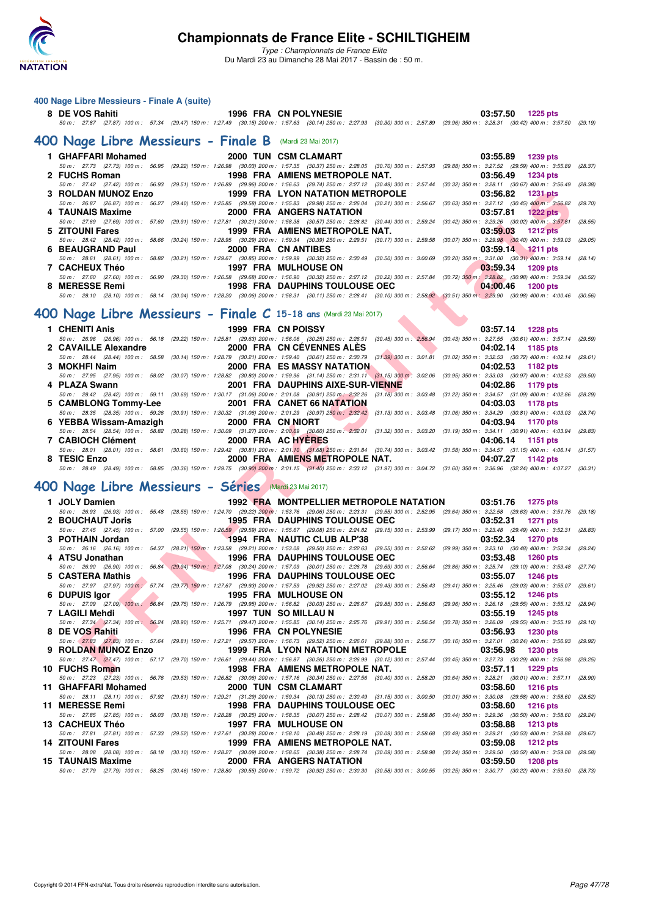### 400 Nage Libre Messieurs - Finale A (suite)

| | Nom | Année | Nat | Club | Temps | Points |
|---|---|---|---|---|---|---|
| 8 | DE VOS Rahiti | 1996 | FRA | CN POLYNESIE | 03:57.50 | 1225 pts |

50 m : 27.87 (27.87) 100 m : 57.34 (29.47) 150 m : 1:27.49 (30.15) 200 m : 1:57.63 (30.14) 250 m : 2:27.93 (30.30) 300 m : 2:57.89 (29.96) 350 m : 3:28.31 (30.42) 400 m : 3:57.50 (29.19)

## 400 Nage Libre Messieurs - Finale B (Mardi 23 Mai 2017)

| | Nom | Année | Nat | Club | Temps | Points |
|---|---|---|---|---|---|---|
| 1 | GHAFFARI Mohamed | 2000 | TUN | CSM CLAMART | 03:55.89 | 1239 pts |
| 2 | FUCHS Roman | 1998 | FRA | AMIENS METROPOLE NAT. | 03:56.49 | 1234 pts |
| 3 | ROLDAN MUNOZ Enzo | 1999 | FRA | LYON NATATION METROPOLE | 03:56.82 | 1231 pts |
| 4 | TAUNAIS Maxime | 2000 | FRA | ANGERS NATATION | 03:57.81 | 1222 pts |
| 5 | ZITOUNI Fares | 1999 | FRA | AMIENS METROPOLE NAT. | 03:59.03 | 1212 pts |
| 6 | BEAUGRAND Paul | 2000 | FRA | CN ANTIBES | 03:59.14 | 1211 pts |
| 7 | CACHEUX Théo | 1997 | FRA | MULHOUSE ON | 03:59.34 | 1209 pts |
| 8 | MERESSE Remi | 1998 | FRA | DAUPHINS TOULOUSE OEC | 04:00.46 | 1200 pts |

Splits:
1. 50 m : 27.73 (27.73) 100 m : 56.95 (29.22) 150 m : 1:26.98 (30.03) 200 m : 1:57.35 (30.37) 250 m : 2:28.05 (30.70) 300 m : 2:57.93 (29.88) 350 m : 3:27.52 (29.59) 400 m : 3:55.89 (28.37)
2. 50 m : 27.42 (27.42) 100 m : 56.93 (29.51) 150 m : 1:26.89 (29.96) 200 m : 1:56.63 (29.74) 250 m : 2:27.12 (30.49) 300 m : 2:57.44 (30.32) 350 m : 3:28.11 (30.67) 400 m : 3:56.49 (28.38)
3. 50 m : 26.87 (26.87) 100 m : 56.27 (29.40) 150 m : 1:25.85 (29.58) 200 m : 1:55.83 (29.98) 250 m : 2:26.04 (30.21) 300 m : 2:56.67 (30.63) 350 m : 3:27.12 (30.45) 400 m : 3:56.82 (29.70)
4. 50 m : 27.69 (27.69) 100 m : 57.60 (29.91) 150 m : 1:27.81 (30.21) 200 m : 1:58.38 (30.57) 250 m : 2:28.82 (30.44) 300 m : 2:59.24 (30.42) 350 m : 3:29.26 (30.02) 400 m : 3:57.81 (28.55)
5. 50 m : 28.42 (28.42) 100 m : 58.66 (30.24) 150 m : 1:28.95 (30.29) 200 m : 1:59.34 (30.39) 250 m : 2:29.51 (30.17) 300 m : 2:59.58 (30.07) 350 m : 3:29.98 (30.40) 400 m : 3:59.03 (29.05)
6. 50 m : 28.61 (28.61) 100 m : 58.82 (30.21) 150 m : 1:29.67 (30.85) 200 m : 1:59.99 (30.32) 250 m : 2:30.49 (30.50) 300 m : 3:00.69 (30.20) 350 m : 3:31.00 (30.31) 400 m : 3:59.14 (28.14)
7. 50 m : 27.60 (27.60) 100 m : 56.90 (29.30) 150 m : 1:26.58 (29.68) 200 m : 1:56.90 (30.32) 250 m : 2:27.12 (30.22) 300 m : 2:57.84 (30.72) 350 m : 3:28.82 (30.98) 400 m : 3:59.34 (30.52)
8. 50 m : 28.10 (28.10) 100 m : 58.14 (30.04) 150 m : 1:28.20 (30.06) 200 m : 1:58.31 (30.11) 250 m : 2:28.41 (30.10) 300 m : 2:58.92 (30.51) 350 m : 3:29.90 (30.98) 400 m : 4:00.46 (30.56)

## 400 Nage Libre Messieurs - Finale C 15-18 ans (Mardi 23 Mai 2017)

| | Nom | Année | Nat | Club | Temps | Points |
|---|---|---|---|---|---|---|
| 1 | CHENITI Anis | 1999 | FRA | CN POISSY | 03:57.14 | 1228 pts |
| 2 | CAVAILLE Alexandre | 2000 | FRA | CN CÉVENNES ALÈS | 04:02.14 | 1185 pts |
| 3 | MOKHFI Naim | 2000 | FRA | ES MASSY NATATION | 04:02.53 | 1182 pts |
| 4 | PLAZA Swann | 2001 | FRA | DAUPHINS AIXE-SUR-VIENNE | 04:02.86 | 1179 pts |
| 5 | CAMBLONG Tommy-Lee | 2001 | FRA | CANET 66 NATATION | 04:03.03 | 1178 pts |
| 6 | YEBBA Wissam-Amazigh | 2000 | FRA | CN NIORT | 04:03.94 | 1170 pts |
| 7 | CABIOCH Clément | 2000 | FRA | AC HYÈRES | 04:06.14 | 1151 pts |
| 8 | TESIC Enzo | 2000 | FRA | AMIENS METROPOLE NAT. | 04:07.27 | 1142 pts |

Splits:
1. 50 m : 26.96 (26.96) 100 m : 56.18 (29.22) 150 m : 1:25.81 (29.63) 200 m : 1:56.06 (30.25) 250 m : 2:26.51 (30.45) 300 m : 2:56.94 (30.43) 350 m : 3:27.55 (30.61) 400 m : 3:57.14 (29.59)
2. 50 m : 28.44 (28.44) 100 m : 58.58 (30.14) 150 m : 1:28.79 (30.21) 200 m : 1:59.40 (30.61) 250 m : 2:30.79 (31.39) 300 m : 3:01.81 (31.02) 350 m : 3:32.53 (30.72) 400 m : 4:02.14 (29.61)
3. 50 m : 27.95 (27.95) 100 m : 58.02 (30.07) 150 m : 1:28.82 (30.80) 200 m : 1:59.96 (31.14) 250 m : 2:31.11 (31.15) 300 m : 3:02.06 (30.95) 350 m : 3:33.03 (30.97) 400 m : 4:02.53 (29.50)
4. 50 m : 28.42 (28.42) 100 m : 59.11 (30.69) 150 m : 1:30.17 (31.06) 200 m : 2:01.08 (30.91) 250 m : 2:32.26 (31.18) 300 m : 3:03.48 (31.22) 350 m : 3:34.57 (31.09) 400 m : 4:02.86 (28.29)
5. 50 m : 28.35 (28.35) 100 m : 59.26 (30.91) 150 m : 1:30.32 (31.06) 200 m : 2:01.29 (30.97) 250 m : 2:32.42 (31.13) 300 m : 3:03.48 (31.06) 350 m : 3:34.29 (30.81) 400 m : 4:03.03 (28.74)
6. 50 m : 28.54 (28.54) 100 m : 58.82 (30.28) 150 m : 1:30.09 (31.27) 200 m : 2:00.69 (30.60) 250 m : 2:32.01 (31.32) 300 m : 3:03.20 (31.19) 350 m : 3:34.11 (30.91) 400 m : 4:03.94 (29.83)
7. 50 m : 28.01 (28.01) 100 m : 58.61 (30.60) 150 m : 1:29.42 (30.81) 200 m : 2:01.10 (31.68) 250 m : 2:31.84 (30.74) 300 m : 3:03.42 (31.58) 350 m : 3:34.57 (31.15) 400 m : 4:06.14 (31.57)
8. 50 m : 28.49 (28.49) 100 m : 58.85 (30.36) 150 m : 1:29.75 (30.90) 200 m : 2:01.15 (31.40) 250 m : 2:33.12 (31.97) 300 m : 3:04.72 (31.60) 350 m : 3:36.96 (32.24) 400 m : 4:07.27 (30.31)

## 400 Nage Libre Messieurs - Séries (Mardi 23 Mai 2017)

| | Nom | Année | Nat | Club | Temps | Points |
|---|---|---|---|---|---|---|
| 1 | JOLY Damien | 1992 | FRA | MONTPELLIER METROPOLE NATATION | 03:51.76 | 1275 pts |
| 2 | BOUCHAUT Joris | 1995 | FRA | DAUPHINS TOULOUSE OEC | 03:52.31 | 1271 pts |
| 3 | POTHAIN Jordan | 1994 | FRA | NAUTIC CLUB ALP'38 | 03:52.34 | 1270 pts |
| 4 | ATSU Jonathan | 1996 | FRA | DAUPHINS TOULOUSE OEC | 03:53.48 | 1260 pts |
| 5 | CASTERA Mathis | 1996 | FRA | DAUPHINS TOULOUSE OEC | 03:55.07 | 1246 pts |
| 6 | DUPUIS Igor | 1995 | FRA | MULHOUSE ON | 03:55.12 | 1246 pts |
| 7 | LAGILI Mehdi | 1997 | TUN | SO MILLAU N | 03:55.19 | 1245 pts |
| 8 | DE VOS Rahiti | 1996 | FRA | CN POLYNESIE | 03:56.93 | 1230 pts |
| 9 | ROLDAN MUNOZ Enzo | 1999 | FRA | LYON NATATION METROPOLE | 03:56.98 | 1230 pts |
| 10 | FUCHS Roman | 1998 | FRA | AMIENS METROPOLE NAT. | 03:57.11 | 1229 pts |
| 11 | GHAFFARI Mohamed | 2000 | TUN | CSM CLAMART | 03:58.60 | 1216 pts |
| 11 | MERESSE Remi | 1998 | FRA | DAUPHINS TOULOUSE OEC | 03:58.60 | 1216 pts |
| 13 | CACHEUX Théo | 1997 | FRA | MULHOUSE ON | 03:58.88 | 1213 pts |
| 14 | ZITOUNI Fares | 1999 | FRA | AMIENS METROPOLE NAT. | 03:59.08 | 1212 pts |
| 15 | TAUNAIS Maxime | 2000 | FRA | ANGERS NATATION | 03:59.50 | 1208 pts |

Splits:
1. 50 m : 26.93 (26.93) 100 m : 55.48 (28.55) 150 m : 1:24.70 (29.22) 200 m : 1:53.76 (29.06) 250 m : 2:23.31 (29.55) 300 m : 2:52.95 (29.64) 350 m : 3:22.58 (29.63) 400 m : 3:51.76 (29.18)
2. 50 m : 27.45 (27.45) 100 m : 57.00 (29.55) 150 m : 1:26.59 (29.59) 200 m : 1:55.67 (29.08) 250 m : 2:24.82 (29.15) 300 m : 2:53.99 (29.17) 350 m : 3:23.48 (29.49) 400 m : 3:52.31 (28.83)
3. 50 m : 26.16 (26.16) 100 m : 54.37 (28.21) 150 m : 1:23.58 (29.21) 200 m : 1:53.08 (29.50) 250 m : 2:22.63 (29.55) 300 m : 2:52.62 (29.99) 350 m : 3:23.10 (30.48) 400 m : 3:52.34 (29.24)
4. 50 m : 26.90 (26.90) 100 m : 56.84 (29.94) 150 m : 1:27.08 (30.24) 200 m : 1:57.09 (30.01) 250 m : 2:26.78 (29.69) 300 m : 2:56.64 (29.86) 350 m : 3:25.74 (29.10) 400 m : 3:53.48 (27.74)
5. 50 m : 27.97 (27.97) 100 m : 57.74 (29.77) 150 m : 1:27.67 (29.93) 200 m : 1:57.59 (29.92) 250 m : 2:27.02 (29.43) 300 m : 2:56.43 (29.41) 350 m : 3:25.46 (29.03) 400 m : 3:55.07 (29.61)
6. 50 m : 27.09 (27.09) 100 m : 56.84 (29.75) 150 m : 1:26.79 (29.95) 200 m : 1:56.82 (30.03) 250 m : 2:26.67 (29.85) 300 m : 2:56.63 (29.96) 350 m : 3:26.18 (29.55) 400 m : 3:55.12 (28.94)
7. 50 m : 27.34 (27.34) 100 m : 56.24 (28.90) 150 m : 1:25.71 (29.47) 200 m : 1:55.85 (30.14) 250 m : 2:25.76 (29.91) 300 m : 2:56.54 (30.78) 350 m : 3:26.09 (29.55) 400 m : 3:55.19 (29.10)
8. 50 m : 27.83 (27.83) 100 m : 57.64 (29.81) 150 m : 1:27.21 (29.57) 200 m : 1:56.73 (29.52) 250 m : 2:26.61 (29.88) 300 m : 2:56.77 (30.16) 350 m : 3:27.01 (30.24) 400 m : 3:56.93 (29.92)
9. 50 m : 27.47 (27.47) 100 m : 57.17 (29.70) 150 m : 1:26.61 (29.44) 200 m : 1:56.87 (30.26) 250 m : 2:26.99 (30.12) 300 m : 2:57.44 (30.45) 350 m : 3:27.73 (30.29) 400 m : 3:56.98 (29.25)
10. 50 m : 27.23 (27.23) 100 m : 56.76 (29.53) 150 m : 1:26.82 (30.06) 200 m : 1:57.16 (30.34) 250 m : 2:27.56 (30.40) 300 m : 2:58.20 (30.64) 350 m : 3:28.21 (30.01) 400 m : 3:57.11 (28.90)
11. 50 m : 28.11 (28.11) 100 m : 57.92 (29.81) 150 m : 1:29.21 (31.29) 200 m : 1:59.34 (30.13) 250 m : 2:30.49 (31.15) 300 m : 3:00.50 (30.01) 350 m : 3:30.08 (29.58) 400 m : 3:58.60 (28.52)
11. 50 m : 27.85 (27.85) 100 m : 58.03 (30.18) 150 m : 1:28.28 (30.25) 200 m : 1:58.35 (30.07) 250 m : 2:28.42 (30.07) 300 m : 2:58.86 (30.44) 350 m : 3:29.36 (30.50) 400 m : 3:58.60 (29.24)
13. 50 m : 27.81 (27.81) 100 m : 57.33 (29.52) 150 m : 1:27.61 (30.28) 200 m : 1:58.10 (30.49) 250 m : 2:28.19 (30.09) 300 m : 2:58.68 (30.49) 350 m : 3:29.21 (30.53) 400 m : 3:58.88 (29.67)
14. 50 m : 28.08 (28.08) 100 m : 58.18 (30.10) 150 m : 1:28.27 (30.09) 200 m : 1:58.65 (30.38) 250 m : 2:28.74 (30.09) 300 m : 2:58.98 (30.24) 350 m : 3:29.50 (30.52) 400 m : 3:59.08 (29.58)
15. 50 m : 27.79 (27.79) 100 m : 58.25 (30.46) 150 m : 1:28.80 (30.55) 200 m : 1:59.72 (30.92) 250 m : 2:30.30 (30.58) 300 m : 3:00.55 (30.25) 350 m : 3:30.77 (30.22) 400 m : 3:59.50 (28.73)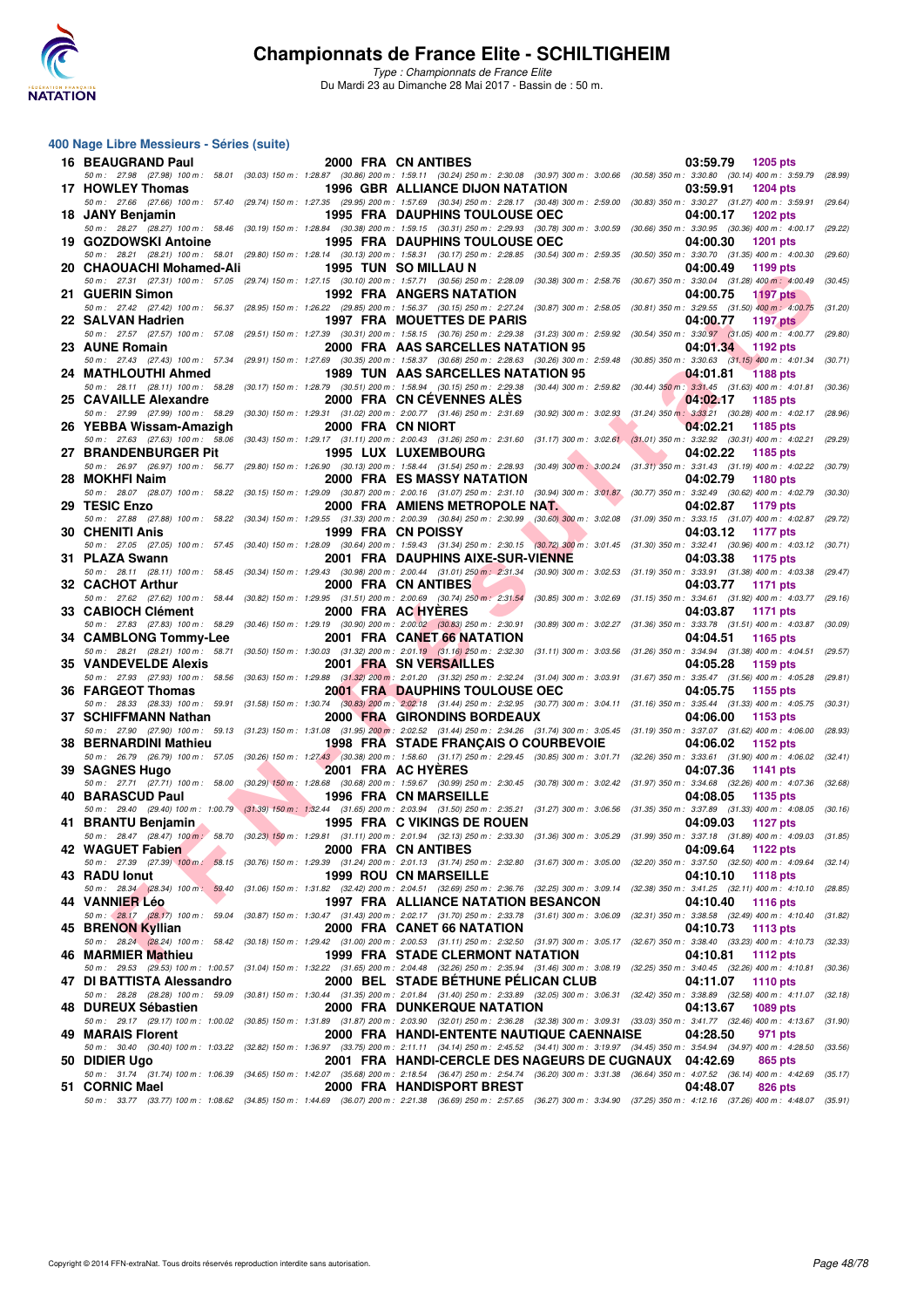# Championnats de France Elite - SCHILTIGHEIM

*Type : Championnats de France Elite*
Du Mardi 23 au Dimanche 28 Mai 2017 - Bassin de : 50 m.

## 400 Nage Libre Messieurs - Séries (suite)

| Pl. | Nom | Année | Nat. | Club | Temps | Points |
|---|---|---|---|---|---|---|
| 16 | BEAUGRAND Paul | 2000 | FRA | CN ANTIBES | 03:59.79 | 1205 pts |
| | 50 m : 27.98 (27.98) 100 m : 58.01 (30.03) 150 m : 1:28.87 (30.86) 200 m : 1:59.11 (30.24) 250 m : 2:30.08 (30.97) 300 m : 3:00.66 (30.58) 350 m : 3:30.80 (30.14) 400 m : 3:59.79 (28.99) | | | | | |
| 17 | HOWLEY Thomas | 1996 | GBR | ALLIANCE DIJON NATATION | 03:59.91 | 1204 pts |
| | 50 m : 27.66 (27.66) 100 m : 57.40 (29.74) 150 m : 1:27.35 (29.95) 200 m : 1:57.69 (30.34) 250 m : 2:28.17 (30.48) 300 m : 2:59.00 (30.83) 350 m : 3:30.27 (31.27) 400 m : 3:59.91 (29.64) | | | | | |
| 18 | JANY Benjamin | 1995 | FRA | DAUPHINS TOULOUSE OEC | 04:00.17 | 1202 pts |
| | 50 m : 28.27 (28.27) 100 m : 58.46 (30.19) 150 m : 1:28.84 (30.38) 200 m : 1:59.15 (30.31) 250 m : 2:29.93 (30.78) 300 m : 3:00.59 (30.66) 350 m : 3:30.95 (30.36) 400 m : 4:00.17 (29.22) | | | | | |
| 19 | GOZDOWSKI Antoine | 1995 | FRA | DAUPHINS TOULOUSE OEC | 04:00.30 | 1201 pts |
| | 50 m : 28.21 (28.21) 100 m : 58.01 (29.80) 150 m : 1:28.14 (30.13) 200 m : 1:58.31 (30.17) 250 m : 2:28.85 (30.54) 300 m : 2:59.35 (30.50) 350 m : 3:30.70 (31.35) 400 m : 4:00.30 (29.60) | | | | | |
| 20 | CHAOUACHI Mohamed-Ali | 1995 | TUN | SO MILLAU N | 04:00.49 | 1199 pts |
| | 50 m : 27.31 (27.31) 100 m : 57.05 (29.74) 150 m : 1:27.15 (30.10) 200 m : 1:57.71 (30.56) 250 m : 2:28.09 (30.38) 300 m : 2:58.76 (30.67) 350 m : 3:30.04 (31.28) 400 m : 4:00.49 (30.45) | | | | | |
| 21 | GUERIN Simon | 1992 | FRA | ANGERS NATATION | 04:00.75 | 1197 pts |
| | 50 m : 27.42 (27.42) 100 m : 56.37 (28.95) 150 m : 1:26.22 (29.85) 200 m : 1:56.37 (30.15) 250 m : 2:27.24 (30.87) 300 m : 2:58.05 (30.81) 350 m : 3:29.55 (31.50) 400 m : 4:00.75 (31.20) | | | | | |
| 22 | SALVAN Hadrien | 1997 | FRA | MOUETTES DE PARIS | 04:00.77 | 1197 pts |
| | 50 m : 27.57 (27.57) 100 m : 57.08 (29.51) 150 m : 1:27.39 (30.31) 200 m : 1:58.15 (30.76) 250 m : 2:29.38 (31.23) 300 m : 2:59.92 (30.54) 350 m : 3:30.97 (31.05) 400 m : 4:00.77 (29.80) | | | | | |
| 23 | AUNE Romain | 2000 | FRA | AAS SARCELLES NATATION 95 | 04:01.34 | 1192 pts |
| | 50 m : 27.43 (27.43) 100 m : 57.34 (29.91) 150 m : 1:27.69 (30.35) 200 m : 1:58.37 (30.68) 250 m : 2:28.63 (30.26) 300 m : 2:59.48 (30.85) 350 m : 3:30.63 (31.15) 400 m : 4:01.34 (30.71) | | | | | |
| 24 | MATHLOUTHI Ahmed | 1989 | TUN | AAS SARCELLES NATATION 95 | 04:01.81 | 1188 pts |
| | 50 m : 28.11 (28.11) 100 m : 58.28 (30.17) 150 m : 1:28.79 (30.51) 200 m : 1:58.94 (30.15) 250 m : 2:29.38 (30.44) 300 m : 2:59.82 (30.44) 350 m : 3:31.45 (31.63) 400 m : 4:01.81 (30.36) | | | | | |
| 25 | CAVAILLE Alexandre | 2000 | FRA | CN CÉVENNES ALÈS | 04:02.17 | 1185 pts |
| | 50 m : 27.99 (27.99) 100 m : 58.29 (30.30) 150 m : 1:29.31 (31.02) 200 m : 2:00.77 (31.46) 250 m : 2:31.69 (30.92) 300 m : 3:02.93 (31.24) 350 m : 3:33.21 (30.28) 400 m : 4:02.17 (28.96) | | | | | |
| 26 | YEBBA Wissam-Amazigh | 2000 | FRA | CN NIORT | 04:02.21 | 1185 pts |
| | 50 m : 27.63 (27.63) 100 m : 58.06 (30.43) 150 m : 1:29.17 (31.11) 200 m : 2:00.43 (31.26) 250 m : 2:31.60 (31.17) 300 m : 3:02.61 (31.01) 350 m : 3:32.92 (30.31) 400 m : 4:02.21 (29.29) | | | | | |
| 27 | BRANDENBURGER Pit | 1995 | LUX | LUXEMBOURG | 04:02.22 | 1185 pts |
| | 50 m : 26.97 (26.97) 100 m : 56.77 (29.80) 150 m : 1:26.90 (30.13) 200 m : 1:58.44 (31.54) 250 m : 2:28.93 (30.49) 300 m : 3:00.24 (31.31) 350 m : 3:31.43 (31.19) 400 m : 4:02.22 (30.79) | | | | | |
| 28 | MOKHFI Naim | 2000 | FRA | ES MASSY NATATION | 04:02.79 | 1180 pts |
| | 50 m : 28.07 (28.07) 100 m : 58.22 (30.15) 150 m : 1:29.09 (30.87) 200 m : 2:00.16 (31.07) 250 m : 2:31.10 (30.94) 300 m : 3:01.87 (30.77) 350 m : 3:32.49 (30.62) 400 m : 4:02.79 (30.30) | | | | | |
| 29 | TESIC Enzo | 2000 | FRA | AMIENS METROPOLE NAT. | 04:02.87 | 1179 pts |
| | 50 m : 27.88 (27.88) 100 m : 58.22 (30.34) 150 m : 1:29.55 (31.33) 200 m : 2:00.39 (30.84) 250 m : 2:30.99 (30.60) 300 m : 3:02.08 (31.09) 350 m : 3:33.15 (31.07) 400 m : 4:02.87 (29.72) | | | | | |
| 30 | CHENITI Anis | 1999 | FRA | CN POISSY | 04:03.12 | 1177 pts |
| | 50 m : 27.05 (27.05) 100 m : 57.45 (30.40) 150 m : 1:28.09 (30.64) 200 m : 1:59.43 (31.34) 250 m : 2:30.15 (30.72) 300 m : 3:01.45 (31.30) 350 m : 3:32.41 (30.96) 400 m : 4:03.12 (30.71) | | | | | |
| 31 | PLAZA Swann | 2001 | FRA | DAUPHINS AIXE-SUR-VIENNE | 04:03.38 | 1175 pts |
| | 50 m : 28.11 (28.11) 100 m : 58.45 (30.34) 150 m : 1:29.43 (30.98) 200 m : 2:00.44 (31.01) 250 m : 2:31.34 (30.90) 300 m : 3:02.53 (31.19) 350 m : 3:33.91 (31.38) 400 m : 4:03.38 (29.47) | | | | | |
| 32 | CACHOT Arthur | 2000 | FRA | CN ANTIBES | 04:03.77 | 1171 pts |
| | 50 m : 27.62 (27.62) 100 m : 58.44 (30.82) 150 m : 1:29.95 (31.51) 200 m : 2:00.69 (30.74) 250 m : 2:31.54 (30.85) 300 m : 3:02.69 (31.15) 350 m : 3:34.61 (31.92) 400 m : 4:03.77 (29.16) | | | | | |
| 33 | CABIOCH Clément | 2000 | FRA | AC HYÈRES | 04:03.87 | 1171 pts |
| | 50 m : 27.83 (27.83) 100 m : 58.29 (30.46) 150 m : 1:29.19 (30.90) 200 m : 2:00.02 (30.83) 250 m : 2:30.91 (30.89) 300 m : 3:02.27 (31.36) 350 m : 3:33.78 (31.51) 400 m : 4:03.87 (30.09) | | | | | |
| 34 | CAMBLONG Tommy-Lee | 2001 | FRA | CANET 66 NATATION | 04:04.51 | 1165 pts |
| | 50 m : 28.21 (28.21) 100 m : 58.71 (30.50) 150 m : 1:30.03 (31.32) 200 m : 2:01.19 (31.16) 250 m : 2:32.30 (31.11) 300 m : 3:03.56 (31.26) 350 m : 3:34.94 (31.38) 400 m : 4:04.51 (29.57) | | | | | |
| 35 | VANDEVELDE Alexis | 2001 | FRA | SN VERSAILLES | 04:05.28 | 1159 pts |
| | 50 m : 27.93 (27.93) 100 m : 58.56 (30.63) 150 m : 1:29.88 (31.32) 200 m : 2:01.20 (31.32) 250 m : 2:32.24 (31.04) 300 m : 3:03.91 (31.67) 350 m : 3:35.47 (31.56) 400 m : 4:05.28 (29.81) | | | | | |
| 36 | FARGEOT Thomas | 2001 | FRA | DAUPHINS TOULOUSE OEC | 04:05.75 | 1155 pts |
| | 50 m : 28.33 (28.33) 100 m : 59.91 (31.58) 150 m : 1:30.74 (30.83) 200 m : 2:02.18 (31.44) 250 m : 2:32.95 (30.77) 300 m : 3:04.11 (31.16) 350 m : 3:35.44 (31.33) 400 m : 4:05.75 (30.31) | | | | | |
| 37 | SCHIFFMANN Nathan | 2000 | FRA | GIRONDINS BORDEAUX | 04:06.00 | 1153 pts |
| | 50 m : 27.90 (27.90) 100 m : 59.13 (31.23) 150 m : 1:31.08 (31.95) 200 m : 2:02.52 (31.44) 250 m : 2:34.26 (31.74) 300 m : 3:05.45 (31.19) 350 m : 3:37.07 (31.62) 400 m : 4:06.00 (28.93) | | | | | |
| 38 | BERNARDINI Mathieu | 1998 | FRA | STADE FRANÇAIS O COURBEVOIE | 04:06.02 | 1152 pts |
| | 50 m : 26.79 (26.79) 100 m : 57.05 (30.26) 150 m : 1:27.43 (30.38) 200 m : 1:58.60 (31.17) 250 m : 2:29.45 (30.85) 300 m : 3:01.71 (32.26) 350 m : 3:33.61 (31.90) 400 m : 4:06.02 (32.41) | | | | | |
| 39 | SAGNES Hugo | 2001 | FRA | AC HYÈRES | 04:07.36 | 1141 pts |
| | 50 m : 27.71 (27.71) 100 m : 58.00 (30.29) 150 m : 1:28.68 (30.68) 200 m : 1:59.67 (30.99) 250 m : 2:30.45 (30.78) 300 m : 3:02.42 (31.97) 350 m : 3:34.68 (32.26) 400 m : 4:07.36 (32.68) | | | | | |
| 40 | BARASCUD Paul | 1996 | FRA | CN MARSEILLE | 04:08.05 | 1135 pts |
| | 50 m : 29.40 (29.40) 100 m : 1:00.79 (31.39) 150 m : 1:32.44 (31.65) 200 m : 2:03.94 (31.50) 250 m : 2:35.21 (31.27) 300 m : 3:06.56 (31.35) 350 m : 3:37.89 (31.33) 400 m : 4:08.05 (30.16) | | | | | |
| 41 | BRANTU Benjamin | 1995 | FRA | C VIKINGS DE ROUEN | 04:09.03 | 1127 pts |
| | 50 m : 28.47 (28.47) 100 m : 58.70 (30.23) 150 m : 1:29.81 (31.11) 200 m : 2:01.94 (32.13) 250 m : 2:33.30 (31.36) 300 m : 3:05.29 (31.99) 350 m : 3:37.18 (31.89) 400 m : 4:09.03 (31.85) | | | | | |
| 42 | WAGUET Fabien | 2000 | FRA | CN ANTIBES | 04:09.64 | 1122 pts |
| | 50 m : 27.39 (27.39) 100 m : 58.15 (30.76) 150 m : 1:29.39 (31.24) 200 m : 2:01.13 (31.74) 250 m : 2:32.80 (31.67) 300 m : 3:05.00 (32.20) 350 m : 3:37.50 (32.50) 400 m : 4:09.64 (32.14) | | | | | |
| 43 | RADU Ionut | 1999 | ROU | CN MARSEILLE | 04:10.10 | 1118 pts |
| | 50 m : 28.34 (28.34) 100 m : 59.40 (31.06) 150 m : 1:31.82 (32.42) 200 m : 2:04.51 (32.69) 250 m : 2:36.76 (32.25) 300 m : 3:09.14 (32.38) 350 m : 3:41.25 (32.11) 400 m : 4:10.10 (28.85) | | | | | |
| 44 | VANNIER Léo | 1997 | FRA | ALLIANCE NATATION BESANCON | 04:10.40 | 1116 pts |
| | 50 m : 28.17 (28.17) 100 m : 59.04 (30.87) 150 m : 1:30.47 (31.43) 200 m : 2:02.17 (31.70) 250 m : 2:33.78 (31.61) 300 m : 3:06.09 (32.31) 350 m : 3:38.58 (32.49) 400 m : 4:10.40 (31.82) | | | | | |
| 45 | BRENON Kyllian | 2000 | FRA | CANET 66 NATATION | 04:10.73 | 1113 pts |
| | 50 m : 28.24 (28.24) 100 m : 58.42 (30.18) 150 m : 1:29.42 (31.00) 200 m : 2:00.53 (31.11) 250 m : 2:32.50 (31.97) 300 m : 3:05.17 (32.67) 350 m : 3:38.40 (33.23) 400 m : 4:10.73 (32.33) | | | | | |
| 46 | MARMIER Mathieu | 1999 | FRA | STADE CLERMONT NATATION | 04:10.81 | 1112 pts |
| | 50 m : 29.53 (29.53) 100 m : 1:00.57 (31.04) 150 m : 1:32.22 (31.65) 200 m : 2:04.48 (32.26) 250 m : 2:35.94 (31.46) 300 m : 3:08.19 (32.25) 350 m : 3:40.45 (32.26) 400 m : 4:10.81 (30.36) | | | | | |
| 47 | DI BATTISTA Alessandro | 2000 | BEL | STADE BÉTHUNE PÉLICAN CLUB | 04:11.07 | 1110 pts |
| | 50 m : 28.28 (28.28) 100 m : 59.09 (30.81) 150 m : 1:30.44 (31.35) 200 m : 2:01.84 (31.40) 250 m : 2:33.89 (32.05) 300 m : 3:06.31 (32.42) 350 m : 3:38.89 (32.58) 400 m : 4:11.07 (32.18) | | | | | |
| 48 | DUREUX Sébastien | 2000 | FRA | DUNKERQUE NATATION | 04:13.67 | 1089 pts |
| | 50 m : 29.17 (29.17) 100 m : 1:00.02 (30.85) 150 m : 1:31.89 (31.87) 200 m : 2:03.90 (32.01) 250 m : 2:36.28 (32.38) 300 m : 3:09.31 (33.03) 350 m : 3:41.77 (32.46) 400 m : 4:13.67 (31.90) | | | | | |
| 49 | MARAIS Florent | 2000 | FRA | HANDI-ENTENTE NAUTIQUE CAENNAISE | 04:28.50 | 971 pts |
| | 50 m : 30.40 (30.40) 100 m : 1:03.22 (32.82) 150 m : 1:36.97 (33.75) 200 m : 2:11.11 (34.14) 250 m : 2:45.52 (34.41) 300 m : 3:19.97 (34.45) 350 m : 3:54.94 (34.97) 400 m : 4:28.50 (33.56) | | | | | |
| 50 | DIDIER Ugo | 2001 | FRA | HANDI-CERCLE DES NAGEURS DE CUGNAUX | 04:42.69 | 865 pts |
| | 50 m : 31.74 (31.74) 100 m : 1:06.39 (34.65) 150 m : 1:42.07 (35.68) 200 m : 2:18.54 (36.47) 250 m : 2:54.74 (36.20) 300 m : 3:31.38 (36.64) 350 m : 4:07.52 (36.14) 400 m : 4:42.69 (35.17) | | | | | |
| 51 | CORNIC Mael | 2000 | FRA | HANDISPORT BREST | 04:48.07 | 826 pts |
| | 50 m : 33.77 (33.77) 100 m : 1:08.62 (34.85) 150 m : 1:44.69 (36.07) 200 m : 2:21.38 (36.69) 250 m : 2:57.65 (36.27) 300 m : 3:34.90 (37.25) 350 m : 4:12.16 (37.26) 400 m : 4:48.07 (35.91) | | | | | |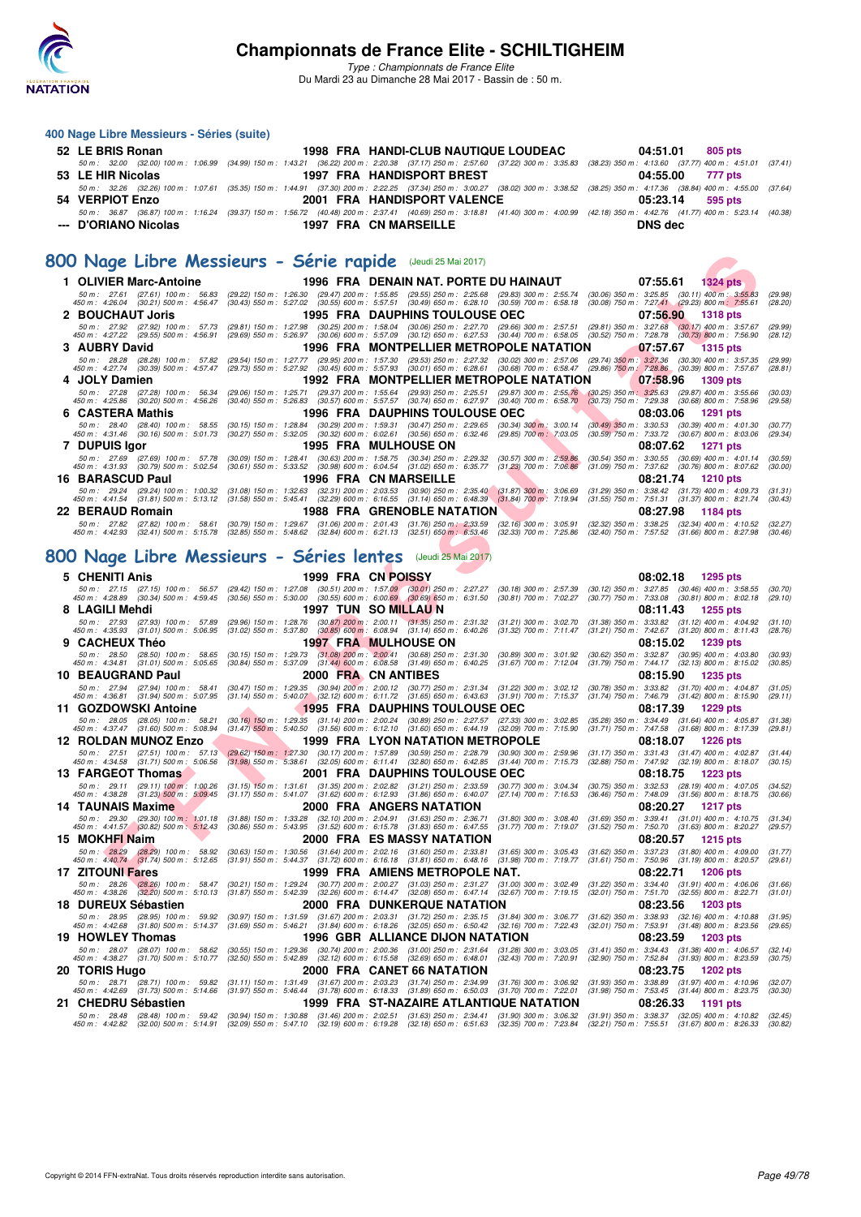## 400 Nage Libre Messieurs - Séries (suite)

**52 LE BRIS Ronan** — 1998 FRA HANDI-CLUB NAUTIQUE LOUDEAC — 04:51.01 — 805 pts
50 m : 32.00 (32.00) 100 m : 1:06.99 (34.99) 150 m : 1:43.21 (36.22) 200 m : 2:20.38 (37.17) 250 m : 2:57.60 (37.22) 300 m : 3:35.83 (38.23) 350 m : 4:13.60 (37.77) 400 m : 4:51.01 (37.41)

**53 LE HIR Nicolas** — 1997 FRA HANDISPORT BREST — 04:55.00 — 777 pts
50 m : 32.26 (32.26) 100 m : 1:07.61 (35.35) 150 m : 1:44.91 (37.30) 200 m : 2:22.25 (37.34) 250 m : 3:00.27 (38.02) 300 m : 3:38.52 (38.25) 350 m : 4:17.36 (38.84) 400 m : 4:55.00 (37.64)

**54 VERPIOT Enzo** — 2001 FRA HANDISPORT VALENCE — 05:23.14 — 595 pts
50 m : 36.87 (36.87) 100 m : 1:16.24 (39.37) 150 m : 1:56.72 (40.48) 200 m : 2:37.41 (40.69) 250 m : 3:18.81 (41.40) 300 m : 4:00.99 (42.18) 350 m : 4:42.76 (41.77) 400 m : 5:23.14 (40.38)

**--- D'ORIANO Nicolas** — 1997 FRA CN MARSEILLE — DNS dec

## 800 Nage Libre Messieurs - Série rapide (Jeudi 25 Mai 2017)

**1 OLIVIER Marc-Antoine** — 1996 FRA DENAIN NAT. PORTE DU HAINAUT — 07:55.61 — 1324 pts
50 m : 27.61 (27.61) 100 m : 56.83 (29.22) 150 m : 1:26.30 (29.47) 200 m : 1:55.85 (29.55) 250 m : 2:25.68 (29.83) 300 m : 2:55.74 (30.06) 350 m : 3:25.85 (30.11) 400 m : 3:55.83 (29.98)
450 m : 4:26.04 (30.21) 500 m : 4:56.47 (30.43) 550 m : 5:27.02 (30.55) 600 m : 5:57.51 (30.49) 650 m : 6:28.10 (30.59) 700 m : 6:58.18 (30.08) 750 m : 7:27.41 (29.23) 800 m : 7:55.61 (28.20)

**2 BOUCHAUT Joris** — 1995 FRA DAUPHINS TOULOUSE OEC — 07:56.90 — 1318 pts
50 m : 27.92 (27.92) 100 m : 57.73 (29.81) 150 m : 1:27.98 (30.25) 200 m : 1:58.04 (30.06) 250 m : 2:27.70 (29.66) 300 m : 2:57.51 (29.81) 350 m : 3:27.68 (30.17) 400 m : 3:57.67 (29.99)
450 m : 4:27.22 (29.55) 500 m : 4:56.91 (29.69) 550 m : 5:26.97 (30.06) 600 m : 5:57.09 (30.12) 650 m : 6:27.53 (30.44) 700 m : 6:58.05 (30.52) 750 m : 7:28.78 (30.73) 800 m : 7:56.90 (28.12)

**3 AUBRY David** — 1996 FRA MONTPELLIER METROPOLE NATATION — 07:57.67 — 1315 pts
50 m : 28.28 (28.28) 100 m : 57.82 (29.54) 150 m : 1:27.77 (29.95) 200 m : 1:57.30 (29.53) 250 m : 2:27.32 (30.02) 300 m : 2:57.06 (29.74) 350 m : 3:27.36 (30.30) 400 m : 3:57.35 (29.99)
450 m : 4:27.74 (30.39) 500 m : 4:57.47 (29.73) 550 m : 5:27.92 (30.45) 600 m : 5:57.93 (30.01) 650 m : 6:28.61 (30.68) 700 m : 6:58.47 (29.86) 750 m : 7:28.86 (30.39) 800 m : 7:57.67 (28.81)

**4 JOLY Damien** — 1992 FRA MONTPELLIER METROPOLE NATATION — 07:58.96 — 1309 pts
50 m : 27.28 (27.28) 100 m : 56.34 (29.06) 150 m : 1:25.71 (29.37) 200 m : 1:55.64 (29.93) 250 m : 2:25.51 (29.87) 300 m : 2:55.76 (30.25) 350 m : 3:25.63 (29.87) 400 m : 3:55.66 (30.03)
450 m : 4:25.86 (30.20) 500 m : 4:56.26 (30.40) 550 m : 5:26.83 (30.57) 600 m : 5:57.57 (30.74) 650 m : 6:27.97 (30.40) 700 m : 6:58.70 (30.73) 750 m : 7:29.38 (30.68) 800 m : 7:58.96 (29.58)

**6 CASTERA Mathis** — 1996 FRA DAUPHINS TOULOUSE OEC — 08:03.06 — 1291 pts
50 m : 28.40 (28.40) 100 m : 58.55 (30.15) 150 m : 1:28.84 (30.29) 200 m : 1:59.31 (30.47) 250 m : 2:29.65 (30.34) 300 m : 3:00.14 (30.49) 350 m : 3:30.53 (30.39) 400 m : 4:01.30 (30.77)
450 m : 4:31.46 (30.16) 500 m : 5:01.73 (30.27) 550 m : 5:32.05 (30.32) 600 m : 6:02.61 (30.56) 650 m : 6:32.46 (29.85) 700 m : 7:03.05 (30.59) 750 m : 7:33.72 (30.67) 800 m : 8:03.06 (29.34)

**7 DUPUIS Igor** — 1995 FRA MULHOUSE ON — 08:07.62 — 1271 pts
50 m : 27.69 (27.69) 100 m : 57.78 (30.09) 150 m : 1:28.41 (30.63) 200 m : 1:58.75 (30.34) 250 m : 2:29.32 (30.57) 300 m : 2:59.86 (30.54) 350 m : 3:30.55 (30.69) 400 m : 4:01.14 (30.59)
450 m : 4:31.93 (30.79) 500 m : 5:02.54 (30.61) 550 m : 5:33.52 (30.98) 600 m : 6:04.54 (31.02) 650 m : 6:35.77 (31.23) 700 m : 7:06.86 (31.09) 750 m : 7:37.62 (30.76) 800 m : 8:07.62 (30.00)

**16 BARASCUD Paul** — 1996 FRA CN MARSEILLE — 08:21.74 — 1210 pts
50 m : 29.24 (29.24) 100 m : 1:00.32 (31.08) 150 m : 1:32.63 (32.31) 200 m : 2:03.53 (30.90) 250 m : 2:35.40 (31.87) 300 m : 3:06.69 (31.29) 350 m : 3:38.42 (31.73) 400 m : 4:09.73 (31.31)
450 m : 4:41.54 (31.81) 500 m : 5:13.12 (31.58) 550 m : 5:45.41 (32.29) 600 m : 6:16.55 (31.14) 650 m : 6:48.39 (31.84) 700 m : 7:19.94 (31.55) 750 m : 7:51.31 (31.37) 800 m : 8:21.74 (30.43)

**22 BERAUD Romain** — 1988 FRA GRENOBLE NATATION — 08:27.98 — 1184 pts
50 m : 27.82 (27.82) 100 m : 58.61 (30.79) 150 m : 1:29.67 (31.06) 200 m : 2:01.43 (31.76) 250 m : 2:33.59 (32.16) 300 m : 3:05.91 (32.32) 350 m : 3:38.25 (32.34) 400 m : 4:10.52 (32.27)
450 m : 4:42.93 (32.41) 500 m : 5:15.78 (32.85) 550 m : 5:48.62 (32.84) 600 m : 6:21.13 (32.51) 650 m : 6:53.46 (32.33) 700 m : 7:25.86 (32.40) 750 m : 7:57.52 (31.66) 800 m : 8:27.98 (30.46)

## 800 Nage Libre Messieurs - Séries lentes (Jeudi 25 Mai 2017)

**5 CHENITI Anis** — 1999 FRA CN POISSY — 08:02.18 — 1295 pts
50 m : 27.15 (27.15) 100 m : 56.57 (29.42) 150 m : 1:27.08 (30.51) 200 m : 1:57.09 (30.01) 250 m : 2:27.27 (30.18) 300 m : 2:57.39 (30.12) 350 m : 3:27.85 (30.46) 400 m : 3:58.55 (30.70)
450 m : 4:28.89 (30.34) 500 m : 4:59.45 (30.56) 550 m : 5:30.00 (30.55) 600 m : 6:00.69 (30.69) 650 m : 6:31.50 (30.81) 700 m : 7:02.27 (30.77) 750 m : 7:33.08 (30.81) 800 m : 8:02.18 (29.10)

**8 LAGILI Mehdi** — 1997 TUN SO MILLAU N — 08:11.43 — 1255 pts
50 m : 27.93 (27.93) 100 m : 57.89 (29.96) 150 m : 1:28.76 (30.87) 200 m : 2:00.11 (31.35) 250 m : 2:31.32 (31.21) 300 m : 3:02.70 (31.38) 350 m : 3:33.82 (31.12) 400 m : 4:04.92 (31.10)
450 m : 4:35.93 (31.01) 500 m : 5:06.95 (31.02) 550 m : 5:37.80 (30.85) 600 m : 6:08.94 (31.14) 650 m : 6:40.26 (31.32) 700 m : 7:11.47 (31.21) 750 m : 7:42.67 (31.20) 800 m : 8:11.43 (28.76)

**9 CACHEUX Théo** — 1997 FRA MULHOUSE ON — 08:15.02 — 1239 pts
50 m : 28.50 (28.50) 100 m : 58.65 (30.15) 150 m : 1:29.73 (31.08) 200 m : 2:00.41 (30.68) 250 m : 2:31.30 (30.89) 300 m : 3:01.92 (30.62) 350 m : 3:32.87 (30.95) 400 m : 4:03.80 (30.93)
450 m : 4:34.81 (31.01) 500 m : 5:05.65 (30.84) 550 m : 5:37.09 (31.44) 600 m : 6:08.58 (31.49) 650 m : 6:40.25 (31.67) 700 m : 7:12.04 (31.79) 750 m : 7:44.17 (32.13) 800 m : 8:15.02 (30.85)

**10 BEAUGRAND Paul** — 2000 FRA CN ANTIBES — 08:15.90 — 1235 pts
50 m : 27.94 (27.94) 100 m : 58.41 (30.47) 150 m : 1:29.35 (30.94) 200 m : 2:00.12 (30.77) 250 m : 2:31.34 (31.22) 300 m : 3:02.12 (30.78) 350 m : 3:33.82 (31.70) 400 m : 4:04.87 (31.05)
450 m : 4:36.81 (31.94) 500 m : 5:07.95 (31.14) 550 m : 5:40.07 (32.12) 600 m : 6:11.72 (31.65) 650 m : 6:43.63 (31.91) 700 m : 7:15.37 (31.74) 750 m : 7:46.79 (31.42) 800 m : 8:15.90 (29.11)

**11 GOZDOWSKI Antoine** — 1995 FRA DAUPHINS TOULOUSE OEC — 08:17.39 — 1229 pts
50 m : 28.05 (28.05) 100 m : 58.21 (30.16) 150 m : 1:29.35 (31.14) 200 m : 2:00.24 (30.89) 250 m : 2:27.57 (27.33) 300 m : 3:02.85 (35.28) 350 m : 3:34.49 (31.64) 400 m : 4:05.87 (31.38)
450 m : 4:37.47 (31.60) 500 m : 5:08.94 (31.47) 550 m : 5:40.50 (31.56) 600 m : 6:12.10 (31.60) 650 m : 6:44.19 (32.09) 700 m : 7:15.90 (31.71) 750 m : 7:47.58 (31.68) 800 m : 8:17.39 (29.81)

**12 ROLDAN MUNOZ Enzo** — 1999 FRA LYON NATATION METROPOLE — 08:18.07 — 1226 pts
50 m : 27.51 (27.51) 100 m : 57.13 (29.62) 150 m : 1:27.30 (30.17) 200 m : 1:57.89 (30.59) 250 m : 2:28.79 (30.90) 300 m : 2:59.96 (31.17) 350 m : 3:31.43 (31.47) 400 m : 4:02.87 (31.44)
450 m : 4:34.58 (31.71) 500 m : 5:06.56 (31.98) 550 m : 5:38.61 (32.05) 600 m : 6:11.41 (32.80) 650 m : 6:42.85 (31.44) 700 m : 7:15.73 (32.88) 750 m : 7:47.92 (32.19) 800 m : 8:18.07 (30.15)

**13 FARGEOT Thomas** — 2001 FRA DAUPHINS TOULOUSE OEC — 08:18.75 — 1223 pts
50 m : 29.11 (29.11) 100 m : 1:00.26 (31.15) 150 m : 1:31.61 (31.35) 200 m : 2:02.82 (31.21) 250 m : 2:33.59 (30.77) 300 m : 3:04.34 (30.75) 350 m : 3:32.53 (28.19) 400 m : 4:07.05 (34.52)
450 m : 4:38.28 (31.23) 500 m : 5:09.45 (31.17) 550 m : 5:41.07 (31.62) 600 m : 6:12.93 (31.86) 650 m : 6:40.07 (27.14) 700 m : 7:16.53 (36.46) 750 m : 7:48.09 (31.56) 800 m : 8:18.75 (30.66)

**14 TAUNAIS Maxime** — 2000 FRA ANGERS NATATION — 08:20.27 — 1217 pts
50 m : 29.30 (29.30) 100 m : 1:01.18 (31.88) 150 m : 1:33.28 (32.10) 200 m : 2:04.91 (31.63) 250 m : 2:36.71 (31.80) 300 m : 3:08.40 (31.69) 350 m : 3:39.41 (31.01) 400 m : 4:10.75 (31.34)
450 m : 4:41.57 (30.82) 500 m : 5:12.43 (30.86) 550 m : 5:43.95 (31.52) 600 m : 6:15.78 (31.83) 650 m : 6:47.55 (31.77) 700 m : 7:19.07 (31.52) 750 m : 7:50.70 (31.63) 800 m : 8:20.27 (29.57)

**15 MOKHFI Naim** — 2000 FRA ES MASSY NATATION — 08:20.57 — 1215 pts
50 m : 28.29 (28.29) 100 m : 58.92 (30.63) 150 m : 1:30.56 (31.64) 200 m : 2:02.16 (31.60) 250 m : 2:33.81 (31.65) 300 m : 3:05.43 (31.62) 350 m : 3:37.23 (31.80) 400 m : 4:09.00 (31.77)
450 m : 4:40.74 (31.74) 500 m : 5:12.65 (31.91) 550 m : 5:44.37 (31.72) 600 m : 6:16.18 (31.81) 650 m : 6:48.16 (31.98) 700 m : 7:19.77 (31.61) 750 m : 7:50.96 (31.19) 800 m : 8:20.57 (29.61)

**17 ZITOUNI Fares** — 1999 FRA AMIENS METROPOLE NAT. — 08:22.71 — 1206 pts
50 m : 28.26 (28.26) 100 m : 58.47 (30.21) 150 m : 1:29.24 (30.77) 200 m : 2:00.27 (31.03) 250 m : 2:31.27 (31.00) 300 m : 3:02.49 (31.22) 350 m : 3:34.40 (31.91) 400 m : 4:06.06 (31.66)
450 m : 4:38.26 (32.20) 500 m : 5:10.13 (31.87) 550 m : 5:42.39 (32.26) 600 m : 6:14.47 (32.08) 650 m : 6:47.14 (32.67) 700 m : 7:19.15 (32.01) 750 m : 7:51.70 (32.55) 800 m : 8:22.71 (31.01)

**18 DUREUX Sébastien** — 2000 FRA DUNKERQUE NATATION — 08:23.56 — 1203 pts
50 m : 28.95 (28.95) 100 m : 59.92 (30.97) 150 m : 1:31.59 (31.67) 200 m : 2:03.31 (31.72) 250 m : 2:35.15 (31.84) 300 m : 3:06.77 (31.62) 350 m : 3:38.93 (32.16) 400 m : 4:10.88 (31.95)
450 m : 4:42.68 (31.80) 500 m : 5:14.37 (31.69) 550 m : 5:46.21 (31.84) 600 m : 6:18.26 (32.05) 650 m : 6:50.42 (32.16) 700 m : 7:22.43 (32.01) 750 m : 7:53.91 (31.48) 800 m : 8:23.56 (29.65)

**19 HOWLEY Thomas** — 1996 GBR ALLIANCE DIJON NATATION — 08:23.59 — 1203 pts
50 m : 28.07 (28.07) 100 m : 58.62 (30.55) 150 m : 1:29.36 (30.74) 200 m : 2:00.36 (31.00) 250 m : 2:31.64 (31.28) 300 m : 3:03.05 (31.41) 350 m : 3:34.43 (31.38) 400 m : 4:06.57 (32.14)
450 m : 4:38.27 (31.70) 500 m : 5:10.77 (32.50) 550 m : 5:42.89 (32.12) 600 m : 6:15.58 (32.69) 650 m : 6:48.01 (32.43) 700 m : 7:20.91 (32.90) 750 m : 7:52.84 (31.93) 800 m : 8:23.59 (30.75)

**20 TORIS Hugo** — 2000 FRA CANET 66 NATATION — 08:23.75 — 1202 pts
50 m : 28.71 (28.71) 100 m : 59.82 (31.11) 150 m : 1:31.49 (31.67) 200 m : 2:03.23 (31.74) 250 m : 2:34.99 (31.76) 300 m : 3:06.92 (31.93) 350 m : 3:38.89 (31.97) 400 m : 4:10.96 (32.07)
450 m : 4:42.69 (31.73) 500 m : 5:14.66 (31.97) 550 m : 5:46.44 (31.78) 600 m : 6:18.33 (31.89) 650 m : 6:50.03 (31.70) 700 m : 7:22.01 (31.98) 750 m : 7:53.45 (31.44) 800 m : 8:23.75 (30.30)

**21 CHEDRU Sébastien** — 1999 FRA ST-NAZAIRE ATLANTIQUE NATATION — 08:26.33 — 1191 pts
50 m : 28.48 (28.48) 100 m : 59.42 (30.94) 150 m : 1:30.88 (31.46) 200 m : 2:02.51 (31.63) 250 m : 2:34.41 (31.90) 300 m : 3:06.32 (31.91) 350 m : 3:38.37 (32.05) 400 m : 4:10.82 (32.45)
450 m : 4:42.82 (32.00) 500 m : 5:14.91 (32.09) 550 m : 5:47.10 (32.19) 600 m : 6:19.28 (32.18) 650 m : 6:51.63 (32.35) 700 m : 7:23.84 (32.21) 750 m : 7:55.51 (31.67) 800 m : 8:26.33 (30.82)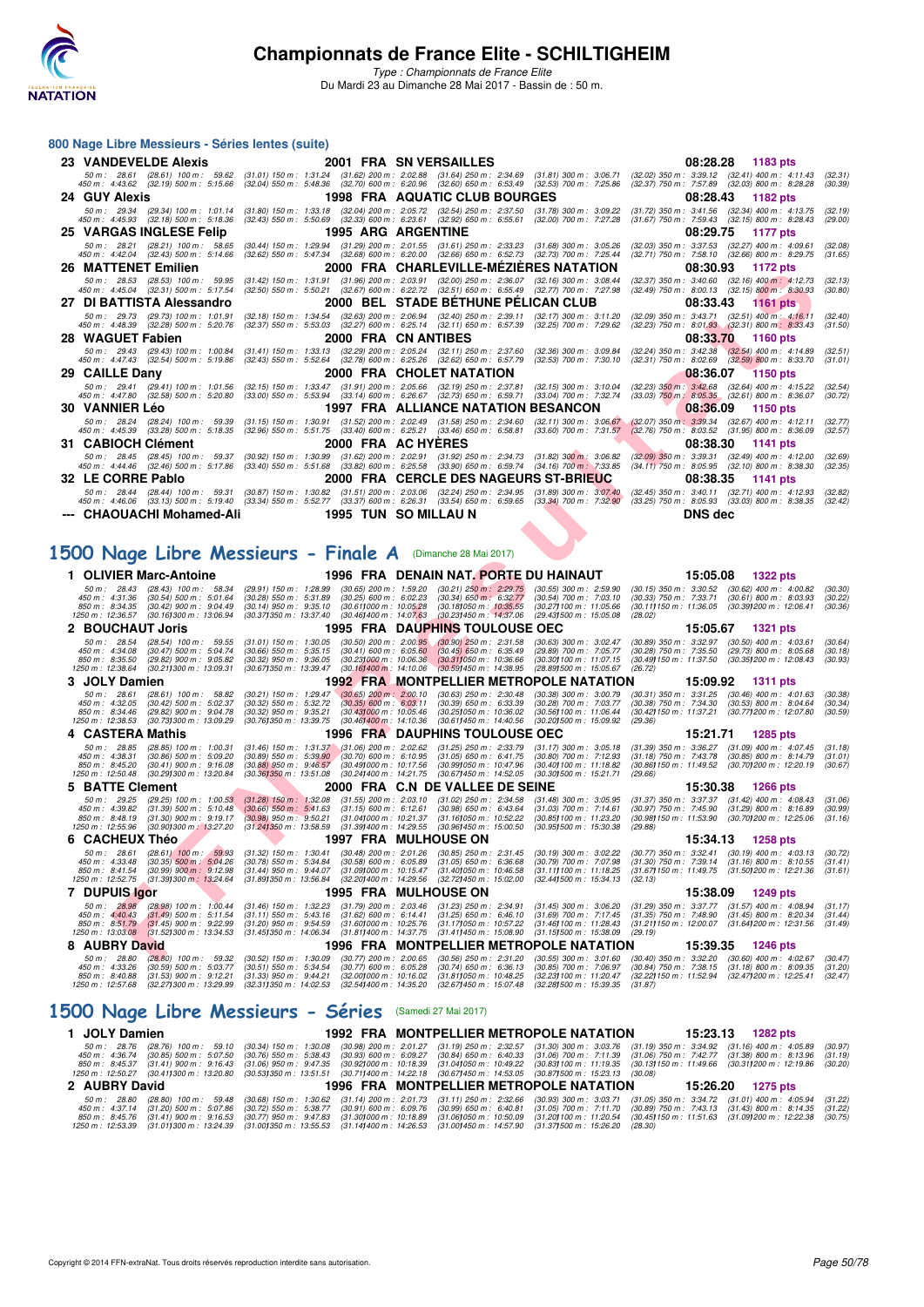# Championnats de France Elite - SCHILTIGHEIM

*Type : Championnats de France Elite*

Du Mardi 23 au Dimanche 28 Mai 2017 - Bassin de : 50 m.

## 800 Nage Libre Messieurs - Séries lentes (suite)

**23 VANDEVELDE Alexis** — 2001 FRA SN VERSAILLES — 08:28.28 — 1183 pts

50 m : 28.61 (28.61) 100 m : 59.62 (31.01) 150 m : 1:31.24 (31.62) 200 m : 2:02.88 (31.64) 250 m : 2:34.69 (31.81) 300 m : 3:06.71 (32.02) 350 m : 3:39.12 (32.41) 400 m : 4:11.43 (32.31)
450 m : 4:43.62 (32.19) 500 m : 5:15.66 (32.04) 550 m : 5:48.36 (32.70) 600 m : 6:20.96 (32.60) 650 m : 6:53.49 (32.53) 700 m : 7:25.86 (32.37) 750 m : 7:57.89 (32.03) 800 m : 8:28.28 (30.39)

**24 GUY Alexis** — 1998 FRA AQUATIC CLUB BOURGES — 08:28.43 — 1182 pts

50 m : 29.34 (29.34) 100 m : 1:01.14 (31.80) 150 m : 1:33.18 (32.04) 200 m : 2:05.72 (32.54) 250 m : 2:37.50 (31.78) 300 m : 3:09.22 (31.72) 350 m : 3:41.56 (32.34) 400 m : 4:13.75 (32.19)
450 m : 4:45.93 (32.18) 500 m : 5:18.36 (32.43) 550 m : 5:50.69 (32.33) 600 m : 6:23.61 (32.92) 650 m : 6:55.61 (32.00) 700 m : 7:27.28 (31.67) 750 m : 7:59.43 (32.15) 800 m : 8:28.43 (29.00)

**25 VARGAS INGLESE Felip** — 1995 ARG ARGENTINE — 08:29.75 — 1177 pts

50 m : 28.21 (28.21) 100 m : 58.65 (30.44) 150 m : 1:29.94 (31.29) 200 m : 2:01.55 (31.61) 250 m : 2:33.23 (31.68) 300 m : 3:05.26 (32.03) 350 m : 3:37.53 (32.27) 400 m : 4:09.61 (32.08)
450 m : 4:42.04 (32.43) 500 m : 5:14.66 (32.62) 550 m : 5:47.34 (32.68) 600 m : 6:20.00 (32.66) 650 m : 6:52.73 (32.73) 700 m : 7:25.44 (32.71) 750 m : 7:58.10 (32.66) 800 m : 8:29.75 (31.65)

**26 MATTENET Emilien** — 2000 FRA CHARLEVILLE-MÉZIÈRES NATATION — 08:30.93 — 1172 pts

50 m : 28.53 (28.53) 100 m : 59.95 (31.42) 150 m : 1:31.91 (31.96) 200 m : 2:03.91 (32.00) 250 m : 2:36.07 (32.16) 300 m : 3:08.44 (32.37) 350 m : 3:40.60 (32.16) 400 m : 4:12.73 (32.13)
450 m : 4:45.04 (32.31) 500 m : 5:17.54 (32.50) 550 m : 5:50.21 (32.67) 600 m : 6:22.72 (32.51) 650 m : 6:55.49 (32.77) 700 m : 7:27.98 (32.49) 750 m : 8:00.13 (32.15) 800 m : 8:30.93 (30.80)

**27 DI BATTISTA Alessandro** — 2000 BEL STADE BÉTHUNE PÉLICAN CLUB — 08:33.43 — 1161 pts

50 m : 29.73 (29.73) 100 m : 1:01.91 (32.18) 150 m : 1:34.54 (32.63) 200 m : 2:06.94 (32.40) 250 m : 2:39.11 (32.17) 300 m : 3:11.20 (32.09) 350 m : 3:43.71 (32.51) 400 m : 4:16.11 (32.40)
450 m : 4:48.39 (32.28) 500 m : 5:20.76 (32.37) 550 m : 5:53.03 (32.27) 600 m : 6:25.14 (32.11) 650 m : 6:57.39 (32.25) 700 m : 7:29.62 (32.23) 750 m : 8:01.93 (32.31) 800 m : 8:33.43 (31.50)

**28 WAGUET Fabien** — 2000 FRA CN ANTIBES — 08:33.70 — 1160 pts

50 m : 29.43 (29.43) 100 m : 1:00.84 (31.41) 150 m : 1:33.13 (32.29) 200 m : 2:05.24 (32.11) 250 m : 2:37.60 (32.36) 300 m : 3:09.84 (32.24) 350 m : 3:42.38 (32.54) 400 m : 4:14.89 (32.51)
450 m : 4:47.43 (32.54) 500 m : 5:19.86 (32.43) 550 m : 5:52.64 (32.78) 600 m : 6:25.26 (32.62) 650 m : 6:57.79 (32.53) 700 m : 7:30.10 (32.31) 750 m : 8:02.69 (32.59) 800 m : 8:33.70 (31.01)

**29 CAILLE Dany** — 2000 FRA CHOLET NATATION — 08:36.07 — 1150 pts

50 m : 29.41 (29.41) 100 m : 1:01.56 (32.15) 150 m : 1:33.47 (31.91) 200 m : 2:05.66 (32.19) 250 m : 2:37.81 (32.15) 300 m : 3:10.04 (32.23) 350 m : 3:42.68 (32.64) 400 m : 4:15.22 (32.54)
450 m : 4:47.80 (32.58) 500 m : 5:20.80 (33.00) 550 m : 5:53.94 (33.14) 600 m : 6:26.67 (32.73) 650 m : 6:59.71 (33.04) 700 m : 7:32.74 (33.03) 750 m : 8:05.35 (32.61) 800 m : 8:36.07 (30.72)

**30 VANNIER Léo** — 1997 FRA ALLIANCE NATATION BESANCON — 08:36.09 — 1150 pts

50 m : 28.24 (28.24) 100 m : 59.39 (31.15) 150 m : 1:30.91 (31.52) 200 m : 2:02.49 (31.58) 250 m : 2:34.60 (32.11) 300 m : 3:06.67 (32.07) 350 m : 3:39.34 (32.67) 400 m : 4:12.11 (32.77)
450 m : 4:45.39 (33.28) 500 m : 5:18.35 (32.96) 550 m : 5:51.75 (33.40) 600 m : 6:25.21 (33.46) 650 m : 6:58.81 (33.60) 700 m : 7:31.57 (32.76) 750 m : 8:03.52 (31.95) 800 m : 8:36.09 (32.57)

**31 CABIOCH Clément** — 2000 FRA AC HYÈRES — 08:38.30 — 1141 pts

50 m : 28.45 (28.45) 100 m : 59.37 (30.92) 150 m : 1:30.99 (31.62) 200 m : 2:02.91 (31.92) 250 m : 2:34.73 (31.82) 300 m : 3:06.82 (32.09) 350 m : 3:39.31 (32.49) 400 m : 4:12.00 (32.69)
450 m : 4:44.46 (32.46) 500 m : 5:17.86 (33.40) 550 m : 5:51.68 (33.82) 600 m : 6:25.58 (33.90) 650 m : 6:59.74 (34.16) 700 m : 7:33.85 (34.11) 750 m : 8:05.95 (32.10) 800 m : 8:38.30 (32.35)

**32 LE CORRE Pablo** — 2000 FRA CERCLE DES NAGEURS ST-BRIEUC — 08:38.35 — 1141 pts

50 m : 28.44 (28.44) 100 m : 59.31 (30.87) 150 m : 1:30.82 (31.51) 200 m : 2:03.06 (32.24) 250 m : 2:34.95 (31.89) 300 m : 3:07.40 (32.45) 350 m : 3:40.11 (32.71) 400 m : 4:12.93 (32.82)
450 m : 4:46.06 (33.13) 500 m : 5:19.40 (33.34) 550 m : 5:52.77 (33.37) 600 m : 6:26.31 (33.54) 650 m : 6:59.65 (33.34) 700 m : 7:32.90 (33.25) 750 m : 8:05.93 (33.03) 800 m : 8:38.35 (32.42)

**--- CHAOUACHI Mohamed-Ali** — 1995 TUN SO MILLAU N — DNS dec

## 1500 Nage Libre Messieurs - Finale A (Dimanche 28 Mai 2017)

**1 OLIVIER Marc-Antoine** — 1996 FRA DENAIN NAT. PORTE DU HAINAUT — 15:05.08 — 1322 pts

50 m : 28.43 (28.43) 100 m : 58.34 (29.91) 150 m : 1:28.99 (30.65) 200 m : 1:59.20 (30.21) 250 m : 2:29.75 (30.55) 300 m : 2:59.90 (30.15) 350 m : 3:30.52 (30.62) 400 m : 4:00.82 (30.30)
450 m : 4:31.36 (30.54) 500 m : 5:01.64 (30.28) 550 m : 5:31.89 (30.25) 600 m : 6:02.23 (30.34) 650 m : 6:32.77 (30.54) 700 m : 7:03.10 (30.33) 750 m : 7:33.71 (30.61) 800 m : 8:03.93 (30.22)
850 m : 8:34.35 (30.42) 900 m : 9:04.49 (30.14) 950 m : 9:35.10 (30.61) 1000 m : 10:05.28 (30.18) 1050 m : 10:35.55 (30.27) 1100 m : 11:05.66 (30.11) 1150 m : 11:36.05 (30.39) 1200 m : 12:06.41 (30.36)
1250 m : 12:36.57 (30.16) 1300 m : 13:06.94 (30.37) 1350 m : 13:37.40 (30.46) 1400 m : 14:07.63 (30.23) 1450 m : 14:37.06 (29.43) 1500 m : 15:05.08 (28.02)

**2 BOUCHAUT Joris** — 1995 FRA DAUPHINS TOULOUSE OEC — 15:05.67 — 1321 pts

50 m : 28.54 (28.54) 100 m : 59.55 (31.01) 150 m : 1:30.05 (30.50) 200 m : 2:00.95 (30.90) 250 m : 2:31.58 (30.63) 300 m : 3:02.47 (30.89) 350 m : 3:32.97 (30.50) 400 m : 4:03.61 (30.64)
450 m : 4:34.08 (30.47) 500 m : 5:04.74 (30.66) 550 m : 5:35.15 (30.41) 600 m : 6:05.60 (30.45) 650 m : 6:35.49 (29.89) 700 m : 7:05.77 (30.28) 750 m : 7:35.50 (29.73) 800 m : 8:05.68 (30.18)
850 m : 8:35.50 (29.82) 900 m : 9:05.82 (30.32) 950 m : 9:36.05 (30.23) 1000 m : 10:06.36 (30.31) 1050 m : 10:36.66 (30.30) 1100 m : 11:07.15 (30.49) 1150 m : 11:37.50 (30.35) 1200 m : 12:08.43 (30.93)
1250 m : 12:38.64 (30.21) 1300 m : 13:09.31 (30.67) 1350 m : 13:39.47 (30.16) 1400 m : 14:10.06 (30.59) 1450 m : 14:38.95 (28.89) 1500 m : 15:05.67 (26.72)

**3 JOLY Damien** — 1992 FRA MONTPELLIER METROPOLE NATATION — 15:09.92 — 1311 pts

50 m : 28.61 (28.61) 100 m : 58.82 (30.21) 150 m : 1:29.47 (30.65) 200 m : 2:00.10 (30.63) 250 m : 2:30.48 (30.38) 300 m : 3:00.79 (30.31) 350 m : 3:31.25 (30.46) 400 m : 4:01.63 (30.38)
450 m : 4:32.05 (30.42) 500 m : 5:02.37 (30.32) 550 m : 5:32.72 (30.35) 600 m : 6:03.11 (30.39) 650 m : 6:33.39 (30.28) 700 m : 7:03.77 (30.38) 750 m : 7:34.30 (30.53) 800 m : 8:04.64 (30.34)
850 m : 8:34.46 (29.82) 900 m : 9:04.78 (30.32) 950 m : 9:35.21 (30.43) 1000 m : 10:05.46 (30.25) 1050 m : 10:36.02 (30.56) 1100 m : 11:06.44 (30.42) 1150 m : 11:37.21 (30.77) 1200 m : 12:07.80 (30.59)
1250 m : 12:38.53 (30.73) 1300 m : 13:09.29 (30.76) 1350 m : 13:39.75 (30.46) 1400 m : 14:10.36 (30.61) 1450 m : 14:40.56 (30.20) 1500 m : 15:09.92 (29.36)

**4 CASTERA Mathis** — 1996 FRA DAUPHINS TOULOUSE OEC — 15:21.71 — 1285 pts

50 m : 28.85 (28.85) 100 m : 1:00.31 (31.46) 150 m : 1:31.37 (31.06) 200 m : 2:02.62 (31.25) 250 m : 2:33.79 (31.17) 300 m : 3:05.18 (31.39) 350 m : 3:36.27 (31.09) 400 m : 4:07.45 (31.18)
450 m : 4:38.31 (30.86) 500 m : 5:09.20 (30.89) 550 m : 5:39.90 (30.70) 600 m : 6:10.95 (31.05) 650 m : 6:41.75 (30.80) 700 m : 7:12.93 (31.18) 750 m : 7:43.78 (30.85) 800 m : 8:14.79 (31.01)
850 m : 8:45.20 (30.41) 900 m : 9:16.08 (30.88) 950 m : 9:46.57 (30.49) 1000 m : 10:17.56 (30.99) 1050 m : 10:47.96 (30.40) 1100 m : 11:18.82 (30.86) 1150 m : 11:49.52 (30.70) 1200 m : 12:20.19 (30.67)
1250 m : 12:50.48 (30.29) 1300 m : 13:20.84 (30.36) 1350 m : 13:51.08 (30.24) 1400 m : 14:21.75 (30.67) 1450 m : 14:52.05 (30.30) 1500 m : 15:21.71 (29.66)

**5 BATTE Clement** — 2000 FRA C.N DE VALLEE DE SEINE — 15:30.38 — 1266 pts

50 m : 29.25 (29.25) 100 m : 1:00.53 (31.28) 150 m : 1:32.08 (31.55) 200 m : 2:03.10 (31.02) 250 m : 2:34.58 (31.48) 300 m : 3:05.95 (31.37) 350 m : 3:37.37 (31.42) 400 m : 4:08.43 (31.06)
450 m : 4:39.82 (31.39) 500 m : 5:10.48 (30.66) 550 m : 5:41.63 (31.15) 600 m : 6:12.61 (30.98) 650 m : 6:43.64 (31.03) 700 m : 7:14.61 (30.97) 750 m : 7:45.90 (31.29) 800 m : 8:16.89 (30.99)
850 m : 8:48.19 (31.30) 900 m : 9:19.17 (30.98) 950 m : 9:50.21 (31.04) 1000 m : 10:21.37 (31.16) 1050 m : 10:52.22 (30.85) 1100 m : 11:23.20 (30.98) 1150 m : 11:53.90 (30.70) 1200 m : 12:25.06 (31.16)
1250 m : 12:55.96 (30.90) 1300 m : 13:27.20 (31.24) 1350 m : 13:58.59 (31.39) 1400 m : 14:29.55 (30.96) 1450 m : 15:00.50 (30.95) 1500 m : 15:30.38 (29.88)

**6 CACHEUX Théo** — 1997 FRA MULHOUSE ON — 15:34.13 — 1258 pts

50 m : 28.61 (28.61) 100 m : 59.93 (31.32) 150 m : 1:30.41 (30.48) 200 m : 2:01.26 (30.85) 250 m : 2:31.45 (30.19) 300 m : 3:02.22 (30.77) 350 m : 3:32.41 (30.19) 400 m : 4:03.13 (30.72)
450 m : 4:33.48 (30.35) 500 m : 5:04.26 (30.78) 550 m : 5:34.84 (30.58) 600 m : 6:05.89 (31.05) 650 m : 6:36.68 (30.79) 700 m : 7:07.98 (31.30) 750 m : 7:39.14 (31.16) 800 m : 8:10.55 (31.41)
850 m : 8:41.54 (30.99) 900 m : 9:12.98 (31.44) 950 m : 9:44.07 (31.09) 1000 m : 10:15.47 (31.40) 1050 m : 10:46.58 (31.11) 1100 m : 11:18.25 (31.67) 1150 m : 11:49.75 (31.50) 1200 m : 12:21.36 (31.61)
1250 m : 12:52.75 (31.39) 1300 m : 13:24.64 (31.89) 1350 m : 13:56.84 (32.20) 1400 m : 14:29.56 (32.72) 1450 m : 15:02.00 (32.44) 1500 m : 15:34.13 (32.13)

**7 DUPUIS Igor** — 1995 FRA MULHOUSE ON — 15:38.09 — 1249 pts

50 m : 28.98 (28.98) 100 m : 1:00.44 (31.46) 150 m : 1:32.23 (31.79) 200 m : 2:03.46 (31.23) 250 m : 2:34.91 (31.45) 300 m : 3:06.20 (31.29) 350 m : 3:37.77 (31.57) 400 m : 4:08.94 (31.17)
450 m : 4:40.43 (31.49) 500 m : 5:11.54 (31.11) 550 m : 5:43.16 (31.62) 600 m : 6:14.41 (31.25) 650 m : 6:46.10 (31.69) 700 m : 7:17.45 (31.35) 750 m : 7:48.90 (31.45) 800 m : 8:20.34 (31.44)
850 m : 8:51.79 (31.45) 900 m : 9:22.99 (31.20) 950 m : 9:54.59 (31.60) 1000 m : 10:25.76 (31.17) 1050 m : 10:57.22 (31.46) 1100 m : 11:28.43 (31.21) 1150 m : 12:00.07 (31.64) 1200 m : 12:31.56 (31.49)
1250 m : 13:03.08 (31.52) 1300 m : 13:34.53 (31.45) 1350 m : 14:06.34 (31.81) 1400 m : 14:37.75 (31.41) 1450 m : 15:08.90 (31.15) 1500 m : 15:38.09 (29.19)

**8 AUBRY David** — 1996 FRA MONTPELLIER METROPOLE NATATION — 15:39.35 — 1246 pts

50 m : 28.80 (28.80) 100 m : 59.32 (30.52) 150 m : 1:30.09 (30.77) 200 m : 2:00.65 (30.56) 250 m : 2:31.20 (30.55) 300 m : 3:01.60 (30.40) 350 m : 3:32.20 (30.60) 400 m : 4:02.67 (30.47)
450 m : 4:33.26 (30.59) 500 m : 5:03.77 (30.51) 550 m : 5:34.54 (30.77) 600 m : 6:05.28 (30.74) 650 m : 6:36.13 (30.85) 700 m : 7:06.97 (30.84) 750 m : 7:38.15 (31.18) 800 m : 8:09.35 (31.20)
850 m : 8:40.88 (31.53) 900 m : 9:12.21 (31.33) 950 m : 9:44.21 (32.00) 1000 m : 10:16.02 (31.81) 1050 m : 10:48.25 (32.23) 1100 m : 11:20.47 (32.22) 1150 m : 11:52.94 (32.47) 1200 m : 12:25.41 (32.47)
1250 m : 12:57.68 (32.27) 1300 m : 13:29.99 (32.31) 1350 m : 14:02.53 (32.54) 1400 m : 14:35.20 (32.67) 1450 m : 15:07.48 (32.28) 1500 m : 15:39.35 (31.87)

## 1500 Nage Libre Messieurs - Séries (Samedi 27 Mai 2017)

**1 JOLY Damien** — 1992 FRA MONTPELLIER METROPOLE NATATION — 15:23.13 — 1282 pts

50 m : 28.76 (28.76) 100 m : 59.10 (30.34) 150 m : 1:30.08 (30.98) 200 m : 2:01.27 (31.19) 250 m : 2:32.57 (31.30) 300 m : 3:03.76 (31.19) 350 m : 3:34.92 (31.16) 400 m : 4:05.89 (30.97)
450 m : 4:36.74 (30.85) 500 m : 5:07.50 (30.76) 550 m : 5:38.43 (30.93) 600 m : 6:09.27 (30.84) 650 m : 6:40.33 (31.06) 700 m : 7:11.39 (31.06) 750 m : 7:42.77 (31.38) 800 m : 8:13.96 (31.19)
850 m : 8:45.37 (31.41) 900 m : 9:16.43 (31.06) 950 m : 9:47.35 (30.92) 1000 m : 10:18.39 (31.04) 1050 m : 10:49.22 (30.83) 1100 m : 11:19.35 (30.13) 1150 m : 11:49.66 (30.31) 1200 m : 12:19.86 (30.20)
1250 m : 12:50.27 (30.41) 1300 m : 13:20.80 (30.53) 1350 m : 13:51.51 (30.71) 1400 m : 14:22.18 (30.67) 1450 m : 14:53.05 (30.87) 1500 m : 15:23.13 (30.08)

**2 AUBRY David** — 1996 FRA MONTPELLIER METROPOLE NATATION — 15:26.20 — 1275 pts

50 m : 28.80 (28.80) 100 m : 59.48 (30.68) 150 m : 1:30.62 (31.14) 200 m : 2:01.73 (31.11) 250 m : 2:32.66 (30.93) 300 m : 3:03.71 (31.05) 350 m : 3:34.72 (31.01) 400 m : 4:05.94 (31.22)
450 m : 4:37.14 (31.20) 500 m : 5:07.86 (30.72) 550 m : 5:38.77 (30.91) 600 m : 6:09.76 (30.99) 650 m : 6:40.81 (31.05) 700 m : 7:11.70 (30.89) 750 m : 7:43.13 (31.43) 800 m : 8:14.35 (31.22)
850 m : 8:45.76 (31.41) 900 m : 9:16.53 (30.77) 950 m : 9:47.83 (31.30) 1000 m : 10:18.89 (31.06) 1050 m : 10:50.09 (31.20) 1100 m : 11:20.54 (30.45) 1150 m : 11:51.63 (31.09) 1200 m : 12:22.38 (30.75)
1250 m : 12:53.39 (31.01) 1300 m : 13:24.39 (31.00) 1350 m : 13:55.53 (31.14) 1400 m : 14:26.53 (31.00) 1450 m : 14:57.90 (31.37) 1500 m : 15:26.20 (28.30)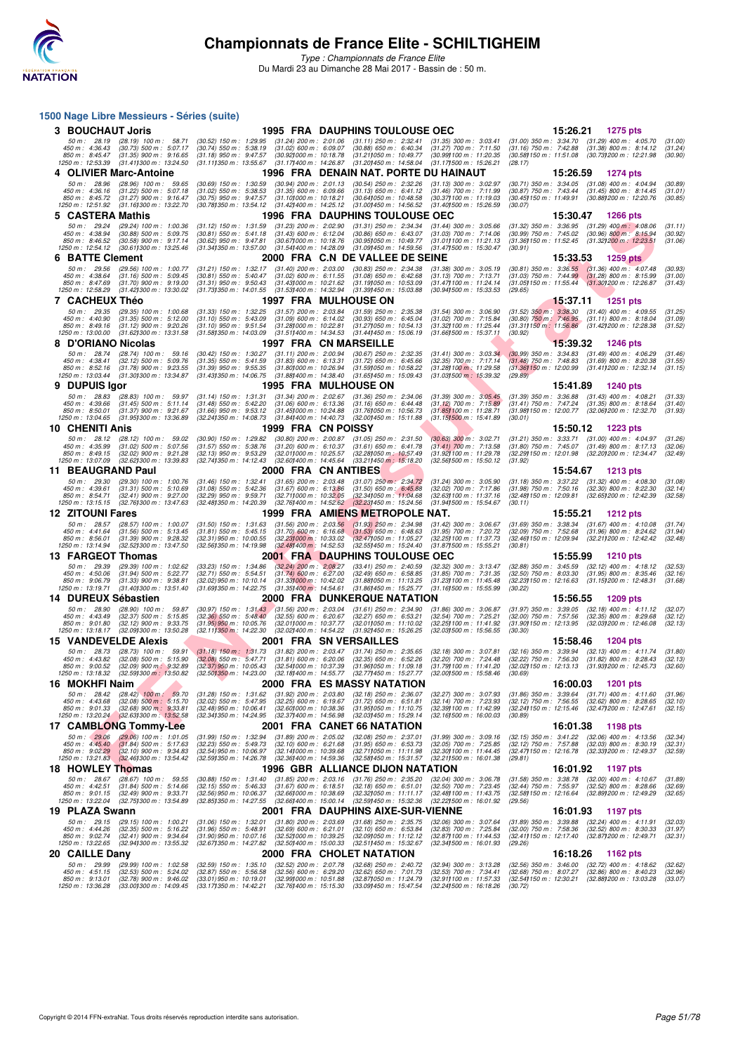# Championnats de France Elite - SCHILTIGHEIM

*Type : Championnats de France Elite*

Du Mardi 23 au Dimanche 28 Mai 2017 - Bassin de : 50 m.

## 1500 Nage Libre Messieurs - Séries (suite)

**3 BOUCHAUT Joris** — 1995 FRA DAUPHINS TOULOUSE OEC — 15:26.21 — 1275 pts

50 m : 28.19 (28.19) 100 m : 58.71 (30.52) 150 m : 1:29.95 (31.24) 200 m : 2:01.06 (31.11) 250 m : 2:32.41 (31.35) 300 m : 3:03.41 (31.00) 350 m : 3:34.70 (31.29) 400 m : 4:05.70 (31.00)
450 m : 4:36.43 (30.73) 500 m : 5:07.17 (30.74) 550 m : 5:38.19 (31.02) 600 m : 6:09.07 (30.88) 650 m : 6:40.34 (31.27) 700 m : 7:11.50 (31.16) 750 m : 7:42.88 (31.38) 800 m : 8:14.12 (31.24)
850 m : 8:45.47 (31.35) 900 m : 9:16.65 (31.18) 950 m : 9:47.57 (30.92) 1000 m : 10:18.78 (31.21) 1050 m : 10:49.77 (30.99) 1100 m : 11:20.35 (30.58) 1150 m : 11:51.08 (30.73) 1200 m : 12:21.98 (30.90)
1250 m : 12:53.39 (31.41) 1300 m : 13:24.50 (31.11) 1350 m : 13:55.67 (31.17) 1400 m : 14:26.87 (31.20) 1450 m : 14:58.04 (31.17) 1500 m : 15:26.21 (28.17)

**4 OLIVIER Marc-Antoine** — 1996 FRA DENAIN NAT. PORTE DU HAINAUT — 15:26.59 — 1274 pts

50 m : 28.96 (28.96) 100 m : 59.65 (30.69) 150 m : 1:30.59 (30.94) 200 m : 2:01.13 (30.54) 250 m : 2:32.26 (31.13) 300 m : 3:02.97 (30.71) 350 m : 3:34.05 (31.08) 400 m : 4:04.94 (30.89)
450 m : 4:36.16 (31.22) 500 m : 5:07.18 (31.02) 550 m : 5:38.53 (31.35) 600 m : 6:09.66 (31.13) 650 m : 6:41.12 (31.46) 700 m : 7:11.99 (30.87) 750 m : 7:43.44 (31.45) 800 m : 8:14.45 (31.01)
850 m : 8:45.72 (31.27) 900 m : 9:16.47 (30.75) 950 m : 9:47.57 (31.10) 1000 m : 10:18.21 (30.64) 1050 m : 10:48.58 (30.37) 1100 m : 11:19.03 (30.45) 1150 m : 11:49.91 (30.88) 1200 m : 12:20.76 (30.85)
1250 m : 12:51.92 (31.16) 1300 m : 13:22.70 (30.78) 1350 m : 13:54.12 (31.42) 1400 m : 14:25.12 (31.00) 1450 m : 14:56.52 (31.40) 1500 m : 15:26.59 (30.07)

**5 CASTERA Mathis** — 1996 FRA DAUPHINS TOULOUSE OEC — 15:30.47 — 1266 pts

50 m : 29.24 (29.24) 100 m : 1:00.36 (31.12) 150 m : 1:31.59 (31.23) 200 m : 2:02.90 (31.31) 250 m : 2:34.34 (31.44) 300 m : 3:05.66 (31.32) 350 m : 3:36.95 (31.29) 400 m : 4:08.06 (31.11)
450 m : 4:38.94 (30.88) 500 m : 5:09.75 (30.81) 550 m : 5:41.18 (31.43) 600 m : 6:12.04 (30.86) 650 m : 6:43.07 (31.03) 700 m : 7:14.06 (30.99) 750 m : 7:45.02 (30.96) 800 m : 8:15.94 (30.92)
850 m : 8:46.52 (30.58) 900 m : 9:17.14 (30.62) 950 m : 9:47.81 (30.67) 1000 m : 10:18.76 (30.95) 1050 m : 10:49.77 (31.01) 1100 m : 11:21.13 (31.36) 1150 m : 11:52.45 (31.32) 1200 m : 12:23.51 (31.06)
1250 m : 12:54.12 (30.61) 1300 m : 13:25.46 (31.34) 1350 m : 13:57.00 (31.54) 1400 m : 14:28.09 (31.09) 1450 m : 14:59.56 (31.47) 1500 m : 15:30.47 (30.91)

**6 BATTE Clement** — 2000 FRA C.N DE VALLEE DE SEINE — 15:33.53 — 1259 pts

50 m : 29.56 (29.56) 100 m : 1:00.77 (31.21) 150 m : 1:32.17 (31.40) 200 m : 2:03.00 (30.83) 250 m : 2:34.38 (31.38) 300 m : 3:05.19 (30.81) 350 m : 3:36.55 (31.36) 400 m : 4:07.48 (30.93)
450 m : 4:38.64 (31.16) 500 m : 5:09.45 (30.81) 550 m : 5:40.47 (31.02) 600 m : 6:11.55 (31.08) 650 m : 6:42.68 (31.13) 700 m : 7:13.71 (31.03) 750 m : 7:44.99 (31.28) 800 m : 8:15.99 (31.00)
850 m : 8:47.69 (31.70) 900 m : 9:19.00 (31.31) 950 m : 9:50.43 (31.43) 1000 m : 10:21.62 (31.19) 1050 m : 10:53.09 (31.47) 1100 m : 11:24.14 (31.05) 1150 m : 11:55.44 (31.30) 1200 m : 12:26.87 (31.43)
1250 m : 12:58.29 (31.42) 1300 m : 13:30.02 (31.73) 1350 m : 14:01.55 (31.53) 1400 m : 14:32.94 (31.39) 1450 m : 15:03.88 (30.94) 1500 m : 15:33.53 (29.65)

**7 CACHEUX Théo** — 1997 FRA MULHOUSE ON — 15:37.11 — 1251 pts

50 m : 29.35 (29.35) 100 m : 1:00.68 (31.33) 150 m : 1:32.25 (31.57) 200 m : 2:03.84 (31.59) 250 m : 2:35.38 (31.54) 300 m : 3:06.90 (31.52) 350 m : 3:38.30 (31.40) 400 m : 4:09.55 (31.25)
450 m : 4:40.90 (31.35) 500 m : 5:12.00 (31.10) 550 m : 5:43.09 (31.09) 600 m : 6:14.02 (30.93) 650 m : 6:45.04 (31.02) 700 m : 7:15.84 (30.80) 750 m : 7:46.95 (31.11) 800 m : 8:18.04 (31.09)
850 m : 8:49.16 (31.12) 900 m : 9:20.26 (31.10) 950 m : 9:51.54 (31.28) 1000 m : 10:22.81 (31.27) 1050 m : 10:54.13 (31.32) 1100 m : 11:25.44 (31.31) 1150 m : 11:56.86 (31.42) 1200 m : 12:28.38 (31.52)
1250 m : 13:00.00 (31.62) 1300 m : 13:31.58 (31.58) 1350 m : 14:03.09 (31.51) 1400 m : 14:34.53 (31.44) 1450 m : 15:06.19 (31.66) 1500 m : 15:37.11 (30.92)

**8 D'ORIANO Nicolas** — 1997 FRA CN MARSEILLE — 15:39.32 — 1246 pts

50 m : 28.74 (28.74) 100 m : 59.16 (30.42) 150 m : 1:30.27 (31.11) 200 m : 2:00.94 (30.67) 250 m : 2:32.35 (31.41) 300 m : 3:03.34 (30.99) 350 m : 3:34.83 (31.49) 400 m : 4:06.29 (31.46)
450 m : 4:38.41 (32.12) 500 m : 5:09.76 (31.35) 550 m : 5:41.59 (31.83) 600 m : 6:13.31 (31.72) 650 m : 6:45.66 (32.35) 700 m : 7:17.14 (31.48) 750 m : 7:48.83 (31.69) 800 m : 8:20.38 (31.55)
850 m : 8:52.16 (31.78) 900 m : 9:23.55 (31.39) 950 m : 9:55.35 (31.80) 1000 m : 10:26.94 (31.59) 1050 m : 10:58.22 (31.28) 1100 m : 11:29.58 (31.36) 1150 m : 12:00.99 (31.41) 1200 m : 12:32.14 (31.15)
1250 m : 13:03.44 (31.30) 1300 m : 13:34.87 (31.43) 1350 m : 14:06.75 (31.88) 1400 m : 14:38.40 (31.65) 1450 m : 15:09.43 (31.03) 1500 m : 15:39.32 (29.89)

**9 DUPUIS Igor** — 1995 FRA MULHOUSE ON — 15:41.89 — 1240 pts

50 m : 28.83 (28.83) 100 m : 59.97 (31.14) 150 m : 1:31.31 (31.34) 200 m : 2:02.67 (31.36) 250 m : 2:34.06 (31.39) 300 m : 3:05.45 (31.39) 350 m : 3:36.88 (31.43) 400 m : 4:08.21 (31.33)
450 m : 4:39.66 (31.45) 500 m : 5:11.14 (31.48) 550 m : 5:42.20 (31.06) 600 m : 6:13.36 (31.16) 650 m : 6:44.48 (31.12) 700 m : 7:15.89 (31.41) 750 m : 7:47.24 (31.35) 800 m : 8:18.64 (31.40)
850 m : 8:50.01 (31.37) 900 m : 9:21.67 (31.66) 950 m : 9:53.12 (31.45) 1000 m : 10:24.88 (31.76) 1050 m : 10:56.73 (31.85) 1100 m : 11:28.71 (31.98) 1150 m : 12:00.77 (32.06) 1200 m : 12:32.70 (31.93)
1250 m : 13:04.65 (31.95) 1300 m : 13:36.89 (32.24) 1350 m : 14:08.73 (31.84) 1400 m : 14:40.73 (32.00) 1450 m : 15:11.88 (31.15) 1500 m : 15:41.89 (30.01)

**10 CHENITI Anis** — 1999 FRA CN POISSY — 15:50.12 — 1223 pts

50 m : 28.12 (28.12) 100 m : 59.02 (30.90) 150 m : 1:29.82 (30.80) 200 m : 2:00.87 (31.05) 250 m : 2:31.50 (30.63) 300 m : 3:02.71 (31.21) 350 m : 3:33.71 (31.00) 400 m : 4:04.97 (31.26)
450 m : 4:35.99 (31.02) 500 m : 5:07.56 (31.57) 550 m : 5:38.76 (31.20) 600 m : 6:10.37 (31.61) 650 m : 6:41.78 (31.41) 700 m : 7:13.58 (31.80) 750 m : 7:45.07 (31.49) 800 m : 8:17.13 (32.06)
850 m : 8:49.15 (32.02) 900 m : 9:21.28 (32.13) 950 m : 9:53.29 (32.01) 1000 m : 10:25.57 (32.28) 1050 m : 10:57.49 (31.92) 1100 m : 11:29.78 (32.29) 1150 m : 12:01.98 (32.20) 1200 m : 12:34.47 (32.49)
1250 m : 13:07.09 (32.62) 1300 m : 13:39.83 (32.74) 1350 m : 14:12.43 (32.60) 1400 m : 14:45.64 (33.21) 1450 m : 15:18.20 (32.56) 1500 m : 15:50.12 (31.92)

**11 BEAUGRAND Paul** — 2000 FRA CN ANTIBES — 15:54.67 — 1213 pts

50 m : 29.30 (29.30) 100 m : 1:00.76 (31.46) 150 m : 1:32.41 (31.65) 200 m : 2:03.48 (31.07) 250 m : 2:34.72 (31.24) 300 m : 3:05.90 (31.18) 350 m : 3:37.22 (31.32) 400 m : 4:08.30 (31.08)
450 m : 4:39.61 (31.31) 500 m : 5:10.69 (31.08) 550 m : 5:42.36 (31.67) 600 m : 6:13.86 (31.50) 650 m : 6:45.88 (32.02) 700 m : 7:17.86 (31.98) 750 m : 7:50.16 (32.30) 800 m : 8:22.30 (32.14)
850 m : 8:54.71 (32.41) 900 m : 9:27.00 (32.29) 950 m : 9:59.71 (32.71) 1000 m : 10:32.05 (32.34) 1050 m : 11:04.68 (32.63) 1100 m : 11:37.16 (32.48) 1150 m : 12:09.81 (32.65) 1200 m : 12:42.39 (32.58)
1250 m : 13:15.15 (32.76) 1300 m : 13:47.63 (32.48) 1350 m : 14:20.39 (32.76) 1400 m : 14:52.62 (32.23) 1450 m : 15:24.56 (31.94) 1500 m : 15:54.67 (30.11)

**12 ZITOUNI Fares** — 1999 FRA AMIENS METROPOLE NAT. — 15:55.21 — 1212 pts

50 m : 28.57 (28.57) 100 m : 1:00.07 (31.50) 150 m : 1:31.63 (31.56) 200 m : 2:03.56 (31.93) 250 m : 2:34.98 (31.42) 300 m : 3:06.67 (31.69) 350 m : 3:38.34 (31.67) 400 m : 4:10.08 (31.74)
450 m : 4:41.64 (31.56) 500 m : 5:13.45 (31.81) 550 m : 5:45.15 (31.70) 600 m : 6:16.68 (31.53) 650 m : 6:48.63 (31.95) 700 m : 7:20.72 (32.09) 750 m : 7:52.68 (31.96) 800 m : 8:24.62 (31.94)
850 m : 8:56.01 (31.39) 900 m : 9:28.32 (32.31) 950 m : 10:00.55 (32.23) 1000 m : 10:33.02 (32.47) 1050 m : 11:05.27 (32.25) 1100 m : 11:37.73 (32.46) 1150 m : 12:09.94 (32.21) 1200 m : 12:42.42 (32.48)
1250 m : 13:14.94 (32.52) 1300 m : 13:47.50 (32.56) 1350 m : 14:19.98 (32.48) 1400 m : 14:52.53 (32.55) 1450 m : 15:24.40 (31.87) 1500 m : 15:55.21 (30.81)

**13 FARGEOT Thomas** — 2001 FRA DAUPHINS TOULOUSE OEC — 15:55.99 — 1210 pts

50 m : 29.39 (29.39) 100 m : 1:02.62 (33.23) 150 m : 1:34.86 (32.24) 200 m : 2:08.27 (33.41) 250 m : 2:40.59 (32.32) 300 m : 3:13.47 (32.88) 350 m : 3:45.59 (32.12) 400 m : 4:18.12 (32.53)
450 m : 4:50.06 (31.94) 500 m : 5:22.77 (32.71) 550 m : 5:54.51 (31.74) 600 m : 6:27.00 (32.49) 650 m : 6:58.85 (31.85) 700 m : 7:31.35 (32.50) 750 m : 8:03.30 (31.95) 800 m : 8:35.46 (32.16)
850 m : 9:06.79 (31.33) 900 m : 9:38.81 (32.02) 950 m : 10:10.14 (31.33) 1000 m : 10:42.02 (31.88) 1050 m : 11:13.25 (31.23) 1100 m : 11:45.48 (32.23) 1150 m : 12:16.63 (31.15) 1200 m : 12:48.31 (31.68)
1250 m : 13:19.71 (31.40) 1300 m : 13:51.40 (31.69) 1350 m : 14:22.75 (31.35) 1400 m : 14:54.61 (31.86) 1450 m : 15:25.77 (31.16) 1500 m : 15:55.99 (30.22)

**14 DUREUX Sébastien** — 2000 FRA DUNKERQUE NATATION — 15:56.55 — 1209 pts

50 m : 28.90 (28.90) 100 m : 59.87 (30.97) 150 m : 1:31.43 (31.56) 200 m : 2:03.04 (31.61) 250 m : 2:34.90 (31.86) 300 m : 3:06.87 (31.97) 350 m : 3:39.05 (32.18) 400 m : 4:11.12 (32.07)
450 m : 4:43.49 (32.37) 500 m : 5:15.85 (32.36) 550 m : 5:48.40 (32.55) 600 m : 6:20.67 (32.27) 650 m : 6:53.21 (32.54) 700 m : 7:25.21 (32.00) 750 m : 7:57.56 (32.35) 800 m : 8:29.68 (32.12)
850 m : 9:01.80 (32.12) 900 m : 9:33.75 (31.95) 950 m : 10:05.76 (32.01) 1000 m : 10:37.77 (32.01) 1050 m : 11:10.02 (32.25) 1100 m : 11:41.92 (31.90) 1150 m : 12:13.95 (32.03) 1200 m : 12:46.08 (32.13)
1250 m : 13:18.17 (32.09) 1300 m : 13:50.28 (32.11) 1350 m : 14:22.30 (32.02) 1400 m : 14:54.22 (31.92) 1450 m : 15:26.25 (32.03) 1500 m : 15:56.55 (30.30)

**15 VANDEVELDE Alexis** — 2001 FRA SN VERSAILLES — 15:58.46 — 1204 pts

50 m : 28.73 (28.73) 100 m : 59.91 (31.18) 150 m : 1:31.73 (31.82) 200 m : 2:03.47 (31.74) 250 m : 2:35.65 (32.18) 300 m : 3:07.81 (32.16) 350 m : 3:39.94 (32.13) 400 m : 4:11.74 (31.80)
450 m : 4:43.82 (32.08) 500 m : 5:15.90 (32.08) 550 m : 5:47.71 (31.81) 600 m : 6:20.06 (32.35) 650 m : 6:52.26 (32.20) 700 m : 7:24.48 (32.22) 750 m : 7:56.30 (31.82) 800 m : 8:28.43 (32.13)
850 m : 9:00.52 (32.09) 900 m : 9:32.89 (32.37) 950 m : 10:05.43 (32.54) 1000 m : 10:37.39 (31.96) 1050 m : 11:09.18 (31.79) 1100 m : 11:41.20 (32.02) 1150 m : 12:13.13 (31.93) 1200 m : 12:45.73 (32.60)
1250 m : 13:18.32 (32.59) 1300 m : 13:50.82 (32.50) 1350 m : 14:23.00 (32.18) 1400 m : 14:55.77 (32.77) 1450 m : 15:27.77 (32.00) 1500 m : 15:58.46 (30.69)

**16 MOKHFI Naim** — 2000 FRA ES MASSY NATATION — 16:00.03 — 1201 pts

50 m : 28.42 (28.42) 100 m : 59.70 (31.28) 150 m : 1:31.62 (31.92) 200 m : 2:03.80 (32.18) 250 m : 2:36.07 (32.27) 300 m : 3:07.93 (31.86) 350 m : 3:39.64 (31.71) 400 m : 4:11.60 (31.96)
450 m : 4:43.68 (32.08) 500 m : 5:15.70 (32.02) 550 m : 5:47.95 (32.25) 600 m : 6:19.67 (31.72) 650 m : 6:51.81 (32.14) 700 m : 7:23.93 (32.12) 750 m : 7:56.55 (32.62) 800 m : 8:28.65 (32.10)
850 m : 9:01.33 (32.68) 900 m : 9:33.81 (32.48) 950 m : 10:06.41 (32.60) 1000 m : 10:38.36 (31.95) 1050 m : 11:10.75 (32.39) 1100 m : 11:42.99 (32.24) 1150 m : 12:15.46 (32.47) 1200 m : 12:47.61 (32.15)
1250 m : 13:20.24 (32.63) 1300 m : 13:52.58 (32.34) 1350 m : 14:24.95 (32.37) 1400 m : 14:56.98 (32.03) 1450 m : 15:29.14 (32.16) 1500 m : 16:00.03 (30.89)

**17 CAMBLONG Tommy-Lee** — 2001 FRA CANET 66 NATATION — 16:01.38 — 1198 pts

50 m : 29.06 (29.06) 100 m : 1:01.05 (31.99) 150 m : 1:32.94 (31.89) 200 m : 2:05.02 (32.08) 250 m : 2:37.01 (31.99) 300 m : 3:09.16 (32.15) 350 m : 3:41.22 (32.06) 400 m : 4:13.56 (32.34)
450 m : 4:45.40 (31.84) 500 m : 5:17.63 (32.23) 550 m : 5:49.73 (32.10) 600 m : 6:21.68 (31.95) 650 m : 6:53.73 (32.05) 700 m : 7:25.85 (32.12) 750 m : 7:57.88 (32.03) 800 m : 8:30.19 (32.31)
850 m : 9:02.29 (32.10) 900 m : 9:34.83 (32.54) 950 m : 10:06.97 (32.14) 1000 m : 10:39.68 (32.71) 1050 m : 11:11.98 (32.30) 1100 m : 11:44.45 (32.47) 1150 m : 12:16.78 (32.33) 1200 m : 12:49.37 (32.59)
1250 m : 13:21.83 (32.46) 1300 m : 13:54.42 (32.59) 1350 m : 14:26.78 (32.36) 1400 m : 14:59.36 (32.58) 1450 m : 15:31.57 (32.21) 1500 m : 16:01.38 (29.81)

**18 HOWLEY Thomas** — 1996 GBR ALLIANCE DIJON NATATION — 16:01.92 — 1197 pts

50 m : 28.67 (28.67) 100 m : 59.55 (30.88) 150 m : 1:31.40 (31.85) 200 m : 2:03.16 (31.76) 250 m : 2:35.20 (32.04) 300 m : 3:06.78 (31.58) 350 m : 3:38.78 (32.00) 400 m : 4:10.67 (31.89)
450 m : 4:42.51 (31.84) 500 m : 5:14.66 (32.15) 550 m : 5:46.33 (31.67) 600 m : 6:18.51 (32.18) 650 m : 6:51.01 (32.50) 700 m : 7:23.45 (32.44) 750 m : 7:55.97 (32.52) 800 m : 8:28.66 (32.69)
850 m : 9:01.15 (32.49) 900 m : 9:33.71 (32.56) 950 m : 10:06.37 (32.66) 1000 m : 10:38.69 (32.32) 1050 m : 11:11.17 (32.48) 1100 m : 11:43.75 (32.58) 1150 m : 12:16.64 (32.89) 1200 m : 12:49.29 (32.65)
1250 m : 13:22.04 (32.75) 1300 m : 13:54.89 (32.85) 1350 m : 14:27.55 (32.66) 1400 m : 15:00.14 (32.59) 1450 m : 15:32.36 (32.22) 1500 m : 16:01.92 (29.56)

**19 PLAZA Swann** — 2001 FRA DAUPHINS AIXE-SUR-VIENNE — 16:01.93 — 1197 pts

50 m : 29.15 (29.15) 100 m : 1:00.21 (31.06) 150 m : 1:32.01 (31.80) 200 m : 2:03.69 (31.68) 250 m : 2:35.75 (32.06) 300 m : 3:07.64 (31.89) 350 m : 3:39.88 (32.24) 400 m : 4:11.91 (32.03)
450 m : 4:44.26 (32.35) 500 m : 5:16.22 (31.96) 550 m : 5:48.91 (32.69) 600 m : 6:21.01 (32.10) 650 m : 6:53.84 (32.83) 700 m : 7:25.84 (32.00) 750 m : 7:58.36 (32.52) 800 m : 8:30.33 (31.97)
850 m : 9:02.74 (32.41) 900 m : 9:34.64 (31.90) 950 m : 10:07.16 (32.52) 1000 m : 10:39.25 (32.09) 1050 m : 11:12.12 (32.87) 1100 m : 11:44.53 (32.41) 1150 m : 12:17.40 (32.87) 1200 m : 12:49.71 (32.31)
1250 m : 13:22.65 (32.94) 1300 m : 13:55.32 (32.67) 1350 m : 14:27.82 (32.50) 1400 m : 15:00.33 (32.51) 1450 m : 15:32.67 (32.34) 1500 m : 16:01.93 (29.26)

**20 CAILLE Dany** — 2000 FRA CHOLET NATATION — 16:18.26 — 1162 pts

50 m : 29.99 (29.99) 100 m : 1:02.58 (32.59) 150 m : 1:35.10 (32.52) 200 m : 2:07.78 (32.68) 250 m : 2:40.72 (32.94) 300 m : 3:13.28 (32.56) 350 m : 3:46.00 (32.72) 400 m : 4:18.62 (32.62)
450 m : 4:51.15 (32.53) 500 m : 5:24.02 (32.87) 550 m : 5:56.58 (32.56) 600 m : 6:29.20 (32.62) 650 m : 7:01.73 (32.53) 700 m : 7:34.41 (32.68) 750 m : 8:07.27 (32.86) 800 m : 8:40.23 (32.96)
850 m : 9:13.01 (32.78) 900 m : 9:46.02 (33.01) 950 m : 10:19.01 (32.99) 1000 m : 10:51.88 (32.87) 1050 m : 11:24.79 (32.91) 1100 m : 11:57.33 (32.54) 1150 m : 12:30.21 (32.88) 1200 m : 13:03.28 (33.07)
1250 m : 13:36.28 (33.00) 1300 m : 14:09.45 (33.17) 1350 m : 14:42.21 (32.76) 1400 m : 15:15.30 (33.09) 1450 m : 15:47.54 (32.24) 1500 m : 16:18.26 (30.72)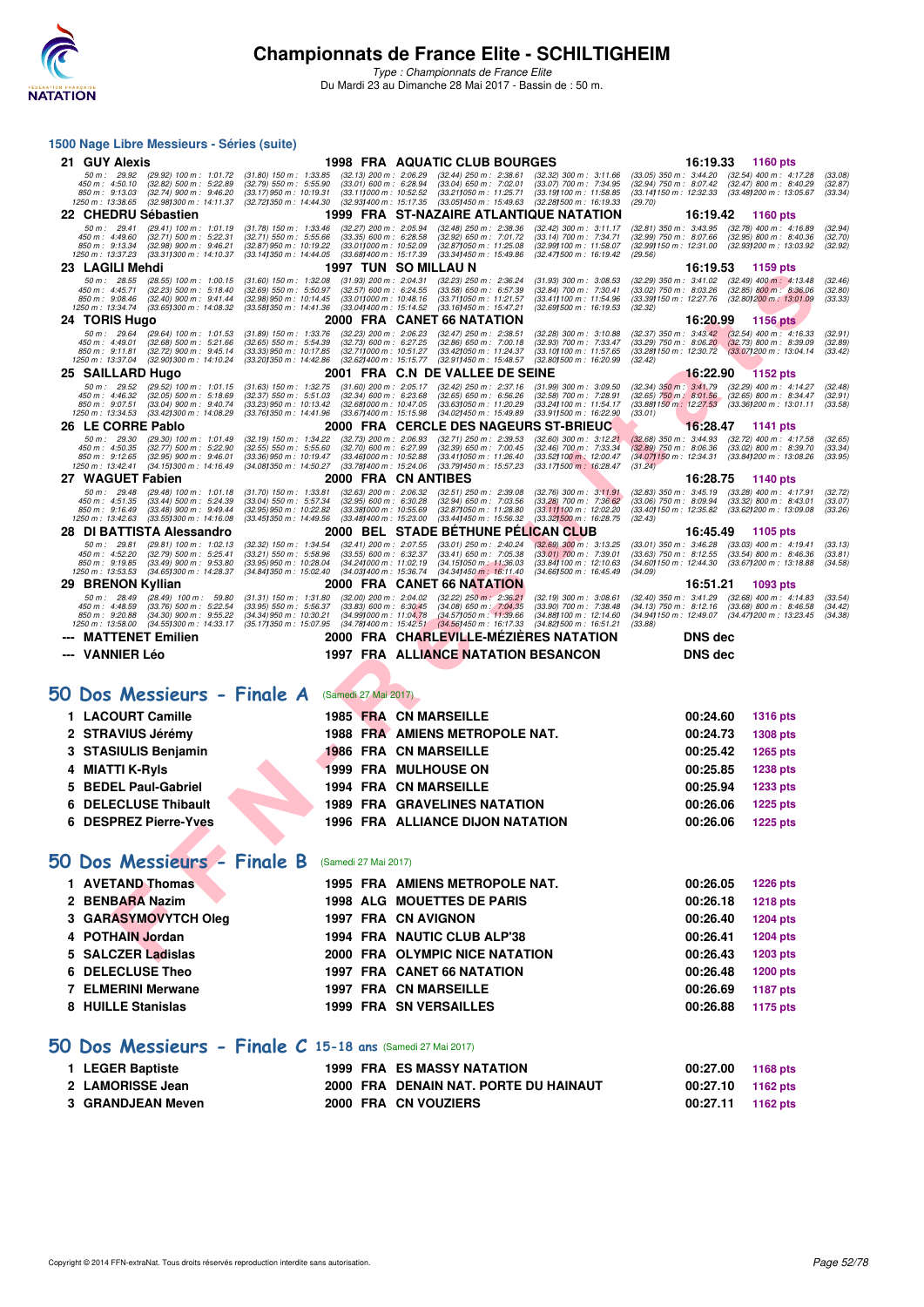# Championnats de France Elite - SCHILTIGHEIM

*Type : Championnats de France Elite*

Du Mardi 23 au Dimanche 28 Mai 2017 - Bassin de : 50 m.

## 1500 Nage Libre Messieurs - Séries (suite)

**21 GUY Alexis** — 1998 FRA AQUATIC CLUB BOURGES — 16:19.33 — 1160 pts

50 m : 29.92 (29.92) 100 m : 1:01.72 (31.80) 150 m : 1:33.85 (32.13) 200 m : 2:06.29 (32.44) 250 m : 2:38.61 (32.32) 300 m : 3:11.66 (33.05) 350 m : 3:44.20 (32.54) 400 m : 4:17.28 (33.08)
450 m : 4:50.10 (32.82) 500 m : 5:22.89 (32.79) 550 m : 5:55.90 (33.01) 600 m : 6:28.94 (33.04) 650 m : 7:02.01 (33.07) 700 m : 7:34.95 (32.94) 750 m : 8:07.42 (32.47) 800 m : 8:40.29 (32.87)
850 m : 9:13.03 (32.74) 900 m : 9:46.20 (33.17) 950 m : 10:19.31 (33.11) 1000 m : 10:52.52 (33.21) 1050 m : 11:25.71 (33.19) 1100 m : 11:58.85 (33.14) 1150 m : 12:32.33 (33.48) 1200 m : 13:05.67 (33.34)
1250 m : 13:38.65 (32.98) 1300 m : 14:11.37 (32.72) 1350 m : 14:44.30 (32.93) 1400 m : 15:17.35 (33.05) 1450 m : 15:49.63 (32.28) 1500 m : 16:19.33 (29.70)

**22 CHEDRU Sébastien** — 1999 FRA ST-NAZAIRE ATLANTIQUE NATATION — 16:19.42 — 1160 pts

50 m : 29.41 (29.41) 100 m : 1:01.19 (31.78) 150 m : 1:33.46 (32.27) 200 m : 2:05.94 (32.48) 250 m : 2:38.36 (32.42) 300 m : 3:11.17 (32.81) 350 m : 3:43.95 (32.78) 400 m : 4:16.89 (32.94)
450 m : 4:49.60 (32.71) 500 m : 5:22.31 (32.71) 550 m : 5:55.66 (33.35) 600 m : 6:28.58 (32.92) 650 m : 7:01.72 (33.14) 700 m : 7:34.71 (32.99) 750 m : 8:07.66 (32.95) 800 m : 8:40.36 (32.70)
850 m : 9:13.34 (32.98) 900 m : 9:46.21 (32.87) 950 m : 10:19.22 (33.01) 1000 m : 10:52.09 (32.87) 1050 m : 11:25.08 (32.99) 1100 m : 11:58.07 (32.99) 1150 m : 12:31.00 (32.93) 1200 m : 13:03.92 (32.92)
1250 m : 13:37.23 (33.31) 1300 m : 14:10.37 (33.14) 1350 m : 14:44.05 (33.68) 1400 m : 15:17.39 (33.34) 1450 m : 15:49.86 (32.47) 1500 m : 16:19.42 (29.56)

**23 LAGILI Mehdi** — 1997 TUN SO MILLAU N — 16:19.53 — 1159 pts

50 m : 28.55 (28.55) 100 m : 1:00.15 (31.60) 150 m : 1:32.08 (31.93) 200 m : 2:04.31 (32.23) 250 m : 2:36.24 (31.93) 300 m : 3:08.53 (32.29) 350 m : 3:41.02 (32.49) 400 m : 4:13.48 (32.46)
450 m : 4:45.71 (32.23) 500 m : 5:18.40 (32.69) 550 m : 5:50.97 (32.57) 600 m : 6:24.55 (33.58) 650 m : 6:57.39 (32.84) 700 m : 7:30.41 (33.02) 750 m : 8:03.26 (32.85) 800 m : 8:36.06 (32.80)
850 m : 9:08.46 (32.40) 900 m : 9:41.44 (32.98) 950 m : 10:14.45 (33.01) 1000 m : 10:48.16 (33.71) 1050 m : 11:21.57 (33.41) 1100 m : 11:54.96 (33.39) 1150 m : 12:27.76 (32.80) 1200 m : 13:01.09 (33.33)
1250 m : 13:34.74 (33.65) 1300 m : 14:08.32 (33.58) 1350 m : 14:41.36 (33.04) 1400 m : 15:14.52 (33.16) 1450 m : 15:47.21 (32.69) 1500 m : 16:19.53 (32.32)

**24 TORIS Hugo** — 2000 FRA CANET 66 NATATION — 16:20.99 — 1156 pts

50 m : 29.64 (29.64) 100 m : 1:01.53 (31.89) 150 m : 1:33.76 (32.23) 200 m : 2:06.23 (32.47) 250 m : 2:38.51 (32.28) 300 m : 3:10.88 (32.37) 350 m : 3:43.42 (32.54) 400 m : 4:16.33 (32.91)
450 m : 4:49.01 (32.68) 500 m : 5:21.66 (32.65) 550 m : 5:54.39 (32.73) 600 m : 6:27.25 (32.86) 650 m : 7:00.18 (32.93) 700 m : 7:33.47 (33.29) 750 m : 8:06.20 (32.73) 800 m : 8:39.09 (32.89)
850 m : 9:11.81 (32.72) 900 m : 9:45.14 (33.33) 950 m : 10:17.85 (32.71) 1000 m : 10:51.27 (33.42) 1050 m : 11:24.37 (33.10) 1100 m : 11:57.65 (33.28) 1150 m : 12:30.72 (33.07) 1200 m : 13:04.14 (33.42)
1250 m : 13:37.04 (32.90) 1300 m : 14:10.24 (33.20) 1350 m : 14:42.86 (32.62) 1400 m : 15:15.77 (32.91) 1450 m : 15:48.57 (32.80) 1500 m : 16:20.99 (32.42)

**25 SAILLARD Hugo** — 2001 FRA C.N DE VALLEE DE SEINE — 16:22.90 — 1152 pts

50 m : 29.52 (29.52) 100 m : 1:01.15 (31.63) 150 m : 1:32.75 (31.60) 200 m : 2:05.17 (32.42) 250 m : 2:37.16 (31.99) 300 m : 3:09.50 (32.34) 350 m : 3:41.79 (32.29) 400 m : 4:14.27 (32.48)
450 m : 4:46.32 (32.05) 500 m : 5:18.69 (32.37) 550 m : 5:51.03 (32.34) 600 m : 6:23.68 (32.65) 650 m : 6:56.26 (32.58) 700 m : 7:28.91 (32.65) 750 m : 8:01.56 (32.91) 800 m : 8:34.47 (32.91)
850 m : 9:07.51 (33.04) 900 m : 9:40.74 (33.23) 950 m : 10:13.42 (32.68) 1000 m : 10:47.05 (33.63) 1050 m : 11:20.29 (33.24) 1100 m : 11:54.17 (33.88) 1150 m : 12:27.53 (33.36) 1200 m : 13:01.11 (33.58)
1250 m : 13:34.53 (33.42) 1300 m : 14:08.29 (33.76) 1350 m : 14:41.96 (33.67) 1400 m : 15:15.98 (34.02) 1450 m : 15:49.89 (33.91) 1500 m : 16:22.90 (33.01)

**26 LE CORRE Pablo** — 2000 FRA CERCLE DES NAGEURS ST-BRIEUC — 16:28.47 — 1141 pts

50 m : 29.30 (29.30) 100 m : 1:01.49 (32.19) 150 m : 1:34.22 (32.73) 200 m : 2:06.93 (32.71) 250 m : 2:39.53 (32.60) 300 m : 3:12.21 (32.68) 350 m : 3:44.93 (32.72) 400 m : 4:17.58 (32.65)
450 m : 4:50.35 (32.77) 500 m : 5:22.90 (32.55) 550 m : 5:55.60 (32.70) 600 m : 6:27.99 (32.39) 650 m : 7:00.45 (32.46) 700 m : 7:33.34 (32.89) 750 m : 8:06.36 (33.02) 800 m : 8:39.70 (33.34)
850 m : 9:12.65 (32.95) 900 m : 9:46.01 (33.36) 950 m : 10:19.47 (33.46) 1000 m : 10:52.88 (33.41) 1050 m : 11:26.40 (33.52) 1100 m : 12:00.47 (34.07) 1150 m : 12:34.31 (33.84) 1200 m : 13:08.26 (33.95)
1250 m : 13:42.41 (34.15) 1300 m : 14:16.49 (34.08) 1350 m : 14:50.27 (33.78) 1400 m : 15:24.06 (33.79) 1450 m : 15:57.23 (33.17) 1500 m : 16:28.47 (31.24)

**27 WAGUET Fabien** — 2000 FRA CN ANTIBES — 16:28.75 — 1140 pts

50 m : 29.48 (29.48) 100 m : 1:01.18 (31.70) 150 m : 1:33.81 (32.63) 200 m : 2:06.32 (32.51) 250 m : 2:39.08 (32.76) 300 m : 3:11.91 (32.83) 350 m : 3:45.19 (33.28) 400 m : 4:17.91 (32.72)
450 m : 4:51.35 (33.44) 500 m : 5:24.39 (33.04) 550 m : 5:57.34 (32.95) 600 m : 6:30.28 (32.94) 650 m : 7:03.56 (33.28) 700 m : 7:36.62 (33.06) 750 m : 8:09.94 (33.32) 800 m : 8:43.01 (33.07)
850 m : 9:16.49 (33.48) 900 m : 9:49.44 (32.95) 950 m : 10:22.82 (33.38) 1000 m : 10:55.69 (32.87) 1050 m : 11:28.80 (33.11) 1100 m : 12:02.20 (33.40) 1150 m : 12:35.82 (33.62) 1200 m : 13:09.08 (33.26)
1250 m : 13:42.63 (33.55) 1300 m : 14:16.08 (33.45) 1350 m : 14:49.56 (33.48) 1400 m : 15:23.00 (33.44) 1450 m : 15:56.32 (33.32) 1500 m : 16:28.75 (32.43)

**28 DI BATTISTA Alessandro** — 2000 BEL STADE BÉTHUNE PÉLICAN CLUB — 16:45.49 — 1105 pts

50 m : 29.81 (29.81) 100 m : 1:02.13 (32.32) 150 m : 1:34.54 (32.41) 200 m : 2:07.55 (33.01) 250 m : 2:40.24 (32.69) 300 m : 3:13.25 (33.01) 350 m : 3:46.28 (33.03) 400 m : 4:19.41 (33.13)
450 m : 4:52.20 (32.79) 500 m : 5:25.41 (33.21) 550 m : 5:58.96 (33.55) 600 m : 6:32.37 (33.41) 650 m : 7:05.38 (33.01) 700 m : 7:39.01 (33.63) 750 m : 8:12.55 (33.54) 800 m : 8:46.36 (33.81)
850 m : 9:19.85 (33.49) 900 m : 9:53.80 (33.95) 950 m : 10:28.04 (34.24) 1000 m : 11:02.19 (34.15) 1050 m : 11:36.03 (33.84) 1100 m : 12:10.63 (34.60) 1150 m : 12:44.30 (33.67) 1200 m : 13:18.88 (34.58)
1250 m : 13:53.53 (34.65) 1300 m : 14:28.37 (34.84) 1350 m : 15:02.40 (34.03) 1400 m : 15:36.74 (34.34) 1450 m : 16:11.40 (34.66) 1500 m : 16:45.49 (34.09)

**29 BRENON Kyllian** — 2000 FRA CANET 66 NATATION — 16:51.21 — 1093 pts

50 m : 28.49 (28.49) 100 m : 59.80 (31.31) 150 m : 1:31.80 (32.00) 200 m : 2:04.02 (32.22) 250 m : 2:36.21 (32.19) 300 m : 3:08.61 (32.40) 350 m : 3:41.29 (32.68) 400 m : 4:14.83 (33.54)
450 m : 4:48.59 (33.76) 500 m : 5:22.54 (33.95) 550 m : 5:56.37 (33.83) 600 m : 6:30.45 (34.08) 650 m : 7:04.35 (33.90) 700 m : 7:38.48 (34.13) 750 m : 8:12.16 (33.68) 800 m : 8:46.58 (34.42)
850 m : 9:20.88 (34.30) 900 m : 9:55.22 (34.34) 950 m : 10:30.21 (34.99) 1000 m : 11:04.78 (34.57) 1050 m : 11:39.66 (34.88) 1100 m : 12:14.60 (34.94) 1150 m : 12:49.07 (34.47) 1200 m : 13:23.45 (34.38)
1250 m : 13:58.00 (34.55) 1300 m : 14:33.17 (35.17) 1350 m : 15:07.95 (34.78) 1400 m : 15:42.51 (34.56) 1450 m : 16:17.33 (34.82) 1500 m : 16:51.21 (33.88)

| | Nom | Année | Pays | Club | Temps |
|---|---|---|---|---|---|
| --- | MATTENET Emilien | 2000 | FRA | CHARLEVILLE-MÉZIÈRES NATATION | DNS dec |
| --- | VANNIER Léo | 1997 | FRA | ALLIANCE NATATION BESANCON | DNS dec |

## 50 Dos Messieurs - Finale A (Samedi 27 Mai 2017)

| Rang | Nom | Année | Pays | Club | Temps | Points |
|---|---|---|---|---|---|---|
| 1 | LACOURT Camille | 1985 | FRA | CN MARSEILLE | 00:24.60 | 1316 pts |
| 2 | STRAVIUS Jérémy | 1988 | FRA | AMIENS METROPOLE NAT. | 00:24.73 | 1308 pts |
| 3 | STASIULIS Benjamin | 1986 | FRA | CN MARSEILLE | 00:25.42 | 1265 pts |
| 4 | MIATTI K-Ryls | 1999 | FRA | MULHOUSE ON | 00:25.85 | 1238 pts |
| 5 | BEDEL Paul-Gabriel | 1994 | FRA | CN MARSEILLE | 00:25.94 | 1233 pts |
| 6 | DELECLUSE Thibault | 1989 | FRA | GRAVELINES NATATION | 00:26.06 | 1225 pts |
| 6 | DESPREZ Pierre-Yves | 1996 | FRA | ALLIANCE DIJON NATATION | 00:26.06 | 1225 pts |

## 50 Dos Messieurs - Finale B (Samedi 27 Mai 2017)

| Rang | Nom | Année | Pays | Club | Temps | Points |
|---|---|---|---|---|---|---|
| 1 | AVETAND Thomas | 1995 | FRA | AMIENS METROPOLE NAT. | 00:26.05 | 1226 pts |
| 2 | BENBARA Nazim | 1998 | ALG | MOUETTES DE PARIS | 00:26.18 | 1218 pts |
| 3 | GARASYMOVYTCH Oleg | 1997 | FRA | CN AVIGNON | 00:26.40 | 1204 pts |
| 4 | POTHAIN Jordan | 1994 | FRA | NAUTIC CLUB ALP'38 | 00:26.41 | 1204 pts |
| 5 | SALCZER Ladislas | 2000 | FRA | OLYMPIC NICE NATATION | 00:26.43 | 1203 pts |
| 6 | DELECLUSE Theo | 1997 | FRA | CANET 66 NATATION | 00:26.48 | 1200 pts |
| 7 | ELMERINI Merwane | 1997 | FRA | CN MARSEILLE | 00:26.69 | 1187 pts |
| 8 | HUILLE Stanislas | 1999 | FRA | SN VERSAILLES | 00:26.88 | 1175 pts |

## 50 Dos Messieurs - Finale C 15-18 ans (Samedi 27 Mai 2017)

| Rang | Nom | Année | Pays | Club | Temps | Points |
|---|---|---|---|---|---|---|
| 1 | LEGER Baptiste | 1999 | FRA | ES MASSY NATATION | 00:27.00 | 1168 pts |
| 2 | LAMORISSE Jean | 2000 | FRA | DENAIN NAT. PORTE DU HAINAUT | 00:27.10 | 1162 pts |
| 3 | GRANDJEAN Meven | 2000 | FRA | CN VOUZIERS | 00:27.11 | 1162 pts |

Copyright © 2014 FFN-extraNat. Tous droits réservés reproduction interdite sans autorisation.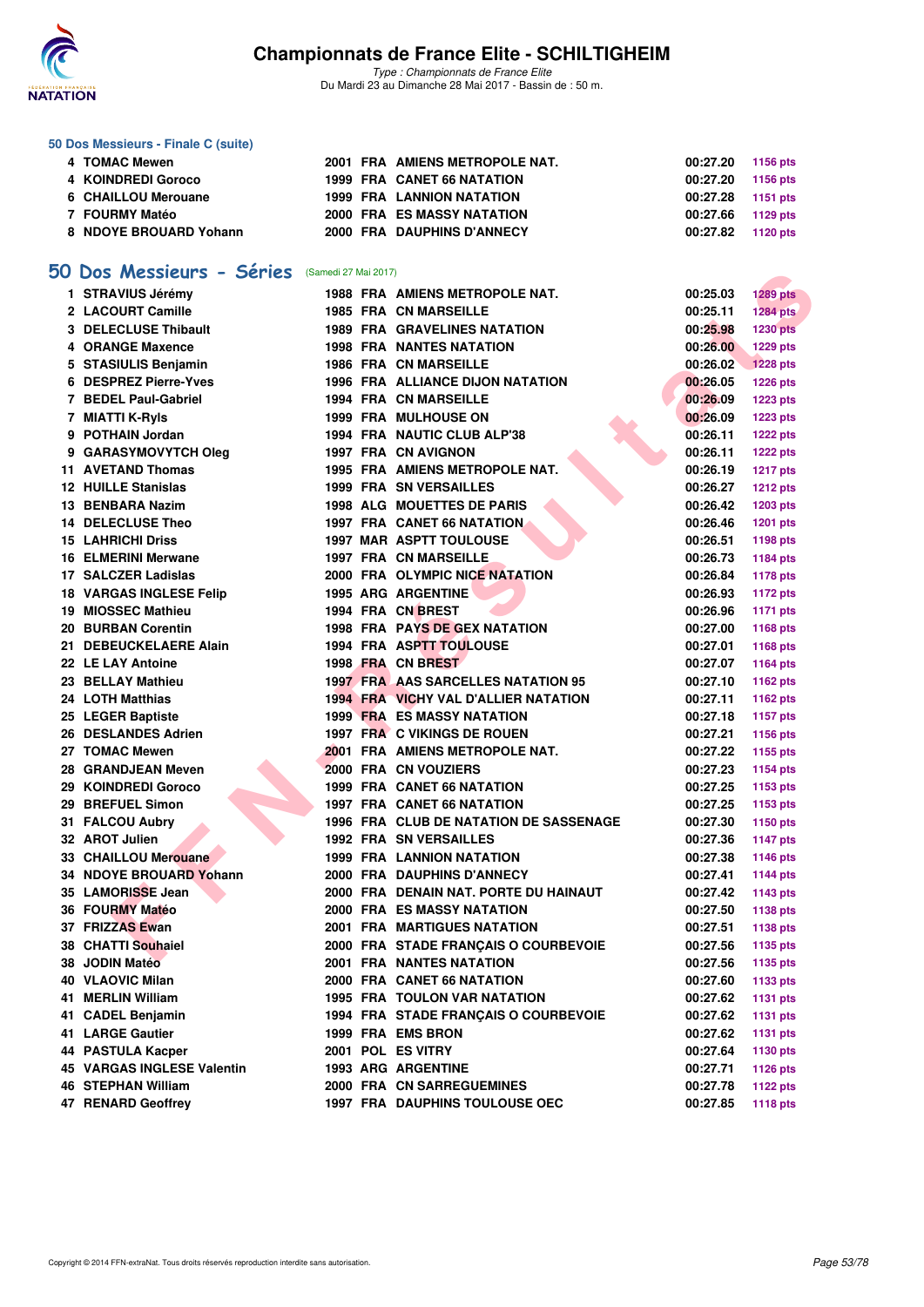# Championnats de France Elite - SCHILTIGHEIM

*Type : Championnats de France Elite*
Du Mardi 23 au Dimanche 28 Mai 2017 - Bassin de : 50 m.

### 50 Dos Messieurs - Finale C (suite)

| | | | | | | |
|---|---|---|---|---|---|---|
| 4 | TOMAC Mewen | 2001 | FRA | AMIENS METROPOLE NAT. | 00:27.20 | 1156 pts |
| 4 | KOINDREDI Goroco | 1999 | FRA | CANET 66 NATATION | 00:27.20 | 1156 pts |
| 6 | CHAILLOU Merouane | 1999 | FRA | LANNION NATATION | 00:27.28 | 1151 pts |
| 7 | FOURMY Matéo | 2000 | FRA | ES MASSY NATATION | 00:27.66 | 1129 pts |
| 8 | NDOYE BROUARD Yohann | 2000 | FRA | DAUPHINS D'ANNECY | 00:27.82 | 1120 pts |

## 50 Dos Messieurs - Séries (Samedi 27 Mai 2017)

| | | | | | | |
|---|---|---|---|---|---|---|
| 1 | STRAVIUS Jérémy | 1988 | FRA | AMIENS METROPOLE NAT. | 00:25.03 | 1289 pts |
| 2 | LACOURT Camille | 1985 | FRA | CN MARSEILLE | 00:25.11 | 1284 pts |
| 3 | DELECLUSE Thibault | 1989 | FRA | GRAVELINES NATATION | 00:25.98 | 1230 pts |
| 4 | ORANGE Maxence | 1998 | FRA | NANTES NATATION | 00:26.00 | 1229 pts |
| 5 | STASIULIS Benjamin | 1986 | FRA | CN MARSEILLE | 00:26.02 | 1228 pts |
| 6 | DESPREZ Pierre-Yves | 1996 | FRA | ALLIANCE DIJON NATATION | 00:26.05 | 1226 pts |
| 7 | BEDEL Paul-Gabriel | 1994 | FRA | CN MARSEILLE | 00:26.09 | 1223 pts |
| 7 | MIATTI K-Ryls | 1999 | FRA | MULHOUSE ON | 00:26.09 | 1223 pts |
| 9 | POTHAIN Jordan | 1994 | FRA | NAUTIC CLUB ALP'38 | 00:26.11 | 1222 pts |
| 9 | GARASYMOVYTCH Oleg | 1997 | FRA | CN AVIGNON | 00:26.11 | 1222 pts |
| 11 | AVETAND Thomas | 1995 | FRA | AMIENS METROPOLE NAT. | 00:26.19 | 1217 pts |
| 12 | HUILLE Stanislas | 1999 | FRA | SN VERSAILLES | 00:26.27 | 1212 pts |
| 13 | BENBARA Nazim | 1998 | ALG | MOUETTES DE PARIS | 00:26.42 | 1203 pts |
| 14 | DELECLUSE Theo | 1997 | FRA | CANET 66 NATATION | 00:26.46 | 1201 pts |
| 15 | LAHRICHI Driss | 1997 | MAR | ASPTT TOULOUSE | 00:26.51 | 1198 pts |
| 16 | ELMERINI Merwane | 1997 | FRA | CN MARSEILLE | 00:26.73 | 1184 pts |
| 17 | SALCZER Ladislas | 2000 | FRA | OLYMPIC NICE NATATION | 00:26.84 | 1178 pts |
| 18 | VARGAS INGLESE Felip | 1995 | ARG | ARGENTINE | 00:26.93 | 1172 pts |
| 19 | MIOSSEC Mathieu | 1994 | FRA | CN BREST | 00:26.96 | 1171 pts |
| 20 | BURBAN Corentin | 1998 | FRA | PAYS DE GEX NATATION | 00:27.00 | 1168 pts |
| 21 | DEBEUCKELAERE Alain | 1994 | FRA | ASPTT TOULOUSE | 00:27.01 | 1168 pts |
| 22 | LE LAY Antoine | 1998 | FRA | CN BREST | 00:27.07 | 1164 pts |
| 23 | BELLAY Mathieu | 1997 | FRA | AAS SARCELLES NATATION 95 | 00:27.10 | 1162 pts |
| 24 | LOTH Matthias | 1994 | FRA | VICHY VAL D'ALLIER NATATION | 00:27.11 | 1162 pts |
| 25 | LEGER Baptiste | 1999 | FRA | ES MASSY NATATION | 00:27.18 | 1157 pts |
| 26 | DESLANDES Adrien | 1997 | FRA | C VIKINGS DE ROUEN | 00:27.21 | 1156 pts |
| 27 | TOMAC Mewen | 2001 | FRA | AMIENS METROPOLE NAT. | 00:27.22 | 1155 pts |
| 28 | GRANDJEAN Meven | 2000 | FRA | CN VOUZIERS | 00:27.23 | 1154 pts |
| 29 | KOINDREDI Goroco | 1999 | FRA | CANET 66 NATATION | 00:27.25 | 1153 pts |
| 29 | BREFUEL Simon | 1997 | FRA | CANET 66 NATATION | 00:27.25 | 1153 pts |
| 31 | FALCOU Aubry | 1996 | FRA | CLUB DE NATATION DE SASSENAGE | 00:27.30 | 1150 pts |
| 32 | AROT Julien | 1992 | FRA | SN VERSAILLES | 00:27.36 | 1147 pts |
| 33 | CHAILLOU Merouane | 1999 | FRA | LANNION NATATION | 00:27.38 | 1146 pts |
| 34 | NDOYE BROUARD Yohann | 2000 | FRA | DAUPHINS D'ANNECY | 00:27.41 | 1144 pts |
| 35 | LAMORISSE Jean | 2000 | FRA | DENAIN NAT. PORTE DU HAINAUT | 00:27.42 | 1143 pts |
| 36 | FOURMY Matéo | 2000 | FRA | ES MASSY NATATION | 00:27.50 | 1138 pts |
| 37 | FRIZZAS Ewan | 2001 | FRA | MARTIGUES NATATION | 00:27.51 | 1138 pts |
| 38 | CHATTI Souhaiel | 2000 | FRA | STADE FRANÇAIS O COURBEVOIE | 00:27.56 | 1135 pts |
| 38 | JODIN Matéo | 2001 | FRA | NANTES NATATION | 00:27.56 | 1135 pts |
| 40 | VLAOVIC Milan | 2000 | FRA | CANET 66 NATATION | 00:27.60 | 1133 pts |
| 41 | MERLIN William | 1995 | FRA | TOULON VAR NATATION | 00:27.62 | 1131 pts |
| 41 | CADEL Benjamin | 1994 | FRA | STADE FRANÇAIS O COURBEVOIE | 00:27.62 | 1131 pts |
| 41 | LARGE Gautier | 1999 | FRA | EMS BRON | 00:27.62 | 1131 pts |
| 44 | PASTULA Kacper | 2001 | POL | ES VITRY | 00:27.64 | 1130 pts |
| 45 | VARGAS INGLESE Valentin | 1993 | ARG | ARGENTINE | 00:27.71 | 1126 pts |
| 46 | STEPHAN William | 2000 | FRA | CN SARREGUEMINES | 00:27.78 | 1122 pts |
| 47 | RENARD Geoffrey | 1997 | FRA | DAUPHINS TOULOUSE OEC | 00:27.85 | 1118 pts |

Copyright © 2014 FFN-extraNat. Tous droits réservés reproduction interdite sans autorisation.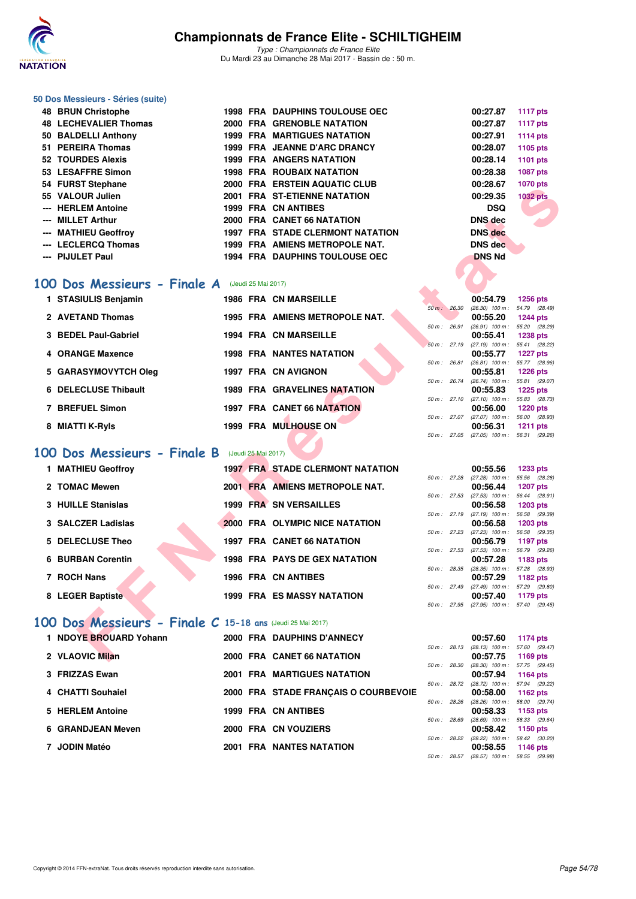# Championnats de France Elite - SCHILTIGHEIM

*Type : Championnats de France Elite*
Du Mardi 23 au Dimanche 28 Mai 2017 - Bassin de : 50 m.

### 50 Dos Messieurs - Séries (suite)

| | | | | | | |
|---|---|---|---|---|---|---|
| 48 | BRUN Christophe | 1998 | FRA | DAUPHINS TOULOUSE OEC | 00:27.87 | 1117 pts |
| 48 | LECHEVALIER Thomas | 2000 | FRA | GRENOBLE NATATION | 00:27.87 | 1117 pts |
| 50 | BALDELLI Anthony | 1999 | FRA | MARTIGUES NATATION | 00:27.91 | 1114 pts |
| 51 | PEREIRA Thomas | 1999 | FRA | JEANNE D'ARC DRANCY | 00:28.07 | 1105 pts |
| 52 | TOURDES Alexis | 1999 | FRA | ANGERS NATATION | 00:28.14 | 1101 pts |
| 53 | LESAFFRE Simon | 1998 | FRA | ROUBAIX NATATION | 00:28.38 | 1087 pts |
| 54 | FURST Stephane | 2000 | FRA | ERSTEIN AQUATIC CLUB | 00:28.67 | 1070 pts |
| 55 | VALOUR Julien | 2001 | FRA | ST-ETIENNE NATATION | 00:29.35 | 1032 pts |
| --- | HERLEM Antoine | 1999 | FRA | CN ANTIBES | DSQ | |
| --- | MILLET Arthur | 2000 | FRA | CANET 66 NATATION | DNS dec | |
| --- | MATHIEU Geoffroy | 1997 | FRA | STADE CLERMONT NATATION | DNS dec | |
| --- | LECLERCQ Thomas | 1999 | FRA | AMIENS METROPOLE NAT. | DNS dec | |
| --- | PIJULET Paul | 1994 | FRA | DAUPHINS TOULOUSE OEC | DNS Nd | |

## 100 Dos Messieurs - Finale A (Jeudi 25 Mai 2017)

| | | | | | | | |
|---|---|---|---|---|---|---|---|
| 1 | STASIULIS Benjamin | 1986 | FRA | CN MARSEILLE | 00:54.79 | 1256 pts | 50 m : 26.30 (26.30) 100 m : 54.79 (28.49) |
| 2 | AVETAND Thomas | 1995 | FRA | AMIENS METROPOLE NAT. | 00:55.20 | 1244 pts | 50 m : 26.91 (26.91) 100 m : 55.20 (28.29) |
| 3 | BEDEL Paul-Gabriel | 1994 | FRA | CN MARSEILLE | 00:55.41 | 1238 pts | 50 m : 27.19 (27.19) 100 m : 55.41 (28.22) |
| 4 | ORANGE Maxence | 1998 | FRA | NANTES NATATION | 00:55.77 | 1227 pts | 50 m : 26.81 (26.81) 100 m : 55.77 (28.96) |
| 5 | GARASYMOVYTCH Oleg | 1997 | FRA | CN AVIGNON | 00:55.81 | 1226 pts | 50 m : 26.74 (26.74) 100 m : 55.81 (29.07) |
| 6 | DELECLUSE Thibault | 1989 | FRA | GRAVELINES NATATION | 00:55.83 | 1225 pts | 50 m : 27.10 (27.10) 100 m : 55.83 (28.73) |
| 7 | BREFUEL Simon | 1997 | FRA | CANET 66 NATATION | 00:56.00 | 1220 pts | 50 m : 27.07 (27.07) 100 m : 56.00 (28.93) |
| 8 | MIATTI K-Ryls | 1999 | FRA | MULHOUSE ON | 00:56.31 | 1211 pts | 50 m : 27.05 (27.05) 100 m : 56.31 (29.26) |

## 100 Dos Messieurs - Finale B (Jeudi 25 Mai 2017)

| | | | | | | | |
|---|---|---|---|---|---|---|---|
| 1 | MATHIEU Geoffroy | 1997 | FRA | STADE CLERMONT NATATION | 00:55.56 | 1233 pts | 50 m : 27.28 (27.28) 100 m : 55.56 (28.28) |
| 2 | TOMAC Mewen | 2001 | FRA | AMIENS METROPOLE NAT. | 00:56.44 | 1207 pts | 50 m : 27.53 (27.53) 100 m : 56.44 (28.91) |
| 3 | HUILLE Stanislas | 1999 | FRA | SN VERSAILLES | 00:56.58 | 1203 pts | 50 m : 27.19 (27.19) 100 m : 56.58 (29.39) |
| 3 | SALCZER Ladislas | 2000 | FRA | OLYMPIC NICE NATATION | 00:56.58 | 1203 pts | 50 m : 27.23 (27.23) 100 m : 56.58 (29.35) |
| 5 | DELECLUSE Theo | 1997 | FRA | CANET 66 NATATION | 00:56.79 | 1197 pts | 50 m : 27.53 (27.53) 100 m : 56.79 (29.26) |
| 6 | BURBAN Corentin | 1998 | FRA | PAYS DE GEX NATATION | 00:57.28 | 1183 pts | 50 m : 28.35 (28.35) 100 m : 57.28 (28.93) |
| 7 | ROCH Nans | 1996 | FRA | CN ANTIBES | 00:57.29 | 1182 pts | 50 m : 27.49 (27.49) 100 m : 57.29 (29.80) |
| 8 | LEGER Baptiste | 1999 | FRA | ES MASSY NATATION | 00:57.40 | 1179 pts | 50 m : 27.95 (27.95) 100 m : 57.40 (29.45) |

## 100 Dos Messieurs - Finale C 15-18 ans (Jeudi 25 Mai 2017)

| | | | | | | | |
|---|---|---|---|---|---|---|---|
| 1 | NDOYE BROUARD Yohann | 2000 | FRA | DAUPHINS D'ANNECY | 00:57.60 | 1174 pts | 50 m : 28.13 (28.13) 100 m : 57.60 (29.47) |
| 2 | VLAOVIC Milan | 2000 | FRA | CANET 66 NATATION | 00:57.75 | 1169 pts | 50 m : 28.30 (28.30) 100 m : 57.75 (29.45) |
| 3 | FRIZZAS Ewan | 2001 | FRA | MARTIGUES NATATION | 00:57.94 | 1164 pts | 50 m : 28.72 (28.72) 100 m : 57.94 (29.22) |
| 4 | CHATTI Souhaiel | 2000 | FRA | STADE FRANÇAIS O COURBEVOIE | 00:58.00 | 1162 pts | 50 m : 28.26 (28.26) 100 m : 58.00 (29.74) |
| 5 | HERLEM Antoine | 1999 | FRA | CN ANTIBES | 00:58.33 | 1153 pts | 50 m : 28.69 (28.69) 100 m : 58.33 (29.64) |
| 6 | GRANDJEAN Meven | 2000 | FRA | CN VOUZIERS | 00:58.42 | 1150 pts | 50 m : 28.22 (28.22) 100 m : 58.42 (30.20) |
| 7 | JODIN Matéo | 2001 | FRA | NANTES NATATION | 00:58.55 | 1146 pts | 50 m : 28.57 (28.57) 100 m : 58.55 (29.98) |

Copyright © 2014 FFN-extraNat. Tous droits réservés reproduction interdite sans autorisation.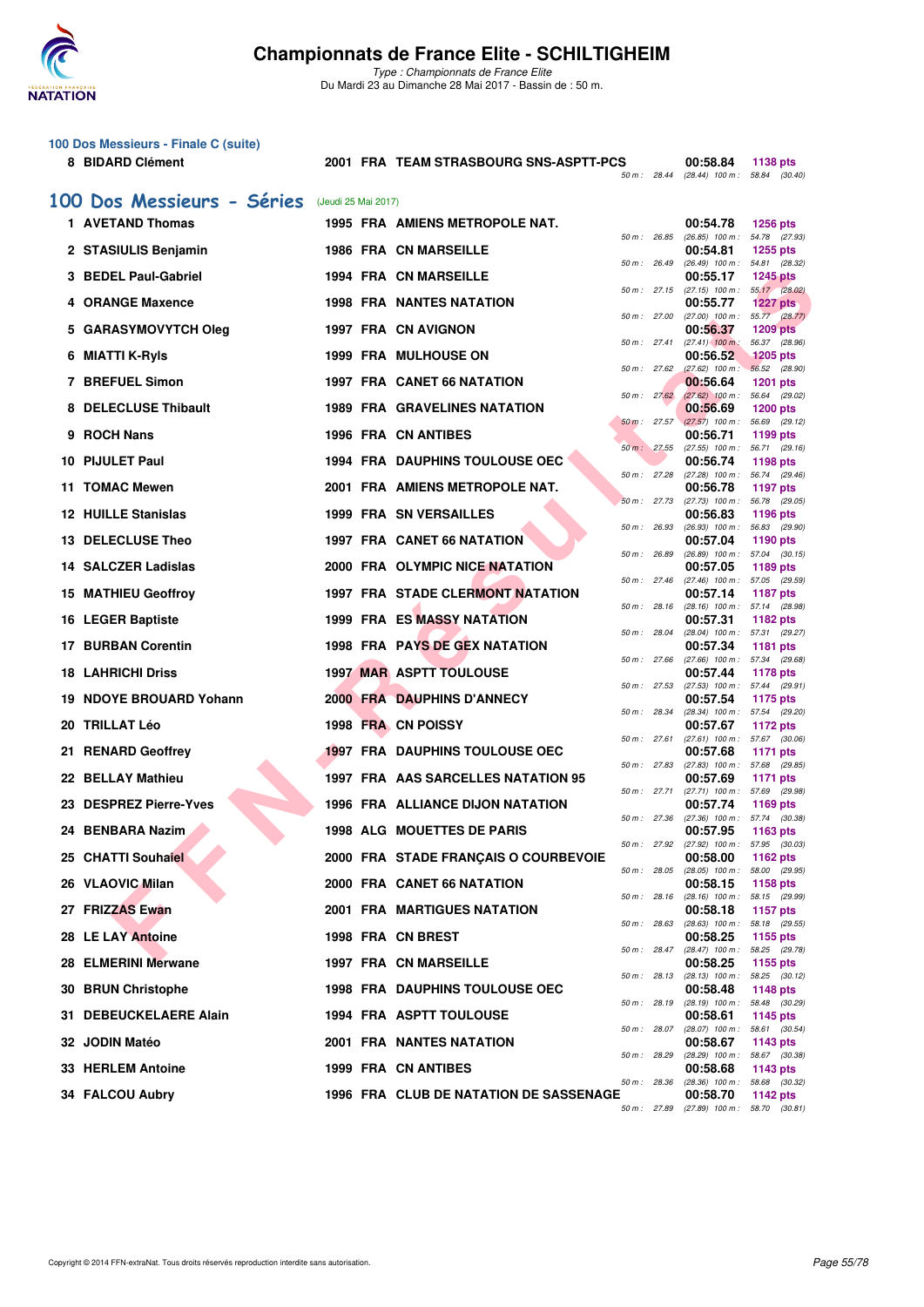### 100 Dos Messieurs - Finale C (suite)

| Rg | Nom | Année | Nat | Club | Temps | Points | Splits |
|---|---|---|---|---|---|---|---|
| 8 | BIDARD Clément | 2001 | FRA | TEAM STRASBOURG SNS-ASPTT-PCS | 00:58.84 | 1138 pts | 50 m : 28.44 (28.44) 100 m : 58.84 (30.40) |

## 100 Dos Messieurs - Séries (Jeudi 25 Mai 2017)

| Rg | Nom | Année | Nat | Club | Temps | Points | Splits |
|---|---|---|---|---|---|---|---|
| 1 | AVETAND Thomas | 1995 | FRA | AMIENS METROPOLE NAT. | 00:54.78 | 1256 pts | 50 m : 26.85 (26.85) 100 m : 54.78 (27.93) |
| 2 | STASIULIS Benjamin | 1986 | FRA | CN MARSEILLE | 00:54.81 | 1255 pts | 50 m : 26.49 (26.49) 100 m : 54.81 (28.32) |
| 3 | BEDEL Paul-Gabriel | 1994 | FRA | CN MARSEILLE | 00:55.17 | 1245 pts | 50 m : 27.15 (27.15) 100 m : 55.17 (28.02) |
| 4 | ORANGE Maxence | 1998 | FRA | NANTES NATATION | 00:55.77 | 1227 pts | 50 m : 27.00 (27.00) 100 m : 55.77 (28.77) |
| 5 | GARASYMOVYTCH Oleg | 1997 | FRA | CN AVIGNON | 00:56.37 | 1209 pts | 50 m : 27.41 (27.41) 100 m : 56.37 (28.96) |
| 6 | MIATTI K-Ryls | 1999 | FRA | MULHOUSE ON | 00:56.52 | 1205 pts | 50 m : 27.62 (27.62) 100 m : 56.52 (28.90) |
| 7 | BREFUEL Simon | 1997 | FRA | CANET 66 NATATION | 00:56.64 | 1201 pts | 50 m : 27.62 (27.62) 100 m : 56.64 (29.02) |
| 8 | DELECLUSE Thibault | 1989 | FRA | GRAVELINES NATATION | 00:56.69 | 1200 pts | 50 m : 27.57 (27.57) 100 m : 56.69 (29.12) |
| 9 | ROCH Nans | 1996 | FRA | CN ANTIBES | 00:56.71 | 1199 pts | 50 m : 27.55 (27.55) 100 m : 56.71 (29.16) |
| 10 | PIJULET Paul | 1994 | FRA | DAUPHINS TOULOUSE OEC | 00:56.74 | 1198 pts | 50 m : 27.28 (27.28) 100 m : 56.74 (29.46) |
| 11 | TOMAC Mewen | 2001 | FRA | AMIENS METROPOLE NAT. | 00:56.78 | 1197 pts | 50 m : 27.73 (27.73) 100 m : 56.78 (29.05) |
| 12 | HUILLE Stanislas | 1999 | FRA | SN VERSAILLES | 00:56.83 | 1196 pts | 50 m : 26.93 (26.93) 100 m : 56.83 (29.90) |
| 13 | DELECLUSE Theo | 1997 | FRA | CANET 66 NATATION | 00:57.04 | 1190 pts | 50 m : 26.89 (26.89) 100 m : 57.04 (30.15) |
| 14 | SALCZER Ladislas | 2000 | FRA | OLYMPIC NICE NATATION | 00:57.05 | 1189 pts | 50 m : 27.46 (27.46) 100 m : 57.05 (29.59) |
| 15 | MATHIEU Geoffroy | 1997 | FRA | STADE CLERMONT NATATION | 00:57.14 | 1187 pts | 50 m : 28.16 (28.16) 100 m : 57.14 (28.98) |
| 16 | LEGER Baptiste | 1999 | FRA | ES MASSY NATATION | 00:57.31 | 1182 pts | 50 m : 28.04 (28.04) 100 m : 57.31 (29.27) |
| 17 | BURBAN Corentin | 1998 | FRA | PAYS DE GEX NATATION | 00:57.34 | 1181 pts | 50 m : 27.66 (27.66) 100 m : 57.34 (29.68) |
| 18 | LAHRICHI Driss | 1997 | MAR | ASPTT TOULOUSE | 00:57.44 | 1178 pts | 50 m : 27.53 (27.53) 100 m : 57.44 (29.91) |
| 19 | NDOYE BROUARD Yohann | 2000 | FRA | DAUPHINS D'ANNECY | 00:57.54 | 1175 pts | 50 m : 28.34 (28.34) 100 m : 57.54 (29.20) |
| 20 | TRILLAT Léo | 1998 | FRA | CN POISSY | 00:57.67 | 1172 pts | 50 m : 27.61 (27.61) 100 m : 57.67 (30.06) |
| 21 | RENARD Geoffrey | 1997 | FRA | DAUPHINS TOULOUSE OEC | 00:57.68 | 1171 pts | 50 m : 27.83 (27.83) 100 m : 57.68 (29.85) |
| 22 | BELLAY Mathieu | 1997 | FRA | AAS SARCELLES NATATION 95 | 00:57.69 | 1171 pts | 50 m : 27.71 (27.71) 100 m : 57.69 (29.98) |
| 23 | DESPREZ Pierre-Yves | 1996 | FRA | ALLIANCE DIJON NATATION | 00:57.74 | 1169 pts | 50 m : 27.36 (27.36) 100 m : 57.74 (30.38) |
| 24 | BENBARA Nazim | 1998 | ALG | MOUETTES DE PARIS | 00:57.95 | 1163 pts | 50 m : 27.92 (27.92) 100 m : 57.95 (30.03) |
| 25 | CHATTI Souhaiel | 2000 | FRA | STADE FRANÇAIS O COURBEVOIE | 00:58.00 | 1162 pts | 50 m : 28.05 (28.05) 100 m : 58.00 (29.95) |
| 26 | VLAOVIC Milan | 2000 | FRA | CANET 66 NATATION | 00:58.15 | 1158 pts | 50 m : 28.16 (28.16) 100 m : 58.15 (29.99) |
| 27 | FRIZZAS Ewan | 2001 | FRA | MARTIGUES NATATION | 00:58.18 | 1157 pts | 50 m : 28.63 (28.63) 100 m : 58.18 (29.55) |
| 28 | LE LAY Antoine | 1998 | FRA | CN BREST | 00:58.25 | 1155 pts | 50 m : 28.47 (28.47) 100 m : 58.25 (29.78) |
| 28 | ELMERINI Merwane | 1997 | FRA | CN MARSEILLE | 00:58.25 | 1155 pts | 50 m : 28.13 (28.13) 100 m : 58.25 (30.12) |
| 30 | BRUN Christophe | 1998 | FRA | DAUPHINS TOULOUSE OEC | 00:58.48 | 1148 pts | 50 m : 28.19 (28.19) 100 m : 58.48 (30.29) |
| 31 | DEBEUCKELAERE Alain | 1994 | FRA | ASPTT TOULOUSE | 00:58.61 | 1145 pts | 50 m : 28.07 (28.07) 100 m : 58.61 (30.54) |
| 32 | JODIN Matéo | 2001 | FRA | NANTES NATATION | 00:58.67 | 1143 pts | 50 m : 28.29 (28.29) 100 m : 58.67 (30.38) |
| 33 | HERLEM Antoine | 1999 | FRA | CN ANTIBES | 00:58.68 | 1143 pts | 50 m : 28.36 (28.36) 100 m : 58.68 (30.32) |
| 34 | FALCOU Aubry | 1996 | FRA | CLUB DE NATATION DE SASSENAGE | 00:58.70 | 1142 pts | 50 m : 27.89 (27.89) 100 m : 58.70 (30.81) |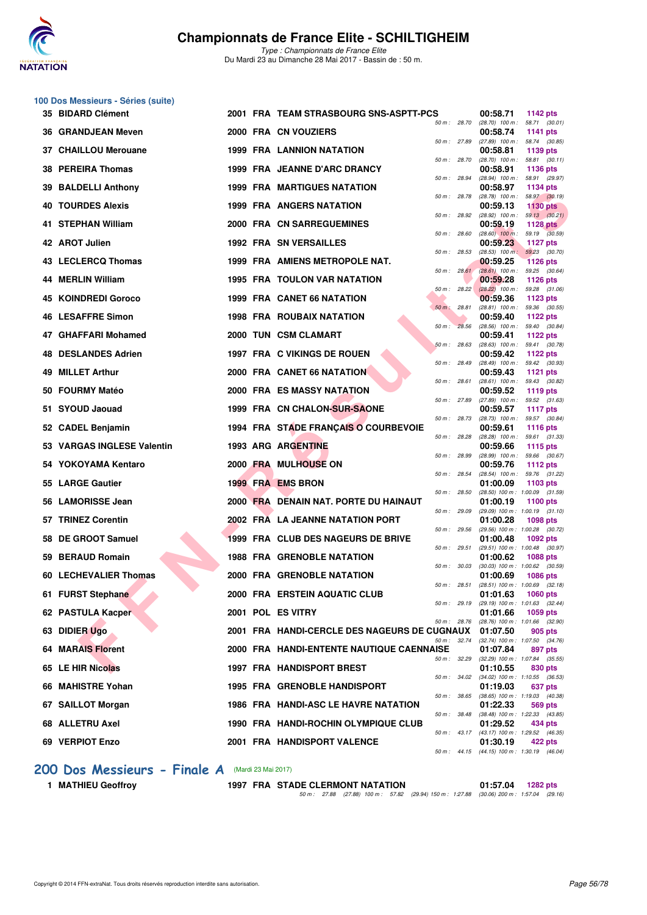## 100 Dos Messieurs - Séries (suite)

| Rg | Nom | Année | Nat | Club | Temps | Points | Splits |
|---|---|---|---|---|---|---|---|
| 35 | BIDARD Clément | 2001 | FRA | TEAM STRASBOURG SNS-ASPTT-PCS | 00:58.71 | 1142 pts | 50 m : 28.70 (28.70) 100 m : 58.71 (30.01) |
| 36 | GRANDJEAN Meven | 2000 | FRA | CN VOUZIERS | 00:58.74 | 1141 pts | 50 m : 27.89 (27.89) 100 m : 58.74 (30.85) |
| 37 | CHAILLOU Merouane | 1999 | FRA | LANNION NATATION | 00:58.81 | 1139 pts | 50 m : 28.70 (28.70) 100 m : 58.81 (30.11) |
| 38 | PEREIRA Thomas | 1999 | FRA | JEANNE D'ARC DRANCY | 00:58.91 | 1136 pts | 50 m : 28.94 (28.94) 100 m : 58.91 (29.97) |
| 39 | BALDELLI Anthony | 1999 | FRA | MARTIGUES NATATION | 00:58.97 | 1134 pts | 50 m : 28.78 (28.78) 100 m : 58.97 (30.19) |
| 40 | TOURDES Alexis | 1999 | FRA | ANGERS NATATION | 00:59.13 | 1130 pts | 50 m : 28.92 (28.92) 100 m : 59.13 (30.21) |
| 41 | STEPHAN William | 2000 | FRA | CN SARREGUEMINES | 00:59.19 | 1128 pts | 50 m : 28.60 (28.60) 100 m : 59.19 (30.59) |
| 42 | AROT Julien | 1992 | FRA | SN VERSAILLES | 00:59.23 | 1127 pts | 50 m : 28.53 (28.53) 100 m : 59.23 (30.70) |
| 43 | LECLERCQ Thomas | 1999 | FRA | AMIENS METROPOLE NAT. | 00:59.25 | 1126 pts | 50 m : 28.61 (28.61) 100 m : 59.25 (30.64) |
| 44 | MERLIN William | 1995 | FRA | TOULON VAR NATATION | 00:59.28 | 1126 pts | 50 m : 28.22 (28.22) 100 m : 59.28 (31.06) |
| 45 | KOINDREDI Goroco | 1999 | FRA | CANET 66 NATATION | 00:59.36 | 1123 pts | 50 m : 28.81 (28.81) 100 m : 59.36 (30.55) |
| 46 | LESAFFRE Simon | 1998 | FRA | ROUBAIX NATATION | 00:59.40 | 1122 pts | 50 m : 28.56 (28.56) 100 m : 59.40 (30.84) |
| 47 | GHAFFARI Mohamed | 2000 | TUN | CSM CLAMART | 00:59.41 | 1122 pts | 50 m : 28.63 (28.63) 100 m : 59.41 (30.78) |
| 48 | DESLANDES Adrien | 1997 | FRA | C VIKINGS DE ROUEN | 00:59.42 | 1122 pts | 50 m : 28.49 (28.49) 100 m : 59.42 (30.93) |
| 49 | MILLET Arthur | 2000 | FRA | CANET 66 NATATION | 00:59.43 | 1121 pts | 50 m : 28.61 (28.61) 100 m : 59.43 (30.82) |
| 50 | FOURMY Matéo | 2000 | FRA | ES MASSY NATATION | 00:59.52 | 1119 pts | 50 m : 27.89 (27.89) 100 m : 59.52 (31.63) |
| 51 | SYOUD Jaouad | 1999 | FRA | CN CHALON-SUR-SAONE | 00:59.57 | 1117 pts | 50 m : 28.73 (28.73) 100 m : 59.57 (30.84) |
| 52 | CADEL Benjamin | 1994 | FRA | STADE FRANÇAIS O COURBEVOIE | 00:59.61 | 1116 pts | 50 m : 28.28 (28.28) 100 m : 59.61 (31.33) |
| 53 | VARGAS INGLESE Valentin | 1993 | ARG | ARGENTINE | 00:59.66 | 1115 pts | 50 m : 28.99 (28.99) 100 m : 59.66 (30.67) |
| 54 | YOKOYAMA Kentaro | 2000 | FRA | MULHOUSE ON | 00:59.76 | 1112 pts | 50 m : 28.54 (28.54) 100 m : 59.76 (31.22) |
| 55 | LARGE Gautier | 1999 | FRA | EMS BRON | 01:00.09 | 1103 pts | 50 m : 28.50 (28.50) 100 m : 1:00.09 (31.59) |
| 56 | LAMORISSE Jean | 2000 | FRA | DENAIN NAT. PORTE DU HAINAUT | 01:00.19 | 1100 pts | 50 m : 29.09 (29.09) 100 m : 1:00.19 (31.10) |
| 57 | TRINEZ Corentin | 2002 | FRA | LA JEANNE NATATION PORT | 01:00.28 | 1098 pts | 50 m : 29.56 (29.56) 100 m : 1:00.28 (30.72) |
| 58 | DE GROOT Samuel | 1999 | FRA | CLUB DES NAGEURS DE BRIVE | 01:00.48 | 1092 pts | 50 m : 29.51 (29.51) 100 m : 1:00.48 (30.97) |
| 59 | BERAUD Romain | 1988 | FRA | GRENOBLE NATATION | 01:00.62 | 1088 pts | 50 m : 30.03 (30.03) 100 m : 1:00.62 (30.59) |
| 60 | LECHEVALIER Thomas | 2000 | FRA | GRENOBLE NATATION | 01:00.69 | 1086 pts | 50 m : 28.51 (28.51) 100 m : 1:00.69 (32.18) |
| 61 | FURST Stephane | 2000 | FRA | ERSTEIN AQUATIC CLUB | 01:01.63 | 1060 pts | 50 m : 29.19 (29.19) 100 m : 1:01.63 (32.44) |
| 62 | PASTULA Kacper | 2001 | POL | ES VITRY | 01:01.66 | 1059 pts | 50 m : 28.76 (28.76) 100 m : 1:01.66 (32.90) |
| 63 | DIDIER Ugo | 2001 | FRA | HANDI-CERCLE DES NAGEURS DE CUGNAUX | 01:07.50 | 905 pts | 50 m : 32.74 (32.74) 100 m : 1:07.50 (34.76) |
| 64 | MARAIS Florent | 2000 | FRA | HANDI-ENTENTE NAUTIQUE CAENNAISE | 01:07.84 | 897 pts | 50 m : 32.29 (32.29) 100 m : 1:07.84 (35.55) |
| 65 | LE HIR Nicolas | 1997 | FRA | HANDISPORT BREST | 01:10.55 | 830 pts | 50 m : 34.02 (34.02) 100 m : 1:10.55 (36.53) |
| 66 | MAHISTRE Yohan | 1995 | FRA | GRENOBLE HANDISPORT | 01:19.03 | 637 pts | 50 m : 38.65 (38.65) 100 m : 1:19.03 (40.38) |
| 67 | SAILLOT Morgan | 1986 | FRA | HANDI-ASC LE HAVRE NATATION | 01:22.33 | 569 pts | 50 m : 38.48 (38.48) 100 m : 1:22.33 (43.85) |
| 68 | ALLETRU Axel | 1990 | FRA | HANDI-ROCHIN OLYMPIQUE CLUB | 01:29.52 | 434 pts | 50 m : 43.17 (43.17) 100 m : 1:29.52 (46.35) |
| 69 | VERPIOT Enzo | 2001 | FRA | HANDISPORT VALENCE | 01:30.19 | 422 pts | 50 m : 44.15 (44.15) 100 m : 1:30.19 (46.04) |

## 200 Dos Messieurs - Finale A (Mardi 23 Mai 2017)

| Rg | Nom | Année | Nat | Club | Temps | Points | Splits |
|---|---|---|---|---|---|---|---|
| 1 | MATHIEU Geoffroy | 1997 | FRA | STADE CLERMONT NATATION | 01:57.04 | 1282 pts | 50 m : 27.88 (27.88) 100 m : 57.82 (29.94) 150 m : 1:27.88 (30.06) 200 m : 1:57.04 (29.16) |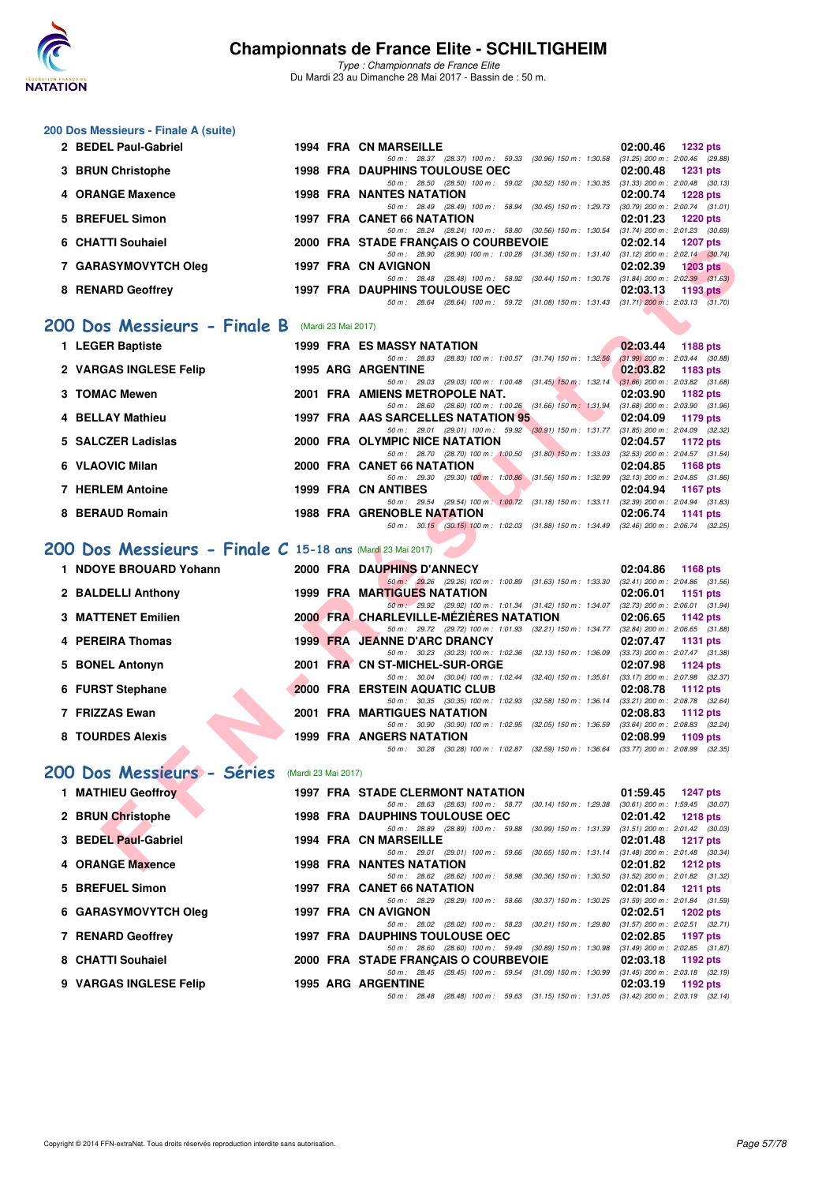# Championnats de France Elite - SCHILTIGHEIM

*Type : Championnats de France Elite*
Du Mardi 23 au Dimanche 28 Mai 2017 - Bassin de : 50 m.

## 200 Dos Messieurs - Finale A (suite)

| Pl. | Nom | Année | Nat. | Club | Temps | Points |
|---|---|---|---|---|---|---|
| 2 | BEDEL Paul-Gabriel | 1994 | FRA | CN MARSEILLE | 02:00.46 | 1232 pts |
| | 50 m : 28.37 (28.37) 100 m : 59.33 (30.96) 150 m : 1:30.58 (31.25) 200 m : 2:00.46 (29.88) | | | | | |
| 3 | BRUN Christophe | 1998 | FRA | DAUPHINS TOULOUSE OEC | 02:00.48 | 1231 pts |
| | 50 m : 28.50 (28.50) 100 m : 59.02 (30.52) 150 m : 1:30.35 (31.33) 200 m : 2:00.48 (30.13) | | | | | |
| 4 | ORANGE Maxence | 1998 | FRA | NANTES NATATION | 02:00.74 | 1228 pts |
| | 50 m : 28.49 (28.49) 100 m : 58.94 (30.45) 150 m : 1:29.73 (30.79) 200 m : 2:00.74 (31.01) | | | | | |
| 5 | BREFUEL Simon | 1997 | FRA | CANET 66 NATATION | 02:01.23 | 1220 pts |
| | 50 m : 28.24 (28.24) 100 m : 58.80 (30.56) 150 m : 1:30.54 (31.74) 200 m : 2:01.23 (30.69) | | | | | |
| 6 | CHATTI Souhaiel | 2000 | FRA | STADE FRANÇAIS O COURBEVOIE | 02:02.14 | 1207 pts |
| | 50 m : 28.90 (28.90) 100 m : 1:00.28 (31.38) 150 m : 1:31.40 (31.12) 200 m : 2:02.14 (30.74) | | | | | |
| 7 | GARASYMOVYTCH Oleg | 1997 | FRA | CN AVIGNON | 02:02.39 | 1203 pts |
| | 50 m : 28.48 (28.48) 100 m : 58.92 (30.44) 150 m : 1:30.76 (31.84) 200 m : 2:02.39 (31.63) | | | | | |
| 8 | RENARD Geoffrey | 1997 | FRA | DAUPHINS TOULOUSE OEC | 02:03.13 | 1193 pts |
| | 50 m : 28.64 (28.64) 100 m : 59.72 (31.08) 150 m : 1:31.43 (31.71) 200 m : 2:03.13 (31.70) | | | | | |

## 200 Dos Messieurs - Finale B (Mardi 23 Mai 2017)

| Pl. | Nom | Année | Nat. | Club | Temps | Points |
|---|---|---|---|---|---|---|
| 1 | LEGER Baptiste | 1999 | FRA | ES MASSY NATATION | 02:03.44 | 1188 pts |
| | 50 m : 28.83 (28.83) 100 m : 1:00.57 (31.74) 150 m : 1:32.56 (31.99) 200 m : 2:03.44 (30.88) | | | | | |
| 2 | VARGAS INGLESE Felip | 1995 | ARG | ARGENTINE | 02:03.82 | 1183 pts |
| | 50 m : 29.03 (29.03) 100 m : 1:00.48 (31.45) 150 m : 1:32.14 (31.66) 200 m : 2:03.82 (31.68) | | | | | |
| 3 | TOMAC Mewen | 2001 | FRA | AMIENS METROPOLE NAT. | 02:03.90 | 1182 pts |
| | 50 m : 28.60 (28.60) 100 m : 1:00.26 (31.66) 150 m : 1:31.94 (31.68) 200 m : 2:03.90 (31.96) | | | | | |
| 4 | BELLAY Mathieu | 1997 | FRA | AAS SARCELLES NATATION 95 | 02:04.09 | 1179 pts |
| | 50 m : 29.01 (29.01) 100 m : 59.92 (30.91) 150 m : 1:31.77 (31.85) 200 m : 2:04.09 (32.32) | | | | | |
| 5 | SALCZER Ladislas | 2000 | FRA | OLYMPIC NICE NATATION | 02:04.57 | 1172 pts |
| | 50 m : 28.70 (28.70) 100 m : 1:00.50 (31.80) 150 m : 1:33.03 (32.53) 200 m : 2:04.57 (31.54) | | | | | |
| 6 | VLAOVIC Milan | 2000 | FRA | CANET 66 NATATION | 02:04.85 | 1168 pts |
| | 50 m : 29.30 (29.30) 100 m : 1:00.86 (31.56) 150 m : 1:32.99 (32.13) 200 m : 2:04.85 (31.86) | | | | | |
| 7 | HERLEM Antoine | 1999 | FRA | CN ANTIBES | 02:04.94 | 1167 pts |
| | 50 m : 29.54 (29.54) 100 m : 1:00.72 (31.18) 150 m : 1:33.11 (32.39) 200 m : 2:04.94 (31.83) | | | | | |
| 8 | BERAUD Romain | 1988 | FRA | GRENOBLE NATATION | 02:06.74 | 1141 pts |
| | 50 m : 30.15 (30.15) 100 m : 1:02.03 (31.88) 150 m : 1:34.49 (32.46) 200 m : 2:06.74 (32.25) | | | | | |

## 200 Dos Messieurs - Finale C 15-18 ans (Mardi 23 Mai 2017)

| Pl. | Nom | Année | Nat. | Club | Temps | Points |
|---|---|---|---|---|---|---|
| 1 | NDOYE BROUARD Yohann | 2000 | FRA | DAUPHINS D'ANNECY | 02:04.86 | 1168 pts |
| | 50 m : 29.26 (29.26) 100 m : 1:00.89 (31.63) 150 m : 1:33.30 (32.41) 200 m : 2:04.86 (31.56) | | | | | |
| 2 | BALDELLI Anthony | 1999 | FRA | MARTIGUES NATATION | 02:06.01 | 1151 pts |
| | 50 m : 29.92 (29.92) 100 m : 1:01.34 (31.42) 150 m : 1:34.07 (32.73) 200 m : 2:06.01 (31.94) | | | | | |
| 3 | MATTENET Emilien | 2000 | FRA | CHARLEVILLE-MÉZIÈRES NATATION | 02:06.65 | 1142 pts |
| | 50 m : 29.72 (29.72) 100 m : 1:01.93 (32.21) 150 m : 1:34.77 (32.84) 200 m : 2:06.65 (31.88) | | | | | |
| 4 | PEREIRA Thomas | 1999 | FRA | JEANNE D'ARC DRANCY | 02:07.47 | 1131 pts |
| | 50 m : 30.23 (30.23) 100 m : 1:02.36 (32.13) 150 m : 1:36.09 (33.73) 200 m : 2:07.47 (31.38) | | | | | |
| 5 | BONEL Antonyn | 2001 | FRA | CN ST-MICHEL-SUR-ORGE | 02:07.98 | 1124 pts |
| | 50 m : 30.04 (30.04) 100 m : 1:02.44 (32.40) 150 m : 1:35.61 (33.17) 200 m : 2:07.98 (32.37) | | | | | |
| 6 | FURST Stephane | 2000 | FRA | ERSTEIN AQUATIC CLUB | 02:08.78 | 1112 pts |
| | 50 m : 30.35 (30.35) 100 m : 1:02.93 (32.58) 150 m : 1:36.14 (33.21) 200 m : 2:08.78 (32.64) | | | | | |
| 7 | FRIZZAS Ewan | 2001 | FRA | MARTIGUES NATATION | 02:08.83 | 1112 pts |
| | 50 m : 30.90 (30.90) 100 m : 1:02.95 (32.05) 150 m : 1:36.59 (33.64) 200 m : 2:08.83 (32.24) | | | | | |
| 8 | TOURDES Alexis | 1999 | FRA | ANGERS NATATION | 02:08.99 | 1109 pts |
| | 50 m : 30.28 (30.28) 100 m : 1:02.87 (32.59) 150 m : 1:36.64 (33.77) 200 m : 2:08.99 (32.35) | | | | | |

## 200 Dos Messieurs - Séries (Mardi 23 Mai 2017)

| Pl. | Nom | Année | Nat. | Club | Temps | Points |
|---|---|---|---|---|---|---|
| 1 | MATHIEU Geoffroy | 1997 | FRA | STADE CLERMONT NATATION | 01:59.45 | 1247 pts |
| | 50 m : 28.63 (28.63) 100 m : 58.77 (30.14) 150 m : 1:29.38 (30.61) 200 m : 1:59.45 (30.07) | | | | | |
| 2 | BRUN Christophe | 1998 | FRA | DAUPHINS TOULOUSE OEC | 02:01.42 | 1218 pts |
| | 50 m : 28.89 (28.89) 100 m : 59.88 (30.99) 150 m : 1:31.39 (31.51) 200 m : 2:01.42 (30.03) | | | | | |
| 3 | BEDEL Paul-Gabriel | 1994 | FRA | CN MARSEILLE | 02:01.48 | 1217 pts |
| | 50 m : 29.01 (29.01) 100 m : 59.66 (30.65) 150 m : 1:31.14 (31.48) 200 m : 2:01.48 (30.34) | | | | | |
| 4 | ORANGE Maxence | 1998 | FRA | NANTES NATATION | 02:01.82 | 1212 pts |
| | 50 m : 28.62 (28.62) 100 m : 58.98 (30.36) 150 m : 1:30.50 (31.52) 200 m : 2:01.82 (31.32) | | | | | |
| 5 | BREFUEL Simon | 1997 | FRA | CANET 66 NATATION | 02:01.84 | 1211 pts |
| | 50 m : 28.29 (28.29) 100 m : 58.66 (30.37) 150 m : 1:30.25 (31.59) 200 m : 2:01.84 (31.59) | | | | | |
| 6 | GARASYMOVYTCH Oleg | 1997 | FRA | CN AVIGNON | 02:02.51 | 1202 pts |
| | 50 m : 28.02 (28.02) 100 m : 58.23 (30.21) 150 m : 1:29.80 (31.57) 200 m : 2:02.51 (32.71) | | | | | |
| 7 | RENARD Geoffrey | 1997 | FRA | DAUPHINS TOULOUSE OEC | 02:02.85 | 1197 pts |
| | 50 m : 28.60 (28.60) 100 m : 59.49 (30.89) 150 m : 1:30.98 (31.49) 200 m : 2:02.85 (31.87) | | | | | |
| 8 | CHATTI Souhaiel | 2000 | FRA | STADE FRANÇAIS O COURBEVOIE | 02:03.18 | 1192 pts |
| | 50 m : 28.45 (28.45) 100 m : 59.54 (31.09) 150 m : 1:30.99 (31.45) 200 m : 2:03.18 (32.19) | | | | | |
| 9 | VARGAS INGLESE Felip | 1995 | ARG | ARGENTINE | 02:03.19 | 1192 pts |
| | 50 m : 28.48 (28.48) 100 m : 59.63 (31.15) 150 m : 1:31.05 (31.42) 200 m : 2:03.19 (32.14) | | | | | |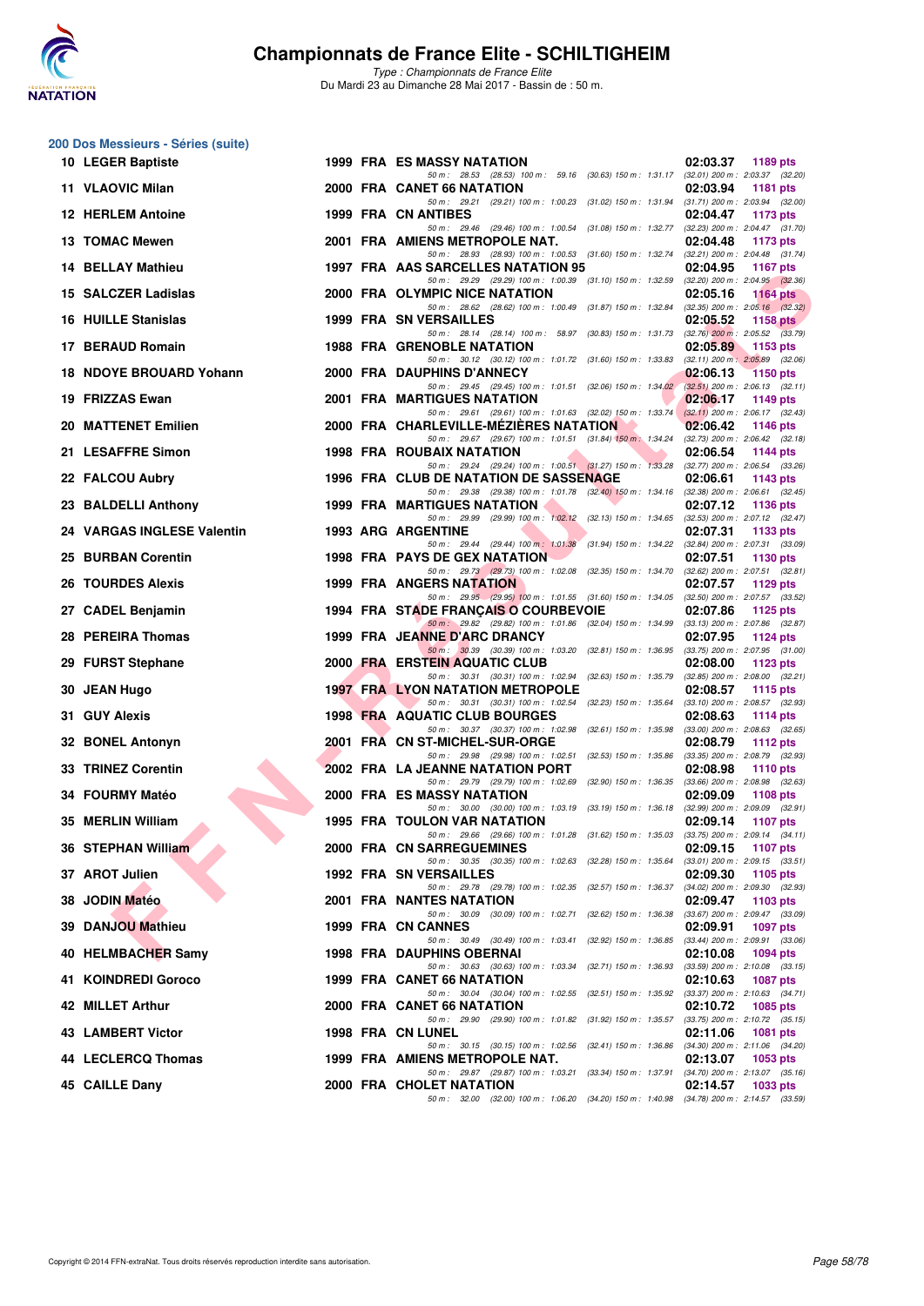# Championnats de France Elite - SCHILTIGHEIM

*Type : Championnats de France Elite*
Du Mardi 23 au Dimanche 28 Mai 2017 - Bassin de : 50 m.

## 200 Dos Messieurs - Séries (suite)

| Rang | Nom | Année | Nat | Club | Temps | Points |
|---|---|---|---|---|---|---|
| 10 | LEGER Baptiste | 1999 | FRA | ES MASSY NATATION | 02:03.37 | 1189 pts |
| | 50 m : 28.53 (28.53) 100 m : 59.16 (30.63) 150 m : 1:31.17 (32.01) 200 m : 2:03.37 (32.20) | | | | | |
| 11 | VLAOVIC Milan | 2000 | FRA | CANET 66 NATATION | 02:03.94 | 1181 pts |
| | 50 m : 29.21 (29.21) 100 m : 1:00.23 (31.02) 150 m : 1:31.94 (31.71) 200 m : 2:03.94 (32.00) | | | | | |
| 12 | HERLEM Antoine | 1999 | FRA | CN ANTIBES | 02:04.47 | 1173 pts |
| | 50 m : 29.46 (29.46) 100 m : 1:00.54 (31.08) 150 m : 1:32.77 (32.23) 200 m : 2:04.47 (31.70) | | | | | |
| 13 | TOMAC Mewen | 2001 | FRA | AMIENS METROPOLE NAT. | 02:04.48 | 1173 pts |
| | 50 m : 28.93 (28.93) 100 m : 1:00.53 (31.60) 150 m : 1:32.74 (32.21) 200 m : 2:04.48 (31.74) | | | | | |
| 14 | BELLAY Mathieu | 1997 | FRA | AAS SARCELLES NATATION 95 | 02:04.95 | 1167 pts |
| | 50 m : 29.29 (29.29) 100 m : 1:00.39 (31.10) 150 m : 1:32.59 (32.20) 200 m : 2:04.95 (32.36) | | | | | |
| 15 | SALCZER Ladislas | 2000 | FRA | OLYMPIC NICE NATATION | 02:05.16 | 1164 pts |
| | 50 m : 28.62 (28.62) 100 m : 1:00.49 (31.87) 150 m : 1:32.84 (32.35) 200 m : 2:05.16 (32.32) | | | | | |
| 16 | HUILLE Stanislas | 1999 | FRA | SN VERSAILLES | 02:05.52 | 1158 pts |
| | 50 m : 28.14 (28.14) 100 m : 58.97 (30.83) 150 m : 1:31.73 (32.76) 200 m : 2:05.52 (33.79) | | | | | |
| 17 | BERAUD Romain | 1988 | FRA | GRENOBLE NATATION | 02:05.89 | 1153 pts |
| | 50 m : 30.12 (30.12) 100 m : 1:01.72 (31.60) 150 m : 1:33.83 (32.11) 200 m : 2:05.89 (32.06) | | | | | |
| 18 | NDOYE BROUARD Yohann | 2000 | FRA | DAUPHINS D'ANNECY | 02:06.13 | 1150 pts |
| | 50 m : 29.45 (29.45) 100 m : 1:01.51 (32.06) 150 m : 1:34.02 (32.51) 200 m : 2:06.13 (32.11) | | | | | |
| 19 | FRIZZAS Ewan | 2001 | FRA | MARTIGUES NATATION | 02:06.17 | 1149 pts |
| | 50 m : 29.61 (29.61) 100 m : 1:01.63 (32.02) 150 m : 1:33.74 (32.11) 200 m : 2:06.17 (32.43) | | | | | |
| 20 | MATTENET Emilien | 2000 | FRA | CHARLEVILLE-MÉZIÈRES NATATION | 02:06.42 | 1146 pts |
| | 50 m : 29.67 (29.67) 100 m : 1:01.51 (31.84) 150 m : 1:34.24 (32.73) 200 m : 2:06.42 (32.18) | | | | | |
| 21 | LESAFFRE Simon | 1998 | FRA | ROUBAIX NATATION | 02:06.54 | 1144 pts |
| | 50 m : 29.24 (29.24) 100 m : 1:00.51 (31.27) 150 m : 1:33.28 (32.77) 200 m : 2:06.54 (33.26) | | | | | |
| 22 | FALCOU Aubry | 1996 | FRA | CLUB DE NATATION DE SASSENAGE | 02:06.61 | 1143 pts |
| | 50 m : 29.38 (29.38) 100 m : 1:01.78 (32.40) 150 m : 1:34.16 (32.38) 200 m : 2:06.61 (32.45) | | | | | |
| 23 | BALDELLI Anthony | 1999 | FRA | MARTIGUES NATATION | 02:07.12 | 1136 pts |
| | 50 m : 29.99 (29.99) 100 m : 1:02.12 (32.13) 150 m : 1:34.65 (32.53) 200 m : 2:07.12 (32.47) | | | | | |
| 24 | VARGAS INGLESE Valentin | 1993 | ARG | ARGENTINE | 02:07.31 | 1133 pts |
| | 50 m : 29.44 (29.44) 100 m : 1:01.38 (31.94) 150 m : 1:34.22 (32.84) 200 m : 2:07.31 (33.09) | | | | | |
| 25 | BURBAN Corentin | 1998 | FRA | PAYS DE GEX NATATION | 02:07.51 | 1130 pts |
| | 50 m : 29.73 (29.73) 100 m : 1:02.08 (32.35) 150 m : 1:34.70 (32.62) 200 m : 2:07.51 (32.81) | | | | | |
| 26 | TOURDES Alexis | 1999 | FRA | ANGERS NATATION | 02:07.57 | 1129 pts |
| | 50 m : 29.95 (29.95) 100 m : 1:01.55 (31.60) 150 m : 1:34.05 (32.50) 200 m : 2:07.57 (33.52) | | | | | |
| 27 | CADEL Benjamin | 1994 | FRA | STADE FRANÇAIS O COURBEVOIE | 02:07.86 | 1125 pts |
| | 50 m : 29.82 (29.82) 100 m : 1:01.86 (32.04) 150 m : 1:34.99 (33.13) 200 m : 2:07.86 (32.87) | | | | | |
| 28 | PEREIRA Thomas | 1999 | FRA | JEANNE D'ARC DRANCY | 02:07.95 | 1124 pts |
| | 50 m : 30.39 (30.39) 100 m : 1:03.20 (32.81) 150 m : 1:36.95 (33.75) 200 m : 2:07.95 (31.00) | | | | | |
| 29 | FURST Stephane | 2000 | FRA | ERSTEIN AQUATIC CLUB | 02:08.00 | 1123 pts |
| | 50 m : 30.31 (30.31) 100 m : 1:02.94 (32.63) 150 m : 1:35.79 (32.85) 200 m : 2:08.00 (32.21) | | | | | |
| 30 | JEAN Hugo | 1997 | FRA | LYON NATATION METROPOLE | 02:08.57 | 1115 pts |
| | 50 m : 30.31 (30.31) 100 m : 1:02.54 (32.23) 150 m : 1:35.64 (33.10) 200 m : 2:08.57 (32.93) | | | | | |
| 31 | GUY Alexis | 1998 | FRA | AQUATIC CLUB BOURGES | 02:08.63 | 1114 pts |
| | 50 m : 30.37 (30.37) 100 m : 1:02.98 (32.61) 150 m : 1:35.98 (33.00) 200 m : 2:08.63 (32.65) | | | | | |
| 32 | BONEL Antonyn | 2001 | FRA | CN ST-MICHEL-SUR-ORGE | 02:08.79 | 1112 pts |
| | 50 m : 29.98 (29.98) 100 m : 1:02.51 (32.53) 150 m : 1:35.86 (33.35) 200 m : 2:08.79 (32.93) | | | | | |
| 33 | TRINEZ Corentin | 2002 | FRA | LA JEANNE NATATION PORT | 02:08.98 | 1110 pts |
| | 50 m : 29.79 (29.79) 100 m : 1:02.69 (32.90) 150 m : 1:36.35 (33.66) 200 m : 2:08.98 (32.63) | | | | | |
| 34 | FOURMY Matéo | 2000 | FRA | ES MASSY NATATION | 02:09.09 | 1108 pts |
| | 50 m : 30.00 (30.00) 100 m : 1:03.19 (33.19) 150 m : 1:36.18 (32.99) 200 m : 2:09.09 (32.91) | | | | | |
| 35 | MERLIN William | 1995 | FRA | TOULON VAR NATATION | 02:09.14 | 1107 pts |
| | 50 m : 29.66 (29.66) 100 m : 1:01.28 (31.62) 150 m : 1:35.03 (33.75) 200 m : 2:09.14 (34.11) | | | | | |
| 36 | STEPHAN William | 2000 | FRA | CN SARREGUEMINES | 02:09.15 | 1107 pts |
| | 50 m : 30.35 (30.35) 100 m : 1:02.63 (32.28) 150 m : 1:35.64 (33.01) 200 m : 2:09.15 (33.51) | | | | | |
| 37 | AROT Julien | 1992 | FRA | SN VERSAILLES | 02:09.30 | 1105 pts |
| | 50 m : 29.78 (29.78) 100 m : 1:02.35 (32.57) 150 m : 1:36.37 (34.02) 200 m : 2:09.30 (32.93) | | | | | |
| 38 | JODIN Matéo | 2001 | FRA | NANTES NATATION | 02:09.47 | 1103 pts |
| | 50 m : 30.09 (30.09) 100 m : 1:02.71 (32.62) 150 m : 1:36.38 (33.67) 200 m : 2:09.47 (33.09) | | | | | |
| 39 | DANJOU Mathieu | 1999 | FRA | CN CANNES | 02:09.91 | 1097 pts |
| | 50 m : 30.49 (30.49) 100 m : 1:03.41 (32.92) 150 m : 1:36.85 (33.44) 200 m : 2:09.91 (33.06) | | | | | |
| 40 | HELMBACHER Samy | 1998 | FRA | DAUPHINS OBERNAI | 02:10.08 | 1094 pts |
| | 50 m : 30.63 (30.63) 100 m : 1:03.34 (32.71) 150 m : 1:36.93 (33.59) 200 m : 2:10.08 (33.15) | | | | | |
| 41 | KOINDREDI Goroco | 1999 | FRA | CANET 66 NATATION | 02:10.63 | 1087 pts |
| | 50 m : 30.04 (30.04) 100 m : 1:02.55 (32.51) 150 m : 1:35.92 (33.37) 200 m : 2:10.63 (34.71) | | | | | |
| 42 | MILLET Arthur | 2000 | FRA | CANET 66 NATATION | 02:10.72 | 1085 pts |
| | 50 m : 29.90 (29.90) 100 m : 1:01.82 (31.92) 150 m : 1:35.57 (33.75) 200 m : 2:10.72 (35.15) | | | | | |
| 43 | LAMBERT Victor | 1998 | FRA | CN LUNEL | 02:11.06 | 1081 pts |
| | 50 m : 30.15 (30.15) 100 m : 1:02.56 (32.41) 150 m : 1:36.86 (34.30) 200 m : 2:11.06 (34.20) | | | | | |
| 44 | LECLERCQ Thomas | 1999 | FRA | AMIENS METROPOLE NAT. | 02:13.07 | 1053 pts |
| | 50 m : 29.87 (29.87) 100 m : 1:03.21 (33.34) 150 m : 1:37.91 (34.70) 200 m : 2:13.07 (35.16) | | | | | |
| 45 | CAILLE Dany | 2000 | FRA | CHOLET NATATION | 02:14.57 | 1033 pts |
| | 50 m : 32.00 (32.00) 100 m : 1:06.20 (34.20) 150 m : 1:40.98 (34.78) 200 m : 2:14.57 (33.59) | | | | | |

Copyright © 2014 FFN-extraNat. Tous droits réservés reproduction interdite sans autorisation.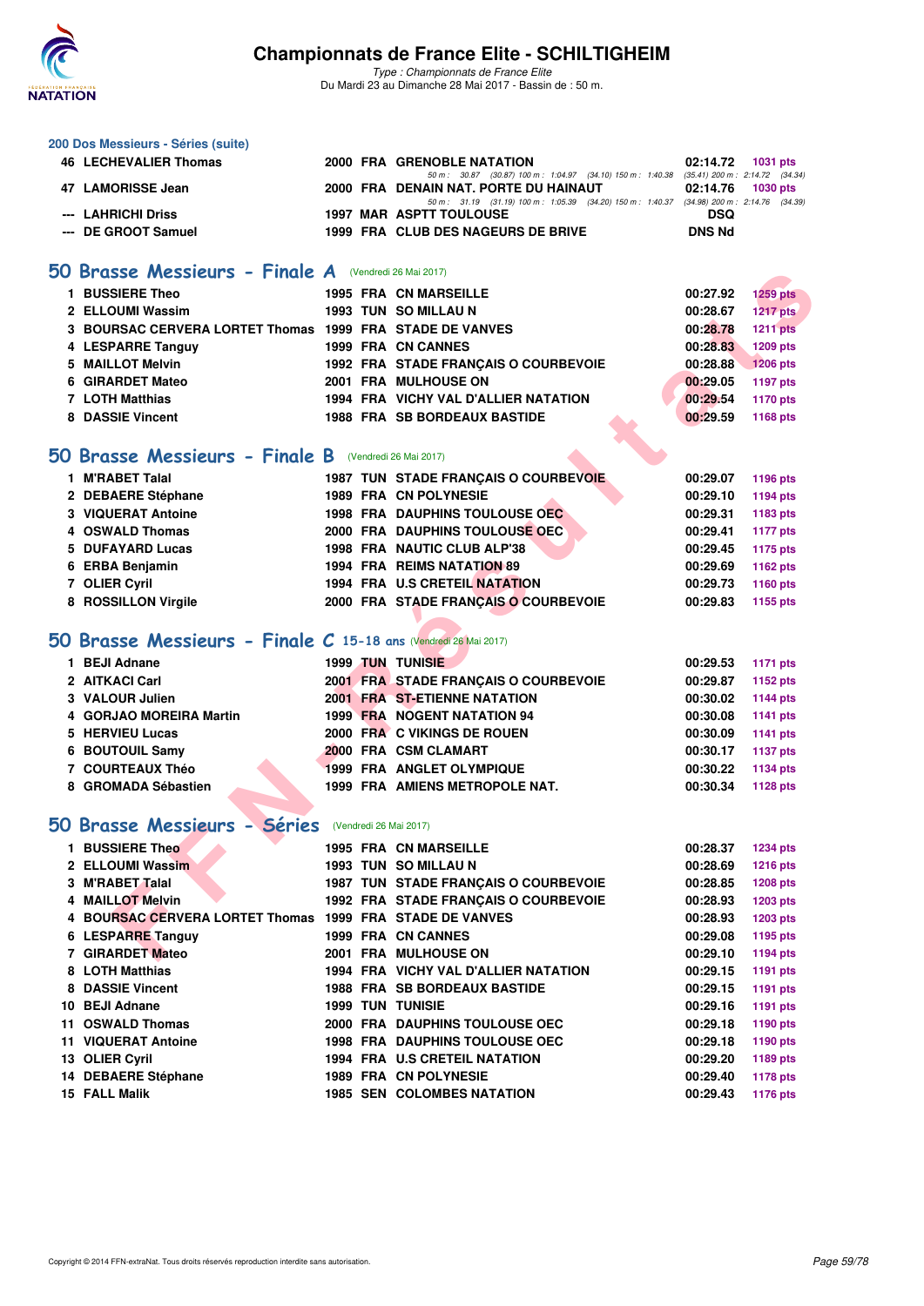## 200 Dos Messieurs - Séries (suite)

| Rang | Nom | Année | Nat | Club | Temps | Points |
|---|---|---|---|---|---|---|
| 46 | LECHEVALIER Thomas | 2000 | FRA | GRENOBLE NATATION | 02:14.72 | 1031 pts |
| | | | | 50 m : 30.87 (30.87) 100 m : 1:04.97 (34.10) 150 m : 1:40.38 (35.41) 200 m : 2:14.72 (34.34) | | |
| 47 | LAMORISSE Jean | 2000 | FRA | DENAIN NAT. PORTE DU HAINAUT | 02:14.76 | 1030 pts |
| | | | | 50 m : 31.19 (31.19) 100 m : 1:05.39 (34.20) 150 m : 1:40.37 (34.98) 200 m : 2:14.76 (34.39) | | |
| --- | LAHRICHI Driss | 1997 | MAR | ASPTT TOULOUSE | DSQ | |
| --- | DE GROOT Samuel | 1999 | FRA | CLUB DES NAGEURS DE BRIVE | DNS Nd | |

## 50 Brasse Messieurs - Finale A (Vendredi 26 Mai 2017)

| Rang | Nom | Année | Nat | Club | Temps | Points |
|---|---|---|---|---|---|---|
| 1 | BUSSIERE Theo | 1995 | FRA | CN MARSEILLE | 00:27.92 | 1259 pts |
| 2 | ELLOUMI Wassim | 1993 | TUN | SO MILLAU N | 00:28.67 | 1217 pts |
| 3 | BOURSAC CERVERA LORTET Thomas | 1999 | FRA | STADE DE VANVES | 00:28.78 | 1211 pts |
| 4 | LESPARRE Tanguy | 1999 | FRA | CN CANNES | 00:28.83 | 1209 pts |
| 5 | MAILLOT Melvin | 1992 | FRA | STADE FRANÇAIS O COURBEVOIE | 00:28.88 | 1206 pts |
| 6 | GIRARDET Mateo | 2001 | FRA | MULHOUSE ON | 00:29.05 | 1197 pts |
| 7 | LOTH Matthias | 1994 | FRA | VICHY VAL D'ALLIER NATATION | 00:29.54 | 1170 pts |
| 8 | DASSIE Vincent | 1988 | FRA | SB BORDEAUX BASTIDE | 00:29.59 | 1168 pts |

## 50 Brasse Messieurs - Finale B (Vendredi 26 Mai 2017)

| Rang | Nom | Année | Nat | Club | Temps | Points |
|---|---|---|---|---|---|---|
| 1 | M'RABET Talal | 1987 | TUN | STADE FRANÇAIS O COURBEVOIE | 00:29.07 | 1196 pts |
| 2 | DEBAERE Stéphane | 1989 | FRA | CN POLYNESIE | 00:29.10 | 1194 pts |
| 3 | VIQUERAT Antoine | 1998 | FRA | DAUPHINS TOULOUSE OEC | 00:29.31 | 1183 pts |
| 4 | OSWALD Thomas | 2000 | FRA | DAUPHINS TOULOUSE OEC | 00:29.41 | 1177 pts |
| 5 | DUFAYARD Lucas | 1998 | FRA | NAUTIC CLUB ALP'38 | 00:29.45 | 1175 pts |
| 6 | ERBA Benjamin | 1994 | FRA | REIMS NATATION 89 | 00:29.69 | 1162 pts |
| 7 | OLIER Cyril | 1994 | FRA | U.S CRETEIL NATATION | 00:29.73 | 1160 pts |
| 8 | ROSSILLON Virgile | 2000 | FRA | STADE FRANÇAIS O COURBEVOIE | 00:29.83 | 1155 pts |

## 50 Brasse Messieurs - Finale C 15-18 ans (Vendredi 26 Mai 2017)

| Rang | Nom | Année | Nat | Club | Temps | Points |
|---|---|---|---|---|---|---|
| 1 | BEJI Adnane | 1999 | TUN | TUNISIE | 00:29.53 | 1171 pts |
| 2 | AITKACI Carl | 2001 | FRA | STADE FRANÇAIS O COURBEVOIE | 00:29.87 | 1152 pts |
| 3 | VALOUR Julien | 2001 | FRA | ST-ETIENNE NATATION | 00:30.02 | 1144 pts |
| 4 | GORJAO MOREIRA Martin | 1999 | FRA | NOGENT NATATION 94 | 00:30.08 | 1141 pts |
| 5 | HERVIEU Lucas | 2000 | FRA | C VIKINGS DE ROUEN | 00:30.09 | 1141 pts |
| 6 | BOUTOUIL Samy | 2000 | FRA | CSM CLAMART | 00:30.17 | 1137 pts |
| 7 | COURTEAUX Théo | 1999 | FRA | ANGLET OLYMPIQUE | 00:30.22 | 1134 pts |
| 8 | GROMADA Sébastien | 1999 | FRA | AMIENS METROPOLE NAT. | 00:30.34 | 1128 pts |

## 50 Brasse Messieurs - Séries (Vendredi 26 Mai 2017)

| Rang | Nom | Année | Nat | Club | Temps | Points |
|---|---|---|---|---|---|---|
| 1 | BUSSIERE Theo | 1995 | FRA | CN MARSEILLE | 00:28.37 | 1234 pts |
| 2 | ELLOUMI Wassim | 1993 | TUN | SO MILLAU N | 00:28.69 | 1216 pts |
| 3 | M'RABET Talal | 1987 | TUN | STADE FRANÇAIS O COURBEVOIE | 00:28.85 | 1208 pts |
| 4 | MAILLOT Melvin | 1992 | FRA | STADE FRANÇAIS O COURBEVOIE | 00:28.93 | 1203 pts |
| 4 | BOURSAC CERVERA LORTET Thomas | 1999 | FRA | STADE DE VANVES | 00:28.93 | 1203 pts |
| 6 | LESPARRE Tanguy | 1999 | FRA | CN CANNES | 00:29.08 | 1195 pts |
| 7 | GIRARDET Mateo | 2001 | FRA | MULHOUSE ON | 00:29.10 | 1194 pts |
| 8 | LOTH Matthias | 1994 | FRA | VICHY VAL D'ALLIER NATATION | 00:29.15 | 1191 pts |
| 8 | DASSIE Vincent | 1988 | FRA | SB BORDEAUX BASTIDE | 00:29.15 | 1191 pts |
| 10 | BEJI Adnane | 1999 | TUN | TUNISIE | 00:29.16 | 1191 pts |
| 11 | OSWALD Thomas | 2000 | FRA | DAUPHINS TOULOUSE OEC | 00:29.18 | 1190 pts |
| 11 | VIQUERAT Antoine | 1998 | FRA | DAUPHINS TOULOUSE OEC | 00:29.18 | 1190 pts |
| 13 | OLIER Cyril | 1994 | FRA | U.S CRETEIL NATATION | 00:29.20 | 1189 pts |
| 14 | DEBAERE Stéphane | 1989 | FRA | CN POLYNESIE | 00:29.40 | 1178 pts |
| 15 | FALL Malik | 1985 | SEN | COLOMBES NATATION | 00:29.43 | 1176 pts |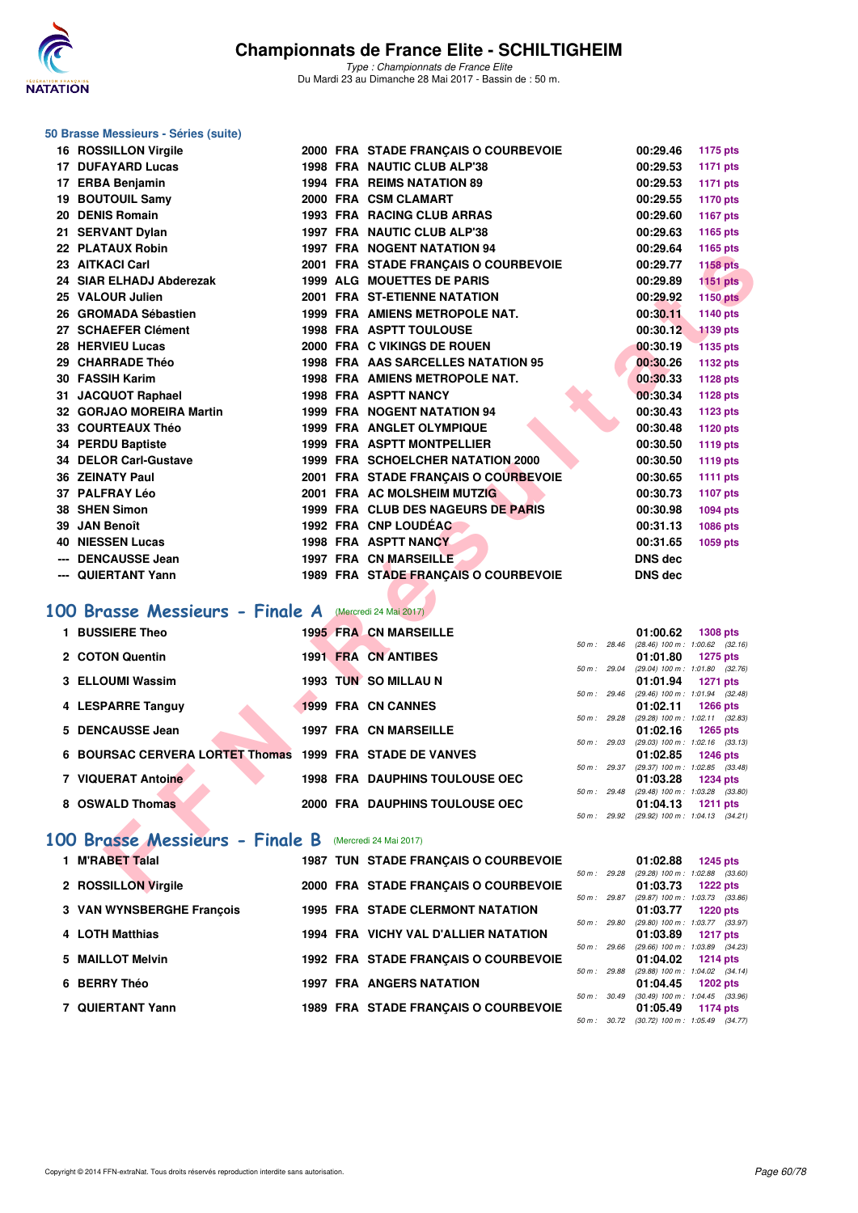# Championnats de France Elite - SCHILTIGHEIM

*Type : Championnats de France Elite*
Du Mardi 23 au Dimanche 28 Mai 2017 - Bassin de : 50 m.

### 50 Brasse Messieurs - Séries (suite)

| Rang | Nom | Année | Nat | Club | Temps | Points |
|---|---|---|---|---|---|---|
| 16 | ROSSILLON Virgile | 2000 | FRA | STADE FRANÇAIS O COURBEVOIE | 00:29.46 | 1175 pts |
| 17 | DUFAYARD Lucas | 1998 | FRA | NAUTIC CLUB ALP'38 | 00:29.53 | 1171 pts |
| 17 | ERBA Benjamin | 1994 | FRA | REIMS NATATION 89 | 00:29.53 | 1171 pts |
| 19 | BOUTOUIL Samy | 2000 | FRA | CSM CLAMART | 00:29.55 | 1170 pts |
| 20 | DENIS Romain | 1993 | FRA | RACING CLUB ARRAS | 00:29.60 | 1167 pts |
| 21 | SERVANT Dylan | 1997 | FRA | NAUTIC CLUB ALP'38 | 00:29.63 | 1165 pts |
| 22 | PLATAUX Robin | 1997 | FRA | NOGENT NATATION 94 | 00:29.64 | 1165 pts |
| 23 | AITKACI Carl | 2001 | FRA | STADE FRANÇAIS O COURBEVOIE | 00:29.77 | 1158 pts |
| 24 | SIAR ELHADJ Abderezak | 1999 | ALG | MOUETTES DE PARIS | 00:29.89 | 1151 pts |
| 25 | VALOUR Julien | 2001 | FRA | ST-ETIENNE NATATION | 00:29.92 | 1150 pts |
| 26 | GROMADA Sébastien | 1999 | FRA | AMIENS METROPOLE NAT. | 00:30.11 | 1140 pts |
| 27 | SCHAEFER Clément | 1998 | FRA | ASPTT TOULOUSE | 00:30.12 | 1139 pts |
| 28 | HERVIEU Lucas | 2000 | FRA | C VIKINGS DE ROUEN | 00:30.19 | 1135 pts |
| 29 | CHARRADE Théo | 1998 | FRA | AAS SARCELLES NATATION 95 | 00:30.26 | 1132 pts |
| 30 | FASSIH Karim | 1998 | FRA | AMIENS METROPOLE NAT. | 00:30.33 | 1128 pts |
| 31 | JACQUOT Raphael | 1998 | FRA | ASPTT NANCY | 00:30.34 | 1128 pts |
| 32 | GORJAO MOREIRA Martin | 1999 | FRA | NOGENT NATATION 94 | 00:30.43 | 1123 pts |
| 33 | COURTEAUX Théo | 1999 | FRA | ANGLET OLYMPIQUE | 00:30.48 | 1120 pts |
| 34 | PERDU Baptiste | 1999 | FRA | ASPTT MONTPELLIER | 00:30.50 | 1119 pts |
| 34 | DELOR Carl-Gustave | 1999 | FRA | SCHOELCHER NATATION 2000 | 00:30.50 | 1119 pts |
| 36 | ZEINATY Paul | 2001 | FRA | STADE FRANÇAIS O COURBEVOIE | 00:30.65 | 1111 pts |
| 37 | PALFRAY Léo | 2001 | FRA | AC MOLSHEIM MUTZIG | 00:30.73 | 1107 pts |
| 38 | SHEN Simon | 1999 | FRA | CLUB DES NAGEURS DE PARIS | 00:30.98 | 1094 pts |
| 39 | JAN Benoît | 1992 | FRA | CNP LOUDÉAC | 00:31.13 | 1086 pts |
| 40 | NIESSEN Lucas | 1998 | FRA | ASPTT NANCY | 00:31.65 | 1059 pts |
| --- | DENCAUSSE Jean | 1997 | FRA | CN MARSEILLE | DNS dec | |
| --- | QUIERTANT Yann | 1989 | FRA | STADE FRANÇAIS O COURBEVOIE | DNS dec | |

## 100 Brasse Messieurs - Finale A (Mercredi 24 Mai 2017)

| Rang | Nom | Année | Nat | Club | Temps | Points | Intermédiaires |
|---|---|---|---|---|---|---|---|
| 1 | BUSSIERE Theo | 1995 | FRA | CN MARSEILLE | 01:00.62 | 1308 pts | 50 m : 28.46 (28.46) 100 m : 1:00.62 (32.16) |
| 2 | COTON Quentin | 1991 | FRA | CN ANTIBES | 01:01.80 | 1275 pts | 50 m : 29.04 (29.04) 100 m : 1:01.80 (32.76) |
| 3 | ELLOUMI Wassim | 1993 | TUN | SO MILLAU N | 01:01.94 | 1271 pts | 50 m : 29.46 (29.46) 100 m : 1:01.94 (32.48) |
| 4 | LESPARRE Tanguy | 1999 | FRA | CN CANNES | 01:02.11 | 1266 pts | 50 m : 29.28 (29.28) 100 m : 1:02.11 (32.83) |
| 5 | DENCAUSSE Jean | 1997 | FRA | CN MARSEILLE | 01:02.16 | 1265 pts | 50 m : 29.03 (29.03) 100 m : 1:02.16 (33.13) |
| 6 | BOURSAC CERVERA LORTET Thomas | 1999 | FRA | STADE DE VANVES | 01:02.85 | 1246 pts | 50 m : 29.37 (29.37) 100 m : 1:02.85 (33.48) |
| 7 | VIQUERAT Antoine | 1998 | FRA | DAUPHINS TOULOUSE OEC | 01:03.28 | 1234 pts | 50 m : 29.48 (29.48) 100 m : 1:03.28 (33.80) |
| 8 | OSWALD Thomas | 2000 | FRA | DAUPHINS TOULOUSE OEC | 01:04.13 | 1211 pts | 50 m : 29.92 (29.92) 100 m : 1:04.13 (34.21) |

## 100 Brasse Messieurs - Finale B (Mercredi 24 Mai 2017)

| Rang | Nom | Année | Nat | Club | Temps | Points | Intermédiaires |
|---|---|---|---|---|---|---|---|
| 1 | M'RABET Talal | 1987 | TUN | STADE FRANÇAIS O COURBEVOIE | 01:02.88 | 1245 pts | 50 m : 29.28 (29.28) 100 m : 1:02.88 (33.60) |
| 2 | ROSSILLON Virgile | 2000 | FRA | STADE FRANÇAIS O COURBEVOIE | 01:03.73 | 1222 pts | 50 m : 29.87 (29.87) 100 m : 1:03.73 (33.86) |
| 3 | VAN WYNSBERGHE François | 1995 | FRA | STADE CLERMONT NATATION | 01:03.77 | 1220 pts | 50 m : 29.80 (29.80) 100 m : 1:03.77 (33.97) |
| 4 | LOTH Matthias | 1994 | FRA | VICHY VAL D'ALLIER NATATION | 01:03.89 | 1217 pts | 50 m : 29.66 (29.66) 100 m : 1:03.89 (34.23) |
| 5 | MAILLOT Melvin | 1992 | FRA | STADE FRANÇAIS O COURBEVOIE | 01:04.02 | 1214 pts | 50 m : 29.88 (29.88) 100 m : 1:04.02 (34.14) |
| 6 | BERRY Théo | 1997 | FRA | ANGERS NATATION | 01:04.45 | 1202 pts | 50 m : 30.49 (30.49) 100 m : 1:04.45 (33.96) |
| 7 | QUIERTANT Yann | 1989 | FRA | STADE FRANÇAIS O COURBEVOIE | 01:05.49 | 1174 pts | 50 m : 30.72 (30.72) 100 m : 1:05.49 (34.77) |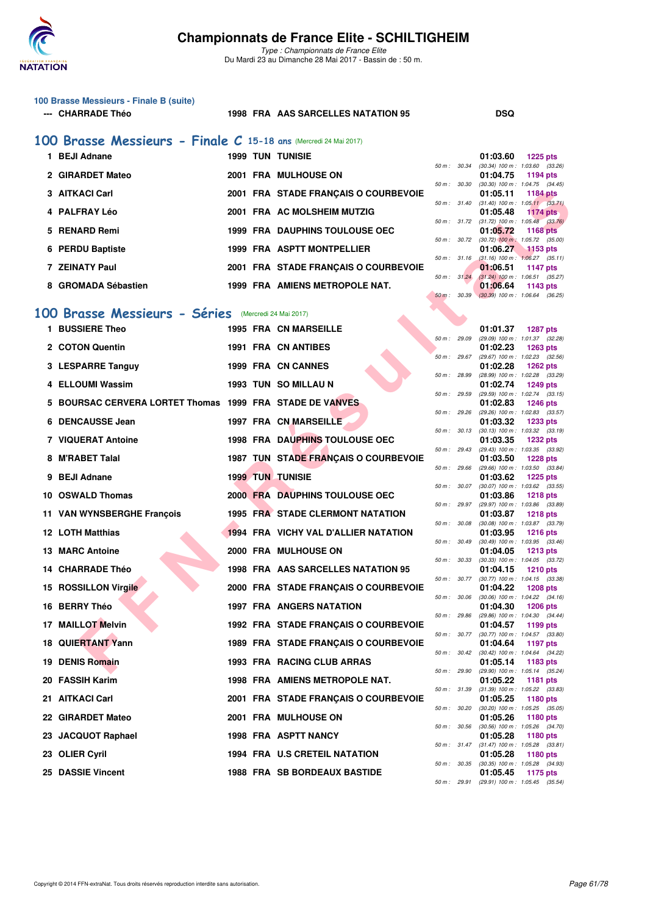# Championnats de France Elite - SCHILTIGHEIM

*Type : Championnats de France Elite*
Du Mardi 23 au Dimanche 28 Mai 2017 - Bassin de : 50 m.

### 100 Brasse Messieurs - Finale B (suite)

| | Nom | Année | Nat. | Club | Temps | Points |
|---|---|---|---|---|---|---|
| --- | CHARRADE Théo | 1998 | FRA | AAS SARCELLES NATATION 95 | DSQ | |

## 100 Brasse Messieurs - Finale C 15-18 ans (Mercredi 24 Mai 2017)

| Rang | Nom | Année | Nat. | Club | Temps | Points | Splits |
|---|---|---|---|---|---|---|---|
| 1 | BEJI Adnane | 1999 | TUN | TUNISIE | 01:03.60 | 1225 pts | 50 m : 30.34 (30.34) 100 m : 1:03.60 (33.26) |
| 2 | GIRARDET Mateo | 2001 | FRA | MULHOUSE ON | 01:04.75 | 1194 pts | 50 m : 30.30 (30.30) 100 m : 1:04.75 (34.45) |
| 3 | AITKACI Carl | 2001 | FRA | STADE FRANÇAIS O COURBEVOIE | 01:05.11 | 1184 pts | 50 m : 31.40 (31.40) 100 m : 1:05.11 (33.71) |
| 4 | PALFRAY Léo | 2001 | FRA | AC MOLSHEIM MUTZIG | 01:05.48 | 1174 pts | 50 m : 31.72 (31.72) 100 m : 1:05.48 (33.76) |
| 5 | RENARD Remi | 1999 | FRA | DAUPHINS TOULOUSE OEC | 01:05.72 | 1168 pts | 50 m : 30.72 (30.72) 100 m : 1:05.72 (35.00) |
| 6 | PERDU Baptiste | 1999 | FRA | ASPTT MONTPELLIER | 01:06.27 | 1153 pts | 50 m : 31.16 (31.16) 100 m : 1:06.27 (35.11) |
| 7 | ZEINATY Paul | 2001 | FRA | STADE FRANÇAIS O COURBEVOIE | 01:06.51 | 1147 pts | 50 m : 31.24 (31.24) 100 m : 1:06.51 (35.27) |
| 8 | GROMADA Sébastien | 1999 | FRA | AMIENS METROPOLE NAT. | 01:06.64 | 1143 pts | 50 m : 30.39 (30.39) 100 m : 1:06.64 (36.25) |

## 100 Brasse Messieurs - Séries (Mercredi 24 Mai 2017)

| Rang | Nom | Année | Nat. | Club | Temps | Points | Splits |
|---|---|---|---|---|---|---|---|
| 1 | BUSSIERE Theo | 1995 | FRA | CN MARSEILLE | 01:01.37 | 1287 pts | 50 m : 29.09 (29.09) 100 m : 1:01.37 (32.28) |
| 2 | COTON Quentin | 1991 | FRA | CN ANTIBES | 01:02.23 | 1263 pts | 50 m : 29.67 (29.67) 100 m : 1:02.23 (32.56) |
| 3 | LESPARRE Tanguy | 1999 | FRA | CN CANNES | 01:02.28 | 1262 pts | 50 m : 28.99 (28.99) 100 m : 1:02.28 (33.29) |
| 4 | ELLOUMI Wassim | 1993 | TUN | SO MILLAU N | 01:02.74 | 1249 pts | 50 m : 29.59 (29.59) 100 m : 1:02.74 (33.15) |
| 5 | BOURSAC CERVERA LORTET Thomas | 1999 | FRA | STADE DE VANVES | 01:02.83 | 1246 pts | 50 m : 29.26 (29.26) 100 m : 1:02.83 (33.57) |
| 6 | DENCAUSSE Jean | 1997 | FRA | CN MARSEILLE | 01:03.32 | 1233 pts | 50 m : 30.13 (30.13) 100 m : 1:03.32 (33.19) |
| 7 | VIQUERAT Antoine | 1998 | FRA | DAUPHINS TOULOUSE OEC | 01:03.35 | 1232 pts | 50 m : 29.43 (29.43) 100 m : 1:03.35 (33.92) |
| 8 | M'RABET Talal | 1987 | TUN | STADE FRANÇAIS O COURBEVOIE | 01:03.50 | 1228 pts | 50 m : 29.66 (29.66) 100 m : 1:03.50 (33.84) |
| 9 | BEJI Adnane | 1999 | TUN | TUNISIE | 01:03.62 | 1225 pts | 50 m : 30.07 (30.07) 100 m : 1:03.62 (33.55) |
| 10 | OSWALD Thomas | 2000 | FRA | DAUPHINS TOULOUSE OEC | 01:03.86 | 1218 pts | 50 m : 29.97 (29.97) 100 m : 1:03.86 (33.89) |
| 11 | VAN WYNSBERGHE François | 1995 | FRA | STADE CLERMONT NATATION | 01:03.87 | 1218 pts | 50 m : 30.08 (30.08) 100 m : 1:03.87 (33.79) |
| 12 | LOTH Matthias | 1994 | FRA | VICHY VAL D'ALLIER NATATION | 01:03.95 | 1216 pts | 50 m : 30.49 (30.49) 100 m : 1:03.95 (33.46) |
| 13 | MARC Antoine | 2000 | FRA | MULHOUSE ON | 01:04.05 | 1213 pts | 50 m : 30.33 (30.33) 100 m : 1:04.05 (33.72) |
| 14 | CHARRADE Théo | 1998 | FRA | AAS SARCELLES NATATION 95 | 01:04.15 | 1210 pts | 50 m : 30.77 (30.77) 100 m : 1:04.15 (33.38) |
| 15 | ROSSILLON Virgile | 2000 | FRA | STADE FRANÇAIS O COURBEVOIE | 01:04.22 | 1208 pts | 50 m : 30.06 (30.06) 100 m : 1:04.22 (34.16) |
| 16 | BERRY Théo | 1997 | FRA | ANGERS NATATION | 01:04.30 | 1206 pts | 50 m : 29.86 (29.86) 100 m : 1:04.30 (34.44) |
| 17 | MAILLOT Melvin | 1992 | FRA | STADE FRANÇAIS O COURBEVOIE | 01:04.57 | 1199 pts | 50 m : 30.77 (30.77) 100 m : 1:04.57 (33.80) |
| 18 | QUIERTANT Yann | 1989 | FRA | STADE FRANÇAIS O COURBEVOIE | 01:04.64 | 1197 pts | 50 m : 30.42 (30.42) 100 m : 1:04.64 (34.22) |
| 19 | DENIS Romain | 1993 | FRA | RACING CLUB ARRAS | 01:05.14 | 1183 pts | 50 m : 29.90 (29.90) 100 m : 1:05.14 (35.24) |
| 20 | FASSIH Karim | 1998 | FRA | AMIENS METROPOLE NAT. | 01:05.22 | 1181 pts | 50 m : 31.39 (31.39) 100 m : 1:05.22 (33.83) |
| 21 | AITKACI Carl | 2001 | FRA | STADE FRANÇAIS O COURBEVOIE | 01:05.25 | 1180 pts | 50 m : 30.20 (30.20) 100 m : 1:05.25 (35.05) |
| 22 | GIRARDET Mateo | 2001 | FRA | MULHOUSE ON | 01:05.26 | 1180 pts | 50 m : 30.56 (30.56) 100 m : 1:05.26 (34.70) |
| 23 | JACQUOT Raphael | 1998 | FRA | ASPTT NANCY | 01:05.28 | 1180 pts | 50 m : 31.47 (31.47) 100 m : 1:05.28 (33.81) |
| 23 | OLIER Cyril | 1994 | FRA | U.S CRETEIL NATATION | 01:05.28 | 1180 pts | 50 m : 30.35 (30.35) 100 m : 1:05.28 (34.93) |
| 25 | DASSIE Vincent | 1988 | FRA | SB BORDEAUX BASTIDE | 01:05.45 | 1175 pts | 50 m : 29.91 (29.91) 100 m : 1:05.45 (35.54) |

Copyright © 2014 FFN-extraNat. Tous droits réservés reproduction interdite sans autorisation.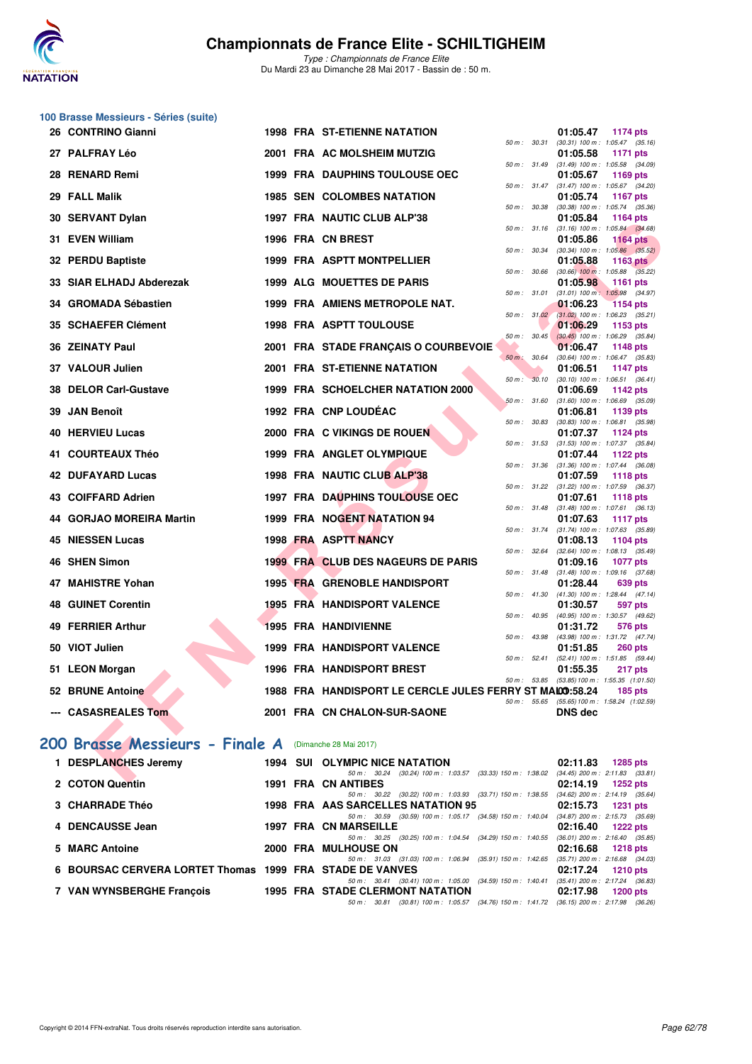## 100 Brasse Messieurs - Séries (suite)

| Rang | Nom | Année | Nat | Club | Temps | Points | Splits |
|---|---|---|---|---|---|---|---|
| 26 | CONTRINO Gianni | 1998 | FRA | ST-ETIENNE NATATION | 01:05.47 | 1174 pts | 50 m : 30.31 (30.31) 100 m : 1:05.47 (35.16) |
| 27 | PALFRAY Léo | 2001 | FRA | AC MOLSHEIM MUTZIG | 01:05.58 | 1171 pts | 50 m : 31.49 (31.49) 100 m : 1:05.58 (34.09) |
| 28 | RENARD Remi | 1999 | FRA | DAUPHINS TOULOUSE OEC | 01:05.67 | 1169 pts | 50 m : 31.47 (31.47) 100 m : 1:05.67 (34.20) |
| 29 | FALL Malik | 1985 | SEN | COLOMBES NATATION | 01:05.74 | 1167 pts | 50 m : 30.38 (30.38) 100 m : 1:05.74 (35.36) |
| 30 | SERVANT Dylan | 1997 | FRA | NAUTIC CLUB ALP'38 | 01:05.84 | 1164 pts | 50 m : 31.16 (31.16) 100 m : 1:05.84 (34.68) |
| 31 | EVEN William | 1996 | FRA | CN BREST | 01:05.86 | 1164 pts | 50 m : 30.34 (30.34) 100 m : 1:05.86 (35.52) |
| 32 | PERDU Baptiste | 1999 | FRA | ASPTT MONTPELLIER | 01:05.88 | 1163 pts | 50 m : 30.66 (30.66) 100 m : 1:05.88 (35.22) |
| 33 | SIAR ELHADJ Abderezak | 1999 | ALG | MOUETTES DE PARIS | 01:05.98 | 1161 pts | 50 m : 31.01 (31.01) 100 m : 1:05.98 (34.97) |
| 34 | GROMADA Sébastien | 1999 | FRA | AMIENS METROPOLE NAT. | 01:06.23 | 1154 pts | 50 m : 31.02 (31.02) 100 m : 1:06.23 (35.21) |
| 35 | SCHAEFER Clément | 1998 | FRA | ASPTT TOULOUSE | 01:06.29 | 1153 pts | 50 m : 30.45 (30.45) 100 m : 1:06.29 (35.84) |
| 36 | ZEINATY Paul | 2001 | FRA | STADE FRANÇAIS O COURBEVOIE | 01:06.47 | 1148 pts | 50 m : 30.64 (30.64) 100 m : 1:06.47 (35.83) |
| 37 | VALOUR Julien | 2001 | FRA | ST-ETIENNE NATATION | 01:06.51 | 1147 pts | 50 m : 30.10 (30.10) 100 m : 1:06.51 (36.41) |
| 38 | DELOR Carl-Gustave | 1999 | FRA | SCHOELCHER NATATION 2000 | 01:06.69 | 1142 pts | 50 m : 31.60 (31.60) 100 m : 1:06.69 (35.09) |
| 39 | JAN Benoît | 1992 | FRA | CNP LOUDÉAC | 01:06.81 | 1139 pts | 50 m : 30.83 (30.83) 100 m : 1:06.81 (35.98) |
| 40 | HERVIEU Lucas | 2000 | FRA | C VIKINGS DE ROUEN | 01:07.37 | 1124 pts | 50 m : 31.53 (31.53) 100 m : 1:07.37 (35.84) |
| 41 | COURTEAUX Théo | 1999 | FRA | ANGLET OLYMPIQUE | 01:07.44 | 1122 pts | 50 m : 31.36 (31.36) 100 m : 1:07.44 (36.08) |
| 42 | DUFAYARD Lucas | 1998 | FRA | NAUTIC CLUB ALP'38 | 01:07.59 | 1118 pts | 50 m : 31.22 (31.22) 100 m : 1:07.59 (36.37) |
| 43 | COIFFARD Adrien | 1997 | FRA | DAUPHINS TOULOUSE OEC | 01:07.61 | 1118 pts | 50 m : 31.48 (31.48) 100 m : 1:07.61 (36.13) |
| 44 | GORJAO MOREIRA Martin | 1999 | FRA | NOGENT NATATION 94 | 01:07.63 | 1117 pts | 50 m : 31.74 (31.74) 100 m : 1:07.63 (35.89) |
| 45 | NIESSEN Lucas | 1998 | FRA | ASPTT NANCY | 01:08.13 | 1104 pts | 50 m : 32.64 (32.64) 100 m : 1:08.13 (35.49) |
| 46 | SHEN Simon | 1999 | FRA | CLUB DES NAGEURS DE PARIS | 01:09.16 | 1077 pts | 50 m : 31.48 (31.48) 100 m : 1:09.16 (37.68) |
| 47 | MAHISTRE Yohan | 1995 | FRA | GRENOBLE HANDISPORT | 01:28.44 | 639 pts | 50 m : 41.30 (41.30) 100 m : 1:28.44 (47.14) |
| 48 | GUINET Corentin | 1995 | FRA | HANDISPORT VALENCE | 01:30.57 | 597 pts | 50 m : 40.95 (40.95) 100 m : 1:30.57 (49.62) |
| 49 | FERRIER Arthur | 1995 | FRA | HANDIVIENNE | 01:31.72 | 576 pts | 50 m : 43.98 (43.98) 100 m : 1:31.72 (47.74) |
| 50 | VIOT Julien | 1999 | FRA | HANDISPORT VALENCE | 01:51.85 | 260 pts | 50 m : 52.41 (52.41) 100 m : 1:51.85 (59.44) |
| 51 | LEON Morgan | 1996 | FRA | HANDISPORT BREST | 01:55.35 | 217 pts | 50 m : 53.85 (53.85) 100 m : 1:55.35 (1:01.50) |
| 52 | BRUNE Antoine | 1988 | FRA | HANDISPORT LE CERCLE JULES FERRY ST MALO | 01:58.24 | 185 pts | 50 m : 55.65 (55.65) 100 m : 1:58.24 (1:02.59) |
| --- | CASASREALES Tom | 2001 | FRA | CN CHALON-SUR-SAONE | DNS dec | | |

## 200 Brasse Messieurs - Finale A (Dimanche 28 Mai 2017)

| Rang | Nom | Année | Nat | Club | Temps | Points | Splits |
|---|---|---|---|---|---|---|---|
| 1 | DESPLANCHES Jeremy | 1994 | SUI | OLYMPIC NICE NATATION | 02:11.83 | 1285 pts | 50 m : 30.24 (30.24) 100 m : 1:03.57 (33.33) 150 m : 1:38.02 (34.45) 200 m : 2:11.83 (33.81) |
| 2 | COTON Quentin | 1991 | FRA | CN ANTIBES | 02:14.19 | 1252 pts | 50 m : 30.22 (30.22) 100 m : 1:03.93 (33.71) 150 m : 1:38.55 (34.62) 200 m : 2:14.19 (35.64) |
| 3 | CHARRADE Théo | 1998 | FRA | AAS SARCELLES NATATION 95 | 02:15.73 | 1231 pts | 50 m : 30.59 (30.59) 100 m : 1:05.17 (34.58) 150 m : 1:40.04 (34.87) 200 m : 2:15.73 (35.69) |
| 4 | DENCAUSSE Jean | 1997 | FRA | CN MARSEILLE | 02:16.40 | 1222 pts | 50 m : 30.25 (30.25) 100 m : 1:04.54 (34.29) 150 m : 1:40.55 (36.01) 200 m : 2:16.40 (35.85) |
| 5 | MARC Antoine | 2000 | FRA | MULHOUSE ON | 02:16.68 | 1218 pts | 50 m : 31.03 (31.03) 100 m : 1:06.94 (35.91) 150 m : 1:42.65 (35.71) 200 m : 2:16.68 (34.03) |
| 6 | BOURSAC CERVERA LORTET Thomas | 1999 | FRA | STADE DE VANVES | 02:17.24 | 1210 pts | 50 m : 30.41 (30.41) 100 m : 1:05.00 (34.59) 150 m : 1:40.41 (35.41) 200 m : 2:17.24 (36.83) |
| 7 | VAN WYNSBERGHE François | 1995 | FRA | STADE CLERMONT NATATION | 02:17.98 | 1200 pts | 50 m : 30.81 (30.81) 100 m : 1:05.57 (34.76) 150 m : 1:41.72 (36.15) 200 m : 2:17.98 (36.26) |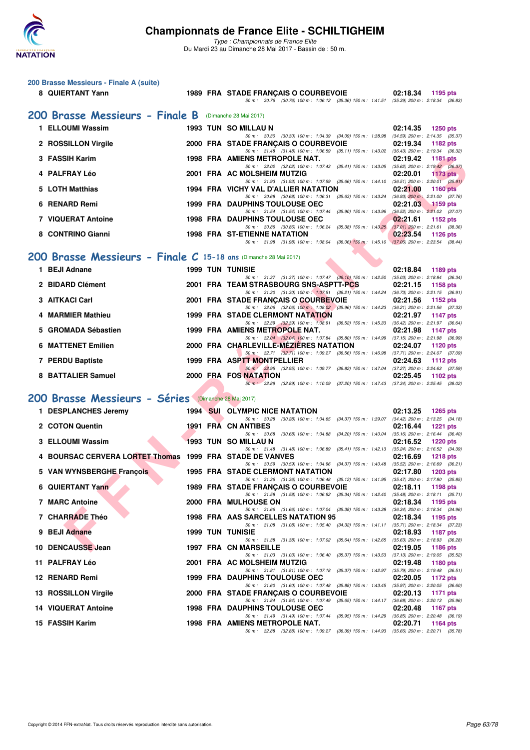# Championnats de France Elite - SCHILTIGHEIM

*Type : Championnats de France Elite*
Du Mardi 23 au Dimanche 28 Mai 2017 - Bassin de : 50 m.

### 200 Brasse Messieurs - Finale A (suite)

| Rang | Nom | Année | Nat. | Club | Temps | Points |
|---|---|---|---|---|---|---|
| 8 | QUIERTANT Yann | 1989 | FRA | STADE FRANÇAIS O COURBEVOIE | 02:18.34 | 1195 pts |
| | 50 m : 30.76 (30.76) 100 m : 1:06.12 (35.36) 150 m : 1:41.51 (35.39) 200 m : 2:18.34 (36.83) | | | | | |

## 200 Brasse Messieurs - Finale B (Dimanche 28 Mai 2017)

| Rang | Nom | Année | Nat. | Club | Temps | Points |
|---|---|---|---|---|---|---|
| 1 | ELLOUMI Wassim | 1993 | TUN | SO MILLAU N | 02:14.35 | 1250 pts |
| | 50 m : 30.30 (30.30) 100 m : 1:04.39 (34.09) 150 m : 1:38.98 (34.59) 200 m : 2:14.35 (35.37) | | | | | |
| 2 | ROSSILLON Virgile | 2000 | FRA | STADE FRANÇAIS O COURBEVOIE | 02:19.34 | 1182 pts |
| | 50 m : 31.48 (31.48) 100 m : 1:06.59 (35.11) 150 m : 1:43.02 (36.43) 200 m : 2:19.34 (36.32) | | | | | |
| 3 | FASSIH Karim | 1998 | FRA | AMIENS METROPOLE NAT. | 02:19.42 | 1181 pts |
| | 50 m : 32.02 (32.02) 100 m : 1:07.43 (35.41) 150 m : 1:43.05 (35.62) 200 m : 2:19.42 (36.37) | | | | | |
| 4 | PALFRAY Léo | 2001 | FRA | AC MOLSHEIM MUTZIG | 02:20.01 | 1173 pts |
| | 50 m : 31.93 (31.93) 100 m : 1:07.59 (35.66) 150 m : 1:44.10 (36.51) 200 m : 2:20.01 (35.91) | | | | | |
| 5 | LOTH Matthias | 1994 | FRA | VICHY VAL D'ALLIER NATATION | 02:21.00 | 1160 pts |
| | 50 m : 30.68 (30.68) 100 m : 1:06.31 (35.63) 150 m : 1:43.24 (36.93) 200 m : 2:21.00 (37.76) | | | | | |
| 6 | RENARD Remi | 1999 | FRA | DAUPHINS TOULOUSE OEC | 02:21.03 | 1159 pts |
| | 50 m : 31.54 (31.54) 100 m : 1:07.44 (35.90) 150 m : 1:43.96 (36.52) 200 m : 2:21.03 (37.07) | | | | | |
| 7 | VIQUERAT Antoine | 1998 | FRA | DAUPHINS TOULOUSE OEC | 02:21.61 | 1152 pts |
| | 50 m : 30.86 (30.86) 100 m : 1:06.24 (35.38) 150 m : 1:43.25 (37.01) 200 m : 2:21.61 (38.36) | | | | | |
| 8 | CONTRINO Gianni | 1998 | FRA | ST-ETIENNE NATATION | 02:23.54 | 1126 pts |
| | 50 m : 31.98 (31.98) 100 m : 1:08.04 (36.06) 150 m : 1:45.10 (37.06) 200 m : 2:23.54 (38.44) | | | | | |

## 200 Brasse Messieurs - Finale C 15-18 ans (Dimanche 28 Mai 2017)

| Rang | Nom | Année | Nat. | Club | Temps | Points |
|---|---|---|---|---|---|---|
| 1 | BEJI Adnane | 1999 | TUN | TUNISIE | 02:18.84 | 1189 pts |
| | 50 m : 31.37 (31.37) 100 m : 1:07.47 (36.10) 150 m : 1:42.50 (35.03) 200 m : 2:18.84 (36.34) | | | | | |
| 2 | BIDARD Clément | 2001 | FRA | TEAM STRASBOURG SNS-ASPTT-PCS | 02:21.15 | 1158 pts |
| | 50 m : 31.30 (31.30) 100 m : 1:07.51 (36.21) 150 m : 1:44.24 (36.73) 200 m : 2:21.15 (36.91) | | | | | |
| 3 | AITKACI Carl | 2001 | FRA | STADE FRANÇAIS O COURBEVOIE | 02:21.56 | 1152 pts |
| | 50 m : 32.06 (32.06) 100 m : 1:08.02 (35.96) 150 m : 1:44.23 (36.21) 200 m : 2:21.56 (37.33) | | | | | |
| 4 | MARMIER Mathieu | 1999 | FRA | STADE CLERMONT NATATION | 02:21.97 | 1147 pts |
| | 50 m : 32.39 (32.39) 100 m : 1:08.91 (36.52) 150 m : 1:45.33 (36.42) 200 m : 2:21.97 (36.64) | | | | | |
| 5 | GROMADA Sébastien | 1999 | FRA | AMIENS METROPOLE NAT. | 02:21.98 | 1147 pts |
| | 50 m : 32.04 (32.04) 100 m : 1:07.84 (35.80) 150 m : 1:44.99 (37.15) 200 m : 2:21.98 (36.99) | | | | | |
| 6 | MATTENET Emilien | 2000 | FRA | CHARLEVILLE-MÉZIÈRES NATATION | 02:24.07 | 1120 pts |
| | 50 m : 32.71 (32.71) 100 m : 1:09.27 (36.56) 150 m : 1:46.98 (37.71) 200 m : 2:24.07 (37.09) | | | | | |
| 7 | PERDU Baptiste | 1999 | FRA | ASPTT MONTPELLIER | 02:24.63 | 1112 pts |
| | 50 m : 32.95 (32.95) 100 m : 1:09.77 (36.82) 150 m : 1:47.04 (37.27) 200 m : 2:24.63 (37.59) | | | | | |
| 8 | BATTALIER Samuel | 2000 | FRA | FOS NATATION | 02:25.45 | 1102 pts |
| | 50 m : 32.89 (32.89) 100 m : 1:10.09 (37.20) 150 m : 1:47.43 (37.34) 200 m : 2:25.45 (38.02) | | | | | |

## 200 Brasse Messieurs - Séries (Dimanche 28 Mai 2017)

| Rang | Nom | Année | Nat. | Club | Temps | Points |
|---|---|---|---|---|---|---|
| 1 | DESPLANCHES Jeremy | 1994 | SUI | OLYMPIC NICE NATATION | 02:13.25 | 1265 pts |
| | 50 m : 30.28 (30.28) 100 m : 1:04.65 (34.37) 150 m : 1:39.07 (34.42) 200 m : 2:13.25 (34.18) | | | | | |
| 2 | COTON Quentin | 1991 | FRA | CN ANTIBES | 02:16.44 | 1221 pts |
| | 50 m : 30.68 (30.68) 100 m : 1:04.88 (34.20) 150 m : 1:40.04 (35.16) 200 m : 2:16.44 (36.40) | | | | | |
| 3 | ELLOUMI Wassim | 1993 | TUN | SO MILLAU N | 02:16.52 | 1220 pts |
| | 50 m : 31.48 (31.48) 100 m : 1:06.89 (35.41) 150 m : 1:42.13 (35.24) 200 m : 2:16.52 (34.39) | | | | | |
| 4 | BOURSAC CERVERA LORTET Thomas | 1999 | FRA | STADE DE VANVES | 02:16.69 | 1218 pts |
| | 50 m : 30.59 (30.59) 100 m : 1:04.96 (34.37) 150 m : 1:40.48 (35.52) 200 m : 2:16.69 (36.21) | | | | | |
| 5 | VAN WYNSBERGHE François | 1995 | FRA | STADE CLERMONT NATATION | 02:17.80 | 1203 pts |
| | 50 m : 31.36 (31.36) 100 m : 1:06.48 (35.12) 150 m : 1:41.95 (35.47) 200 m : 2:17.80 (35.85) | | | | | |
| 6 | QUIERTANT Yann | 1989 | FRA | STADE FRANÇAIS O COURBEVOIE | 02:18.11 | 1198 pts |
| | 50 m : 31.58 (31.58) 100 m : 1:06.92 (35.34) 150 m : 1:42.40 (35.48) 200 m : 2:18.11 (35.71) | | | | | |
| 7 | MARC Antoine | 2000 | FRA | MULHOUSE ON | 02:18.34 | 1195 pts |
| | 50 m : 31.66 (31.66) 100 m : 1:07.04 (35.38) 150 m : 1:43.38 (36.34) 200 m : 2:18.34 (34.96) | | | | | |
| 7 | CHARRADE Théo | 1998 | FRA | AAS SARCELLES NATATION 95 | 02:18.34 | 1195 pts |
| | 50 m : 31.08 (31.08) 100 m : 1:05.40 (34.32) 150 m : 1:41.11 (35.71) 200 m : 2:18.34 (37.23) | | | | | |
| 9 | BEJI Adnane | 1999 | TUN | TUNISIE | 02:18.93 | 1187 pts |
| | 50 m : 31.38 (31.38) 100 m : 1:07.02 (35.64) 150 m : 1:42.65 (35.63) 200 m : 2:18.93 (36.28) | | | | | |
| 10 | DENCAUSSE Jean | 1997 | FRA | CN MARSEILLE | 02:19.05 | 1186 pts |
| | 50 m : 31.03 (31.03) 100 m : 1:06.40 (35.37) 150 m : 1:43.53 (37.13) 200 m : 2:19.05 (35.52) | | | | | |
| 11 | PALFRAY Léo | 2001 | FRA | AC MOLSHEIM MUTZIG | 02:19.48 | 1180 pts |
| | 50 m : 31.81 (31.81) 100 m : 1:07.18 (35.37) 150 m : 1:42.97 (35.79) 200 m : 2:19.48 (36.51) | | | | | |
| 12 | RENARD Remi | 1999 | FRA | DAUPHINS TOULOUSE OEC | 02:20.05 | 1172 pts |
| | 50 m : 31.60 (31.60) 100 m : 1:07.48 (35.88) 150 m : 1:43.45 (35.97) 200 m : 2:20.05 (36.60) | | | | | |
| 13 | ROSSILLON Virgile | 2000 | FRA | STADE FRANÇAIS O COURBEVOIE | 02:20.13 | 1171 pts |
| | 50 m : 31.84 (31.84) 100 m : 1:07.49 (35.65) 150 m : 1:44.17 (36.68) 200 m : 2:20.13 (35.96) | | | | | |
| 14 | VIQUERAT Antoine | 1998 | FRA | DAUPHINS TOULOUSE OEC | 02:20.48 | 1167 pts |
| | 50 m : 31.49 (31.49) 100 m : 1:07.44 (35.95) 150 m : 1:44.29 (36.85) 200 m : 2:20.48 (36.19) | | | | | |
| 15 | FASSIH Karim | 1998 | FRA | AMIENS METROPOLE NAT. | 02:20.71 | 1164 pts |
| | 50 m : 32.88 (32.88) 100 m : 1:09.27 (36.39) 150 m : 1:44.93 (35.66) 200 m : 2:20.71 (35.78) | | | | | |

Copyright © 2014 FFN-extraNat. Tous droits réservés reproduction interdite sans autorisation.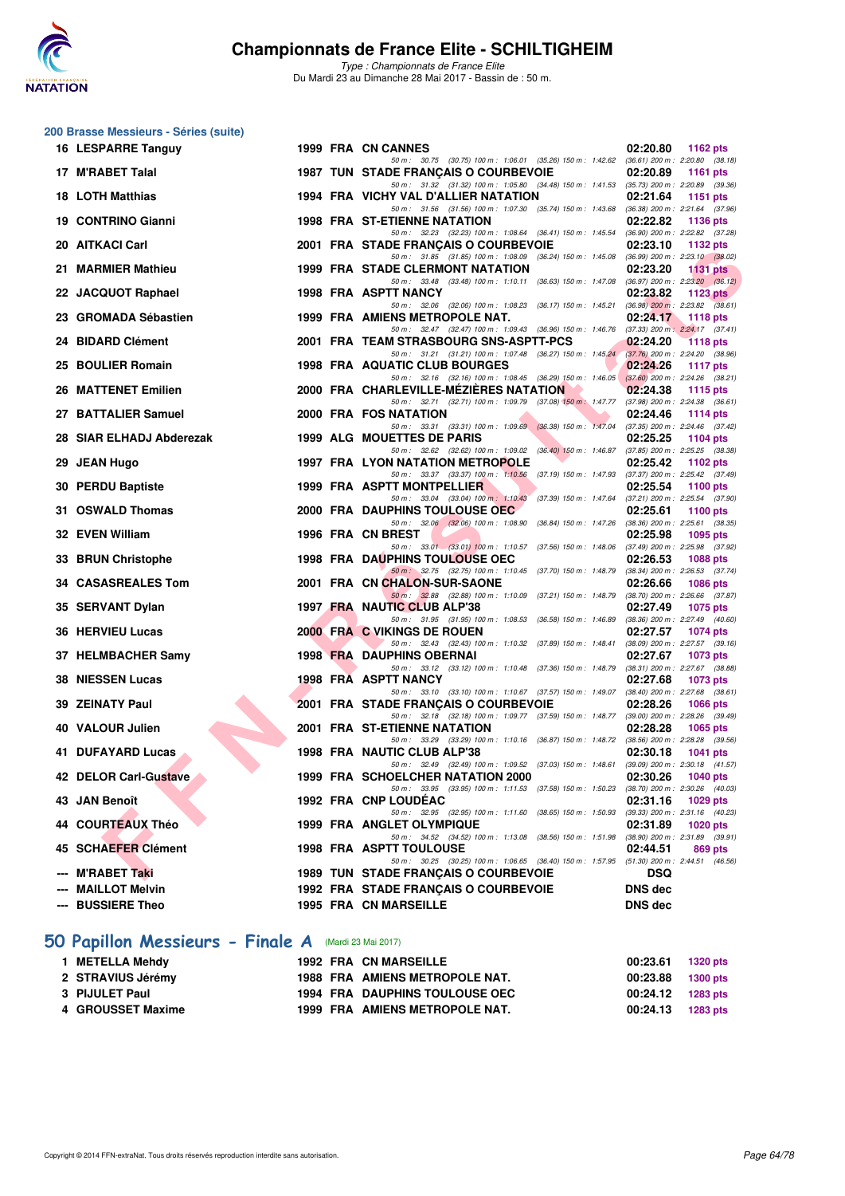# Championnats de France Elite - SCHILTIGHEIM

*Type : Championnats de France Elite*
Du Mardi 23 au Dimanche 28 Mai 2017 - Bassin de : 50 m.

## 200 Brasse Messieurs - Séries (suite)

| Rg | Nom | Année | Nat | Club | Temps | Points |
|---|---|---|---|---|---|---|
| 16 | LESPARRE Tanguy | 1999 | FRA | CN CANNES | 02:20.80 | 1162 pts |
| | | | | 50 m : 30.75 (30.75) 100 m : 1:06.01 (35.26) 150 m : 1:42.62 (36.61) 200 m : 2:20.80 (38.18) | | |
| 17 | M'RABET Talal | 1987 | TUN | STADE FRANÇAIS O COURBEVOIE | 02:20.89 | 1161 pts |
| | | | | 50 m : 31.32 (31.32) 100 m : 1:05.80 (34.48) 150 m : 1:41.53 (35.73) 200 m : 2:20.89 (39.36) | | |
| 18 | LOTH Matthias | 1994 | FRA | VICHY VAL D'ALLIER NATATION | 02:21.64 | 1151 pts |
| | | | | 50 m : 31.56 (31.56) 100 m : 1:07.30 (35.74) 150 m : 1:43.68 (36.38) 200 m : 2:21.64 (37.96) | | |
| 19 | CONTRINO Gianni | 1998 | FRA | ST-ETIENNE NATATION | 02:22.82 | 1136 pts |
| | | | | 50 m : 32.23 (32.23) 100 m : 1:08.64 (36.41) 150 m : 1:45.54 (36.90) 200 m : 2:22.82 (37.28) | | |
| 20 | AITKACI Carl | 2001 | FRA | STADE FRANÇAIS O COURBEVOIE | 02:23.10 | 1132 pts |
| | | | | 50 m : 31.85 (31.85) 100 m : 1:08.09 (36.24) 150 m : 1:45.08 (36.99) 200 m : 2:23.10 (38.02) | | |
| 21 | MARMIER Mathieu | 1999 | FRA | STADE CLERMONT NATATION | 02:23.20 | 1131 pts |
| | | | | 50 m : 33.48 (33.48) 100 m : 1:10.11 (36.63) 150 m : 1:47.08 (36.97) 200 m : 2:23.20 (36.12) | | |
| 22 | JACQUOT Raphael | 1998 | FRA | ASPTT NANCY | 02:23.82 | 1123 pts |
| | | | | 50 m : 32.06 (32.06) 100 m : 1:08.23 (36.17) 150 m : 1:45.21 (36.98) 200 m : 2:23.82 (38.61) | | |
| 23 | GROMADA Sébastien | 1999 | FRA | AMIENS METROPOLE NAT. | 02:24.17 | 1118 pts |
| | | | | 50 m : 32.47 (32.47) 100 m : 1:09.43 (36.96) 150 m : 1:46.76 (37.33) 200 m : 2:24.17 (37.41) | | |
| 24 | BIDARD Clément | 2001 | FRA | TEAM STRASBOURG SNS-ASPTT-PCS | 02:24.20 | 1118 pts |
| | | | | 50 m : 31.21 (31.21) 100 m : 1:07.48 (36.27) 150 m : 1:45.24 (37.76) 200 m : 2:24.20 (38.96) | | |
| 25 | BOULIER Romain | 1998 | FRA | AQUATIC CLUB BOURGES | 02:24.26 | 1117 pts |
| | | | | 50 m : 32.16 (32.16) 100 m : 1:08.45 (36.29) 150 m : 1:46.05 (37.60) 200 m : 2:24.26 (38.21) | | |
| 26 | MATTENET Emilien | 2000 | FRA | CHARLEVILLE-MÉZIÈRES NATATION | 02:24.38 | 1115 pts |
| | | | | 50 m : 32.71 (32.71) 100 m : 1:09.79 (37.08) 150 m : 1:47.77 (37.98) 200 m : 2:24.38 (36.61) | | |
| 27 | BATTALIER Samuel | 2000 | FRA | FOS NATATION | 02:24.46 | 1114 pts |
| | | | | 50 m : 33.31 (33.31) 100 m : 1:09.69 (36.38) 150 m : 1:47.04 (37.35) 200 m : 2:24.46 (37.42) | | |
| 28 | SIAR ELHADJ Abderezak | 1999 | ALG | MOUETTES DE PARIS | 02:25.25 | 1104 pts |
| | | | | 50 m : 32.62 (32.62) 100 m : 1:09.02 (36.40) 150 m : 1:46.87 (37.85) 200 m : 2:25.25 (38.38) | | |
| 29 | JEAN Hugo | 1997 | FRA | LYON NATATION METROPOLE | 02:25.42 | 1102 pts |
| | | | | 50 m : 33.37 (33.37) 100 m : 1:10.56 (37.19) 150 m : 1:47.93 (37.37) 200 m : 2:25.42 (37.49) | | |
| 30 | PERDU Baptiste | 1999 | FRA | ASPTT MONTPELLIER | 02:25.54 | 1100 pts |
| | | | | 50 m : 33.04 (33.04) 100 m : 1:10.43 (37.39) 150 m : 1:47.64 (37.21) 200 m : 2:25.54 (37.90) | | |
| 31 | OSWALD Thomas | 2000 | FRA | DAUPHINS TOULOUSE OEC | 02:25.61 | 1100 pts |
| | | | | 50 m : 32.06 (32.06) 100 m : 1:08.90 (36.84) 150 m : 1:47.26 (38.36) 200 m : 2:25.61 (38.35) | | |
| 32 | EVEN William | 1996 | FRA | CN BREST | 02:25.98 | 1095 pts |
| | | | | 50 m : 33.01 (33.01) 100 m : 1:10.57 (37.56) 150 m : 1:48.06 (37.49) 200 m : 2:25.98 (37.92) | | |
| 33 | BRUN Christophe | 1998 | FRA | DAUPHINS TOULOUSE OEC | 02:26.53 | 1088 pts |
| | | | | 50 m : 32.75 (32.75) 100 m : 1:10.45 (37.70) 150 m : 1:48.79 (38.34) 200 m : 2:26.53 (37.74) | | |
| 34 | CASASREALES Tom | 2001 | FRA | CN CHALON-SUR-SAONE | 02:26.66 | 1086 pts |
| | | | | 50 m : 32.88 (32.88) 100 m : 1:10.09 (37.21) 150 m : 1:48.79 (38.70) 200 m : 2:26.66 (37.87) | | |
| 35 | SERVANT Dylan | 1997 | FRA | NAUTIC CLUB ALP'38 | 02:27.49 | 1075 pts |
| | | | | 50 m : 31.95 (31.95) 100 m : 1:08.53 (36.58) 150 m : 1:46.89 (38.36) 200 m : 2:27.49 (40.60) | | |
| 36 | HERVIEU Lucas | 2000 | FRA | C VIKINGS DE ROUEN | 02:27.57 | 1074 pts |
| | | | | 50 m : 32.43 (32.43) 100 m : 1:10.32 (37.89) 150 m : 1:48.41 (38.09) 200 m : 2:27.57 (39.16) | | |
| 37 | HELMBACHER Samy | 1998 | FRA | DAUPHINS OBERNAI | 02:27.67 | 1073 pts |
| | | | | 50 m : 33.12 (33.12) 100 m : 1:10.48 (37.36) 150 m : 1:48.79 (38.31) 200 m : 2:27.67 (38.88) | | |
| 38 | NIESSEN Lucas | 1998 | FRA | ASPTT NANCY | 02:27.68 | 1073 pts |
| | | | | 50 m : 33.10 (33.10) 100 m : 1:10.67 (37.57) 150 m : 1:49.07 (38.40) 200 m : 2:27.68 (38.61) | | |
| 39 | ZEINATY Paul | 2001 | FRA | STADE FRANÇAIS O COURBEVOIE | 02:28.26 | 1066 pts |
| | | | | 50 m : 32.18 (32.18) 100 m : 1:09.77 (37.59) 150 m : 1:48.77 (39.00) 200 m : 2:28.26 (39.49) | | |
| 40 | VALOUR Julien | 2001 | FRA | ST-ETIENNE NATATION | 02:28.28 | 1065 pts |
| | | | | 50 m : 33.29 (33.29) 100 m : 1:10.16 (36.87) 150 m : 1:48.72 (38.56) 200 m : 2:28.28 (39.56) | | |
| 41 | DUFAYARD Lucas | 1998 | FRA | NAUTIC CLUB ALP'38 | 02:30.18 | 1041 pts |
| | | | | 50 m : 32.49 (32.49) 100 m : 1:09.52 (37.03) 150 m : 1:48.61 (39.09) 200 m : 2:30.18 (41.57) | | |
| 42 | DELOR Carl-Gustave | 1999 | FRA | SCHOELCHER NATATION 2000 | 02:30.26 | 1040 pts |
| | | | | 50 m : 33.95 (33.95) 100 m : 1:11.53 (37.58) 150 m : 1:50.23 (38.70) 200 m : 2:30.26 (40.03) | | |
| 43 | JAN Benoît | 1992 | FRA | CNP LOUDÉAC | 02:31.16 | 1029 pts |
| | | | | 50 m : 32.95 (32.95) 100 m : 1:11.60 (38.65) 150 m : 1:50.93 (39.33) 200 m : 2:31.16 (40.23) | | |
| 44 | COURTEAUX Théo | 1999 | FRA | ANGLET OLYMPIQUE | 02:31.89 | 1020 pts |
| | | | | 50 m : 34.52 (34.52) 100 m : 1:13.08 (38.56) 150 m : 1:51.98 (38.90) 200 m : 2:31.89 (39.91) | | |
| 45 | SCHAEFER Clément | 1998 | FRA | ASPTT TOULOUSE | 02:44.51 | 869 pts |
| | | | | 50 m : 30.25 (30.25) 100 m : 1:06.65 (36.40) 150 m : 1:57.95 (51.30) 200 m : 2:44.51 (46.56) | | |
| --- | M'RABET Taki | 1989 | TUN | STADE FRANÇAIS O COURBEVOIE | DSQ | |
| --- | MAILLOT Melvin | 1992 | FRA | STADE FRANÇAIS O COURBEVOIE | DNS dec | |
| --- | BUSSIERE Theo | 1995 | FRA | CN MARSEILLE | DNS dec | |

## 50 Papillon Messieurs - Finale A (Mardi 23 Mai 2017)

| Rg | Nom | Année | Nat | Club | Temps | Points |
|---|---|---|---|---|---|---|
| 1 | METELLA Mehdy | 1992 | FRA | CN MARSEILLE | 00:23.61 | 1320 pts |
| 2 | STRAVIUS Jérémy | 1988 | FRA | AMIENS METROPOLE NAT. | 00:23.88 | 1300 pts |
| 3 | PIJULET Paul | 1994 | FRA | DAUPHINS TOULOUSE OEC | 00:24.12 | 1283 pts |
| 4 | GROUSSET Maxime | 1999 | FRA | AMIENS METROPOLE NAT. | 00:24.13 | 1283 pts |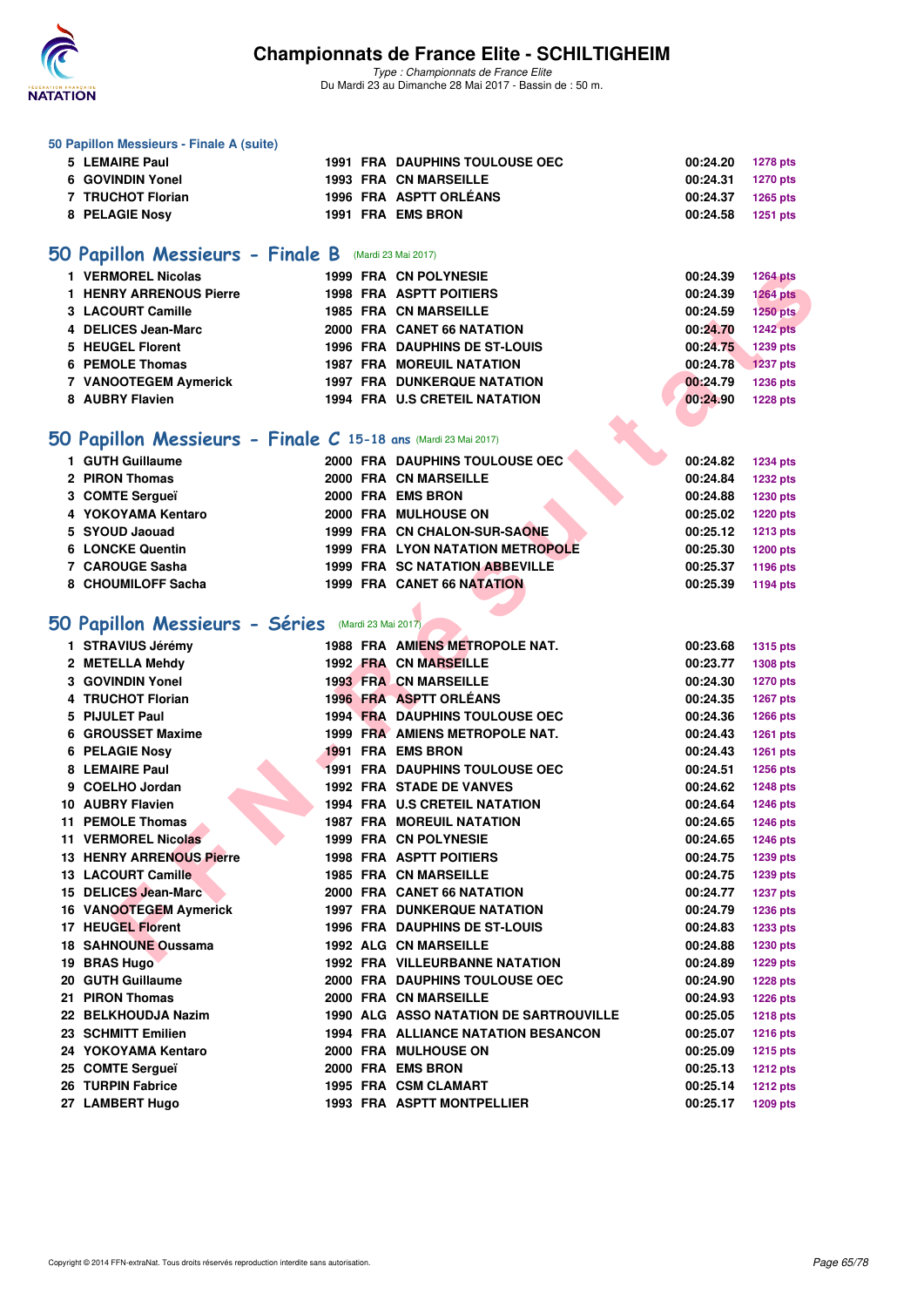### 50 Papillon Messieurs - Finale A (suite)

| | | | | | | |
|---|---|---|---|---|---|---|
| 5 | LEMAIRE Paul | 1991 | FRA | DAUPHINS TOULOUSE OEC | 00:24.20 | 1278 pts |
| 6 | GOVINDIN Yonel | 1993 | FRA | CN MARSEILLE | 00:24.31 | 1270 pts |
| 7 | TRUCHOT Florian | 1996 | FRA | ASPTT ORLÉANS | 00:24.37 | 1265 pts |
| 8 | PELAGIE Nosy | 1991 | FRA | EMS BRON | 00:24.58 | 1251 pts |

## 50 Papillon Messieurs - Finale B (Mardi 23 Mai 2017)

| | | | | | | |
|---|---|---|---|---|---|---|
| 1 | VERMOREL Nicolas | 1999 | FRA | CN POLYNESIE | 00:24.39 | 1264 pts |
| 1 | HENRY ARRENOUS Pierre | 1998 | FRA | ASPTT POITIERS | 00:24.39 | 1264 pts |
| 3 | LACOURT Camille | 1985 | FRA | CN MARSEILLE | 00:24.59 | 1250 pts |
| 4 | DELICES Jean-Marc | 2000 | FRA | CANET 66 NATATION | 00:24.70 | 1242 pts |
| 5 | HEUGEL Florent | 1996 | FRA | DAUPHINS DE ST-LOUIS | 00:24.75 | 1239 pts |
| 6 | PEMOLE Thomas | 1987 | FRA | MOREUIL NATATION | 00:24.78 | 1237 pts |
| 7 | VANOOTEGEM Aymerick | 1997 | FRA | DUNKERQUE NATATION | 00:24.79 | 1236 pts |
| 8 | AUBRY Flavien | 1994 | FRA | U.S CRETEIL NATATION | 00:24.90 | 1228 pts |

## 50 Papillon Messieurs - Finale C 15-18 ans (Mardi 23 Mai 2017)

| | | | | | | |
|---|---|---|---|---|---|---|
| 1 | GUTH Guillaume | 2000 | FRA | DAUPHINS TOULOUSE OEC | 00:24.82 | 1234 pts |
| 2 | PIRON Thomas | 2000 | FRA | CN MARSEILLE | 00:24.84 | 1232 pts |
| 3 | COMTE Sergueï | 2000 | FRA | EMS BRON | 00:24.88 | 1230 pts |
| 4 | YOKOYAMA Kentaro | 2000 | FRA | MULHOUSE ON | 00:25.02 | 1220 pts |
| 5 | SYOUD Jaouad | 1999 | FRA | CN CHALON-SUR-SAONE | 00:25.12 | 1213 pts |
| 6 | LONCKE Quentin | 1999 | FRA | LYON NATATION METROPOLE | 00:25.30 | 1200 pts |
| 7 | CAROUGE Sasha | 1999 | FRA | SC NATATION ABBEVILLE | 00:25.37 | 1196 pts |
| 8 | CHOUMILOFF Sacha | 1999 | FRA | CANET 66 NATATION | 00:25.39 | 1194 pts |

## 50 Papillon Messieurs - Séries (Mardi 23 Mai 2017)

| | | | | | | |
|---|---|---|---|---|---|---|
| 1 | STRAVIUS Jérémy | 1988 | FRA | AMIENS METROPOLE NAT. | 00:23.68 | 1315 pts |
| 2 | METELLA Mehdy | 1992 | FRA | CN MARSEILLE | 00:23.77 | 1308 pts |
| 3 | GOVINDIN Yonel | 1993 | FRA | CN MARSEILLE | 00:24.30 | 1270 pts |
| 4 | TRUCHOT Florian | 1996 | FRA | ASPTT ORLÉANS | 00:24.35 | 1267 pts |
| 5 | PIJULET Paul | 1994 | FRA | DAUPHINS TOULOUSE OEC | 00:24.36 | 1266 pts |
| 6 | GROUSSET Maxime | 1999 | FRA | AMIENS METROPOLE NAT. | 00:24.43 | 1261 pts |
| 6 | PELAGIE Nosy | 1991 | FRA | EMS BRON | 00:24.43 | 1261 pts |
| 8 | LEMAIRE Paul | 1991 | FRA | DAUPHINS TOULOUSE OEC | 00:24.51 | 1256 pts |
| 9 | COELHO Jordan | 1992 | FRA | STADE DE VANVES | 00:24.62 | 1248 pts |
| 10 | AUBRY Flavien | 1994 | FRA | U.S CRETEIL NATATION | 00:24.64 | 1246 pts |
| 11 | PEMOLE Thomas | 1987 | FRA | MOREUIL NATATION | 00:24.65 | 1246 pts |
| 11 | VERMOREL Nicolas | 1999 | FRA | CN POLYNESIE | 00:24.65 | 1246 pts |
| 13 | HENRY ARRENOUS Pierre | 1998 | FRA | ASPTT POITIERS | 00:24.75 | 1239 pts |
| 13 | LACOURT Camille | 1985 | FRA | CN MARSEILLE | 00:24.75 | 1239 pts |
| 15 | DELICES Jean-Marc | 2000 | FRA | CANET 66 NATATION | 00:24.77 | 1237 pts |
| 16 | VANOOTEGEM Aymerick | 1997 | FRA | DUNKERQUE NATATION | 00:24.79 | 1236 pts |
| 17 | HEUGEL Florent | 1996 | FRA | DAUPHINS DE ST-LOUIS | 00:24.83 | 1233 pts |
| 18 | SAHNOUNE Oussama | 1992 | ALG | CN MARSEILLE | 00:24.88 | 1230 pts |
| 19 | BRAS Hugo | 1992 | FRA | VILLEURBANNE NATATION | 00:24.89 | 1229 pts |
| 20 | GUTH Guillaume | 2000 | FRA | DAUPHINS TOULOUSE OEC | 00:24.90 | 1228 pts |
| 21 | PIRON Thomas | 2000 | FRA | CN MARSEILLE | 00:24.93 | 1226 pts |
| 22 | BELKHOUDJA Nazim | 1990 | ALG | ASSO NATATION DE SARTROUVILLE | 00:25.05 | 1218 pts |
| 23 | SCHMITT Emilien | 1994 | FRA | ALLIANCE NATATION BESANCON | 00:25.07 | 1216 pts |
| 24 | YOKOYAMA Kentaro | 2000 | FRA | MULHOUSE ON | 00:25.09 | 1215 pts |
| 25 | COMTE Sergueï | 2000 | FRA | EMS BRON | 00:25.13 | 1212 pts |
| 26 | TURPIN Fabrice | 1995 | FRA | CSM CLAMART | 00:25.14 | 1212 pts |
| 27 | LAMBERT Hugo | 1993 | FRA | ASPTT MONTPELLIER | 00:25.17 | 1209 pts |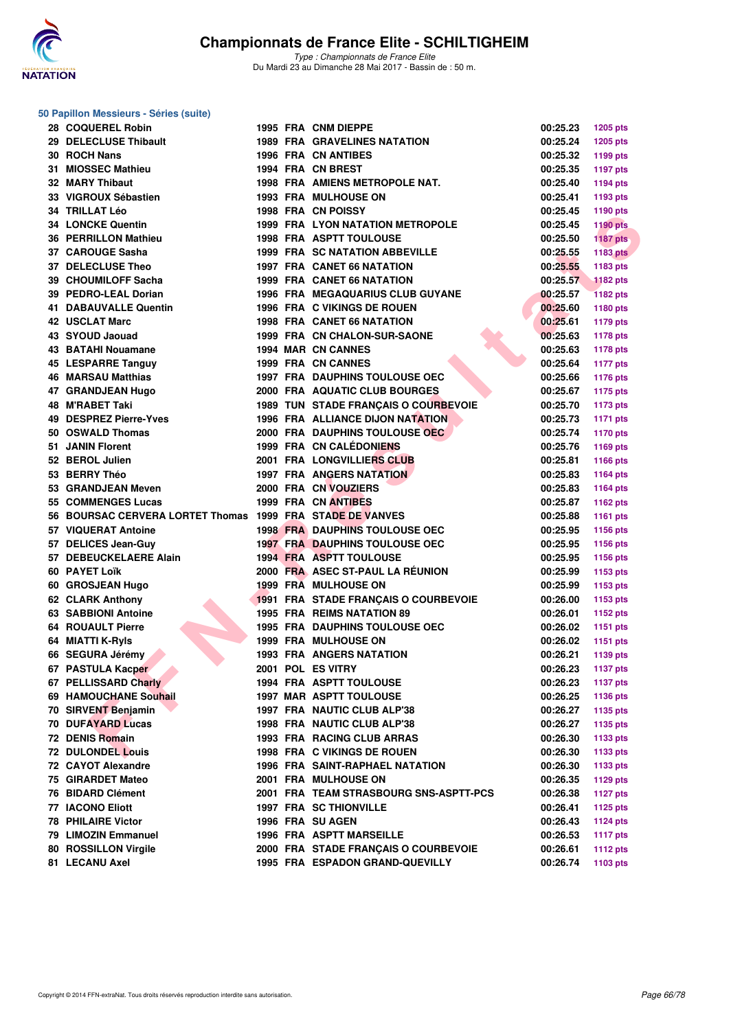# Championnats de France Elite - SCHILTIGHEIM

*Type : Championnats de France Elite*
Du Mardi 23 au Dimanche 28 Mai 2017 - Bassin de : 50 m.

## 50 Papillon Messieurs - Séries (suite)

| Rang | Nom | Année | Nat. | Club | Temps | Points |
|---|---|---|---|---|---|---|
| 28 | COQUEREL Robin | 1995 | FRA | CNM DIEPPE | 00:25.23 | 1205 pts |
| 29 | DELECLUSE Thibault | 1989 | FRA | GRAVELINES NATATION | 00:25.24 | 1205 pts |
| 30 | ROCH Nans | 1996 | FRA | CN ANTIBES | 00:25.32 | 1199 pts |
| 31 | MIOSSEC Mathieu | 1994 | FRA | CN BREST | 00:25.35 | 1197 pts |
| 32 | MARY Thibaut | 1998 | FRA | AMIENS METROPOLE NAT. | 00:25.40 | 1194 pts |
| 33 | VIGROUX Sébastien | 1993 | FRA | MULHOUSE ON | 00:25.41 | 1193 pts |
| 34 | TRILLAT Léo | 1998 | FRA | CN POISSY | 00:25.45 | 1190 pts |
| 34 | LONCKE Quentin | 1999 | FRA | LYON NATATION METROPOLE | 00:25.45 | 1190 pts |
| 36 | PERRILLON Mathieu | 1998 | FRA | ASPTT TOULOUSE | 00:25.50 | 1187 pts |
| 37 | CAROUGE Sasha | 1999 | FRA | SC NATATION ABBEVILLE | 00:25.55 | 1183 pts |
| 37 | DELECLUSE Theo | 1997 | FRA | CANET 66 NATATION | 00:25.55 | 1183 pts |
| 39 | CHOUMILOFF Sacha | 1999 | FRA | CANET 66 NATATION | 00:25.57 | 1182 pts |
| 39 | PEDRO-LEAL Dorian | 1996 | FRA | MEGAQUARIUS CLUB GUYANE | 00:25.57 | 1182 pts |
| 41 | DABAUVALLE Quentin | 1996 | FRA | C VIKINGS DE ROUEN | 00:25.60 | 1180 pts |
| 42 | USCLAT Marc | 1998 | FRA | CANET 66 NATATION | 00:25.61 | 1179 pts |
| 43 | SYOUD Jaouad | 1999 | FRA | CN CHALON-SUR-SAONE | 00:25.63 | 1178 pts |
| 43 | BATAHI Nouamane | 1994 | MAR | CN CANNES | 00:25.63 | 1178 pts |
| 45 | LESPARRE Tanguy | 1999 | FRA | CN CANNES | 00:25.64 | 1177 pts |
| 46 | MARSAU Matthias | 1997 | FRA | DAUPHINS TOULOUSE OEC | 00:25.66 | 1176 pts |
| 47 | GRANDJEAN Hugo | 2000 | FRA | AQUATIC CLUB BOURGES | 00:25.67 | 1175 pts |
| 48 | M'RABET Taki | 1989 | TUN | STADE FRANÇAIS O COURBEVOIE | 00:25.70 | 1173 pts |
| 49 | DESPREZ Pierre-Yves | 1996 | FRA | ALLIANCE DIJON NATATION | 00:25.73 | 1171 pts |
| 50 | OSWALD Thomas | 2000 | FRA | DAUPHINS TOULOUSE OEC | 00:25.74 | 1170 pts |
| 51 | JANIN Florent | 1999 | FRA | CN CALÉDONIENS | 00:25.76 | 1169 pts |
| 52 | BEROL Julien | 2001 | FRA | LONGVILLIERS CLUB | 00:25.81 | 1166 pts |
| 53 | BERRY Théo | 1997 | FRA | ANGERS NATATION | 00:25.83 | 1164 pts |
| 53 | GRANDJEAN Meven | 2000 | FRA | CN VOUZIERS | 00:25.83 | 1164 pts |
| 55 | COMMENGES Lucas | 1999 | FRA | CN ANTIBES | 00:25.87 | 1162 pts |
| 56 | BOURSAC CERVERA LORTET Thomas | 1999 | FRA | STADE DE VANVES | 00:25.88 | 1161 pts |
| 57 | VIQUERAT Antoine | 1998 | FRA | DAUPHINS TOULOUSE OEC | 00:25.95 | 1156 pts |
| 57 | DELICES Jean-Guy | 1997 | FRA | DAUPHINS TOULOUSE OEC | 00:25.95 | 1156 pts |
| 57 | DEBEUCKELAERE Alain | 1994 | FRA | ASPTT TOULOUSE | 00:25.95 | 1156 pts |
| 60 | PAYET Loïk | 2000 | FRA | ASEC ST-PAUL LA RÉUNION | 00:25.99 | 1153 pts |
| 60 | GROSJEAN Hugo | 1999 | FRA | MULHOUSE ON | 00:25.99 | 1153 pts |
| 62 | CLARK Anthony | 1991 | FRA | STADE FRANÇAIS O COURBEVOIE | 00:26.00 | 1153 pts |
| 63 | SABBIONI Antoine | 1995 | FRA | REIMS NATATION 89 | 00:26.01 | 1152 pts |
| 64 | ROUAULT Pierre | 1995 | FRA | DAUPHINS TOULOUSE OEC | 00:26.02 | 1151 pts |
| 64 | MIATTI K-Ryls | 1999 | FRA | MULHOUSE ON | 00:26.02 | 1151 pts |
| 66 | SEGURA Jérémy | 1993 | FRA | ANGERS NATATION | 00:26.21 | 1139 pts |
| 67 | PASTULA Kacper | 2001 | POL | ES VITRY | 00:26.23 | 1137 pts |
| 67 | PELLISSARD Charly | 1994 | FRA | ASPTT TOULOUSE | 00:26.23 | 1137 pts |
| 69 | HAMOUCHANE Souhail | 1997 | MAR | ASPTT TOULOUSE | 00:26.25 | 1136 pts |
| 70 | SIRVENT Benjamin | 1997 | FRA | NAUTIC CLUB ALP'38 | 00:26.27 | 1135 pts |
| 70 | DUFAYARD Lucas | 1998 | FRA | NAUTIC CLUB ALP'38 | 00:26.27 | 1135 pts |
| 72 | DENIS Romain | 1993 | FRA | RACING CLUB ARRAS | 00:26.30 | 1133 pts |
| 72 | DULONDEL Louis | 1998 | FRA | C VIKINGS DE ROUEN | 00:26.30 | 1133 pts |
| 72 | CAYOT Alexandre | 1996 | FRA | SAINT-RAPHAEL NATATION | 00:26.30 | 1133 pts |
| 75 | GIRARDET Mateo | 2001 | FRA | MULHOUSE ON | 00:26.35 | 1129 pts |
| 76 | BIDARD Clément | 2001 | FRA | TEAM STRASBOURG SNS-ASPTT-PCS | 00:26.38 | 1127 pts |
| 77 | IACONO Eliott | 1997 | FRA | SC THIONVILLE | 00:26.41 | 1125 pts |
| 78 | PHILAIRE Victor | 1996 | FRA | SU AGEN | 00:26.43 | 1124 pts |
| 79 | LIMOZIN Emmanuel | 1996 | FRA | ASPTT MARSEILLE | 00:26.53 | 1117 pts |
| 80 | ROSSILLON Virgile | 2000 | FRA | STADE FRANÇAIS O COURBEVOIE | 00:26.61 | 1112 pts |
| 81 | LECANU Axel | 1995 | FRA | ESPADON GRAND-QUEVILLY | 00:26.74 | 1103 pts |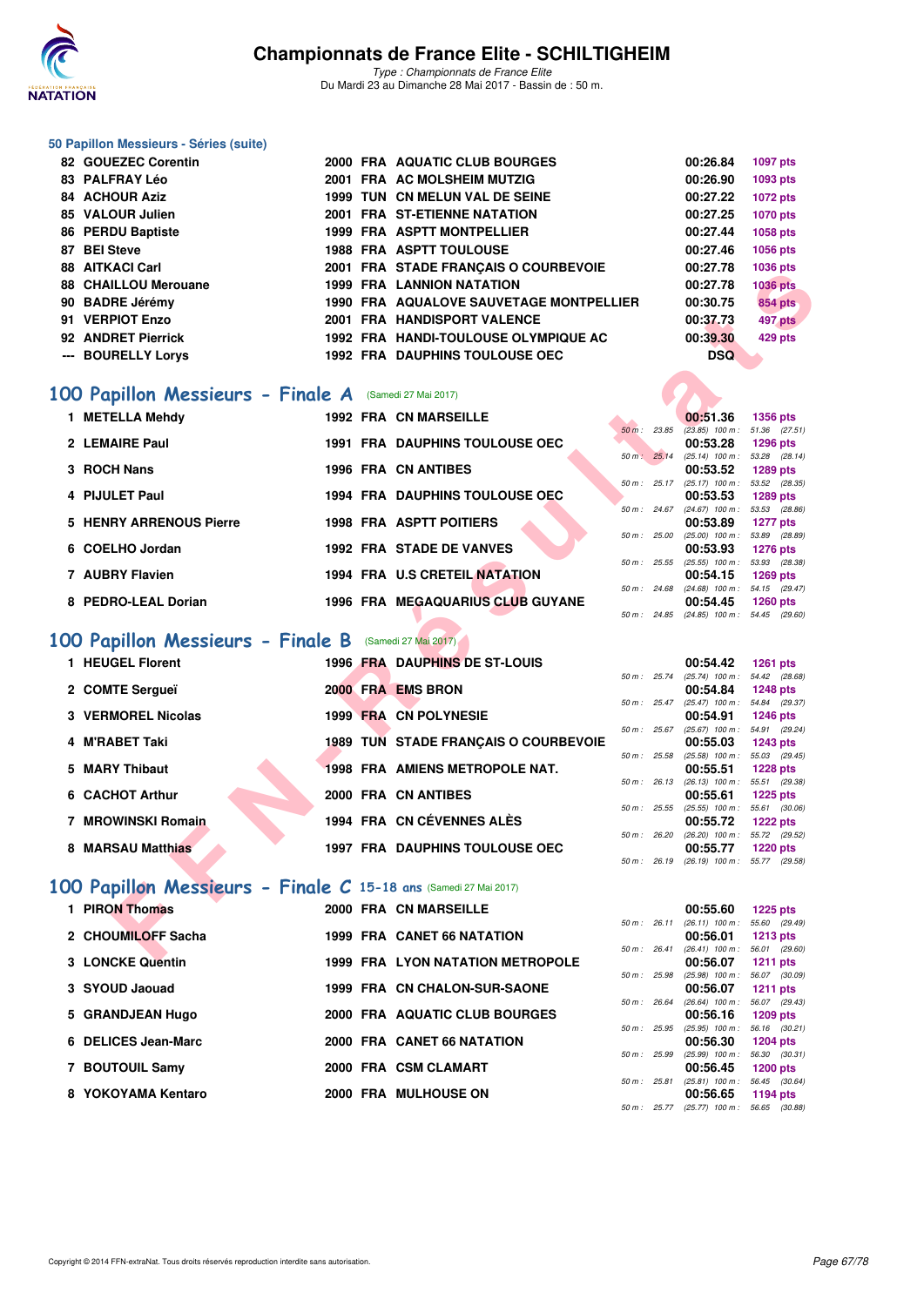# Championnats de France Elite - SCHILTIGHEIM

*Type : Championnats de France Elite*
Du Mardi 23 au Dimanche 28 Mai 2017 - Bassin de : 50 m.

### 50 Papillon Messieurs - Séries (suite)

| | | | | | | |
|---|---|---|---|---|---|---|
| 82 | GOUEZEC Corentin | 2000 | FRA | AQUATIC CLUB BOURGES | 00:26.84 | 1097 pts |
| 83 | PALFRAY Léo | 2001 | FRA | AC MOLSHEIM MUTZIG | 00:26.90 | 1093 pts |
| 84 | ACHOUR Aziz | 1999 | TUN | CN MELUN VAL DE SEINE | 00:27.22 | 1072 pts |
| 85 | VALOUR Julien | 2001 | FRA | ST-ETIENNE NATATION | 00:27.25 | 1070 pts |
| 86 | PERDU Baptiste | 1999 | FRA | ASPTT MONTPELLIER | 00:27.44 | 1058 pts |
| 87 | BEI Steve | 1988 | FRA | ASPTT TOULOUSE | 00:27.46 | 1056 pts |
| 88 | AITKACI Carl | 2001 | FRA | STADE FRANÇAIS O COURBEVOIE | 00:27.78 | 1036 pts |
| 88 | CHAILLOU Merouane | 1999 | FRA | LANNION NATATION | 00:27.78 | 1036 pts |
| 90 | BADRE Jérémy | 1990 | FRA | AQUALOVE SAUVETAGE MONTPELLIER | 00:30.75 | 854 pts |
| 91 | VERPIOT Enzo | 2001 | FRA | HANDISPORT VALENCE | 00:37.73 | 497 pts |
| 92 | ANDRET Pierrick | 1992 | FRA | HANDI-TOULOUSE OLYMPIQUE AC | 00:39.30 | 429 pts |
| --- | BOURELLY Lorys | 1992 | FRA | DAUPHINS TOULOUSE OEC | DSQ | |

## 100 Papillon Messieurs - Finale A (Samedi 27 Mai 2017)

| | | | | | | | |
|---|---|---|---|---|---|---|---|
| 1 | METELLA Mehdy | 1992 | FRA | CN MARSEILLE | 00:51.36 | 1356 pts | 50 m : 23.85 (23.85) 100 m : 51.36 (27.51) |
| 2 | LEMAIRE Paul | 1991 | FRA | DAUPHINS TOULOUSE OEC | 00:53.28 | 1296 pts | 50 m : 25.14 (25.14) 100 m : 53.28 (28.14) |
| 3 | ROCH Nans | 1996 | FRA | CN ANTIBES | 00:53.52 | 1289 pts | 50 m : 25.17 (25.17) 100 m : 53.52 (28.35) |
| 4 | PIJULET Paul | 1994 | FRA | DAUPHINS TOULOUSE OEC | 00:53.53 | 1289 pts | 50 m : 24.67 (24.67) 100 m : 53.53 (28.86) |
| 5 | HENRY ARRENOUS Pierre | 1998 | FRA | ASPTT POITIERS | 00:53.89 | 1277 pts | 50 m : 25.00 (25.00) 100 m : 53.89 (28.89) |
| 6 | COELHO Jordan | 1992 | FRA | STADE DE VANVES | 00:53.93 | 1276 pts | 50 m : 25.55 (25.55) 100 m : 53.93 (28.38) |
| 7 | AUBRY Flavien | 1994 | FRA | U.S CRETEIL NATATION | 00:54.15 | 1269 pts | 50 m : 24.68 (24.68) 100 m : 54.15 (29.47) |
| 8 | PEDRO-LEAL Dorian | 1996 | FRA | MEGAQUARIUS CLUB GUYANE | 00:54.45 | 1260 pts | 50 m : 24.85 (24.85) 100 m : 54.45 (29.60) |

## 100 Papillon Messieurs - Finale B (Samedi 27 Mai 2017)

| | | | | | | | |
|---|---|---|---|---|---|---|---|
| 1 | HEUGEL Florent | 1996 | FRA | DAUPHINS DE ST-LOUIS | 00:54.42 | 1261 pts | 50 m : 25.74 (25.74) 100 m : 54.42 (28.68) |
| 2 | COMTE Sergueï | 2000 | FRA | EMS BRON | 00:54.84 | 1248 pts | 50 m : 25.47 (25.47) 100 m : 54.84 (29.37) |
| 3 | VERMOREL Nicolas | 1999 | FRA | CN POLYNESIE | 00:54.91 | 1246 pts | 50 m : 25.67 (25.67) 100 m : 54.91 (29.24) |
| 4 | M'RABET Taki | 1989 | TUN | STADE FRANÇAIS O COURBEVOIE | 00:55.03 | 1243 pts | 50 m : 25.58 (25.58) 100 m : 55.03 (29.45) |
| 5 | MARY Thibaut | 1998 | FRA | AMIENS METROPOLE NAT. | 00:55.51 | 1228 pts | 50 m : 26.13 (26.13) 100 m : 55.51 (29.38) |
| 6 | CACHOT Arthur | 2000 | FRA | CN ANTIBES | 00:55.61 | 1225 pts | 50 m : 25.55 (25.55) 100 m : 55.61 (30.06) |
| 7 | MROWINSKI Romain | 1994 | FRA | CN CÉVENNES ALÈS | 00:55.72 | 1222 pts | 50 m : 26.20 (26.20) 100 m : 55.72 (29.52) |
| 8 | MARSAU Matthias | 1997 | FRA | DAUPHINS TOULOUSE OEC | 00:55.77 | 1220 pts | 50 m : 26.19 (26.19) 100 m : 55.77 (29.58) |

## 100 Papillon Messieurs - Finale C 15-18 ans (Samedi 27 Mai 2017)

| | | | | | | | |
|---|---|---|---|---|---|---|---|
| 1 | PIRON Thomas | 2000 | FRA | CN MARSEILLE | 00:55.60 | 1225 pts | 50 m : 26.11 (26.11) 100 m : 55.60 (29.49) |
| 2 | CHOUMILOFF Sacha | 1999 | FRA | CANET 66 NATATION | 00:56.01 | 1213 pts | 50 m : 26.41 (26.41) 100 m : 56.01 (29.60) |
| 3 | LONCKE Quentin | 1999 | FRA | LYON NATATION METROPOLE | 00:56.07 | 1211 pts | 50 m : 25.98 (25.98) 100 m : 56.07 (30.09) |
| 3 | SYOUD Jaouad | 1999 | FRA | CN CHALON-SUR-SAONE | 00:56.07 | 1211 pts | 50 m : 26.64 (26.64) 100 m : 56.07 (29.43) |
| 5 | GRANDJEAN Hugo | 2000 | FRA | AQUATIC CLUB BOURGES | 00:56.16 | 1209 pts | 50 m : 25.95 (25.95) 100 m : 56.16 (30.21) |
| 6 | DELICES Jean-Marc | 2000 | FRA | CANET 66 NATATION | 00:56.30 | 1204 pts | 50 m : 25.99 (25.99) 100 m : 56.30 (30.31) |
| 7 | BOUTOUIL Samy | 2000 | FRA | CSM CLAMART | 00:56.45 | 1200 pts | 50 m : 25.81 (25.81) 100 m : 56.45 (30.64) |
| 8 | YOKOYAMA Kentaro | 2000 | FRA | MULHOUSE ON | 00:56.65 | 1194 pts | 50 m : 25.77 (25.77) 100 m : 56.65 (30.88) |

Copyright © 2014 FFN-extraNat. Tous droits réservés reproduction interdite sans autorisation.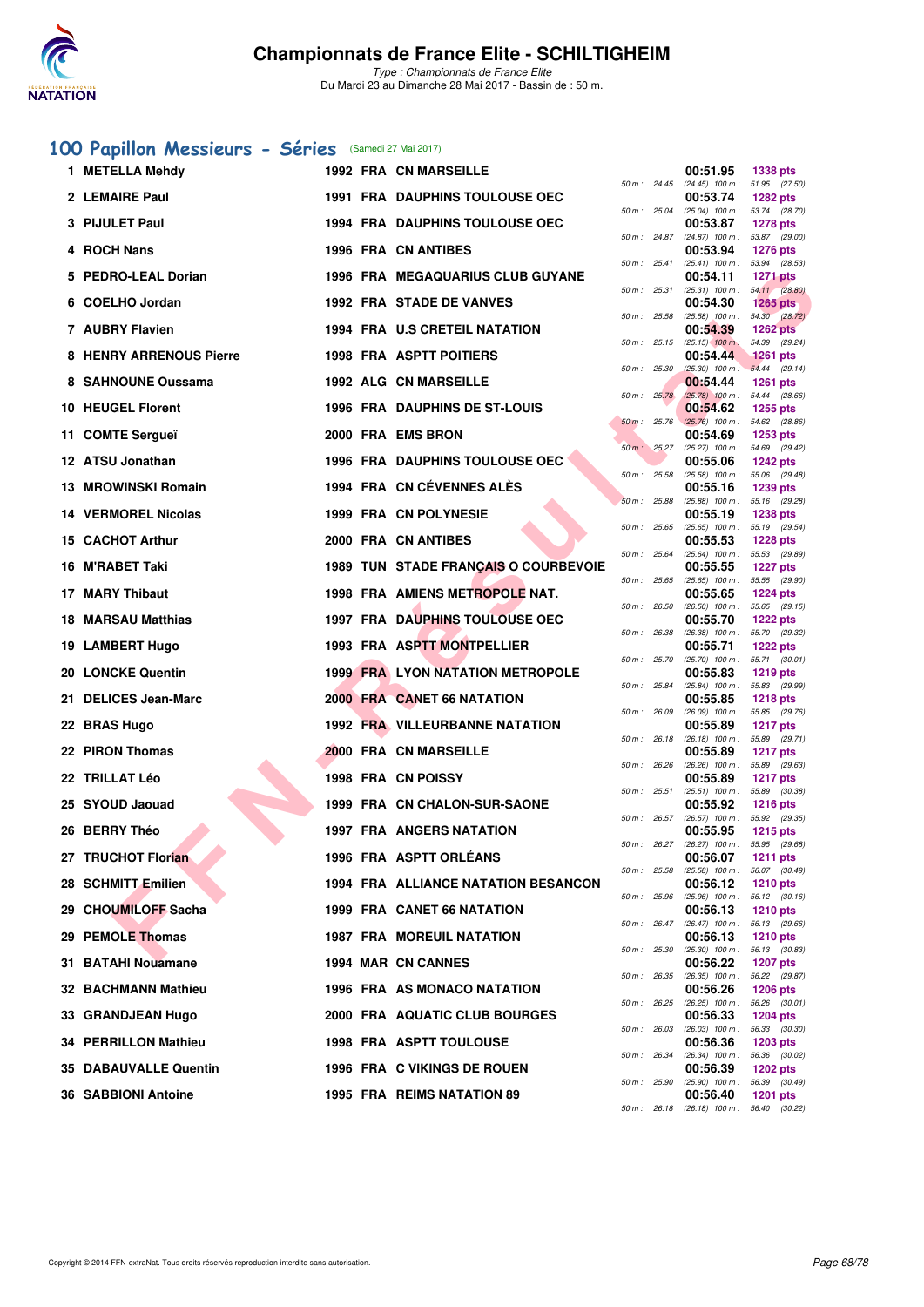# Championnats de France Elite - SCHILTIGHEIM

*Type : Championnats de France Elite*
Du Mardi 23 au Dimanche 28 Mai 2017 - Bassin de : 50 m.

## 100 Papillon Messieurs - Séries (Samedi 27 Mai 2017)

| Rang | Nom | Année | Nat. | Club | Temps | Points | 50 m | 100 m |
|---|---|---|---|---|---|---|---|---|
| 1 | METELLA Mehdy | 1992 | FRA | CN MARSEILLE | 00:51.95 | 1338 pts | 24.45 (24.45) | 51.95 (27.50) |
| 2 | LEMAIRE Paul | 1991 | FRA | DAUPHINS TOULOUSE OEC | 00:53.74 | 1282 pts | 25.04 (25.04) | 53.74 (28.70) |
| 3 | PIJULET Paul | 1994 | FRA | DAUPHINS TOULOUSE OEC | 00:53.87 | 1278 pts | 24.87 (24.87) | 53.87 (29.00) |
| 4 | ROCH Nans | 1996 | FRA | CN ANTIBES | 00:53.94 | 1276 pts | 25.41 (25.41) | 53.94 (28.53) |
| 5 | PEDRO-LEAL Dorian | 1996 | FRA | MEGAQUARIUS CLUB GUYANE | 00:54.11 | 1271 pts | 25.31 (25.31) | 54.11 (28.80) |
| 6 | COELHO Jordan | 1992 | FRA | STADE DE VANVES | 00:54.30 | 1265 pts | 25.58 (25.58) | 54.30 (28.72) |
| 7 | AUBRY Flavien | 1994 | FRA | U.S CRETEIL NATATION | 00:54.39 | 1262 pts | 25.15 (25.15) | 54.39 (29.24) |
| 8 | HENRY ARRENOUS Pierre | 1998 | FRA | ASPTT POITIERS | 00:54.44 | 1261 pts | 25.30 (25.30) | 54.44 (29.14) |
| 8 | SAHNOUNE Oussama | 1992 | ALG | CN MARSEILLE | 00:54.44 | 1261 pts | 25.78 (25.78) | 54.44 (28.66) |
| 10 | HEUGEL Florent | 1996 | FRA | DAUPHINS DE ST-LOUIS | 00:54.62 | 1255 pts | 25.76 (25.76) | 54.62 (28.86) |
| 11 | COMTE Sergueï | 2000 | FRA | EMS BRON | 00:54.69 | 1253 pts | 25.27 (25.27) | 54.69 (29.42) |
| 12 | ATSU Jonathan | 1996 | FRA | DAUPHINS TOULOUSE OEC | 00:55.06 | 1242 pts | 25.58 (25.58) | 55.06 (29.48) |
| 13 | MROWINSKI Romain | 1994 | FRA | CN CÉVENNES ALÈS | 00:55.16 | 1239 pts | 25.88 (25.88) | 55.16 (29.28) |
| 14 | VERMOREL Nicolas | 1999 | FRA | CN POLYNESIE | 00:55.19 | 1238 pts | 25.65 (25.65) | 55.19 (29.54) |
| 15 | CACHOT Arthur | 2000 | FRA | CN ANTIBES | 00:55.53 | 1228 pts | 25.64 (25.64) | 55.53 (29.89) |
| 16 | M'RABET Taki | 1989 | TUN | STADE FRANÇAIS O COURBEVOIE | 00:55.55 | 1227 pts | 25.65 (25.65) | 55.55 (29.90) |
| 17 | MARY Thibaut | 1998 | FRA | AMIENS METROPOLE NAT. | 00:55.65 | 1224 pts | 26.50 (26.50) | 55.65 (29.15) |
| 18 | MARSAU Matthias | 1997 | FRA | DAUPHINS TOULOUSE OEC | 00:55.70 | 1222 pts | 26.38 (26.38) | 55.70 (29.32) |
| 19 | LAMBERT Hugo | 1993 | FRA | ASPTT MONTPELLIER | 00:55.71 | 1222 pts | 25.70 (25.70) | 55.71 (30.01) |
| 20 | LONCKE Quentin | 1999 | FRA | LYON NATATION METROPOLE | 00:55.83 | 1219 pts | 25.84 (25.84) | 55.83 (29.99) |
| 21 | DELICES Jean-Marc | 2000 | FRA | CANET 66 NATATION | 00:55.85 | 1218 pts | 26.09 (26.09) | 55.85 (29.76) |
| 22 | BRAS Hugo | 1992 | FRA | VILLEURBANNE NATATION | 00:55.89 | 1217 pts | 26.18 (26.18) | 55.89 (29.71) |
| 22 | PIRON Thomas | 2000 | FRA | CN MARSEILLE | 00:55.89 | 1217 pts | 26.26 (26.26) | 55.89 (29.63) |
| 22 | TRILLAT Léo | 1998 | FRA | CN POISSY | 00:55.89 | 1217 pts | 25.51 (25.51) | 55.89 (30.38) |
| 25 | SYOUD Jaouad | 1999 | FRA | CN CHALON-SUR-SAONE | 00:55.92 | 1216 pts | 26.57 (26.57) | 55.92 (29.35) |
| 26 | BERRY Théo | 1997 | FRA | ANGERS NATATION | 00:55.95 | 1215 pts | 26.27 (26.27) | 55.95 (29.68) |
| 27 | TRUCHOT Florian | 1996 | FRA | ASPTT ORLÉANS | 00:56.07 | 1211 pts | 25.58 (25.58) | 56.07 (30.49) |
| 28 | SCHMITT Emilien | 1994 | FRA | ALLIANCE NATATION BESANCON | 00:56.12 | 1210 pts | 25.96 (25.96) | 56.12 (30.16) |
| 29 | CHOUMILOFF Sacha | 1999 | FRA | CANET 66 NATATION | 00:56.13 | 1210 pts | 26.47 (26.47) | 56.13 (29.66) |
| 29 | PEMOLE Thomas | 1987 | FRA | MOREUIL NATATION | 00:56.13 | 1210 pts | 25.30 (25.30) | 56.13 (30.83) |
| 31 | BATAHI Nouamane | 1994 | MAR | CN CANNES | 00:56.22 | 1207 pts | 26.35 (26.35) | 56.22 (29.87) |
| 32 | BACHMANN Mathieu | 1996 | FRA | AS MONACO NATATION | 00:56.26 | 1206 pts | 26.25 (26.25) | 56.26 (30.01) |
| 33 | GRANDJEAN Hugo | 2000 | FRA | AQUATIC CLUB BOURGES | 00:56.33 | 1204 pts | 26.03 (26.03) | 56.33 (30.30) |
| 34 | PERRILLON Mathieu | 1998 | FRA | ASPTT TOULOUSE | 00:56.36 | 1203 pts | 26.34 (26.34) | 56.36 (30.02) |
| 35 | DABAUVALLE Quentin | 1996 | FRA | C VIKINGS DE ROUEN | 00:56.39 | 1202 pts | 25.90 (25.90) | 56.39 (30.49) |
| 36 | SABBIONI Antoine | 1995 | FRA | REIMS NATATION 89 | 00:56.40 | 1201 pts | 26.18 (26.18) | 56.40 (30.22) |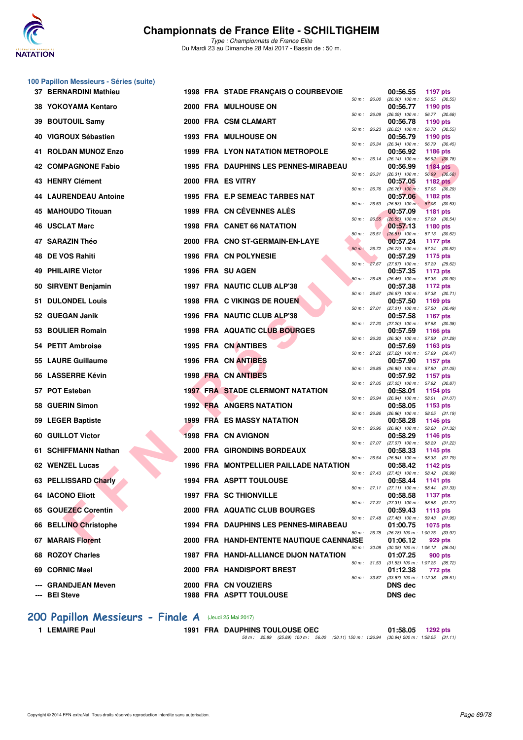## 100 Papillon Messieurs - Séries (suite)

| Rang | Nom | Année | Nat | Club | Temps | Points | Splits |
|---|---|---|---|---|---|---|---|
| 37 | BERNARDINI Mathieu | 1998 | FRA | STADE FRANÇAIS O COURBEVOIE | 00:56.55 | 1197 pts | 50 m : 26.00 (26.00) 100 m : 56.55 (30.55) |
| 38 | YOKOYAMA Kentaro | 2000 | FRA | MULHOUSE ON | 00:56.77 | 1190 pts | 50 m : 26.09 (26.09) 100 m : 56.77 (30.68) |
| 39 | BOUTOUIL Samy | 2000 | FRA | CSM CLAMART | 00:56.78 | 1190 pts | 50 m : 26.23 (26.23) 100 m : 56.78 (30.55) |
| 40 | VIGROUX Sébastien | 1993 | FRA | MULHOUSE ON | 00:56.79 | 1190 pts | 50 m : 26.34 (26.34) 100 m : 56.79 (30.45) |
| 41 | ROLDAN MUNOZ Enzo | 1999 | FRA | LYON NATATION METROPOLE | 00:56.92 | 1186 pts | 50 m : 26.14 (26.14) 100 m : 56.92 (30.78) |
| 42 | COMPAGNONE Fabio | 1995 | FRA | DAUPHINS LES PENNES-MIRABEAU | 00:56.99 | 1184 pts | 50 m : 26.31 (26.31) 100 m : 56.99 (30.68) |
| 43 | HENRY Clément | 2000 | FRA | ES VITRY | 00:57.05 | 1182 pts | 50 m : 26.76 (26.76) 100 m : 57.05 (30.29) |
| 44 | LAURENDEAU Antoine | 1995 | FRA | E.P SEMEAC TARBES NAT | 00:57.06 | 1182 pts | 50 m : 26.53 (26.53) 100 m : 57.06 (30.53) |
| 45 | MAHOUDO Titouan | 1999 | FRA | CN CÉVENNES ALÈS | 00:57.09 | 1181 pts | 50 m : 26.55 (26.55) 100 m : 57.09 (30.54) |
| 46 | USCLAT Marc | 1998 | FRA | CANET 66 NATATION | 00:57.13 | 1180 pts | 50 m : 26.51 (26.51) 100 m : 57.13 (30.62) |
| 47 | SARAZIN Théo | 2000 | FRA | CNO ST-GERMAIN-EN-LAYE | 00:57.24 | 1177 pts | 50 m : 26.72 (26.72) 100 m : 57.24 (30.52) |
| 48 | DE VOS Rahiti | 1996 | FRA | CN POLYNESIE | 00:57.29 | 1175 pts | 50 m : 27.67 (27.67) 100 m : 57.29 (29.62) |
| 49 | PHILAIRE Victor | 1996 | FRA | SU AGEN | 00:57.35 | 1173 pts | 50 m : 26.45 (26.45) 100 m : 57.35 (30.90) |
| 50 | SIRVENT Benjamin | 1997 | FRA | NAUTIC CLUB ALP'38 | 00:57.38 | 1172 pts | 50 m : 26.67 (26.67) 100 m : 57.38 (30.71) |
| 51 | DULONDEL Louis | 1998 | FRA | C VIKINGS DE ROUEN | 00:57.50 | 1169 pts | 50 m : 27.01 (27.01) 100 m : 57.50 (30.49) |
| 52 | GUEGAN Janik | 1996 | FRA | NAUTIC CLUB ALP'38 | 00:57.58 | 1167 pts | 50 m : 27.20 (27.20) 100 m : 57.58 (30.38) |
| 53 | BOULIER Romain | 1998 | FRA | AQUATIC CLUB BOURGES | 00:57.59 | 1166 pts | 50 m : 26.30 (26.30) 100 m : 57.59 (31.29) |
| 54 | PETIT Ambroise | 1995 | FRA | CN ANTIBES | 00:57.69 | 1163 pts | 50 m : 27.22 (27.22) 100 m : 57.69 (30.47) |
| 55 | LAURE Guillaume | 1996 | FRA | CN ANTIBES | 00:57.90 | 1157 pts | 50 m : 26.85 (26.85) 100 m : 57.90 (31.05) |
| 56 | LASSERRE Kévin | 1998 | FRA | CN ANTIBES | 00:57.92 | 1157 pts | 50 m : 27.05 (27.05) 100 m : 57.92 (30.87) |
| 57 | POT Esteban | 1997 | FRA | STADE CLERMONT NATATION | 00:58.01 | 1154 pts | 50 m : 26.94 (26.94) 100 m : 58.01 (31.07) |
| 58 | GUERIN Simon | 1992 | FRA | ANGERS NATATION | 00:58.05 | 1153 pts | 50 m : 26.86 (26.86) 100 m : 58.05 (31.19) |
| 59 | LEGER Baptiste | 1999 | FRA | ES MASSY NATATION | 00:58.28 | 1146 pts | 50 m : 26.96 (26.96) 100 m : 58.28 (31.32) |
| 60 | GUILLOT Victor | 1998 | FRA | CN AVIGNON | 00:58.29 | 1146 pts | 50 m : 27.07 (27.07) 100 m : 58.29 (31.22) |
| 61 | SCHIFFMANN Nathan | 2000 | FRA | GIRONDINS BORDEAUX | 00:58.33 | 1145 pts | 50 m : 26.54 (26.54) 100 m : 58.33 (31.79) |
| 62 | WENZEL Lucas | 1996 | FRA | MONTPELLIER PAILLADE NATATION | 00:58.42 | 1142 pts | 50 m : 27.43 (27.43) 100 m : 58.42 (30.99) |
| 63 | PELLISSARD Charly | 1994 | FRA | ASPTT TOULOUSE | 00:58.44 | 1141 pts | 50 m : 27.11 (27.11) 100 m : 58.44 (31.33) |
| 64 | IACONO Eliott | 1997 | FRA | SC THIONVILLE | 00:58.58 | 1137 pts | 50 m : 27.31 (27.31) 100 m : 58.58 (31.27) |
| 65 | GOUEZEC Corentin | 2000 | FRA | AQUATIC CLUB BOURGES | 00:59.43 | 1113 pts | 50 m : 27.48 (27.48) 100 m : 59.43 (31.95) |
| 66 | BELLINO Christophe | 1994 | FRA | DAUPHINS LES PENNES-MIRABEAU | 01:00.75 | 1075 pts | 50 m : 26.78 (26.78) 100 m : 1:00.75 (33.97) |
| 67 | MARAIS Florent | 2000 | FRA | HANDI-ENTENTE NAUTIQUE CAENNAISE | 01:06.12 | 929 pts | 50 m : 30.08 (30.08) 100 m : 1:06.12 (36.04) |
| 68 | ROZOY Charles | 1987 | FRA | HANDI-ALLIANCE DIJON NATATION | 01:07.25 | 900 pts | 50 m : 31.53 (31.53) 100 m : 1:07.25 (35.72) |
| 69 | CORNIC Mael | 2000 | FRA | HANDISPORT BREST | 01:12.38 | 772 pts | 50 m : 33.87 (33.87) 100 m : 1:12.38 (38.51) |
| --- | GRANDJEAN Meven | 2000 | FRA | CN VOUZIERS | DNS dec | | |
| --- | BEI Steve | 1988 | FRA | ASPTT TOULOUSE | DNS dec | | |

## 200 Papillon Messieurs - Finale A (Jeudi 25 Mai 2017)

| Rang | Nom | Année | Nat | Club | Temps | Points | Splits |
|---|---|---|---|---|---|---|---|
| 1 | LEMAIRE Paul | 1991 | FRA | DAUPHINS TOULOUSE OEC | 01:58.05 | 1292 pts | 50 m : 25.89 (25.89) 100 m : 56.00 (30.11) 150 m : 1:26.94 (30.94) 200 m : 1:58.05 (31.11) |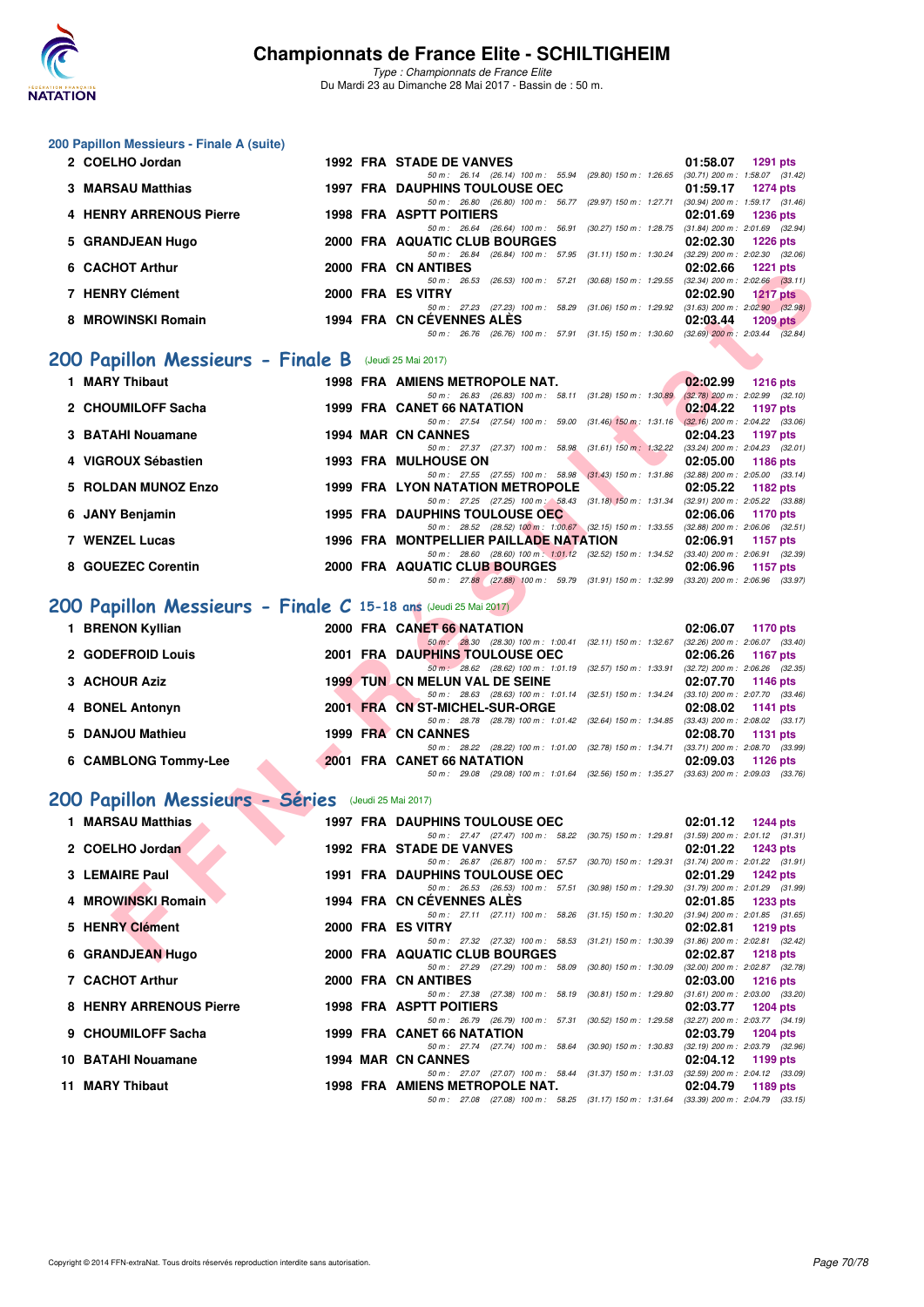## 200 Papillon Messieurs - Finale A (suite)

| Rang | Nom | Année | Nat | Club | Temps | Points |
|---|---|---|---|---|---|---|
| 2 | COELHO Jordan | 1992 | FRA | STADE DE VANVES | 01:58.07 | 1291 pts |
| | | | | 50 m : 26.14 (26.14) 100 m : 55.94 (29.80) 150 m : 1:26.65 (30.71) 200 m : 1:58.07 (31.42) | | |
| 3 | MARSAU Matthias | 1997 | FRA | DAUPHINS TOULOUSE OEC | 01:59.17 | 1274 pts |
| | | | | 50 m : 26.80 (26.80) 100 m : 56.77 (29.97) 150 m : 1:27.71 (30.94) 200 m : 1:59.17 (31.46) | | |
| 4 | HENRY ARRENOUS Pierre | 1998 | FRA | ASPTT POITIERS | 02:01.69 | 1236 pts |
| | | | | 50 m : 26.64 (26.64) 100 m : 56.91 (30.27) 150 m : 1:28.75 (31.84) 200 m : 2:01.69 (32.94) | | |
| 5 | GRANDJEAN Hugo | 2000 | FRA | AQUATIC CLUB BOURGES | 02:02.30 | 1226 pts |
| | | | | 50 m : 26.84 (26.84) 100 m : 57.95 (31.11) 150 m : 1:30.24 (32.29) 200 m : 2:02.30 (32.06) | | |
| 6 | CACHOT Arthur | 2000 | FRA | CN ANTIBES | 02:02.66 | 1221 pts |
| | | | | 50 m : 26.53 (26.53) 100 m : 57.21 (30.68) 150 m : 1:29.55 (32.34) 200 m : 2:02.66 (33.11) | | |
| 7 | HENRY Clément | 2000 | FRA | ES VITRY | 02:02.90 | 1217 pts |
| | | | | 50 m : 27.23 (27.23) 100 m : 58.29 (31.06) 150 m : 1:29.92 (31.63) 200 m : 2:02.90 (32.98) | | |
| 8 | MROWINSKI Romain | 1994 | FRA | CN CÉVENNES ALÈS | 02:03.44 | 1209 pts |
| | | | | 50 m : 26.76 (26.76) 100 m : 57.91 (31.15) 150 m : 1:30.60 (32.69) 200 m : 2:03.44 (32.84) | | |

## 200 Papillon Messieurs - Finale B (Jeudi 25 Mai 2017)

| Rang | Nom | Année | Nat | Club | Temps | Points |
|---|---|---|---|---|---|---|
| 1 | MARY Thibaut | 1998 | FRA | AMIENS METROPOLE NAT. | 02:02.99 | 1216 pts |
| | | | | 50 m : 26.83 (26.83) 100 m : 58.11 (31.28) 150 m : 1:30.89 (32.78) 200 m : 2:02.99 (32.10) | | |
| 2 | CHOUMILOFF Sacha | 1999 | FRA | CANET 66 NATATION | 02:04.22 | 1197 pts |
| | | | | 50 m : 27.54 (27.54) 100 m : 59.00 (31.46) 150 m : 1:31.16 (32.16) 200 m : 2:04.22 (33.06) | | |
| 3 | BATAHI Nouamane | 1994 | MAR | CN CANNES | 02:04.23 | 1197 pts |
| | | | | 50 m : 27.37 (27.37) 100 m : 58.98 (31.61) 150 m : 1:32.22 (33.24) 200 m : 2:04.23 (32.01) | | |
| 4 | VIGROUX Sébastien | 1993 | FRA | MULHOUSE ON | 02:05.00 | 1186 pts |
| | | | | 50 m : 27.55 (27.55) 100 m : 58.98 (31.43) 150 m : 1:31.86 (32.88) 200 m : 2:05.00 (33.14) | | |
| 5 | ROLDAN MUNOZ Enzo | 1999 | FRA | LYON NATATION METROPOLE | 02:05.22 | 1182 pts |
| | | | | 50 m : 27.25 (27.25) 100 m : 58.43 (31.18) 150 m : 1:31.34 (32.91) 200 m : 2:05.22 (33.88) | | |
| 6 | JANY Benjamin | 1995 | FRA | DAUPHINS TOULOUSE OEC | 02:06.06 | 1170 pts |
| | | | | 50 m : 28.52 (28.52) 100 m : 1:00.67 (32.15) 150 m : 1:33.55 (32.88) 200 m : 2:06.06 (32.51) | | |
| 7 | WENZEL Lucas | 1996 | FRA | MONTPELLIER PAILLADE NATATION | 02:06.91 | 1157 pts |
| | | | | 50 m : 28.60 (28.60) 100 m : 1:01.12 (32.52) 150 m : 1:34.52 (33.40) 200 m : 2:06.91 (32.39) | | |
| 8 | GOUEZEC Corentin | 2000 | FRA | AQUATIC CLUB BOURGES | 02:06.96 | 1157 pts |
| | | | | 50 m : 27.88 (27.88) 100 m : 59.79 (31.91) 150 m : 1:32.99 (33.20) 200 m : 2:06.96 (33.97) | | |

## 200 Papillon Messieurs - Finale C 15-18 ans (Jeudi 25 Mai 2017)

| Rang | Nom | Année | Nat | Club | Temps | Points |
|---|---|---|---|---|---|---|
| 1 | BRENON Kyllian | 2000 | FRA | CANET 66 NATATION | 02:06.07 | 1170 pts |
| | | | | 50 m : 28.30 (28.30) 100 m : 1:00.41 (32.11) 150 m : 1:32.67 (32.26) 200 m : 2:06.07 (33.40) | | |
| 2 | GODEFROID Louis | 2001 | FRA | DAUPHINS TOULOUSE OEC | 02:06.26 | 1167 pts |
| | | | | 50 m : 28.62 (28.62) 100 m : 1:01.19 (32.57) 150 m : 1:33.91 (32.72) 200 m : 2:06.26 (32.35) | | |
| 3 | ACHOUR Aziz | 1999 | TUN | CN MELUN VAL DE SEINE | 02:07.70 | 1146 pts |
| | | | | 50 m : 28.63 (28.63) 100 m : 1:01.14 (32.51) 150 m : 1:34.24 (33.10) 200 m : 2:07.70 (33.46) | | |
| 4 | BONEL Antonyn | 2001 | FRA | CN ST-MICHEL-SUR-ORGE | 02:08.02 | 1141 pts |
| | | | | 50 m : 28.78 (28.78) 100 m : 1:01.42 (32.64) 150 m : 1:34.85 (33.43) 200 m : 2:08.02 (33.17) | | |
| 5 | DANJOU Mathieu | 1999 | FRA | CN CANNES | 02:08.70 | 1131 pts |
| | | | | 50 m : 28.22 (28.22) 100 m : 1:01.00 (32.78) 150 m : 1:34.71 (33.71) 200 m : 2:08.70 (33.99) | | |
| 6 | CAMBLONG Tommy-Lee | 2001 | FRA | CANET 66 NATATION | 02:09.03 | 1126 pts |
| | | | | 50 m : 29.08 (29.08) 100 m : 1:01.64 (32.56) 150 m : 1:35.27 (33.63) 200 m : 2:09.03 (33.76) | | |

## 200 Papillon Messieurs - Séries (Jeudi 25 Mai 2017)

| Rang | Nom | Année | Nat | Club | Temps | Points |
|---|---|---|---|---|---|---|
| 1 | MARSAU Matthias | 1997 | FRA | DAUPHINS TOULOUSE OEC | 02:01.12 | 1244 pts |
| | | | | 50 m : 27.47 (27.47) 100 m : 58.22 (30.75) 150 m : 1:29.81 (31.59) 200 m : 2:01.12 (31.31) | | |
| 2 | COELHO Jordan | 1992 | FRA | STADE DE VANVES | 02:01.22 | 1243 pts |
| | | | | 50 m : 26.87 (26.87) 100 m : 57.57 (30.70) 150 m : 1:29.31 (31.74) 200 m : 2:01.22 (31.91) | | |
| 3 | LEMAIRE Paul | 1991 | FRA | DAUPHINS TOULOUSE OEC | 02:01.29 | 1242 pts |
| | | | | 50 m : 26.53 (26.53) 100 m : 57.51 (30.98) 150 m : 1:29.30 (31.79) 200 m : 2:01.29 (31.99) | | |
| 4 | MROWINSKI Romain | 1994 | FRA | CN CÉVENNES ALÈS | 02:01.85 | 1233 pts |
| | | | | 50 m : 27.11 (27.11) 100 m : 58.26 (31.15) 150 m : 1:30.20 (31.94) 200 m : 2:01.85 (31.65) | | |
| 5 | HENRY Clément | 2000 | FRA | ES VITRY | 02:02.81 | 1219 pts |
| | | | | 50 m : 27.32 (27.32) 100 m : 58.53 (31.21) 150 m : 1:30.39 (31.86) 200 m : 2:02.81 (32.42) | | |
| 6 | GRANDJEAN Hugo | 2000 | FRA | AQUATIC CLUB BOURGES | 02:02.87 | 1218 pts |
| | | | | 50 m : 27.29 (27.29) 100 m : 58.09 (30.80) 150 m : 1:30.09 (32.00) 200 m : 2:02.87 (32.78) | | |
| 7 | CACHOT Arthur | 2000 | FRA | CN ANTIBES | 02:03.00 | 1216 pts |
| | | | | 50 m : 27.38 (27.38) 100 m : 58.19 (30.81) 150 m : 1:29.80 (31.61) 200 m : 2:03.00 (33.20) | | |
| 8 | HENRY ARRENOUS Pierre | 1998 | FRA | ASPTT POITIERS | 02:03.77 | 1204 pts |
| | | | | 50 m : 26.79 (26.79) 100 m : 57.31 (30.52) 150 m : 1:29.58 (32.27) 200 m : 2:03.77 (34.19) | | |
| 9 | CHOUMILOFF Sacha | 1999 | FRA | CANET 66 NATATION | 02:03.79 | 1204 pts |
| | | | | 50 m : 27.74 (27.74) 100 m : 58.64 (30.90) 150 m : 1:30.83 (32.19) 200 m : 2:03.79 (32.96) | | |
| 10 | BATAHI Nouamane | 1994 | MAR | CN CANNES | 02:04.12 | 1199 pts |
| | | | | 50 m : 27.07 (27.07) 100 m : 58.44 (31.37) 150 m : 1:31.03 (32.59) 200 m : 2:04.12 (33.09) | | |
| 11 | MARY Thibaut | 1998 | FRA | AMIENS METROPOLE NAT. | 02:04.79 | 1189 pts |
| | | | | 50 m : 27.08 (27.08) 100 m : 58.25 (31.17) 150 m : 1:31.64 (33.39) 200 m : 2:04.79 (33.15) | | |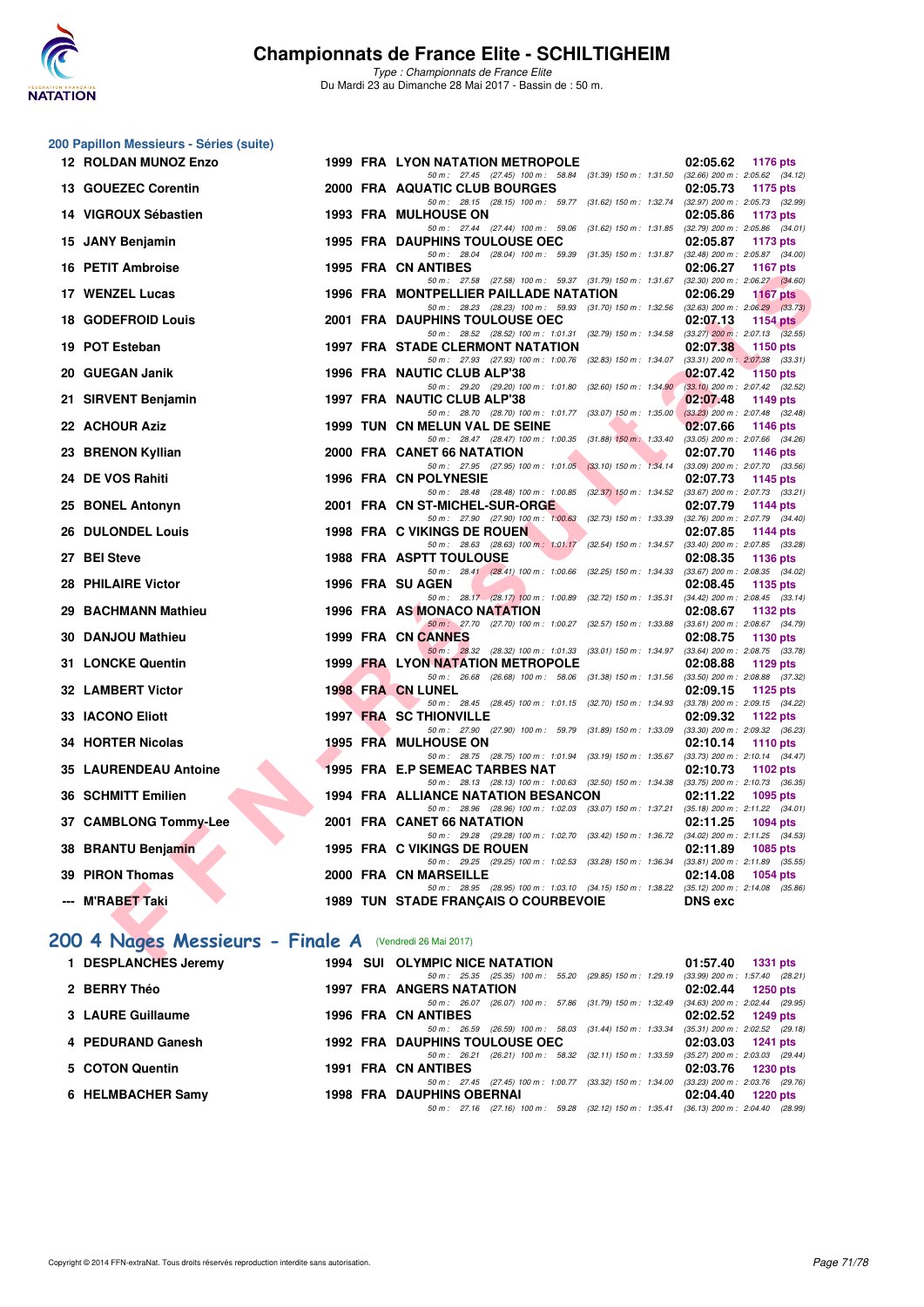## 200 Papillon Messieurs - Séries (suite)

| Rang | Nom | Année | Nat | Club | Temps | Points |
|---|---|---|---|---|---|---|
| 12 | ROLDAN MUNOZ Enzo | 1999 | FRA | LYON NATATION METROPOLE | 02:05.62 | 1176 pts |
| | 50 m : 27.45 (27.45) 100 m : 58.84 (31.39) 150 m : 1:31.50 (32.66) 200 m : 2:05.62 (34.12) | | | | | |
| 13 | GOUEZEC Corentin | 2000 | FRA | AQUATIC CLUB BOURGES | 02:05.73 | 1175 pts |
| | 50 m : 28.15 (28.15) 100 m : 59.77 (31.62) 150 m : 1:32.74 (32.97) 200 m : 2:05.73 (32.99) | | | | | |
| 14 | VIGROUX Sébastien | 1993 | FRA | MULHOUSE ON | 02:05.86 | 1173 pts |
| | 50 m : 27.44 (27.44) 100 m : 59.06 (31.62) 150 m : 1:31.85 (32.79) 200 m : 2:05.86 (34.01) | | | | | |
| 15 | JANY Benjamin | 1995 | FRA | DAUPHINS TOULOUSE OEC | 02:05.87 | 1173 pts |
| | 50 m : 28.04 (28.04) 100 m : 59.39 (31.35) 150 m : 1:31.87 (32.48) 200 m : 2:05.87 (34.00) | | | | | |
| 16 | PETIT Ambroise | 1995 | FRA | CN ANTIBES | 02:06.27 | 1167 pts |
| | 50 m : 27.58 (27.58) 100 m : 59.37 (31.79) 150 m : 1:31.67 (32.30) 200 m : 2:06.27 (34.60) | | | | | |
| 17 | WENZEL Lucas | 1996 | FRA | MONTPELLIER PAILLADE NATATION | 02:06.29 | 1167 pts |
| | 50 m : 28.23 (28.23) 100 m : 59.93 (31.70) 150 m : 1:32.56 (32.63) 200 m : 2:06.29 (33.73) | | | | | |
| 18 | GODEFROID Louis | 2001 | FRA | DAUPHINS TOULOUSE OEC | 02:07.13 | 1154 pts |
| | 50 m : 28.52 (28.52) 100 m : 1:01.31 (32.79) 150 m : 1:34.58 (33.27) 200 m : 2:07.13 (32.55) | | | | | |
| 19 | POT Esteban | 1997 | FRA | STADE CLERMONT NATATION | 02:07.38 | 1150 pts |
| | 50 m : 27.93 (27.93) 100 m : 1:00.76 (32.83) 150 m : 1:34.07 (33.31) 200 m : 2:07.38 (33.31) | | | | | |
| 20 | GUEGAN Janik | 1996 | FRA | NAUTIC CLUB ALP'38 | 02:07.42 | 1150 pts |
| | 50 m : 29.20 (29.20) 100 m : 1:01.80 (32.60) 150 m : 1:34.90 (33.10) 200 m : 2:07.42 (32.52) | | | | | |
| 21 | SIRVENT Benjamin | 1997 | FRA | NAUTIC CLUB ALP'38 | 02:07.48 | 1149 pts |
| | 50 m : 28.70 (28.70) 100 m : 1:01.77 (33.07) 150 m : 1:35.00 (33.23) 200 m : 2:07.48 (32.48) | | | | | |
| 22 | ACHOUR Aziz | 1999 | TUN | CN MELUN VAL DE SEINE | 02:07.66 | 1146 pts |
| | 50 m : 28.47 (28.47) 100 m : 1:00.35 (31.88) 150 m : 1:33.40 (33.05) 200 m : 2:07.66 (34.26) | | | | | |
| 23 | BRENON Kyllian | 2000 | FRA | CANET 66 NATATION | 02:07.70 | 1146 pts |
| | 50 m : 27.95 (27.95) 100 m : 1:01.05 (33.10) 150 m : 1:34.14 (33.09) 200 m : 2:07.70 (33.56) | | | | | |
| 24 | DE VOS Rahiti | 1996 | FRA | CN POLYNESIE | 02:07.73 | 1145 pts |
| | 50 m : 28.48 (28.48) 100 m : 1:00.85 (32.37) 150 m : 1:34.52 (33.67) 200 m : 2:07.73 (33.21) | | | | | |
| 25 | BONEL Antonyn | 2001 | FRA | CN ST-MICHEL-SUR-ORGE | 02:07.79 | 1144 pts |
| | 50 m : 27.90 (27.90) 100 m : 1:00.63 (32.73) 150 m : 1:33.39 (32.76) 200 m : 2:07.79 (34.40) | | | | | |
| 26 | DULONDEL Louis | 1998 | FRA | C VIKINGS DE ROUEN | 02:07.85 | 1144 pts |
| | 50 m : 28.63 (28.63) 100 m : 1:01.17 (32.54) 150 m : 1:34.57 (33.40) 200 m : 2:07.85 (33.28) | | | | | |
| 27 | BEI Steve | 1988 | FRA | ASPTT TOULOUSE | 02:08.35 | 1136 pts |
| | 50 m : 28.41 (28.41) 100 m : 1:00.66 (32.25) 150 m : 1:34.33 (33.67) 200 m : 2:08.35 (34.02) | | | | | |
| 28 | PHILAIRE Victor | 1996 | FRA | SU AGEN | 02:08.45 | 1135 pts |
| | 50 m : 28.17 (28.17) 100 m : 1:00.89 (32.72) 150 m : 1:35.31 (34.42) 200 m : 2:08.45 (33.14) | | | | | |
| 29 | BACHMANN Mathieu | 1996 | FRA | AS MONACO NATATION | 02:08.67 | 1132 pts |
| | 50 m : 27.70 (27.70) 100 m : 1:00.27 (32.57) 150 m : 1:33.88 (33.61) 200 m : 2:08.67 (34.79) | | | | | |
| 30 | DANJOU Mathieu | 1999 | FRA | CN CANNES | 02:08.75 | 1130 pts |
| | 50 m : 28.32 (28.32) 100 m : 1:01.33 (33.01) 150 m : 1:34.97 (33.64) 200 m : 2:08.75 (33.78) | | | | | |
| 31 | LONCKE Quentin | 1999 | FRA | LYON NATATION METROPOLE | 02:08.88 | 1129 pts |
| | 50 m : 26.68 (26.68) 100 m : 58.06 (31.38) 150 m : 1:31.56 (33.50) 200 m : 2:08.88 (37.32) | | | | | |
| 32 | LAMBERT Victor | 1998 | FRA | CN LUNEL | 02:09.15 | 1125 pts |
| | 50 m : 28.45 (28.45) 100 m : 1:01.15 (32.70) 150 m : 1:34.93 (33.78) 200 m : 2:09.15 (34.22) | | | | | |
| 33 | IACONO Eliott | 1997 | FRA | SC THIONVILLE | 02:09.32 | 1122 pts |
| | 50 m : 27.90 (27.90) 100 m : 59.79 (31.89) 150 m : 1:33.09 (33.30) 200 m : 2:09.32 (36.23) | | | | | |
| 34 | HORTER Nicolas | 1995 | FRA | MULHOUSE ON | 02:10.14 | 1110 pts |
| | 50 m : 28.75 (28.75) 100 m : 1:01.94 (33.19) 150 m : 1:35.67 (33.73) 200 m : 2:10.14 (34.47) | | | | | |
| 35 | LAURENDEAU Antoine | 1995 | FRA | E.P SEMEAC TARBES NAT | 02:10.73 | 1102 pts |
| | 50 m : 28.13 (28.13) 100 m : 1:00.63 (32.50) 150 m : 1:34.38 (33.75) 200 m : 2:10.73 (36.35) | | | | | |
| 36 | SCHMITT Emilien | 1994 | FRA | ALLIANCE NATATION BESANCON | 02:11.22 | 1095 pts |
| | 50 m : 28.96 (28.96) 100 m : 1:02.03 (33.07) 150 m : 1:37.21 (35.18) 200 m : 2:11.22 (34.01) | | | | | |
| 37 | CAMBLONG Tommy-Lee | 2001 | FRA | CANET 66 NATATION | 02:11.25 | 1094 pts |
| | 50 m : 29.28 (29.28) 100 m : 1:02.70 (33.42) 150 m : 1:36.72 (34.02) 200 m : 2:11.25 (34.53) | | | | | |
| 38 | BRANTU Benjamin | 1995 | FRA | C VIKINGS DE ROUEN | 02:11.89 | 1085 pts |
| | 50 m : 29.25 (29.25) 100 m : 1:02.53 (33.28) 150 m : 1:36.34 (33.81) 200 m : 2:11.89 (35.55) | | | | | |
| 39 | PIRON Thomas | 2000 | FRA | CN MARSEILLE | 02:14.08 | 1054 pts |
| | 50 m : 28.95 (28.95) 100 m : 1:03.10 (34.15) 150 m : 1:38.22 (35.12) 200 m : 2:14.08 (35.86) | | | | | |
| --- | M'RABET Taki | 1989 | TUN | STADE FRANÇAIS O COURBEVOIE | DNS exc | |

## 200 4 Nages Messieurs - Finale A (Vendredi 26 Mai 2017)

| Rang | Nom | Année | Nat | Club | Temps | Points |
|---|---|---|---|---|---|---|
| 1 | DESPLANCHES Jeremy | 1994 | SUI | OLYMPIC NICE NATATION | 01:57.40 | 1331 pts |
| | 50 m : 25.35 (25.35) 100 m : 55.20 (29.85) 150 m : 1:29.19 (33.99) 200 m : 1:57.40 (28.21) | | | | | |
| 2 | BERRY Théo | 1997 | FRA | ANGERS NATATION | 02:02.44 | 1250 pts |
| | 50 m : 26.07 (26.07) 100 m : 57.86 (31.79) 150 m : 1:32.49 (34.63) 200 m : 2:02.44 (29.95) | | | | | |
| 3 | LAURE Guillaume | 1996 | FRA | CN ANTIBES | 02:02.52 | 1249 pts |
| | 50 m : 26.59 (26.59) 100 m : 58.03 (31.44) 150 m : 1:33.34 (35.31) 200 m : 2:02.52 (29.18) | | | | | |
| 4 | PEDURAND Ganesh | 1992 | FRA | DAUPHINS TOULOUSE OEC | 02:03.03 | 1241 pts |
| | 50 m : 26.21 (26.21) 100 m : 58.32 (32.11) 150 m : 1:33.59 (35.27) 200 m : 2:03.03 (29.44) | | | | | |
| 5 | COTON Quentin | 1991 | FRA | CN ANTIBES | 02:03.76 | 1230 pts |
| | 50 m : 27.45 (27.45) 100 m : 1:00.77 (33.32) 150 m : 1:34.00 (33.23) 200 m : 2:03.76 (29.76) | | | | | |
| 6 | HELMBACHER Samy | 1998 | FRA | DAUPHINS OBERNAI | 02:04.40 | 1220 pts |
| | 50 m : 27.16 (27.16) 100 m : 59.28 (32.12) 150 m : 1:35.41 (36.13) 200 m : 2:04.40 (28.99) | | | | | |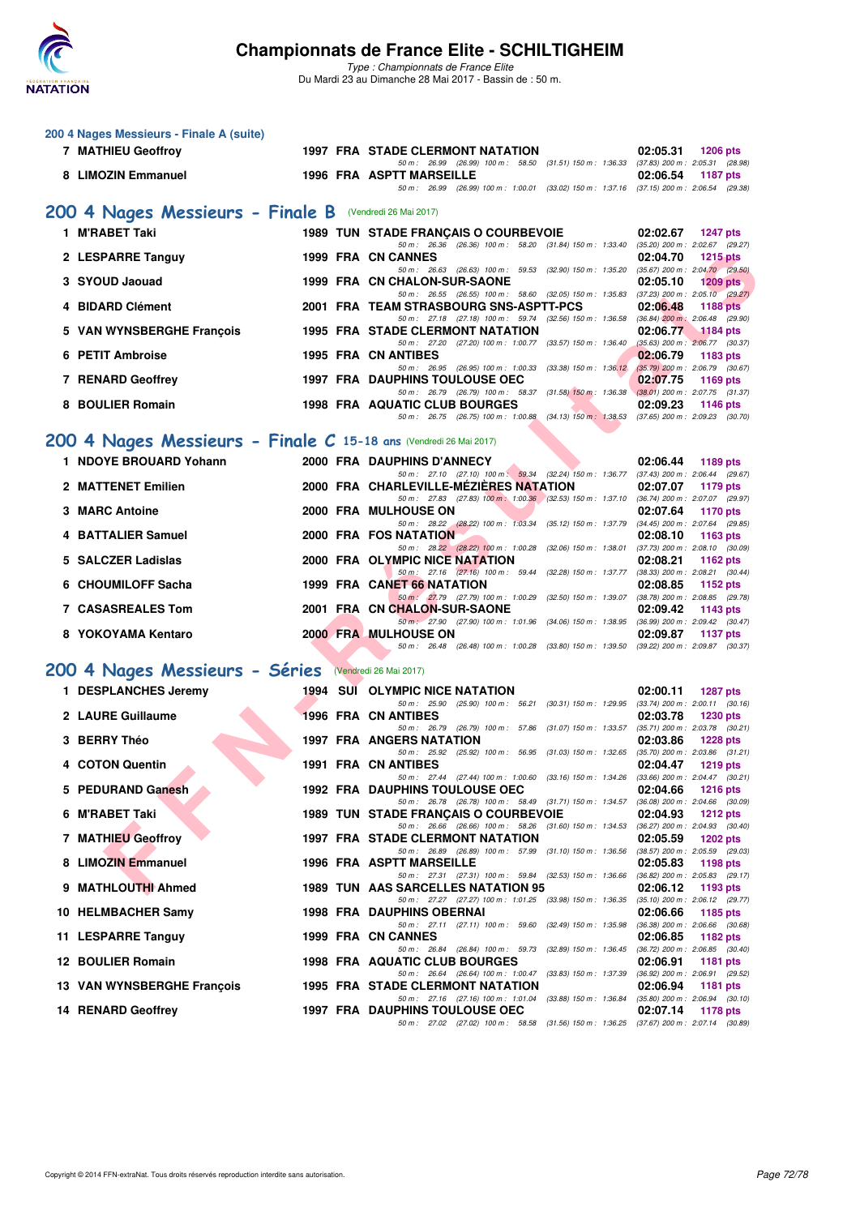### 200 4 Nages Messieurs - Finale A (suite)

| | Nom | Année | Nat | Club | Temps | Points |
|---|---|---|---|---|---|---|
| 7 | MATHIEU Geoffroy | 1997 | FRA | STADE CLERMONT NATATION | 02:05.31 | 1206 pts |
| | | | | 50 m : 26.99 (26.99) 100 m : 58.50 (31.51) 150 m : 1:36.33 (37.83) 200 m : 2:05.31 (28.98) | | |
| 8 | LIMOZIN Emmanuel | 1996 | FRA | ASPTT MARSEILLE | 02:06.54 | 1187 pts |
| | | | | 50 m : 26.99 (26.99) 100 m : 1:00.01 (33.02) 150 m : 1:37.16 (37.15) 200 m : 2:06.54 (29.38) | | |

## 200 4 Nages Messieurs - Finale B (Vendredi 26 Mai 2017)

| | Nom | Année | Nat | Club | Temps | Points |
|---|---|---|---|---|---|---|
| 1 | M'RABET Taki | 1989 | TUN | STADE FRANÇAIS O COURBEVOIE | 02:02.67 | 1247 pts |
| | | | | 50 m : 26.36 (26.36) 100 m : 58.20 (31.84) 150 m : 1:33.40 (35.20) 200 m : 2:02.67 (29.27) | | |
| 2 | LESPARRE Tanguy | 1999 | FRA | CN CANNES | 02:04.70 | 1215 pts |
| | | | | 50 m : 26.63 (26.63) 100 m : 59.53 (32.90) 150 m : 1:35.20 (35.67) 200 m : 2:04.70 (29.50) | | |
| 3 | SYOUD Jaouad | 1999 | FRA | CN CHALON-SUR-SAONE | 02:05.10 | 1209 pts |
| | | | | 50 m : 26.55 (26.55) 100 m : 58.60 (32.05) 150 m : 1:35.83 (37.23) 200 m : 2:05.10 (29.27) | | |
| 4 | BIDARD Clément | 2001 | FRA | TEAM STRASBOURG SNS-ASPTT-PCS | 02:06.48 | 1188 pts |
| | | | | 50 m : 27.18 (27.18) 100 m : 59.74 (32.56) 150 m : 1:36.58 (36.84) 200 m : 2:06.48 (29.90) | | |
| 5 | VAN WYNSBERGHE François | 1995 | FRA | STADE CLERMONT NATATION | 02:06.77 | 1184 pts |
| | | | | 50 m : 27.20 (27.20) 100 m : 1:00.77 (33.57) 150 m : 1:36.40 (35.63) 200 m : 2:06.77 (30.37) | | |
| 6 | PETIT Ambroise | 1995 | FRA | CN ANTIBES | 02:06.79 | 1183 pts |
| | | | | 50 m : 26.95 (26.95) 100 m : 1:00.33 (33.38) 150 m : 1:36.12 (35.79) 200 m : 2:06.79 (30.67) | | |
| 7 | RENARD Geoffrey | 1997 | FRA | DAUPHINS TOULOUSE OEC | 02:07.75 | 1169 pts |
| | | | | 50 m : 26.79 (26.79) 100 m : 58.37 (31.58) 150 m : 1:36.38 (38.01) 200 m : 2:07.75 (31.37) | | |
| 8 | BOULIER Romain | 1998 | FRA | AQUATIC CLUB BOURGES | 02:09.23 | 1146 pts |
| | | | | 50 m : 26.75 (26.75) 100 m : 1:00.88 (34.13) 150 m : 1:38.53 (37.65) 200 m : 2:09.23 (30.70) | | |

## 200 4 Nages Messieurs - Finale C 15-18 ans (Vendredi 26 Mai 2017)

| | Nom | Année | Nat | Club | Temps | Points |
|---|---|---|---|---|---|---|
| 1 | NDOYE BROUARD Yohann | 2000 | FRA | DAUPHINS D'ANNECY | 02:06.44 | 1189 pts |
| | | | | 50 m : 27.10 (27.10) 100 m : 59.34 (32.24) 150 m : 1:36.77 (37.43) 200 m : 2:06.44 (29.67) | | |
| 2 | MATTENET Emilien | 2000 | FRA | CHARLEVILLE-MÉZIÈRES NATATION | 02:07.07 | 1179 pts |
| | | | | 50 m : 27.83 (27.83) 100 m : 1:00.36 (32.53) 150 m : 1:37.10 (36.74) 200 m : 2:07.07 (29.97) | | |
| 3 | MARC Antoine | 2000 | FRA | MULHOUSE ON | 02:07.64 | 1170 pts |
| | | | | 50 m : 28.22 (28.22) 100 m : 1:03.34 (35.12) 150 m : 1:37.79 (34.45) 200 m : 2:07.64 (29.85) | | |
| 4 | BATTALIER Samuel | 2000 | FRA | FOS NATATION | 02:08.10 | 1163 pts |
| | | | | 50 m : 28.22 (28.22) 100 m : 1:00.28 (32.06) 150 m : 1:38.01 (37.73) 200 m : 2:08.10 (30.09) | | |
| 5 | SALCZER Ladislas | 2000 | FRA | OLYMPIC NICE NATATION | 02:08.21 | 1162 pts |
| | | | | 50 m : 27.16 (27.16) 100 m : 59.44 (32.28) 150 m : 1:37.77 (38.33) 200 m : 2:08.21 (30.44) | | |
| 6 | CHOUMILOFF Sacha | 1999 | FRA | CANET 66 NATATION | 02:08.85 | 1152 pts |
| | | | | 50 m : 27.79 (27.79) 100 m : 1:00.29 (32.50) 150 m : 1:39.07 (38.78) 200 m : 2:08.85 (29.78) | | |
| 7 | CASASREALES Tom | 2001 | FRA | CN CHALON-SUR-SAONE | 02:09.42 | 1143 pts |
| | | | | 50 m : 27.90 (27.90) 100 m : 1:01.96 (34.06) 150 m : 1:38.95 (36.99) 200 m : 2:09.42 (30.47) | | |
| 8 | YOKOYAMA Kentaro | 2000 | FRA | MULHOUSE ON | 02:09.87 | 1137 pts |
| | | | | 50 m : 26.48 (26.48) 100 m : 1:00.28 (33.80) 150 m : 1:39.50 (39.22) 200 m : 2:09.87 (30.37) | | |

## 200 4 Nages Messieurs - Séries (Vendredi 26 Mai 2017)

| | Nom | Année | Nat | Club | Temps | Points |
|---|---|---|---|---|---|---|
| 1 | DESPLANCHES Jeremy | 1994 | SUI | OLYMPIC NICE NATATION | 02:00.11 | 1287 pts |
| | | | | 50 m : 25.90 (25.90) 100 m : 56.21 (30.31) 150 m : 1:29.95 (33.74) 200 m : 2:00.11 (30.16) | | |
| 2 | LAURE Guillaume | 1996 | FRA | CN ANTIBES | 02:03.78 | 1230 pts |
| | | | | 50 m : 26.79 (26.79) 100 m : 57.86 (31.07) 150 m : 1:33.57 (35.71) 200 m : 2:03.78 (30.21) | | |
| 3 | BERRY Théo | 1997 | FRA | ANGERS NATATION | 02:03.86 | 1228 pts |
| | | | | 50 m : 25.92 (25.92) 100 m : 56.95 (31.03) 150 m : 1:32.65 (35.70) 200 m : 2:03.86 (31.21) | | |
| 4 | COTON Quentin | 1991 | FRA | CN ANTIBES | 02:04.47 | 1219 pts |
| | | | | 50 m : 27.44 (27.44) 100 m : 1:00.60 (33.16) 150 m : 1:34.26 (33.66) 200 m : 2:04.47 (30.21) | | |
| 5 | PEDURAND Ganesh | 1992 | FRA | DAUPHINS TOULOUSE OEC | 02:04.66 | 1216 pts |
| | | | | 50 m : 26.78 (26.78) 100 m : 58.49 (31.71) 150 m : 1:34.57 (36.08) 200 m : 2:04.66 (30.09) | | |
| 6 | M'RABET Taki | 1989 | TUN | STADE FRANÇAIS O COURBEVOIE | 02:04.93 | 1212 pts |
| | | | | 50 m : 26.66 (26.66) 100 m : 58.26 (31.60) 150 m : 1:34.53 (36.27) 200 m : 2:04.93 (30.40) | | |
| 7 | MATHIEU Geoffroy | 1997 | FRA | STADE CLERMONT NATATION | 02:05.59 | 1202 pts |
| | | | | 50 m : 26.89 (26.89) 100 m : 57.99 (31.10) 150 m : 1:36.56 (38.57) 200 m : 2:05.59 (29.03) | | |
| 8 | LIMOZIN Emmanuel | 1996 | FRA | ASPTT MARSEILLE | 02:05.83 | 1198 pts |
| | | | | 50 m : 27.31 (27.31) 100 m : 59.84 (32.53) 150 m : 1:36.66 (36.82) 200 m : 2:05.83 (29.17) | | |
| 9 | MATHLOUTHI Ahmed | 1989 | TUN | AAS SARCELLES NATATION 95 | 02:06.12 | 1193 pts |
| | | | | 50 m : 27.27 (27.27) 100 m : 1:01.25 (33.98) 150 m : 1:36.35 (35.10) 200 m : 2:06.12 (29.77) | | |
| 10 | HELMBACHER Samy | 1998 | FRA | DAUPHINS OBERNAI | 02:06.66 | 1185 pts |
| | | | | 50 m : 27.11 (27.11) 100 m : 59.60 (32.49) 150 m : 1:35.98 (36.38) 200 m : 2:06.66 (30.68) | | |
| 11 | LESPARRE Tanguy | 1999 | FRA | CN CANNES | 02:06.85 | 1182 pts |
| | | | | 50 m : 26.84 (26.84) 100 m : 59.73 (32.89) 150 m : 1:36.45 (36.72) 200 m : 2:06.85 (30.40) | | |
| 12 | BOULIER Romain | 1998 | FRA | AQUATIC CLUB BOURGES | 02:06.91 | 1181 pts |
| | | | | 50 m : 26.64 (26.64) 100 m : 1:00.47 (33.83) 150 m : 1:37.39 (36.92) 200 m : 2:06.91 (29.52) | | |
| 13 | VAN WYNSBERGHE François | 1995 | FRA | STADE CLERMONT NATATION | 02:06.94 | 1181 pts |
| | | | | 50 m : 27.16 (27.16) 100 m : 1:01.04 (33.88) 150 m : 1:36.84 (35.80) 200 m : 2:06.94 (30.10) | | |
| 14 | RENARD Geoffrey | 1997 | FRA | DAUPHINS TOULOUSE OEC | 02:07.14 | 1178 pts |
| | | | | 50 m : 27.02 (27.02) 100 m : 58.58 (31.56) 150 m : 1:36.25 (37.67) 200 m : 2:07.14 (30.89) | | |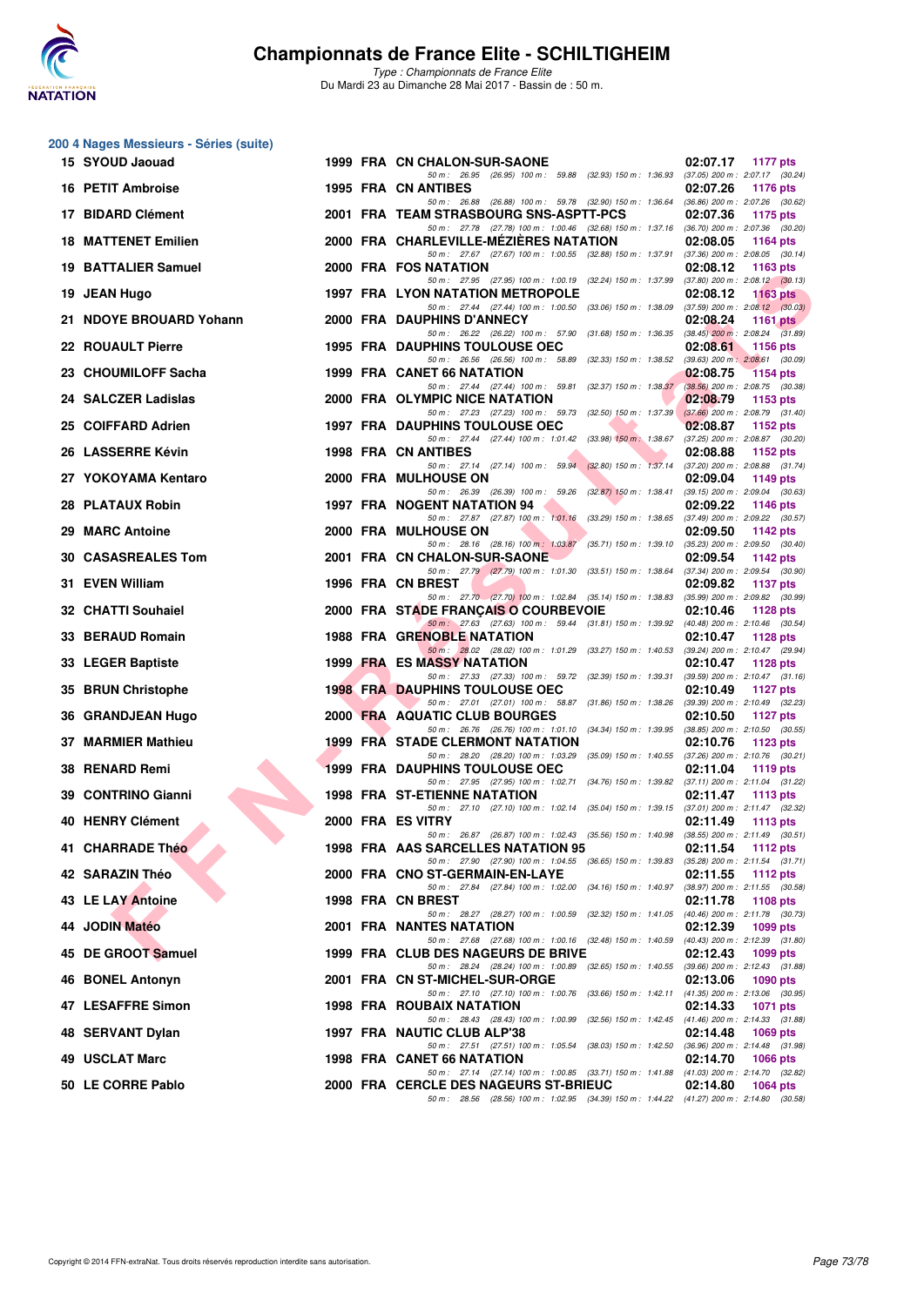## 200 4 Nages Messieurs - Séries (suite)

| Rang | Nom | Année | Nat | Club | Temps | Points |
|---|---|---|---|---|---|---|
| 15 | SYOUD Jaouad | 1999 | FRA | CN CHALON-SUR-SAONE | 02:07.17 | 1177 pts |
| | 50 m : 26.95 (26.95) 100 m : 59.88 (32.93) 150 m : 1:36.93 (37.05) 200 m : 2:07.17 (30.24) | | | | | |
| 16 | PETIT Ambroise | 1995 | FRA | CN ANTIBES | 02:07.26 | 1176 pts |
| | 50 m : 26.88 (26.88) 100 m : 59.78 (32.90) 150 m : 1:36.64 (36.86) 200 m : 2:07.26 (30.62) | | | | | |
| 17 | BIDARD Clément | 2001 | FRA | TEAM STRASBOURG SNS-ASPTT-PCS | 02:07.36 | 1175 pts |
| | 50 m : 27.78 (27.78) 100 m : 1:00.46 (32.68) 150 m : 1:37.16 (36.70) 200 m : 2:07.36 (30.20) | | | | | |
| 18 | MATTENET Emilien | 2000 | FRA | CHARLEVILLE-MÉZIÈRES NATATION | 02:08.05 | 1164 pts |
| | 50 m : 27.67 (27.67) 100 m : 1:00.55 (32.88) 150 m : 1:37.91 (37.36) 200 m : 2:08.05 (30.14) | | | | | |
| 19 | BATTALIER Samuel | 2000 | FRA | FOS NATATION | 02:08.12 | 1163 pts |
| | 50 m : 27.95 (27.95) 100 m : 1:00.19 (32.24) 150 m : 1:37.99 (37.80) 200 m : 2:08.12 (30.13) | | | | | |
| 19 | JEAN Hugo | 1997 | FRA | LYON NATATION METROPOLE | 02:08.12 | 1163 pts |
| | 50 m : 27.44 (27.44) 100 m : 1:00.50 (33.06) 150 m : 1:38.09 (37.59) 200 m : 2:08.12 (30.03) | | | | | |
| 21 | NDOYE BROUARD Yohann | 2000 | FRA | DAUPHINS D'ANNECY | 02:08.24 | 1161 pts |
| | 50 m : 26.22 (26.22) 100 m : 57.90 (31.68) 150 m : 1:36.35 (38.45) 200 m : 2:08.24 (31.89) | | | | | |
| 22 | ROUAULT Pierre | 1995 | FRA | DAUPHINS TOULOUSE OEC | 02:08.61 | 1156 pts |
| | 50 m : 26.56 (26.56) 100 m : 58.89 (32.33) 150 m : 1:38.52 (39.63) 200 m : 2:08.61 (30.09) | | | | | |
| 23 | CHOUMILOFF Sacha | 1999 | FRA | CANET 66 NATATION | 02:08.75 | 1154 pts |
| | 50 m : 27.44 (27.44) 100 m : 59.81 (32.37) 150 m : 1:38.37 (38.56) 200 m : 2:08.75 (30.38) | | | | | |
| 24 | SALCZER Ladislas | 2000 | FRA | OLYMPIC NICE NATATION | 02:08.79 | 1153 pts |
| | 50 m : 27.23 (27.23) 100 m : 59.73 (32.50) 150 m : 1:37.39 (37.66) 200 m : 2:08.79 (31.40) | | | | | |
| 25 | COIFFARD Adrien | 1997 | FRA | DAUPHINS TOULOUSE OEC | 02:08.87 | 1152 pts |
| | 50 m : 27.44 (27.44) 100 m : 1:01.42 (33.98) 150 m : 1:38.67 (37.25) 200 m : 2:08.87 (30.20) | | | | | |
| 26 | LASSERRE Kévin | 1998 | FRA | CN ANTIBES | 02:08.88 | 1152 pts |
| | 50 m : 27.14 (27.14) 100 m : 59.94 (32.80) 150 m : 1:37.14 (37.20) 200 m : 2:08.88 (31.74) | | | | | |
| 27 | YOKOYAMA Kentaro | 2000 | FRA | MULHOUSE ON | 02:09.04 | 1149 pts |
| | 50 m : 26.39 (26.39) 100 m : 59.26 (32.87) 150 m : 1:38.41 (39.15) 200 m : 2:09.04 (30.63) | | | | | |
| 28 | PLATAUX Robin | 1997 | FRA | NOGENT NATATION 94 | 02:09.22 | 1146 pts |
| | 50 m : 27.87 (27.87) 100 m : 1:01.16 (33.29) 150 m : 1:38.65 (37.49) 200 m : 2:09.22 (30.57) | | | | | |
| 29 | MARC Antoine | 2000 | FRA | MULHOUSE ON | 02:09.50 | 1142 pts |
| | 50 m : 28.16 (28.16) 100 m : 1:03.87 (35.71) 150 m : 1:39.10 (35.23) 200 m : 2:09.50 (30.40) | | | | | |
| 30 | CASASREALES Tom | 2001 | FRA | CN CHALON-SUR-SAONE | 02:09.54 | 1142 pts |
| | 50 m : 27.79 (27.79) 100 m : 1:01.30 (33.51) 150 m : 1:38.64 (37.34) 200 m : 2:09.54 (30.90) | | | | | |
| 31 | EVEN William | 1996 | FRA | CN BREST | 02:09.82 | 1137 pts |
| | 50 m : 27.70 (27.70) 100 m : 1:02.84 (35.14) 150 m : 1:38.83 (35.99) 200 m : 2:09.82 (30.99) | | | | | |
| 32 | CHATTI Souhaiel | 2000 | FRA | STADE FRANÇAIS O COURBEVOIE | 02:10.46 | 1128 pts |
| | 50 m : 27.63 (27.63) 100 m : 59.44 (31.81) 150 m : 1:39.92 (40.48) 200 m : 2:10.46 (30.54) | | | | | |
| 33 | BERAUD Romain | 1988 | FRA | GRENOBLE NATATION | 02:10.47 | 1128 pts |
| | 50 m : 28.02 (28.02) 100 m : 1:01.29 (33.27) 150 m : 1:40.53 (39.24) 200 m : 2:10.47 (29.94) | | | | | |
| 33 | LEGER Baptiste | 1999 | FRA | ES MASSY NATATION | 02:10.47 | 1128 pts |
| | 50 m : 27.33 (27.33) 100 m : 59.72 (32.39) 150 m : 1:39.31 (39.59) 200 m : 2:10.47 (31.16) | | | | | |
| 35 | BRUN Christophe | 1998 | FRA | DAUPHINS TOULOUSE OEC | 02:10.49 | 1127 pts |
| | 50 m : 27.01 (27.01) 100 m : 58.87 (31.86) 150 m : 1:38.26 (39.39) 200 m : 2:10.49 (32.23) | | | | | |
| 36 | GRANDJEAN Hugo | 2000 | FRA | AQUATIC CLUB BOURGES | 02:10.50 | 1127 pts |
| | 50 m : 26.76 (26.76) 100 m : 1:01.10 (34.34) 150 m : 1:39.95 (38.85) 200 m : 2:10.50 (30.55) | | | | | |
| 37 | MARMIER Mathieu | 1999 | FRA | STADE CLERMONT NATATION | 02:10.76 | 1123 pts |
| | 50 m : 28.20 (28.20) 100 m : 1:03.29 (35.09) 150 m : 1:40.55 (37.26) 200 m : 2:10.76 (30.21) | | | | | |
| 38 | RENARD Remi | 1999 | FRA | DAUPHINS TOULOUSE OEC | 02:11.04 | 1119 pts |
| | 50 m : 27.95 (27.95) 100 m : 1:02.71 (34.76) 150 m : 1:39.82 (37.11) 200 m : 2:11.04 (31.22) | | | | | |
| 39 | CONTRINO Gianni | 1998 | FRA | ST-ETIENNE NATATION | 02:11.47 | 1113 pts |
| | 50 m : 27.10 (27.10) 100 m : 1:02.14 (35.04) 150 m : 1:39.15 (37.01) 200 m : 2:11.47 (32.32) | | | | | |
| 40 | HENRY Clément | 2000 | FRA | ES VITRY | 02:11.49 | 1113 pts |
| | 50 m : 26.87 (26.87) 100 m : 1:02.43 (35.56) 150 m : 1:40.98 (38.55) 200 m : 2:11.49 (30.51) | | | | | |
| 41 | CHARRADE Théo | 1998 | FRA | AAS SARCELLES NATATION 95 | 02:11.54 | 1112 pts |
| | 50 m : 27.90 (27.90) 100 m : 1:04.55 (36.65) 150 m : 1:39.83 (35.28) 200 m : 2:11.54 (31.71) | | | | | |
| 42 | SARAZIN Théo | 2000 | FRA | CNO ST-GERMAIN-EN-LAYE | 02:11.55 | 1112 pts |
| | 50 m : 27.84 (27.84) 100 m : 1:02.00 (34.16) 150 m : 1:40.97 (38.97) 200 m : 2:11.55 (30.58) | | | | | |
| 43 | LE LAY Antoine | 1998 | FRA | CN BREST | 02:11.78 | 1108 pts |
| | 50 m : 28.27 (28.27) 100 m : 1:00.59 (32.32) 150 m : 1:41.05 (40.46) 200 m : 2:11.78 (30.73) | | | | | |
| 44 | JODIN Matéo | 2001 | FRA | NANTES NATATION | 02:12.39 | 1099 pts |
| | 50 m : 27.68 (27.68) 100 m : 1:00.16 (32.48) 150 m : 1:40.59 (40.43) 200 m : 2:12.39 (31.80) | | | | | |
| 45 | DE GROOT Samuel | 1999 | FRA | CLUB DES NAGEURS DE BRIVE | 02:12.43 | 1099 pts |
| | 50 m : 28.24 (28.24) 100 m : 1:00.89 (32.65) 150 m : 1:40.55 (39.66) 200 m : 2:12.43 (31.88) | | | | | |
| 46 | BONEL Antonyn | 2001 | FRA | CN ST-MICHEL-SUR-ORGE | 02:13.06 | 1090 pts |
| | 50 m : 27.10 (27.10) 100 m : 1:00.76 (33.66) 150 m : 1:42.11 (41.35) 200 m : 2:13.06 (30.95) | | | | | |
| 47 | LESAFFRE Simon | 1998 | FRA | ROUBAIX NATATION | 02:14.33 | 1071 pts |
| | 50 m : 28.43 (28.43) 100 m : 1:00.99 (32.56) 150 m : 1:42.45 (41.46) 200 m : 2:14.33 (31.88) | | | | | |
| 48 | SERVANT Dylan | 1997 | FRA | NAUTIC CLUB ALP'38 | 02:14.48 | 1069 pts |
| | 50 m : 27.51 (27.51) 100 m : 1:05.54 (38.03) 150 m : 1:42.50 (36.96) 200 m : 2:14.48 (31.98) | | | | | |
| 49 | USCLAT Marc | 1998 | FRA | CANET 66 NATATION | 02:14.70 | 1066 pts |
| | 50 m : 27.14 (27.14) 100 m : 1:00.85 (33.71) 150 m : 1:41.88 (41.03) 200 m : 2:14.70 (32.82) | | | | | |
| 50 | LE CORRE Pablo | 2000 | FRA | CERCLE DES NAGEURS ST-BRIEUC | 02:14.80 | 1064 pts |
| | 50 m : 28.56 (28.56) 100 m : 1:02.95 (34.39) 150 m : 1:44.22 (41.27) 200 m : 2:14.80 (30.58) | | | | | |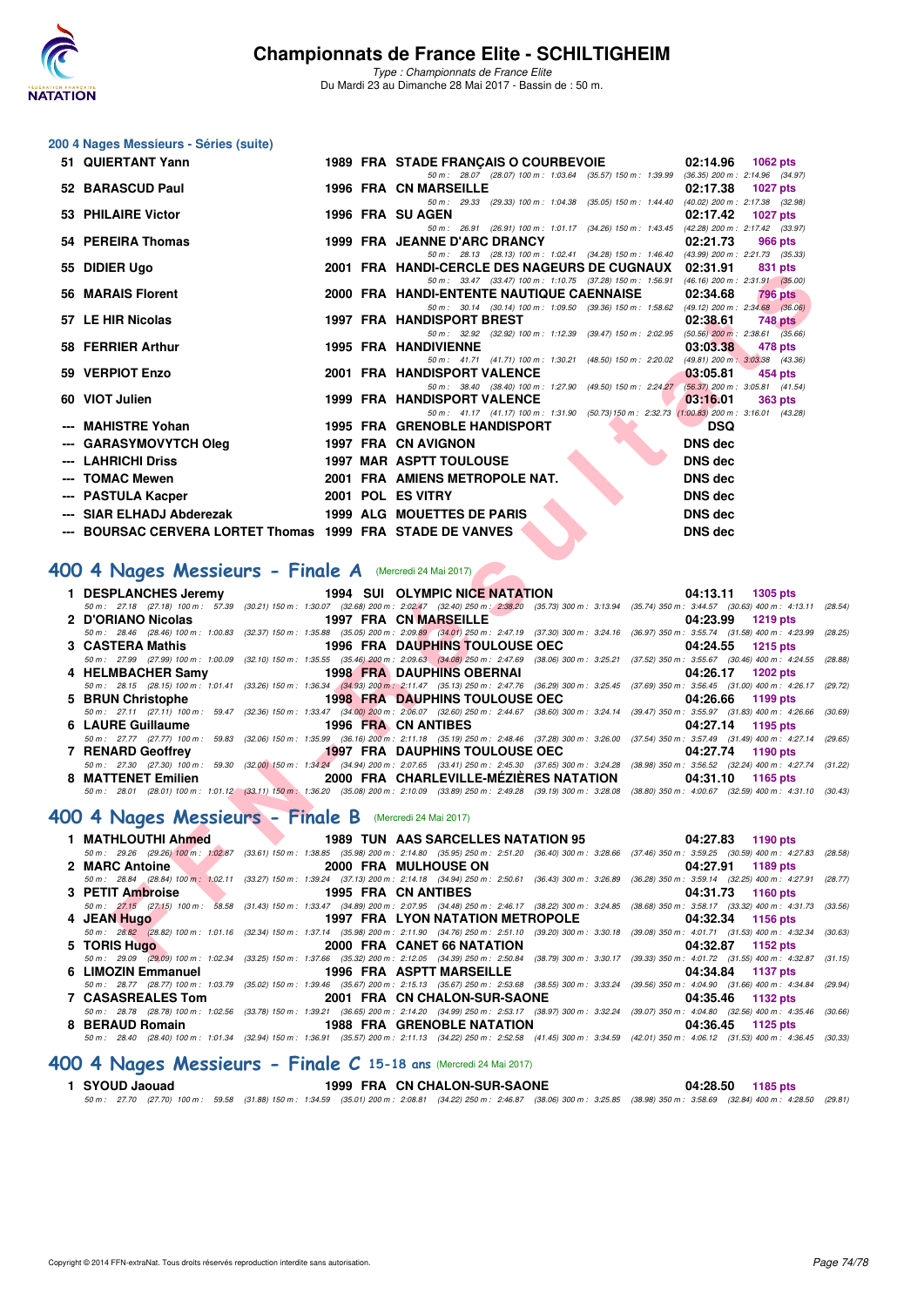# Championnats de France Elite - SCHILTIGHEIM

*Type : Championnats de France Elite*
Du Mardi 23 au Dimanche 28 Mai 2017 - Bassin de : 50 m.

## 200 4 Nages Messieurs - Séries (suite)

| Rang | Nom | Année | Nat | Club | Temps | Points |
|---|---|---|---|---|---|---|
| 51 | QUIERTANT Yann | 1989 | FRA | STADE FRANÇAIS O COURBEVOIE | 02:14.96 | 1062 pts |
| | 50 m : 28.07 (28.07) 100 m : 1:03.64 (35.57) 150 m : 1:39.99 (36.35) 200 m : 2:14.96 (34.97) | | | | | |
| 52 | BARASCUD Paul | 1996 | FRA | CN MARSEILLE | 02:17.38 | 1027 pts |
| | 50 m : 29.33 (29.33) 100 m : 1:04.38 (35.05) 150 m : 1:44.40 (40.02) 200 m : 2:17.38 (32.98) | | | | | |
| 53 | PHILAIRE Victor | 1996 | FRA | SU AGEN | 02:17.42 | 1027 pts |
| | 50 m : 26.91 (26.91) 100 m : 1:01.17 (34.26) 150 m : 1:43.45 (42.28) 200 m : 2:17.42 (33.97) | | | | | |
| 54 | PEREIRA Thomas | 1999 | FRA | JEANNE D'ARC DRANCY | 02:21.73 | 966 pts |
| | 50 m : 28.13 (28.13) 100 m : 1:02.41 (34.28) 150 m : 1:46.40 (43.99) 200 m : 2:21.73 (35.33) | | | | | |
| 55 | DIDIER Ugo | 2001 | FRA | HANDI-CERCLE DES NAGEURS DE CUGNAUX | 02:31.91 | 831 pts |
| | 50 m : 33.47 (33.47) 100 m : 1:10.75 (37.28) 150 m : 1:56.91 (46.16) 200 m : 2:31.91 (35.00) | | | | | |
| 56 | MARAIS Florent | 2000 | FRA | HANDI-ENTENTE NAUTIQUE CAENNAISE | 02:34.68 | 796 pts |
| | 50 m : 30.14 (30.14) 100 m : 1:09.50 (39.36) 150 m : 1:58.62 (49.12) 200 m : 2:34.68 (36.06) | | | | | |
| 57 | LE HIR Nicolas | 1997 | FRA | HANDISPORT BREST | 02:38.61 | 748 pts |
| | 50 m : 32.92 (32.92) 100 m : 1:12.39 (39.47) 150 m : 2:02.95 (50.56) 200 m : 2:38.61 (35.66) | | | | | |
| 58 | FERRIER Arthur | 1995 | FRA | HANDIVIENNE | 03:03.38 | 478 pts |
| | 50 m : 41.71 (41.71) 100 m : 1:30.21 (48.50) 150 m : 2:20.02 (49.81) 200 m : 3:03.38 (43.36) | | | | | |
| 59 | VERPIOT Enzo | 2001 | FRA | HANDISPORT VALENCE | 03:05.81 | 454 pts |
| | 50 m : 38.40 (38.40) 100 m : 1:27.90 (49.50) 150 m : 2:24.27 (56.37) 200 m : 3:05.81 (41.54) | | | | | |
| 60 | VIOT Julien | 1999 | FRA | HANDISPORT VALENCE | 03:16.01 | 363 pts |
| | 50 m : 41.17 (41.17) 100 m : 1:31.90 (50.73) 150 m : 2:32.73 (1:00.83) 200 m : 3:16.01 (43.28) | | | | | |
| --- | MAHISTRE Yohan | 1995 | FRA | GRENOBLE HANDISPORT | DSQ | |
| --- | GARASYMOVYTCH Oleg | 1997 | FRA | CN AVIGNON | DNS dec | |
| --- | LAHRICHI Driss | 1997 | MAR | ASPTT TOULOUSE | DNS dec | |
| --- | TOMAC Mewen | 2001 | FRA | AMIENS METROPOLE NAT. | DNS dec | |
| --- | PASTULA Kacper | 2001 | POL | ES VITRY | DNS dec | |
| --- | SIAR ELHADJ Abderezak | 1999 | ALG | MOUETTES DE PARIS | DNS dec | |
| --- | BOURSAC CERVERA LORTET Thomas | 1999 | FRA | STADE DE VANVES | DNS dec | |

## 400 4 Nages Messieurs - Finale A (Mercredi 24 Mai 2017)

| Rang | Nom | Année | Nat | Club | Temps | Points |
|---|---|---|---|---|---|---|
| 1 | DESPLANCHES Jeremy | 1994 | SUI | OLYMPIC NICE NATATION | 04:13.11 | 1305 pts |
| | 50 m : 27.18 (27.18) 100 m : 57.39 (30.21) 150 m : 1:30.07 (32.68) 200 m : 2:02.47 (32.40) 250 m : 2:38.20 (35.73) 300 m : 3:13.94 (35.74) 350 m : 3:44.57 (30.63) 400 m : 4:13.11 (28.54) | | | | | |
| 2 | D'ORIANO Nicolas | 1997 | FRA | CN MARSEILLE | 04:23.99 | 1219 pts |
| | 50 m : 28.46 (28.46) 100 m : 1:00.83 (32.37) 150 m : 1:35.88 (35.05) 200 m : 2:09.89 (34.01) 250 m : 2:47.19 (37.30) 300 m : 3:24.16 (36.97) 350 m : 3:55.74 (31.58) 400 m : 4:23.99 (28.25) | | | | | |
| 3 | CASTERA Mathis | 1996 | FRA | DAUPHINS TOULOUSE OEC | 04:24.55 | 1215 pts |
| | 50 m : 27.99 (27.99) 100 m : 1:00.09 (32.10) 150 m : 1:35.55 (35.46) 200 m : 2:09.63 (34.08) 250 m : 2:47.69 (38.06) 300 m : 3:25.21 (37.52) 350 m : 3:55.67 (30.46) 400 m : 4:24.55 (28.88) | | | | | |
| 4 | HELMBACHER Samy | 1998 | FRA | DAUPHINS OBERNAI | 04:26.17 | 1202 pts |
| | 50 m : 28.15 (28.15) 100 m : 1:01.41 (33.26) 150 m : 1:36.34 (34.93) 200 m : 2:11.47 (35.13) 250 m : 2:47.76 (36.29) 300 m : 3:25.45 (37.69) 350 m : 3:56.45 (31.00) 400 m : 4:26.17 (29.72) | | | | | |
| 5 | BRUN Christophe | 1998 | FRA | DAUPHINS TOULOUSE OEC | 04:26.66 | 1199 pts |
| | 50 m : 27.11 (27.11) 100 m : 59.47 (32.36) 150 m : 1:33.47 (34.00) 200 m : 2:06.07 (32.60) 250 m : 2:44.67 (38.60) 300 m : 3:24.14 (39.47) 350 m : 3:55.97 (31.83) 400 m : 4:26.66 (30.69) | | | | | |
| 6 | LAURE Guillaume | 1996 | FRA | CN ANTIBES | 04:27.14 | 1195 pts |
| | 50 m : 27.77 (27.77) 100 m : 59.83 (32.06) 150 m : 1:35.99 (36.16) 200 m : 2:11.18 (35.19) 250 m : 2:48.46 (37.28) 300 m : 3:26.00 (37.54) 350 m : 3:57.49 (31.49) 400 m : 4:27.14 (29.65) | | | | | |
| 7 | RENARD Geoffrey | 1997 | FRA | DAUPHINS TOULOUSE OEC | 04:27.74 | 1190 pts |
| | 50 m : 27.30 (27.30) 100 m : 59.30 (32.00) 150 m : 1:34.24 (34.94) 200 m : 2:07.65 (33.41) 250 m : 2:45.30 (37.65) 300 m : 3:24.28 (38.98) 350 m : 3:56.52 (32.24) 400 m : 4:27.74 (31.22) | | | | | |
| 8 | MATTENET Emilien | 2000 | FRA | CHARLEVILLE-MÉZIÈRES NATATION | 04:31.10 | 1165 pts |
| | 50 m : 28.01 (28.01) 100 m : 1:01.12 (33.11) 150 m : 1:36.20 (35.08) 200 m : 2:10.09 (33.89) 250 m : 2:49.28 (39.19) 300 m : 3:28.08 (38.80) 350 m : 4:00.67 (32.59) 400 m : 4:31.10 (30.43) | | | | | |

## 400 4 Nages Messieurs - Finale B (Mercredi 24 Mai 2017)

| Rang | Nom | Année | Nat | Club | Temps | Points |
|---|---|---|---|---|---|---|
| 1 | MATHLOUTHI Ahmed | 1989 | TUN | AAS SARCELLES NATATION 95 | 04:27.83 | 1190 pts |
| | 50 m : 29.26 (29.26) 100 m : 1:02.87 (33.61) 150 m : 1:38.85 (35.98) 200 m : 2:14.80 (35.95) 250 m : 2:51.20 (36.40) 300 m : 3:28.66 (37.46) 350 m : 3:59.25 (30.59) 400 m : 4:27.83 (28.58) | | | | | |
| 2 | MARC Antoine | 2000 | FRA | MULHOUSE ON | 04:27.91 | 1189 pts |
| | 50 m : 28.84 (28.84) 100 m : 1:02.11 (33.27) 150 m : 1:39.24 (37.13) 200 m : 2:14.18 (34.94) 250 m : 2:50.61 (36.43) 300 m : 3:26.89 (36.28) 350 m : 3:59.14 (32.25) 400 m : 4:27.91 (28.77) | | | | | |
| 3 | PETIT Ambroise | 1995 | FRA | CN ANTIBES | 04:31.73 | 1160 pts |
| | 50 m : 27.15 (27.15) 100 m : 58.58 (31.43) 150 m : 1:33.47 (34.89) 200 m : 2:07.95 (34.48) 250 m : 2:46.17 (38.22) 300 m : 3:24.85 (38.68) 350 m : 3:58.17 (33.32) 400 m : 4:31.73 (33.56) | | | | | |
| 4 | JEAN Hugo | 1997 | FRA | LYON NATATION METROPOLE | 04:32.34 | 1156 pts |
| | 50 m : 28.82 (28.82) 100 m : 1:01.16 (32.34) 150 m : 1:37.14 (35.98) 200 m : 2:11.90 (34.76) 250 m : 2:51.10 (39.20) 300 m : 3:30.18 (39.08) 350 m : 4:01.71 (31.53) 400 m : 4:32.34 (30.63) | | | | | |
| 5 | TORIS Hugo | 2000 | FRA | CANET 66 NATATION | 04:32.87 | 1152 pts |
| | 50 m : 29.09 (29.09) 100 m : 1:02.34 (33.25) 150 m : 1:37.66 (35.32) 200 m : 2:12.05 (34.39) 250 m : 2:50.84 (38.79) 300 m : 3:30.17 (39.33) 350 m : 4:01.72 (31.55) 400 m : 4:32.87 (31.15) | | | | | |
| 6 | LIMOZIN Emmanuel | 1996 | FRA | ASPTT MARSEILLE | 04:34.84 | 1137 pts |
| | 50 m : 28.77 (28.77) 100 m : 1:03.79 (35.02) 150 m : 1:39.46 (35.67) 200 m : 2:14.59 (35.13) 250 m : 2:53.68 (39.09) 300 m : 3:33.24 (39.56) 350 m : 4:04.90 (31.66) 400 m : 4:34.84 (29.94) | | | | | |
| 7 | CASASREALES Tom | 2001 | FRA | CN CHALON-SUR-SAONE | 04:35.46 | 1132 pts |
| | 50 m : 28.78 (28.78) 100 m : 1:02.56 (33.78) 150 m : 1:39.21 (36.65) 200 m : 2:14.20 (34.99) 250 m : 2:53.17 (38.97) 300 m : 3:32.24 (39.07) 350 m : 4:04.80 (32.56) 400 m : 4:35.46 (30.66) | | | | | |
| 8 | BERAUD Romain | 1988 | FRA | GRENOBLE NATATION | 04:36.45 | 1125 pts |
| | 50 m : 28.40 (28.40) 100 m : 1:01.34 (32.94) 150 m : 1:36.91 (35.57) 200 m : 2:11.13 (34.22) 250 m : 2:52.58 (41.45) 300 m : 3:34.59 (42.01) 350 m : 4:06.12 (31.53) 400 m : 4:36.45 (30.33) | | | | | |

## 400 4 Nages Messieurs - Finale C 15-18 ans (Mercredi 24 Mai 2017)

| Rang | Nom | Année | Nat | Club | Temps | Points |
|---|---|---|---|---|---|---|
| 1 | SYOUD Jaouad | 1999 | FRA | CN CHALON-SUR-SAONE | 04:28.50 | 1185 pts |
| | 50 m : 27.70 (27.70) 100 m : 59.58 (31.88) 150 m : 1:34.59 (35.01) 200 m : 2:08.81 (34.22) 250 m : 2:46.87 (38.06) 300 m : 3:25.85 (38.98) 350 m : 3:58.69 (32.84) 400 m : 4:28.50 (29.81) | | | | | |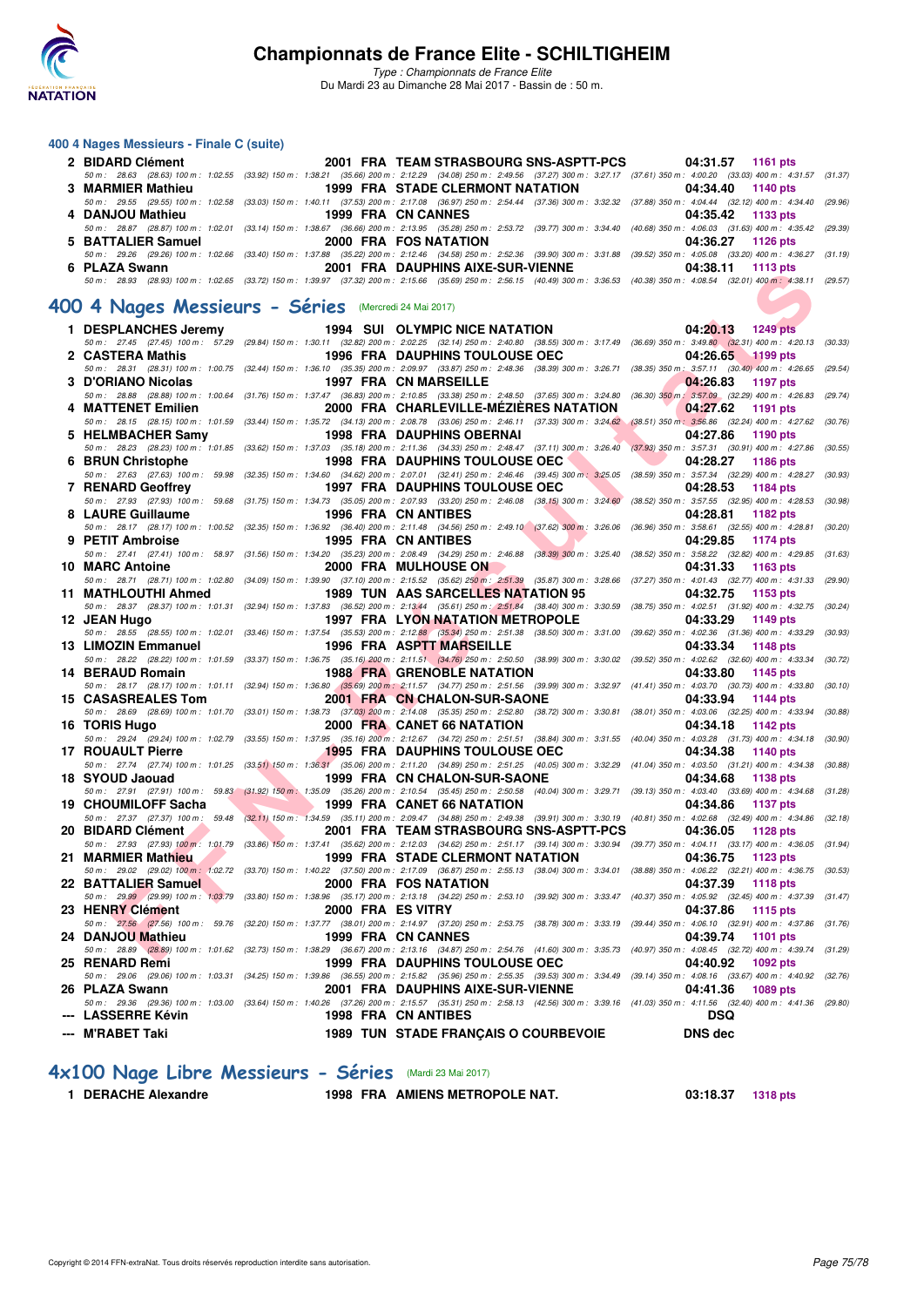# Championnats de France Elite - SCHILTIGHEIM

*Type : Championnats de France Elite*
Du Mardi 23 au Dimanche 28 Mai 2017 - Bassin de : 50 m.

### 400 4 Nages Messieurs - Finale C (suite)

**2 BIDARD Clément** 2001 FRA TEAM STRASBOURG SNS-ASPTT-PCS 04:31.57 1161 pts
50 m : 28.63 (28.63) 100 m : 1:02.55 (33.92) 150 m : 1:38.21 (35.66) 200 m : 2:12.29 (34.08) 250 m : 2:49.56 (37.27) 300 m : 3:27.17 (37.61) 350 m : 4:00.20 (33.03) 400 m : 4:31.57 (31.37)

**3 MARMIER Mathieu** 1999 FRA STADE CLERMONT NATATION 04:34.40 1140 pts
50 m : 29.55 (29.55) 100 m : 1:02.58 (33.03) 150 m : 1:40.11 (37.53) 200 m : 2:17.08 (36.97) 250 m : 2:54.44 (37.36) 300 m : 3:32.32 (37.88) 350 m : 4:04.44 (32.12) 400 m : 4:34.40 (29.96)

**4 DANJOU Mathieu** 1999 FRA CN CANNES 04:35.42 1133 pts
50 m : 28.87 (28.87) 100 m : 1:02.01 (33.14) 150 m : 1:38.67 (36.66) 200 m : 2:13.95 (35.28) 250 m : 2:53.72 (39.77) 300 m : 3:34.40 (40.68) 350 m : 4:06.03 (31.63) 400 m : 4:35.42 (29.39)

**5 BATTALIER Samuel** 2000 FRA FOS NATATION 04:36.27 1126 pts
50 m : 29.26 (29.26) 100 m : 1:02.66 (33.40) 150 m : 1:37.88 (35.22) 200 m : 2:12.46 (34.58) 250 m : 2:52.36 (39.90) 300 m : 3:31.88 (39.52) 350 m : 4:05.08 (33.20) 400 m : 4:36.27 (31.19)

**6 PLAZA Swann** 2001 FRA DAUPHINS AIXE-SUR-VIENNE 04:38.11 1113 pts
50 m : 28.93 (28.93) 100 m : 1:02.65 (33.72) 150 m : 1:39.97 (37.32) 200 m : 2:15.66 (35.69) 250 m : 2:56.15 (40.49) 300 m : 3:36.53 (40.38) 350 m : 4:08.54 (32.01) 400 m : 4:38.11 (29.57)

## 400 4 Nages Messieurs - Séries (Mercredi 24 Mai 2017)

**1 DESPLANCHES Jeremy** 1994 SUI OLYMPIC NICE NATATION 04:20.13 1249 pts
50 m : 27.45 (27.45) 100 m : 57.29 (29.84) 150 m : 1:30.11 (32.82) 200 m : 2:02.25 (32.14) 250 m : 2:40.80 (38.55) 300 m : 3:17.49 (36.69) 350 m : 3:49.80 (32.31) 400 m : 4:20.13 (30.33)

**2 CASTERA Mathis** 1996 FRA DAUPHINS TOULOUSE OEC 04:26.65 1199 pts
50 m : 28.31 (28.31) 100 m : 1:00.75 (32.44) 150 m : 1:36.10 (35.35) 200 m : 2:09.97 (33.87) 250 m : 2:48.36 (38.39) 300 m : 3:26.71 (38.35) 350 m : 3:57.11 (30.40) 400 m : 4:26.65 (29.54)

**3 D'ORIANO Nicolas** 1997 FRA CN MARSEILLE 04:26.83 1197 pts
50 m : 28.88 (28.88) 100 m : 1:00.64 (31.76) 150 m : 1:37.47 (36.83) 200 m : 2:10.85 (33.38) 250 m : 2:48.50 (37.65) 300 m : 3:24.80 (36.30) 350 m : 3:57.09 (32.29) 400 m : 4:26.83 (29.74)

**4 MATTENET Emilien** 2000 FRA CHARLEVILLE-MÉZIÈRES NATATION 04:27.62 1191 pts
50 m : 28.15 (28.15) 100 m : 1:01.59 (33.44) 150 m : 1:35.72 (34.13) 200 m : 2:08.78 (33.06) 250 m : 2:46.11 (37.33) 300 m : 3:24.62 (38.51) 350 m : 3:56.86 (32.24) 400 m : 4:27.62 (30.76)

**5 HELMBACHER Samy** 1998 FRA DAUPHINS OBERNAI 04:27.86 1190 pts
50 m : 28.23 (28.23) 100 m : 1:01.85 (33.62) 150 m : 1:37.03 (35.18) 200 m : 2:11.36 (34.33) 250 m : 2:48.47 (37.11) 300 m : 3:26.40 (37.93) 350 m : 3:57.31 (30.91) 400 m : 4:27.86 (30.55)

**6 BRUN Christophe** 1998 FRA DAUPHINS TOULOUSE OEC 04:28.27 1186 pts
50 m : 27.63 (27.63) 100 m : 59.98 (32.35) 150 m : 1:34.60 (34.62) 200 m : 2:07.01 (32.41) 250 m : 2:46.46 (39.45) 300 m : 3:25.05 (38.59) 350 m : 3:57.34 (32.29) 400 m : 4:28.27 (30.93)

**7 RENARD Geoffrey** 1997 FRA DAUPHINS TOULOUSE OEC 04:28.53 1184 pts
50 m : 27.93 (27.93) 100 m : 59.68 (31.75) 150 m : 1:34.73 (35.05) 200 m : 2:07.93 (33.20) 250 m : 2:46.08 (38.15) 300 m : 3:24.60 (38.52) 350 m : 3:57.55 (32.95) 400 m : 4:28.53 (30.98)

**8 LAURE Guillaume** 1996 FRA CN ANTIBES 04:28.81 1182 pts
50 m : 28.17 (28.17) 100 m : 1:00.52 (32.35) 150 m : 1:36.92 (36.40) 200 m : 2:11.48 (34.56) 250 m : 2:49.10 (37.62) 300 m : 3:26.06 (36.96) 350 m : 3:58.61 (32.55) 400 m : 4:28.81 (30.20)

**9 PETIT Ambroise** 1995 FRA CN ANTIBES 04:29.85 1174 pts
50 m : 27.41 (27.41) 100 m : 58.97 (31.56) 150 m : 1:34.20 (35.23) 200 m : 2:08.49 (34.29) 250 m : 2:46.88 (38.39) 300 m : 3:25.40 (38.52) 350 m : 3:58.22 (32.82) 400 m : 4:29.85 (31.63)

**10 MARC Antoine** 2000 FRA MULHOUSE ON 04:31.33 1163 pts
50 m : 28.71 (28.71) 100 m : 1:02.80 (34.09) 150 m : 1:39.90 (37.10) 200 m : 2:15.52 (35.62) 250 m : 2:51.39 (35.87) 300 m : 3:28.66 (37.27) 350 m : 4:01.43 (32.77) 400 m : 4:31.33 (29.90)

**11 MATHLOUTHI Ahmed** 1989 TUN AAS SARCELLES NATATION 95 04:32.75 1153 pts
50 m : 28.37 (28.37) 100 m : 1:01.31 (32.94) 150 m : 1:37.83 (36.52) 200 m : 2:13.44 (35.61) 250 m : 2:51.84 (38.40) 300 m : 3:30.59 (38.75) 350 m : 4:02.51 (31.92) 400 m : 4:32.75 (30.24)

**12 JEAN Hugo** 1997 FRA LYON NATATION METROPOLE 04:33.29 1149 pts
50 m : 28.55 (28.55) 100 m : 1:02.01 (33.46) 150 m : 1:37.54 (35.53) 200 m : 2:12.88 (35.34) 250 m : 2:51.38 (38.50) 300 m : 3:31.00 (39.62) 350 m : 4:02.36 (31.36) 400 m : 4:33.29 (30.93)

**13 LIMOZIN Emmanuel** 1996 FRA ASPTT MARSEILLE 04:33.34 1148 pts
50 m : 28.22 (28.22) 100 m : 1:01.59 (33.37) 150 m : 1:36.75 (35.16) 200 m : 2:11.51 (34.76) 250 m : 2:50.50 (38.99) 300 m : 3:30.02 (39.52) 350 m : 4:02.62 (32.60) 400 m : 4:33.34 (30.72)

**14 BERAUD Romain** 1988 FRA GRENOBLE NATATION 04:33.80 1145 pts
50 m : 28.17 (28.17) 100 m : 1:01.11 (32.94) 150 m : 1:36.80 (35.69) 200 m : 2:11.57 (34.77) 250 m : 2:51.56 (39.99) 300 m : 3:32.97 (41.41) 350 m : 4:03.70 (30.73) 400 m : 4:33.80 (30.10)

**15 CASASREALES Tom** 2001 FRA CN CHALON-SUR-SAONE 04:33.94 1144 pts
50 m : 28.69 (28.69) 100 m : 1:01.70 (33.01) 150 m : 1:38.73 (37.03) 200 m : 2:14.08 (35.35) 250 m : 2:52.80 (38.72) 300 m : 3:30.81 (38.01) 350 m : 4:03.06 (32.25) 400 m : 4:33.94 (30.88)

**16 TORIS Hugo** 2000 FRA CANET 66 NATATION 04:34.18 1142 pts
50 m : 29.24 (29.24) 100 m : 1:02.79 (33.55) 150 m : 1:37.95 (35.16) 200 m : 2:12.67 (34.72) 250 m : 2:51.51 (38.84) 300 m : 3:31.55 (40.04) 350 m : 4:03.28 (31.73) 400 m : 4:34.18 (30.90)

**17 ROUAULT Pierre** 1995 FRA DAUPHINS TOULOUSE OEC 04:34.38 1140 pts
50 m : 27.74 (27.74) 100 m : 1:01.25 (33.51) 150 m : 1:36.31 (35.06) 200 m : 2:11.20 (34.89) 250 m : 2:51.25 (40.05) 300 m : 3:32.29 (41.04) 350 m : 4:03.50 (31.21) 400 m : 4:34.38 (30.88)

**18 SYOUD Jaouad** 1999 FRA CN CHALON-SUR-SAONE 04:34.68 1138 pts
50 m : 27.91 (27.91) 100 m : 59.83 (31.92) 150 m : 1:35.09 (35.26) 200 m : 2:10.54 (35.45) 250 m : 2:50.58 (40.04) 300 m : 3:29.71 (39.13) 350 m : 4:03.40 (33.69) 400 m : 4:34.68 (31.28)

**19 CHOUMILOFF Sacha** 1999 FRA CANET 66 NATATION 04:34.86 1137 pts
50 m : 27.37 (27.37) 100 m : 59.48 (32.11) 150 m : 1:34.59 (35.11) 200 m : 2:09.47 (34.88) 250 m : 2:49.38 (39.91) 300 m : 3:30.19 (40.81) 350 m : 4:02.68 (32.49) 400 m : 4:34.86 (32.18)

**20 BIDARD Clément** 2001 FRA TEAM STRASBOURG SNS-ASPTT-PCS 04:36.05 1128 pts
50 m : 27.93 (27.93) 100 m : 1:01.79 (33.86) 150 m : 1:37.41 (35.62) 200 m : 2:12.03 (34.62) 250 m : 2:51.17 (39.14) 300 m : 3:30.94 (39.77) 350 m : 4:04.11 (33.17) 400 m : 4:36.05 (31.94)

**21 MARMIER Mathieu** 1999 FRA STADE CLERMONT NATATION 04:36.75 1123 pts
50 m : 29.02 (29.02) 100 m : 1:02.72 (33.70) 150 m : 1:40.22 (37.50) 200 m : 2:17.09 (36.87) 250 m : 2:55.13 (38.04) 300 m : 3:34.01 (38.88) 350 m : 4:06.22 (32.21) 400 m : 4:36.75 (30.53)

**22 BATTALIER Samuel** 2000 FRA FOS NATATION 04:37.39 1118 pts
50 m : 29.99 (29.99) 100 m : 1:03.79 (33.80) 150 m : 1:38.96 (35.17) 200 m : 2:13.18 (34.22) 250 m : 2:53.10 (39.92) 300 m : 3:33.47 (40.37) 350 m : 4:05.92 (32.45) 400 m : 4:37.39 (31.47)

**23 HENRY Clément** 2000 FRA ES VITRY 04:37.86 1115 pts
50 m : 27.56 (27.56) 100 m : 59.76 (32.20) 150 m : 1:37.77 (38.01) 200 m : 2:14.97 (37.20) 250 m : 2:53.75 (38.78) 300 m : 3:33.19 (39.44) 350 m : 4:06.10 (32.91) 400 m : 4:37.86 (31.76)

**24 DANJOU Mathieu** 1999 FRA CN CANNES 04:39.74 1101 pts
50 m : 28.89 (28.89) 100 m : 1:01.62 (32.73) 150 m : 1:38.29 (36.67) 200 m : 2:13.16 (34.87) 250 m : 2:54.76 (41.60) 300 m : 3:35.73 (40.97) 350 m : 4:08.45 (32.72) 400 m : 4:39.74 (31.29)

**25 RENARD Remi** 1999 FRA DAUPHINS TOULOUSE OEC 04:40.92 1092 pts
50 m : 29.06 (29.06) 100 m : 1:03.31 (34.25) 150 m : 1:39.86 (36.55) 200 m : 2:15.82 (35.96) 250 m : 2:55.35 (39.53) 300 m : 3:34.49 (39.14) 350 m : 4:08.16 (33.67) 400 m : 4:40.92 (32.76)

**26 PLAZA Swann** 2001 FRA DAUPHINS AIXE-SUR-VIENNE 04:41.36 1089 pts
50 m : 29.36 (29.36) 100 m : 1:03.00 (33.64) 150 m : 1:40.26 (37.26) 200 m : 2:15.57 (35.31) 250 m : 2:58.13 (42.56) 300 m : 3:39.16 (41.03) 350 m : 4:11.56 (32.40) 400 m : 4:41.36 (29.80)

**--- LASSERRE Kévin** 1998 FRA CN ANTIBES DSQ

**--- M'RABET Taki** 1989 TUN STADE FRANÇAIS O COURBEVOIE DNS dec

## 4x100 Nage Libre Messieurs - Séries (Mardi 23 Mai 2017)

**1 DERACHE Alexandre** 1998 FRA AMIENS METROPOLE NAT. 03:18.37 1318 pts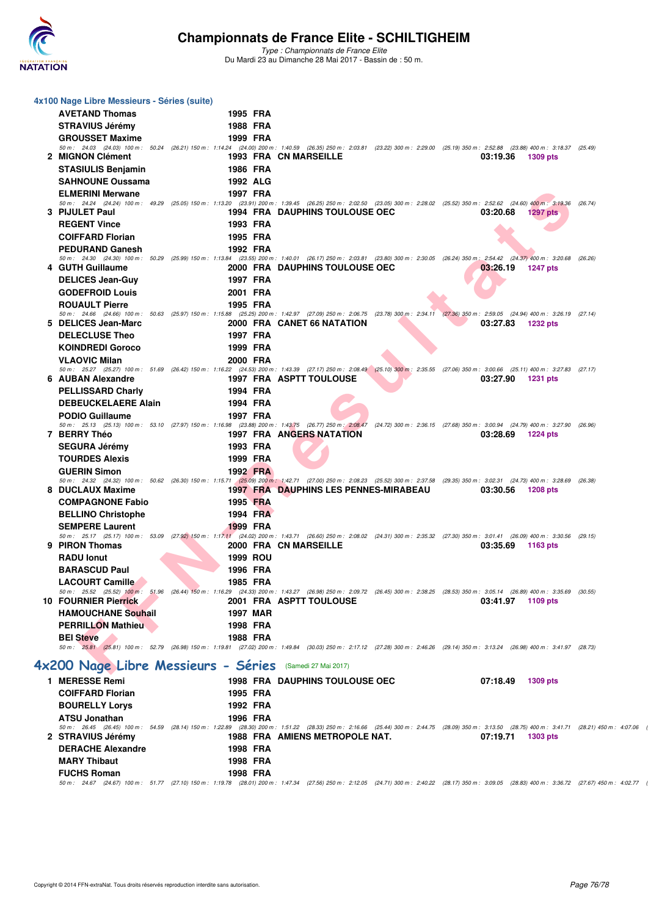### 4x100 Nage Libre Messieurs - Séries (suite)

| Place | Nom | Année | Nat. | Club | Temps | Points |
|---|---|---|---|---|---|---|
| | AVETAND Thomas | 1995 | FRA | | | |
| | STRAVIUS Jérémy | 1988 | FRA | | | |
| | GROUSSET Maxime | 1999 | FRA | | | |

50 m : 24.03 (24.03) 100 m : 50.24 (26.21) 150 m : 1:14.24 (24.00) 200 m : 1:40.59 (26.35) 250 m : 2:03.81 (23.22) 300 m : 2:29.00 (25.19) 350 m : 2:52.88 (23.88) 400 m : 3:18.37 (25.49)

| Place | Nom | Année | Nat. | Club | Temps | Points |
|---|---|---|---|---|---|---|
| 2 | MIGNON Clément | 1993 | FRA | CN MARSEILLE | 03:19.36 | 1309 pts |
| | STASIULIS Benjamin | 1986 | FRA | | | |
| | SAHNOUNE Oussama | 1992 | ALG | | | |
| | ELMERINI Merwane | 1997 | FRA | | | |

50 m : 24.24 (24.24) 100 m : 49.29 (25.05) 150 m : 1:13.20 (23.91) 200 m : 1:39.45 (26.25) 250 m : 2:02.50 (23.05) 300 m : 2:28.02 (25.52) 350 m : 2:52.62 (24.60) 400 m : 3:19.36 (26.74)

| Place | Nom | Année | Nat. | Club | Temps | Points |
|---|---|---|---|---|---|---|
| 3 | PIJULET Paul | 1994 | FRA | DAUPHINS TOULOUSE OEC | 03:20.68 | 1297 pts |
| | REGENT Vince | 1993 | FRA | | | |
| | COIFFARD Florian | 1995 | FRA | | | |
| | PEDURAND Ganesh | 1992 | FRA | | | |

50 m : 24.30 (24.30) 100 m : 50.29 (25.99) 150 m : 1:13.84 (23.55) 200 m : 1:40.01 (26.17) 250 m : 2:03.81 (23.80) 300 m : 2:30.05 (26.24) 350 m : 2:54.42 (24.37) 400 m : 3:20.68 (26.26)

| Place | Nom | Année | Nat. | Club | Temps | Points |
|---|---|---|---|---|---|---|
| 4 | GUTH Guillaume | 2000 | FRA | DAUPHINS TOULOUSE OEC | 03:26.19 | 1247 pts |
| | DELICES Jean-Guy | 1997 | FRA | | | |
| | GODEFROID Louis | 2001 | FRA | | | |
| | ROUAULT Pierre | 1995 | FRA | | | |

50 m : 24.66 (24.66) 100 m : 50.63 (25.97) 150 m : 1:15.88 (25.25) 200 m : 1:42.97 (27.09) 250 m : 2:06.75 (23.78) 300 m : 2:34.11 (27.36) 350 m : 2:59.05 (24.94) 400 m : 3:26.19 (27.14)

| Place | Nom | Année | Nat. | Club | Temps | Points |
|---|---|---|---|---|---|---|
| 5 | DELICES Jean-Marc | 2000 | FRA | CANET 66 NATATION | 03:27.83 | 1232 pts |
| | DELECLUSE Theo | 1997 | FRA | | | |
| | KOINDREDI Goroco | 1999 | FRA | | | |
| | VLAOVIC Milan | 2000 | FRA | | | |

50 m : 25.27 (25.27) 100 m : 51.69 (26.42) 150 m : 1:16.22 (24.53) 200 m : 1:43.39 (27.17) 250 m : 2:08.49 (25.10) 300 m : 2:35.55 (27.06) 350 m : 3:00.66 (25.11) 400 m : 3:27.83 (27.17)

| Place | Nom | Année | Nat. | Club | Temps | Points |
|---|---|---|---|---|---|---|
| 6 | AUBAN Alexandre | 1997 | FRA | ASPTT TOULOUSE | 03:27.90 | 1231 pts |
| | PELLISSARD Charly | 1994 | FRA | | | |
| | DEBEUCKELAERE Alain | 1994 | FRA | | | |
| | PODIO Guillaume | 1997 | FRA | | | |

50 m : 25.13 (25.13) 100 m : 53.10 (27.97) 150 m : 1:16.98 (23.88) 200 m : 1:43.75 (26.77) 250 m : 2:08.47 (24.72) 300 m : 2:36.15 (27.68) 350 m : 3:00.94 (24.79) 400 m : 3:27.90 (26.96)

| Place | Nom | Année | Nat. | Club | Temps | Points |
|---|---|---|---|---|---|---|
| 7 | BERRY Théo | 1997 | FRA | ANGERS NATATION | 03:28.69 | 1224 pts |
| | SEGURA Jérémy | 1993 | FRA | | | |
| | TOURDES Alexis | 1999 | FRA | | | |
| | GUERIN Simon | 1992 | FRA | | | |

50 m : 24.32 (24.32) 100 m : 50.62 (26.30) 150 m : 1:15.71 (25.09) 200 m : 1:42.71 (27.00) 250 m : 2:08.23 (25.52) 300 m : 2:37.58 (29.35) 350 m : 3:02.31 (24.73) 400 m : 3:28.69 (26.38)

| Place | Nom | Année | Nat. | Club | Temps | Points |
|---|---|---|---|---|---|---|
| 8 | DUCLAUX Maxime | 1997 | FRA | DAUPHINS LES PENNES-MIRABEAU | 03:30.56 | 1208 pts |
| | COMPAGNONE Fabio | 1995 | FRA | | | |
| | BELLINO Christophe | 1994 | FRA | | | |
| | SEMPERE Laurent | 1999 | FRA | | | |

50 m : 25.17 (25.17) 100 m : 53.09 (27.92) 150 m : 1:17.11 (24.02) 200 m : 1:43.71 (26.60) 250 m : 2:08.02 (24.31) 300 m : 2:35.32 (27.30) 350 m : 3:01.41 (26.09) 400 m : 3:30.56 (29.15)

| Place | Nom | Année | Nat. | Club | Temps | Points |
|---|---|---|---|---|---|---|
| 9 | PIRON Thomas | 2000 | FRA | CN MARSEILLE | 03:35.69 | 1163 pts |
| | RADU Ionut | 1999 | ROU | | | |
| | BARASCUD Paul | 1996 | FRA | | | |
| | LACOURT Camille | 1985 | FRA | | | |

50 m : 25.52 (25.52) 100 m : 51.96 (26.44) 150 m : 1:16.29 (24.33) 200 m : 1:43.27 (26.98) 250 m : 2:09.72 (26.45) 300 m : 2:38.25 (28.53) 350 m : 3:05.14 (26.89) 400 m : 3:35.69 (30.55)

| Place | Nom | Année | Nat. | Club | Temps | Points |
|---|---|---|---|---|---|---|
| 10 | FOURNIER Pierrick | 2001 | FRA | ASPTT TOULOUSE | 03:41.97 | 1109 pts |
| | HAMOUCHANE Souhail | 1997 | MAR | | | |
| | PERRILLON Mathieu | 1998 | FRA | | | |
| | BEI Steve | 1988 | FRA | | | |

50 m : 25.81 (25.81) 100 m : 52.79 (26.98) 150 m : 1:19.81 (27.02) 200 m : 1:49.84 (30.03) 250 m : 2:17.12 (27.28) 300 m : 2:46.26 (29.14) 350 m : 3:13.24 (26.98) 400 m : 3:41.97 (28.73)

## 4x200 Nage Libre Messieurs - Séries (Samedi 27 Mai 2017)

| Place | Nom | Année | Nat. | Club | Temps | Points |
|---|---|---|---|---|---|---|
| 1 | MERESSE Remi | 1998 | FRA | DAUPHINS TOULOUSE OEC | 07:18.49 | 1309 pts |
| | COIFFARD Florian | 1995 | FRA | | | |
| | BOURELLY Lorys | 1992 | FRA | | | |
| | ATSU Jonathan | 1996 | FRA | | | |

50 m : 26.45 (26.45) 100 m : 54.59 (28.14) 150 m : 1:22.89 (28.30) 200 m : 1:51.22 (28.33) 250 m : 2:16.66 (25.44) 300 m : 2:44.75 (28.09) 350 m : 3:13.50 (28.75) 400 m : 3:41.71 (28.21) 450 m : 4:07.06 (

| Place | Nom | Année | Nat. | Club | Temps | Points |
|---|---|---|---|---|---|---|
| 2 | STRAVIUS Jérémy | 1988 | FRA | AMIENS METROPOLE NAT. | 07:19.71 | 1303 pts |
| | DERACHE Alexandre | 1998 | FRA | | | |
| | MARY Thibaut | 1998 | FRA | | | |
| | FUCHS Roman | 1998 | FRA | | | |

50 m : 24.67 (24.67) 100 m : 51.77 (27.10) 150 m : 1:19.78 (28.01) 200 m : 1:47.34 (27.56) 250 m : 2:12.05 (24.71) 300 m : 2:40.22 (28.17) 350 m : 3:09.05 (28.83) 400 m : 3:36.72 (27.67) 450 m : 4:02.77 (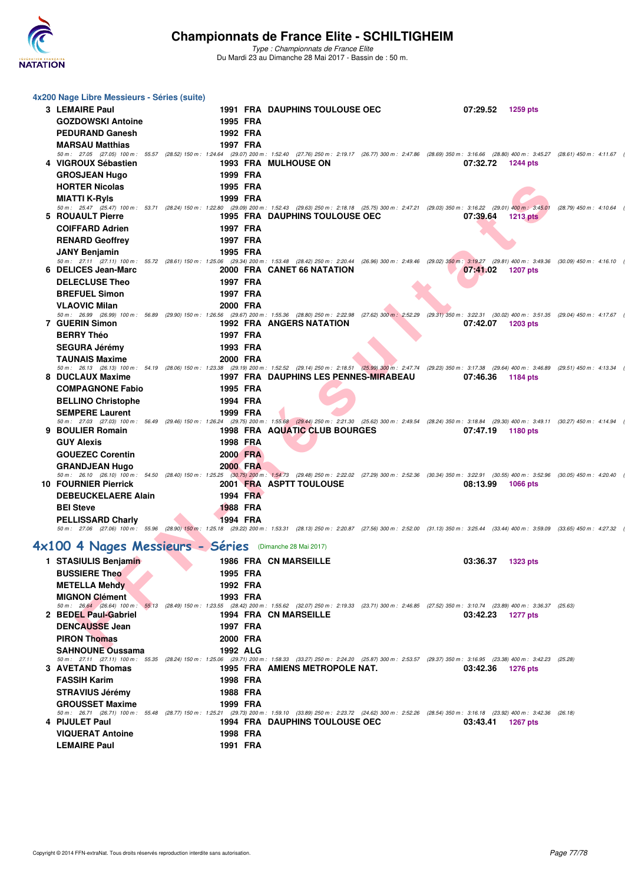### 4x200 Nage Libre Messieurs - Séries (suite)

| Rang | Nom | Année | Nat | Club | Temps | Points |
|---|---|---|---|---|---|---|
| 3 | LEMAIRE Paul | 1991 | FRA | DAUPHINS TOULOUSE OEC | 07:29.52 | 1259 pts |
| | GOZDOWSKI Antoine | 1995 | FRA | | | |
| | PEDURAND Ganesh | 1992 | FRA | | | |
| | MARSAU Matthias | 1997 | FRA | | | |
| | 50 m : 27.05 (27.05) 100 m : 55.57 (28.52) 150 m : 1:24.64 (29.07) 200 m : 1:52.40 (27.76) 250 m : 2:19.17 (26.77) 300 m : 2:47.86 (28.69) 350 m : 3:16.66 (28.80) 400 m : 3:45.27 (28.61) 450 m : 4:11.67 | | | | | |
| 4 | VIGROUX Sébastien | 1993 | FRA | MULHOUSE ON | 07:32.72 | 1244 pts |
| | GROSJEAN Hugo | 1999 | FRA | | | |
| | HORTER Nicolas | 1995 | FRA | | | |
| | MIATTI K-Ryls | 1999 | FRA | | | |
| | 50 m : 25.47 (25.47) 100 m : 53.71 (28.24) 150 m : 1:22.80 (29.09) 200 m : 1:52.43 (29.63) 250 m : 2:18.18 (25.75) 300 m : 2:47.21 (29.03) 350 m : 3:16.22 (29.01) 400 m : 3:45.01 (28.79) 450 m : 4:10.64 | | | | | |
| 5 | ROUAULT Pierre | 1995 | FRA | DAUPHINS TOULOUSE OEC | 07:39.64 | 1213 pts |
| | COIFFARD Adrien | 1997 | FRA | | | |
| | RENARD Geoffrey | 1997 | FRA | | | |
| | JANY Benjamin | 1995 | FRA | | | |
| | 50 m : 27.11 (27.11) 100 m : 55.72 (28.61) 150 m : 1:25.06 (29.34) 200 m : 1:53.48 (28.42) 250 m : 2:20.44 (26.96) 300 m : 2:49.46 (29.02) 350 m : 3:19.27 (29.81) 400 m : 3:49.36 (30.09) 450 m : 4:16.10 | | | | | |
| 6 | DELICES Jean-Marc | 2000 | FRA | CANET 66 NATATION | 07:41.02 | 1207 pts |
| | DELECLUSE Theo | 1997 | FRA | | | |
| | BREFUEL Simon | 1997 | FRA | | | |
| | VLAOVIC Milan | 2000 | FRA | | | |
| | 50 m : 26.99 (26.99) 100 m : 56.89 (29.90) 150 m : 1:26.56 (29.67) 200 m : 1:55.36 (28.80) 250 m : 2:22.98 (27.62) 300 m : 2:52.29 (29.31) 350 m : 3:22.31 (30.02) 400 m : 3:51.35 (29.04) 450 m : 4:17.67 | | | | | |
| 7 | GUERIN Simon | 1992 | FRA | ANGERS NATATION | 07:42.07 | 1203 pts |
| | BERRY Théo | 1997 | FRA | | | |
| | SEGURA Jérémy | 1993 | FRA | | | |
| | TAUNAIS Maxime | 2000 | FRA | | | |
| | 50 m : 26.13 (26.13) 100 m : 54.19 (28.06) 150 m : 1:23.38 (29.19) 200 m : 1:52.52 (29.14) 250 m : 2:18.51 (25.99) 300 m : 2:47.74 (29.23) 350 m : 3:17.38 (29.64) 400 m : 3:46.89 (29.51) 450 m : 4:13.34 | | | | | |
| 8 | DUCLAUX Maxime | 1997 | FRA | DAUPHINS LES PENNES-MIRABEAU | 07:46.36 | 1184 pts |
| | COMPAGNONE Fabio | 1995 | FRA | | | |
| | BELLINO Christophe | 1994 | FRA | | | |
| | SEMPERE Laurent | 1999 | FRA | | | |
| | 50 m : 27.03 (27.03) 100 m : 56.49 (29.46) 150 m : 1:26.24 (29.75) 200 m : 1:55.68 (29.44) 250 m : 2:21.30 (25.62) 300 m : 2:49.54 (28.24) 350 m : 3:18.84 (29.30) 400 m : 3:49.11 (30.27) 450 m : 4:14.94 | | | | | |
| 9 | BOULIER Romain | 1998 | FRA | AQUATIC CLUB BOURGES | 07:47.19 | 1180 pts |
| | GUY Alexis | 1998 | FRA | | | |
| | GOUEZEC Corentin | 2000 | FRA | | | |
| | GRANDJEAN Hugo | 2000 | FRA | | | |
| | 50 m : 26.10 (26.10) 100 m : 54.50 (28.40) 150 m : 1:25.25 (30.75) 200 m : 1:54.73 (29.48) 250 m : 2:22.02 (27.29) 300 m : 2:52.36 (30.34) 350 m : 3:22.91 (30.55) 400 m : 3:52.96 (30.05) 450 m : 4:20.40 | | | | | |
| 10 | FOURNIER Pierrick | 2001 | FRA | ASPTT TOULOUSE | 08:13.99 | 1066 pts |
| | DEBEUCKELAERE Alain | 1994 | FRA | | | |
| | BEI Steve | 1988 | FRA | | | |
| | PELLISSARD Charly | 1994 | FRA | | | |
| | 50 m : 27.06 (27.06) 100 m : 55.96 (28.90) 150 m : 1:25.18 (29.22) 200 m : 1:53.31 (28.13) 250 m : 2:20.87 (27.56) 300 m : 2:52.00 (31.13) 350 m : 3:25.44 (33.44) 400 m : 3:59.09 (33.65) 450 m : 4:27.32 | | | | | |

## 4x100 4 Nages Messieurs - Séries (Dimanche 28 Mai 2017)

| Rang | Nom | Année | Nat | Club | Temps | Points |
|---|---|---|---|---|---|---|
| 1 | STASIULIS Benjamin | 1986 | FRA | CN MARSEILLE | 03:36.37 | 1323 pts |
| | BUSSIERE Theo | 1995 | FRA | | | |
| | METELLA Mehdy | 1992 | FRA | | | |
| | MIGNON Clément | 1993 | FRA | | | |
| | 50 m : 26.64 (26.64) 100 m : 55.13 (28.49) 150 m : 1:23.55 (28.42) 200 m : 1:55.62 (32.07) 250 m : 2:19.33 (23.71) 300 m : 2:46.85 (27.52) 350 m : 3:10.74 (23.89) 400 m : 3:36.37 (25.63) | | | | | |
| 2 | BEDEL Paul-Gabriel | 1994 | FRA | CN MARSEILLE | 03:42.23 | 1277 pts |
| | DENCAUSSE Jean | 1997 | FRA | | | |
| | PIRON Thomas | 2000 | FRA | | | |
| | SAHNOUNE Oussama | 1992 | ALG | | | |
| | 50 m : 27.11 (27.11) 100 m : 55.35 (28.24) 150 m : 1:25.06 (29.71) 200 m : 1:58.33 (33.27) 250 m : 2:24.20 (25.87) 300 m : 2:53.57 (29.37) 350 m : 3:16.95 (23.38) 400 m : 3:42.23 (25.28) | | | | | |
| 3 | AVETAND Thomas | 1995 | FRA | AMIENS METROPOLE NAT. | 03:42.36 | 1276 pts |
| | FASSIH Karim | 1998 | FRA | | | |
| | STRAVIUS Jérémy | 1988 | FRA | | | |
| | GROUSSET Maxime | 1999 | FRA | | | |
| | 50 m : 26.71 (26.71) 100 m : 55.48 (28.77) 150 m : 1:25.21 (29.73) 200 m : 1:59.10 (33.89) 250 m : 2:23.72 (24.62) 300 m : 2:52.26 (28.54) 350 m : 3:16.18 (23.92) 400 m : 3:42.36 (26.18) | | | | | |
| 4 | PIJULET Paul | 1994 | FRA | DAUPHINS TOULOUSE OEC | 03:43.41 | 1267 pts |
| | VIQUERAT Antoine | 1998 | FRA | | | |
| | LEMAIRE Paul | 1991 | FRA | | | |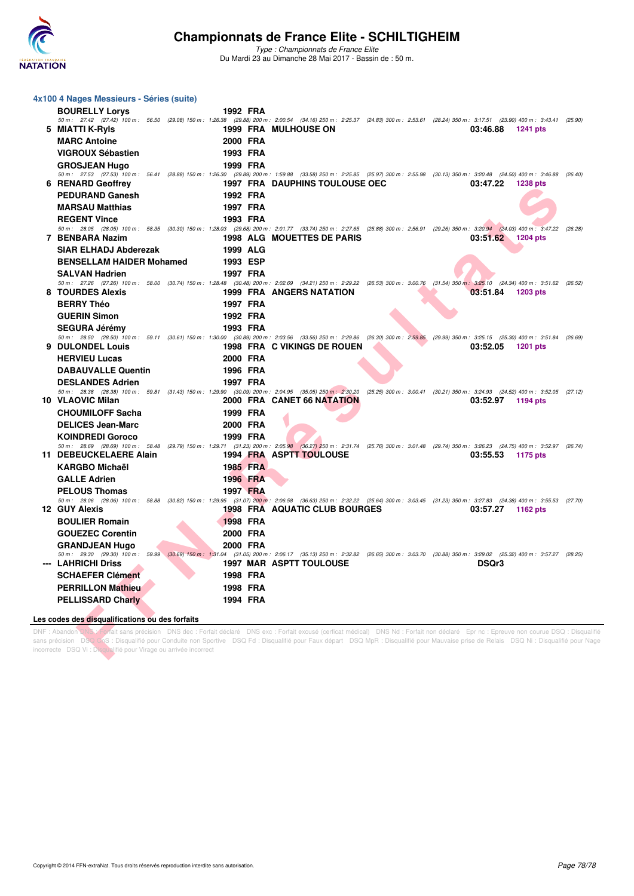### 4x100 4 Nages Messieurs - Séries (suite)

| | | | | | |
|---|---|---|---|---|---|
| | **BOURELLY Lorys** | **1992 FRA** | | | |
| | 50 m : 27.42 (27.42) 100 m : 56.50 (29.08) 150 m : 1:26.38 (29.88) 200 m : 2:00.54 (34.16) 250 m : 2:25.37 (24.83) 300 m : 2:53.61 (28.24) 350 m : 3:17.51 (23.90) 400 m : 3:43.41 (25.90) | | | | |
| **5** | **MIATTI K-Ryls** | **1999 FRA** | **MULHOUSE ON** | **03:46.88** | **1241 pts** |
| | **MARC Antoine** | **2000 FRA** | | | |
| | **VIGROUX Sébastien** | **1993 FRA** | | | |
| | **GROSJEAN Hugo** | **1999 FRA** | | | |
| | 50 m : 27.53 (27.53) 100 m : 56.41 (28.88) 150 m : 1:26.30 (29.89) 200 m : 1:59.88 (33.58) 250 m : 2:25.85 (25.97) 300 m : 2:55.98 (30.13) 350 m : 3:20.48 (24.50) 400 m : 3:46.88 (26.40) | | | | |
| **6** | **RENARD Geoffrey** | **1997 FRA** | **DAUPHINS TOULOUSE OEC** | **03:47.22** | **1238 pts** |
| | **PEDURAND Ganesh** | **1992 FRA** | | | |
| | **MARSAU Matthias** | **1997 FRA** | | | |
| | **REGENT Vince** | **1993 FRA** | | | |
| | 50 m : 28.05 (28.05) 100 m : 58.35 (30.30) 150 m : 1:28.03 (29.68) 200 m : 2:01.77 (33.74) 250 m : 2:27.65 (25.88) 300 m : 2:56.91 (29.26) 350 m : 3:20.94 (24.03) 400 m : 3:47.22 (26.28) | | | | |
| **7** | **BENBARA Nazim** | **1998 ALG** | **MOUETTES DE PARIS** | **03:51.62** | **1204 pts** |
| | **SIAR ELHADJ Abderezak** | **1999 ALG** | | | |
| | **BENSELLAM HAIDER Mohamed** | **1993 ESP** | | | |
| | **SALVAN Hadrien** | **1997 FRA** | | | |
| | 50 m : 27.26 (27.26) 100 m : 58.00 (30.74) 150 m : 1:28.48 (30.48) 200 m : 2:02.69 (34.21) 250 m : 2:29.22 (26.53) 300 m : 3:00.76 (31.54) 350 m : 3:25.10 (24.34) 400 m : 3:51.62 (26.52) | | | | |
| **8** | **TOURDES Alexis** | **1999 FRA** | **ANGERS NATATION** | **03:51.84** | **1203 pts** |
| | **BERRY Théo** | **1997 FRA** | | | |
| | **GUERIN Simon** | **1992 FRA** | | | |
| | **SEGURA Jérémy** | **1993 FRA** | | | |
| | 50 m : 28.50 (28.50) 100 m : 59.11 (30.61) 150 m : 1:30.00 (30.89) 200 m : 2:03.56 (33.56) 250 m : 2:29.86 (26.30) 300 m : 2:59.85 (29.99) 350 m : 3:25.15 (25.30) 400 m : 3:51.84 (26.69) | | | | |
| **9** | **DULONDEL Louis** | **1998 FRA** | **C VIKINGS DE ROUEN** | **03:52.05** | **1201 pts** |
| | **HERVIEU Lucas** | **2000 FRA** | | | |
| | **DABAUVALLE Quentin** | **1996 FRA** | | | |
| | **DESLANDES Adrien** | **1997 FRA** | | | |
| | 50 m : 28.38 (28.38) 100 m : 59.81 (31.43) 150 m : 1:29.90 (30.09) 200 m : 2:04.95 (35.05) 250 m : 2:30.20 (25.25) 300 m : 3:00.41 (30.21) 350 m : 3:24.93 (24.52) 400 m : 3:52.05 (27.12) | | | | |
| **10** | **VLAOVIC Milan** | **2000 FRA** | **CANET 66 NATATION** | **03:52.97** | **1194 pts** |
| | **CHOUMILOFF Sacha** | **1999 FRA** | | | |
| | **DELICES Jean-Marc** | **2000 FRA** | | | |
| | **KOINDREDI Goroco** | **1999 FRA** | | | |
| | 50 m : 28.69 (28.69) 100 m : 58.48 (29.79) 150 m : 1:29.71 (31.23) 200 m : 2:05.98 (36.27) 250 m : 2:31.74 (25.76) 300 m : 3:01.48 (29.74) 350 m : 3:26.23 (24.75) 400 m : 3:52.97 (26.74) | | | | |
| **11** | **DEBEUCKELAERE Alain** | **1994 FRA** | **ASPTT TOULOUSE** | **03:55.53** | **1175 pts** |
| | **KARGBO Michaël** | **1985 FRA** | | | |
| | **GALLE Adrien** | **1996 FRA** | | | |
| | **PELOUS Thomas** | **1997 FRA** | | | |
| | 50 m : 28.06 (28.06) 100 m : 58.88 (30.82) 150 m : 1:29.95 (31.07) 200 m : 2:06.58 (36.63) 250 m : 2:32.22 (25.64) 300 m : 3:03.45 (31.23) 350 m : 3:27.83 (24.38) 400 m : 3:55.53 (27.70) | | | | |
| **12** | **GUY Alexis** | **1998 FRA** | **AQUATIC CLUB BOURGES** | **03:57.27** | **1162 pts** |
| | **BOULIER Romain** | **1998 FRA** | | | |
| | **GOUEZEC Corentin** | **2000 FRA** | | | |
| | **GRANDJEAN Hugo** | **2000 FRA** | | | |
| | 50 m : 29.30 (29.30) 100 m : 59.99 (30.69) 150 m : 1:31.04 (31.05) 200 m : 2:06.17 (35.13) 250 m : 2:32.82 (26.65) 300 m : 3:03.70 (30.88) 350 m : 3:29.02 (25.32) 400 m : 3:57.27 (28.25) | | | | |
| **---** | **LAHRICHI Driss** | **1997 MAR** | **ASPTT TOULOUSE** | **DSQr3** | |
| | **SCHAEFER Clément** | **1998 FRA** | | | |
| | **PERRILLON Mathieu** | **1998 FRA** | | | |
| | **PELLISSARD Charly** | **1994 FRA** | | | |

**Les codes des disqualifications ou des forfaits**

DNF : Abandon DNS : Forfait sans précision DNS dec : Forfait déclaré DNS exc : Forfait excusé (certificat médical) DNS Nd : Forfait non déclaré Epr nc : Epreuve non courue DSQ : Disqualifié sans précision DSQ CnS : Disqualifié pour Conduite non Sportive DSQ Fd : Disqualifié pour Faux départ DSQ MpR : Disqualifié pour Mauvaise prise de Relais DSQ Ni : Disqualifié pour Nage incorrecte DSQ Vi : Disqualifié pour Virage ou arrivée incorrect